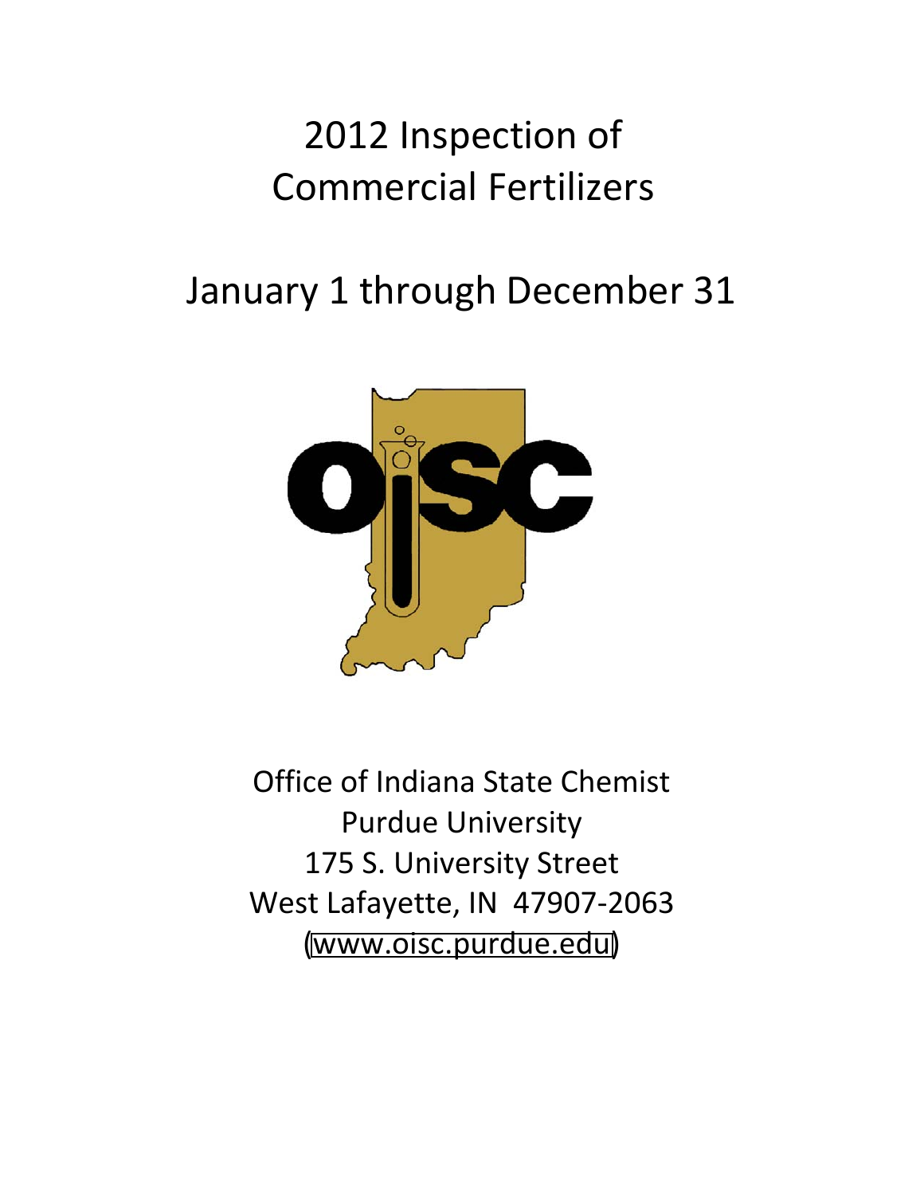# 2012 Inspection of Commercial Fertilizers

## January 1 through December 31

Office of Indiana State Chemist
Purdue University
175 S. University Street
West Lafayette, IN 47907-2063
(www.oisc.purdue.edu)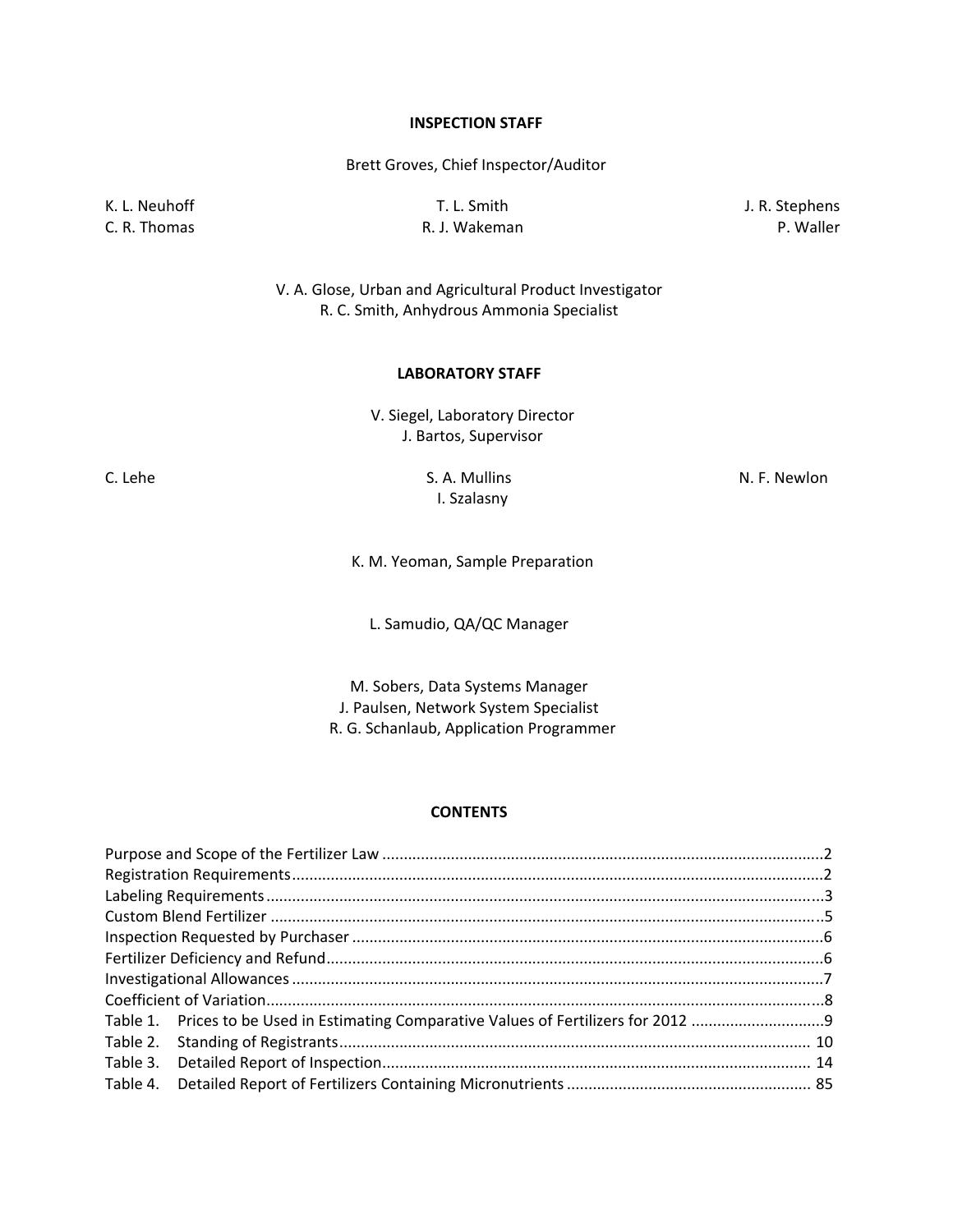## INSPECTION STAFF

Brett Groves, Chief Inspector/Auditor

K. L. Neuhoff  
C. R. Thomas  
T. L. Smith  
R. J. Wakeman  
J. R. Stephens  
P. Waller

V. A. Glose, Urban and Agricultural Product Investigator  
R. C. Smith, Anhydrous Ammonia Specialist

## LABORATORY STAFF

V. Siegel, Laboratory Director  
J. Bartos, Supervisor

C. Lehe  
S. A. Mullins  
I. Szalasny  
N. F. Newlon

K. M. Yeoman, Sample Preparation

L. Samudio, QA/QC Manager

M. Sobers, Data Systems Manager  
J. Paulsen, Network System Specialist  
R. G. Schanlaub, Application Programmer

## CONTENTS

| | Page |
|---|---|
| Purpose and Scope of the Fertilizer Law | 2 |
| Registration Requirements | 2 |
| Labeling Requirements | 3 |
| Custom Blend Fertilizer | 5 |
| Inspection Requested by Purchaser | 6 |
| Fertilizer Deficiency and Refund | 6 |
| Investigational Allowances | 7 |
| Coefficient of Variation | 8 |
| Table 1. Prices to be Used in Estimating Comparative Values of Fertilizers for 2012 | 9 |
| Table 2. Standing of Registrants | 10 |
| Table 3. Detailed Report of Inspection | 14 |
| Table 4. Detailed Report of Fertilizers Containing Micronutrients | 85 |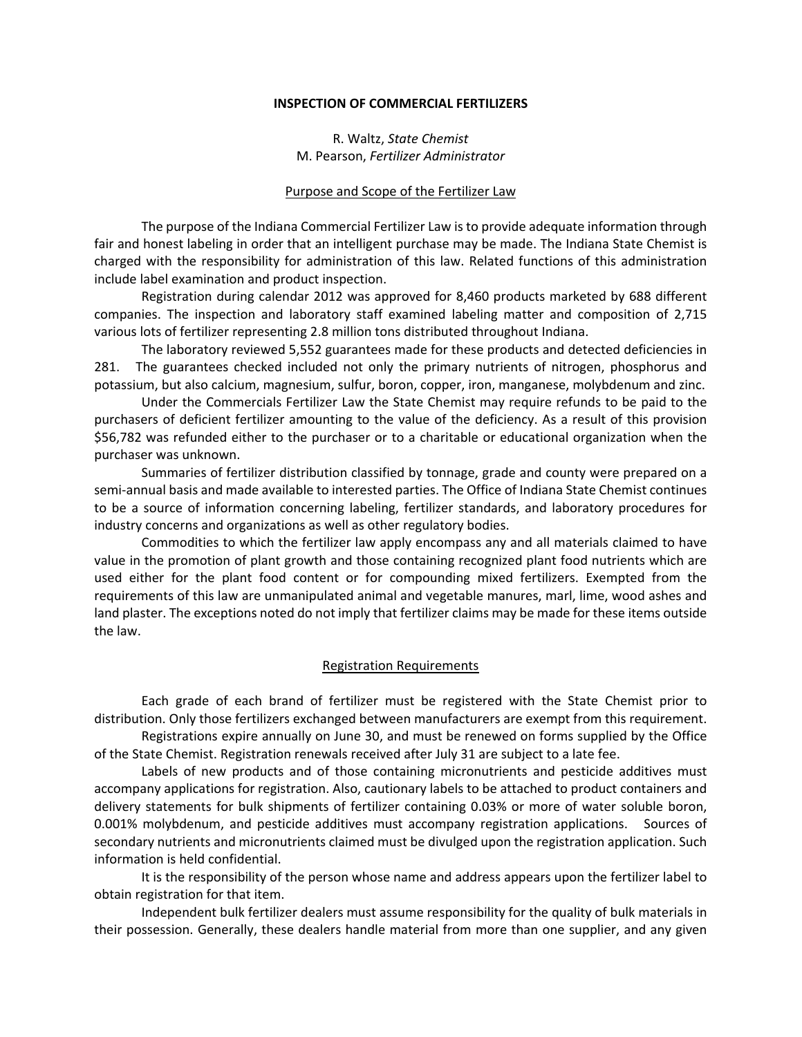# INSPECTION OF COMMERCIAL FERTILIZERS

R. Waltz, *State Chemist*
M. Pearson, *Fertilizer Administrator*

## Purpose and Scope of the Fertilizer Law

The purpose of the Indiana Commercial Fertilizer Law is to provide adequate information through fair and honest labeling in order that an intelligent purchase may be made. The Indiana State Chemist is charged with the responsibility for administration of this law. Related functions of this administration include label examination and product inspection.

Registration during calendar 2012 was approved for 8,460 products marketed by 688 different companies. The inspection and laboratory staff examined labeling matter and composition of 2,715 various lots of fertilizer representing 2.8 million tons distributed throughout Indiana.

The laboratory reviewed 5,552 guarantees made for these products and detected deficiencies in 281. The guarantees checked included not only the primary nutrients of nitrogen, phosphorus and potassium, but also calcium, magnesium, sulfur, boron, copper, iron, manganese, molybdenum and zinc.

Under the Commercials Fertilizer Law the State Chemist may require refunds to be paid to the purchasers of deficient fertilizer amounting to the value of the deficiency. As a result of this provision $56,782 was refunded either to the purchaser or to a charitable or educational organization when the purchaser was unknown.

Summaries of fertilizer distribution classified by tonnage, grade and county were prepared on a semi-annual basis and made available to interested parties. The Office of Indiana State Chemist continues to be a source of information concerning labeling, fertilizer standards, and laboratory procedures for industry concerns and organizations as well as other regulatory bodies.

Commodities to which the fertilizer law apply encompass any and all materials claimed to have value in the promotion of plant growth and those containing recognized plant food nutrients which are used either for the plant food content or for compounding mixed fertilizers. Exempted from the requirements of this law are unmanipulated animal and vegetable manures, marl, lime, wood ashes and land plaster. The exceptions noted do not imply that fertilizer claims may be made for these items outside the law.

## Registration Requirements

Each grade of each brand of fertilizer must be registered with the State Chemist prior to distribution. Only those fertilizers exchanged between manufacturers are exempt from this requirement.

Registrations expire annually on June 30, and must be renewed on forms supplied by the Office of the State Chemist. Registration renewals received after July 31 are subject to a late fee.

Labels of new products and of those containing micronutrients and pesticide additives must accompany applications for registration. Also, cautionary labels to be attached to product containers and delivery statements for bulk shipments of fertilizer containing 0.03% or more of water soluble boron, 0.001% molybdenum, and pesticide additives must accompany registration applications. Sources of secondary nutrients and micronutrients claimed must be divulged upon the registration application. Such information is held confidential.

It is the responsibility of the person whose name and address appears upon the fertilizer label to obtain registration for that item.

Independent bulk fertilizer dealers must assume responsibility for the quality of bulk materials in their possession. Generally, these dealers handle material from more than one supplier, and any given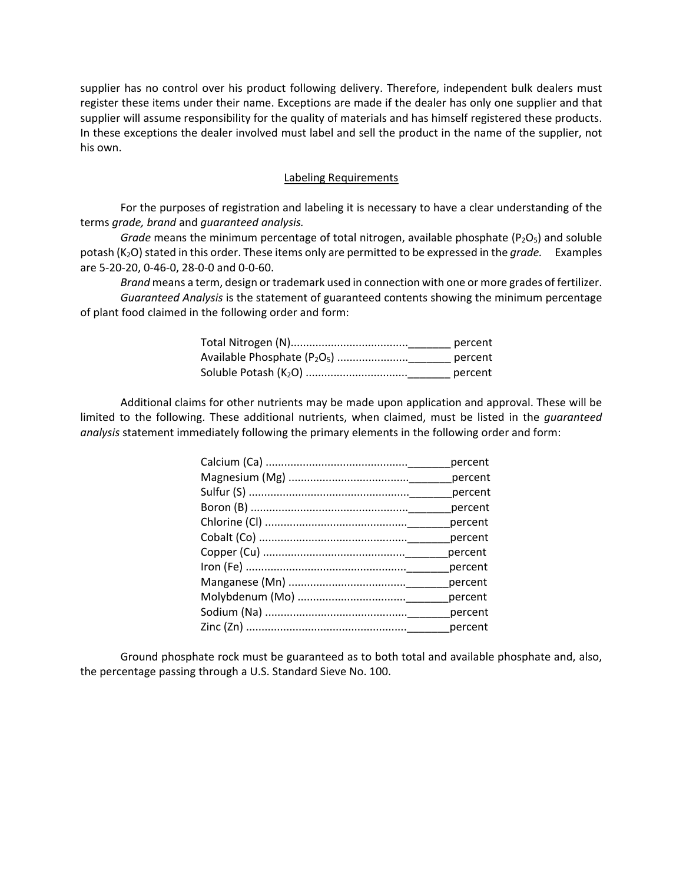supplier has no control over his product following delivery. Therefore, independent bulk dealers must register these items under their name. Exceptions are made if the dealer has only one supplier and that supplier will assume responsibility for the quality of materials and has himself registered these products. In these exceptions the dealer involved must label and sell the product in the name of the supplier, not his own.

## Labeling Requirements

For the purposes of registration and labeling it is necessary to have a clear understanding of the terms *grade, brand* and *guaranteed analysis.*

*Grade* means the minimum percentage of total nitrogen, available phosphate ($P_2O_5$) and soluble potash ($K_2O$) stated in this order. These items only are permitted to be expressed in the *grade.* Examples are 5-20-20, 0-46-0, 28-0-0 and 0-0-60.

*Brand* means a term, design or trademark used in connection with one or more grades of fertilizer.

*Guaranteed Analysis* is the statement of guaranteed contents showing the minimum percentage of plant food claimed in the following order and form:

Total Nitrogen (N).....................................\_\_\_\_\_\_\_ percent
Available Phosphate ($P_2O_5$) ......................\_\_\_\_\_\_\_ percent
Soluble Potash ($K_2O$) ................................\_\_\_\_\_\_\_ percent

Additional claims for other nutrients may be made upon application and approval. These will be limited to the following. These additional nutrients, when claimed, must be listed in the *guaranteed analysis* statement immediately following the primary elements in the following order and form:

Calcium (Ca) .............................................\_\_\_\_\_\_\_percent
Magnesium (Mg) ......................................\_\_\_\_\_\_\_percent
Sulfur (S) ...................................................\_\_\_\_\_\_\_percent
Boron (B) ..................................................\_\_\_\_\_\_\_percent
Chlorine (Cl) .............................................\_\_\_\_\_\_\_percent
Cobalt (Co) ...............................................\_\_\_\_\_\_\_percent
Copper (Cu) .............................................\_\_\_\_\_\_\_percent
Iron (Fe) ...................................................\_\_\_\_\_\_\_percent
Manganese (Mn) .....................................\_\_\_\_\_\_\_percent
Molybdenum (Mo) ..................................\_\_\_\_\_\_\_percent
Sodium (Na) .............................................\_\_\_\_\_\_\_percent
Zinc (Zn) ...................................................\_\_\_\_\_\_\_percent

Ground phosphate rock must be guaranteed as to both total and available phosphate and, also, the percentage passing through a U.S. Standard Sieve No. 100.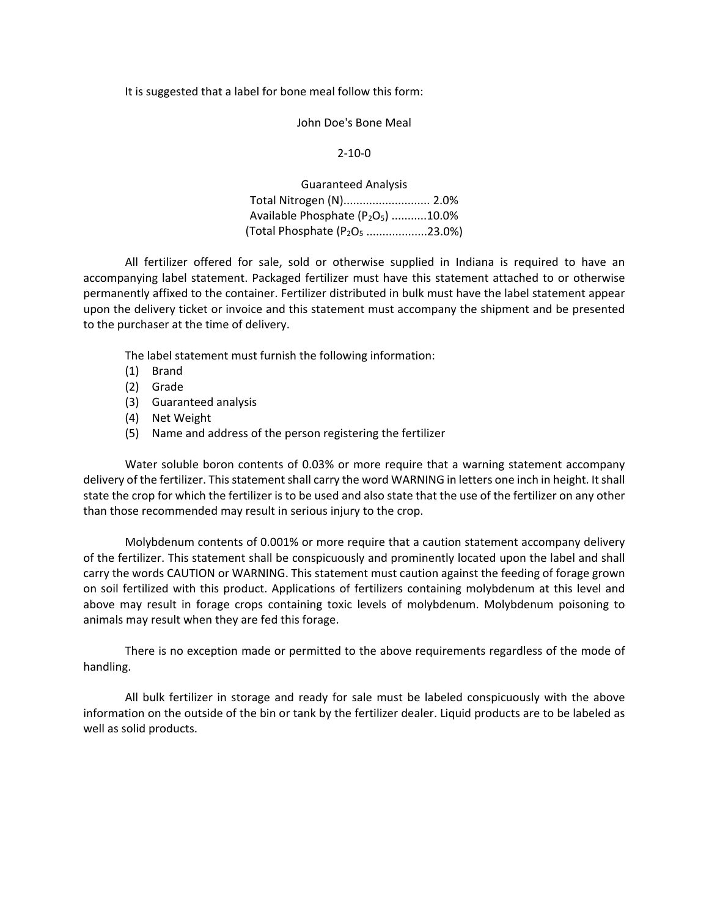It is suggested that a label for bone meal follow this form:

John Doe's Bone Meal

2-10-0

Guaranteed Analysis
Total Nitrogen (N)........................... 2.0%
Available Phosphate ($P_2O_5$) ...........10.0%
(Total Phosphate ($P_2O_5$ ..................23.0%)

All fertilizer offered for sale, sold or otherwise supplied in Indiana is required to have an accompanying label statement. Packaged fertilizer must have this statement attached to or otherwise permanently affixed to the container. Fertilizer distributed in bulk must have the label statement appear upon the delivery ticket or invoice and this statement must accompany the shipment and be presented to the purchaser at the time of delivery.

The label statement must furnish the following information:

(1) Brand
(2) Grade
(3) Guaranteed analysis
(4) Net Weight
(5) Name and address of the person registering the fertilizer

Water soluble boron contents of 0.03% or more require that a warning statement accompany delivery of the fertilizer. This statement shall carry the word WARNING in letters one inch in height. It shall state the crop for which the fertilizer is to be used and also state that the use of the fertilizer on any other than those recommended may result in serious injury to the crop.

Molybdenum contents of 0.001% or more require that a caution statement accompany delivery of the fertilizer. This statement shall be conspicuously and prominently located upon the label and shall carry the words CAUTION or WARNING. This statement must caution against the feeding of forage grown on soil fertilized with this product. Applications of fertilizers containing molybdenum at this level and above may result in forage crops containing toxic levels of molybdenum. Molybdenum poisoning to animals may result when they are fed this forage.

There is no exception made or permitted to the above requirements regardless of the mode of handling.

All bulk fertilizer in storage and ready for sale must be labeled conspicuously with the above information on the outside of the bin or tank by the fertilizer dealer. Liquid products are to be labeled as well as solid products.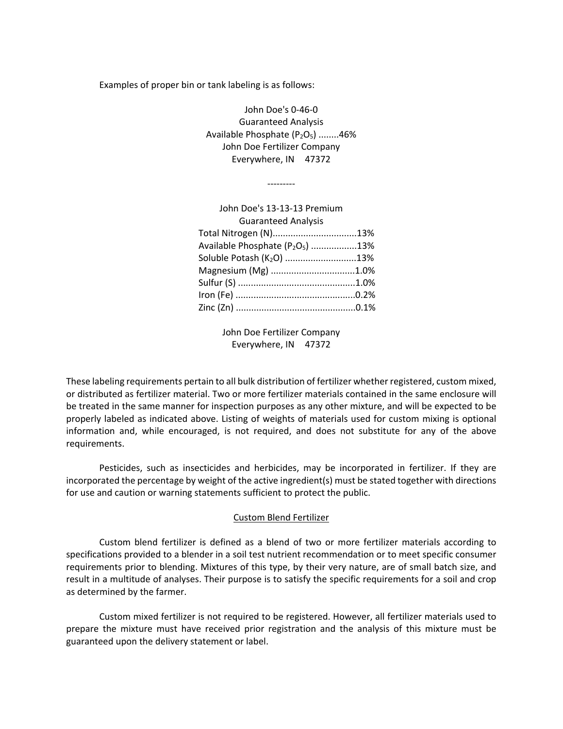Examples of proper bin or tank labeling is as follows:

John Doe's 0-46-0
Guaranteed Analysis
Available Phosphate ($P_2O_5$) ........46%
John Doe Fertilizer Company
Everywhere, IN 47372

---------

John Doe's 13-13-13 Premium
Guaranteed Analysis
Total Nitrogen (N).................................13%
Available Phosphate ($P_2O_5$) ..................13%
Soluble Potash ($K_2O$) ............................13%
Magnesium (Mg) .................................1.0%
Sulfur (S) ..............................................1.0%
Iron (Fe) ...............................................0.2%
Zinc (Zn) ...............................................0.1%

John Doe Fertilizer Company
Everywhere, IN 47372

These labeling requirements pertain to all bulk distribution of fertilizer whether registered, custom mixed, or distributed as fertilizer material. Two or more fertilizer materials contained in the same enclosure will be treated in the same manner for inspection purposes as any other mixture, and will be expected to be properly labeled as indicated above. Listing of weights of materials used for custom mixing is optional information and, while encouraged, is not required, and does not substitute for any of the above requirements.

Pesticides, such as insecticides and herbicides, may be incorporated in fertilizer. If they are incorporated the percentage by weight of the active ingredient(s) must be stated together with directions for use and caution or warning statements sufficient to protect the public.

## Custom Blend Fertilizer

Custom blend fertilizer is defined as a blend of two or more fertilizer materials according to specifications provided to a blender in a soil test nutrient recommendation or to meet specific consumer requirements prior to blending. Mixtures of this type, by their very nature, are of small batch size, and result in a multitude of analyses. Their purpose is to satisfy the specific requirements for a soil and crop as determined by the farmer.

Custom mixed fertilizer is not required to be registered. However, all fertilizer materials used to prepare the mixture must have received prior registration and the analysis of this mixture must be guaranteed upon the delivery statement or label.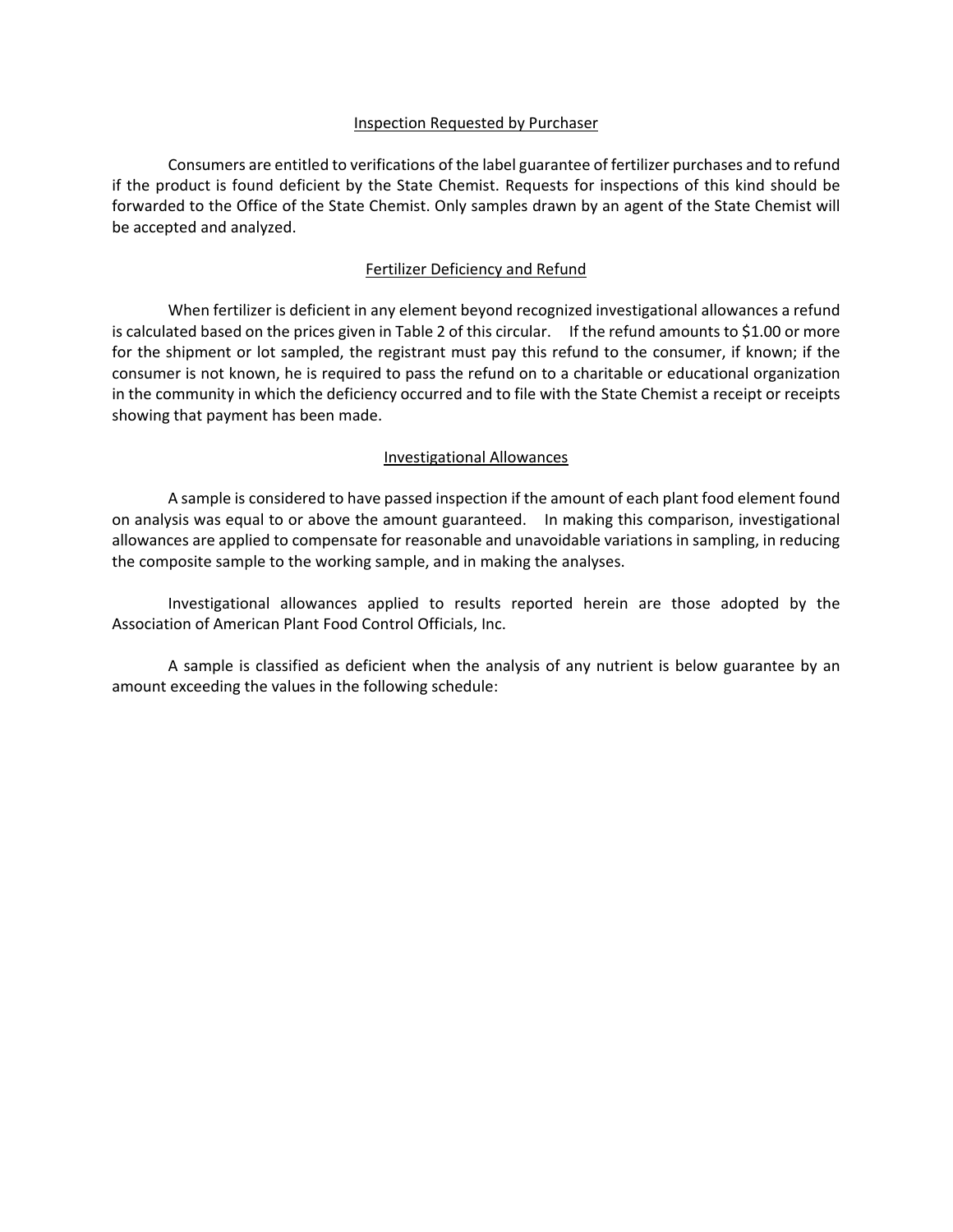## Inspection Requested by Purchaser

Consumers are entitled to verifications of the label guarantee of fertilizer purchases and to refund if the product is found deficient by the State Chemist. Requests for inspections of this kind should be forwarded to the Office of the State Chemist. Only samples drawn by an agent of the State Chemist will be accepted and analyzed.

## Fertilizer Deficiency and Refund

When fertilizer is deficient in any element beyond recognized investigational allowances a refund is calculated based on the prices given in Table 2 of this circular. If the refund amounts to $1.00 or more for the shipment or lot sampled, the registrant must pay this refund to the consumer, if known; if the consumer is not known, he is required to pass the refund on to a charitable or educational organization in the community in which the deficiency occurred and to file with the State Chemist a receipt or receipts showing that payment has been made.

## Investigational Allowances

A sample is considered to have passed inspection if the amount of each plant food element found on analysis was equal to or above the amount guaranteed. In making this comparison, investigational allowances are applied to compensate for reasonable and unavoidable variations in sampling, in reducing the composite sample to the working sample, and in making the analyses.

Investigational allowances applied to results reported herein are those adopted by the Association of American Plant Food Control Officials, Inc.

A sample is classified as deficient when the analysis of any nutrient is below guarantee by an amount exceeding the values in the following schedule: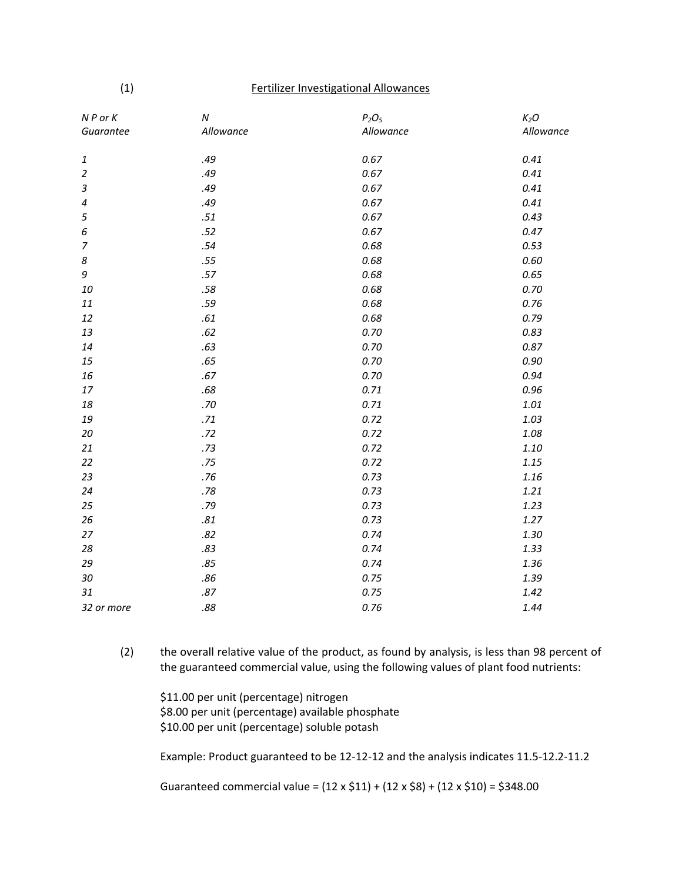(1) Fertilizer Investigational Allowances

| *N P or K Guarantee* | *N Allowance* | *$P_2O_5$ Allowance* | *$K_2O$ Allowance* |
|---|---|---|---|
| *1* | *.49* | *0.67* | *0.41* |
| *2* | *.49* | *0.67* | *0.41* |
| *3* | *.49* | *0.67* | *0.41* |
| *4* | *.49* | *0.67* | *0.41* |
| *5* | *.51* | *0.67* | *0.43* |
| *6* | *.52* | *0.67* | *0.47* |
| *7* | *.54* | *0.68* | *0.53* |
| *8* | *.55* | *0.68* | *0.60* |
| *9* | *.57* | *0.68* | *0.65* |
| *10* | *.58* | *0.68* | *0.70* |
| *11* | *.59* | *0.68* | *0.76* |
| *12* | *.61* | *0.68* | *0.79* |
| *13* | *.62* | *0.70* | *0.83* |
| *14* | *.63* | *0.70* | *0.87* |
| *15* | *.65* | *0.70* | *0.90* |
| *16* | *.67* | *0.70* | *0.94* |
| *17* | *.68* | *0.71* | *0.96* |
| *18* | *.70* | *0.71* | *1.01* |
| *19* | *.71* | *0.72* | *1.03* |
| *20* | *.72* | *0.72* | *1.08* |
| *21* | *.73* | *0.72* | *1.10* |
| *22* | *.75* | *0.72* | *1.15* |
| *23* | *.76* | *0.73* | *1.16* |
| *24* | *.78* | *0.73* | *1.21* |
| *25* | *.79* | *0.73* | *1.23* |
| *26* | *.81* | *0.73* | *1.27* |
| *27* | *.82* | *0.74* | *1.30* |
| *28* | *.83* | *0.74* | *1.33* |
| *29* | *.85* | *0.74* | *1.36* |
| *30* | *.86* | *0.75* | *1.39* |
| *31* | *.87* | *0.75* | *1.42* |
| *32 or more* | *.88* | *0.76* | *1.44* |

(2) the overall relative value of the product, as found by analysis, is less than 98 percent of the guaranteed commercial value, using the following values of plant food nutrients:

$11.00 per unit (percentage) nitrogen
$8.00 per unit (percentage) available phosphate
$10.00 per unit (percentage) soluble potash

Example: Product guaranteed to be 12-12-12 and the analysis indicates 11.5-12.2-11.2

Guaranteed commercial value = (12 x $11) + (12 x $8) + (12 x $10) = $348.00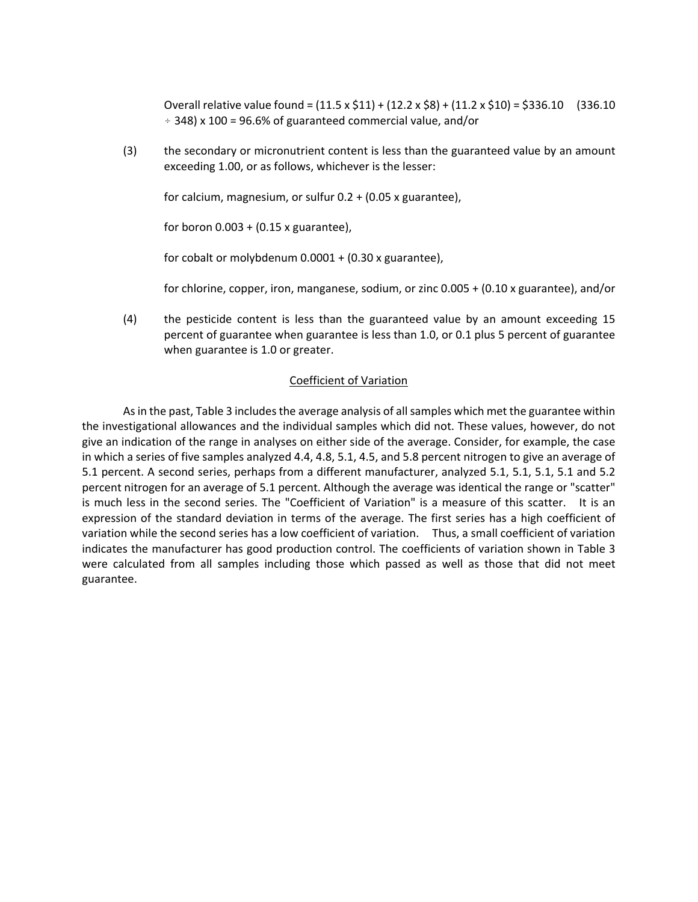Overall relative value found = (11.5 x $11) + (12.2 x $8) + (11.2 x $10) = $336.10 (336.10 ÷ 348) x 100 = 96.6% of guaranteed commercial value, and/or

(3) the secondary or micronutrient content is less than the guaranteed value by an amount exceeding 1.00, or as follows, whichever is the lesser:

for calcium, magnesium, or sulfur 0.2 + (0.05 x guarantee),

for boron 0.003 + (0.15 x guarantee),

for cobalt or molybdenum 0.0001 + (0.30 x guarantee),

for chlorine, copper, iron, manganese, sodium, or zinc 0.005 + (0.10 x guarantee), and/or

(4) the pesticide content is less than the guaranteed value by an amount exceeding 15 percent of guarantee when guarantee is less than 1.0, or 0.1 plus 5 percent of guarantee when guarantee is 1.0 or greater.

## Coefficient of Variation

As in the past, Table 3 includes the average analysis of all samples which met the guarantee within the investigational allowances and the individual samples which did not. These values, however, do not give an indication of the range in analyses on either side of the average. Consider, for example, the case in which a series of five samples analyzed 4.4, 4.8, 5.1, 4.5, and 5.8 percent nitrogen to give an average of 5.1 percent. A second series, perhaps from a different manufacturer, analyzed 5.1, 5.1, 5.1, 5.1 and 5.2 percent nitrogen for an average of 5.1 percent. Although the average was identical the range or "scatter" is much less in the second series. The "Coefficient of Variation" is a measure of this scatter. It is an expression of the standard deviation in terms of the average. The first series has a high coefficient of variation while the second series has a low coefficient of variation. Thus, a small coefficient of variation indicates the manufacturer has good production control. The coefficients of variation shown in Table 3 were calculated from all samples including those which passed as well as those that did not meet guarantee.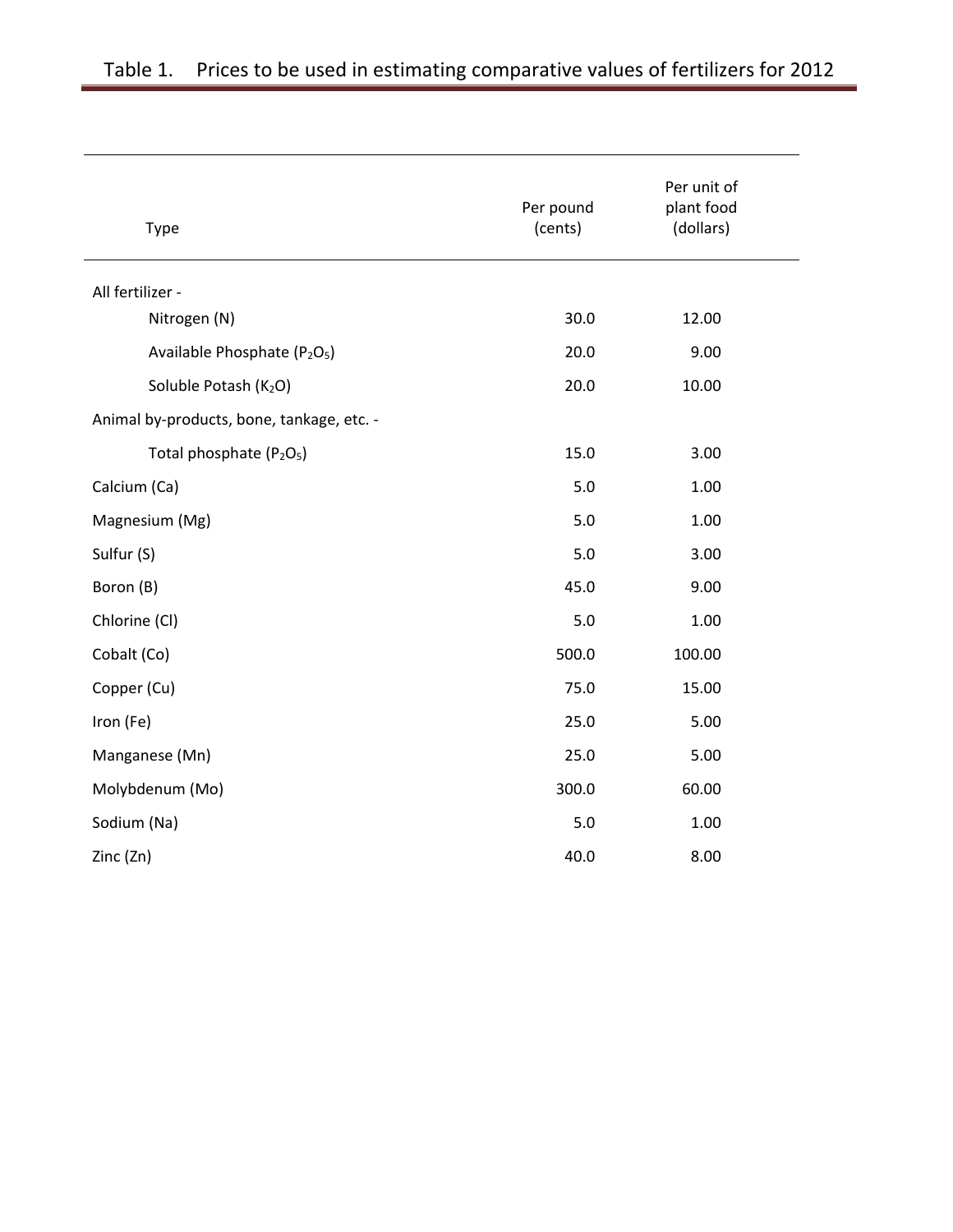## Table 1. Prices to be used in estimating comparative values of fertilizers for 2012

| Type | Per pound (cents) | Per unit of plant food (dollars) |
|---|---|---|
| All fertilizer - | | |
| Nitrogen (N) | 30.0 | 12.00 |
| Available Phosphate ($P_2O_5$) | 20.0 | 9.00 |
| Soluble Potash ($K_2O$) | 20.0 | 10.00 |
| Animal by-products, bone, tankage, etc. - | | |
| Total phosphate ($P_2O_5$) | 15.0 | 3.00 |
| Calcium (Ca) | 5.0 | 1.00 |
| Magnesium (Mg) | 5.0 | 1.00 |
| Sulfur (S) | 5.0 | 3.00 |
| Boron (B) | 45.0 | 9.00 |
| Chlorine (Cl) | 5.0 | 1.00 |
| Cobalt (Co) | 500.0 | 100.00 |
| Copper (Cu) | 75.0 | 15.00 |
| Iron (Fe) | 25.0 | 5.00 |
| Manganese (Mn) | 25.0 | 5.00 |
| Molybdenum (Mo) | 300.0 | 60.00 |
| Sodium (Na) | 5.0 | 1.00 |
| Zinc (Zn) | 40.0 | 8.00 |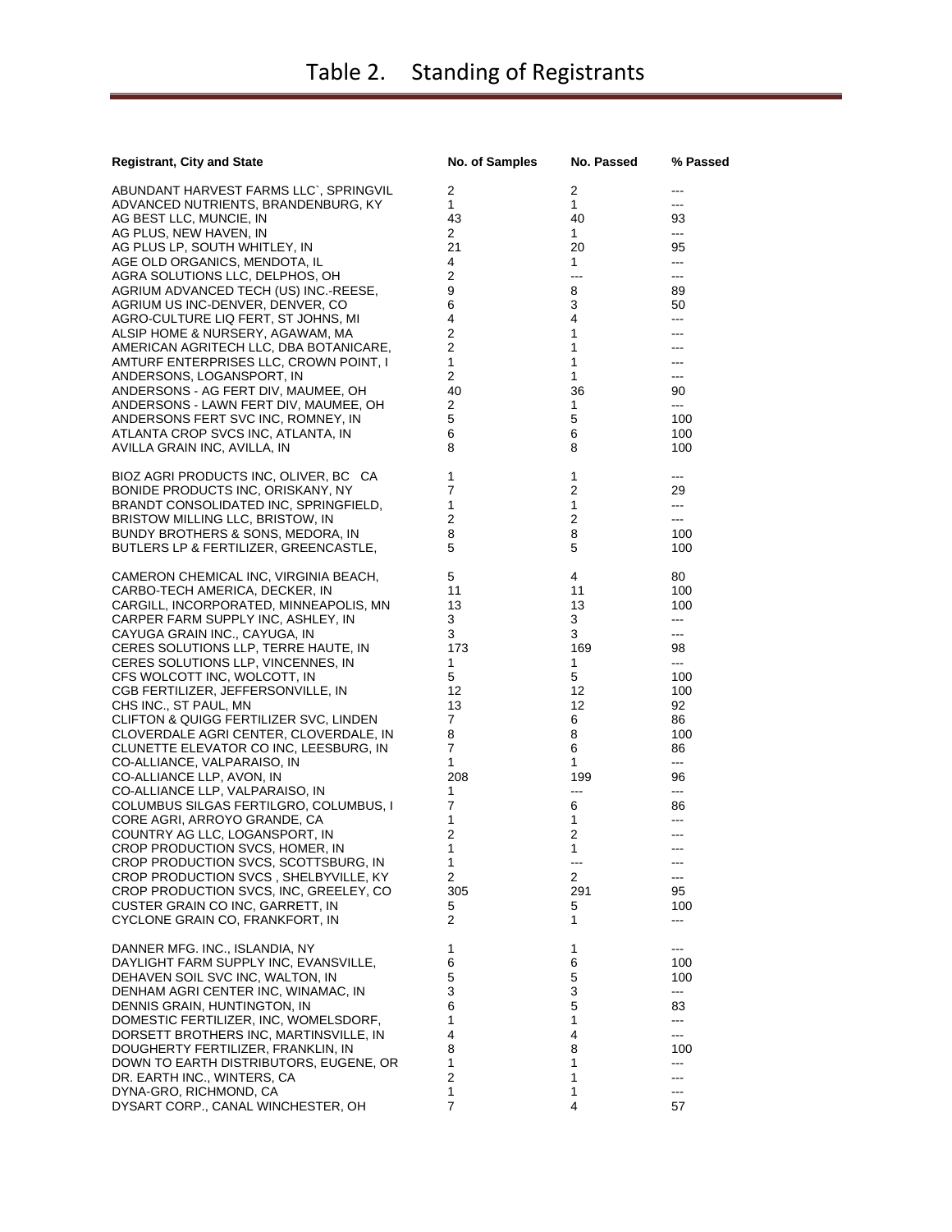# Table 2. Standing of Registrants

| Registrant, City and State | No. of Samples | No. Passed | % Passed |
|---|---|---|---|
| ABUNDANT HARVEST FARMS LLC`, SPRINGVIL | 2 | 2 | --- |
| ADVANCED NUTRIENTS, BRANDENBURG, KY | 1 | 1 | --- |
| AG BEST LLC, MUNCIE, IN | 43 | 40 | 93 |
| AG PLUS, NEW HAVEN, IN | 2 | 1 | --- |
| AG PLUS LP, SOUTH WHITLEY, IN | 21 | 20 | 95 |
| AGE OLD ORGANICS, MENDOTA, IL | 4 | 1 | --- |
| AGRA SOLUTIONS LLC, DELPHOS, OH | 2 | --- | --- |
| AGRIUM ADVANCED TECH (US) INC.-REESE, | 9 | 8 | 89 |
| AGRIUM US INC-DENVER, DENVER, CO | 6 | 3 | 50 |
| AGRO-CULTURE LIQ FERT, ST JOHNS, MI | 4 | 4 | --- |
| ALSIP HOME & NURSERY, AGAWAM, MA | 2 | 1 | --- |
| AMERICAN AGRITECH LLC, DBA BOTANICARE, | 2 | 1 | --- |
| AMTURF ENTERPRISES LLC, CROWN POINT, I | 1 | 1 | --- |
| ANDERSONS, LOGANSPORT, IN | 2 | 1 | --- |
| ANDERSONS - AG FERT DIV, MAUMEE, OH | 40 | 36 | 90 |
| ANDERSONS - LAWN FERT DIV, MAUMEE, OH | 2 | 1 | --- |
| ANDERSONS FERT SVC INC, ROMNEY, IN | 5 | 5 | 100 |
| ATLANTA CROP SVCS INC, ATLANTA, IN | 6 | 6 | 100 |
| AVILLA GRAIN INC, AVILLA, IN | 8 | 8 | 100 |
| BIOZ AGRI PRODUCTS INC, OLIVER, BC CA | 1 | 1 | --- |
| BONIDE PRODUCTS INC, ORISKANY, NY | 7 | 2 | 29 |
| BRANDT CONSOLIDATED INC, SPRINGFIELD, | 1 | 1 | --- |
| BRISTOW MILLING LLC, BRISTOW, IN | 2 | 2 | --- |
| BUNDY BROTHERS & SONS, MEDORA, IN | 8 | 8 | 100 |
| BUTLERS LP & FERTILIZER, GREENCASTLE, | 5 | 5 | 100 |
| CAMERON CHEMICAL INC, VIRGINIA BEACH, | 5 | 4 | 80 |
| CARBO-TECH AMERICA, DECKER, IN | 11 | 11 | 100 |
| CARGILL, INCORPORATED, MINNEAPOLIS, MN | 13 | 13 | 100 |
| CARPER FARM SUPPLY INC, ASHLEY, IN | 3 | 3 | --- |
| CAYUGA GRAIN INC., CAYUGA, IN | 3 | 3 | --- |
| CERES SOLUTIONS LLP, TERRE HAUTE, IN | 173 | 169 | 98 |
| CERES SOLUTIONS LLP, VINCENNES, IN | 1 | 1 | --- |
| CFS WOLCOTT INC, WOLCOTT, IN | 5 | 5 | 100 |
| CGB FERTILIZER, JEFFERSONVILLE, IN | 12 | 12 | 100 |
| CHS INC., ST PAUL, MN | 13 | 12 | 92 |
| CLIFTON & QUIGG FERTILIZER SVC, LINDEN | 7 | 6 | 86 |
| CLOVERDALE AGRI CENTER, CLOVERDALE, IN | 8 | 8 | 100 |
| CLUNETTE ELEVATOR CO INC, LEESBURG, IN | 7 | 6 | 86 |
| CO-ALLIANCE, VALPARAISO, IN | 1 | 1 | --- |
| CO-ALLIANCE LLP, AVON, IN | 208 | 199 | 96 |
| CO-ALLIANCE LLP, VALPARAISO, IN | 1 | --- | --- |
| COLUMBUS SILGAS FERTILGRO, COLUMBUS, I | 7 | 6 | 86 |
| CORE AGRI, ARROYO GRANDE, CA | 1 | 1 | --- |
| COUNTRY AG LLC, LOGANSPORT, IN | 2 | 2 | --- |
| CROP PRODUCTION SVCS, HOMER, IN | 1 | 1 | --- |
| CROP PRODUCTION SVCS, SCOTTSBURG, IN | 1 | --- | --- |
| CROP PRODUCTION SVCS , SHELBYVILLE, KY | 2 | 2 | --- |
| CROP PRODUCTION SVCS, INC, GREELEY, CO | 305 | 291 | 95 |
| CUSTER GRAIN CO INC, GARRETT, IN | 5 | 5 | 100 |
| CYCLONE GRAIN CO, FRANKFORT, IN | 2 | 1 | --- |
| DANNER MFG. INC., ISLANDIA, NY | 1 | 1 | --- |
| DAYLIGHT FARM SUPPLY INC, EVANSVILLE, | 6 | 6 | 100 |
| DEHAVEN SOIL SVC INC, WALTON, IN | 5 | 5 | 100 |
| DENHAM AGRI CENTER INC, WINAMAC, IN | 3 | 3 | --- |
| DENNIS GRAIN, HUNTINGTON, IN | 6 | 5 | 83 |
| DOMESTIC FERTILIZER, INC, WOMELSDORF, | 1 | 1 | --- |
| DORSETT BROTHERS INC, MARTINSVILLE, IN | 4 | 4 | --- |
| DOUGHERTY FERTILIZER, FRANKLIN, IN | 8 | 8 | 100 |
| DOWN TO EARTH DISTRIBUTORS, EUGENE, OR | 1 | 1 | --- |
| DR. EARTH INC., WINTERS, CA | 2 | 1 | --- |
| DYNA-GRO, RICHMOND, CA | 1 | 1 | --- |
| DYSART CORP., CANAL WINCHESTER, OH | 7 | 4 | 57 |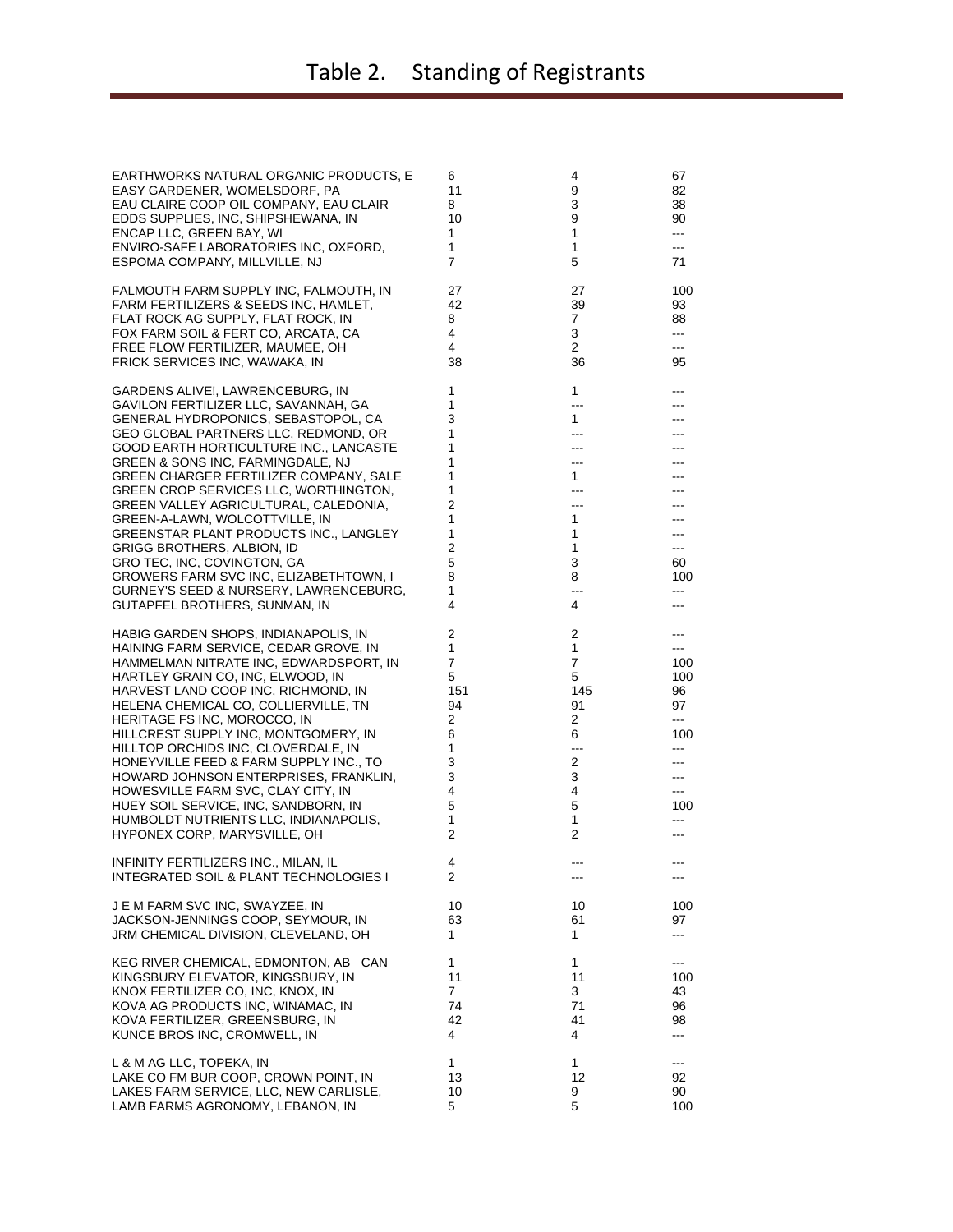# Table 2. Standing of Registrants

| | | | |
|---|---|---|---|
| EARTHWORKS NATURAL ORGANIC PRODUCTS, E | 6 | 4 | 67 |
| EASY GARDENER, WOMELSDORF, PA | 11 | 9 | 82 |
| EAU CLAIRE COOP OIL COMPANY, EAU CLAIR | 8 | 3 | 38 |
| EDDS SUPPLIES, INC, SHIPSHEWANA, IN | 10 | 9 | 90 |
| ENCAP LLC, GREEN BAY, WI | 1 | 1 | --- |
| ENVIRO-SAFE LABORATORIES INC, OXFORD, | 1 | 1 | --- |
| ESPOMA COMPANY, MILLVILLE, NJ | 7 | 5 | 71 |
| FALMOUTH FARM SUPPLY INC, FALMOUTH, IN | 27 | 27 | 100 |
| FARM FERTILIZERS & SEEDS INC, HAMLET, | 42 | 39 | 93 |
| FLAT ROCK AG SUPPLY, FLAT ROCK, IN | 8 | 7 | 88 |
| FOX FARM SOIL & FERT CO, ARCATA, CA | 4 | 3 | --- |
| FREE FLOW FERTILIZER, MAUMEE, OH | 4 | 2 | --- |
| FRICK SERVICES INC, WAWAKA, IN | 38 | 36 | 95 |
| GARDENS ALIVE!, LAWRENCEBURG, IN | 1 | 1 | --- |
| GAVILON FERTILIZER LLC, SAVANNAH, GA | 1 | --- | --- |
| GENERAL HYDROPONICS, SEBASTOPOL, CA | 3 | 1 | --- |
| GEO GLOBAL PARTNERS LLC, REDMOND, OR | 1 | --- | --- |
| GOOD EARTH HORTICULTURE INC., LANCASTE | 1 | --- | --- |
| GREEN & SONS INC, FARMINGDALE, NJ | 1 | --- | --- |
| GREEN CHARGER FERTILIZER COMPANY, SALE | 1 | 1 | --- |
| GREEN CROP SERVICES LLC, WORTHINGTON, | 1 | --- | --- |
| GREEN VALLEY AGRICULTURAL, CALEDONIA, | 2 | --- | --- |
| GREEN-A-LAWN, WOLCOTTVILLE, IN | 1 | 1 | --- |
| GREENSTAR PLANT PRODUCTS INC., LANGLEY | 1 | 1 | --- |
| GRIGG BROTHERS, ALBION, ID | 2 | 1 | --- |
| GRO TEC, INC, COVINGTON, GA | 5 | 3 | 60 |
| GROWERS FARM SVC INC, ELIZABETHTOWN, I | 8 | 8 | 100 |
| GURNEY'S SEED & NURSERY, LAWRENCEBURG, | 1 | --- | --- |
| GUTAPFEL BROTHERS, SUNMAN, IN | 4 | 4 | --- |
| HABIG GARDEN SHOPS, INDIANAPOLIS, IN | 2 | 2 | --- |
| HAINING FARM SERVICE, CEDAR GROVE, IN | 1 | 1 | --- |
| HAMMELMAN NITRATE INC, EDWARDSPORT, IN | 7 | 7 | 100 |
| HARTLEY GRAIN CO, INC, ELWOOD, IN | 5 | 5 | 100 |
| HARVEST LAND COOP INC, RICHMOND, IN | 151 | 145 | 96 |
| HELENA CHEMICAL CO, COLLIERVILLE, TN | 94 | 91 | 97 |
| HERITAGE FS INC, MOROCCO, IN | 2 | 2 | --- |
| HILLCREST SUPPLY INC, MONTGOMERY, IN | 6 | 6 | 100 |
| HILLTOP ORCHIDS INC, CLOVERDALE, IN | 1 | --- | --- |
| HONEYVILLE FEED & FARM SUPPLY INC., TO | 3 | 2 | --- |
| HOWARD JOHNSON ENTERPRISES, FRANKLIN, | 3 | 3 | --- |
| HOWESVILLE FARM SVC, CLAY CITY, IN | 4 | 4 | --- |
| HUEY SOIL SERVICE, INC, SANDBORN, IN | 5 | 5 | 100 |
| HUMBOLDT NUTRIENTS LLC, INDIANAPOLIS, | 1 | 1 | --- |
| HYPONEX CORP, MARYSVILLE, OH | 2 | 2 | --- |
| INFINITY FERTILIZERS INC., MILAN, IL | 4 | --- | --- |
| INTEGRATED SOIL & PLANT TECHNOLOGIES I | 2 | --- | --- |
| J E M FARM SVC INC, SWAYZEE, IN | 10 | 10 | 100 |
| JACKSON-JENNINGS COOP, SEYMOUR, IN | 63 | 61 | 97 |
| JRM CHEMICAL DIVISION, CLEVELAND, OH | 1 | 1 | --- |
| KEG RIVER CHEMICAL, EDMONTON, AB CAN | 1 | 1 | --- |
| KINGSBURY ELEVATOR, KINGSBURY, IN | 11 | 11 | 100 |
| KNOX FERTILIZER CO, INC, KNOX, IN | 7 | 3 | 43 |
| KOVA AG PRODUCTS INC, WINAMAC, IN | 74 | 71 | 96 |
| KOVA FERTILIZER, GREENSBURG, IN | 42 | 41 | 98 |
| KUNCE BROS INC, CROMWELL, IN | 4 | 4 | --- |
| L & M AG LLC, TOPEKA, IN | 1 | 1 | --- |
| LAKE CO FM BUR COOP, CROWN POINT, IN | 13 | 12 | 92 |
| LAKES FARM SERVICE, LLC, NEW CARLISLE, | 10 | 9 | 90 |
| LAMB FARMS AGRONOMY, LEBANON, IN | 5 | 5 | 100 |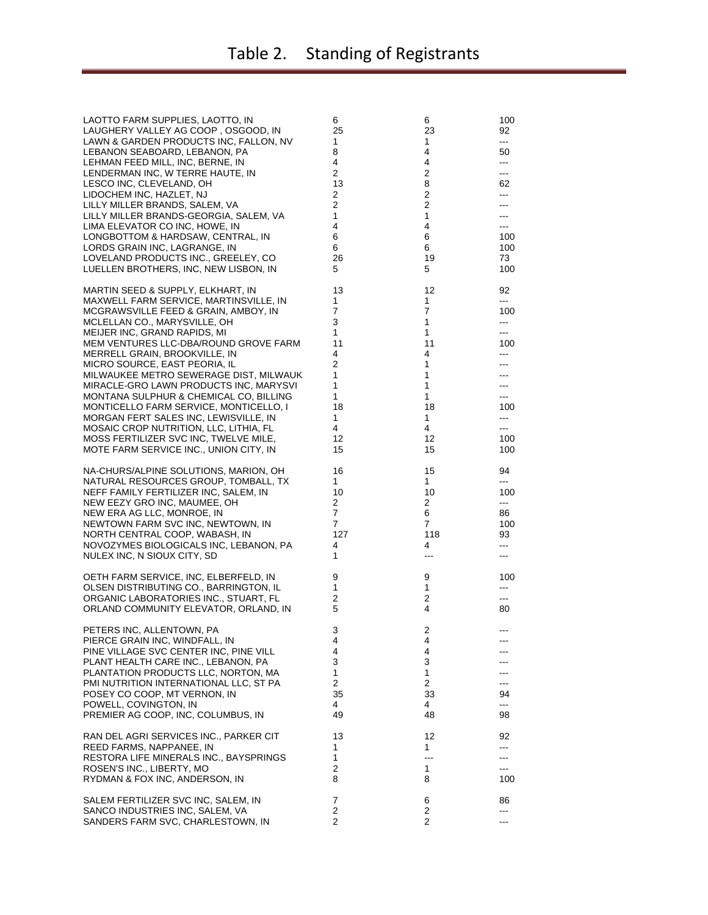# Table 2. Standing of Registrants

| | | | |
|---|---|---|---|
| LAOTTO FARM SUPPLIES, LAOTTO, IN | 6 | 6 | 100 |
| LAUGHERY VALLEY AG COOP , OSGOOD, IN | 25 | 23 | 92 |
| LAWN & GARDEN PRODUCTS INC, FALLON, NV | 1 | 1 | --- |
| LEBANON SEABOARD, LEBANON, PA | 8 | 4 | 50 |
| LEHMAN FEED MILL, INC, BERNE, IN | 4 | 4 | --- |
| LENDERMAN INC, W TERRE HAUTE, IN | 2 | 2 | --- |
| LESCO INC, CLEVELAND, OH | 13 | 8 | 62 |
| LIDOCHEM INC, HAZLET, NJ | 2 | 2 | --- |
| LILLY MILLER BRANDS, SALEM, VA | 2 | 2 | --- |
| LILLY MILLER BRANDS-GEORGIA, SALEM, VA | 1 | 1 | --- |
| LIMA ELEVATOR CO INC, HOWE, IN | 4 | 4 | --- |
| LONGBOTTOM & HARDSAW, CENTRAL, IN | 6 | 6 | 100 |
| LORDS GRAIN INC, LAGRANGE, IN | 6 | 6 | 100 |
| LOVELAND PRODUCTS INC., GREELEY, CO | 26 | 19 | 73 |
| LUELLEN BROTHERS, INC, NEW LISBON, IN | 5 | 5 | 100 |
| | | | |
| MARTIN SEED & SUPPLY, ELKHART, IN | 13 | 12 | 92 |
| MAXWELL FARM SERVICE, MARTINSVILLE, IN | 1 | 1 | --- |
| MCGRAWSVILLE FEED & GRAIN, AMBOY, IN | 7 | 7 | 100 |
| MCLELLAN CO., MARYSVILLE, OH | 3 | 1 | --- |
| MEIJER INC, GRAND RAPIDS, MI | 1 | 1 | --- |
| MEM VENTURES LLC-DBA/ROUND GROVE FARM | 11 | 11 | 100 |
| MERRELL GRAIN, BROOKVILLE, IN | 4 | 4 | --- |
| MICRO SOURCE, EAST PEORIA, IL | 2 | 1 | --- |
| MILWAUKEE METRO SEWERAGE DIST, MILWAUK | 1 | 1 | --- |
| MIRACLE-GRO LAWN PRODUCTS INC, MARYSVI | 1 | 1 | --- |
| MONTANA SULPHUR & CHEMICAL CO, BILLING | 1 | 1 | --- |
| MONTICELLO FARM SERVICE, MONTICELLO, I | 18 | 18 | 100 |
| MORGAN FERT SALES INC, LEWISVILLE, IN | 1 | 1 | --- |
| MOSAIC CROP NUTRITION, LLC, LITHIA, FL | 4 | 4 | --- |
| MOSS FERTILIZER SVC INC, TWELVE MILE, | 12 | 12 | 100 |
| MOTE FARM SERVICE INC., UNION CITY, IN | 15 | 15 | 100 |
| | | | |
| NA-CHURS/ALPINE SOLUTIONS, MARION, OH | 16 | 15 | 94 |
| NATURAL RESOURCES GROUP, TOMBALL, TX | 1 | 1 | --- |
| NEFF FAMILY FERTILIZER INC, SALEM, IN | 10 | 10 | 100 |
| NEW EEZY GRO INC, MAUMEE, OH | 2 | 2 | --- |
| NEW ERA AG LLC, MONROE, IN | 7 | 6 | 86 |
| NEWTOWN FARM SVC INC, NEWTOWN, IN | 7 | 7 | 100 |
| NORTH CENTRAL COOP, WABASH, IN | 127 | 118 | 93 |
| NOVOZYMES BIOLOGICALS INC, LEBANON, PA | 4 | 4 | --- |
| NULEX INC, N SIOUX CITY, SD | 1 | --- | --- |
| | | | |
| OETH FARM SERVICE, INC, ELBERFELD, IN | 9 | 9 | 100 |
| OLSEN DISTRIBUTING CO., BARRINGTON, IL | 1 | 1 | --- |
| ORGANIC LABORATORIES INC., STUART, FL | 2 | 2 | --- |
| ORLAND COMMUNITY ELEVATOR, ORLAND, IN | 5 | 4 | 80 |
| | | | |
| PETERS INC, ALLENTOWN, PA | 3 | 2 | --- |
| PIERCE GRAIN INC, WINDFALL, IN | 4 | 4 | --- |
| PINE VILLAGE SVC CENTER INC, PINE VILL | 4 | 4 | --- |
| PLANT HEALTH CARE INC., LEBANON, PA | 3 | 3 | --- |
| PLANTATION PRODUCTS LLC, NORTON, MA | 1 | 1 | --- |
| PMI NUTRITION INTERNATIONAL LLC, ST PA | 2 | 2 | --- |
| POSEY CO COOP, MT VERNON, IN | 35 | 33 | 94 |
| POWELL, COVINGTON, IN | 4 | 4 | --- |
| PREMIER AG COOP, INC, COLUMBUS, IN | 49 | 48 | 98 |
| | | | |
| RAN DEL AGRI SERVICES INC., PARKER CIT | 13 | 12 | 92 |
| REED FARMS, NAPPANEE, IN | 1 | 1 | --- |
| RESTORA LIFE MINERALS INC., BAYSPRINGS | 1 | --- | --- |
| ROSEN'S INC., LIBERTY, MO | 2 | 1 | --- |
| RYDMAN & FOX INC, ANDERSON, IN | 8 | 8 | 100 |
| | | | |
| SALEM FERTILIZER SVC INC, SALEM, IN | 7 | 6 | 86 |
| SANCO INDUSTRIES INC, SALEM, VA | 2 | 2 | --- |
| SANDERS FARM SVC, CHARLESTOWN, IN | 2 | 2 | --- |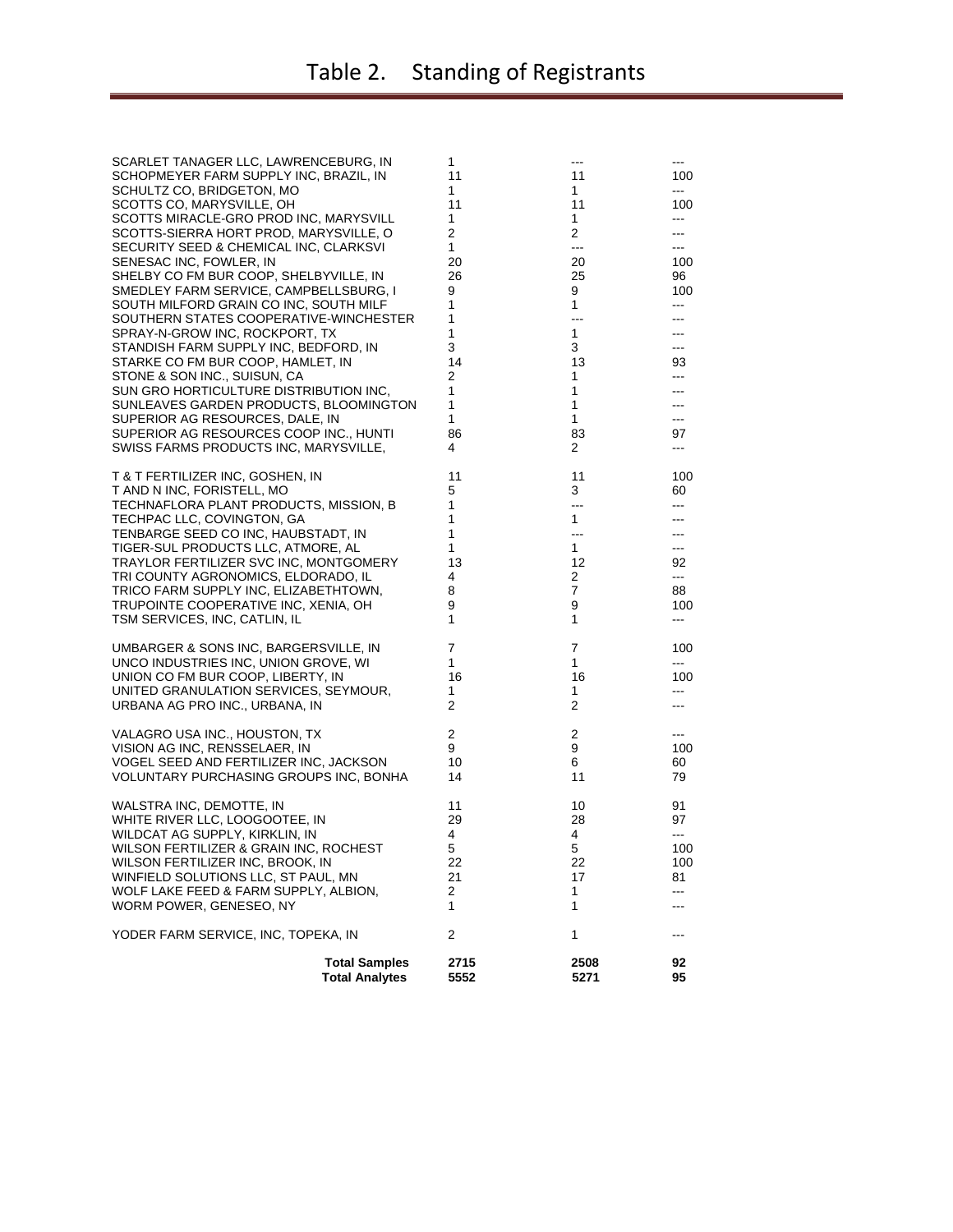# Table 2. Standing of Registrants

| | | | |
|---|---|---|---|
| SCARLET TANAGER LLC, LAWRENCEBURG, IN | 1 | --- | --- |
| SCHOPMEYER FARM SUPPLY INC, BRAZIL, IN | 11 | 11 | 100 |
| SCHULTZ CO, BRIDGETON, MO | 1 | 1 | --- |
| SCOTTS CO, MARYSVILLE, OH | 11 | 11 | 100 |
| SCOTTS MIRACLE-GRO PROD INC, MARYSVILL | 1 | 1 | --- |
| SCOTTS-SIERRA HORT PROD, MARYSVILLE, O | 2 | 2 | --- |
| SECURITY SEED & CHEMICAL INC, CLARKSVI | 1 | --- | --- |
| SENESAC INC, FOWLER, IN | 20 | 20 | 100 |
| SHELBY CO FM BUR COOP, SHELBYVILLE, IN | 26 | 25 | 96 |
| SMEDLEY FARM SERVICE, CAMPBELLSBURG, I | 9 | 9 | 100 |
| SOUTH MILFORD GRAIN CO INC, SOUTH MILF | 1 | 1 | --- |
| SOUTHERN STATES COOPERATIVE-WINCHESTER | 1 | --- | --- |
| SPRAY-N-GROW INC, ROCKPORT, TX | 1 | 1 | --- |
| STANDISH FARM SUPPLY INC, BEDFORD, IN | 3 | 3 | --- |
| STARKE CO FM BUR COOP, HAMLET, IN | 14 | 13 | 93 |
| STONE & SON INC., SUISUN, CA | 2 | 1 | --- |
| SUN GRO HORTICULTURE DISTRIBUTION INC, | 1 | 1 | --- |
| SUNLEAVES GARDEN PRODUCTS, BLOOMINGTON | 1 | 1 | --- |
| SUPERIOR AG RESOURCES, DALE, IN | 1 | 1 | --- |
| SUPERIOR AG RESOURCES COOP INC., HUNTI | 86 | 83 | 97 |
| SWISS FARMS PRODUCTS INC, MARYSVILLE, | 4 | 2 | --- |
| T & T FERTILIZER INC, GOSHEN, IN | 11 | 11 | 100 |
| T AND N INC, FORISTELL, MO | 5 | 3 | 60 |
| TECHNAFLORA PLANT PRODUCTS, MISSION, B | 1 | --- | --- |
| TECHPAC LLC, COVINGTON, GA | 1 | 1 | --- |
| TENBARGE SEED CO INC, HAUBSTADT, IN | 1 | --- | --- |
| TIGER-SUL PRODUCTS LLC, ATMORE, AL | 1 | 1 | --- |
| TRAYLOR FERTILIZER SVC INC, MONTGOMERY | 13 | 12 | 92 |
| TRI COUNTY AGRONOMICS, ELDORADO, IL | 4 | 2 | --- |
| TRICO FARM SUPPLY INC, ELIZABETHTOWN, | 8 | 7 | 88 |
| TRUPOINTE COOPERATIVE INC, XENIA, OH | 9 | 9 | 100 |
| TSM SERVICES, INC, CATLIN, IL | 1 | 1 | --- |
| UMBARGER & SONS INC, BARGERSVILLE, IN | 7 | 7 | 100 |
| UNCO INDUSTRIES INC, UNION GROVE, WI | 1 | 1 | --- |
| UNION CO FM BUR COOP, LIBERTY, IN | 16 | 16 | 100 |
| UNITED GRANULATION SERVICES, SEYMOUR, | 1 | 1 | --- |
| URBANA AG PRO INC., URBANA, IN | 2 | 2 | --- |
| VALAGRO USA INC., HOUSTON, TX | 2 | 2 | --- |
| VISION AG INC, RENSSELAER, IN | 9 | 9 | 100 |
| VOGEL SEED AND FERTILIZER INC, JACKSON | 10 | 6 | 60 |
| VOLUNTARY PURCHASING GROUPS INC, BONHA | 14 | 11 | 79 |
| WALSTRA INC, DEMOTTE, IN | 11 | 10 | 91 |
| WHITE RIVER LLC, LOOGOOTEE, IN | 29 | 28 | 97 |
| WILDCAT AG SUPPLY, KIRKLIN, IN | 4 | 4 | --- |
| WILSON FERTILIZER & GRAIN INC, ROCHEST | 5 | 5 | 100 |
| WILSON FERTILIZER INC, BROOK, IN | 22 | 22 | 100 |
| WINFIELD SOLUTIONS LLC, ST PAUL, MN | 21 | 17 | 81 |
| WOLF LAKE FEED & FARM SUPPLY, ALBION, | 2 | 1 | --- |
| WORM POWER, GENESEO, NY | 1 | 1 | --- |
| YODER FARM SERVICE, INC, TOPEKA, IN | 2 | 1 | --- |
| **Total Samples** | **2715** | **2508** | **92** |
| **Total Analytes** | **5552** | **5271** | **95** |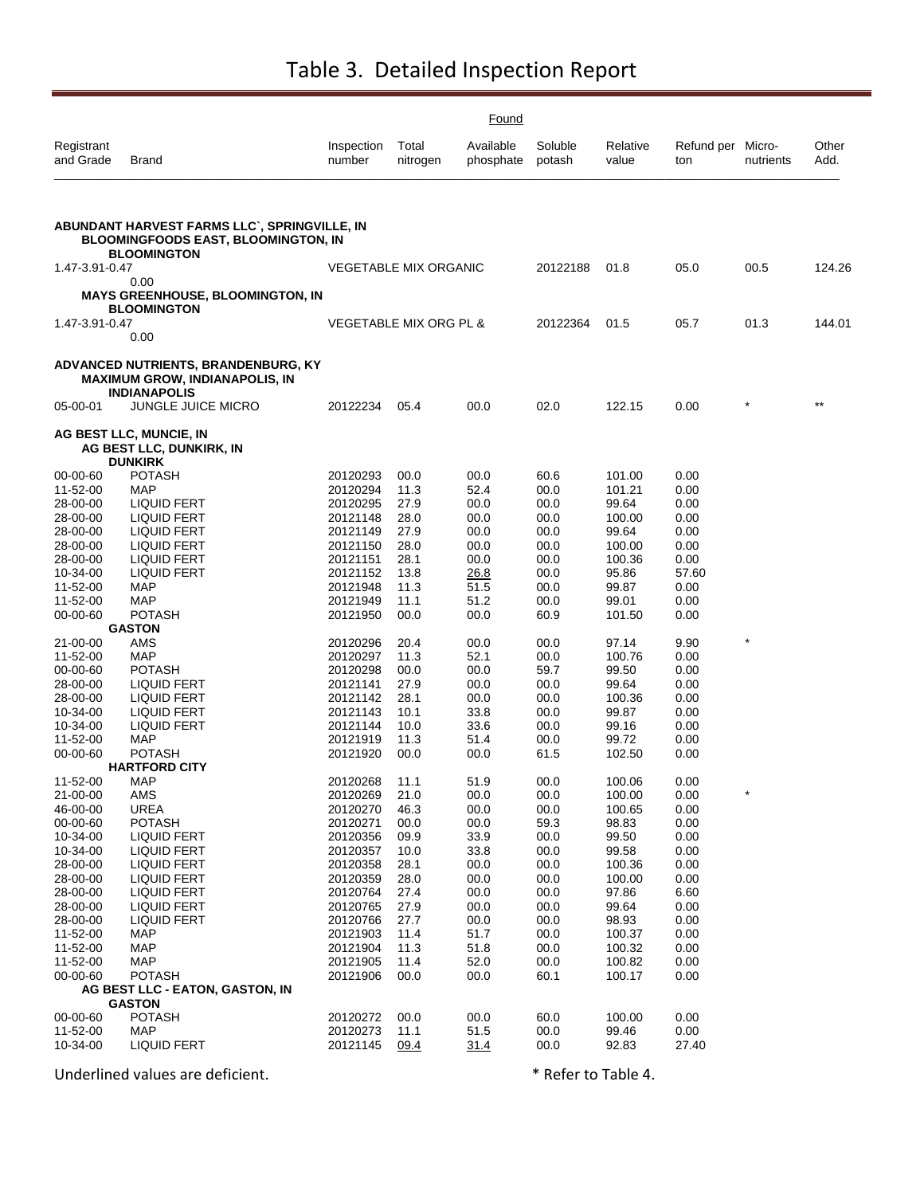# Table 3. Detailed Inspection Report

| Registrant and Grade | Brand | Inspection number | Found: Total nitrogen | Found: Available phosphate | Found: Soluble potash | Relative value | Refund per ton | Micro-nutrients | Other Add. |
|---|---|---|---|---|---|---|---|---|---|
| **ABUNDANT HARVEST FARMS LLC`, SPRINGVILLE, IN** | | | | | | | | | |
| | **BLOOMINGFOODS EAST, BLOOMINGTON, IN** | | | | | | | | |
| | **BLOOMINGTON** | | | | | | | | |
| 1.47-3.91-0.47 | VEGETABLE MIX ORGANIC | 20122188 | 01.8 | 05.0 | 00.5 | 124.26 | 0.00 | | |
| | **MAYS GREENHOUSE, BLOOMINGTON, IN** | | | | | | | | |
| | **BLOOMINGTON** | | | | | | | | |
| 1.47-3.91-0.47 | VEGETABLE MIX ORG PL & | 20122364 | 01.5 | 05.7 | 01.3 | 144.01 | 0.00 | | |
| **ADVANCED NUTRIENTS, BRANDENBURG, KY** | | | | | | | | | |
| | **MAXIMUM GROW, INDIANAPOLIS, IN** | | | | | | | | |
| | **INDIANAPOLIS** | | | | | | | | |
| 05-00-01 | JUNGLE JUICE MICRO | 20122234 | 05.4 | 00.0 | 02.0 | 122.15 | 0.00 | * | ** |
| **AG BEST LLC, MUNCIE, IN** | | | | | | | | | |
| | **AG BEST LLC, DUNKIRK, IN** | | | | | | | | |
| | **DUNKIRK** | | | | | | | | |
| 00-00-60 | POTASH | 20120293 | 00.0 | 00.0 | 60.6 | 101.00 | 0.00 | | |
| 11-52-00 | MAP | 20120294 | 11.3 | 52.4 | 00.0 | 101.21 | 0.00 | | |
| 28-00-00 | LIQUID FERT | 20120295 | 27.9 | 00.0 | 00.0 | 99.64 | 0.00 | | |
| 28-00-00 | LIQUID FERT | 20121148 | 28.0 | 00.0 | 00.0 | 100.00 | 0.00 | | |
| 28-00-00 | LIQUID FERT | 20121149 | 27.9 | 00.0 | 00.0 | 99.64 | 0.00 | | |
| 28-00-00 | LIQUID FERT | 20121150 | 28.0 | 00.0 | 00.0 | 100.00 | 0.00 | | |
| 28-00-00 | LIQUID FERT | 20121151 | 28.1 | 00.0 | 00.0 | 100.36 | 0.00 | | |
| 10-34-00 | LIQUID FERT | 20121152 | 13.8 | <u>26.8</u> | 00.0 | 95.86 | 57.60 | | |
| 11-52-00 | MAP | 20121948 | 11.3 | 51.5 | 00.0 | 99.87 | 0.00 | | |
| 11-52-00 | MAP | 20121949 | 11.1 | 51.2 | 00.0 | 99.01 | 0.00 | | |
| 00-00-60 | POTASH | 20121950 | 00.0 | 00.0 | 60.9 | 101.50 | 0.00 | | |
| | **GASTON** | | | | | | | | |
| 21-00-00 | AMS | 20120296 | 20.4 | 00.0 | 00.0 | 97.14 | 9.90 | * | |
| 11-52-00 | MAP | 20120297 | 11.3 | 52.1 | 00.0 | 100.76 | 0.00 | | |
| 00-00-60 | POTASH | 20120298 | 00.0 | 00.0 | 59.7 | 99.50 | 0.00 | | |
| 28-00-00 | LIQUID FERT | 20121141 | 27.9 | 00.0 | 00.0 | 99.64 | 0.00 | | |
| 28-00-00 | LIQUID FERT | 20121142 | 28.1 | 00.0 | 00.0 | 100.36 | 0.00 | | |
| 10-34-00 | LIQUID FERT | 20121143 | 10.1 | 33.8 | 00.0 | 99.87 | 0.00 | | |
| 10-34-00 | LIQUID FERT | 20121144 | 10.0 | 33.6 | 00.0 | 99.16 | 0.00 | | |
| 11-52-00 | MAP | 20121919 | 11.3 | 51.4 | 00.0 | 99.72 | 0.00 | | |
| 00-00-60 | POTASH | 20121920 | 00.0 | 00.0 | 61.5 | 102.50 | 0.00 | | |
| | **HARTFORD CITY** | | | | | | | | |
| 11-52-00 | MAP | 20120268 | 11.1 | 51.9 | 00.0 | 100.06 | 0.00 | | |
| 21-00-00 | AMS | 20120269 | 21.0 | 00.0 | 00.0 | 100.00 | 0.00 | * | |
| 46-00-00 | UREA | 20120270 | 46.3 | 00.0 | 00.0 | 100.65 | 0.00 | | |
| 00-00-60 | POTASH | 20120271 | 00.0 | 00.0 | 59.3 | 98.83 | 0.00 | | |
| 10-34-00 | LIQUID FERT | 20120356 | 09.9 | 33.9 | 00.0 | 99.50 | 0.00 | | |
| 10-34-00 | LIQUID FERT | 20120357 | 10.0 | 33.8 | 00.0 | 99.58 | 0.00 | | |
| 28-00-00 | LIQUID FERT | 20120358 | 28.1 | 00.0 | 00.0 | 100.36 | 0.00 | | |
| 28-00-00 | LIQUID FERT | 20120359 | 28.0 | 00.0 | 00.0 | 100.00 | 0.00 | | |
| 28-00-00 | LIQUID FERT | 20120764 | 27.4 | 00.0 | 00.0 | 97.86 | 6.60 | | |
| 28-00-00 | LIQUID FERT | 20120765 | 27.9 | 00.0 | 00.0 | 99.64 | 0.00 | | |
| 28-00-00 | LIQUID FERT | 20120766 | 27.7 | 00.0 | 00.0 | 98.93 | 0.00 | | |
| 11-52-00 | MAP | 20121903 | 11.4 | 51.7 | 00.0 | 100.37 | 0.00 | | |
| 11-52-00 | MAP | 20121904 | 11.3 | 51.8 | 00.0 | 100.32 | 0.00 | | |
| 11-52-00 | MAP | 20121905 | 11.4 | 52.0 | 00.0 | 100.82 | 0.00 | | |
| 00-00-60 | POTASH | 20121906 | 00.0 | 00.0 | 60.1 | 100.17 | 0.00 | | |
| | **AG BEST LLC - EATON, GASTON, IN** | | | | | | | | |
| | **GASTON** | | | | | | | | |
| 00-00-60 | POTASH | 20120272 | 00.0 | 00.0 | 60.0 | 100.00 | 0.00 | | |
| 11-52-00 | MAP | 20120273 | 11.1 | 51.5 | 00.0 | 99.46 | 0.00 | | |
| 10-34-00 | LIQUID FERT | 20121145 | <u>09.4</u> | <u>31.4</u> | 00.0 | 92.83 | 27.40 | | |

Underlined values are deficient.

* Refer to Table 4.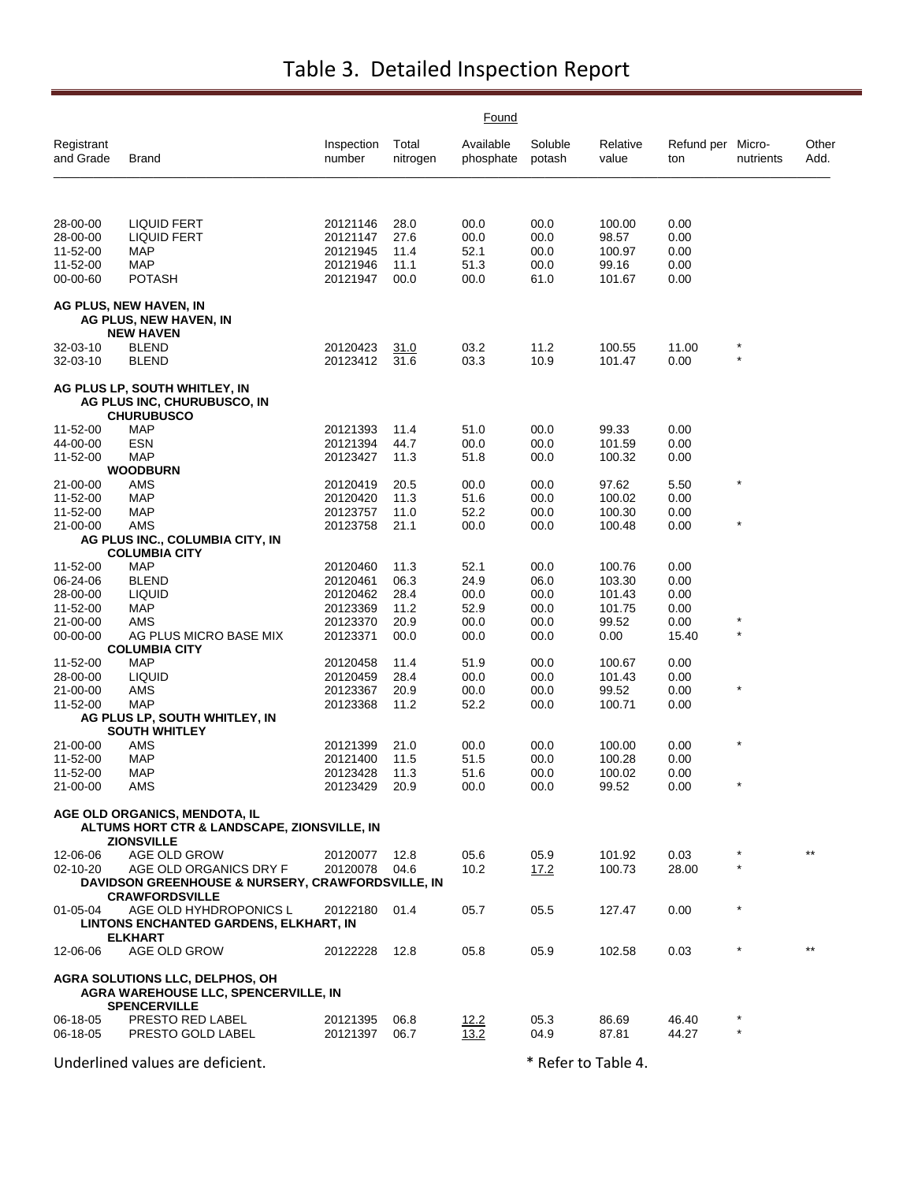# Table 3. Detailed Inspection Report

| Registrant and Grade | Brand | Inspection number | Found: Total nitrogen | Found: Available phosphate | Found: Soluble potash | Relative value | Refund per ton | Micro-nutrients | Other Add. |
|---|---|---|---|---|---|---|---|---|---|
| 28-00-00 | LIQUID FERT | 20121146 | 28.0 | 00.0 | 00.0 | 100.00 | 0.00 | | |
| 28-00-00 | LIQUID FERT | 20121147 | 27.6 | 00.0 | 00.0 | 98.57 | 0.00 | | |
| 11-52-00 | MAP | 20121945 | 11.4 | 52.1 | 00.0 | 100.97 | 0.00 | | |
| 11-52-00 | MAP | 20121946 | 11.1 | 51.3 | 00.0 | 99.16 | 0.00 | | |
| 00-00-60 | POTASH | 20121947 | 00.0 | 00.0 | 61.0 | 101.67 | 0.00 | | |
| **AG PLUS, NEW HAVEN, IN** | | | | | | | | | |
| | **AG PLUS, NEW HAVEN, IN** | | | | | | | | |
| | **NEW HAVEN** | | | | | | | | |
| 32-03-10 | BLEND | 20120423 | <u>31.0</u> | 03.2 | 11.2 | 100.55 | 11.00 | * | |
| 32-03-10 | BLEND | 20123412 | 31.6 | 03.3 | 10.9 | 101.47 | 0.00 | * | |
| **AG PLUS LP, SOUTH WHITLEY, IN** | | | | | | | | | |
| | **AG PLUS INC, CHURUBUSCO, IN** | | | | | | | | |
| | **CHURUBUSCO** | | | | | | | | |
| 11-52-00 | MAP | 20121393 | 11.4 | 51.0 | 00.0 | 99.33 | 0.00 | | |
| 44-00-00 | ESN | 20121394 | 44.7 | 00.0 | 00.0 | 101.59 | 0.00 | | |
| 11-52-00 | MAP | 20123427 | 11.3 | 51.8 | 00.0 | 100.32 | 0.00 | | |
| | **WOODBURN** | | | | | | | | |
| 21-00-00 | AMS | 20120419 | 20.5 | 00.0 | 00.0 | 97.62 | 5.50 | * | |
| 11-52-00 | MAP | 20120420 | 11.3 | 51.6 | 00.0 | 100.02 | 0.00 | | |
| 11-52-00 | MAP | 20123757 | 11.0 | 52.2 | 00.0 | 100.30 | 0.00 | | |
| 21-00-00 | AMS | 20123758 | 21.1 | 00.0 | 00.0 | 100.48 | 0.00 | * | |
| | **AG PLUS INC., COLUMBIA CITY, IN** | | | | | | | | |
| | **COLUMBIA CITY** | | | | | | | | |
| 11-52-00 | MAP | 20120460 | 11.3 | 52.1 | 00.0 | 100.76 | 0.00 | | |
| 06-24-06 | BLEND | 20120461 | 06.3 | 24.9 | 06.0 | 103.30 | 0.00 | | |
| 28-00-00 | LIQUID | 20120462 | 28.4 | 00.0 | 00.0 | 101.43 | 0.00 | | |
| 11-52-00 | MAP | 20123369 | 11.2 | 52.9 | 00.0 | 101.75 | 0.00 | | |
| 21-00-00 | AMS | 20123370 | 20.9 | 00.0 | 00.0 | 99.52 | 0.00 | * | |
| 00-00-00 | AG PLUS MICRO BASE MIX | 20123371 | 00.0 | 00.0 | 00.0 | 0.00 | 15.40 | * | |
| | **COLUMBIA CITY** | | | | | | | | |
| 11-52-00 | MAP | 20120458 | 11.4 | 51.9 | 00.0 | 100.67 | 0.00 | | |
| 28-00-00 | LIQUID | 20120459 | 28.4 | 00.0 | 00.0 | 101.43 | 0.00 | | |
| 21-00-00 | AMS | 20123367 | 20.9 | 00.0 | 00.0 | 99.52 | 0.00 | * | |
| 11-52-00 | MAP | 20123368 | 11.2 | 52.2 | 00.0 | 100.71 | 0.00 | | |
| | **AG PLUS LP, SOUTH WHITLEY, IN** | | | | | | | | |
| | **SOUTH WHITLEY** | | | | | | | | |
| 21-00-00 | AMS | 20121399 | 21.0 | 00.0 | 00.0 | 100.00 | 0.00 | * | |
| 11-52-00 | MAP | 20121400 | 11.5 | 51.5 | 00.0 | 100.28 | 0.00 | | |
| 11-52-00 | MAP | 20123428 | 11.3 | 51.6 | 00.0 | 100.02 | 0.00 | | |
| 21-00-00 | AMS | 20123429 | 20.9 | 00.0 | 00.0 | 99.52 | 0.00 | * | |
| **AGE OLD ORGANICS, MENDOTA, IL** | | | | | | | | | |
| | **ALTUMS HORT CTR & LANDSCAPE, ZIONSVILLE, IN** | | | | | | | | |
| | **ZIONSVILLE** | | | | | | | | |
| 12-06-06 | AGE OLD GROW | 20120077 | 12.8 | 05.6 | 05.9 | 101.92 | 0.03 | * | ** |
| 02-10-20 | AGE OLD ORGANICS DRY F | 20120078 | 04.6 | 10.2 | <u>17.2</u> | 100.73 | 28.00 | * | |
| | **DAVIDSON GREENHOUSE & NURSERY, CRAWFORDSVILLE, IN** | | | | | | | | |
| | **CRAWFORDSVILLE** | | | | | | | | |
| 01-05-04 | AGE OLD HYHDROPONICS L | 20122180 | 01.4 | 05.7 | 05.5 | 127.47 | 0.00 | * | |
| | **LINTONS ENCHANTED GARDENS, ELKHART, IN** | | | | | | | | |
| | **ELKHART** | | | | | | | | |
| 12-06-06 | AGE OLD GROW | 20122228 | 12.8 | 05.8 | 05.9 | 102.58 | 0.03 | * | ** |
| **AGRA SOLUTIONS LLC, DELPHOS, OH** | | | | | | | | | |
| | **AGRA WAREHOUSE LLC, SPENCERVILLE, IN** | | | | | | | | |
| | **SPENCERVILLE** | | | | | | | | |
| 06-18-05 | PRESTO RED LABEL | 20121395 | 06.8 | <u>12.2</u> | 05.3 | 86.69 | 46.40 | * | |
| 06-18-05 | PRESTO GOLD LABEL | 20121397 | 06.7 | <u>13.2</u> | 04.9 | 87.81 | 44.27 | * | |

Underlined values are deficient. * Refer to Table 4.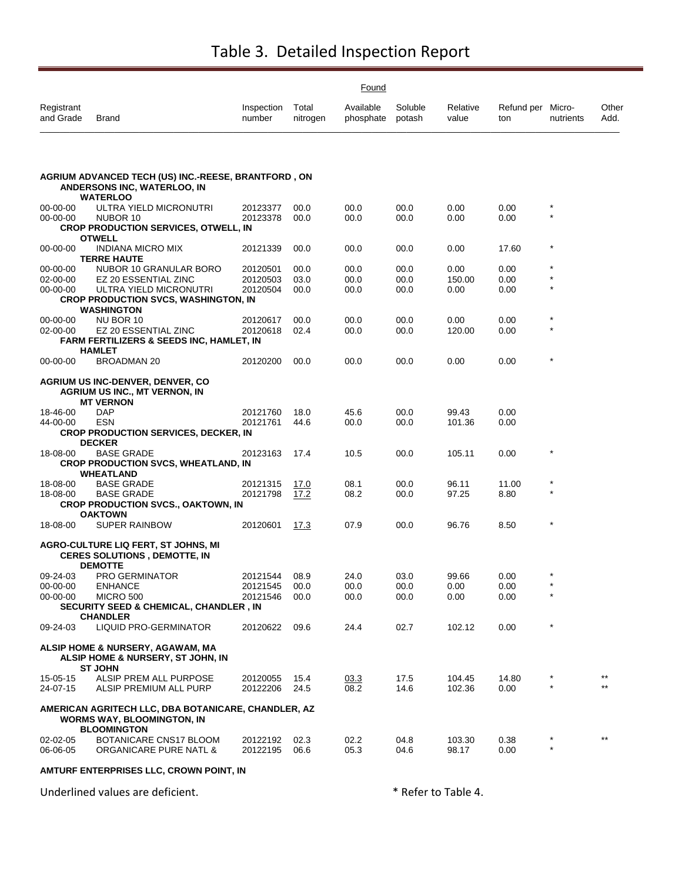# Table 3. Detailed Inspection Report

| Registrant and Grade | Brand | Inspection number | Found Total nitrogen | Available phosphate | Soluble potash | Relative value | Refund per ton | Micro-nutrients | Other Add. |
|---|---|---|---|---|---|---|---|---|---|
| **AGRIUM ADVANCED TECH (US) INC.-REESE, BRANTFORD , ON** | | | | | | | | | |
| | **ANDERSONS INC, WATERLOO, IN** | | | | | | | | |
| | **WATERLOO** | | | | | | | | |
| 00-00-00 | ULTRA YIELD MICRONUTRI | 20123377 | 00.0 | 00.0 | 00.0 | 0.00 | 0.00 | * | |
| 00-00-00 | NUBOR 10 | 20123378 | 00.0 | 00.0 | 00.0 | 0.00 | 0.00 | * | |
| | **CROP PRODUCTION SERVICES, OTWELL, IN** | | | | | | | | |
| | **OTWELL** | | | | | | | | |
| 00-00-00 | INDIANA MICRO MIX | 20121339 | 00.0 | 00.0 | 00.0 | 0.00 | 17.60 | * | |
| | **TERRE HAUTE** | | | | | | | | |
| 00-00-00 | NUBOR 10 GRANULAR BORO | 20120501 | 00.0 | 00.0 | 00.0 | 0.00 | 0.00 | * | |
| 02-00-00 | EZ 20 ESSENTIAL ZINC | 20120503 | 03.0 | 00.0 | 00.0 | 150.00 | 0.00 | * | |
| 00-00-00 | ULTRA YIELD MICRONUTRI | 20120504 | 00.0 | 00.0 | 00.0 | 0.00 | 0.00 | * | |
| | **CROP PRODUCTION SVCS, WASHINGTON, IN** | | | | | | | | |
| | **WASHINGTON** | | | | | | | | |
| 00-00-00 | NU BOR 10 | 20120617 | 00.0 | 00.0 | 00.0 | 0.00 | 0.00 | * | |
| 02-00-00 | EZ 20 ESSENTIAL ZINC | 20120618 | 02.4 | 00.0 | 00.0 | 120.00 | 0.00 | * | |
| | **FARM FERTILIZERS & SEEDS INC, HAMLET, IN** | | | | | | | | |
| | **HAMLET** | | | | | | | | |
| 00-00-00 | BROADMAN 20 | 20120200 | 00.0 | 00.0 | 00.0 | 0.00 | 0.00 | * | |
| **AGRIUM US INC-DENVER, DENVER, CO** | | | | | | | | | |
| | **AGRIUM US INC., MT VERNON, IN** | | | | | | | | |
| | **MT VERNON** | | | | | | | | |
| 18-46-00 | DAP | 20121760 | 18.0 | 45.6 | 00.0 | 99.43 | 0.00 | | |
| 44-00-00 | ESN | 20121761 | 44.6 | 00.0 | 00.0 | 101.36 | 0.00 | | |
| | **CROP PRODUCTION SERVICES, DECKER, IN** | | | | | | | | |
| | **DECKER** | | | | | | | | |
| 18-08-00 | BASE GRADE | 20123163 | 17.4 | 10.5 | 00.0 | 105.11 | 0.00 | * | |
| | **CROP PRODUCTION SVCS, WHEATLAND, IN** | | | | | | | | |
| | **WHEATLAND** | | | | | | | | |
| 18-08-00 | BASE GRADE | 20121315 | <u>17.0</u> | 08.1 | 00.0 | 96.11 | 11.00 | * | |
| 18-08-00 | BASE GRADE | 20121798 | <u>17.2</u> | 08.2 | 00.0 | 97.25 | 8.80 | * | |
| | **CROP PRODUCTION SVCS., OAKTOWN, IN** | | | | | | | | |
| | **OAKTOWN** | | | | | | | | |
| 18-08-00 | SUPER RAINBOW | 20120601 | <u>17.3</u> | 07.9 | 00.0 | 96.76 | 8.50 | * | |
| **AGRO-CULTURE LIQ FERT, ST JOHNS, MI** | | | | | | | | | |
| | **CERES SOLUTIONS , DEMOTTE, IN** | | | | | | | | |
| | **DEMOTTE** | | | | | | | | |
| 09-24-03 | PRO GERMINATOR | 20121544 | 08.9 | 24.0 | 03.0 | 99.66 | 0.00 | * | |
| 00-00-00 | ENHANCE | 20121545 | 00.0 | 00.0 | 00.0 | 0.00 | 0.00 | * | |
| 00-00-00 | MICRO 500 | 20121546 | 00.0 | 00.0 | 00.0 | 0.00 | 0.00 | * | |
| | **SECURITY SEED & CHEMICAL, CHANDLER , IN** | | | | | | | | |
| | **CHANDLER** | | | | | | | | |
| 09-24-03 | LIQUID PRO-GERMINATOR | 20120622 | 09.6 | 24.4 | 02.7 | 102.12 | 0.00 | * | |
| **ALSIP HOME & NURSERY, AGAWAM, MA** | | | | | | | | | |
| | **ALSIP HOME & NURSERY, ST JOHN, IN** | | | | | | | | |
| | **ST JOHN** | | | | | | | | |
| 15-05-15 | ALSIP PREM ALL PURPOSE | 20120055 | 15.4 | <u>03.3</u> | 17.5 | 104.45 | 14.80 | * | ** |
| 24-07-15 | ALSIP PREMIUM ALL PURP | 20122206 | 24.5 | 08.2 | 14.6 | 102.36 | 0.00 | * | ** |
| **AMERICAN AGRITECH LLC, DBA BOTANICARE, CHANDLER, AZ** | | | | | | | | | |
| | **WORMS WAY, BLOOMINGTON, IN** | | | | | | | | |
| | **BLOOMINGTON** | | | | | | | | |
| 02-02-05 | BOTANICARE CNS17 BLOOM | 20122192 | 02.3 | 02.2 | 04.8 | 103.30 | 0.38 | * | ** |
| 06-06-05 | ORGANICARE PURE NATL & | 20122195 | 06.6 | 05.3 | 04.6 | 98.17 | 0.00 | * | |
| **AMTURF ENTERPRISES LLC, CROWN POINT, IN** | | | | | | | | | |

Underlined values are deficient.

* Refer to Table 4.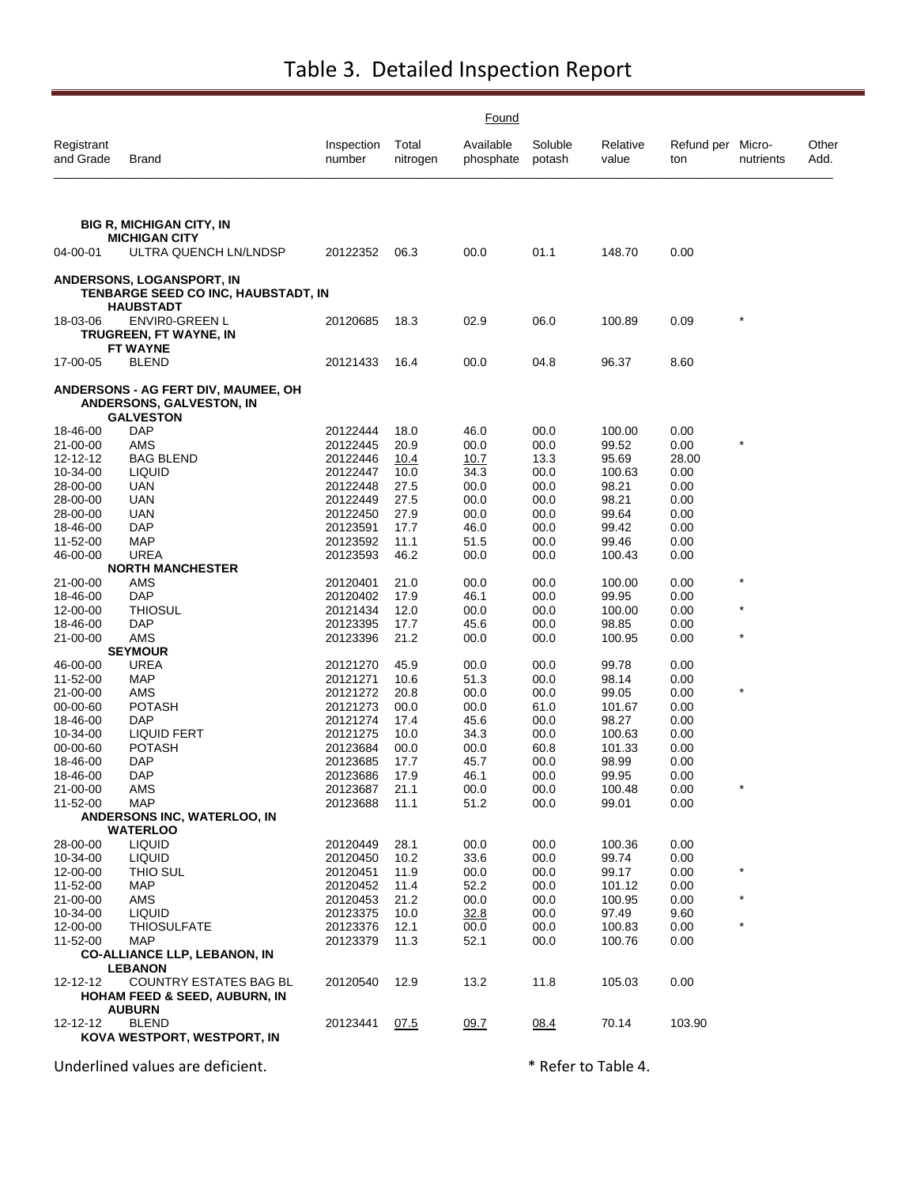# Table 3. Detailed Inspection Report

| Registrant and Grade | Brand | Inspection number | Found Total nitrogen | Found Available phosphate | Found Soluble potash | Found Relative value | Found Refund per ton | Found Micro-nutrients | Found Other Add. |
|---|---|---|---|---|---|---|---|---|---|
| **BIG R, MICHIGAN CITY, IN** | | | | | | | | | |
| | **MICHIGAN CITY** | | | | | | | | |
| 04-00-01 | ULTRA QUENCH LN/LNDSP | 20122352 | 06.3 | 00.0 | 01.1 | 148.70 | 0.00 | | |
| **ANDERSONS, LOGANSPORT, IN** | | | | | | | | | |
| | **TENBARGE SEED CO INC, HAUBSTADT, IN** | | | | | | | | |
| | **HAUBSTADT** | | | | | | | | |
| 18-03-06 | ENVIR0-GREEN L | 20120685 | 18.3 | 02.9 | 06.0 | 100.89 | 0.09 | * | |
| | **TRUGREEN, FT WAYNE, IN** | | | | | | | | |
| | **FT WAYNE** | | | | | | | | |
| 17-00-05 | BLEND | 20121433 | 16.4 | 00.0 | 04.8 | 96.37 | 8.60 | | |
| **ANDERSONS - AG FERT DIV, MAUMEE, OH** | | | | | | | | | |
| | **ANDERSONS, GALVESTON, IN** | | | | | | | | |
| | **GALVESTON** | | | | | | | | |
| 18-46-00 | DAP | 20122444 | 18.0 | 46.0 | 00.0 | 100.00 | 0.00 | | |
| 21-00-00 | AMS | 20122445 | 20.9 | 00.0 | 00.0 | 99.52 | 0.00 | * | |
| 12-12-12 | BAG BLEND | 20122446 | <u>10.4</u> | <u>10.7</u> | 13.3 | 95.69 | 28.00 | | |
| 10-34-00 | LIQUID | 20122447 | 10.0 | 34.3 | 00.0 | 100.63 | 0.00 | | |
| 28-00-00 | UAN | 20122448 | 27.5 | 00.0 | 00.0 | 98.21 | 0.00 | | |
| 28-00-00 | UAN | 20122449 | 27.5 | 00.0 | 00.0 | 98.21 | 0.00 | | |
| 28-00-00 | UAN | 20122450 | 27.9 | 00.0 | 00.0 | 99.64 | 0.00 | | |
| 18-46-00 | DAP | 20123591 | 17.7 | 46.0 | 00.0 | 99.42 | 0.00 | | |
| 11-52-00 | MAP | 20123592 | 11.1 | 51.5 | 00.0 | 99.46 | 0.00 | | |
| 46-00-00 | UREA | 20123593 | 46.2 | 00.0 | 00.0 | 100.43 | 0.00 | | |
| | **NORTH MANCHESTER** | | | | | | | | |
| 21-00-00 | AMS | 20120401 | 21.0 | 00.0 | 00.0 | 100.00 | 0.00 | * | |
| 18-46-00 | DAP | 20120402 | 17.9 | 46.1 | 00.0 | 99.95 | 0.00 | | |
| 12-00-00 | THIOSUL | 20121434 | 12.0 | 00.0 | 00.0 | 100.00 | 0.00 | * | |
| 18-46-00 | DAP | 20123395 | 17.7 | 45.6 | 00.0 | 98.85 | 0.00 | | |
| 21-00-00 | AMS | 20123396 | 21.2 | 00.0 | 00.0 | 100.95 | 0.00 | * | |
| | **SEYMOUR** | | | | | | | | |
| 46-00-00 | UREA | 20121270 | 45.9 | 00.0 | 00.0 | 99.78 | 0.00 | | |
| 11-52-00 | MAP | 20121271 | 10.6 | 51.3 | 00.0 | 98.14 | 0.00 | | |
| 21-00-00 | AMS | 20121272 | 20.8 | 00.0 | 00.0 | 99.05 | 0.00 | * | |
| 00-00-60 | POTASH | 20121273 | 00.0 | 00.0 | 61.0 | 101.67 | 0.00 | | |
| 18-46-00 | DAP | 20121274 | 17.4 | 45.6 | 00.0 | 98.27 | 0.00 | | |
| 10-34-00 | LIQUID FERT | 20121275 | 10.0 | 34.3 | 00.0 | 100.63 | 0.00 | | |
| 00-00-60 | POTASH | 20123684 | 00.0 | 00.0 | 60.8 | 101.33 | 0.00 | | |
| 18-46-00 | DAP | 20123685 | 17.7 | 45.7 | 00.0 | 98.99 | 0.00 | | |
| 18-46-00 | DAP | 20123686 | 17.9 | 46.1 | 00.0 | 99.95 | 0.00 | | |
| 21-00-00 | AMS | 20123687 | 21.1 | 00.0 | 00.0 | 100.48 | 0.00 | * | |
| 11-52-00 | MAP | 20123688 | 11.1 | 51.2 | 00.0 | 99.01 | 0.00 | | |
| | **ANDERSONS INC, WATERLOO, IN** | | | | | | | | |
| | **WATERLOO** | | | | | | | | |
| 28-00-00 | LIQUID | 20120449 | 28.1 | 00.0 | 00.0 | 100.36 | 0.00 | | |
| 10-34-00 | LIQUID | 20120450 | 10.2 | 33.6 | 00.0 | 99.74 | 0.00 | | |
| 12-00-00 | THIO SUL | 20120451 | 11.9 | 00.0 | 00.0 | 99.17 | 0.00 | * | |
| 11-52-00 | MAP | 20120452 | 11.4 | 52.2 | 00.0 | 101.12 | 0.00 | | |
| 21-00-00 | AMS | 20120453 | 21.2 | 00.0 | 00.0 | 100.95 | 0.00 | * | |
| 10-34-00 | LIQUID | 20123375 | 10.0 | <u>32.8</u> | 00.0 | 97.49 | 9.60 | | |
| 12-00-00 | THIOSULFATE | 20123376 | 12.1 | 00.0 | 00.0 | 100.83 | 0.00 | * | |
| 11-52-00 | MAP | 20123379 | 11.3 | 52.1 | 00.0 | 100.76 | 0.00 | | |
| | **CO-ALLIANCE LLP, LEBANON, IN** | | | | | | | | |
| | **LEBANON** | | | | | | | | |
| 12-12-12 | COUNTRY ESTATES BAG BL | 20120540 | 12.9 | 13.2 | 11.8 | 105.03 | 0.00 | | |
| | **HOHAM FEED & SEED, AUBURN, IN** | | | | | | | | |
| | **AUBURN** | | | | | | | | |
| 12-12-12 | BLEND | 20123441 | <u>07.5</u> | <u>09.7</u> | <u>08.4</u> | 70.14 | 103.90 | | |
| | **KOVA WESTPORT, WESTPORT, IN** | | | | | | | | |

Underlined values are deficient. * Refer to Table 4.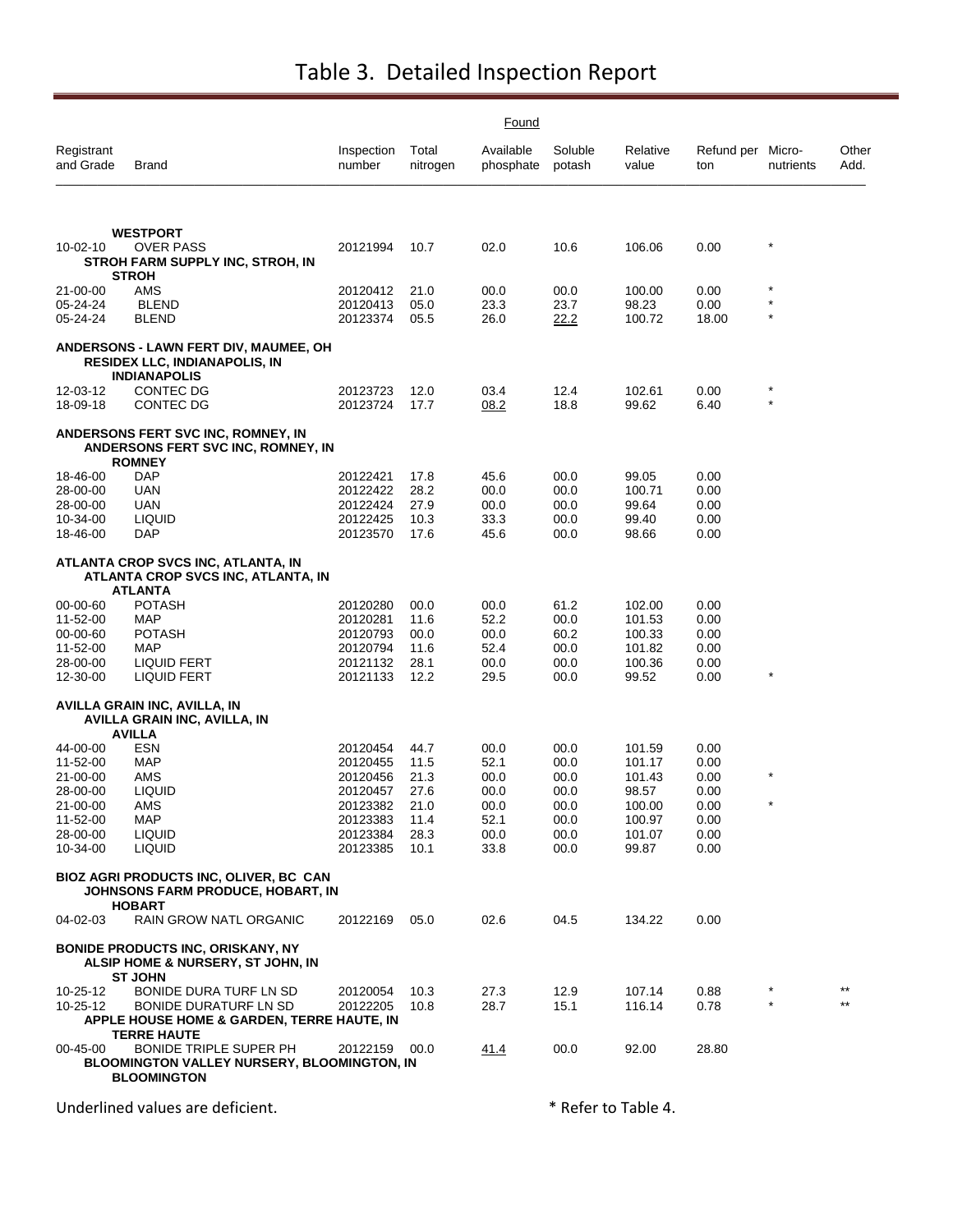# Table 3. Detailed Inspection Report

| Registrant and Grade | Brand | Inspection number | Found Total nitrogen | Found Available phosphate | Found Soluble potash | Relative value | Refund per ton | Micro-nutrients | Other Add. |
|---|---|---|---|---|---|---|---|---|---|
| | **WESTPORT** | | | | | | | | |
| 10-02-10 | OVER PASS | 20121994 | 10.7 | 02.0 | 10.6 | 106.06 | 0.00 | * | |
| | **STROH FARM SUPPLY INC, STROH, IN** | | | | | | | | |
| | **STROH** | | | | | | | | |
| 21-00-00 | AMS | 20120412 | 21.0 | 00.0 | 00.0 | 100.00 | 0.00 | * | |
| 05-24-24 | BLEND | 20120413 | 05.0 | 23.3 | 23.7 | 98.23 | 0.00 | * | |
| 05-24-24 | BLEND | 20123374 | 05.5 | 26.0 | <u>22.2</u> | 100.72 | 18.00 | * | |
| **ANDERSONS - LAWN FERT DIV, MAUMEE, OH** | | | | | | | | | |
| | **RESIDEX LLC, INDIANAPOLIS, IN** | | | | | | | | |
| | **INDIANAPOLIS** | | | | | | | | |
| 12-03-12 | CONTEC DG | 20123723 | 12.0 | 03.4 | 12.4 | 102.61 | 0.00 | * | |
| 18-09-18 | CONTEC DG | 20123724 | 17.7 | <u>08.2</u> | 18.8 | 99.62 | 6.40 | * | |
| **ANDERSONS FERT SVC INC, ROMNEY, IN** | | | | | | | | | |
| | **ANDERSONS FERT SVC INC, ROMNEY, IN** | | | | | | | | |
| | **ROMNEY** | | | | | | | | |
| 18-46-00 | DAP | 20122421 | 17.8 | 45.6 | 00.0 | 99.05 | 0.00 | | |
| 28-00-00 | UAN | 20122422 | 28.2 | 00.0 | 00.0 | 100.71 | 0.00 | | |
| 28-00-00 | UAN | 20122424 | 27.9 | 00.0 | 00.0 | 99.64 | 0.00 | | |
| 10-34-00 | LIQUID | 20122425 | 10.3 | 33.3 | 00.0 | 99.40 | 0.00 | | |
| 18-46-00 | DAP | 20123570 | 17.6 | 45.6 | 00.0 | 98.66 | 0.00 | | |
| **ATLANTA CROP SVCS INC, ATLANTA, IN** | | | | | | | | | |
| | **ATLANTA CROP SVCS INC, ATLANTA, IN** | | | | | | | | |
| | **ATLANTA** | | | | | | | | |
| 00-00-60 | POTASH | 20120280 | 00.0 | 00.0 | 61.2 | 102.00 | 0.00 | | |
| 11-52-00 | MAP | 20120281 | 11.6 | 52.2 | 00.0 | 101.53 | 0.00 | | |
| 00-00-60 | POTASH | 20120793 | 00.0 | 00.0 | 60.2 | 100.33 | 0.00 | | |
| 11-52-00 | MAP | 20120794 | 11.6 | 52.4 | 00.0 | 101.82 | 0.00 | | |
| 28-00-00 | LIQUID FERT | 20121132 | 28.1 | 00.0 | 00.0 | 100.36 | 0.00 | | |
| 12-30-00 | LIQUID FERT | 20121133 | 12.2 | 29.5 | 00.0 | 99.52 | 0.00 | * | |
| **AVILLA GRAIN INC, AVILLA, IN** | | | | | | | | | |
| | **AVILLA GRAIN INC, AVILLA, IN** | | | | | | | | |
| | **AVILLA** | | | | | | | | |
| 44-00-00 | ESN | 20120454 | 44.7 | 00.0 | 00.0 | 101.59 | 0.00 | | |
| 11-52-00 | MAP | 20120455 | 11.5 | 52.1 | 00.0 | 101.17 | 0.00 | | |
| 21-00-00 | AMS | 20120456 | 21.3 | 00.0 | 00.0 | 101.43 | 0.00 | * | |
| 28-00-00 | LIQUID | 20120457 | 27.6 | 00.0 | 00.0 | 98.57 | 0.00 | | |
| 21-00-00 | AMS | 20123382 | 21.0 | 00.0 | 00.0 | 100.00 | 0.00 | * | |
| 11-52-00 | MAP | 20123383 | 11.4 | 52.1 | 00.0 | 100.97 | 0.00 | | |
| 28-00-00 | LIQUID | 20123384 | 28.3 | 00.0 | 00.0 | 101.07 | 0.00 | | |
| 10-34-00 | LIQUID | 20123385 | 10.1 | 33.8 | 00.0 | 99.87 | 0.00 | | |
| **BIOZ AGRI PRODUCTS INC, OLIVER, BC CAN** | | | | | | | | | |
| | **JOHNSONS FARM PRODUCE, HOBART, IN** | | | | | | | | |
| | **HOBART** | | | | | | | | |
| 04-02-03 | RAIN GROW NATL ORGANIC | 20122169 | 05.0 | 02.6 | 04.5 | 134.22 | 0.00 | | |
| **BONIDE PRODUCTS INC, ORISKANY, NY** | | | | | | | | | |
| | **ALSIP HOME & NURSERY, ST JOHN, IN** | | | | | | | | |
| | **ST JOHN** | | | | | | | | |
| 10-25-12 | BONIDE DURA TURF LN SD | 20120054 | 10.3 | 27.3 | 12.9 | 107.14 | 0.88 | * | ** |
| 10-25-12 | BONIDE DURATURF LN SD | 20122205 | 10.8 | 28.7 | 15.1 | 116.14 | 0.78 | * | ** |
| | **APPLE HOUSE HOME & GARDEN, TERRE HAUTE, IN** | | | | | | | | |
| | **TERRE HAUTE** | | | | | | | | |
| 00-45-00 | BONIDE TRIPLE SUPER PH | 20122159 | 00.0 | <u>41.4</u> | 00.0 | 92.00 | 28.80 | | |
| | **BLOOMINGTON VALLEY NURSERY, BLOOMINGTON, IN** | | | | | | | | |
| | **BLOOMINGTON** | | | | | | | | |

Underlined values are deficient. * Refer to Table 4.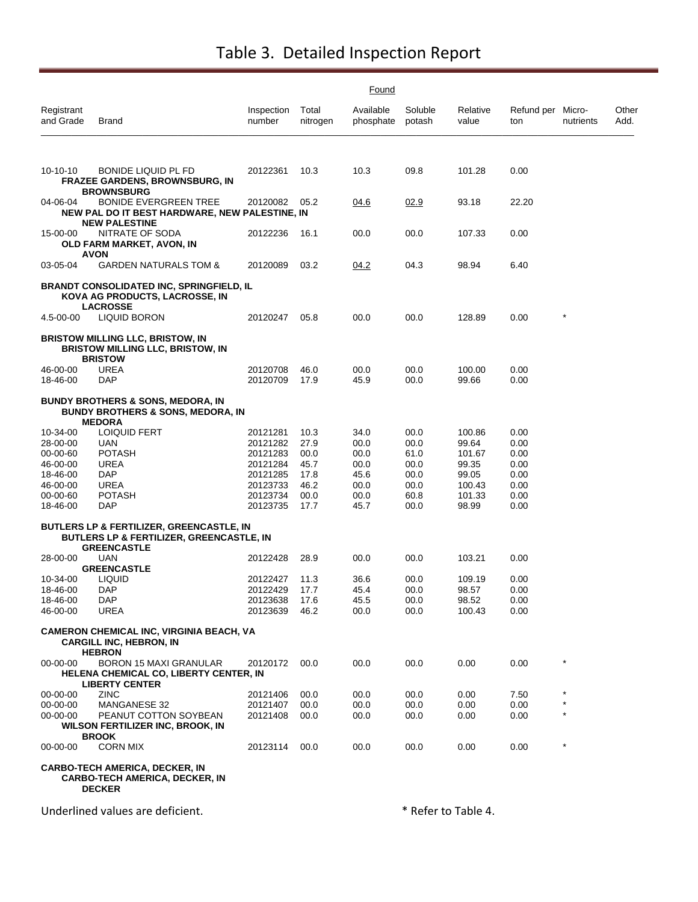# Table 3. Detailed Inspection Report

| Registrant and Grade | Brand | Inspection number | Found: Total nitrogen | Found: Available phosphate | Found: Soluble potash | Relative value | Refund per ton | Micro-nutrients | Other Add. |
|---|---|---|---|---|---|---|---|---|---|
| 10-10-10 | BONIDE LIQUID PL FD | 20122361 | 10.3 | 10.3 | 09.8 | 101.28 | 0.00 | | |
| | **FRAZEE GARDENS, BROWNSBURG, IN** | | | | | | | | |
| | **BROWNSBURG** | | | | | | | | |
| 04-06-04 | BONIDE EVERGREEN TREE | 20120082 | 05.2 | 04.6 (deficient) | 02.9 (deficient) | 93.18 | 22.20 | | |
| | **NEW PAL DO IT BEST HARDWARE, NEW PALESTINE, IN** | | | | | | | | |
| | **NEW PALESTINE** | | | | | | | | |
| 15-00-00 | NITRATE OF SODA | 20122236 | 16.1 | 00.0 | 00.0 | 107.33 | 0.00 | | |
| | **OLD FARM MARKET, AVON, IN** | | | | | | | | |
| | **AVON** | | | | | | | | |
| 03-05-04 | GARDEN NATURALS TOM & | 20120089 | 03.2 | 04.2 (deficient) | 04.3 | 98.94 | 6.40 | | |
| | **BRANDT CONSOLIDATED INC, SPRINGFIELD, IL** | | | | | | | | |
| | **KOVA AG PRODUCTS, LACROSSE, IN** | | | | | | | | |
| | **LACROSSE** | | | | | | | | |
| 4.5-00-00 | LIQUID BORON | 20120247 | 05.8 | 00.0 | 00.0 | 128.89 | 0.00 | * | |
| | **BRISTOW MILLING LLC, BRISTOW, IN** | | | | | | | | |
| | **BRISTOW MILLING LLC, BRISTOW, IN** | | | | | | | | |
| | **BRISTOW** | | | | | | | | |
| 46-00-00 | UREA | 20120708 | 46.0 | 00.0 | 00.0 | 100.00 | 0.00 | | |
| 18-46-00 | DAP | 20120709 | 17.9 | 45.9 | 00.0 | 99.66 | 0.00 | | |
| | **BUNDY BROTHERS & SONS, MEDORA, IN** | | | | | | | | |
| | **BUNDY BROTHERS & SONS, MEDORA, IN** | | | | | | | | |
| | **MEDORA** | | | | | | | | |
| 10-34-00 | LOIQUID FERT | 20121281 | 10.3 | 34.0 | 00.0 | 100.86 | 0.00 | | |
| 28-00-00 | UAN | 20121282 | 27.9 | 00.0 | 00.0 | 99.64 | 0.00 | | |
| 00-00-60 | POTASH | 20121283 | 00.0 | 00.0 | 61.0 | 101.67 | 0.00 | | |
| 46-00-00 | UREA | 20121284 | 45.7 | 00.0 | 00.0 | 99.35 | 0.00 | | |
| 18-46-00 | DAP | 20121285 | 17.8 | 45.6 | 00.0 | 99.05 | 0.00 | | |
| 46-00-00 | UREA | 20123733 | 46.2 | 00.0 | 00.0 | 100.43 | 0.00 | | |
| 00-00-60 | POTASH | 20123734 | 00.0 | 00.0 | 60.8 | 101.33 | 0.00 | | |
| 18-46-00 | DAP | 20123735 | 17.7 | 45.7 | 00.0 | 98.99 | 0.00 | | |
| | **BUTLERS LP & FERTILIZER, GREENCASTLE, IN** | | | | | | | | |
| | **BUTLERS LP & FERTILIZER, GREENCASTLE, IN** | | | | | | | | |
| | **GREENCASTLE** | | | | | | | | |
| 28-00-00 | UAN | 20122428 | 28.9 | 00.0 | 00.0 | 103.21 | 0.00 | | |
| | **GREENCASTLE** | | | | | | | | |
| 10-34-00 | LIQUID | 20122427 | 11.3 | 36.6 | 00.0 | 109.19 | 0.00 | | |
| 18-46-00 | DAP | 20122429 | 17.7 | 45.4 | 00.0 | 98.57 | 0.00 | | |
| 18-46-00 | DAP | 20123638 | 17.6 | 45.5 | 00.0 | 98.52 | 0.00 | | |
| 46-00-00 | UREA | 20123639 | 46.2 | 00.0 | 00.0 | 100.43 | 0.00 | | |
| | **CAMERON CHEMICAL INC, VIRGINIA BEACH, VA** | | | | | | | | |
| | **CARGILL INC, HEBRON, IN** | | | | | | | | |
| | **HEBRON** | | | | | | | | |
| 00-00-00 | BORON 15 MAXI GRANULAR | 20120172 | 00.0 | 00.0 | 00.0 | 0.00 | 0.00 | * | |
| | **HELENA CHEMICAL CO, LIBERTY CENTER, IN** | | | | | | | | |
| | **LIBERTY CENTER** | | | | | | | | |
| 00-00-00 | ZINC | 20121406 | 00.0 | 00.0 | 00.0 | 0.00 | 7.50 | * | |
| 00-00-00 | MANGANESE 32 | 20121407 | 00.0 | 00.0 | 00.0 | 0.00 | 0.00 | * | |
| 00-00-00 | PEANUT COTTON SOYBEAN | 20121408 | 00.0 | 00.0 | 00.0 | 0.00 | 0.00 | * | |
| | **WILSON FERTILIZER INC, BROOK, IN** | | | | | | | | |
| | **BROOK** | | | | | | | | |
| 00-00-00 | CORN MIX | 20123114 | 00.0 | 00.0 | 00.0 | 0.00 | 0.00 | * | |
| | **CARBO-TECH AMERICA, DECKER, IN** | | | | | | | | |
| | **CARBO-TECH AMERICA, DECKER, IN** | | | | | | | | |
| | **DECKER** | | | | | | | | |

Underlined values are deficient. * Refer to Table 4.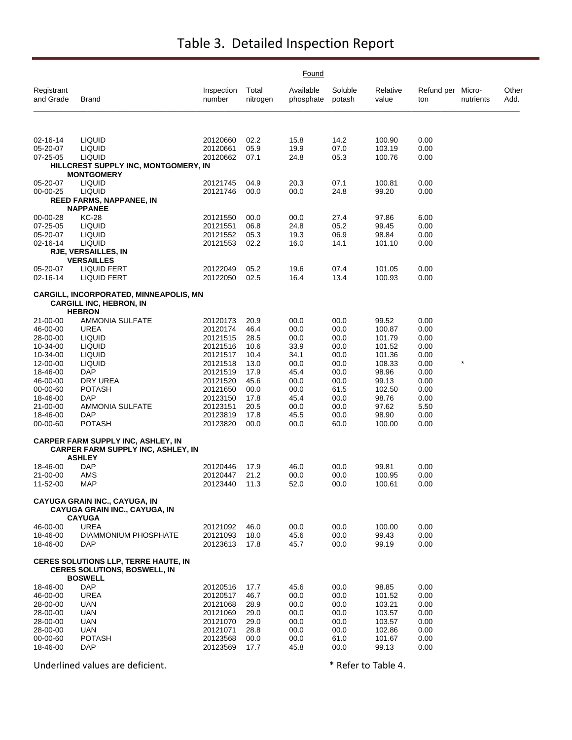# Table 3. Detailed Inspection Report

| Registrant and Grade | Brand | Inspection number | Found Total nitrogen | Found Available phosphate | Found Soluble potash | Relative value | Refund per ton | Micro-nutrients | Other Add. |
|---|---|---|---|---|---|---|---|---|---|
| 02-16-14 | LIQUID | 20120660 | 02.2 | 15.8 | 14.2 | 100.90 | 0.00 | | |
| 05-20-07 | LIQUID | 20120661 | 05.9 | 19.9 | 07.0 | 103.19 | 0.00 | | |
| 07-25-05 | LIQUID | 20120662 | 07.1 | 24.8 | 05.3 | 100.76 | 0.00 | | |
| | **HILLCREST SUPPLY INC, MONTGOMERY, IN** | | | | | | | | |
| | **MONTGOMERY** | | | | | | | | |
| 05-20-07 | LIQUID | 20121745 | 04.9 | 20.3 | 07.1 | 100.81 | 0.00 | | |
| 00-00-25 | LIQUID | 20121746 | 00.0 | 00.0 | 24.8 | 99.20 | 0.00 | | |
| | **REED FARMS, NAPPANEE, IN** | | | | | | | | |
| | **NAPPANEE** | | | | | | | | |
| 00-00-28 | KC-28 | 20121550 | 00.0 | 00.0 | 27.4 | 97.86 | 6.00 | | |
| 07-25-05 | LIQUID | 20121551 | 06.8 | 24.8 | 05.2 | 99.45 | 0.00 | | |
| 05-20-07 | LIQUID | 20121552 | 05.3 | 19.3 | 06.9 | 98.84 | 0.00 | | |
| 02-16-14 | LIQUID | 20121553 | 02.2 | 16.0 | 14.1 | 101.10 | 0.00 | | |
| | **RJE, VERSAILLES, IN** | | | | | | | | |
| | **VERSAILLES** | | | | | | | | |
| 05-20-07 | LIQUID FERT | 20122049 | 05.2 | 19.6 | 07.4 | 101.05 | 0.00 | | |
| 02-16-14 | LIQUID FERT | 20122050 | 02.5 | 16.4 | 13.4 | 100.93 | 0.00 | | |
| **CARGILL, INCORPORATED, MINNEAPOLIS, MN** | | | | | | | | | |
| | **CARGILL INC, HEBRON, IN** | | | | | | | | |
| | **HEBRON** | | | | | | | | |
| 21-00-00 | AMMONIA SULFATE | 20120173 | 20.9 | 00.0 | 00.0 | 99.52 | 0.00 | | |
| 46-00-00 | UREA | 20120174 | 46.4 | 00.0 | 00.0 | 100.87 | 0.00 | | |
| 28-00-00 | LIQUID | 20121515 | 28.5 | 00.0 | 00.0 | 101.79 | 0.00 | | |
| 10-34-00 | LIQUID | 20121516 | 10.6 | 33.9 | 00.0 | 101.52 | 0.00 | | |
| 10-34-00 | LIQUID | 20121517 | 10.4 | 34.1 | 00.0 | 101.36 | 0.00 | | |
| 12-00-00 | LIQUID | 20121518 | 13.0 | 00.0 | 00.0 | 108.33 | 0.00 | * | |
| 18-46-00 | DAP | 20121519 | 17.9 | 45.4 | 00.0 | 98.96 | 0.00 | | |
| 46-00-00 | DRY UREA | 20121520 | 45.6 | 00.0 | 00.0 | 99.13 | 0.00 | | |
| 00-00-60 | POTASH | 20121650 | 00.0 | 00.0 | 61.5 | 102.50 | 0.00 | | |
| 18-46-00 | DAP | 20123150 | 17.8 | 45.4 | 00.0 | 98.76 | 0.00 | | |
| 21-00-00 | AMMONIA SULFATE | 20123151 | 20.5 | 00.0 | 00.0 | 97.62 | 5.50 | | |
| 18-46-00 | DAP | 20123819 | 17.8 | 45.5 | 00.0 | 98.90 | 0.00 | | |
| 00-00-60 | POTASH | 20123820 | 00.0 | 00.0 | 60.0 | 100.00 | 0.00 | | |
| **CARPER FARM SUPPLY INC, ASHLEY, IN** | | | | | | | | | |
| | **CARPER FARM SUPPLY INC, ASHLEY, IN** | | | | | | | | |
| | **ASHLEY** | | | | | | | | |
| 18-46-00 | DAP | 20120446 | 17.9 | 46.0 | 00.0 | 99.81 | 0.00 | | |
| 21-00-00 | AMS | 20120447 | 21.2 | 00.0 | 00.0 | 100.95 | 0.00 | | |
| 11-52-00 | MAP | 20123440 | 11.3 | 52.0 | 00.0 | 100.61 | 0.00 | | |
| **CAYUGA GRAIN INC., CAYUGA, IN** | | | | | | | | | |
| | **CAYUGA GRAIN INC., CAYUGA, IN** | | | | | | | | |
| | **CAYUGA** | | | | | | | | |
| 46-00-00 | UREA | 20121092 | 46.0 | 00.0 | 00.0 | 100.00 | 0.00 | | |
| 18-46-00 | DIAMMONIUM PHOSPHATE | 20121093 | 18.0 | 45.6 | 00.0 | 99.43 | 0.00 | | |
| 18-46-00 | DAP | 20123613 | 17.8 | 45.7 | 00.0 | 99.19 | 0.00 | | |
| **CERES SOLUTIONS LLP, TERRE HAUTE, IN** | | | | | | | | | |
| | **CERES SOLUTIONS, BOSWELL, IN** | | | | | | | | |
| | **BOSWELL** | | | | | | | | |
| 18-46-00 | DAP | 20120516 | 17.7 | 45.6 | 00.0 | 98.85 | 0.00 | | |
| 46-00-00 | UREA | 20120517 | 46.7 | 00.0 | 00.0 | 101.52 | 0.00 | | |
| 28-00-00 | UAN | 20121068 | 28.9 | 00.0 | 00.0 | 103.21 | 0.00 | | |
| 28-00-00 | UAN | 20121069 | 29.0 | 00.0 | 00.0 | 103.57 | 0.00 | | |
| 28-00-00 | UAN | 20121070 | 29.0 | 00.0 | 00.0 | 103.57 | 0.00 | | |
| 28-00-00 | UAN | 20121071 | 28.8 | 00.0 | 00.0 | 102.86 | 0.00 | | |
| 00-00-60 | POTASH | 20123568 | 00.0 | 00.0 | 61.0 | 101.67 | 0.00 | | |
| 18-46-00 | DAP | 20123569 | 17.7 | 45.8 | 00.0 | 99.13 | 0.00 | | |

Underlined values are deficient.

* Refer to Table 4.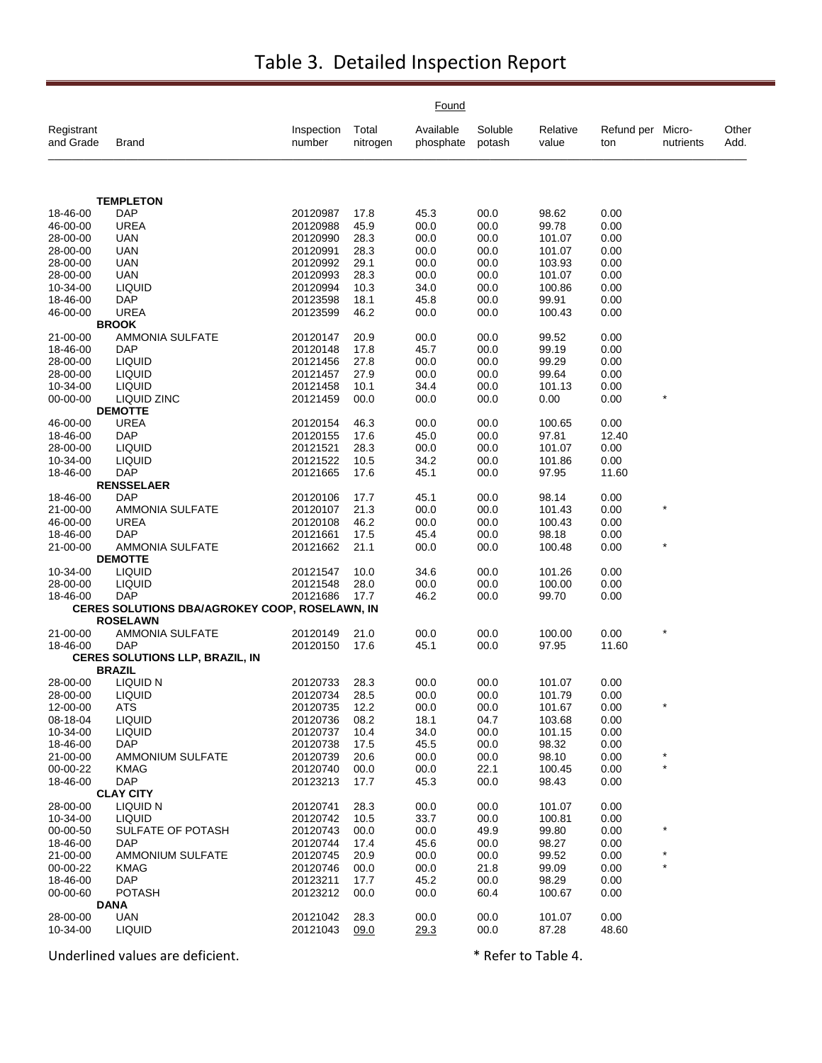# Table 3. Detailed Inspection Report

| Registrant and Grade | Brand | Inspection number | Found Total nitrogen | Found Available phosphate | Found Soluble potash | Found Relative value | Found Refund per ton | Micro-nutrients | Other Add. |
|---|---|---|---|---|---|---|---|---|---|
| | **TEMPLETON** | | | | | | | | |
| 18-46-00 | DAP | 20120987 | 17.8 | 45.3 | 00.0 | 98.62 | 0.00 | | |
| 46-00-00 | UREA | 20120988 | 45.9 | 00.0 | 00.0 | 99.78 | 0.00 | | |
| 28-00-00 | UAN | 20120990 | 28.3 | 00.0 | 00.0 | 101.07 | 0.00 | | |
| 28-00-00 | UAN | 20120991 | 28.3 | 00.0 | 00.0 | 101.07 | 0.00 | | |
| 28-00-00 | UAN | 20120992 | 29.1 | 00.0 | 00.0 | 103.93 | 0.00 | | |
| 28-00-00 | UAN | 20120993 | 28.3 | 00.0 | 00.0 | 101.07 | 0.00 | | |
| 10-34-00 | LIQUID | 20120994 | 10.3 | 34.0 | 00.0 | 100.86 | 0.00 | | |
| 18-46-00 | DAP | 20123598 | 18.1 | 45.8 | 00.0 | 99.91 | 0.00 | | |
| 46-00-00 | UREA | 20123599 | 46.2 | 00.0 | 00.0 | 100.43 | 0.00 | | |
| | **BROOK** | | | | | | | | |
| 21-00-00 | AMMONIA SULFATE | 20120147 | 20.9 | 00.0 | 00.0 | 99.52 | 0.00 | | |
| 18-46-00 | DAP | 20120148 | 17.8 | 45.7 | 00.0 | 99.19 | 0.00 | | |
| 28-00-00 | LIQUID | 20121456 | 27.8 | 00.0 | 00.0 | 99.29 | 0.00 | | |
| 28-00-00 | LIQUID | 20121457 | 27.9 | 00.0 | 00.0 | 99.64 | 0.00 | | |
| 10-34-00 | LIQUID | 20121458 | 10.1 | 34.4 | 00.0 | 101.13 | 0.00 | | |
| 00-00-00 | LIQUID ZINC | 20121459 | 00.0 | 00.0 | 00.0 | 0.00 | 0.00 | * | |
| | **DEMOTTE** | | | | | | | | |
| 46-00-00 | UREA | 20120154 | 46.3 | 00.0 | 00.0 | 100.65 | 0.00 | | |
| 18-46-00 | DAP | 20120155 | 17.6 | 45.0 | 00.0 | 97.81 | 12.40 | | |
| 28-00-00 | LIQUID | 20121521 | 28.3 | 00.0 | 00.0 | 101.07 | 0.00 | | |
| 10-34-00 | LIQUID | 20121522 | 10.5 | 34.2 | 00.0 | 101.86 | 0.00 | | |
| 18-46-00 | DAP | 20121665 | 17.6 | 45.1 | 00.0 | 97.95 | 11.60 | | |
| | **RENSSELAER** | | | | | | | | |
| 18-46-00 | DAP | 20120106 | 17.7 | 45.1 | 00.0 | 98.14 | 0.00 | | |
| 21-00-00 | AMMONIA SULFATE | 20120107 | 21.3 | 00.0 | 00.0 | 101.43 | 0.00 | * | |
| 46-00-00 | UREA | 20120108 | 46.2 | 00.0 | 00.0 | 100.43 | 0.00 | | |
| 18-46-00 | DAP | 20121661 | 17.5 | 45.4 | 00.0 | 98.18 | 0.00 | | |
| 21-00-00 | AMMONIA SULFATE | 20121662 | 21.1 | 00.0 | 00.0 | 100.48 | 0.00 | * | |
| | **DEMOTTE** | | | | | | | | |
| 10-34-00 | LIQUID | 20121547 | 10.0 | 34.6 | 00.0 | 101.26 | 0.00 | | |
| 28-00-00 | LIQUID | 20121548 | 28.0 | 00.0 | 00.0 | 100.00 | 0.00 | | |
| 18-46-00 | DAP | 20121686 | 17.7 | 46.2 | 00.0 | 99.70 | 0.00 | | |
| | **CERES SOLUTIONS DBA/AGROKEY COOP, ROSELAWN, IN** | | | | | | | | |
| | **ROSELAWN** | | | | | | | | |
| 21-00-00 | AMMONIA SULFATE | 20120149 | 21.0 | 00.0 | 00.0 | 100.00 | 0.00 | * | |
| 18-46-00 | DAP | 20120150 | 17.6 | 45.1 | 00.0 | 97.95 | 11.60 | | |
| | **CERES SOLUTIONS LLP, BRAZIL, IN** | | | | | | | | |
| | **BRAZIL** | | | | | | | | |
| 28-00-00 | LIQUID N | 20120733 | 28.3 | 00.0 | 00.0 | 101.07 | 0.00 | | |
| 28-00-00 | LIQUID | 20120734 | 28.5 | 00.0 | 00.0 | 101.79 | 0.00 | | |
| 12-00-00 | ATS | 20120735 | 12.2 | 00.0 | 00.0 | 101.67 | 0.00 | * | |
| 08-18-04 | LIQUID | 20120736 | 08.2 | 18.1 | 04.7 | 103.68 | 0.00 | | |
| 10-34-00 | LIQUID | 20120737 | 10.4 | 34.0 | 00.0 | 101.15 | 0.00 | | |
| 18-46-00 | DAP | 20120738 | 17.5 | 45.5 | 00.0 | 98.32 | 0.00 | | |
| 21-00-00 | AMMONIUM SULFATE | 20120739 | 20.6 | 00.0 | 00.0 | 98.10 | 0.00 | * | |
| 00-00-22 | KMAG | 20120740 | 00.0 | 00.0 | 22.1 | 100.45 | 0.00 | * | |
| 18-46-00 | DAP | 20123213 | 17.7 | 45.3 | 00.0 | 98.43 | 0.00 | | |
| | **CLAY CITY** | | | | | | | | |
| 28-00-00 | LIQUID N | 20120741 | 28.3 | 00.0 | 00.0 | 101.07 | 0.00 | | |
| 10-34-00 | LIQUID | 20120742 | 10.5 | 33.7 | 00.0 | 100.81 | 0.00 | | |
| 00-00-50 | SULFATE OF POTASH | 20120743 | 00.0 | 00.0 | 49.9 | 99.80 | 0.00 | * | |
| 18-46-00 | DAP | 20120744 | 17.4 | 45.6 | 00.0 | 98.27 | 0.00 | | |
| 21-00-00 | AMMONIUM SULFATE | 20120745 | 20.9 | 00.0 | 00.0 | 99.52 | 0.00 | * | |
| 00-00-22 | KMAG | 20120746 | 00.0 | 00.0 | 21.8 | 99.09 | 0.00 | * | |
| 18-46-00 | DAP | 20123211 | 17.7 | 45.2 | 00.0 | 98.29 | 0.00 | | |
| 00-00-60 | POTASH | 20123212 | 00.0 | 00.0 | 60.4 | 100.67 | 0.00 | | |
| | **DANA** | | | | | | | | |
| 28-00-00 | UAN | 20121042 | 28.3 | 00.0 | 00.0 | 101.07 | 0.00 | | |
| 10-34-00 | LIQUID | 20121043 | <u>09.0</u> | <u>29.3</u> | 00.0 | 87.28 | 48.60 | | |

Underlined values are deficient. * Refer to Table 4.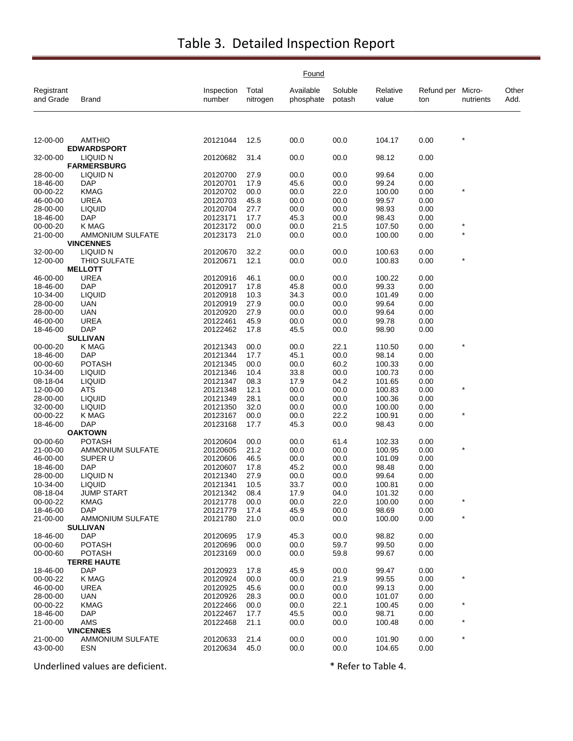# Table 3. Detailed Inspection Report

| Registrant and Grade | Brand | Inspection number | Found Total nitrogen | Available phosphate | Soluble potash | Relative value | Refund per ton | Micro-nutrients | Other Add. |
|---|---|---|---|---|---|---|---|---|---|
| 12-00-00 | AMTHIO | 20121044 | 12.5 | 00.0 | 00.0 | 104.17 | 0.00 | * | |
| | **EDWARDSPORT** | | | | | | | | |
| 32-00-00 | LIQUID N | 20120682 | 31.4 | 00.0 | 00.0 | 98.12 | 0.00 | | |
| | **FARMERSBURG** | | | | | | | | |
| 28-00-00 | LIQUID N | 20120700 | 27.9 | 00.0 | 00.0 | 99.64 | 0.00 | | |
| 18-46-00 | DAP | 20120701 | 17.9 | 45.6 | 00.0 | 99.24 | 0.00 | | |
| 00-00-22 | KMAG | 20120702 | 00.0 | 00.0 | 22.0 | 100.00 | 0.00 | * | |
| 46-00-00 | UREA | 20120703 | 45.8 | 00.0 | 00.0 | 99.57 | 0.00 | | |
| 28-00-00 | LIQUID | 20120704 | 27.7 | 00.0 | 00.0 | 98.93 | 0.00 | | |
| 18-46-00 | DAP | 20123171 | 17.7 | 45.3 | 00.0 | 98.43 | 0.00 | | |
| 00-00-20 | K MAG | 20123172 | 00.0 | 00.0 | 21.5 | 107.50 | 0.00 | * | |
| 21-00-00 | AMMONIUM SULFATE | 20123173 | 21.0 | 00.0 | 00.0 | 100.00 | 0.00 | * | |
| | **VINCENNES** | | | | | | | | |
| 32-00-00 | LIQUID N | 20120670 | 32.2 | 00.0 | 00.0 | 100.63 | 0.00 | | |
| 12-00-00 | THIO SULFATE | 20120671 | 12.1 | 00.0 | 00.0 | 100.83 | 0.00 | * | |
| | **MELLOTT** | | | | | | | | |
| 46-00-00 | UREA | 20120916 | 46.1 | 00.0 | 00.0 | 100.22 | 0.00 | | |
| 18-46-00 | DAP | 20120917 | 17.8 | 45.8 | 00.0 | 99.33 | 0.00 | | |
| 10-34-00 | LIQUID | 20120918 | 10.3 | 34.3 | 00.0 | 101.49 | 0.00 | | |
| 28-00-00 | UAN | 20120919 | 27.9 | 00.0 | 00.0 | 99.64 | 0.00 | | |
| 28-00-00 | UAN | 20120920 | 27.9 | 00.0 | 00.0 | 99.64 | 0.00 | | |
| 46-00-00 | UREA | 20122461 | 45.9 | 00.0 | 00.0 | 99.78 | 0.00 | | |
| 18-46-00 | DAP | 20122462 | 17.8 | 45.5 | 00.0 | 98.90 | 0.00 | | |
| | **SULLIVAN** | | | | | | | | |
| 00-00-20 | K MAG | 20121343 | 00.0 | 00.0 | 22.1 | 110.50 | 0.00 | * | |
| 18-46-00 | DAP | 20121344 | 17.7 | 45.1 | 00.0 | 98.14 | 0.00 | | |
| 00-00-60 | POTASH | 20121345 | 00.0 | 00.0 | 60.2 | 100.33 | 0.00 | | |
| 10-34-00 | LIQUID | 20121346 | 10.4 | 33.8 | 00.0 | 100.73 | 0.00 | | |
| 08-18-04 | LIQUID | 20121347 | 08.3 | 17.9 | 04.2 | 101.65 | 0.00 | | |
| 12-00-00 | ATS | 20121348 | 12.1 | 00.0 | 00.0 | 100.83 | 0.00 | * | |
| 28-00-00 | LIQUID | 20121349 | 28.1 | 00.0 | 00.0 | 100.36 | 0.00 | | |
| 32-00-00 | LIQUID | 20121350 | 32.0 | 00.0 | 00.0 | 100.00 | 0.00 | | |
| 00-00-22 | K MAG | 20123167 | 00.0 | 00.0 | 22.2 | 100.91 | 0.00 | * | |
| 18-46-00 | DAP | 20123168 | 17.7 | 45.3 | 00.0 | 98.43 | 0.00 | | |
| | **OAKTOWN** | | | | | | | | |
| 00-00-60 | POTASH | 20120604 | 00.0 | 00.0 | 61.4 | 102.33 | 0.00 | | |
| 21-00-00 | AMMONIUM SULFATE | 20120605 | 21.2 | 00.0 | 00.0 | 100.95 | 0.00 | * | |
| 46-00-00 | SUPER U | 20120606 | 46.5 | 00.0 | 00.0 | 101.09 | 0.00 | | |
| 18-46-00 | DAP | 20120607 | 17.8 | 45.2 | 00.0 | 98.48 | 0.00 | | |
| 28-00-00 | LIQUID N | 20121340 | 27.9 | 00.0 | 00.0 | 99.64 | 0.00 | | |
| 10-34-00 | LIQUID | 20121341 | 10.5 | 33.7 | 00.0 | 100.81 | 0.00 | | |
| 08-18-04 | JUMP START | 20121342 | 08.4 | 17.9 | 04.0 | 101.32 | 0.00 | | |
| 00-00-22 | KMAG | 20121778 | 00.0 | 00.0 | 22.0 | 100.00 | 0.00 | * | |
| 18-46-00 | DAP | 20121779 | 17.4 | 45.9 | 00.0 | 98.69 | 0.00 | | |
| 21-00-00 | AMMONIUM SULFATE | 20121780 | 21.0 | 00.0 | 00.0 | 100.00 | 0.00 | * | |
| | **SULLIVAN** | | | | | | | | |
| 18-46-00 | DAP | 20120695 | 17.9 | 45.3 | 00.0 | 98.82 | 0.00 | | |
| 00-00-60 | POTASH | 20120696 | 00.0 | 00.0 | 59.7 | 99.50 | 0.00 | | |
| 00-00-60 | POTASH | 20123169 | 00.0 | 00.0 | 59.8 | 99.67 | 0.00 | | |
| | **TERRE HAUTE** | | | | | | | | |
| 18-46-00 | DAP | 20120923 | 17.8 | 45.9 | 00.0 | 99.47 | 0.00 | | |
| 00-00-22 | K MAG | 20120924 | 00.0 | 00.0 | 21.9 | 99.55 | 0.00 | * | |
| 46-00-00 | UREA | 20120925 | 45.6 | 00.0 | 00.0 | 99.13 | 0.00 | | |
| 28-00-00 | UAN | 20120926 | 28.3 | 00.0 | 00.0 | 101.07 | 0.00 | | |
| 00-00-22 | KMAG | 20122466 | 00.0 | 00.0 | 22.1 | 100.45 | 0.00 | * | |
| 18-46-00 | DAP | 20122467 | 17.7 | 45.5 | 00.0 | 98.71 | 0.00 | | |
| 21-00-00 | AMS | 20122468 | 21.1 | 00.0 | 00.0 | 100.48 | 0.00 | * | |
| | **VINCENNES** | | | | | | | | |
| 21-00-00 | AMMONIUM SULFATE | 20120633 | 21.4 | 00.0 | 00.0 | 101.90 | 0.00 | * | |
| 43-00-00 | ESN | 20120634 | 45.0 | 00.0 | 00.0 | 104.65 | 0.00 | | |

Underlined values are deficient. * Refer to Table 4.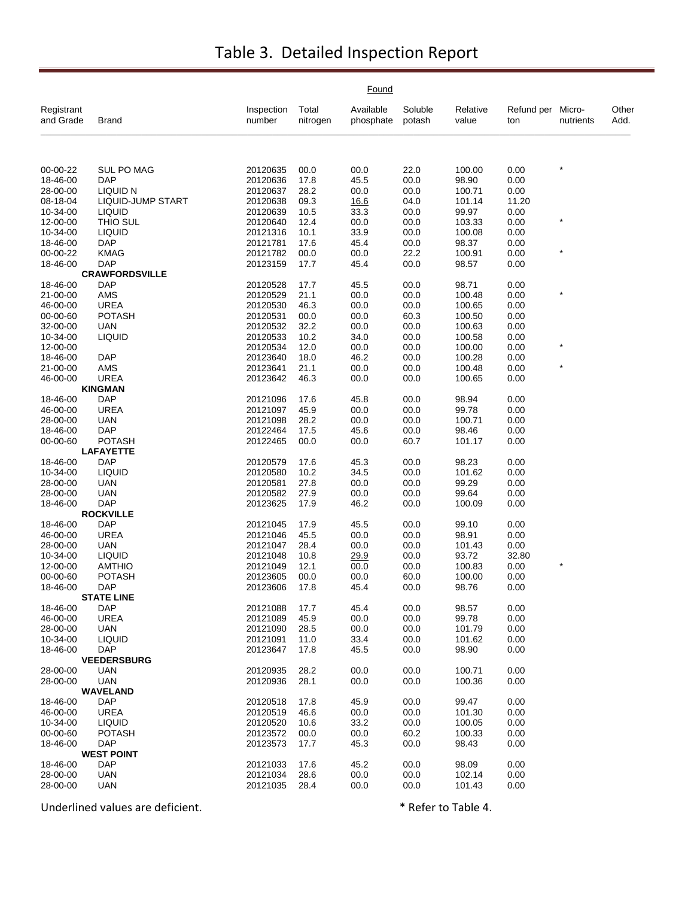# Table 3. Detailed Inspection Report

| Registrant and Grade | Brand | Inspection number | Found: Total nitrogen | Found: Available phosphate | Found: Soluble potash | Relative value | Refund per ton | Micro-nutrients | Other Add. |
|---|---|---|---|---|---|---|---|---|---|
| 00-00-22 | SUL PO MAG | 20120635 | 00.0 | 00.0 | 22.0 | 100.00 | 0.00 | * | |
| 18-46-00 | DAP | 20120636 | 17.8 | 45.5 | 00.0 | 98.90 | 0.00 | | |
| 28-00-00 | LIQUID N | 20120637 | 28.2 | 00.0 | 00.0 | 100.71 | 0.00 | | |
| 08-18-04 | LIQUID-JUMP START | 20120638 | 09.3 | <u>16.6</u> | 04.0 | 101.14 | 11.20 | | |
| 10-34-00 | LIQUID | 20120639 | 10.5 | 33.3 | 00.0 | 99.97 | 0.00 | | |
| 12-00-00 | THIO SUL | 20120640 | 12.4 | 00.0 | 00.0 | 103.33 | 0.00 | * | |
| 10-34-00 | LIQUID | 20121316 | 10.1 | 33.9 | 00.0 | 100.08 | 0.00 | | |
| 18-46-00 | DAP | 20121781 | 17.6 | 45.4 | 00.0 | 98.37 | 0.00 | | |
| 00-00-22 | KMAG | 20121782 | 00.0 | 00.0 | 22.2 | 100.91 | 0.00 | * | |
| 18-46-00 | DAP | 20123159 | 17.7 | 45.4 | 00.0 | 98.57 | 0.00 | | |
| | **CRAWFORDSVILLE** | | | | | | | | |
| 18-46-00 | DAP | 20120528 | 17.7 | 45.5 | 00.0 | 98.71 | 0.00 | | |
| 21-00-00 | AMS | 20120529 | 21.1 | 00.0 | 00.0 | 100.48 | 0.00 | * | |
| 46-00-00 | UREA | 20120530 | 46.3 | 00.0 | 00.0 | 100.65 | 0.00 | | |
| 00-00-60 | POTASH | 20120531 | 00.0 | 00.0 | 60.3 | 100.50 | 0.00 | | |
| 32-00-00 | UAN | 20120532 | 32.2 | 00.0 | 00.0 | 100.63 | 0.00 | | |
| 10-34-00 | LIQUID | 20120533 | 10.2 | 34.0 | 00.0 | 100.58 | 0.00 | | |
| 12-00-00 | | 20120534 | 12.0 | 00.0 | 00.0 | 100.00 | 0.00 | * | |
| 18-46-00 | DAP | 20123640 | 18.0 | 46.2 | 00.0 | 100.28 | 0.00 | | |
| 21-00-00 | AMS | 20123641 | 21.1 | 00.0 | 00.0 | 100.48 | 0.00 | * | |
| 46-00-00 | UREA | 20123642 | 46.3 | 00.0 | 00.0 | 100.65 | 0.00 | | |
| | **KINGMAN** | | | | | | | | |
| 18-46-00 | DAP | 20121096 | 17.6 | 45.8 | 00.0 | 98.94 | 0.00 | | |
| 46-00-00 | UREA | 20121097 | 45.9 | 00.0 | 00.0 | 99.78 | 0.00 | | |
| 28-00-00 | UAN | 20121098 | 28.2 | 00.0 | 00.0 | 100.71 | 0.00 | | |
| 18-46-00 | DAP | 20122464 | 17.5 | 45.6 | 00.0 | 98.46 | 0.00 | | |
| 00-00-60 | POTASH | 20122465 | 00.0 | 00.0 | 60.7 | 101.17 | 0.00 | | |
| | **LAFAYETTE** | | | | | | | | |
| 18-46-00 | DAP | 20120579 | 17.6 | 45.3 | 00.0 | 98.23 | 0.00 | | |
| 10-34-00 | LIQUID | 20120580 | 10.2 | 34.5 | 00.0 | 101.62 | 0.00 | | |
| 28-00-00 | UAN | 20120581 | 27.8 | 00.0 | 00.0 | 99.29 | 0.00 | | |
| 28-00-00 | UAN | 20120582 | 27.9 | 00.0 | 00.0 | 99.64 | 0.00 | | |
| 18-46-00 | DAP | 20123625 | 17.9 | 46.2 | 00.0 | 100.09 | 0.00 | | |
| | **ROCKVILLE** | | | | | | | | |
| 18-46-00 | DAP | 20121045 | 17.9 | 45.5 | 00.0 | 99.10 | 0.00 | | |
| 46-00-00 | UREA | 20121046 | 45.5 | 00.0 | 00.0 | 98.91 | 0.00 | | |
| 28-00-00 | UAN | 20121047 | 28.4 | 00.0 | 00.0 | 101.43 | 0.00 | | |
| 10-34-00 | LIQUID | 20121048 | 10.8 | <u>29.9</u> | 00.0 | 93.72 | 32.80 | | |
| 12-00-00 | AMTHIO | 20121049 | 12.1 | 00.0 | 00.0 | 100.83 | 0.00 | * | |
| 00-00-60 | POTASH | 20123605 | 00.0 | 00.0 | 60.0 | 100.00 | 0.00 | | |
| 18-46-00 | DAP | 20123606 | 17.8 | 45.4 | 00.0 | 98.76 | 0.00 | | |
| | **STATE LINE** | | | | | | | | |
| 18-46-00 | DAP | 20121088 | 17.7 | 45.4 | 00.0 | 98.57 | 0.00 | | |
| 46-00-00 | UREA | 20121089 | 45.9 | 00.0 | 00.0 | 99.78 | 0.00 | | |
| 28-00-00 | UAN | 20121090 | 28.5 | 00.0 | 00.0 | 101.79 | 0.00 | | |
| 10-34-00 | LIQUID | 20121091 | 11.0 | 33.4 | 00.0 | 101.62 | 0.00 | | |
| 18-46-00 | DAP | 20123647 | 17.8 | 45.5 | 00.0 | 98.90 | 0.00 | | |
| | **VEEDERSBURG** | | | | | | | | |
| 28-00-00 | UAN | 20120935 | 28.2 | 00.0 | 00.0 | 100.71 | 0.00 | | |
| 28-00-00 | UAN | 20120936 | 28.1 | 00.0 | 00.0 | 100.36 | 0.00 | | |
| | **WAVELAND** | | | | | | | | |
| 18-46-00 | DAP | 20120518 | 17.8 | 45.9 | 00.0 | 99.47 | 0.00 | | |
| 46-00-00 | UREA | 20120519 | 46.6 | 00.0 | 00.0 | 101.30 | 0.00 | | |
| 10-34-00 | LIQUID | 20120520 | 10.6 | 33.2 | 00.0 | 100.05 | 0.00 | | |
| 00-00-60 | POTASH | 20123572 | 00.0 | 00.0 | 60.2 | 100.33 | 0.00 | | |
| 18-46-00 | DAP | 20123573 | 17.7 | 45.3 | 00.0 | 98.43 | 0.00 | | |
| | **WEST POINT** | | | | | | | | |
| 18-46-00 | DAP | 20121033 | 17.6 | 45.2 | 00.0 | 98.09 | 0.00 | | |
| 28-00-00 | UAN | 20121034 | 28.6 | 00.0 | 00.0 | 102.14 | 0.00 | | |
| 28-00-00 | UAN | 20121035 | 28.4 | 00.0 | 00.0 | 101.43 | 0.00 | | |

Underlined values are deficient.

* Refer to Table 4.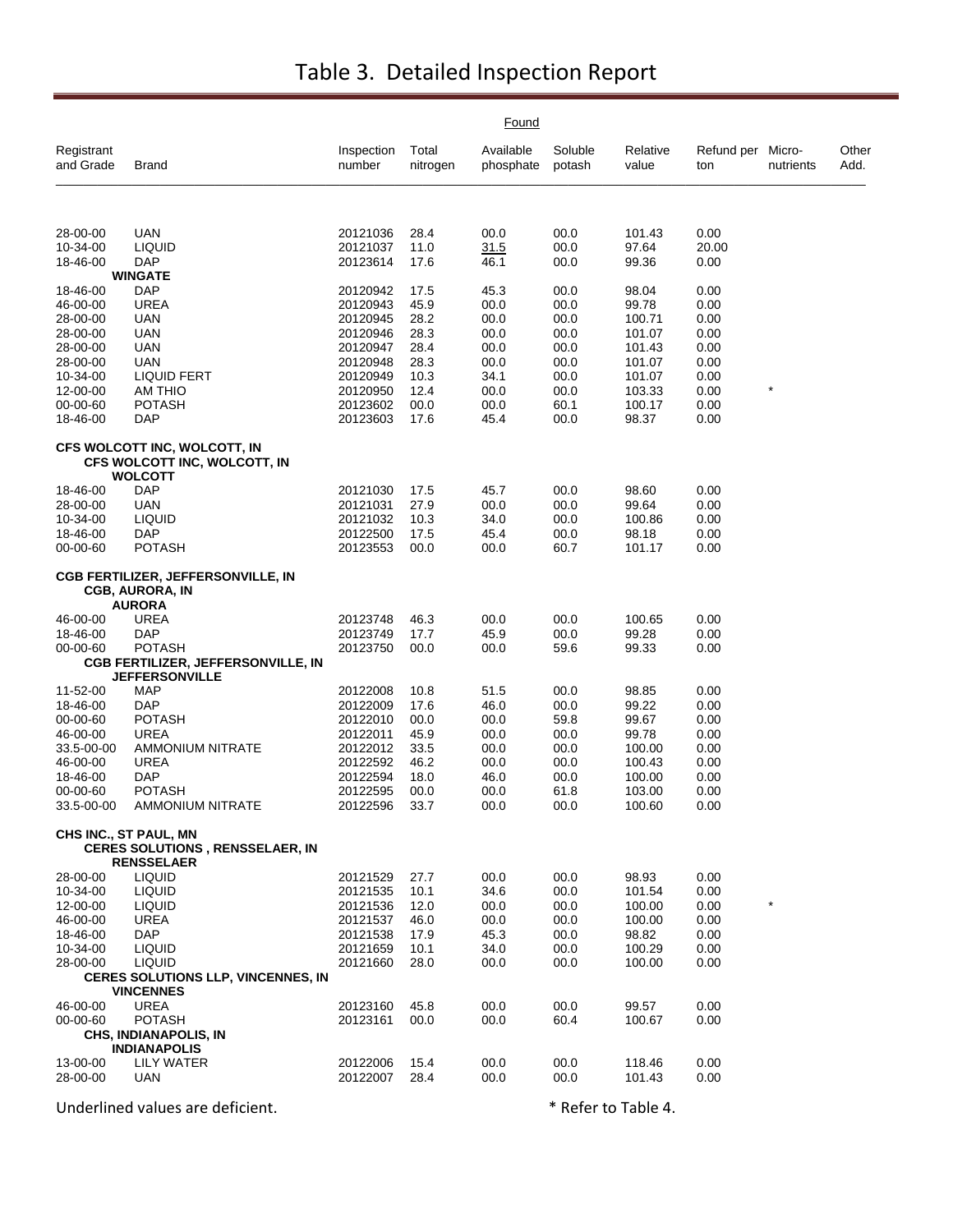# Table 3. Detailed Inspection Report

| Registrant and Grade | Brand | Inspection number | Found Total nitrogen | Found Available phosphate | Found Soluble potash | Found Relative value | Found Refund per ton | Found Micro-nutrients | Found Other Add. |
|---|---|---|---|---|---|---|---|---|---|
| 28-00-00 | UAN | 20121036 | 28.4 | 00.0 | 00.0 | 101.43 | 0.00 | | |
| 10-34-00 | LIQUID | 20121037 | 11.0 | 31.5 | 00.0 | 97.64 | 20.00 | | |
| 18-46-00 | DAP | 20123614 | 17.6 | 46.1 | 00.0 | 99.36 | 0.00 | | |
| | **WINGATE** | | | | | | | | |
| 18-46-00 | DAP | 20120942 | 17.5 | 45.3 | 00.0 | 98.04 | 0.00 | | |
| 46-00-00 | UREA | 20120943 | 45.9 | 00.0 | 00.0 | 99.78 | 0.00 | | |
| 28-00-00 | UAN | 20120945 | 28.2 | 00.0 | 00.0 | 100.71 | 0.00 | | |
| 28-00-00 | UAN | 20120946 | 28.3 | 00.0 | 00.0 | 101.07 | 0.00 | | |
| 28-00-00 | UAN | 20120947 | 28.4 | 00.0 | 00.0 | 101.43 | 0.00 | | |
| 28-00-00 | UAN | 20120948 | 28.3 | 00.0 | 00.0 | 101.07 | 0.00 | | |
| 10-34-00 | LIQUID FERT | 20120949 | 10.3 | 34.1 | 00.0 | 101.07 | 0.00 | | |
| 12-00-00 | AM THIO | 20120950 | 12.4 | 00.0 | 00.0 | 103.33 | 0.00 | * | |
| 00-00-60 | POTASH | 20123602 | 00.0 | 00.0 | 60.1 | 100.17 | 0.00 | | |
| 18-46-00 | DAP | 20123603 | 17.6 | 45.4 | 00.0 | 98.37 | 0.00 | | |
| **CFS WOLCOTT INC, WOLCOTT, IN** | | | | | | | | | |
| | **CFS WOLCOTT INC, WOLCOTT, IN** | | | | | | | | |
| | **WOLCOTT** | | | | | | | | |
| 18-46-00 | DAP | 20121030 | 17.5 | 45.7 | 00.0 | 98.60 | 0.00 | | |
| 28-00-00 | UAN | 20121031 | 27.9 | 00.0 | 00.0 | 99.64 | 0.00 | | |
| 10-34-00 | LIQUID | 20121032 | 10.3 | 34.0 | 00.0 | 100.86 | 0.00 | | |
| 18-46-00 | DAP | 20122500 | 17.5 | 45.4 | 00.0 | 98.18 | 0.00 | | |
| 00-00-60 | POTASH | 20123553 | 00.0 | 00.0 | 60.7 | 101.17 | 0.00 | | |
| **CGB FERTILIZER, JEFFERSONVILLE, IN** | | | | | | | | | |
| | **CGB, AURORA, IN** | | | | | | | | |
| | **AURORA** | | | | | | | | |
| 46-00-00 | UREA | 20123748 | 46.3 | 00.0 | 00.0 | 100.65 | 0.00 | | |
| 18-46-00 | DAP | 20123749 | 17.7 | 45.9 | 00.0 | 99.28 | 0.00 | | |
| 00-00-60 | POTASH | 20123750 | 00.0 | 00.0 | 59.6 | 99.33 | 0.00 | | |
| | **CGB FERTILIZER, JEFFERSONVILLE, IN** | | | | | | | | |
| | **JEFFERSONVILLE** | | | | | | | | |
| 11-52-00 | MAP | 20122008 | 10.8 | 51.5 | 00.0 | 98.85 | 0.00 | | |
| 18-46-00 | DAP | 20122009 | 17.6 | 46.0 | 00.0 | 99.22 | 0.00 | | |
| 00-00-60 | POTASH | 20122010 | 00.0 | 00.0 | 59.8 | 99.67 | 0.00 | | |
| 46-00-00 | UREA | 20122011 | 45.9 | 00.0 | 00.0 | 99.78 | 0.00 | | |
| 33.5-00-00 | AMMONIUM NITRATE | 20122012 | 33.5 | 00.0 | 00.0 | 100.00 | 0.00 | | |
| 46-00-00 | UREA | 20122592 | 46.2 | 00.0 | 00.0 | 100.43 | 0.00 | | |
| 18-46-00 | DAP | 20122594 | 18.0 | 46.0 | 00.0 | 100.00 | 0.00 | | |
| 00-00-60 | POTASH | 20122595 | 00.0 | 00.0 | 61.8 | 103.00 | 0.00 | | |
| 33.5-00-00 | AMMONIUM NITRATE | 20122596 | 33.7 | 00.0 | 00.0 | 100.60 | 0.00 | | |
| **CHS INC., ST PAUL, MN** | | | | | | | | | |
| | **CERES SOLUTIONS , RENSSELAER, IN** | | | | | | | | |
| | **RENSSELAER** | | | | | | | | |
| 28-00-00 | LIQUID | 20121529 | 27.7 | 00.0 | 00.0 | 98.93 | 0.00 | | |
| 10-34-00 | LIQUID | 20121535 | 10.1 | 34.6 | 00.0 | 101.54 | 0.00 | | |
| 12-00-00 | LIQUID | 20121536 | 12.0 | 00.0 | 00.0 | 100.00 | 0.00 | * | |
| 46-00-00 | UREA | 20121537 | 46.0 | 00.0 | 00.0 | 100.00 | 0.00 | | |
| 18-46-00 | DAP | 20121538 | 17.9 | 45.3 | 00.0 | 98.82 | 0.00 | | |
| 10-34-00 | LIQUID | 20121659 | 10.1 | 34.0 | 00.0 | 100.29 | 0.00 | | |
| 28-00-00 | LIQUID | 20121660 | 28.0 | 00.0 | 00.0 | 100.00 | 0.00 | | |
| | **CERES SOLUTIONS LLP, VINCENNES, IN** | | | | | | | | |
| | **VINCENNES** | | | | | | | | |
| 46-00-00 | UREA | 20123160 | 45.8 | 00.0 | 00.0 | 99.57 | 0.00 | | |
| 00-00-60 | POTASH | 20123161 | 00.0 | 00.0 | 60.4 | 100.67 | 0.00 | | |
| | **CHS, INDIANAPOLIS, IN** | | | | | | | | |
| | **INDIANAPOLIS** | | | | | | | | |
| 13-00-00 | LILY WATER | 20122006 | 15.4 | 00.0 | 00.0 | 118.46 | 0.00 | | |
| 28-00-00 | UAN | 20122007 | 28.4 | 00.0 | 00.0 | 101.43 | 0.00 | | |

Underlined values are deficient. (Deficient value on this page: 31.5 available phosphate for inspection number 20121037.)

\* Refer to Table 4.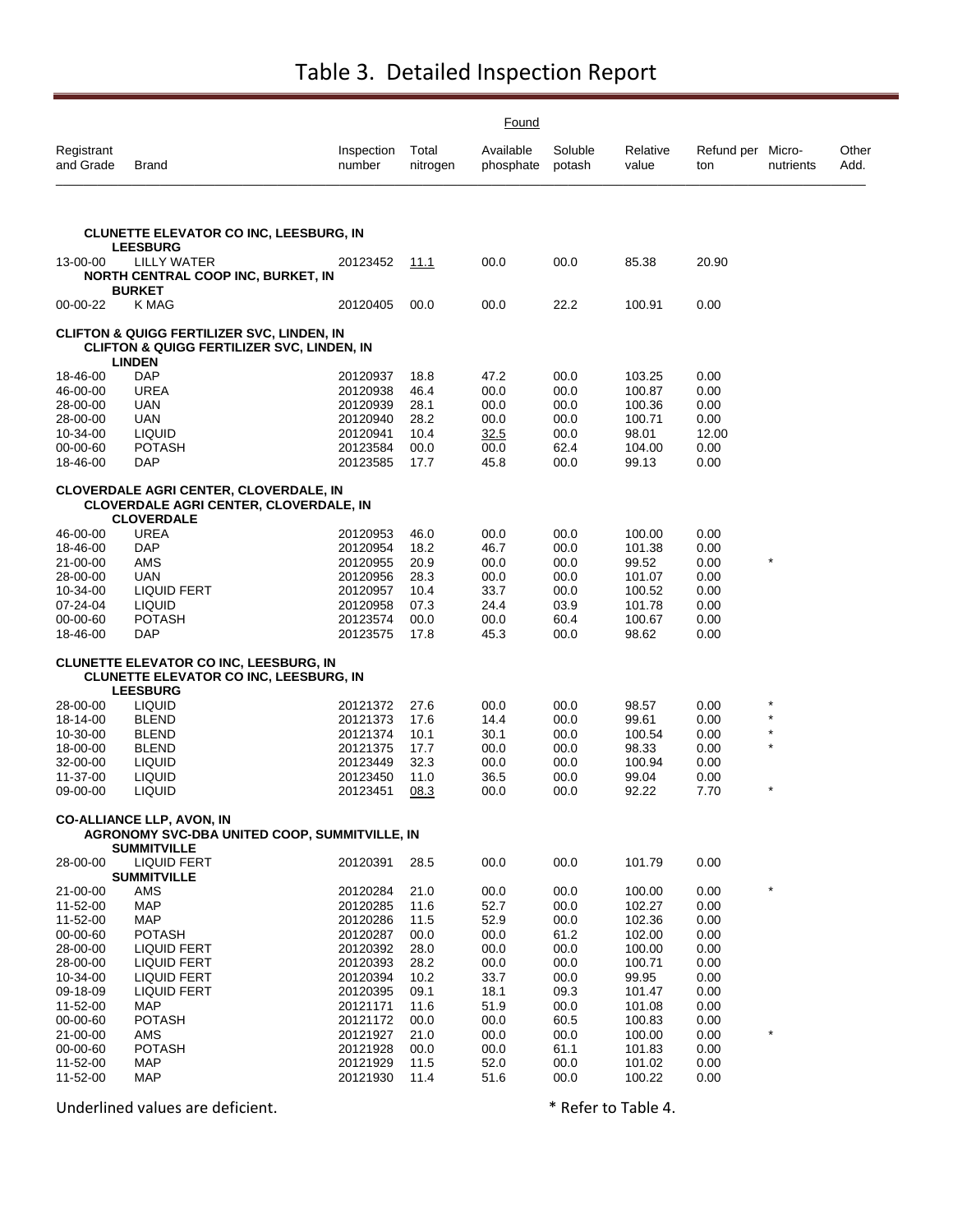# Table 3. Detailed Inspection Report

| Registrant and Grade | Brand | Inspection number | Found Total nitrogen | Found Available phosphate | Found Soluble potash | Relative value | Refund per ton | Micro-nutrients | Other Add. |
|---|---|---|---|---|---|---|---|---|---|
| **CLUNETTE ELEVATOR CO INC, LEESBURG, IN** | | | | | | | | | |
| | **LEESBURG** | | | | | | | | |
| 13-00-00 | LILLY WATER | 20123452 | 11.1 | 00.0 | 00.0 | 85.38 | 20.90 | | |
| **NORTH CENTRAL COOP INC, BURKET, IN** | | | | | | | | | |
| | **BURKET** | | | | | | | | |
| 00-00-22 | K MAG | 20120405 | 00.0 | 00.0 | 22.2 | 100.91 | 0.00 | | |
| **CLIFTON & QUIGG FERTILIZER SVC, LINDEN, IN** | | | | | | | | | |
| **CLIFTON & QUIGG FERTILIZER SVC, LINDEN, IN** | | | | | | | | | |
| | **LINDEN** | | | | | | | | |
| 18-46-00 | DAP | 20120937 | 18.8 | 47.2 | 00.0 | 103.25 | 0.00 | | |
| 46-00-00 | UREA | 20120938 | 46.4 | 00.0 | 00.0 | 100.87 | 0.00 | | |
| 28-00-00 | UAN | 20120939 | 28.1 | 00.0 | 00.0 | 100.36 | 0.00 | | |
| 28-00-00 | UAN | 20120940 | 28.2 | 00.0 | 00.0 | 100.71 | 0.00 | | |
| 10-34-00 | LIQUID | 20120941 | 10.4 | 32.5 | 00.0 | 98.01 | 12.00 | | |
| 00-00-60 | POTASH | 20123584 | 00.0 | 00.0 | 62.4 | 104.00 | 0.00 | | |
| 18-46-00 | DAP | 20123585 | 17.7 | 45.8 | 00.0 | 99.13 | 0.00 | | |
| **CLOVERDALE AGRI CENTER, CLOVERDALE, IN** | | | | | | | | | |
| **CLOVERDALE AGRI CENTER, CLOVERDALE, IN** | | | | | | | | | |
| | **CLOVERDALE** | | | | | | | | |
| 46-00-00 | UREA | 20120953 | 46.0 | 00.0 | 00.0 | 100.00 | 0.00 | | |
| 18-46-00 | DAP | 20120954 | 18.2 | 46.7 | 00.0 | 101.38 | 0.00 | | |
| 21-00-00 | AMS | 20120955 | 20.9 | 00.0 | 00.0 | 99.52 | 0.00 | * | |
| 28-00-00 | UAN | 20120956 | 28.3 | 00.0 | 00.0 | 101.07 | 0.00 | | |
| 10-34-00 | LIQUID FERT | 20120957 | 10.4 | 33.7 | 00.0 | 100.52 | 0.00 | | |
| 07-24-04 | LIQUID | 20120958 | 07.3 | 24.4 | 03.9 | 101.78 | 0.00 | | |
| 00-00-60 | POTASH | 20123574 | 00.0 | 00.0 | 60.4 | 100.67 | 0.00 | | |
| 18-46-00 | DAP | 20123575 | 17.8 | 45.3 | 00.0 | 98.62 | 0.00 | | |
| **CLUNETTE ELEVATOR CO INC, LEESBURG, IN** | | | | | | | | | |
| **CLUNETTE ELEVATOR CO INC, LEESBURG, IN** | | | | | | | | | |
| | **LEESBURG** | | | | | | | | |
| 28-00-00 | LIQUID | 20121372 | 27.6 | 00.0 | 00.0 | 98.57 | 0.00 | * | |
| 18-14-00 | BLEND | 20121373 | 17.6 | 14.4 | 00.0 | 99.61 | 0.00 | * | |
| 10-30-00 | BLEND | 20121374 | 10.1 | 30.1 | 00.0 | 100.54 | 0.00 | * | |
| 18-00-00 | BLEND | 20121375 | 17.7 | 00.0 | 00.0 | 98.33 | 0.00 | * | |
| 32-00-00 | LIQUID | 20123449 | 32.3 | 00.0 | 00.0 | 100.94 | 0.00 | | |
| 11-37-00 | LIQUID | 20123450 | 11.0 | 36.5 | 00.0 | 99.04 | 0.00 | | |
| 09-00-00 | LIQUID | 20123451 | 08.3 | 00.0 | 00.0 | 92.22 | 7.70 | * | |
| **CO-ALLIANCE LLP, AVON, IN** | | | | | | | | | |
| **AGRONOMY SVC-DBA UNITED COOP, SUMMITVILLE, IN** | | | | | | | | | |
| | **SUMMITVILLE** | | | | | | | | |
| 28-00-00 | LIQUID FERT | 20120391 | 28.5 | 00.0 | 00.0 | 101.79 | 0.00 | | |
| | **SUMMITVILLE** | | | | | | | | |
| 21-00-00 | AMS | 20120284 | 21.0 | 00.0 | 00.0 | 100.00 | 0.00 | * | |
| 11-52-00 | MAP | 20120285 | 11.6 | 52.7 | 00.0 | 102.27 | 0.00 | | |
| 11-52-00 | MAP | 20120286 | 11.5 | 52.9 | 00.0 | 102.36 | 0.00 | | |
| 00-00-60 | POTASH | 20120287 | 00.0 | 00.0 | 61.2 | 102.00 | 0.00 | | |
| 28-00-00 | LIQUID FERT | 20120392 | 28.0 | 00.0 | 00.0 | 100.00 | 0.00 | | |
| 28-00-00 | LIQUID FERT | 20120393 | 28.2 | 00.0 | 00.0 | 100.71 | 0.00 | | |
| 10-34-00 | LIQUID FERT | 20120394 | 10.2 | 33.7 | 00.0 | 99.95 | 0.00 | | |
| 09-18-09 | LIQUID FERT | 20120395 | 09.1 | 18.1 | 09.3 | 101.47 | 0.00 | | |
| 11-52-00 | MAP | 20121171 | 11.6 | 51.9 | 00.0 | 101.08 | 0.00 | | |
| 00-00-60 | POTASH | 20121172 | 00.0 | 00.0 | 60.5 | 100.83 | 0.00 | | |
| 21-00-00 | AMS | 20121927 | 21.0 | 00.0 | 00.0 | 100.00 | 0.00 | * | |
| 00-00-60 | POTASH | 20121928 | 00.0 | 00.0 | 61.1 | 101.83 | 0.00 | | |
| 11-52-00 | MAP | 20121929 | 11.5 | 52.0 | 00.0 | 101.02 | 0.00 | | |
| 11-52-00 | MAP | 20121930 | 11.4 | 51.6 | 00.0 | 100.22 | 0.00 | | |

Underlined values are deficient. (Deficient values on this page: 11.1 [20123452], 32.5 [20120941], 08.3 [20123451].)

\* Refer to Table 4.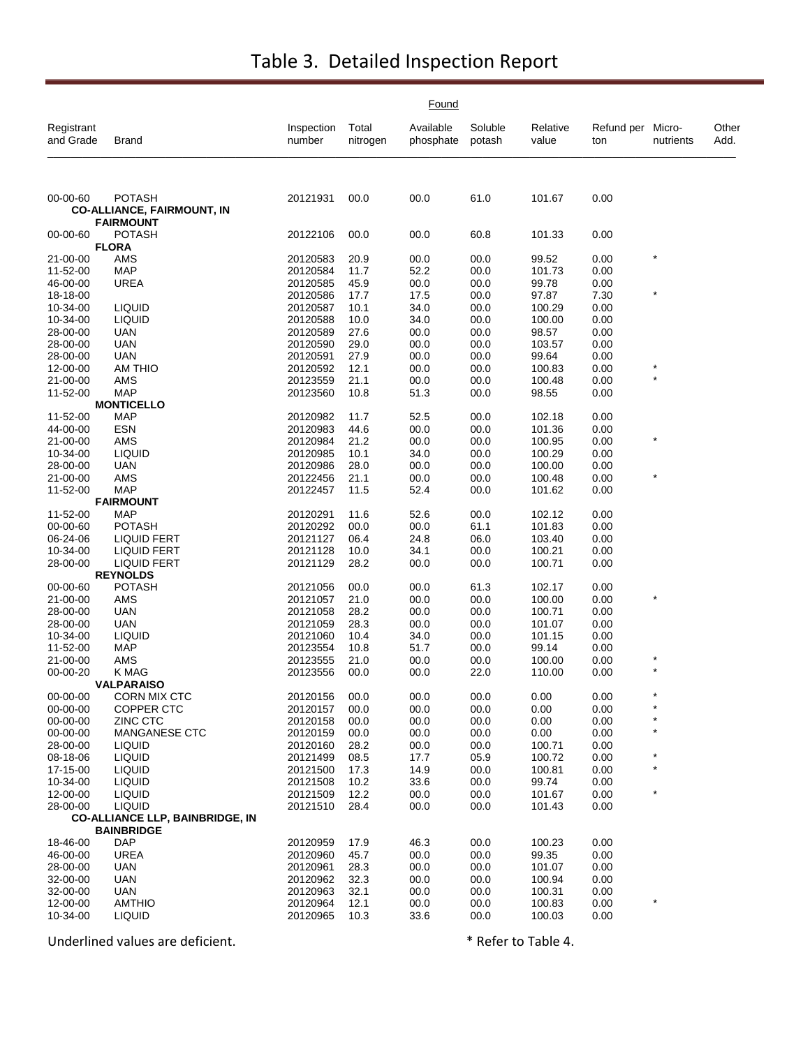# Table 3. Detailed Inspection Report

| Registrant and Grade | Brand | Inspection number | Found Total nitrogen | Available phosphate | Soluble potash | Relative value | Refund per ton | Micro-nutrients | Other Add. |
|---|---|---|---|---|---|---|---|---|---|
| 00-00-60 | POTASH | 20121931 | 00.0 | 00.0 | 61.0 | 101.67 | 0.00 | | |
| | **CO-ALLIANCE, FAIRMOUNT, IN** | | | | | | | | |
| | **FAIRMOUNT** | | | | | | | | |
| 00-00-60 | POTASH | 20122106 | 00.0 | 00.0 | 60.8 | 101.33 | 0.00 | | |
| | **FLORA** | | | | | | | | |
| 21-00-00 | AMS | 20120583 | 20.9 | 00.0 | 00.0 | 99.52 | 0.00 | * | |
| 11-52-00 | MAP | 20120584 | 11.7 | 52.2 | 00.0 | 101.73 | 0.00 | | |
| 46-00-00 | UREA | 20120585 | 45.9 | 00.0 | 00.0 | 99.78 | 0.00 | | |
| 18-18-00 | | 20120586 | 17.7 | 17.5 | 00.0 | 97.87 | 7.30 | * | |
| 10-34-00 | LIQUID | 20120587 | 10.1 | 34.0 | 00.0 | 100.29 | 0.00 | | |
| 10-34-00 | LIQUID | 20120588 | 10.0 | 34.0 | 00.0 | 100.00 | 0.00 | | |
| 28-00-00 | UAN | 20120589 | 27.6 | 00.0 | 00.0 | 98.57 | 0.00 | | |
| 28-00-00 | UAN | 20120590 | 29.0 | 00.0 | 00.0 | 103.57 | 0.00 | | |
| 28-00-00 | UAN | 20120591 | 27.9 | 00.0 | 00.0 | 99.64 | 0.00 | | |
| 12-00-00 | AM THIO | 20120592 | 12.1 | 00.0 | 00.0 | 100.83 | 0.00 | * | |
| 21-00-00 | AMS | 20123559 | 21.1 | 00.0 | 00.0 | 100.48 | 0.00 | * | |
| 11-52-00 | MAP | 20123560 | 10.8 | 51.3 | 00.0 | 98.55 | 0.00 | | |
| | **MONTICELLO** | | | | | | | | |
| 11-52-00 | MAP | 20120982 | 11.7 | 52.5 | 00.0 | 102.18 | 0.00 | | |
| 44-00-00 | ESN | 20120983 | 44.6 | 00.0 | 00.0 | 101.36 | 0.00 | | |
| 21-00-00 | AMS | 20120984 | 21.2 | 00.0 | 00.0 | 100.95 | 0.00 | * | |
| 10-34-00 | LIQUID | 20120985 | 10.1 | 34.0 | 00.0 | 100.29 | 0.00 | | |
| 28-00-00 | UAN | 20120986 | 28.0 | 00.0 | 00.0 | 100.00 | 0.00 | | |
| 21-00-00 | AMS | 20122456 | 21.1 | 00.0 | 00.0 | 100.48 | 0.00 | * | |
| 11-52-00 | MAP | 20122457 | 11.5 | 52.4 | 00.0 | 101.62 | 0.00 | | |
| | **FAIRMOUNT** | | | | | | | | |
| 11-52-00 | MAP | 20120291 | 11.6 | 52.6 | 00.0 | 102.12 | 0.00 | | |
| 00-00-60 | POTASH | 20120292 | 00.0 | 00.0 | 61.1 | 101.83 | 0.00 | | |
| 06-24-06 | LIQUID FERT | 20121127 | 06.4 | 24.8 | 06.0 | 103.40 | 0.00 | | |
| 10-34-00 | LIQUID FERT | 20121128 | 10.0 | 34.1 | 00.0 | 100.21 | 0.00 | | |
| 28-00-00 | LIQUID FERT | 20121129 | 28.2 | 00.0 | 00.0 | 100.71 | 0.00 | | |
| | **REYNOLDS** | | | | | | | | |
| 00-00-60 | POTASH | 20121056 | 00.0 | 00.0 | 61.3 | 102.17 | 0.00 | | |
| 21-00-00 | AMS | 20121057 | 21.0 | 00.0 | 00.0 | 100.00 | 0.00 | * | |
| 28-00-00 | UAN | 20121058 | 28.2 | 00.0 | 00.0 | 100.71 | 0.00 | | |
| 28-00-00 | UAN | 20121059 | 28.3 | 00.0 | 00.0 | 101.07 | 0.00 | | |
| 10-34-00 | LIQUID | 20121060 | 10.4 | 34.0 | 00.0 | 101.15 | 0.00 | | |
| 11-52-00 | MAP | 20123554 | 10.8 | 51.7 | 00.0 | 99.14 | 0.00 | | |
| 21-00-00 | AMS | 20123555 | 21.0 | 00.0 | 00.0 | 100.00 | 0.00 | * | |
| 00-00-20 | K MAG | 20123556 | 00.0 | 00.0 | 22.0 | 110.00 | 0.00 | * | |
| | **VALPARAISO** | | | | | | | | |
| 00-00-00 | CORN MIX CTC | 20120156 | 00.0 | 00.0 | 00.0 | 0.00 | 0.00 | * | |
| 00-00-00 | COPPER CTC | 20120157 | 00.0 | 00.0 | 00.0 | 0.00 | 0.00 | * | |
| 00-00-00 | ZINC CTC | 20120158 | 00.0 | 00.0 | 00.0 | 0.00 | 0.00 | * | |
| 00-00-00 | MANGANESE CTC | 20120159 | 00.0 | 00.0 | 00.0 | 0.00 | 0.00 | * | |
| 28-00-00 | LIQUID | 20120160 | 28.2 | 00.0 | 00.0 | 100.71 | 0.00 | | |
| 08-18-06 | LIQUID | 20121499 | 08.5 | 17.7 | 05.9 | 100.72 | 0.00 | * | |
| 17-15-00 | LIQUID | 20121500 | 17.3 | 14.9 | 00.0 | 100.81 | 0.00 | * | |
| 10-34-00 | LIQUID | 20121508 | 10.2 | 33.6 | 00.0 | 99.74 | 0.00 | | |
| 12-00-00 | LIQUID | 20121509 | 12.2 | 00.0 | 00.0 | 101.67 | 0.00 | * | |
| 28-00-00 | LIQUID | 20121510 | 28.4 | 00.0 | 00.0 | 101.43 | 0.00 | | |
| | **CO-ALLIANCE LLP, BAINBRIDGE, IN** | | | | | | | | |
| | **BAINBRIDGE** | | | | | | | | |
| 18-46-00 | DAP | 20120959 | 17.9 | 46.3 | 00.0 | 100.23 | 0.00 | | |
| 46-00-00 | UREA | 20120960 | 45.7 | 00.0 | 00.0 | 99.35 | 0.00 | | |
| 28-00-00 | UAN | 20120961 | 28.3 | 00.0 | 00.0 | 101.07 | 0.00 | | |
| 32-00-00 | UAN | 20120962 | 32.3 | 00.0 | 00.0 | 100.94 | 0.00 | | |
| 32-00-00 | UAN | 20120963 | 32.1 | 00.0 | 00.0 | 100.31 | 0.00 | | |
| 12-00-00 | AMTHIO | 20120964 | 12.1 | 00.0 | 00.0 | 100.83 | 0.00 | * | |
| 10-34-00 | LIQUID | 20120965 | 10.3 | 33.6 | 00.0 | 100.03 | 0.00 | | |

Underlined values are deficient. * Refer to Table 4.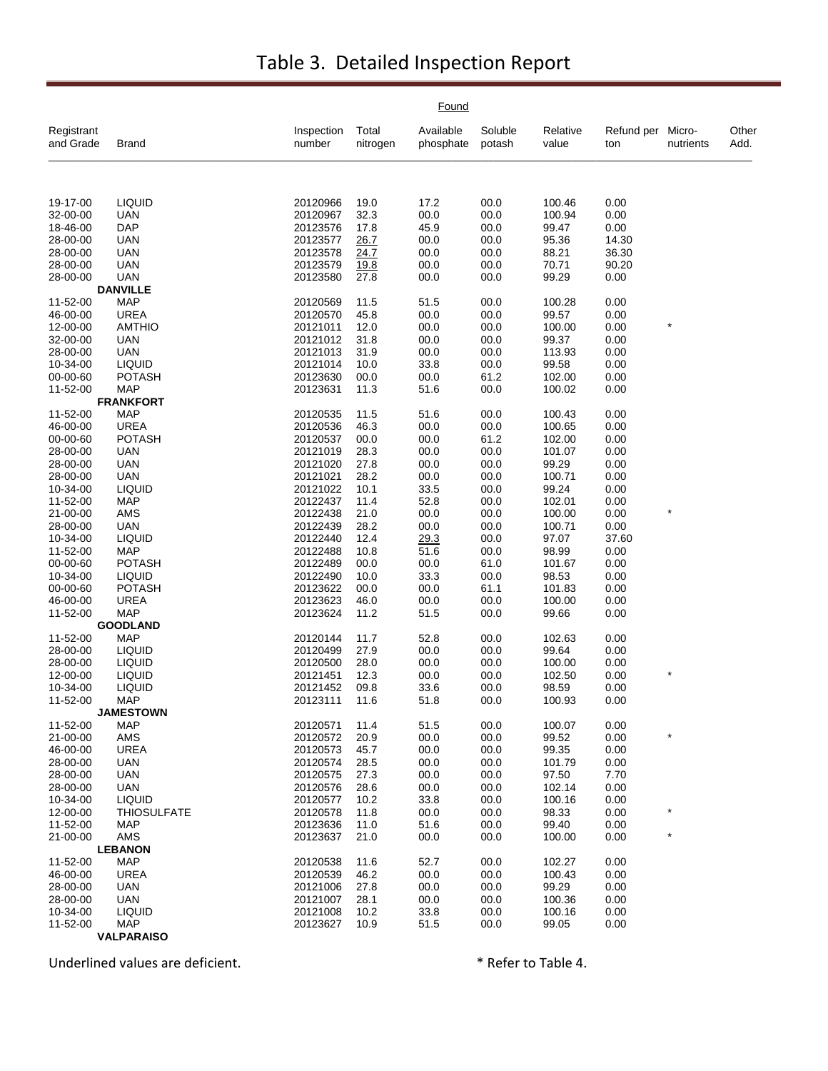# Table 3. Detailed Inspection Report

| Registrant and Grade | Brand | Inspection number | Found Total nitrogen | Found Available phosphate | Found Soluble potash | Relative value | Refund per ton | Micro-nutrients | Other Add. |
|---|---|---|---|---|---|---|---|---|---|
| 19-17-00 | LIQUID | 20120966 | 19.0 | 17.2 | 00.0 | 100.46 | 0.00 | | |
| 32-00-00 | UAN | 20120967 | 32.3 | 00.0 | 00.0 | 100.94 | 0.00 | | |
| 18-46-00 | DAP | 20123576 | 17.8 | 45.9 | 00.0 | 99.47 | 0.00 | | |
| 28-00-00 | UAN | 20123577 | 26.7 | 00.0 | 00.0 | 95.36 | 14.30 | | |
| 28-00-00 | UAN | 20123578 | 24.7 | 00.0 | 00.0 | 88.21 | 36.30 | | |
| 28-00-00 | UAN | 20123579 | 19.8 | 00.0 | 00.0 | 70.71 | 90.20 | | |
| 28-00-00 | UAN | 20123580 | 27.8 | 00.0 | 00.0 | 99.29 | 0.00 | | |
| | **DANVILLE** | | | | | | | | |
| 11-52-00 | MAP | 20120569 | 11.5 | 51.5 | 00.0 | 100.28 | 0.00 | | |
| 46-00-00 | UREA | 20120570 | 45.8 | 00.0 | 00.0 | 99.57 | 0.00 | | |
| 12-00-00 | AMTHIO | 20121011 | 12.0 | 00.0 | 00.0 | 100.00 | 0.00 | * | |
| 32-00-00 | UAN | 20121012 | 31.8 | 00.0 | 00.0 | 99.37 | 0.00 | | |
| 28-00-00 | UAN | 20121013 | 31.9 | 00.0 | 00.0 | 113.93 | 0.00 | | |
| 10-34-00 | LIQUID | 20121014 | 10.0 | 33.8 | 00.0 | 99.58 | 0.00 | | |
| 00-00-60 | POTASH | 20123630 | 00.0 | 00.0 | 61.2 | 102.00 | 0.00 | | |
| 11-52-00 | MAP | 20123631 | 11.3 | 51.6 | 00.0 | 100.02 | 0.00 | | |
| | **FRANKFORT** | | | | | | | | |
| 11-52-00 | MAP | 20120535 | 11.5 | 51.6 | 00.0 | 100.43 | 0.00 | | |
| 46-00-00 | UREA | 20120536 | 46.3 | 00.0 | 00.0 | 100.65 | 0.00 | | |
| 00-00-60 | POTASH | 20120537 | 00.0 | 00.0 | 61.2 | 102.00 | 0.00 | | |
| 28-00-00 | UAN | 20121019 | 28.3 | 00.0 | 00.0 | 101.07 | 0.00 | | |
| 28-00-00 | UAN | 20121020 | 27.8 | 00.0 | 00.0 | 99.29 | 0.00 | | |
| 28-00-00 | UAN | 20121021 | 28.2 | 00.0 | 00.0 | 100.71 | 0.00 | | |
| 10-34-00 | LIQUID | 20121022 | 10.1 | 33.5 | 00.0 | 99.24 | 0.00 | | |
| 11-52-00 | MAP | 20122437 | 11.4 | 52.8 | 00.0 | 102.01 | 0.00 | | |
| 21-00-00 | AMS | 20122438 | 21.0 | 00.0 | 00.0 | 100.00 | 0.00 | * | |
| 28-00-00 | UAN | 20122439 | 28.2 | 00.0 | 00.0 | 100.71 | 0.00 | | |
| 10-34-00 | LIQUID | 20122440 | 12.4 | 29.3 | 00.0 | 97.07 | 37.60 | | |
| 11-52-00 | MAP | 20122488 | 10.8 | 51.6 | 00.0 | 98.99 | 0.00 | | |
| 00-00-60 | POTASH | 20122489 | 00.0 | 00.0 | 61.0 | 101.67 | 0.00 | | |
| 10-34-00 | LIQUID | 20122490 | 10.0 | 33.3 | 00.0 | 98.53 | 0.00 | | |
| 00-00-60 | POTASH | 20123622 | 00.0 | 00.0 | 61.1 | 101.83 | 0.00 | | |
| 46-00-00 | UREA | 20123623 | 46.0 | 00.0 | 00.0 | 100.00 | 0.00 | | |
| 11-52-00 | MAP | 20123624 | 11.2 | 51.5 | 00.0 | 99.66 | 0.00 | | |
| | **GOODLAND** | | | | | | | | |
| 11-52-00 | MAP | 20120144 | 11.7 | 52.8 | 00.0 | 102.63 | 0.00 | | |
| 28-00-00 | LIQUID | 20120499 | 27.9 | 00.0 | 00.0 | 99.64 | 0.00 | | |
| 28-00-00 | LIQUID | 20120500 | 28.0 | 00.0 | 00.0 | 100.00 | 0.00 | | |
| 12-00-00 | LIQUID | 20121451 | 12.3 | 00.0 | 00.0 | 102.50 | 0.00 | * | |
| 10-34-00 | LIQUID | 20121452 | 09.8 | 33.6 | 00.0 | 98.59 | 0.00 | | |
| 11-52-00 | MAP | 20123111 | 11.6 | 51.8 | 00.0 | 100.93 | 0.00 | | |
| | **JAMESTOWN** | | | | | | | | |
| 11-52-00 | MAP | 20120571 | 11.4 | 51.5 | 00.0 | 100.07 | 0.00 | | |
| 21-00-00 | AMS | 20120572 | 20.9 | 00.0 | 00.0 | 99.52 | 0.00 | * | |
| 46-00-00 | UREA | 20120573 | 45.7 | 00.0 | 00.0 | 99.35 | 0.00 | | |
| 28-00-00 | UAN | 20120574 | 28.5 | 00.0 | 00.0 | 101.79 | 0.00 | | |
| 28-00-00 | UAN | 20120575 | 27.3 | 00.0 | 00.0 | 97.50 | 7.70 | | |
| 28-00-00 | UAN | 20120576 | 28.6 | 00.0 | 00.0 | 102.14 | 0.00 | | |
| 10-34-00 | LIQUID | 20120577 | 10.2 | 33.8 | 00.0 | 100.16 | 0.00 | | |
| 12-00-00 | THIOSULFATE | 20120578 | 11.8 | 00.0 | 00.0 | 98.33 | 0.00 | * | |
| 11-52-00 | MAP | 20123636 | 11.0 | 51.6 | 00.0 | 99.40 | 0.00 | | |
| 21-00-00 | AMS | 20123637 | 21.0 | 00.0 | 00.0 | 100.00 | 0.00 | * | |
| | **LEBANON** | | | | | | | | |
| 11-52-00 | MAP | 20120538 | 11.6 | 52.7 | 00.0 | 102.27 | 0.00 | | |
| 46-00-00 | UREA | 20120539 | 46.2 | 00.0 | 00.0 | 100.43 | 0.00 | | |
| 28-00-00 | UAN | 20121006 | 27.8 | 00.0 | 00.0 | 99.29 | 0.00 | | |
| 28-00-00 | UAN | 20121007 | 28.1 | 00.0 | 00.0 | 100.36 | 0.00 | | |
| 10-34-00 | LIQUID | 20121008 | 10.2 | 33.8 | 00.0 | 100.16 | 0.00 | | |
| 11-52-00 | MAP | 20123627 | 10.9 | 51.5 | 00.0 | 99.05 | 0.00 | | |
| | **VALPARAISO** | | | | | | | | |

Underlined values are deficient. (Deficient values: 26.7, 24.7 and 19.8 total nitrogen for inspections 20123577, 20123578 and 20123579; 29.3 available phosphate for inspection 20122440.)

\* Refer to Table 4.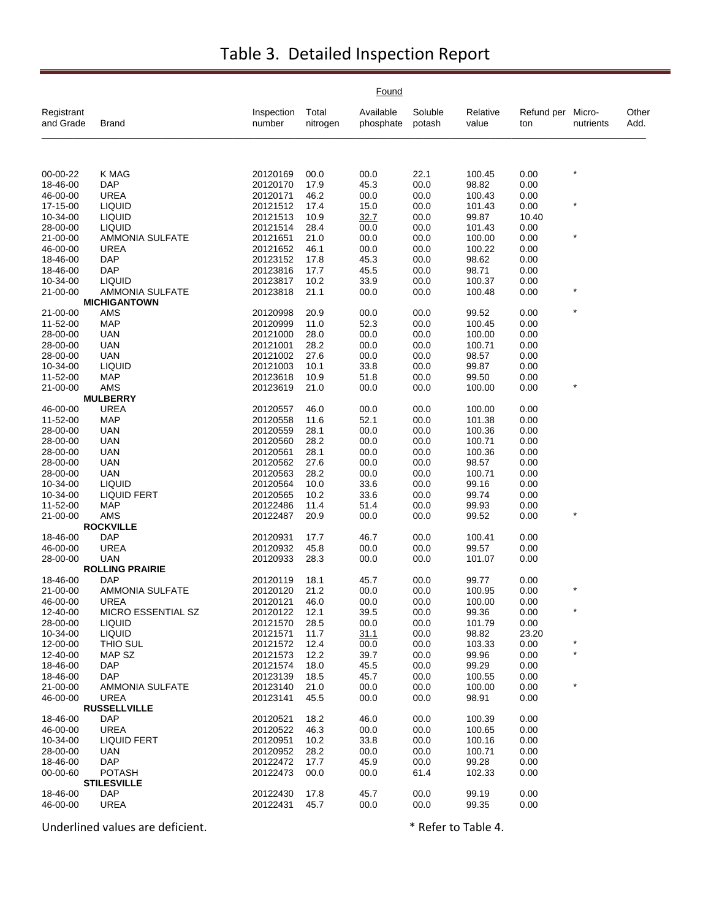# Table 3. Detailed Inspection Report

| Registrant and Grade | Brand | Inspection number | Found: Total nitrogen | Found: Available phosphate | Found: Soluble potash | Relative value | Refund per ton | Micro-nutrients | Other Add. |
|---|---|---|---|---|---|---|---|---|---|
| 00-00-22 | K MAG | 20120169 | 00.0 | 00.0 | 22.1 | 100.45 | 0.00 | * | |
| 18-46-00 | DAP | 20120170 | 17.9 | 45.3 | 00.0 | 98.82 | 0.00 | | |
| 46-00-00 | UREA | 20120171 | 46.2 | 00.0 | 00.0 | 100.43 | 0.00 | | |
| 17-15-00 | LIQUID | 20121512 | 17.4 | 15.0 | 00.0 | 101.43 | 0.00 | * | |
| 10-34-00 | LIQUID | 20121513 | 10.9 | 32.7 | 00.0 | 99.87 | 10.40 | | |
| 28-00-00 | LIQUID | 20121514 | 28.4 | 00.0 | 00.0 | 101.43 | 0.00 | | |
| 21-00-00 | AMMONIA SULFATE | 20121651 | 21.0 | 00.0 | 00.0 | 100.00 | 0.00 | * | |
| 46-00-00 | UREA | 20121652 | 46.1 | 00.0 | 00.0 | 100.22 | 0.00 | | |
| 18-46-00 | DAP | 20123152 | 17.8 | 45.3 | 00.0 | 98.62 | 0.00 | | |
| 18-46-00 | DAP | 20123816 | 17.7 | 45.5 | 00.0 | 98.71 | 0.00 | | |
| 10-34-00 | LIQUID | 20123817 | 10.2 | 33.9 | 00.0 | 100.37 | 0.00 | | |
| 21-00-00 | AMMONIA SULFATE | 20123818 | 21.1 | 00.0 | 00.0 | 100.48 | 0.00 | * | |
| | **MICHIGANTOWN** | | | | | | | | |
| 21-00-00 | AMS | 20120998 | 20.9 | 00.0 | 00.0 | 99.52 | 0.00 | * | |
| 11-52-00 | MAP | 20120999 | 11.0 | 52.3 | 00.0 | 100.45 | 0.00 | | |
| 28-00-00 | UAN | 20121000 | 28.0 | 00.0 | 00.0 | 100.00 | 0.00 | | |
| 28-00-00 | UAN | 20121001 | 28.2 | 00.0 | 00.0 | 100.71 | 0.00 | | |
| 28-00-00 | UAN | 20121002 | 27.6 | 00.0 | 00.0 | 98.57 | 0.00 | | |
| 10-34-00 | LIQUID | 20121003 | 10.1 | 33.8 | 00.0 | 99.87 | 0.00 | | |
| 11-52-00 | MAP | 20123618 | 10.9 | 51.8 | 00.0 | 99.50 | 0.00 | | |
| 21-00-00 | AMS | 20123619 | 21.0 | 00.0 | 00.0 | 100.00 | 0.00 | * | |
| | **MULBERRY** | | | | | | | | |
| 46-00-00 | UREA | 20120557 | 46.0 | 00.0 | 00.0 | 100.00 | 0.00 | | |
| 11-52-00 | MAP | 20120558 | 11.6 | 52.1 | 00.0 | 101.38 | 0.00 | | |
| 28-00-00 | UAN | 20120559 | 28.1 | 00.0 | 00.0 | 100.36 | 0.00 | | |
| 28-00-00 | UAN | 20120560 | 28.2 | 00.0 | 00.0 | 100.71 | 0.00 | | |
| 28-00-00 | UAN | 20120561 | 28.1 | 00.0 | 00.0 | 100.36 | 0.00 | | |
| 28-00-00 | UAN | 20120562 | 27.6 | 00.0 | 00.0 | 98.57 | 0.00 | | |
| 28-00-00 | UAN | 20120563 | 28.2 | 00.0 | 00.0 | 100.71 | 0.00 | | |
| 10-34-00 | LIQUID | 20120564 | 10.0 | 33.6 | 00.0 | 99.16 | 0.00 | | |
| 10-34-00 | LIQUID FERT | 20120565 | 10.2 | 33.6 | 00.0 | 99.74 | 0.00 | | |
| 11-52-00 | MAP | 20122486 | 11.4 | 51.4 | 00.0 | 99.93 | 0.00 | | |
| 21-00-00 | AMS | 20122487 | 20.9 | 00.0 | 00.0 | 99.52 | 0.00 | * | |
| | **ROCKVILLE** | | | | | | | | |
| 18-46-00 | DAP | 20120931 | 17.7 | 46.7 | 00.0 | 100.41 | 0.00 | | |
| 46-00-00 | UREA | 20120932 | 45.8 | 00.0 | 00.0 | 99.57 | 0.00 | | |
| 28-00-00 | UAN | 20120933 | 28.3 | 00.0 | 00.0 | 101.07 | 0.00 | | |
| | **ROLLING PRAIRIE** | | | | | | | | |
| 18-46-00 | DAP | 20120119 | 18.1 | 45.7 | 00.0 | 99.77 | 0.00 | | |
| 21-00-00 | AMMONIA SULFATE | 20120120 | 21.2 | 00.0 | 00.0 | 100.95 | 0.00 | * | |
| 46-00-00 | UREA | 20120121 | 46.0 | 00.0 | 00.0 | 100.00 | 0.00 | | |
| 12-40-00 | MICRO ESSENTIAL SZ | 20120122 | 12.1 | 39.5 | 00.0 | 99.36 | 0.00 | * | |
| 28-00-00 | LIQUID | 20121570 | 28.5 | 00.0 | 00.0 | 101.79 | 0.00 | | |
| 10-34-00 | LIQUID | 20121571 | 11.7 | 31.1 | 00.0 | 98.82 | 23.20 | | |
| 12-00-00 | THIO SUL | 20121572 | 12.4 | 00.0 | 00.0 | 103.33 | 0.00 | * | |
| 12-40-00 | MAP SZ | 20121573 | 12.2 | 39.7 | 00.0 | 99.96 | 0.00 | * | |
| 18-46-00 | DAP | 20121574 | 18.0 | 45.5 | 00.0 | 99.29 | 0.00 | | |
| 18-46-00 | DAP | 20123139 | 18.5 | 45.7 | 00.0 | 100.55 | 0.00 | | |
| 21-00-00 | AMMONIA SULFATE | 20123140 | 21.0 | 00.0 | 00.0 | 100.00 | 0.00 | * | |
| 46-00-00 | UREA | 20123141 | 45.5 | 00.0 | 00.0 | 98.91 | 0.00 | | |
| | **RUSSELLVILLE** | | | | | | | | |
| 18-46-00 | DAP | 20120521 | 18.2 | 46.0 | 00.0 | 100.39 | 0.00 | | |
| 46-00-00 | UREA | 20120522 | 46.3 | 00.0 | 00.0 | 100.65 | 0.00 | | |
| 10-34-00 | LIQUID FERT | 20120951 | 10.2 | 33.8 | 00.0 | 100.16 | 0.00 | | |
| 28-00-00 | UAN | 20120952 | 28.2 | 00.0 | 00.0 | 100.71 | 0.00 | | |
| 18-46-00 | DAP | 20122472 | 17.7 | 45.9 | 00.0 | 99.28 | 0.00 | | |
| 00-00-60 | POTASH | 20122473 | 00.0 | 00.0 | 61.4 | 102.33 | 0.00 | | |
| | **STILESVILLE** | | | | | | | | |
| 18-46-00 | DAP | 20122430 | 17.8 | 45.7 | 00.0 | 99.19 | 0.00 | | |
| 46-00-00 | UREA | 20122431 | 45.7 | 00.0 | 00.0 | 99.35 | 0.00 | | |

Underlined values are deficient. (Deficient values: 32.7 available phosphate for inspection 20121513; 31.1 available phosphate for inspection 20121571.)

\* Refer to Table 4.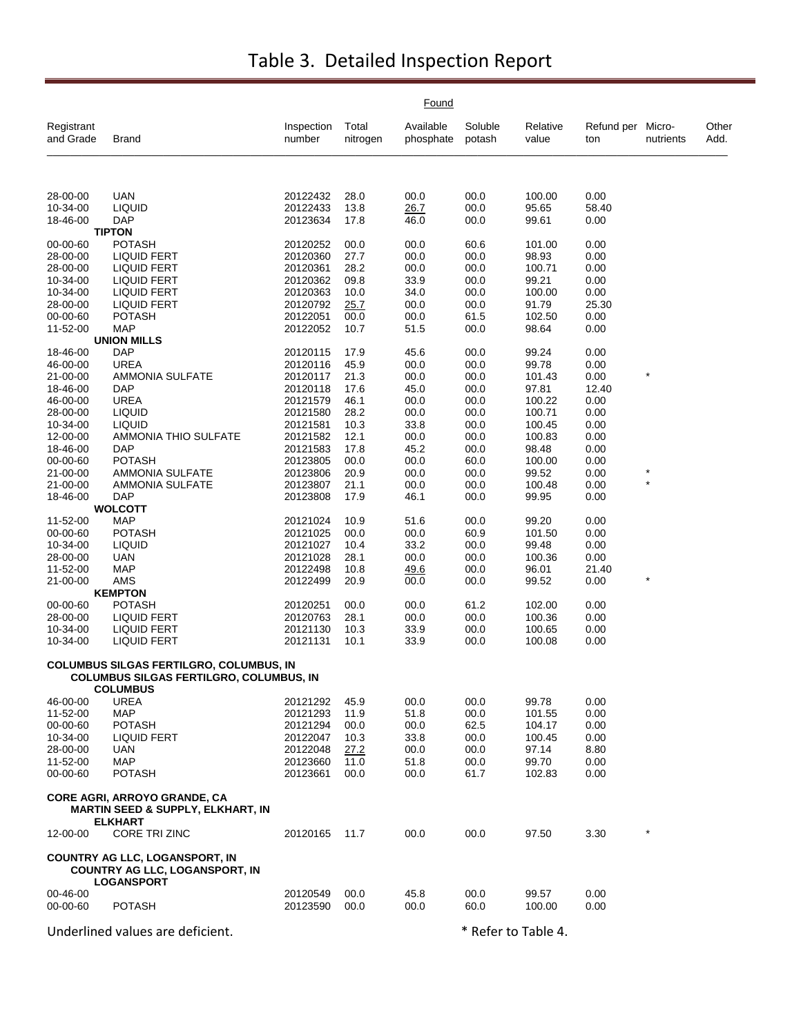# Table 3. Detailed Inspection Report

| Registrant and Grade | Brand | Inspection number | Found Total nitrogen | Available phosphate | Soluble potash | Relative value | Refund per ton | Micro-nutrients | Other Add. |
|---|---|---|---|---|---|---|---|---|---|
| 28-00-00 | UAN | 20122432 | 28.0 | 00.0 | 00.0 | 100.00 | 0.00 | | |
| 10-34-00 | LIQUID | 20122433 | 13.8 | <u>26.7</u> | 00.0 | 95.65 | 58.40 | | |
| 18-46-00 | DAP | 20123634 | 17.8 | 46.0 | 00.0 | 99.61 | 0.00 | | |
| | **TIPTON** | | | | | | | | |
| 00-00-60 | POTASH | 20120252 | 00.0 | 00.0 | 60.6 | 101.00 | 0.00 | | |
| 28-00-00 | LIQUID FERT | 20120360 | 27.7 | 00.0 | 00.0 | 98.93 | 0.00 | | |
| 28-00-00 | LIQUID FERT | 20120361 | 28.2 | 00.0 | 00.0 | 100.71 | 0.00 | | |
| 10-34-00 | LIQUID FERT | 20120362 | 09.8 | 33.9 | 00.0 | 99.21 | 0.00 | | |
| 10-34-00 | LIQUID FERT | 20120363 | 10.0 | 34.0 | 00.0 | 100.00 | 0.00 | | |
| 28-00-00 | LIQUID FERT | 20120792 | <u>25.7</u> | 00.0 | 00.0 | 91.79 | 25.30 | | |
| 00-00-60 | POTASH | 20122051 | 00.0 | 00.0 | 61.5 | 102.50 | 0.00 | | |
| 11-52-00 | MAP | 20122052 | 10.7 | 51.5 | 00.0 | 98.64 | 0.00 | | |
| | **UNION MILLS** | | | | | | | | |
| 18-46-00 | DAP | 20120115 | 17.9 | 45.6 | 00.0 | 99.24 | 0.00 | | |
| 46-00-00 | UREA | 20120116 | 45.9 | 00.0 | 00.0 | 99.78 | 0.00 | | |
| 21-00-00 | AMMONIA SULFATE | 20120117 | 21.3 | 00.0 | 00.0 | 101.43 | 0.00 | * | |
| 18-46-00 | DAP | 20120118 | 17.6 | 45.0 | 00.0 | 97.81 | 12.40 | | |
| 46-00-00 | UREA | 20121579 | 46.1 | 00.0 | 00.0 | 100.22 | 0.00 | | |
| 28-00-00 | LIQUID | 20121580 | 28.2 | 00.0 | 00.0 | 100.71 | 0.00 | | |
| 10-34-00 | LIQUID | 20121581 | 10.3 | 33.8 | 00.0 | 100.45 | 0.00 | | |
| 12-00-00 | AMMONIA THIO SULFATE | 20121582 | 12.1 | 00.0 | 00.0 | 100.83 | 0.00 | | |
| 18-46-00 | DAP | 20121583 | 17.8 | 45.2 | 00.0 | 98.48 | 0.00 | | |
| 00-00-60 | POTASH | 20123805 | 00.0 | 00.0 | 60.0 | 100.00 | 0.00 | | |
| 21-00-00 | AMMONIA SULFATE | 20123806 | 20.9 | 00.0 | 00.0 | 99.52 | 0.00 | * | |
| 21-00-00 | AMMONIA SULFATE | 20123807 | 21.1 | 00.0 | 00.0 | 100.48 | 0.00 | * | |
| 18-46-00 | DAP | 20123808 | 17.9 | 46.1 | 00.0 | 99.95 | 0.00 | | |
| | **WOLCOTT** | | | | | | | | |
| 11-52-00 | MAP | 20121024 | 10.9 | 51.6 | 00.0 | 99.20 | 0.00 | | |
| 00-00-60 | POTASH | 20121025 | 00.0 | 00.0 | 60.9 | 101.50 | 0.00 | | |
| 10-34-00 | LIQUID | 20121027 | 10.4 | 33.2 | 00.0 | 99.48 | 0.00 | | |
| 28-00-00 | UAN | 20121028 | 28.1 | 00.0 | 00.0 | 100.36 | 0.00 | | |
| 11-52-00 | MAP | 20122498 | 10.8 | <u>49.6</u> | 00.0 | 96.01 | 21.40 | | |
| 21-00-00 | AMS | 20122499 | 20.9 | 00.0 | 00.0 | 99.52 | 0.00 | * | |
| | **KEMPTON** | | | | | | | | |
| 00-00-60 | POTASH | 20120251 | 00.0 | 00.0 | 61.2 | 102.00 | 0.00 | | |
| 28-00-00 | LIQUID FERT | 20120763 | 28.1 | 00.0 | 00.0 | 100.36 | 0.00 | | |
| 10-34-00 | LIQUID FERT | 20121130 | 10.3 | 33.9 | 00.0 | 100.65 | 0.00 | | |
| 10-34-00 | LIQUID FERT | 20121131 | 10.1 | 33.9 | 00.0 | 100.08 | 0.00 | | |
| **COLUMBUS SILGAS FERTILGRO, COLUMBUS, IN** | | | | | | | | | |
| | **COLUMBUS SILGAS FERTILGRO, COLUMBUS, IN** | | | | | | | | |
| | **COLUMBUS** | | | | | | | | |
| 46-00-00 | UREA | 20121292 | 45.9 | 00.0 | 00.0 | 99.78 | 0.00 | | |
| 11-52-00 | MAP | 20121293 | 11.9 | 51.8 | 00.0 | 101.55 | 0.00 | | |
| 00-00-60 | POTASH | 20121294 | 00.0 | 00.0 | 62.5 | 104.17 | 0.00 | | |
| 10-34-00 | LIQUID FERT | 20122047 | 10.3 | 33.8 | 00.0 | 100.45 | 0.00 | | |
| 28-00-00 | UAN | 20122048 | <u>27.2</u> | 00.0 | 00.0 | 97.14 | 8.80 | | |
| 11-52-00 | MAP | 20123660 | 11.0 | 51.8 | 00.0 | 99.70 | 0.00 | | |
| 00-00-60 | POTASH | 20123661 | 00.0 | 00.0 | 61.7 | 102.83 | 0.00 | | |
| **CORE AGRI, ARROYO GRANDE, CA** | | | | | | | | | |
| | **MARTIN SEED & SUPPLY, ELKHART, IN** | | | | | | | | |
| | **ELKHART** | | | | | | | | |
| 12-00-00 | CORE TRI ZINC | 20120165 | 11.7 | 00.0 | 00.0 | 97.50 | 3.30 | * | |
| **COUNTRY AG LLC, LOGANSPORT, IN** | | | | | | | | | |
| | **COUNTRY AG LLC, LOGANSPORT, IN** | | | | | | | | |
| | **LOGANSPORT** | | | | | | | | |
| 00-46-00 | | 20120549 | 00.0 | 45.8 | 00.0 | 99.57 | 0.00 | | |
| 00-00-60 | POTASH | 20123590 | 00.0 | 00.0 | 60.0 | 100.00 | 0.00 | | |

Underlined values are deficient. * Refer to Table 4.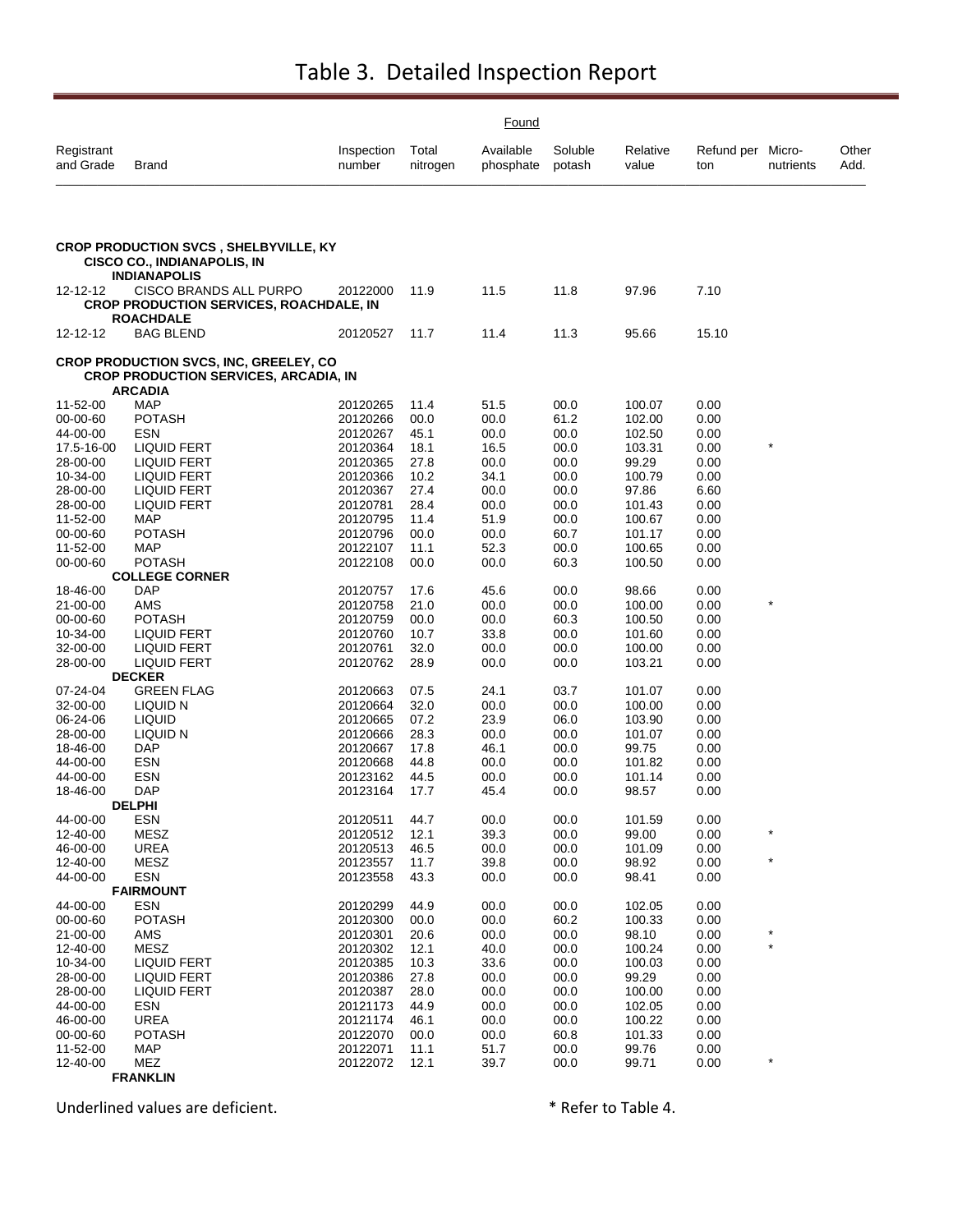# Table 3. Detailed Inspection Report

| Registrant and Grade | Brand | Inspection number | Found Total nitrogen | Available phosphate | Soluble potash | Relative value | Refund per ton | Micro-nutrients | Other Add. |
|---|---|---|---|---|---|---|---|---|---|
| **CROP PRODUCTION SVCS , SHELBYVILLE, KY** | | | | | | | | | |
| | **CISCO CO., INDIANAPOLIS, IN** | | | | | | | | |
| | **INDIANAPOLIS** | | | | | | | | |
| 12-12-12 | CISCO BRANDS ALL PURPO | 20122000 | 11.9 | 11.5 | 11.8 | 97.96 | 7.10 | | |
| | **CROP PRODUCTION SERVICES, ROACHDALE, IN** | | | | | | | | |
| | **ROACHDALE** | | | | | | | | |
| 12-12-12 | BAG BLEND | 20120527 | 11.7 | 11.4 | 11.3 | 95.66 | 15.10 | | |
| **CROP PRODUCTION SVCS, INC, GREELEY, CO** | | | | | | | | | |
| | **CROP PRODUCTION SERVICES, ARCADIA, IN** | | | | | | | | |
| | **ARCADIA** | | | | | | | | |
| 11-52-00 | MAP | 20120265 | 11.4 | 51.5 | 00.0 | 100.07 | 0.00 | | |
| 00-00-60 | POTASH | 20120266 | 00.0 | 00.0 | 61.2 | 102.00 | 0.00 | | |
| 44-00-00 | ESN | 20120267 | 45.1 | 00.0 | 00.0 | 102.50 | 0.00 | | |
| 17.5-16-00 | LIQUID FERT | 20120364 | 18.1 | 16.5 | 00.0 | 103.31 | 0.00 | * | |
| 28-00-00 | LIQUID FERT | 20120365 | 27.8 | 00.0 | 00.0 | 99.29 | 0.00 | | |
| 10-34-00 | LIQUID FERT | 20120366 | 10.2 | 34.1 | 00.0 | 100.79 | 0.00 | | |
| 28-00-00 | LIQUID FERT | 20120367 | 27.4 | 00.0 | 00.0 | 97.86 | 6.60 | | |
| 28-00-00 | LIQUID FERT | 20120781 | 28.4 | 00.0 | 00.0 | 101.43 | 0.00 | | |
| 11-52-00 | MAP | 20120795 | 11.4 | 51.9 | 00.0 | 100.67 | 0.00 | | |
| 00-00-60 | POTASH | 20120796 | 00.0 | 00.0 | 60.7 | 101.17 | 0.00 | | |
| 11-52-00 | MAP | 20122107 | 11.1 | 52.3 | 00.0 | 100.65 | 0.00 | | |
| 00-00-60 | POTASH | 20122108 | 00.0 | 00.0 | 60.3 | 100.50 | 0.00 | | |
| | **COLLEGE CORNER** | | | | | | | | |
| 18-46-00 | DAP | 20120757 | 17.6 | 45.6 | 00.0 | 98.66 | 0.00 | | |
| 21-00-00 | AMS | 20120758 | 21.0 | 00.0 | 00.0 | 100.00 | 0.00 | * | |
| 00-00-60 | POTASH | 20120759 | 00.0 | 00.0 | 60.3 | 100.50 | 0.00 | | |
| 10-34-00 | LIQUID FERT | 20120760 | 10.7 | 33.8 | 00.0 | 101.60 | 0.00 | | |
| 32-00-00 | LIQUID FERT | 20120761 | 32.0 | 00.0 | 00.0 | 100.00 | 0.00 | | |
| 28-00-00 | LIQUID FERT | 20120762 | 28.9 | 00.0 | 00.0 | 103.21 | 0.00 | | |
| | **DECKER** | | | | | | | | |
| 07-24-04 | GREEN FLAG | 20120663 | 07.5 | 24.1 | 03.7 | 101.07 | 0.00 | | |
| 32-00-00 | LIQUID N | 20120664 | 32.0 | 00.0 | 00.0 | 100.00 | 0.00 | | |
| 06-24-06 | LIQUID | 20120665 | 07.2 | 23.9 | 06.0 | 103.90 | 0.00 | | |
| 28-00-00 | LIQUID N | 20120666 | 28.3 | 00.0 | 00.0 | 101.07 | 0.00 | | |
| 18-46-00 | DAP | 20120667 | 17.8 | 46.1 | 00.0 | 99.75 | 0.00 | | |
| 44-00-00 | ESN | 20120668 | 44.8 | 00.0 | 00.0 | 101.82 | 0.00 | | |
| 44-00-00 | ESN | 20123162 | 44.5 | 00.0 | 00.0 | 101.14 | 0.00 | | |
| 18-46-00 | DAP | 20123164 | 17.7 | 45.4 | 00.0 | 98.57 | 0.00 | | |
| | **DELPHI** | | | | | | | | |
| 44-00-00 | ESN | 20120511 | 44.7 | 00.0 | 00.0 | 101.59 | 0.00 | | |
| 12-40-00 | MESZ | 20120512 | 12.1 | 39.3 | 00.0 | 99.00 | 0.00 | * | |
| 46-00-00 | UREA | 20120513 | 46.5 | 00.0 | 00.0 | 101.09 | 0.00 | | |
| 12-40-00 | MESZ | 20123557 | 11.7 | 39.8 | 00.0 | 98.92 | 0.00 | * | |
| 44-00-00 | ESN | 20123558 | 43.3 | 00.0 | 00.0 | 98.41 | 0.00 | | |
| | **FAIRMOUNT** | | | | | | | | |
| 44-00-00 | ESN | 20120299 | 44.9 | 00.0 | 00.0 | 102.05 | 0.00 | | |
| 00-00-60 | POTASH | 20120300 | 00.0 | 00.0 | 60.2 | 100.33 | 0.00 | | |
| 21-00-00 | AMS | 20120301 | 20.6 | 00.0 | 00.0 | 98.10 | 0.00 | * | |
| 12-40-00 | MESZ | 20120302 | 12.1 | 40.0 | 00.0 | 100.24 | 0.00 | * | |
| 10-34-00 | LIQUID FERT | 20120385 | 10.3 | 33.6 | 00.0 | 100.03 | 0.00 | | |
| 28-00-00 | LIQUID FERT | 20120386 | 27.8 | 00.0 | 00.0 | 99.29 | 0.00 | | |
| 28-00-00 | LIQUID FERT | 20120387 | 28.0 | 00.0 | 00.0 | 100.00 | 0.00 | | |
| 44-00-00 | ESN | 20121173 | 44.9 | 00.0 | 00.0 | 102.05 | 0.00 | | |
| 46-00-00 | UREA | 20121174 | 46.1 | 00.0 | 00.0 | 100.22 | 0.00 | | |
| 00-00-60 | POTASH | 20122070 | 00.0 | 00.0 | 60.8 | 101.33 | 0.00 | | |
| 11-52-00 | MAP | 20122071 | 11.1 | 51.7 | 00.0 | 99.76 | 0.00 | | |
| 12-40-00 | MEZ | 20122072 | 12.1 | 39.7 | 00.0 | 99.71 | 0.00 | * | |
| | **FRANKLIN** | | | | | | | | |

Underlined values are deficient.

* Refer to Table 4.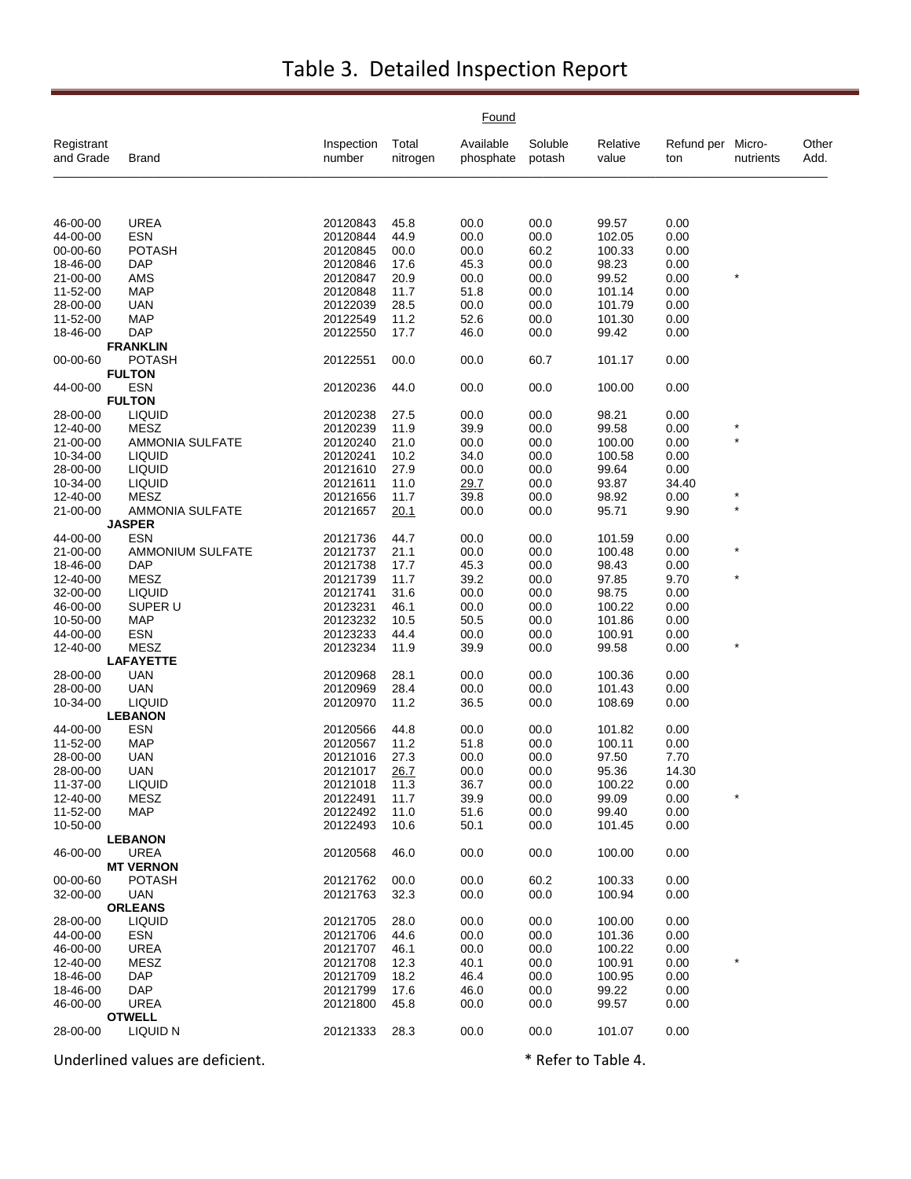# Table 3. Detailed Inspection Report

| Registrant and Grade | Brand | Inspection number | Found Total nitrogen | Available phosphate | Soluble potash | Relative value | Refund per ton | Micro-nutrients | Other Add. |
|---|---|---|---|---|---|---|---|---|---|
| 46-00-00 | UREA | 20120843 | 45.8 | 00.0 | 00.0 | 99.57 | 0.00 | | |
| 44-00-00 | ESN | 20120844 | 44.9 | 00.0 | 00.0 | 102.05 | 0.00 | | |
| 00-00-60 | POTASH | 20120845 | 00.0 | 00.0 | 60.2 | 100.33 | 0.00 | | |
| 18-46-00 | DAP | 20120846 | 17.6 | 45.3 | 00.0 | 98.23 | 0.00 | | |
| 21-00-00 | AMS | 20120847 | 20.9 | 00.0 | 00.0 | 99.52 | 0.00 | * | |
| 11-52-00 | MAP | 20120848 | 11.7 | 51.8 | 00.0 | 101.14 | 0.00 | | |
| 28-00-00 | UAN | 20122039 | 28.5 | 00.0 | 00.0 | 101.79 | 0.00 | | |
| 11-52-00 | MAP | 20122549 | 11.2 | 52.6 | 00.0 | 101.30 | 0.00 | | |
| 18-46-00 | DAP | 20122550 | 17.7 | 46.0 | 00.0 | 99.42 | 0.00 | | |
| | **FRANKLIN** | | | | | | | | |
| 00-00-60 | POTASH | 20122551 | 00.0 | 00.0 | 60.7 | 101.17 | 0.00 | | |
| | **FULTON** | | | | | | | | |
| 44-00-00 | ESN | 20120236 | 44.0 | 00.0 | 00.0 | 100.00 | 0.00 | | |
| | **FULTON** | | | | | | | | |
| 28-00-00 | LIQUID | 20120238 | 27.5 | 00.0 | 00.0 | 98.21 | 0.00 | | |
| 12-40-00 | MESZ | 20120239 | 11.9 | 39.9 | 00.0 | 99.58 | 0.00 | * | |
| 21-00-00 | AMMONIA SULFATE | 20120240 | 21.0 | 00.0 | 00.0 | 100.00 | 0.00 | * | |
| 10-34-00 | LIQUID | 20120241 | 10.2 | 34.0 | 00.0 | 100.58 | 0.00 | | |
| 28-00-00 | LIQUID | 20121610 | 27.9 | 00.0 | 00.0 | 99.64 | 0.00 | | |
| 10-34-00 | LIQUID | 20121611 | 11.0 | <u>29.7</u> | 00.0 | 93.87 | 34.40 | | |
| 12-40-00 | MESZ | 20121656 | 11.7 | 39.8 | 00.0 | 98.92 | 0.00 | * | |
| 21-00-00 | AMMONIA SULFATE | 20121657 | <u>20.1</u> | 00.0 | 00.0 | 95.71 | 9.90 | * | |
| | **JASPER** | | | | | | | | |
| 44-00-00 | ESN | 20121736 | 44.7 | 00.0 | 00.0 | 101.59 | 0.00 | | |
| 21-00-00 | AMMONIUM SULFATE | 20121737 | 21.1 | 00.0 | 00.0 | 100.48 | 0.00 | * | |
| 18-46-00 | DAP | 20121738 | 17.7 | 45.3 | 00.0 | 98.43 | 0.00 | | |
| 12-40-00 | MESZ | 20121739 | 11.7 | 39.2 | 00.0 | 97.85 | 9.70 | * | |
| 32-00-00 | LIQUID | 20121741 | 31.6 | 00.0 | 00.0 | 98.75 | 0.00 | | |
| 46-00-00 | SUPER U | 20123231 | 46.1 | 00.0 | 00.0 | 100.22 | 0.00 | | |
| 10-50-00 | MAP | 20123232 | 10.5 | 50.5 | 00.0 | 101.86 | 0.00 | | |
| 44-00-00 | ESN | 20123233 | 44.4 | 00.0 | 00.0 | 100.91 | 0.00 | | |
| 12-40-00 | MESZ | 20123234 | 11.9 | 39.9 | 00.0 | 99.58 | 0.00 | * | |
| | **LAFAYETTE** | | | | | | | | |
| 28-00-00 | UAN | 20120968 | 28.1 | 00.0 | 00.0 | 100.36 | 0.00 | | |
| 28-00-00 | UAN | 20120969 | 28.4 | 00.0 | 00.0 | 101.43 | 0.00 | | |
| 10-34-00 | LIQUID | 20120970 | 11.2 | 36.5 | 00.0 | 108.69 | 0.00 | | |
| | **LEBANON** | | | | | | | | |
| 44-00-00 | ESN | 20120566 | 44.8 | 00.0 | 00.0 | 101.82 | 0.00 | | |
| 11-52-00 | MAP | 20120567 | 11.2 | 51.8 | 00.0 | 100.11 | 0.00 | | |
| 28-00-00 | UAN | 20121016 | 27.3 | 00.0 | 00.0 | 97.50 | 7.70 | | |
| 28-00-00 | UAN | 20121017 | <u>26.7</u> | 00.0 | 00.0 | 95.36 | 14.30 | | |
| 11-37-00 | LIQUID | 20121018 | 11.3 | 36.7 | 00.0 | 100.22 | 0.00 | | |
| 12-40-00 | MESZ | 20122491 | 11.7 | 39.9 | 00.0 | 99.09 | 0.00 | * | |
| 11-52-00 | MAP | 20122492 | 11.0 | 51.6 | 00.0 | 99.40 | 0.00 | | |
| 10-50-00 | | 20122493 | 10.6 | 50.1 | 00.0 | 101.45 | 0.00 | | |
| | **LEBANON** | | | | | | | | |
| 46-00-00 | UREA | 20120568 | 46.0 | 00.0 | 00.0 | 100.00 | 0.00 | | |
| | **MT VERNON** | | | | | | | | |
| 00-00-60 | POTASH | 20121762 | 00.0 | 00.0 | 60.2 | 100.33 | 0.00 | | |
| 32-00-00 | UAN | 20121763 | 32.3 | 00.0 | 00.0 | 100.94 | 0.00 | | |
| | **ORLEANS** | | | | | | | | |
| 28-00-00 | LIQUID | 20121705 | 28.0 | 00.0 | 00.0 | 100.00 | 0.00 | | |
| 44-00-00 | ESN | 20121706 | 44.6 | 00.0 | 00.0 | 101.36 | 0.00 | | |
| 46-00-00 | UREA | 20121707 | 46.1 | 00.0 | 00.0 | 100.22 | 0.00 | | |
| 12-40-00 | MESZ | 20121708 | 12.3 | 40.1 | 00.0 | 100.91 | 0.00 | * | |
| 18-46-00 | DAP | 20121709 | 18.2 | 46.4 | 00.0 | 100.95 | 0.00 | | |
| 18-46-00 | DAP | 20121799 | 17.6 | 46.0 | 00.0 | 99.22 | 0.00 | | |
| 46-00-00 | UREA | 20121800 | 45.8 | 00.0 | 00.0 | 99.57 | 0.00 | | |
| | **OTWELL** | | | | | | | | |
| 28-00-00 | LIQUID N | 20121333 | 28.3 | 00.0 | 00.0 | 101.07 | 0.00 | | |

Underlined values are deficient. * Refer to Table 4.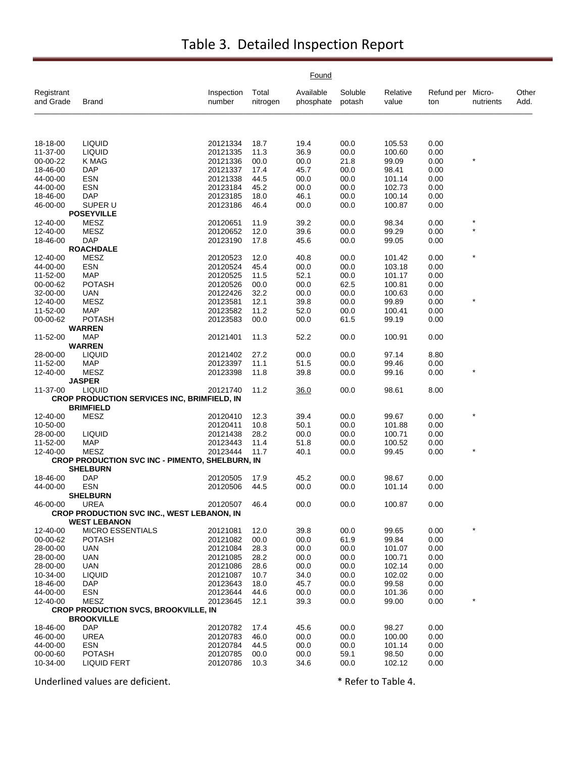# Table 3. Detailed Inspection Report

| Registrant and Grade | Brand | Inspection number | Found Total nitrogen | Available phosphate | Soluble potash | Relative value | Refund per ton | Micro-nutrients | Other Add. |
|---|---|---|---|---|---|---|---|---|---|
| 18-18-00 | LIQUID | 20121334 | 18.7 | 19.4 | 00.0 | 105.53 | 0.00 | | |
| 11-37-00 | LIQUID | 20121335 | 11.3 | 36.9 | 00.0 | 100.60 | 0.00 | | |
| 00-00-22 | K MAG | 20121336 | 00.0 | 00.0 | 21.8 | 99.09 | 0.00 | * | |
| 18-46-00 | DAP | 20121337 | 17.4 | 45.7 | 00.0 | 98.41 | 0.00 | | |
| 44-00-00 | ESN | 20121338 | 44.5 | 00.0 | 00.0 | 101.14 | 0.00 | | |
| 44-00-00 | ESN | 20123184 | 45.2 | 00.0 | 00.0 | 102.73 | 0.00 | | |
| 18-46-00 | DAP | 20123185 | 18.0 | 46.1 | 00.0 | 100.14 | 0.00 | | |
| 46-00-00 | SUPER U | 20123186 | 46.4 | 00.0 | 00.0 | 100.87 | 0.00 | | |
| | **POSEYVILLE** | | | | | | | | |
| 12-40-00 | MESZ | 20120651 | 11.9 | 39.2 | 00.0 | 98.34 | 0.00 | * | |
| 12-40-00 | MESZ | 20120652 | 12.0 | 39.6 | 00.0 | 99.29 | 0.00 | * | |
| 18-46-00 | DAP | 20123190 | 17.8 | 45.6 | 00.0 | 99.05 | 0.00 | | |
| | **ROACHDALE** | | | | | | | | |
| 12-40-00 | MESZ | 20120523 | 12.0 | 40.8 | 00.0 | 101.42 | 0.00 | * | |
| 44-00-00 | ESN | 20120524 | 45.4 | 00.0 | 00.0 | 103.18 | 0.00 | | |
| 11-52-00 | MAP | 20120525 | 11.5 | 52.1 | 00.0 | 101.17 | 0.00 | | |
| 00-00-62 | POTASH | 20120526 | 00.0 | 00.0 | 62.5 | 100.81 | 0.00 | | |
| 32-00-00 | UAN | 20122426 | 32.2 | 00.0 | 00.0 | 100.63 | 0.00 | | |
| 12-40-00 | MESZ | 20123581 | 12.1 | 39.8 | 00.0 | 99.89 | 0.00 | * | |
| 11-52-00 | MAP | 20123582 | 11.2 | 52.0 | 00.0 | 100.41 | 0.00 | | |
| 00-00-62 | POTASH | 20123583 | 00.0 | 00.0 | 61.5 | 99.19 | 0.00 | | |
| | **WARREN** | | | | | | | | |
| 11-52-00 | MAP | 20121401 | 11.3 | 52.2 | 00.0 | 100.91 | 0.00 | | |
| | **WARREN** | | | | | | | | |
| 28-00-00 | LIQUID | 20121402 | 27.2 | 00.0 | 00.0 | 97.14 | 8.80 | | |
| 11-52-00 | MAP | 20123397 | 11.1 | 51.5 | 00.0 | 99.46 | 0.00 | | |
| 12-40-00 | MESZ | 20123398 | 11.8 | 39.8 | 00.0 | 99.16 | 0.00 | * | |
| | **JASPER** | | | | | | | | |
| 11-37-00 | LIQUID | 20121740 | 11.2 | <u>36.0</u> | 00.0 | 98.61 | 8.00 | | |
| | **CROP PRODUCTION SERVICES INC, BRIMFIELD, IN** | | | | | | | | |
| | **BRIMFIELD** | | | | | | | | |
| 12-40-00 | MESZ | 20120410 | 12.3 | 39.4 | 00.0 | 99.67 | 0.00 | * | |
| 10-50-00 | | 20120411 | 10.8 | 50.1 | 00.0 | 101.88 | 0.00 | | |
| 28-00-00 | LIQUID | 20121438 | 28.2 | 00.0 | 00.0 | 100.71 | 0.00 | | |
| 11-52-00 | MAP | 20123443 | 11.4 | 51.8 | 00.0 | 100.52 | 0.00 | | |
| 12-40-00 | MESZ | 20123444 | 11.7 | 40.1 | 00.0 | 99.45 | 0.00 | * | |
| | **CROP PRODUCTION SVC INC - PIMENTO, SHELBURN, IN** | | | | | | | | |
| | **SHELBURN** | | | | | | | | |
| 18-46-00 | DAP | 20120505 | 17.9 | 45.2 | 00.0 | 98.67 | 0.00 | | |
| 44-00-00 | ESN | 20120506 | 44.5 | 00.0 | 00.0 | 101.14 | 0.00 | | |
| | **SHELBURN** | | | | | | | | |
| 46-00-00 | UREA | 20120507 | 46.4 | 00.0 | 00.0 | 100.87 | 0.00 | | |
| | **CROP PRODUCTION SVC INC., WEST LEBANON, IN** | | | | | | | | |
| | **WEST LEBANON** | | | | | | | | |
| 12-40-00 | MICRO ESSENTIALS | 20121081 | 12.0 | 39.8 | 00.0 | 99.65 | 0.00 | * | |
| 00-00-62 | POTASH | 20121082 | 00.0 | 00.0 | 61.9 | 99.84 | 0.00 | | |
| 28-00-00 | UAN | 20121084 | 28.3 | 00.0 | 00.0 | 101.07 | 0.00 | | |
| 28-00-00 | UAN | 20121085 | 28.2 | 00.0 | 00.0 | 100.71 | 0.00 | | |
| 28-00-00 | UAN | 20121086 | 28.6 | 00.0 | 00.0 | 102.14 | 0.00 | | |
| 10-34-00 | LIQUID | 20121087 | 10.7 | 34.0 | 00.0 | 102.02 | 0.00 | | |
| 18-46-00 | DAP | 20123643 | 18.0 | 45.7 | 00.0 | 99.58 | 0.00 | | |
| 44-00-00 | ESN | 20123644 | 44.6 | 00.0 | 00.0 | 101.36 | 0.00 | | |
| 12-40-00 | MESZ | 20123645 | 12.1 | 39.3 | 00.0 | 99.00 | 0.00 | * | |
| | **CROP PRODUCTION SVCS, BROOKVILLE, IN** | | | | | | | | |
| | **BROOKVILLE** | | | | | | | | |
| 18-46-00 | DAP | 20120782 | 17.4 | 45.6 | 00.0 | 98.27 | 0.00 | | |
| 46-00-00 | UREA | 20120783 | 46.0 | 00.0 | 00.0 | 100.00 | 0.00 | | |
| 44-00-00 | ESN | 20120784 | 44.5 | 00.0 | 00.0 | 101.14 | 0.00 | | |
| 00-00-60 | POTASH | 20120785 | 00.0 | 00.0 | 59.1 | 98.50 | 0.00 | | |
| 10-34-00 | LIQUID FERT | 20120786 | 10.3 | 34.6 | 00.0 | 102.12 | 0.00 | | |

Underlined values are deficient. * Refer to Table 4.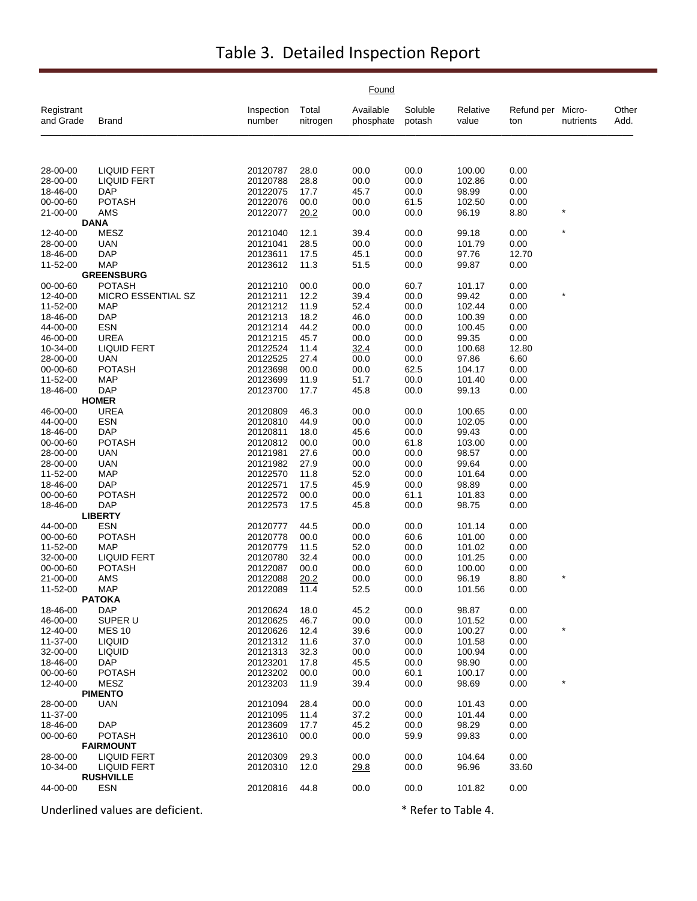# Table 3. Detailed Inspection Report

| Registrant and Grade | Brand | Inspection number | Found: Total nitrogen | Found: Available phosphate | Found: Soluble potash | Relative value | Refund per ton | Micro-nutrients | Other Add. |
|---|---|---|---|---|---|---|---|---|---|
| 28-00-00 | LIQUID FERT | 20120787 | 28.0 | 00.0 | 00.0 | 100.00 | 0.00 | | |
| 28-00-00 | LIQUID FERT | 20120788 | 28.8 | 00.0 | 00.0 | 102.86 | 0.00 | | |
| 18-46-00 | DAP | 20122075 | 17.7 | 45.7 | 00.0 | 98.99 | 0.00 | | |
| 00-00-60 | POTASH | 20122076 | 00.0 | 00.0 | 61.5 | 102.50 | 0.00 | | |
| 21-00-00 | AMS | 20122077 | <u>20.2</u> | 00.0 | 00.0 | 96.19 | 8.80 | * | |
| **DANA** | | | | | | | | | |
| 12-40-00 | MESZ | 20121040 | 12.1 | 39.4 | 00.0 | 99.18 | 0.00 | * | |
| 28-00-00 | UAN | 20121041 | 28.5 | 00.0 | 00.0 | 101.79 | 0.00 | | |
| 18-46-00 | DAP | 20123611 | 17.5 | 45.1 | 00.0 | 97.76 | 12.70 | | |
| 11-52-00 | MAP | 20123612 | 11.3 | 51.5 | 00.0 | 99.87 | 0.00 | | |
| **GREENSBURG** | | | | | | | | | |
| 00-00-60 | POTASH | 20121210 | 00.0 | 00.0 | 60.7 | 101.17 | 0.00 | | |
| 12-40-00 | MICRO ESSENTIAL SZ | 20121211 | 12.2 | 39.4 | 00.0 | 99.42 | 0.00 | * | |
| 11-52-00 | MAP | 20121212 | 11.9 | 52.4 | 00.0 | 102.44 | 0.00 | | |
| 18-46-00 | DAP | 20121213 | 18.2 | 46.0 | 00.0 | 100.39 | 0.00 | | |
| 44-00-00 | ESN | 20121214 | 44.2 | 00.0 | 00.0 | 100.45 | 0.00 | | |
| 46-00-00 | UREA | 20121215 | 45.7 | 00.0 | 00.0 | 99.35 | 0.00 | | |
| 10-34-00 | LIQUID FERT | 20122524 | 11.4 | <u>32.4</u> | 00.0 | 100.68 | 12.80 | | |
| 28-00-00 | UAN | 20122525 | 27.4 | 00.0 | 00.0 | 97.86 | 6.60 | | |
| 00-00-60 | POTASH | 20123698 | 00.0 | 00.0 | 62.5 | 104.17 | 0.00 | | |
| 11-52-00 | MAP | 20123699 | 11.9 | 51.7 | 00.0 | 101.40 | 0.00 | | |
| 18-46-00 | DAP | 20123700 | 17.7 | 45.8 | 00.0 | 99.13 | 0.00 | | |
| **HOMER** | | | | | | | | | |
| 46-00-00 | UREA | 20120809 | 46.3 | 00.0 | 00.0 | 100.65 | 0.00 | | |
| 44-00-00 | ESN | 20120810 | 44.9 | 00.0 | 00.0 | 102.05 | 0.00 | | |
| 18-46-00 | DAP | 20120811 | 18.0 | 45.6 | 00.0 | 99.43 | 0.00 | | |
| 00-00-60 | POTASH | 20120812 | 00.0 | 00.0 | 61.8 | 103.00 | 0.00 | | |
| 28-00-00 | UAN | 20121981 | 27.6 | 00.0 | 00.0 | 98.57 | 0.00 | | |
| 28-00-00 | UAN | 20121982 | 27.9 | 00.0 | 00.0 | 99.64 | 0.00 | | |
| 11-52-00 | MAP | 20122570 | 11.8 | 52.0 | 00.0 | 101.64 | 0.00 | | |
| 18-46-00 | DAP | 20122571 | 17.5 | 45.9 | 00.0 | 98.89 | 0.00 | | |
| 00-00-60 | POTASH | 20122572 | 00.0 | 00.0 | 61.1 | 101.83 | 0.00 | | |
| 18-46-00 | DAP | 20122573 | 17.5 | 45.8 | 00.0 | 98.75 | 0.00 | | |
| **LIBERTY** | | | | | | | | | |
| 44-00-00 | ESN | 20120777 | 44.5 | 00.0 | 00.0 | 101.14 | 0.00 | | |
| 00-00-60 | POTASH | 20120778 | 00.0 | 00.0 | 60.6 | 101.00 | 0.00 | | |
| 11-52-00 | MAP | 20120779 | 11.5 | 52.0 | 00.0 | 101.02 | 0.00 | | |
| 32-00-00 | LIQUID FERT | 20120780 | 32.4 | 00.0 | 00.0 | 101.25 | 0.00 | | |
| 00-00-60 | POTASH | 20122087 | 00.0 | 00.0 | 60.0 | 100.00 | 0.00 | | |
| 21-00-00 | AMS | 20122088 | <u>20.2</u> | 00.0 | 00.0 | 96.19 | 8.80 | * | |
| 11-52-00 | MAP | 20122089 | 11.4 | 52.5 | 00.0 | 101.56 | 0.00 | | |
| **PATOKA** | | | | | | | | | |
| 18-46-00 | DAP | 20120624 | 18.0 | 45.2 | 00.0 | 98.87 | 0.00 | | |
| 46-00-00 | SUPER U | 20120625 | 46.7 | 00.0 | 00.0 | 101.52 | 0.00 | | |
| 12-40-00 | MES 10 | 20120626 | 12.4 | 39.6 | 00.0 | 100.27 | 0.00 | * | |
| 11-37-00 | LIQUID | 20121312 | 11.6 | 37.0 | 00.0 | 101.58 | 0.00 | | |
| 32-00-00 | LIQUID | 20121313 | 32.3 | 00.0 | 00.0 | 100.94 | 0.00 | | |
| 18-46-00 | DAP | 20123201 | 17.8 | 45.5 | 00.0 | 98.90 | 0.00 | | |
| 00-00-60 | POTASH | 20123202 | 00.0 | 00.0 | 60.1 | 100.17 | 0.00 | | |
| 12-40-00 | MESZ | 20123203 | 11.9 | 39.4 | 00.0 | 98.69 | 0.00 | * | |
| **PIMENTO** | | | | | | | | | |
| 28-00-00 | UAN | 20121094 | 28.4 | 00.0 | 00.0 | 101.43 | 0.00 | | |
| 11-37-00 | | 20121095 | 11.4 | 37.2 | 00.0 | 101.44 | 0.00 | | |
| 18-46-00 | DAP | 20123609 | 17.7 | 45.2 | 00.0 | 98.29 | 0.00 | | |
| 00-00-60 | POTASH | 20123610 | 00.0 | 00.0 | 59.9 | 99.83 | 0.00 | | |
| **FAIRMOUNT** | | | | | | | | | |
| 28-00-00 | LIQUID FERT | 20120309 | 29.3 | 00.0 | 00.0 | 104.64 | 0.00 | | |
| 10-34-00 | LIQUID FERT | 20120310 | 12.0 | <u>29.8</u> | 00.0 | 96.96 | 33.60 | | |
| **RUSHVILLE** | | | | | | | | | |
| 44-00-00 | ESN | 20120816 | 44.8 | 00.0 | 00.0 | 101.82 | 0.00 | | |

Underlined values are deficient.

* Refer to Table 4.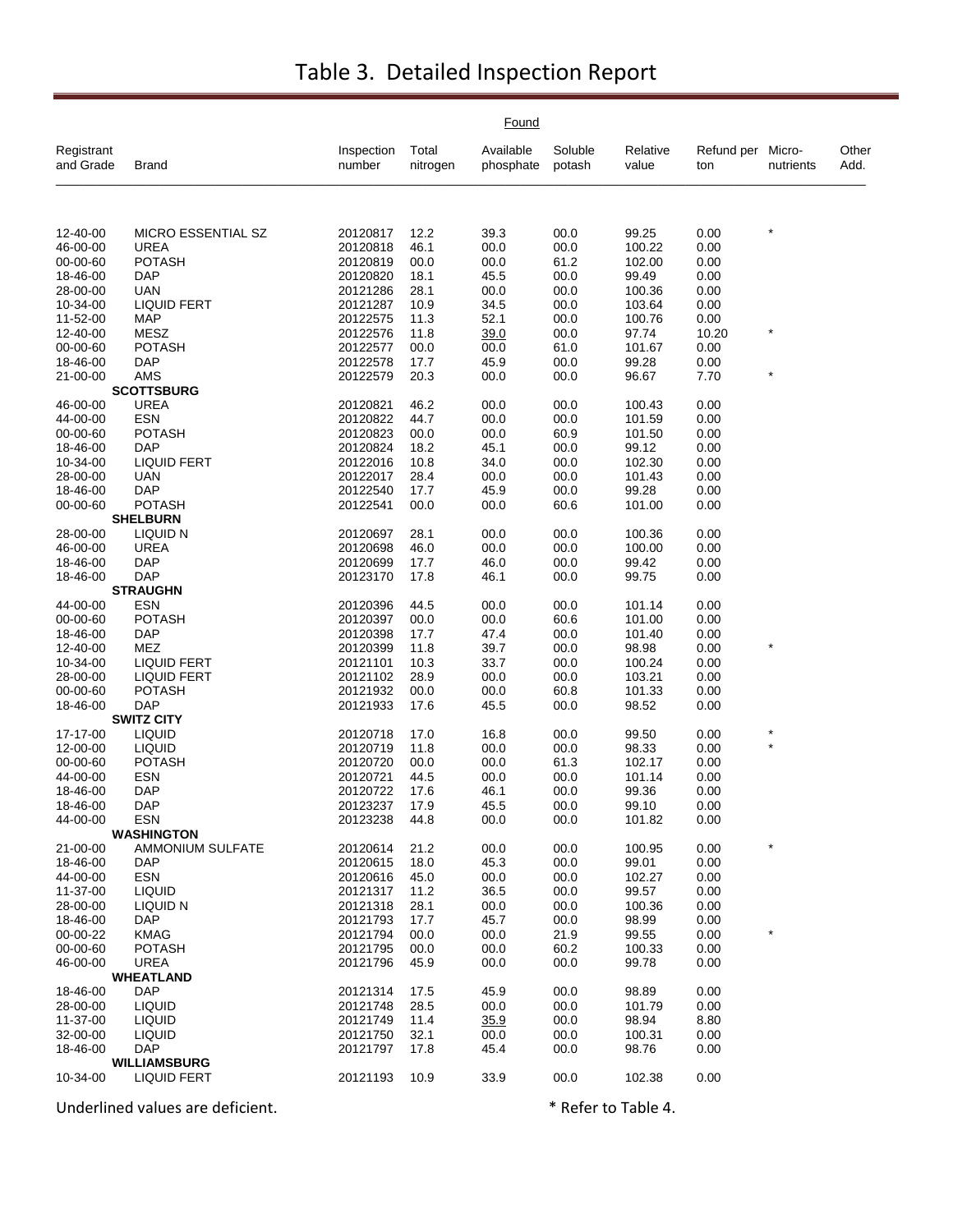# Table 3. Detailed Inspection Report

| Registrant and Grade | Brand | Inspection number | Found: Total nitrogen | Found: Available phosphate | Found: Soluble potash | Relative value | Refund per ton | Micro-nutrients | Other Add. |
|---|---|---|---|---|---|---|---|---|---|
| 12-40-00 | MICRO ESSENTIAL SZ | 20120817 | 12.2 | 39.3 | 00.0 | 99.25 | 0.00 | * | |
| 46-00-00 | UREA | 20120818 | 46.1 | 00.0 | 00.0 | 100.22 | 0.00 | | |
| 00-00-60 | POTASH | 20120819 | 00.0 | 00.0 | 61.2 | 102.00 | 0.00 | | |
| 18-46-00 | DAP | 20120820 | 18.1 | 45.5 | 00.0 | 99.49 | 0.00 | | |
| 28-00-00 | UAN | 20121286 | 28.1 | 00.0 | 00.0 | 100.36 | 0.00 | | |
| 10-34-00 | LIQUID FERT | 20121287 | 10.9 | 34.5 | 00.0 | 103.64 | 0.00 | | |
| 11-52-00 | MAP | 20122575 | 11.3 | 52.1 | 00.0 | 100.76 | 0.00 | | |
| 12-40-00 | MESZ | 20122576 | 11.8 | <u>39.0</u> | 00.0 | 97.74 | 10.20 | * | |
| 00-00-60 | POTASH | 20122577 | 00.0 | 00.0 | 61.0 | 101.67 | 0.00 | | |
| 18-46-00 | DAP | 20122578 | 17.7 | 45.9 | 00.0 | 99.28 | 0.00 | | |
| 21-00-00 | AMS | 20122579 | 20.3 | 00.0 | 00.0 | 96.67 | 7.70 | * | |
| | **SCOTTSBURG** | | | | | | | | |
| 46-00-00 | UREA | 20120821 | 46.2 | 00.0 | 00.0 | 100.43 | 0.00 | | |
| 44-00-00 | ESN | 20120822 | 44.7 | 00.0 | 00.0 | 101.59 | 0.00 | | |
| 00-00-60 | POTASH | 20120823 | 00.0 | 00.0 | 60.9 | 101.50 | 0.00 | | |
| 18-46-00 | DAP | 20120824 | 18.2 | 45.1 | 00.0 | 99.12 | 0.00 | | |
| 10-34-00 | LIQUID FERT | 20122016 | 10.8 | 34.0 | 00.0 | 102.30 | 0.00 | | |
| 28-00-00 | UAN | 20122017 | 28.4 | 00.0 | 00.0 | 101.43 | 0.00 | | |
| 18-46-00 | DAP | 20122540 | 17.7 | 45.9 | 00.0 | 99.28 | 0.00 | | |
| 00-00-60 | POTASH | 20122541 | 00.0 | 00.0 | 60.6 | 101.00 | 0.00 | | |
| | **SHELBURN** | | | | | | | | |
| 28-00-00 | LIQUID N | 20120697 | 28.1 | 00.0 | 00.0 | 100.36 | 0.00 | | |
| 46-00-00 | UREA | 20120698 | 46.0 | 00.0 | 00.0 | 100.00 | 0.00 | | |
| 18-46-00 | DAP | 20120699 | 17.7 | 46.0 | 00.0 | 99.42 | 0.00 | | |
| 18-46-00 | DAP | 20123170 | 17.8 | 46.1 | 00.0 | 99.75 | 0.00 | | |
| | **STRAUGHN** | | | | | | | | |
| 44-00-00 | ESN | 20120396 | 44.5 | 00.0 | 00.0 | 101.14 | 0.00 | | |
| 00-00-60 | POTASH | 20120397 | 00.0 | 00.0 | 60.6 | 101.00 | 0.00 | | |
| 18-46-00 | DAP | 20120398 | 17.7 | 47.4 | 00.0 | 101.40 | 0.00 | | |
| 12-40-00 | MEZ | 20120399 | 11.8 | 39.7 | 00.0 | 98.98 | 0.00 | * | |
| 10-34-00 | LIQUID FERT | 20121101 | 10.3 | 33.7 | 00.0 | 100.24 | 0.00 | | |
| 28-00-00 | LIQUID FERT | 20121102 | 28.9 | 00.0 | 00.0 | 103.21 | 0.00 | | |
| 00-00-60 | POTASH | 20121932 | 00.0 | 00.0 | 60.8 | 101.33 | 0.00 | | |
| 18-46-00 | DAP | 20121933 | 17.6 | 45.5 | 00.0 | 98.52 | 0.00 | | |
| | **SWITZ CITY** | | | | | | | | |
| 17-17-00 | LIQUID | 20120718 | 17.0 | 16.8 | 00.0 | 99.50 | 0.00 | * | |
| 12-00-00 | LIQUID | 20120719 | 11.8 | 00.0 | 00.0 | 98.33 | 0.00 | * | |
| 00-00-60 | POTASH | 20120720 | 00.0 | 00.0 | 61.3 | 102.17 | 0.00 | | |
| 44-00-00 | ESN | 20120721 | 44.5 | 00.0 | 00.0 | 101.14 | 0.00 | | |
| 18-46-00 | DAP | 20120722 | 17.6 | 46.1 | 00.0 | 99.36 | 0.00 | | |
| 18-46-00 | DAP | 20123237 | 17.9 | 45.5 | 00.0 | 99.10 | 0.00 | | |
| 44-00-00 | ESN | 20123238 | 44.8 | 00.0 | 00.0 | 101.82 | 0.00 | | |
| | **WASHINGTON** | | | | | | | | |
| 21-00-00 | AMMONIUM SULFATE | 20120614 | 21.2 | 00.0 | 00.0 | 100.95 | 0.00 | * | |
| 18-46-00 | DAP | 20120615 | 18.0 | 45.3 | 00.0 | 99.01 | 0.00 | | |
| 44-00-00 | ESN | 20120616 | 45.0 | 00.0 | 00.0 | 102.27 | 0.00 | | |
| 11-37-00 | LIQUID | 20121317 | 11.2 | 36.5 | 00.0 | 99.57 | 0.00 | | |
| 28-00-00 | LIQUID N | 20121318 | 28.1 | 00.0 | 00.0 | 100.36 | 0.00 | | |
| 18-46-00 | DAP | 20121793 | 17.7 | 45.7 | 00.0 | 98.99 | 0.00 | | |
| 00-00-22 | KMAG | 20121794 | 00.0 | 00.0 | 21.9 | 99.55 | 0.00 | * | |
| 00-00-60 | POTASH | 20121795 | 00.0 | 00.0 | 60.2 | 100.33 | 0.00 | | |
| 46-00-00 | UREA | 20121796 | 45.9 | 00.0 | 00.0 | 99.78 | 0.00 | | |
| | **WHEATLAND** | | | | | | | | |
| 18-46-00 | DAP | 20121314 | 17.5 | 45.9 | 00.0 | 98.89 | 0.00 | | |
| 28-00-00 | LIQUID | 20121748 | 28.5 | 00.0 | 00.0 | 101.79 | 0.00 | | |
| 11-37-00 | LIQUID | 20121749 | 11.4 | <u>35.9</u> | 00.0 | 98.94 | 8.80 | | |
| 32-00-00 | LIQUID | 20121750 | 32.1 | 00.0 | 00.0 | 100.31 | 0.00 | | |
| 18-46-00 | DAP | 20121797 | 17.8 | 45.4 | 00.0 | 98.76 | 0.00 | | |
| | **WILLIAMSBURG** | | | | | | | | |
| 10-34-00 | LIQUID FERT | 20121193 | 10.9 | 33.9 | 00.0 | 102.38 | 0.00 | | |

Underlined values are deficient.

* Refer to Table 4.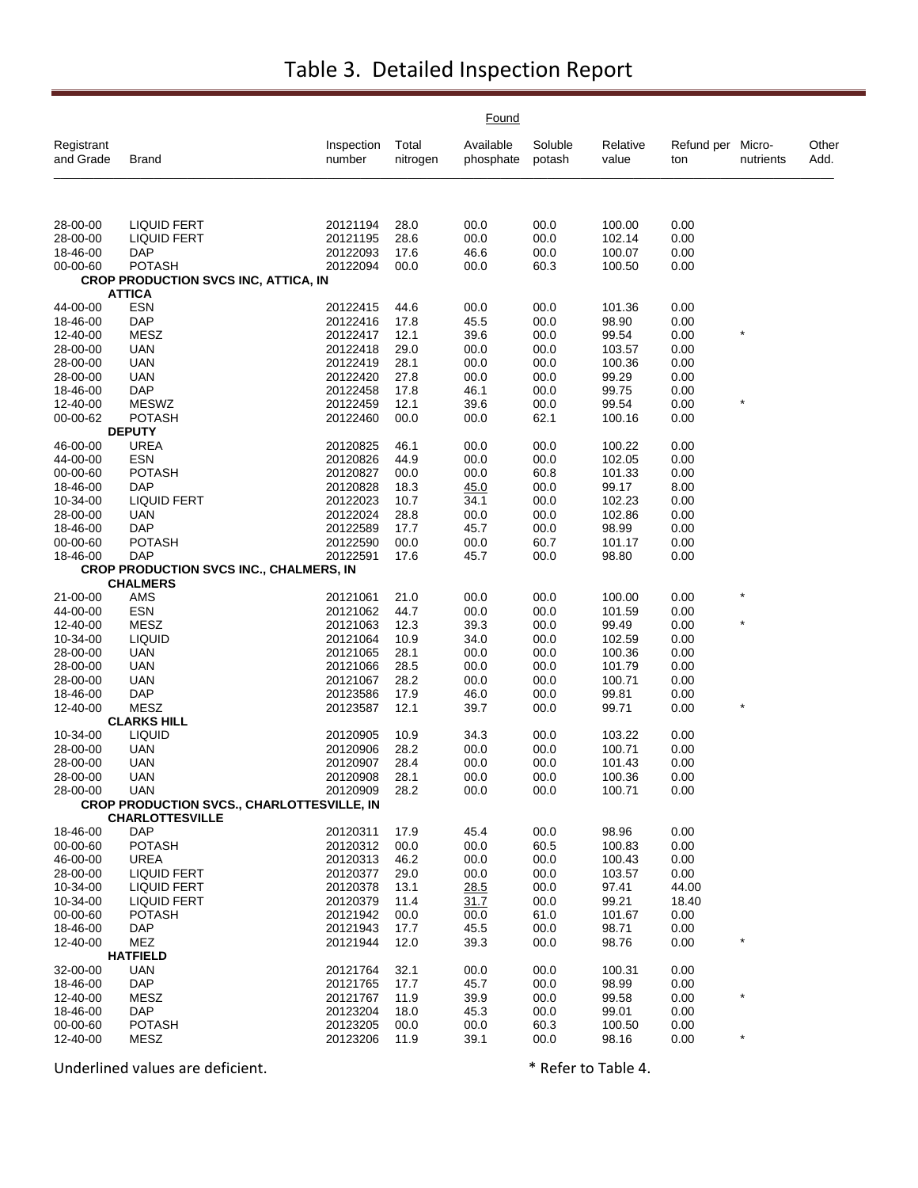# Table 3. Detailed Inspection Report

| Registrant and Grade | Brand | Inspection number | Found Total nitrogen | Found Available phosphate | Found Soluble potash | Relative value | Refund per ton | Micro-nutrients | Other Add. |
|---|---|---|---|---|---|---|---|---|---|
| 28-00-00 | LIQUID FERT | 20121194 | 28.0 | 00.0 | 00.0 | 100.00 | 0.00 | | |
| 28-00-00 | LIQUID FERT | 20121195 | 28.6 | 00.0 | 00.0 | 102.14 | 0.00 | | |
| 18-46-00 | DAP | 20122093 | 17.6 | 46.6 | 00.0 | 100.07 | 0.00 | | |
| 00-00-60 | POTASH | 20122094 | 00.0 | 00.0 | 60.3 | 100.50 | 0.00 | | |
| **CROP PRODUCTION SVCS INC, ATTICA, IN** | | | | | | | | | |
| **ATTICA** | | | | | | | | | |
| 44-00-00 | ESN | 20122415 | 44.6 | 00.0 | 00.0 | 101.36 | 0.00 | | |
| 18-46-00 | DAP | 20122416 | 17.8 | 45.5 | 00.0 | 98.90 | 0.00 | | |
| 12-40-00 | MESZ | 20122417 | 12.1 | 39.6 | 00.0 | 99.54 | 0.00 | * | |
| 28-00-00 | UAN | 20122418 | 29.0 | 00.0 | 00.0 | 103.57 | 0.00 | | |
| 28-00-00 | UAN | 20122419 | 28.1 | 00.0 | 00.0 | 100.36 | 0.00 | | |
| 28-00-00 | UAN | 20122420 | 27.8 | 00.0 | 00.0 | 99.29 | 0.00 | | |
| 18-46-00 | DAP | 20122458 | 17.8 | 46.1 | 00.0 | 99.75 | 0.00 | | |
| 12-40-00 | MESWZ | 20122459 | 12.1 | 39.6 | 00.0 | 99.54 | 0.00 | * | |
| 00-00-62 | POTASH | 20122460 | 00.0 | 00.0 | 62.1 | 100.16 | 0.00 | | |
| **DEPUTY** | | | | | | | | | |
| 46-00-00 | UREA | 20120825 | 46.1 | 00.0 | 00.0 | 100.22 | 0.00 | | |
| 44-00-00 | ESN | 20120826 | 44.9 | 00.0 | 00.0 | 102.05 | 0.00 | | |
| 00-00-60 | POTASH | 20120827 | 00.0 | 00.0 | 60.8 | 101.33 | 0.00 | | |
| 18-46-00 | DAP | 20120828 | 18.3 | <u>45.0</u> | 00.0 | 99.17 | 8.00 | | |
| 10-34-00 | LIQUID FERT | 20122023 | 10.7 | 34.1 | 00.0 | 102.23 | 0.00 | | |
| 28-00-00 | UAN | 20122024 | 28.8 | 00.0 | 00.0 | 102.86 | 0.00 | | |
| 18-46-00 | DAP | 20122589 | 17.7 | 45.7 | 00.0 | 98.99 | 0.00 | | |
| 00-00-60 | POTASH | 20122590 | 00.0 | 00.0 | 60.7 | 101.17 | 0.00 | | |
| 18-46-00 | DAP | 20122591 | 17.6 | 45.7 | 00.0 | 98.80 | 0.00 | | |
| **CROP PRODUCTION SVCS INC., CHALMERS, IN** | | | | | | | | | |
| **CHALMERS** | | | | | | | | | |
| 21-00-00 | AMS | 20121061 | 21.0 | 00.0 | 00.0 | 100.00 | 0.00 | * | |
| 44-00-00 | ESN | 20121062 | 44.7 | 00.0 | 00.0 | 101.59 | 0.00 | | |
| 12-40-00 | MESZ | 20121063 | 12.3 | 39.3 | 00.0 | 99.49 | 0.00 | * | |
| 10-34-00 | LIQUID | 20121064 | 10.9 | 34.0 | 00.0 | 102.59 | 0.00 | | |
| 28-00-00 | UAN | 20121065 | 28.1 | 00.0 | 00.0 | 100.36 | 0.00 | | |
| 28-00-00 | UAN | 20121066 | 28.5 | 00.0 | 00.0 | 101.79 | 0.00 | | |
| 28-00-00 | UAN | 20121067 | 28.2 | 00.0 | 00.0 | 100.71 | 0.00 | | |
| 18-46-00 | DAP | 20123586 | 17.9 | 46.0 | 00.0 | 99.81 | 0.00 | | |
| 12-40-00 | MESZ | 20123587 | 12.1 | 39.7 | 00.0 | 99.71 | 0.00 | * | |
| **CLARKS HILL** | | | | | | | | | |
| 10-34-00 | LIQUID | 20120905 | 10.9 | 34.3 | 00.0 | 103.22 | 0.00 | | |
| 28-00-00 | UAN | 20120906 | 28.2 | 00.0 | 00.0 | 100.71 | 0.00 | | |
| 28-00-00 | UAN | 20120907 | 28.4 | 00.0 | 00.0 | 101.43 | 0.00 | | |
| 28-00-00 | UAN | 20120908 | 28.1 | 00.0 | 00.0 | 100.36 | 0.00 | | |
| 28-00-00 | UAN | 20120909 | 28.2 | 00.0 | 00.0 | 100.71 | 0.00 | | |
| **CROP PRODUCTION SVCS., CHARLOTTESVILLE, IN** | | | | | | | | | |
| **CHARLOTTESVILLE** | | | | | | | | | |
| 18-46-00 | DAP | 20120311 | 17.9 | 45.4 | 00.0 | 98.96 | 0.00 | | |
| 00-00-60 | POTASH | 20120312 | 00.0 | 00.0 | 60.5 | 100.83 | 0.00 | | |
| 46-00-00 | UREA | 20120313 | 46.2 | 00.0 | 00.0 | 100.43 | 0.00 | | |
| 28-00-00 | LIQUID FERT | 20120377 | 29.0 | 00.0 | 00.0 | 103.57 | 0.00 | | |
| 10-34-00 | LIQUID FERT | 20120378 | 13.1 | <u>28.5</u> | 00.0 | 97.41 | 44.00 | | |
| 10-34-00 | LIQUID FERT | 20120379 | 11.4 | <u>31.7</u> | 00.0 | 99.21 | 18.40 | | |
| 00-00-60 | POTASH | 20121942 | 00.0 | 00.0 | 61.0 | 101.67 | 0.00 | | |
| 18-46-00 | DAP | 20121943 | 17.7 | 45.5 | 00.0 | 98.71 | 0.00 | | |
| 12-40-00 | MEZ | 20121944 | 12.0 | 39.3 | 00.0 | 98.76 | 0.00 | * | |
| **HATFIELD** | | | | | | | | | |
| 32-00-00 | UAN | 20121764 | 32.1 | 00.0 | 00.0 | 100.31 | 0.00 | | |
| 18-46-00 | DAP | 20121765 | 17.7 | 45.7 | 00.0 | 98.99 | 0.00 | | |
| 12-40-00 | MESZ | 20121767 | 11.9 | 39.9 | 00.0 | 99.58 | 0.00 | * | |
| 18-46-00 | DAP | 20123204 | 18.0 | 45.3 | 00.0 | 99.01 | 0.00 | | |
| 00-00-60 | POTASH | 20123205 | 00.0 | 00.0 | 60.3 | 100.50 | 0.00 | | |
| 12-40-00 | MESZ | 20123206 | 11.9 | 39.1 | 00.0 | 98.16 | 0.00 | * | |

Underlined values are deficient. * Refer to Table 4.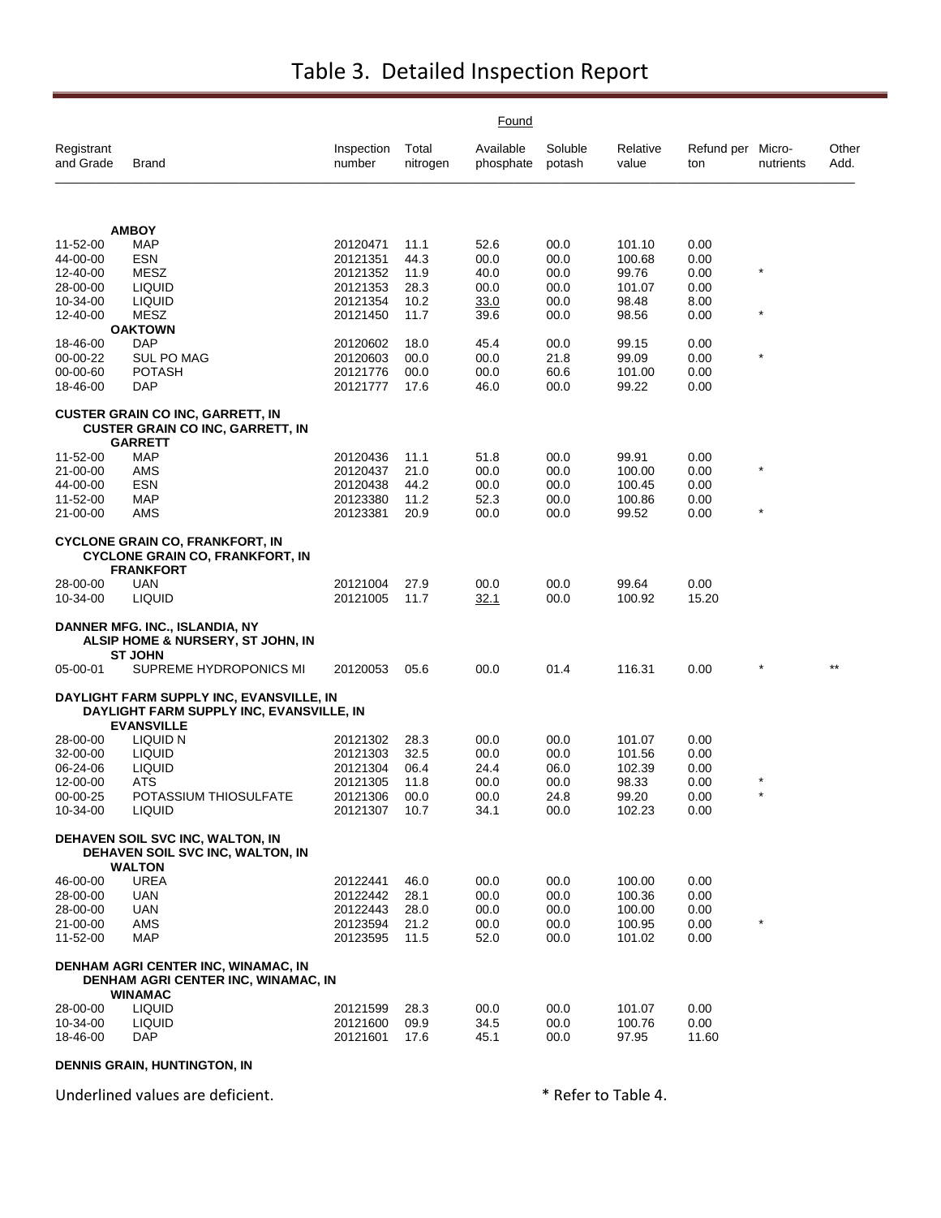# Table 3. Detailed Inspection Report

| Registrant and Grade | Brand | Inspection number | Found Total nitrogen | Found Available phosphate | Found Soluble potash | Found Relative value | Found Refund per ton | Found Micro-nutrients | Found Other Add. |
|---|---|---|---|---|---|---|---|---|---|
| | **AMBOY** | | | | | | | | |
| 11-52-00 | MAP | 20120471 | 11.1 | 52.6 | 00.0 | 101.10 | 0.00 | | |
| 44-00-00 | ESN | 20121351 | 44.3 | 00.0 | 00.0 | 100.68 | 0.00 | | |
| 12-40-00 | MESZ | 20121352 | 11.9 | 40.0 | 00.0 | 99.76 | 0.00 | * | |
| 28-00-00 | LIQUID | 20121353 | 28.3 | 00.0 | 00.0 | 101.07 | 0.00 | | |
| 10-34-00 | LIQUID | 20121354 | 10.2 | <u>33.0</u> | 00.0 | 98.48 | 8.00 | | |
| 12-40-00 | MESZ | 20121450 | 11.7 | 39.6 | 00.0 | 98.56 | 0.00 | * | |
| | **OAKTOWN** | | | | | | | | |
| 18-46-00 | DAP | 20120602 | 18.0 | 45.4 | 00.0 | 99.15 | 0.00 | | |
| 00-00-22 | SUL PO MAG | 20120603 | 00.0 | 00.0 | 21.8 | 99.09 | 0.00 | * | |
| 00-00-60 | POTASH | 20121776 | 00.0 | 00.0 | 60.6 | 101.00 | 0.00 | | |
| 18-46-00 | DAP | 20121777 | 17.6 | 46.0 | 00.0 | 99.22 | 0.00 | | |
| **CUSTER GRAIN CO INC, GARRETT, IN** | | | | | | | | | |
| | **CUSTER GRAIN CO INC, GARRETT, IN** | | | | | | | | |
| | **GARRETT** | | | | | | | | |
| 11-52-00 | MAP | 20120436 | 11.1 | 51.8 | 00.0 | 99.91 | 0.00 | | |
| 21-00-00 | AMS | 20120437 | 21.0 | 00.0 | 00.0 | 100.00 | 0.00 | * | |
| 44-00-00 | ESN | 20120438 | 44.2 | 00.0 | 00.0 | 100.45 | 0.00 | | |
| 11-52-00 | MAP | 20123380 | 11.2 | 52.3 | 00.0 | 100.86 | 0.00 | | |
| 21-00-00 | AMS | 20123381 | 20.9 | 00.0 | 00.0 | 99.52 | 0.00 | * | |
| **CYCLONE GRAIN CO, FRANKFORT, IN** | | | | | | | | | |
| | **CYCLONE GRAIN CO, FRANKFORT, IN** | | | | | | | | |
| | **FRANKFORT** | | | | | | | | |
| 28-00-00 | UAN | 20121004 | 27.9 | 00.0 | 00.0 | 99.64 | 0.00 | | |
| 10-34-00 | LIQUID | 20121005 | 11.7 | <u>32.1</u> | 00.0 | 100.92 | 15.20 | | |
| **DANNER MFG. INC., ISLANDIA, NY** | | | | | | | | | |
| | **ALSIP HOME & NURSERY, ST JOHN, IN** | | | | | | | | |
| | **ST JOHN** | | | | | | | | |
| 05-00-01 | SUPREME HYDROPONICS MI | 20120053 | 05.6 | 00.0 | 01.4 | 116.31 | 0.00 | * | ** |
| **DAYLIGHT FARM SUPPLY INC, EVANSVILLE, IN** | | | | | | | | | |
| | **DAYLIGHT FARM SUPPLY INC, EVANSVILLE, IN** | | | | | | | | |
| | **EVANSVILLE** | | | | | | | | |
| 28-00-00 | LIQUID N | 20121302 | 28.3 | 00.0 | 00.0 | 101.07 | 0.00 | | |
| 32-00-00 | LIQUID | 20121303 | 32.5 | 00.0 | 00.0 | 101.56 | 0.00 | | |
| 06-24-06 | LIQUID | 20121304 | 06.4 | 24.4 | 06.0 | 102.39 | 0.00 | | |
| 12-00-00 | ATS | 20121305 | 11.8 | 00.0 | 00.0 | 98.33 | 0.00 | * | |
| 00-00-25 | POTASSIUM THIOSULFATE | 20121306 | 00.0 | 00.0 | 24.8 | 99.20 | 0.00 | * | |
| 10-34-00 | LIQUID | 20121307 | 10.7 | 34.1 | 00.0 | 102.23 | 0.00 | | |
| **DEHAVEN SOIL SVC INC, WALTON, IN** | | | | | | | | | |
| | **DEHAVEN SOIL SVC INC, WALTON, IN** | | | | | | | | |
| | **WALTON** | | | | | | | | |
| 46-00-00 | UREA | 20122441 | 46.0 | 00.0 | 00.0 | 100.00 | 0.00 | | |
| 28-00-00 | UAN | 20122442 | 28.1 | 00.0 | 00.0 | 100.36 | 0.00 | | |
| 28-00-00 | UAN | 20122443 | 28.0 | 00.0 | 00.0 | 100.00 | 0.00 | | |
| 21-00-00 | AMS | 20123594 | 21.2 | 00.0 | 00.0 | 100.95 | 0.00 | * | |
| 11-52-00 | MAP | 20123595 | 11.5 | 52.0 | 00.0 | 101.02 | 0.00 | | |
| **DENHAM AGRI CENTER INC, WINAMAC, IN** | | | | | | | | | |
| | **DENHAM AGRI CENTER INC, WINAMAC, IN** | | | | | | | | |
| | **WINAMAC** | | | | | | | | |
| 28-00-00 | LIQUID | 20121599 | 28.3 | 00.0 | 00.0 | 101.07 | 0.00 | | |
| 10-34-00 | LIQUID | 20121600 | 09.9 | 34.5 | 00.0 | 100.76 | 0.00 | | |
| 18-46-00 | DAP | 20121601 | 17.6 | 45.1 | 00.0 | 97.95 | 11.60 | | |
| **DENNIS GRAIN, HUNTINGTON, IN** | | | | | | | | | |

Underlined values are deficient. * Refer to Table 4.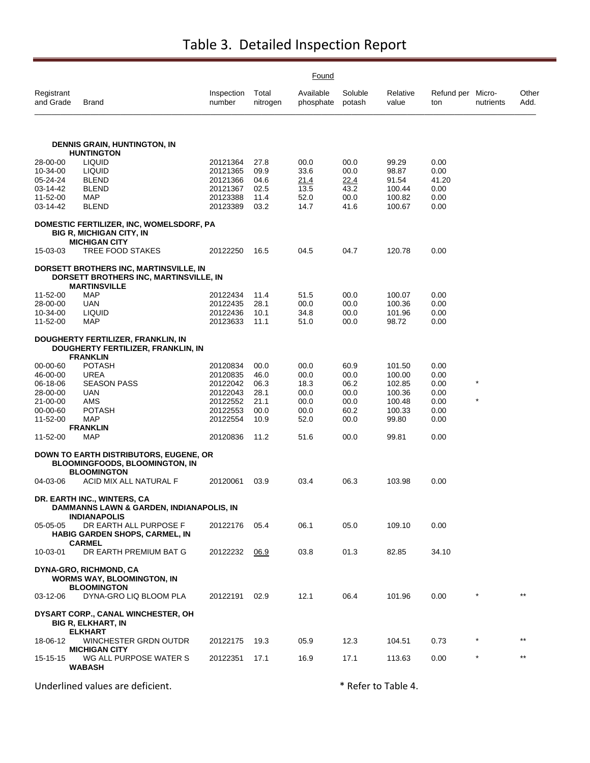# Table 3. Detailed Inspection Report

| Registrant and Grade | Brand | Inspection number | Found: Total nitrogen | Found: Available phosphate | Found: Soluble potash | Relative value | Refund per ton | Micro-nutrients | Other Add. |
|---|---|---|---|---|---|---|---|---|---|
| **DENNIS GRAIN, HUNTINGTON, IN** | | | | | | | | | |
| | **HUNTINGTON** | | | | | | | | |
| 28-00-00 | LIQUID | 20121364 | 27.8 | 00.0 | 00.0 | 99.29 | 0.00 | | |
| 10-34-00 | LIQUID | 20121365 | 09.9 | 33.6 | 00.0 | 98.87 | 0.00 | | |
| 05-24-24 | BLEND | 20121366 | 04.6 | <u>21.4</u> | <u>22.4</u> | 91.54 | 41.20 | | |
| 03-14-42 | BLEND | 20121367 | 02.5 | 13.5 | 43.2 | 100.44 | 0.00 | | |
| 11-52-00 | MAP | 20123388 | 11.4 | 52.0 | 00.0 | 100.82 | 0.00 | | |
| 03-14-42 | BLEND | 20123389 | 03.2 | 14.7 | 41.6 | 100.67 | 0.00 | | |
| **DOMESTIC FERTILIZER, INC, WOMELSDORF, PA** | | | | | | | | | |
| | **BIG R, MICHIGAN CITY, IN** | | | | | | | | |
| | **MICHIGAN CITY** | | | | | | | | |
| 15-03-03 | TREE FOOD STAKES | 20122250 | 16.5 | 04.5 | 04.7 | 120.78 | 0.00 | | |
| **DORSETT BROTHERS INC, MARTINSVILLE, IN** | | | | | | | | | |
| | **DORSETT BROTHERS INC, MARTINSVILLE, IN** | | | | | | | | |
| | **MARTINSVILLE** | | | | | | | | |
| 11-52-00 | MAP | 20122434 | 11.4 | 51.5 | 00.0 | 100.07 | 0.00 | | |
| 28-00-00 | UAN | 20122435 | 28.1 | 00.0 | 00.0 | 100.36 | 0.00 | | |
| 10-34-00 | LIQUID | 20122436 | 10.1 | 34.8 | 00.0 | 101.96 | 0.00 | | |
| 11-52-00 | MAP | 20123633 | 11.1 | 51.0 | 00.0 | 98.72 | 0.00 | | |
| **DOUGHERTY FERTILIZER, FRANKLIN, IN** | | | | | | | | | |
| | **DOUGHERTY FERTILIZER, FRANKLIN, IN** | | | | | | | | |
| | **FRANKLIN** | | | | | | | | |
| 00-00-60 | POTASH | 20120834 | 00.0 | 00.0 | 60.9 | 101.50 | 0.00 | | |
| 46-00-00 | UREA | 20120835 | 46.0 | 00.0 | 00.0 | 100.00 | 0.00 | | |
| 06-18-06 | SEASON PASS | 20122042 | 06.3 | 18.3 | 06.2 | 102.85 | 0.00 | * | |
| 28-00-00 | UAN | 20122043 | 28.1 | 00.0 | 00.0 | 100.36 | 0.00 | | |
| 21-00-00 | AMS | 20122552 | 21.1 | 00.0 | 00.0 | 100.48 | 0.00 | * | |
| 00-00-60 | POTASH | 20122553 | 00.0 | 00.0 | 60.2 | 100.33 | 0.00 | | |
| 11-52-00 | MAP | 20122554 | 10.9 | 52.0 | 00.0 | 99.80 | 0.00 | | |
| | **FRANKLIN** | | | | | | | | |
| 11-52-00 | MAP | 20120836 | 11.2 | 51.6 | 00.0 | 99.81 | 0.00 | | |
| **DOWN TO EARTH DISTRIBUTORS, EUGENE, OR** | | | | | | | | | |
| | **BLOOMINGFOODS, BLOOMINGTON, IN** | | | | | | | | |
| | **BLOOMINGTON** | | | | | | | | |
| 04-03-06 | ACID MIX ALL NATURAL F | 20120061 | 03.9 | 03.4 | 06.3 | 103.98 | 0.00 | | |
| **DR. EARTH INC., WINTERS, CA** | | | | | | | | | |
| | **DAMMANNS LAWN & GARDEN, INDIANAPOLIS, IN** | | | | | | | | |
| | **INDIANAPOLIS** | | | | | | | | |
| 05-05-05 | DR EARTH ALL PURPOSE F | 20122176 | 05.4 | 06.1 | 05.0 | 109.10 | 0.00 | | |
| | **HABIG GARDEN SHOPS, CARMEL, IN** | | | | | | | | |
| | **CARMEL** | | | | | | | | |
| 10-03-01 | DR EARTH PREMIUM BAT G | 20122232 | <u>06.9</u> | 03.8 | 01.3 | 82.85 | 34.10 | | |
| **DYNA-GRO, RICHMOND, CA** | | | | | | | | | |
| | **WORMS WAY, BLOOMINGTON, IN** | | | | | | | | |
| | **BLOOMINGTON** | | | | | | | | |
| 03-12-06 | DYNA-GRO LIQ BLOOM PLA | 20122191 | 02.9 | 12.1 | 06.4 | 101.96 | 0.00 | * | ** |
| **DYSART CORP., CANAL WINCHESTER, OH** | | | | | | | | | |
| | **BIG R, ELKHART, IN** | | | | | | | | |
| | **ELKHART** | | | | | | | | |
| 18-06-12 | WINCHESTER GRDN OUTDR | 20122175 | 19.3 | 05.9 | 12.3 | 104.51 | 0.73 | * | ** |
| | **MICHIGAN CITY** | | | | | | | | |
| 15-15-15 | WG ALL PURPOSE WATER S | 20122351 | 17.1 | 16.9 | 17.1 | 113.63 | 0.00 | * | ** |
| | **WABASH** | | | | | | | | |

Underlined values are deficient.

* Refer to Table 4.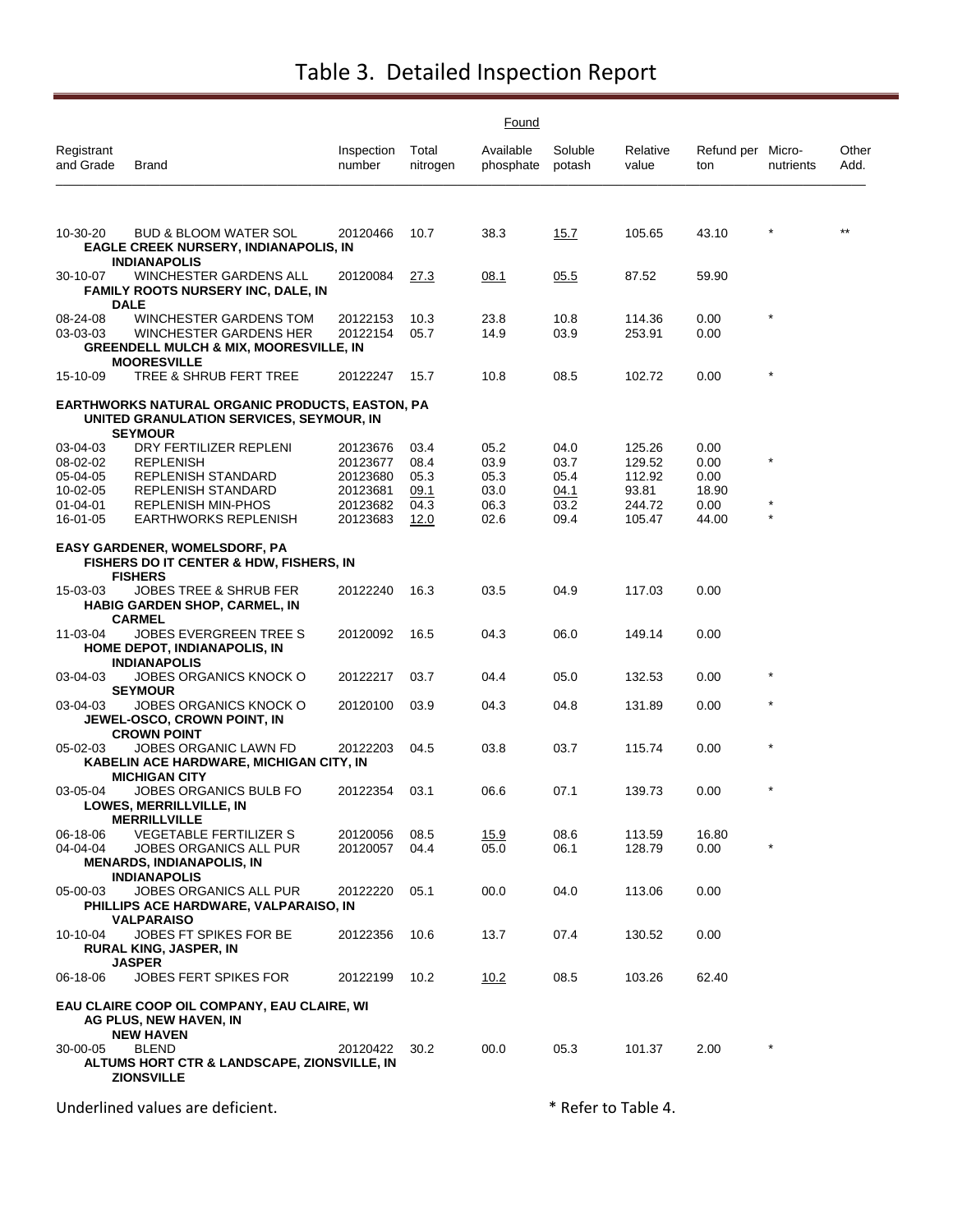# Table 3. Detailed Inspection Report

Underlined values are deficient (shown here in bold).

| Registrant and Grade | Brand | Inspection number | Found: Total nitrogen | Found: Available phosphate | Found: Soluble potash | Found: Relative value | Found: Refund per ton | Found: Micro-nutrients | Found: Other Add. |
|---|---|---|---|---|---|---|---|---|---|
| 10-30-20 | BUD & BLOOM WATER SOL | 20120466 | 10.7 | 38.3 | **15.7** | 105.65 | 43.10 | * | ** |
| | **EAGLE CREEK NURSERY, INDIANAPOLIS, IN** | | | | | | | | |
| | **INDIANAPOLIS** | | | | | | | | |
| 30-10-07 | WINCHESTER GARDENS ALL | 20120084 | **27.3** | **08.1** | **05.5** | 87.52 | 59.90 | | |
| | **FAMILY ROOTS NURSERY INC, DALE, IN** | | | | | | | | |
| | **DALE** | | | | | | | | |
| 08-24-08 | WINCHESTER GARDENS TOM | 20122153 | 10.3 | 23.8 | 10.8 | 114.36 | 0.00 | * | |
| 03-03-03 | WINCHESTER GARDENS HER | 20122154 | 05.7 | 14.9 | 03.9 | 253.91 | 0.00 | | |
| | **GREENDELL MULCH & MIX, MOORESVILLE, IN** | | | | | | | | |
| | **MOORESVILLE** | | | | | | | | |
| 15-10-09 | TREE & SHRUB FERT TREE | 20122247 | 15.7 | 10.8 | 08.5 | 102.72 | 0.00 | * | |
| **EARTHWORKS NATURAL ORGANIC PRODUCTS, EASTON, PA** | | | | | | | | | |
| | **UNITED GRANULATION SERVICES, SEYMOUR, IN** | | | | | | | | |
| | **SEYMOUR** | | | | | | | | |
| 03-04-03 | DRY FERTILIZER REPLENI | 20123676 | 03.4 | 05.2 | 04.0 | 125.26 | 0.00 | | |
| 08-02-02 | REPLENISH | 20123677 | 08.4 | 03.9 | 03.7 | 129.52 | 0.00 | * | |
| 05-04-05 | REPLENISH STANDARD | 20123680 | 05.3 | 05.3 | 05.4 | 112.92 | 0.00 | | |
| 10-02-05 | REPLENISH STANDARD | 20123681 | **09.1** | 03.0 | **04.1** | 93.81 | 18.90 | | |
| 01-04-01 | REPLENISH MIN-PHOS | 20123682 | 04.3 | 06.3 | 03.2 | 244.72 | 0.00 | * | |
| 16-01-05 | EARTHWORKS REPLENISH | 20123683 | **12.0** | 02.6 | 09.4 | 105.47 | 44.00 | * | |
| **EASY GARDENER, WOMELSDORF, PA** | | | | | | | | | |
| | **FISHERS DO IT CENTER & HDW, FISHERS, IN** | | | | | | | | |
| | **FISHERS** | | | | | | | | |
| 15-03-03 | JOBES TREE & SHRUB FER | 20122240 | 16.3 | 03.5 | 04.9 | 117.03 | 0.00 | | |
| | **HABIG GARDEN SHOP, CARMEL, IN** | | | | | | | | |
| | **CARMEL** | | | | | | | | |
| 11-03-04 | JOBES EVERGREEN TREE S | 20120092 | 16.5 | 04.3 | 06.0 | 149.14 | 0.00 | | |
| | **HOME DEPOT, INDIANAPOLIS, IN** | | | | | | | | |
| | **INDIANAPOLIS** | | | | | | | | |
| 03-04-03 | JOBES ORGANICS KNOCK O | 20122217 | 03.7 | 04.4 | 05.0 | 132.53 | 0.00 | * | |
| | **SEYMOUR** | | | | | | | | |
| 03-04-03 | JOBES ORGANICS KNOCK O | 20120100 | 03.9 | 04.3 | 04.8 | 131.89 | 0.00 | * | |
| | **JEWEL-OSCO, CROWN POINT, IN** | | | | | | | | |
| | **CROWN POINT** | | | | | | | | |
| 05-02-03 | JOBES ORGANIC LAWN FD | 20122203 | 04.5 | 03.8 | 03.7 | 115.74 | 0.00 | * | |
| | **KABELIN ACE HARDWARE, MICHIGAN CITY, IN** | | | | | | | | |
| | **MICHIGAN CITY** | | | | | | | | |
| 03-05-04 | JOBES ORGANICS BULB FO | 20122354 | 03.1 | 06.6 | 07.1 | 139.73 | 0.00 | * | |
| | **LOWES, MERRILLVILLE, IN** | | | | | | | | |
| | **MERRILLVILLE** | | | | | | | | |
| 06-18-06 | VEGETABLE FERTILIZER S | 20120056 | 08.5 | **15.9** | 08.6 | 113.59 | 16.80 | | |
| 04-04-04 | JOBES ORGANICS ALL PUR | 20120057 | 04.4 | 05.0 | 06.1 | 128.79 | 0.00 | * | |
| | **MENARDS, INDIANAPOLIS, IN** | | | | | | | | |
| | **INDIANAPOLIS** | | | | | | | | |
| 05-00-03 | JOBES ORGANICS ALL PUR | 20122220 | 05.1 | 00.0 | 04.0 | 113.06 | 0.00 | | |
| | **PHILLIPS ACE HARDWARE, VALPARAISO, IN** | | | | | | | | |
| | **VALPARAISO** | | | | | | | | |
| 10-10-04 | JOBES FT SPIKES FOR BE | 20122356 | 10.6 | 13.7 | 07.4 | 130.52 | 0.00 | | |
| | **RURAL KING, JASPER, IN** | | | | | | | | |
| | **JASPER** | | | | | | | | |
| 06-18-06 | JOBES FERT SPIKES FOR | 20122199 | 10.2 | **10.2** | 08.5 | 103.26 | 62.40 | | |
| **EAU CLAIRE COOP OIL COMPANY, EAU CLAIRE, WI** | | | | | | | | | |
| | **AG PLUS, NEW HAVEN, IN** | | | | | | | | |
| | **NEW HAVEN** | | | | | | | | |
| 30-00-05 | BLEND | 20120422 | 30.2 | 00.0 | 05.3 | 101.37 | 2.00 | * | |
| | **ALTUMS HORT CTR & LANDSCAPE, ZIONSVILLE, IN** | | | | | | | | |
| | **ZIONSVILLE** | | | | | | | | |

Underlined values are deficient.

* Refer to Table 4.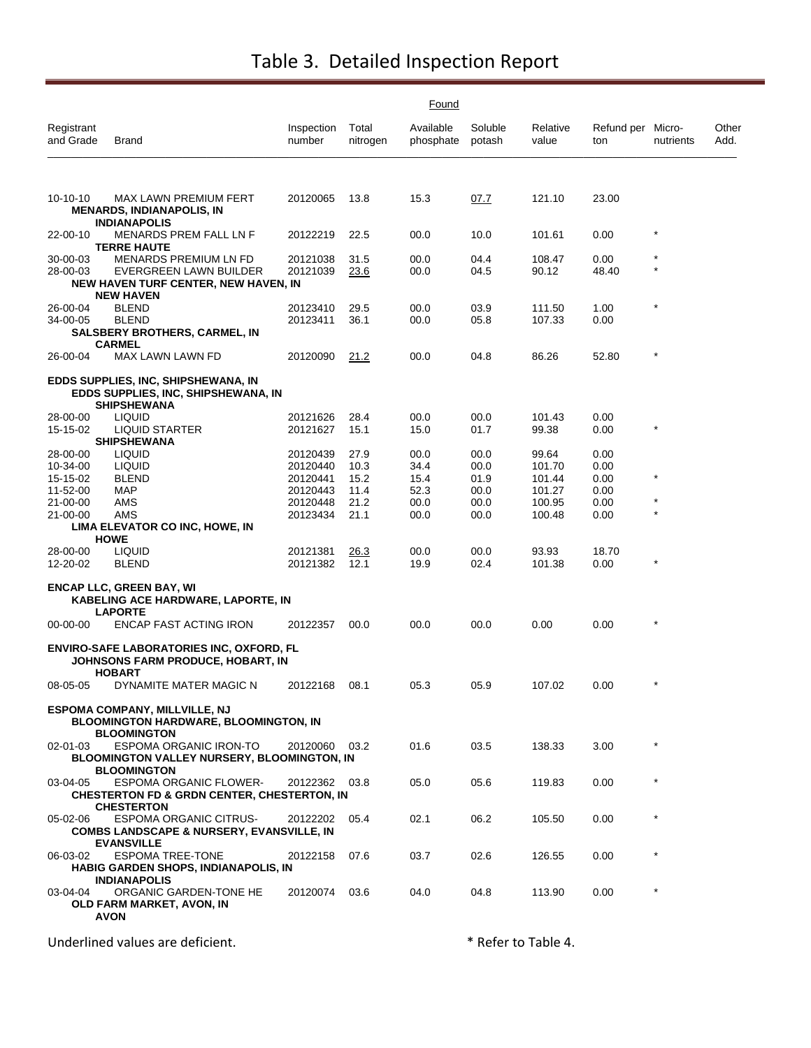# Table 3. Detailed Inspection Report

| Registrant and Grade | Brand | Inspection number | Found Total nitrogen | Found Available phosphate | Found Soluble potash | Relative value | Refund per ton | Micro-nutrients | Other Add. |
|---|---|---|---|---|---|---|---|---|---|
| 10-10-10 | MAX LAWN PREMIUM FERT | 20120065 | 13.8 | 15.3 | 07.7 | 121.10 | 23.00 | | |
| | **MENARDS, INDIANAPOLIS, IN** | | | | | | | | |
| | **INDIANAPOLIS** | | | | | | | | |
| 22-00-10 | MENARDS PREM FALL LN F | 20122219 | 22.5 | 00.0 | 10.0 | 101.61 | 0.00 | * | |
| | **TERRE HAUTE** | | | | | | | | |
| 30-00-03 | MENARDS PREMIUM LN FD | 20121038 | 31.5 | 00.0 | 04.4 | 108.47 | 0.00 | * | |
| 28-00-03 | EVERGREEN LAWN BUILDER | 20121039 | 23.6 | 00.0 | 04.5 | 90.12 | 48.40 | * | |
| | **NEW HAVEN TURF CENTER, NEW HAVEN, IN** | | | | | | | | |
| | **NEW HAVEN** | | | | | | | | |
| 26-00-04 | BLEND | 20123410 | 29.5 | 00.0 | 03.9 | 111.50 | 1.00 | * | |
| 34-00-05 | BLEND | 20123411 | 36.1 | 00.0 | 05.8 | 107.33 | 0.00 | | |
| | **SALSBERY BROTHERS, CARMEL, IN** | | | | | | | | |
| | **CARMEL** | | | | | | | | |
| 26-00-04 | MAX LAWN LAWN FD | 20120090 | 21.2 | 00.0 | 04.8 | 86.26 | 52.80 | * | |
| **EDDS SUPPLIES, INC, SHIPSHEWANA, IN** | | | | | | | | | |
| | **EDDS SUPPLIES, INC, SHIPSHEWANA, IN** | | | | | | | | |
| | **SHIPSHEWANA** | | | | | | | | |
| 28-00-00 | LIQUID | 20121626 | 28.4 | 00.0 | 00.0 | 101.43 | 0.00 | | |
| 15-15-02 | LIQUID STARTER | 20121627 | 15.1 | 15.0 | 01.7 | 99.38 | 0.00 | * | |
| | **SHIPSHEWANA** | | | | | | | | |
| 28-00-00 | LIQUID | 20120439 | 27.9 | 00.0 | 00.0 | 99.64 | 0.00 | | |
| 10-34-00 | LIQUID | 20120440 | 10.3 | 34.4 | 00.0 | 101.70 | 0.00 | | |
| 15-15-02 | BLEND | 20120441 | 15.2 | 15.4 | 01.9 | 101.44 | 0.00 | * | |
| 11-52-00 | MAP | 20120443 | 11.4 | 52.3 | 00.0 | 101.27 | 0.00 | | |
| 21-00-00 | AMS | 20120448 | 21.2 | 00.0 | 00.0 | 100.95 | 0.00 | * | |
| 21-00-00 | AMS | 20123434 | 21.1 | 00.0 | 00.0 | 100.48 | 0.00 | * | |
| | **LIMA ELEVATOR CO INC, HOWE, IN** | | | | | | | | |
| | **HOWE** | | | | | | | | |
| 28-00-00 | LIQUID | 20121381 | 26.3 | 00.0 | 00.0 | 93.93 | 18.70 | | |
| 12-20-02 | BLEND | 20121382 | 12.1 | 19.9 | 02.4 | 101.38 | 0.00 | * | |
| **ENCAP LLC, GREEN BAY, WI** | | | | | | | | | |
| | **KABELING ACE HARDWARE, LAPORTE, IN** | | | | | | | | |
| | **LAPORTE** | | | | | | | | |
| 00-00-00 | ENCAP FAST ACTING IRON | 20122357 | 00.0 | 00.0 | 00.0 | 0.00 | 0.00 | * | |
| **ENVIRO-SAFE LABORATORIES INC, OXFORD, FL** | | | | | | | | | |
| | **JOHNSONS FARM PRODUCE, HOBART, IN** | | | | | | | | |
| | **HOBART** | | | | | | | | |
| 08-05-05 | DYNAMITE MATER MAGIC N | 20122168 | 08.1 | 05.3 | 05.9 | 107.02 | 0.00 | * | |
| **ESPOMA COMPANY, MILLVILLE, NJ** | | | | | | | | | |
| | **BLOOMINGTON HARDWARE, BLOOMINGTON, IN** | | | | | | | | |
| | **BLOOMINGTON** | | | | | | | | |
| 02-01-03 | ESPOMA ORGANIC IRON-TO | 20120060 | 03.2 | 01.6 | 03.5 | 138.33 | 3.00 | * | |
| | **BLOOMINGTON VALLEY NURSERY, BLOOMINGTON, IN** | | | | | | | | |
| | **BLOOMINGTON** | | | | | | | | |
| 03-04-05 | ESPOMA ORGANIC FLOWER- | 20122362 | 03.8 | 05.0 | 05.6 | 119.83 | 0.00 | * | |
| | **CHESTERTON FD & GRDN CENTER, CHESTERTON, IN** | | | | | | | | |
| | **CHESTERTON** | | | | | | | | |
| 05-02-06 | ESPOMA ORGANIC CITRUS- | 20122202 | 05.4 | 02.1 | 06.2 | 105.50 | 0.00 | * | |
| | **COMBS LANDSCAPE & NURSERY, EVANSVILLE, IN** | | | | | | | | |
| | **EVANSVILLE** | | | | | | | | |
| 06-03-02 | ESPOMA TREE-TONE | 20122158 | 07.6 | 03.7 | 02.6 | 126.55 | 0.00 | * | |
| | **HABIG GARDEN SHOPS, INDIANAPOLIS, IN** | | | | | | | | |
| | **INDIANAPOLIS** | | | | | | | | |
| 03-04-04 | ORGANIC GARDEN-TONE HE | 20120074 | 03.6 | 04.0 | 04.8 | 113.90 | 0.00 | * | |
| | **OLD FARM MARKET, AVON, IN** | | | | | | | | |
| | **AVON** | | | | | | | | |

Underlined values are deficient. * Refer to Table 4.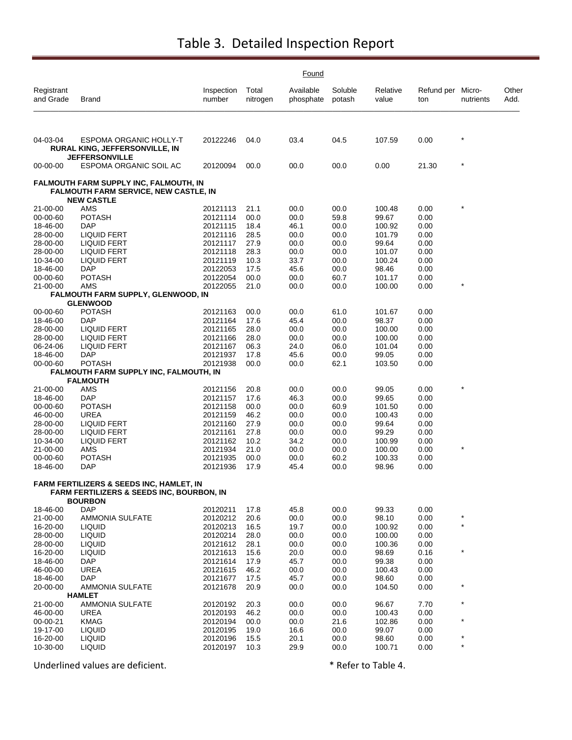# Table 3. Detailed Inspection Report

| Registrant and Grade | Brand | Inspection number | Found: Total nitrogen | Found: Available phosphate | Found: Soluble potash | Relative value | Refund per ton | Micro-nutrients | Other Add. |
|---|---|---|---|---|---|---|---|---|---|
| 04-03-04 | ESPOMA ORGANIC HOLLY-T | 20122246 | 04.0 | 03.4 | 04.5 | 107.59 | 0.00 | * | |
| **RURAL KING, JEFFERSONVILLE, IN** | | | | | | | | | |
| **JEFFERSONVILLE** | | | | | | | | | |
| 00-00-00 | ESPOMA ORGANIC SOIL AC | 20120094 | 00.0 | 00.0 | 00.0 | 0.00 | 21.30 | * | |
| **FALMOUTH FARM SUPPLY INC, FALMOUTH, IN** | | | | | | | | | |
| **FALMOUTH FARM SERVICE, NEW CASTLE, IN** | | | | | | | | | |
| **NEW CASTLE** | | | | | | | | | |
| 21-00-00 | AMS | 20121113 | 21.1 | 00.0 | 00.0 | 100.48 | 0.00 | * | |
| 00-00-60 | POTASH | 20121114 | 00.0 | 00.0 | 59.8 | 99.67 | 0.00 | | |
| 18-46-00 | DAP | 20121115 | 18.4 | 46.1 | 00.0 | 100.92 | 0.00 | | |
| 28-00-00 | LIQUID FERT | 20121116 | 28.5 | 00.0 | 00.0 | 101.79 | 0.00 | | |
| 28-00-00 | LIQUID FERT | 20121117 | 27.9 | 00.0 | 00.0 | 99.64 | 0.00 | | |
| 28-00-00 | LIQUID FERT | 20121118 | 28.3 | 00.0 | 00.0 | 101.07 | 0.00 | | |
| 10-34-00 | LIQUID FERT | 20121119 | 10.3 | 33.7 | 00.0 | 100.24 | 0.00 | | |
| 18-46-00 | DAP | 20122053 | 17.5 | 45.6 | 00.0 | 98.46 | 0.00 | | |
| 00-00-60 | POTASH | 20122054 | 00.0 | 00.0 | 60.7 | 101.17 | 0.00 | | |
| 21-00-00 | AMS | 20122055 | 21.0 | 00.0 | 00.0 | 100.00 | 0.00 | * | |
| **FALMOUTH FARM SUPPLY, GLENWOOD, IN** | | | | | | | | | |
| **GLENWOOD** | | | | | | | | | |
| 00-00-60 | POTASH | 20121163 | 00.0 | 00.0 | 61.0 | 101.67 | 0.00 | | |
| 18-46-00 | DAP | 20121164 | 17.6 | 45.4 | 00.0 | 98.37 | 0.00 | | |
| 28-00-00 | LIQUID FERT | 20121165 | 28.0 | 00.0 | 00.0 | 100.00 | 0.00 | | |
| 28-00-00 | LIQUID FERT | 20121166 | 28.0 | 00.0 | 00.0 | 100.00 | 0.00 | | |
| 06-24-06 | LIQUID FERT | 20121167 | 06.3 | 24.0 | 06.0 | 101.04 | 0.00 | | |
| 18-46-00 | DAP | 20121937 | 17.8 | 45.6 | 00.0 | 99.05 | 0.00 | | |
| 00-00-60 | POTASH | 20121938 | 00.0 | 00.0 | 62.1 | 103.50 | 0.00 | | |
| **FALMOUTH FARM SUPPLY INC, FALMOUTH, IN** | | | | | | | | | |
| **FALMOUTH** | | | | | | | | | |
| 21-00-00 | AMS | 20121156 | 20.8 | 00.0 | 00.0 | 99.05 | 0.00 | * | |
| 18-46-00 | DAP | 20121157 | 17.6 | 46.3 | 00.0 | 99.65 | 0.00 | | |
| 00-00-60 | POTASH | 20121158 | 00.0 | 00.0 | 60.9 | 101.50 | 0.00 | | |
| 46-00-00 | UREA | 20121159 | 46.2 | 00.0 | 00.0 | 100.43 | 0.00 | | |
| 28-00-00 | LIQUID FERT | 20121160 | 27.9 | 00.0 | 00.0 | 99.64 | 0.00 | | |
| 28-00-00 | LIQUID FERT | 20121161 | 27.8 | 00.0 | 00.0 | 99.29 | 0.00 | | |
| 10-34-00 | LIQUID FERT | 20121162 | 10.2 | 34.2 | 00.0 | 100.99 | 0.00 | | |
| 21-00-00 | AMS | 20121934 | 21.0 | 00.0 | 00.0 | 100.00 | 0.00 | * | |
| 00-00-60 | POTASH | 20121935 | 00.0 | 00.0 | 60.2 | 100.33 | 0.00 | | |
| 18-46-00 | DAP | 20121936 | 17.9 | 45.4 | 00.0 | 98.96 | 0.00 | | |
| **FARM FERTILIZERS & SEEDS INC, HAMLET, IN** | | | | | | | | | |
| **FARM FERTILIZERS & SEEDS INC, BOURBON, IN** | | | | | | | | | |
| **BOURBON** | | | | | | | | | |
| 18-46-00 | DAP | 20120211 | 17.8 | 45.8 | 00.0 | 99.33 | 0.00 | | |
| 21-00-00 | AMMONIA SULFATE | 20120212 | 20.6 | 00.0 | 00.0 | 98.10 | 0.00 | * | |
| 16-20-00 | LIQUID | 20120213 | 16.5 | 19.7 | 00.0 | 100.92 | 0.00 | * | |
| 28-00-00 | LIQUID | 20120214 | 28.0 | 00.0 | 00.0 | 100.00 | 0.00 | | |
| 28-00-00 | LIQUID | 20121612 | 28.1 | 00.0 | 00.0 | 100.36 | 0.00 | | |
| 16-20-00 | LIQUID | 20121613 | 15.6 | 20.0 | 00.0 | 98.69 | 0.16 | * | |
| 18-46-00 | DAP | 20121614 | 17.9 | 45.7 | 00.0 | 99.38 | 0.00 | | |
| 46-00-00 | UREA | 20121615 | 46.2 | 00.0 | 00.0 | 100.43 | 0.00 | | |
| 18-46-00 | DAP | 20121677 | 17.5 | 45.7 | 00.0 | 98.60 | 0.00 | | |
| 20-00-00 | AMMONIA SULFATE | 20121678 | 20.9 | 00.0 | 00.0 | 104.50 | 0.00 | * | |
| **HAMLET** | | | | | | | | | |
| 21-00-00 | AMMONIA SULFATE | 20120192 | 20.3 | 00.0 | 00.0 | 96.67 | 7.70 | * | |
| 46-00-00 | UREA | 20120193 | 46.2 | 00.0 | 00.0 | 100.43 | 0.00 | | |
| 00-00-21 | KMAG | 20120194 | 00.0 | 00.0 | 21.6 | 102.86 | 0.00 | * | |
| 19-17-00 | LIQUID | 20120195 | 19.0 | 16.6 | 00.0 | 99.07 | 0.00 | | |
| 16-20-00 | LIQUID | 20120196 | 15.5 | 20.1 | 00.0 | 98.60 | 0.00 | * | |
| 10-30-00 | LIQUID | 20120197 | 10.3 | 29.9 | 00.0 | 100.71 | 0.00 | * | |

Underlined values are deficient.

* Refer to Table 4.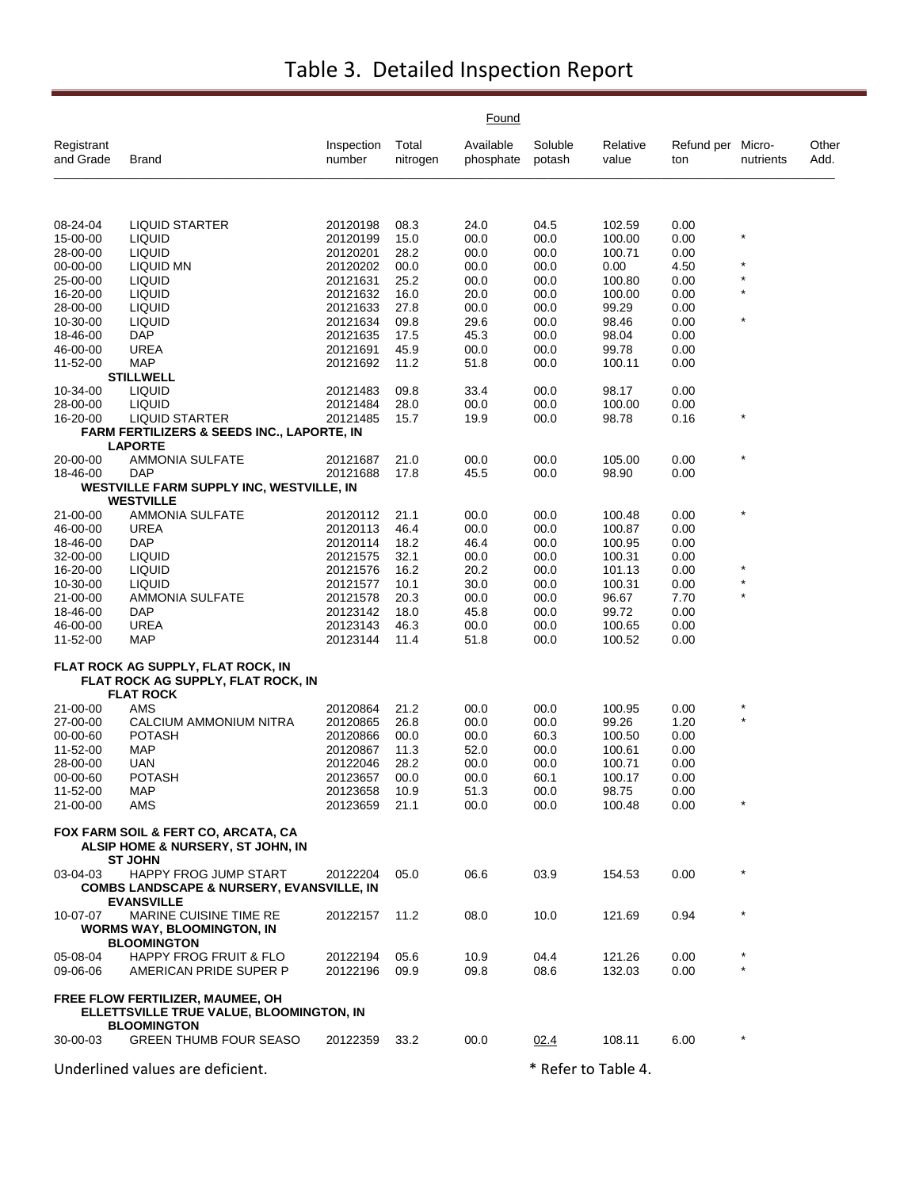# Table 3. Detailed Inspection Report

| Registrant and Grade | Brand | Inspection number | Found Total nitrogen | Available phosphate | Soluble potash | Relative value | Refund per ton | Micro-nutrients | Other Add. |
|---|---|---|---|---|---|---|---|---|---|
| 08-24-04 | LIQUID STARTER | 20120198 | 08.3 | 24.0 | 04.5 | 102.59 | 0.00 | | |
| 15-00-00 | LIQUID | 20120199 | 15.0 | 00.0 | 00.0 | 100.00 | 0.00 | * | |
| 28-00-00 | LIQUID | 20120201 | 28.2 | 00.0 | 00.0 | 100.71 | 0.00 | | |
| 00-00-00 | LIQUID MN | 20120202 | 00.0 | 00.0 | 00.0 | 0.00 | 4.50 | * | |
| 25-00-00 | LIQUID | 20121631 | 25.2 | 00.0 | 00.0 | 100.80 | 0.00 | * | |
| 16-20-00 | LIQUID | 20121632 | 16.0 | 20.0 | 00.0 | 100.00 | 0.00 | * | |
| 28-00-00 | LIQUID | 20121633 | 27.8 | 00.0 | 00.0 | 99.29 | 0.00 | | |
| 10-30-00 | LIQUID | 20121634 | 09.8 | 29.6 | 00.0 | 98.46 | 0.00 | * | |
| 18-46-00 | DAP | 20121635 | 17.5 | 45.3 | 00.0 | 98.04 | 0.00 | | |
| 46-00-00 | UREA | 20121691 | 45.9 | 00.0 | 00.0 | 99.78 | 0.00 | | |
| 11-52-00 | MAP | 20121692 | 11.2 | 51.8 | 00.0 | 100.11 | 0.00 | | |
| | **STILLWELL** | | | | | | | | |
| 10-34-00 | LIQUID | 20121483 | 09.8 | 33.4 | 00.0 | 98.17 | 0.00 | | |
| 28-00-00 | LIQUID | 20121484 | 28.0 | 00.0 | 00.0 | 100.00 | 0.00 | | |
| 16-20-00 | LIQUID STARTER | 20121485 | 15.7 | 19.9 | 00.0 | 98.78 | 0.16 | * | |
| | **FARM FERTILIZERS & SEEDS INC., LAPORTE, IN** | | | | | | | | |
| | **LAPORTE** | | | | | | | | |
| 20-00-00 | AMMONIA SULFATE | 20121687 | 21.0 | 00.0 | 00.0 | 105.00 | 0.00 | * | |
| 18-46-00 | DAP | 20121688 | 17.8 | 45.5 | 00.0 | 98.90 | 0.00 | | |
| | **WESTVILLE FARM SUPPLY INC, WESTVILLE, IN** | | | | | | | | |
| | **WESTVILLE** | | | | | | | | |
| 21-00-00 | AMMONIA SULFATE | 20120112 | 21.1 | 00.0 | 00.0 | 100.48 | 0.00 | * | |
| 46-00-00 | UREA | 20120113 | 46.4 | 00.0 | 00.0 | 100.87 | 0.00 | | |
| 18-46-00 | DAP | 20120114 | 18.2 | 46.4 | 00.0 | 100.95 | 0.00 | | |
| 32-00-00 | LIQUID | 20121575 | 32.1 | 00.0 | 00.0 | 100.31 | 0.00 | | |
| 16-20-00 | LIQUID | 20121576 | 16.2 | 20.2 | 00.0 | 101.13 | 0.00 | * | |
| 10-30-00 | LIQUID | 20121577 | 10.1 | 30.0 | 00.0 | 100.31 | 0.00 | * | |
| 21-00-00 | AMMONIA SULFATE | 20121578 | 20.3 | 00.0 | 00.0 | 96.67 | 7.70 | * | |
| 18-46-00 | DAP | 20123142 | 18.0 | 45.8 | 00.0 | 99.72 | 0.00 | | |
| 46-00-00 | UREA | 20123143 | 46.3 | 00.0 | 00.0 | 100.65 | 0.00 | | |
| 11-52-00 | MAP | 20123144 | 11.4 | 51.8 | 00.0 | 100.52 | 0.00 | | |
| **FLAT ROCK AG SUPPLY, FLAT ROCK, IN** | | | | | | | | | |
| | **FLAT ROCK AG SUPPLY, FLAT ROCK, IN** | | | | | | | | |
| | **FLAT ROCK** | | | | | | | | |
| 21-00-00 | AMS | 20120864 | 21.2 | 00.0 | 00.0 | 100.95 | 0.00 | * | |
| 27-00-00 | CALCIUM AMMONIUM NITRA | 20120865 | 26.8 | 00.0 | 00.0 | 99.26 | 1.20 | * | |
| 00-00-60 | POTASH | 20120866 | 00.0 | 00.0 | 60.3 | 100.50 | 0.00 | | |
| 11-52-00 | MAP | 20120867 | 11.3 | 52.0 | 00.0 | 100.61 | 0.00 | | |
| 28-00-00 | UAN | 20122046 | 28.2 | 00.0 | 00.0 | 100.71 | 0.00 | | |
| 00-00-60 | POTASH | 20123657 | 00.0 | 00.0 | 60.1 | 100.17 | 0.00 | | |
| 11-52-00 | MAP | 20123658 | 10.9 | 51.3 | 00.0 | 98.75 | 0.00 | | |
| 21-00-00 | AMS | 20123659 | 21.1 | 00.0 | 00.0 | 100.48 | 0.00 | * | |
| **FOX FARM SOIL & FERT CO, ARCATA, CA** | | | | | | | | | |
| | **ALSIP HOME & NURSERY, ST JOHN, IN** | | | | | | | | |
| | **ST JOHN** | | | | | | | | |
| 03-04-03 | HAPPY FROG JUMP START | 20122204 | 05.0 | 06.6 | 03.9 | 154.53 | 0.00 | * | |
| | **COMBS LANDSCAPE & NURSERY, EVANSVILLE, IN** | | | | | | | | |
| | **EVANSVILLE** | | | | | | | | |
| 10-07-07 | MARINE CUISINE TIME RE | 20122157 | 11.2 | 08.0 | 10.0 | 121.69 | 0.94 | * | |
| | **WORMS WAY, BLOOMINGTON, IN** | | | | | | | | |
| | **BLOOMINGTON** | | | | | | | | |
| 05-08-04 | HAPPY FROG FRUIT & FLO | 20122194 | 05.6 | 10.9 | 04.4 | 121.26 | 0.00 | * | |
| 09-06-06 | AMERICAN PRIDE SUPER P | 20122196 | 09.9 | 09.8 | 08.6 | 132.03 | 0.00 | * | |
| **FREE FLOW FERTILIZER, MAUMEE, OH** | | | | | | | | | |
| | **ELLETTSVILLE TRUE VALUE, BLOOMINGTON, IN** | | | | | | | | |
| | **BLOOMINGTON** | | | | | | | | |
| 30-00-03 | GREEN THUMB FOUR SEASO | 20122359 | 33.2 | 00.0 | <u>02.4</u> | 108.11 | 6.00 | * | |

Underlined values are deficient. * Refer to Table 4.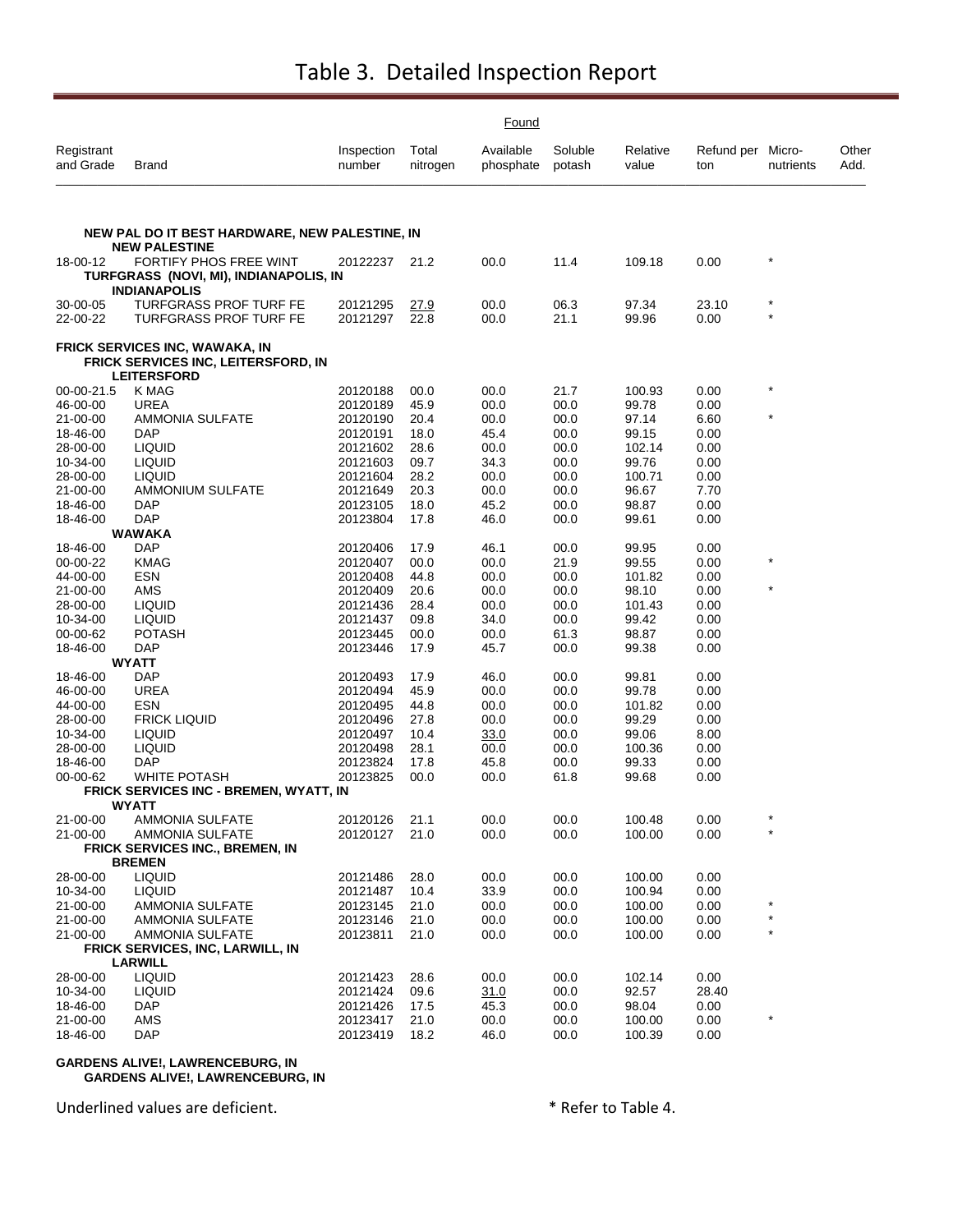# Table 3. Detailed Inspection Report

| Registrant and Grade | Brand | Inspection number | Found: Total nitrogen | Found: Available phosphate | Found: Soluble potash | Relative value | Refund per ton | Micro-nutrients | Other Add. |
|---|---|---|---|---|---|---|---|---|---|
| **NEW PAL DO IT BEST HARDWARE, NEW PALESTINE, IN** | | | | | | | | | |
| | **NEW PALESTINE** | | | | | | | | |
| 18-00-12 | FORTIFY PHOS FREE WINT | 20122237 | 21.2 | 00.0 | 11.4 | 109.18 | 0.00 | * | |
| | **TURFGRASS (NOVI, MI), INDIANAPOLIS, IN** | | | | | | | | |
| | **INDIANAPOLIS** | | | | | | | | |
| 30-00-05 | TURFGRASS PROF TURF FE | 20121295 | <u>27.9</u> | 00.0 | 06.3 | 97.34 | 23.10 | * | |
| 22-00-22 | TURFGRASS PROF TURF FE | 20121297 | 22.8 | 00.0 | 21.1 | 99.96 | 0.00 | * | |
| **FRICK SERVICES INC, WAWAKA, IN** | | | | | | | | | |
| | **FRICK SERVICES INC, LEITERSFORD, IN** | | | | | | | | |
| | **LEITERSFORD** | | | | | | | | |
| 00-00-21.5 | K MAG | 20120188 | 00.0 | 00.0 | 21.7 | 100.93 | 0.00 | * | |
| 46-00-00 | UREA | 20120189 | 45.9 | 00.0 | 00.0 | 99.78 | 0.00 | | |
| 21-00-00 | AMMONIA SULFATE | 20120190 | 20.4 | 00.0 | 00.0 | 97.14 | 6.60 | * | |
| 18-46-00 | DAP | 20120191 | 18.0 | 45.4 | 00.0 | 99.15 | 0.00 | | |
| 28-00-00 | LIQUID | 20121602 | 28.6 | 00.0 | 00.0 | 102.14 | 0.00 | | |
| 10-34-00 | LIQUID | 20121603 | 09.7 | 34.3 | 00.0 | 99.76 | 0.00 | | |
| 28-00-00 | LIQUID | 20121604 | 28.2 | 00.0 | 00.0 | 100.71 | 0.00 | | |
| 21-00-00 | AMMONIUM SULFATE | 20121649 | 20.3 | 00.0 | 00.0 | 96.67 | 7.70 | | |
| 18-46-00 | DAP | 20123105 | 18.0 | 45.2 | 00.0 | 98.87 | 0.00 | | |
| 18-46-00 | DAP | 20123804 | 17.8 | 46.0 | 00.0 | 99.61 | 0.00 | | |
| | **WAWAKA** | | | | | | | | |
| 18-46-00 | DAP | 20120406 | 17.9 | 46.1 | 00.0 | 99.95 | 0.00 | | |
| 00-00-22 | KMAG | 20120407 | 00.0 | 00.0 | 21.9 | 99.55 | 0.00 | * | |
| 44-00-00 | ESN | 20120408 | 44.8 | 00.0 | 00.0 | 101.82 | 0.00 | | |
| 21-00-00 | AMS | 20120409 | 20.6 | 00.0 | 00.0 | 98.10 | 0.00 | * | |
| 28-00-00 | LIQUID | 20121436 | 28.4 | 00.0 | 00.0 | 101.43 | 0.00 | | |
| 10-34-00 | LIQUID | 20121437 | 09.8 | 34.0 | 00.0 | 99.42 | 0.00 | | |
| 00-00-62 | POTASH | 20123445 | 00.0 | 00.0 | 61.3 | 98.87 | 0.00 | | |
| 18-46-00 | DAP | 20123446 | 17.9 | 45.7 | 00.0 | 99.38 | 0.00 | | |
| | **WYATT** | | | | | | | | |
| 18-46-00 | DAP | 20120493 | 17.9 | 46.0 | 00.0 | 99.81 | 0.00 | | |
| 46-00-00 | UREA | 20120494 | 45.9 | 00.0 | 00.0 | 99.78 | 0.00 | | |
| 44-00-00 | ESN | 20120495 | 44.8 | 00.0 | 00.0 | 101.82 | 0.00 | | |
| 28-00-00 | FRICK LIQUID | 20120496 | 27.8 | 00.0 | 00.0 | 99.29 | 0.00 | | |
| 10-34-00 | LIQUID | 20120497 | 10.4 | <u>33.0</u> | 00.0 | 99.06 | 8.00 | | |
| 28-00-00 | LIQUID | 20120498 | 28.1 | 00.0 | 00.0 | 100.36 | 0.00 | | |
| 18-46-00 | DAP | 20123824 | 17.8 | 45.8 | 00.0 | 99.33 | 0.00 | | |
| 00-00-62 | WHITE POTASH | 20123825 | 00.0 | 00.0 | 61.8 | 99.68 | 0.00 | | |
| | **FRICK SERVICES INC - BREMEN, WYATT, IN** | | | | | | | | |
| | **WYATT** | | | | | | | | |
| 21-00-00 | AMMONIA SULFATE | 20120126 | 21.1 | 00.0 | 00.0 | 100.48 | 0.00 | * | |
| 21-00-00 | AMMONIA SULFATE | 20120127 | 21.0 | 00.0 | 00.0 | 100.00 | 0.00 | * | |
| | **FRICK SERVICES INC., BREMEN, IN** | | | | | | | | |
| | **BREMEN** | | | | | | | | |
| 28-00-00 | LIQUID | 20121486 | 28.0 | 00.0 | 00.0 | 100.00 | 0.00 | | |
| 10-34-00 | LIQUID | 20121487 | 10.4 | 33.9 | 00.0 | 100.94 | 0.00 | | |
| 21-00-00 | AMMONIA SULFATE | 20123145 | 21.0 | 00.0 | 00.0 | 100.00 | 0.00 | * | |
| 21-00-00 | AMMONIA SULFATE | 20123146 | 21.0 | 00.0 | 00.0 | 100.00 | 0.00 | * | |
| 21-00-00 | AMMONIA SULFATE | 20123811 | 21.0 | 00.0 | 00.0 | 100.00 | 0.00 | * | |
| | **FRICK SERVICES, INC, LARWILL, IN** | | | | | | | | |
| | **LARWILL** | | | | | | | | |
| 28-00-00 | LIQUID | 20121423 | 28.6 | 00.0 | 00.0 | 102.14 | 0.00 | | |
| 10-34-00 | LIQUID | 20121424 | 09.6 | <u>31.0</u> | 00.0 | 92.57 | 28.40 | | |
| 18-46-00 | DAP | 20121426 | 17.5 | 45.3 | 00.0 | 98.04 | 0.00 | | |
| 21-00-00 | AMS | 20123417 | 21.0 | 00.0 | 00.0 | 100.00 | 0.00 | * | |
| 18-46-00 | DAP | 20123419 | 18.2 | 46.0 | 00.0 | 100.39 | 0.00 | | |
| **GARDENS ALIVE!, LAWRENCEBURG, IN** | | | | | | | | | |
| | **GARDENS ALIVE!, LAWRENCEBURG, IN** | | | | | | | | |

Underlined values are deficient. * Refer to Table 4.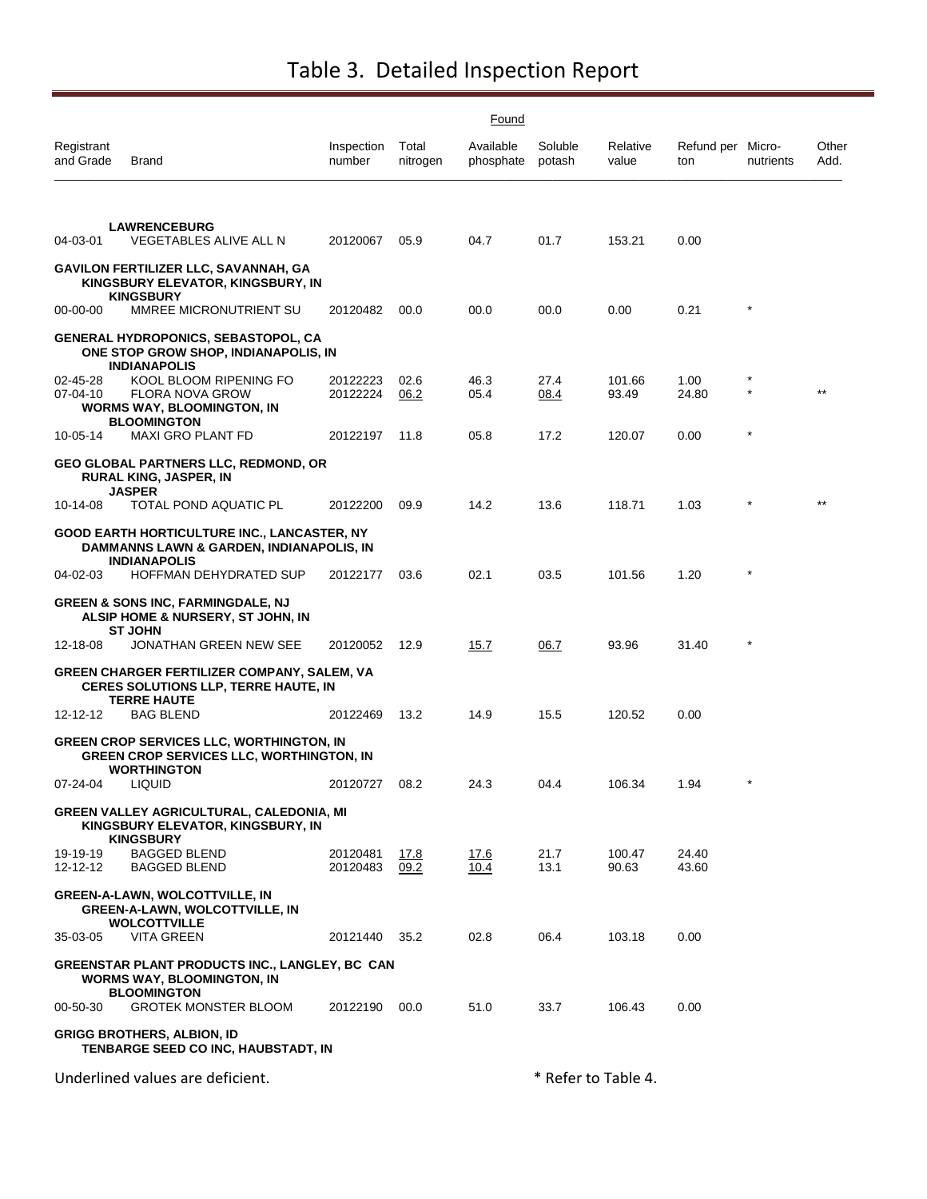# Table 3. Detailed Inspection Report

| Registrant and Grade | Brand | Inspection number | Found Total nitrogen | Found Available phosphate | Found Soluble potash | Relative value | Refund per ton | Micro-nutrients | Other Add. |
|---|---|---|---|---|---|---|---|---|---|
| | **LAWRENCEBURG** | | | | | | | | |
| 04-03-01 | VEGETABLES ALIVE ALL N | 20120067 | 05.9 | 04.7 | 01.7 | 153.21 | 0.00 | | |
| **GAVILON FERTILIZER LLC, SAVANNAH, GA** | | | | | | | | | |
| | **KINGSBURY ELEVATOR, KINGSBURY, IN** | | | | | | | | |
| | **KINGSBURY** | | | | | | | | |
| 00-00-00 | MMREE MICRONUTRIENT SU | 20120482 | 00.0 | 00.0 | 00.0 | 0.00 | 0.21 | * | |
| **GENERAL HYDROPONICS, SEBASTOPOL, CA** | | | | | | | | | |
| | **ONE STOP GROW SHOP, INDIANAPOLIS, IN** | | | | | | | | |
| | **INDIANAPOLIS** | | | | | | | | |
| 02-45-28 | KOOL BLOOM RIPENING FO | 20122223 | 02.6 | 46.3 | 27.4 | 101.66 | 1.00 | * | |
| 07-04-10 | FLORA NOVA GROW | 20122224 | <u>06.2</u> | 05.4 | <u>08.4</u> | 93.49 | 24.80 | * | ** |
| | **WORMS WAY, BLOOMINGTON, IN** | | | | | | | | |
| | **BLOOMINGTON** | | | | | | | | |
| 10-05-14 | MAXI GRO PLANT FD | 20122197 | 11.8 | 05.8 | 17.2 | 120.07 | 0.00 | * | |
| **GEO GLOBAL PARTNERS LLC, REDMOND, OR** | | | | | | | | | |
| | **RURAL KING, JASPER, IN** | | | | | | | | |
| | **JASPER** | | | | | | | | |
| 10-14-08 | TOTAL POND AQUATIC PL | 20122200 | 09.9 | 14.2 | 13.6 | 118.71 | 1.03 | * | ** |
| **GOOD EARTH HORTICULTURE INC., LANCASTER, NY** | | | | | | | | | |
| | **DAMMANNS LAWN & GARDEN, INDIANAPOLIS, IN** | | | | | | | | |
| | **INDIANAPOLIS** | | | | | | | | |
| 04-02-03 | HOFFMAN DEHYDRATED SUP | 20122177 | 03.6 | 02.1 | 03.5 | 101.56 | 1.20 | * | |
| **GREEN & SONS INC, FARMINGDALE, NJ** | | | | | | | | | |
| | **ALSIP HOME & NURSERY, ST JOHN, IN** | | | | | | | | |
| | **ST JOHN** | | | | | | | | |
| 12-18-08 | JONATHAN GREEN NEW SEE | 20120052 | 12.9 | <u>15.7</u> | <u>06.7</u> | 93.96 | 31.40 | * | |
| **GREEN CHARGER FERTILIZER COMPANY, SALEM, VA** | | | | | | | | | |
| | **CERES SOLUTIONS LLP, TERRE HAUTE, IN** | | | | | | | | |
| | **TERRE HAUTE** | | | | | | | | |
| 12-12-12 | BAG BLEND | 20122469 | 13.2 | 14.9 | 15.5 | 120.52 | 0.00 | | |
| **GREEN CROP SERVICES LLC, WORTHINGTON, IN** | | | | | | | | | |
| | **GREEN CROP SERVICES LLC, WORTHINGTON, IN** | | | | | | | | |
| | **WORTHINGTON** | | | | | | | | |
| 07-24-04 | LIQUID | 20120727 | 08.2 | 24.3 | 04.4 | 106.34 | 1.94 | * | |
| **GREEN VALLEY AGRICULTURAL, CALEDONIA, MI** | | | | | | | | | |
| | **KINGSBURY ELEVATOR, KINGSBURY, IN** | | | | | | | | |
| | **KINGSBURY** | | | | | | | | |
| 19-19-19 | BAGGED BLEND | 20120481 | <u>17.8</u> | <u>17.6</u> | 21.7 | 100.47 | 24.40 | | |
| 12-12-12 | BAGGED BLEND | 20120483 | <u>09.2</u> | <u>10.4</u> | 13.1 | 90.63 | 43.60 | | |
| **GREEN-A-LAWN, WOLCOTTVILLE, IN** | | | | | | | | | |
| | **GREEN-A-LAWN, WOLCOTTVILLE, IN** | | | | | | | | |
| | **WOLCOTTVILLE** | | | | | | | | |
| 35-03-05 | VITA GREEN | 20121440 | 35.2 | 02.8 | 06.4 | 103.18 | 0.00 | | |
| **GREENSTAR PLANT PRODUCTS INC., LANGLEY, BC CAN** | | | | | | | | | |
| | **WORMS WAY, BLOOMINGTON, IN** | | | | | | | | |
| | **BLOOMINGTON** | | | | | | | | |
| 00-50-30 | GROTEK MONSTER BLOOM | 20122190 | 00.0 | 51.0 | 33.7 | 106.43 | 0.00 | | |
| **GRIGG BROTHERS, ALBION, ID** | | | | | | | | | |
| | **TENBARGE SEED CO INC, HAUBSTADT, IN** | | | | | | | | |

Underlined values are deficient.

* Refer to Table 4.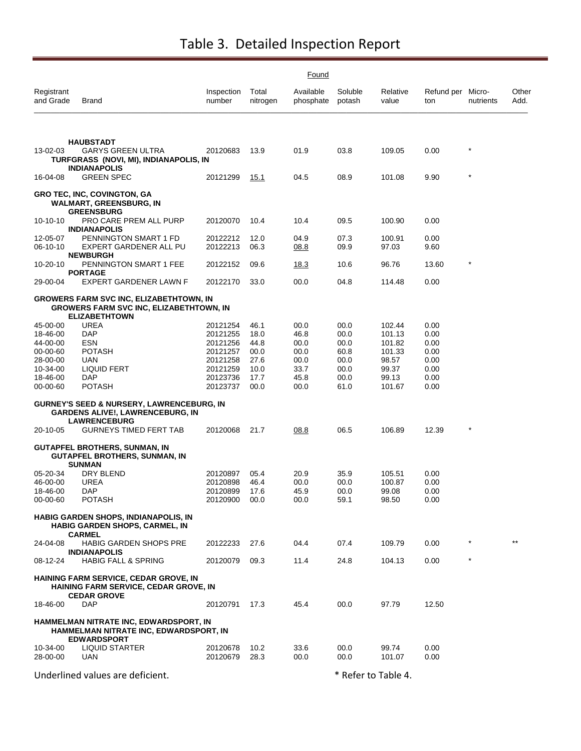# Table 3. Detailed Inspection Report

| Registrant and Grade | Brand | Inspection number | Found Total nitrogen | Found Available phosphate | Found Soluble potash | Relative value | Refund per ton | Micro-nutrients | Other Add. |
|---|---|---|---|---|---|---|---|---|---|
| | **HAUBSTADT** | | | | | | | | |
| 13-02-03 | GARYS GREEN ULTRA | 20120683 | 13.9 | 01.9 | 03.8 | 109.05 | 0.00 | * | |
| | **TURFGRASS (NOVI, MI), INDIANAPOLIS, IN** | | | | | | | | |
| | **INDIANAPOLIS** | | | | | | | | |
| 16-04-08 | GREEN SPEC | 20121299 | <u>15.1</u> | 04.5 | 08.9 | 101.08 | 9.90 | * | |
| **GRO TEC, INC, COVINGTON, GA** | | | | | | | | | |
| | **WALMART, GREENSBURG, IN** | | | | | | | | |
| | **GREENSBURG** | | | | | | | | |
| 10-10-10 | PRO CARE PREM ALL PURP | 20120070 | 10.4 | 10.4 | 09.5 | 100.90 | 0.00 | | |
| | **INDIANAPOLIS** | | | | | | | | |
| 12-05-07 | PENNINGTON SMART 1 FD | 20122212 | 12.0 | 04.9 | 07.3 | 100.91 | 0.00 | | |
| 06-10-10 | EXPERT GARDENER ALL PU | 20122213 | 06.3 | <u>08.8</u> | 09.9 | 97.03 | 9.60 | | |
| | **NEWBURGH** | | | | | | | | |
| 10-20-10 | PENNINGTON SMART 1 FEE | 20122152 | 09.6 | <u>18.3</u> | 10.6 | 96.76 | 13.60 | * | |
| | **PORTAGE** | | | | | | | | |
| 29-00-04 | EXPERT GARDENER LAWN F | 20122170 | 33.0 | 00.0 | 04.8 | 114.48 | 0.00 | | |
| **GROWERS FARM SVC INC, ELIZABETHTOWN, IN** | | | | | | | | | |
| | **GROWERS FARM SVC INC, ELIZABETHTOWN, IN** | | | | | | | | |
| | **ELIZABETHTOWN** | | | | | | | | |
| 45-00-00 | UREA | 20121254 | 46.1 | 00.0 | 00.0 | 102.44 | 0.00 | | |
| 18-46-00 | DAP | 20121255 | 18.0 | 46.8 | 00.0 | 101.13 | 0.00 | | |
| 44-00-00 | ESN | 20121256 | 44.8 | 00.0 | 00.0 | 101.82 | 0.00 | | |
| 00-00-60 | POTASH | 20121257 | 00.0 | 00.0 | 60.8 | 101.33 | 0.00 | | |
| 28-00-00 | UAN | 20121258 | 27.6 | 00.0 | 00.0 | 98.57 | 0.00 | | |
| 10-34-00 | LIQUID FERT | 20121259 | 10.0 | 33.7 | 00.0 | 99.37 | 0.00 | | |
| 18-46-00 | DAP | 20123736 | 17.7 | 45.8 | 00.0 | 99.13 | 0.00 | | |
| 00-00-60 | POTASH | 20123737 | 00.0 | 00.0 | 61.0 | 101.67 | 0.00 | | |
| **GURNEY'S SEED & NURSERY, LAWRENCEBURG, IN** | | | | | | | | | |
| | **GARDENS ALIVE!, LAWRENCEBURG, IN** | | | | | | | | |
| | **LAWRENCEBURG** | | | | | | | | |
| 20-10-05 | GURNEYS TIMED FERT TAB | 20120068 | 21.7 | <u>08.8</u> | 06.5 | 106.89 | 12.39 | * | |
| **GUTAPFEL BROTHERS, SUNMAN, IN** | | | | | | | | | |
| | **GUTAPFEL BROTHERS, SUNMAN, IN** | | | | | | | | |
| | **SUNMAN** | | | | | | | | |
| 05-20-34 | DRY BLEND | 20120897 | 05.4 | 20.9 | 35.9 | 105.51 | 0.00 | | |
| 46-00-00 | UREA | 20120898 | 46.4 | 00.0 | 00.0 | 100.87 | 0.00 | | |
| 18-46-00 | DAP | 20120899 | 17.6 | 45.9 | 00.0 | 99.08 | 0.00 | | |
| 00-00-60 | POTASH | 20120900 | 00.0 | 00.0 | 59.1 | 98.50 | 0.00 | | |
| **HABIG GARDEN SHOPS, INDIANAPOLIS, IN** | | | | | | | | | |
| | **HABIG GARDEN SHOPS, CARMEL, IN** | | | | | | | | |
| | **CARMEL** | | | | | | | | |
| 24-04-08 | HABIG GARDEN SHOPS PRE | 20122233 | 27.6 | 04.4 | 07.4 | 109.79 | 0.00 | * | ** |
| | **INDIANAPOLIS** | | | | | | | | |
| 08-12-24 | HABIG FALL & SPRING | 20120079 | 09.3 | 11.4 | 24.8 | 104.13 | 0.00 | * | |
| **HAINING FARM SERVICE, CEDAR GROVE, IN** | | | | | | | | | |
| | **HAINING FARM SERVICE, CEDAR GROVE, IN** | | | | | | | | |
| | **CEDAR GROVE** | | | | | | | | |
| 18-46-00 | DAP | 20120791 | 17.3 | 45.4 | 00.0 | 97.79 | 12.50 | | |
| **HAMMELMAN NITRATE INC, EDWARDSPORT, IN** | | | | | | | | | |
| | **HAMMELMAN NITRATE INC, EDWARDSPORT, IN** | | | | | | | | |
| | **EDWARDSPORT** | | | | | | | | |
| 10-34-00 | LIQUID STARTER | 20120678 | 10.2 | 33.6 | 00.0 | 99.74 | 0.00 | | |
| 28-00-00 | UAN | 20120679 | 28.3 | 00.0 | 00.0 | 101.07 | 0.00 | | |

Underlined values are deficient. * Refer to Table 4.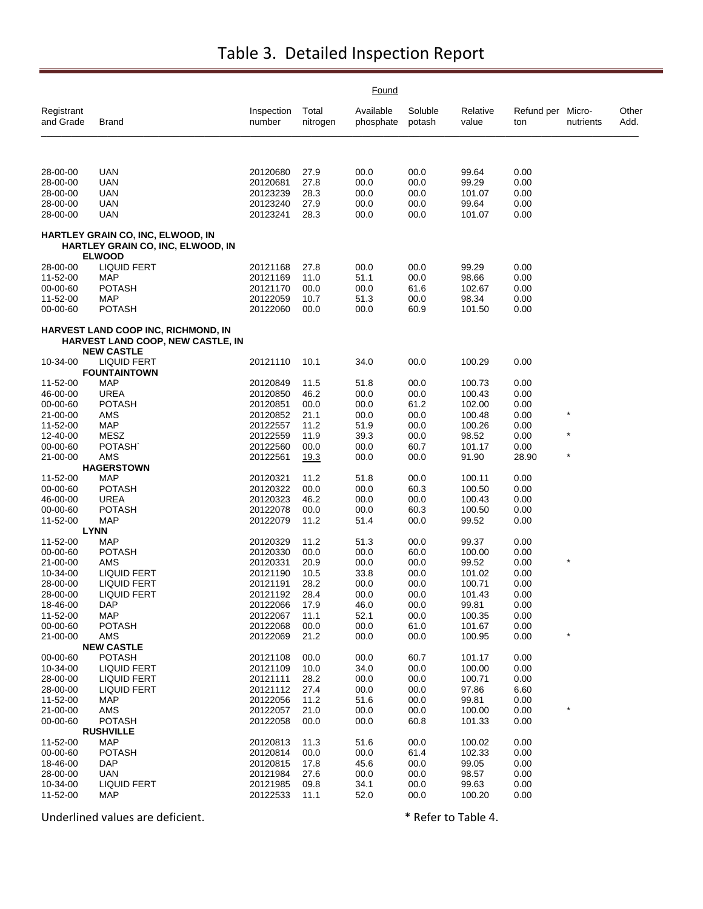# Table 3. Detailed Inspection Report

| Registrant and Grade | Brand | Inspection number | Found Total nitrogen | Found Available phosphate | Found Soluble potash | Relative value | Refund per ton | Micro-nutrients | Other Add. |
|---|---|---|---|---|---|---|---|---|---|
| 28-00-00 | UAN | 20120680 | 27.9 | 00.0 | 00.0 | 99.64 | 0.00 | | |
| 28-00-00 | UAN | 20120681 | 27.8 | 00.0 | 00.0 | 99.29 | 0.00 | | |
| 28-00-00 | UAN | 20123239 | 28.3 | 00.0 | 00.0 | 101.07 | 0.00 | | |
| 28-00-00 | UAN | 20123240 | 27.9 | 00.0 | 00.0 | 99.64 | 0.00 | | |
| 28-00-00 | UAN | 20123241 | 28.3 | 00.0 | 00.0 | 101.07 | 0.00 | | |
| **HARTLEY GRAIN CO, INC, ELWOOD, IN** | | | | | | | | | |
| | **HARTLEY GRAIN CO, INC, ELWOOD, IN** | | | | | | | | |
| | **ELWOOD** | | | | | | | | |
| 28-00-00 | LIQUID FERT | 20121168 | 27.8 | 00.0 | 00.0 | 99.29 | 0.00 | | |
| 11-52-00 | MAP | 20121169 | 11.0 | 51.1 | 00.0 | 98.66 | 0.00 | | |
| 00-00-60 | POTASH | 20121170 | 00.0 | 00.0 | 61.6 | 102.67 | 0.00 | | |
| 11-52-00 | MAP | 20122059 | 10.7 | 51.3 | 00.0 | 98.34 | 0.00 | | |
| 00-00-60 | POTASH | 20122060 | 00.0 | 00.0 | 60.9 | 101.50 | 0.00 | | |
| **HARVEST LAND COOP INC, RICHMOND, IN** | | | | | | | | | |
| | **HARVEST LAND COOP, NEW CASTLE, IN** | | | | | | | | |
| | **NEW CASTLE** | | | | | | | | |
| 10-34-00 | LIQUID FERT | 20121110 | 10.1 | 34.0 | 00.0 | 100.29 | 0.00 | | |
| | **FOUNTAINTOWN** | | | | | | | | |
| 11-52-00 | MAP | 20120849 | 11.5 | 51.8 | 00.0 | 100.73 | 0.00 | | |
| 46-00-00 | UREA | 20120850 | 46.2 | 00.0 | 00.0 | 100.43 | 0.00 | | |
| 00-00-60 | POTASH | 20120851 | 00.0 | 00.0 | 61.2 | 102.00 | 0.00 | | |
| 21-00-00 | AMS | 20120852 | 21.1 | 00.0 | 00.0 | 100.48 | 0.00 | * | |
| 11-52-00 | MAP | 20122557 | 11.2 | 51.9 | 00.0 | 100.26 | 0.00 | | |
| 12-40-00 | MESZ | 20122559 | 11.9 | 39.3 | 00.0 | 98.52 | 0.00 | * | |
| 00-00-60 | POTASH` | 20122560 | 00.0 | 00.0 | 60.7 | 101.17 | 0.00 | | |
| 21-00-00 | AMS | 20122561 | <u>19.3</u> | 00.0 | 00.0 | 91.90 | 28.90 | * | |
| | **HAGERSTOWN** | | | | | | | | |
| 11-52-00 | MAP | 20120321 | 11.2 | 51.8 | 00.0 | 100.11 | 0.00 | | |
| 00-00-60 | POTASH | 20120322 | 00.0 | 00.0 | 60.3 | 100.50 | 0.00 | | |
| 46-00-00 | UREA | 20120323 | 46.2 | 00.0 | 00.0 | 100.43 | 0.00 | | |
| 00-00-60 | POTASH | 20122078 | 00.0 | 00.0 | 60.3 | 100.50 | 0.00 | | |
| 11-52-00 | MAP | 20122079 | 11.2 | 51.4 | 00.0 | 99.52 | 0.00 | | |
| | **LYNN** | | | | | | | | |
| 11-52-00 | MAP | 20120329 | 11.2 | 51.3 | 00.0 | 99.37 | 0.00 | | |
| 00-00-60 | POTASH | 20120330 | 00.0 | 00.0 | 60.0 | 100.00 | 0.00 | | |
| 21-00-00 | AMS | 20120331 | 20.9 | 00.0 | 00.0 | 99.52 | 0.00 | * | |
| 10-34-00 | LIQUID FERT | 20121190 | 10.5 | 33.8 | 00.0 | 101.02 | 0.00 | | |
| 28-00-00 | LIQUID FERT | 20121191 | 28.2 | 00.0 | 00.0 | 100.71 | 0.00 | | |
| 28-00-00 | LIQUID FERT | 20121192 | 28.4 | 00.0 | 00.0 | 101.43 | 0.00 | | |
| 18-46-00 | DAP | 20122066 | 17.9 | 46.0 | 00.0 | 99.81 | 0.00 | | |
| 11-52-00 | MAP | 20122067 | 11.1 | 52.1 | 00.0 | 100.35 | 0.00 | | |
| 00-00-60 | POTASH | 20122068 | 00.0 | 00.0 | 61.0 | 101.67 | 0.00 | | |
| 21-00-00 | AMS | 20122069 | 21.2 | 00.0 | 00.0 | 100.95 | 0.00 | * | |
| | **NEW CASTLE** | | | | | | | | |
| 00-00-60 | POTASH | 20121108 | 00.0 | 00.0 | 60.7 | 101.17 | 0.00 | | |
| 10-34-00 | LIQUID FERT | 20121109 | 10.0 | 34.0 | 00.0 | 100.00 | 0.00 | | |
| 28-00-00 | LIQUID FERT | 20121111 | 28.2 | 00.0 | 00.0 | 100.71 | 0.00 | | |
| 28-00-00 | LIQUID FERT | 20121112 | 27.4 | 00.0 | 00.0 | 97.86 | 6.60 | | |
| 11-52-00 | MAP | 20122056 | 11.2 | 51.6 | 00.0 | 99.81 | 0.00 | | |
| 21-00-00 | AMS | 20122057 | 21.0 | 00.0 | 00.0 | 100.00 | 0.00 | * | |
| 00-00-60 | POTASH | 20122058 | 00.0 | 00.0 | 60.8 | 101.33 | 0.00 | | |
| | **RUSHVILLE** | | | | | | | | |
| 11-52-00 | MAP | 20120813 | 11.3 | 51.6 | 00.0 | 100.02 | 0.00 | | |
| 00-00-60 | POTASH | 20120814 | 00.0 | 00.0 | 61.4 | 102.33 | 0.00 | | |
| 18-46-00 | DAP | 20120815 | 17.8 | 45.6 | 00.0 | 99.05 | 0.00 | | |
| 28-00-00 | UAN | 20121984 | 27.6 | 00.0 | 00.0 | 98.57 | 0.00 | | |
| 10-34-00 | LIQUID FERT | 20121985 | 09.8 | 34.1 | 00.0 | 99.63 | 0.00 | | |
| 11-52-00 | MAP | 20122533 | 11.1 | 52.0 | 00.0 | 100.20 | 0.00 | | |

Underlined values are deficient.

* Refer to Table 4.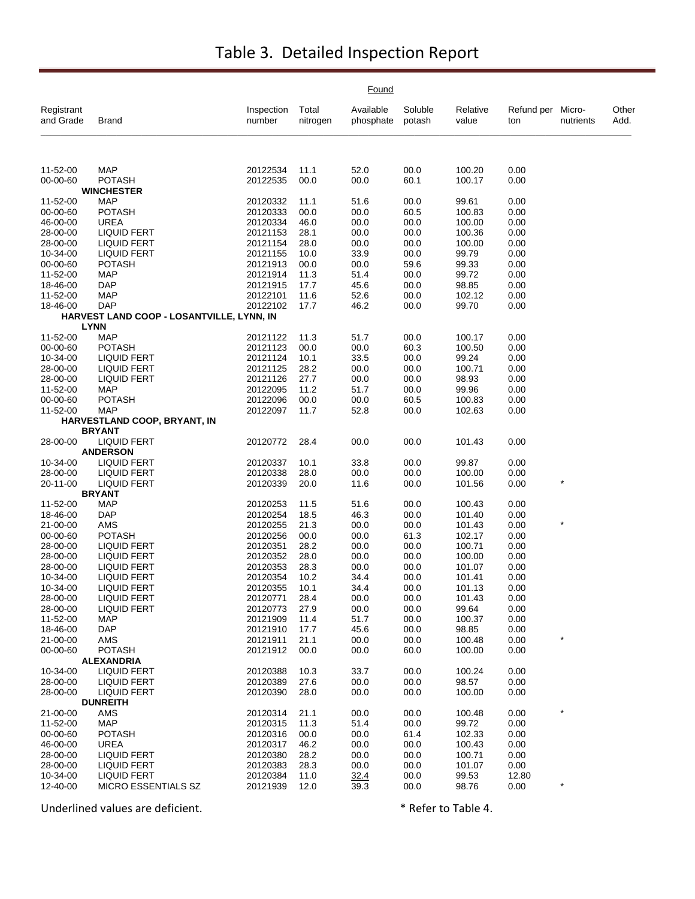# Table 3. Detailed Inspection Report

| Registrant and Grade | Brand | Inspection number | Found Total nitrogen | Found Available phosphate | Found Soluble potash | Found Relative value | Found Refund per ton | Found Micro-nutrients | Found Other Add. |
|---|---|---|---|---|---|---|---|---|---|
| 11-52-00 | MAP | 20122534 | 11.1 | 52.0 | 00.0 | 100.20 | 0.00 | | |
| 00-00-60 | POTASH | 20122535 | 00.0 | 00.0 | 60.1 | 100.17 | 0.00 | | |
| **WINCHESTER** | | | | | | | | | |
| 11-52-00 | MAP | 20120332 | 11.1 | 51.6 | 00.0 | 99.61 | 0.00 | | |
| 00-00-60 | POTASH | 20120333 | 00.0 | 00.0 | 60.5 | 100.83 | 0.00 | | |
| 46-00-00 | UREA | 20120334 | 46.0 | 00.0 | 00.0 | 100.00 | 0.00 | | |
| 28-00-00 | LIQUID FERT | 20121153 | 28.1 | 00.0 | 00.0 | 100.36 | 0.00 | | |
| 28-00-00 | LIQUID FERT | 20121154 | 28.0 | 00.0 | 00.0 | 100.00 | 0.00 | | |
| 10-34-00 | LIQUID FERT | 20121155 | 10.0 | 33.9 | 00.0 | 99.79 | 0.00 | | |
| 00-00-60 | POTASH | 20121913 | 00.0 | 00.0 | 59.6 | 99.33 | 0.00 | | |
| 11-52-00 | MAP | 20121914 | 11.3 | 51.4 | 00.0 | 99.72 | 0.00 | | |
| 18-46-00 | DAP | 20121915 | 17.7 | 45.6 | 00.0 | 98.85 | 0.00 | | |
| 11-52-00 | MAP | 20122101 | 11.6 | 52.6 | 00.0 | 102.12 | 0.00 | | |
| 18-46-00 | DAP | 20122102 | 17.7 | 46.2 | 00.0 | 99.70 | 0.00 | | |
| **HARVEST LAND COOP - LOSANTVILLE, LYNN, IN** | | | | | | | | | |
| **LYNN** | | | | | | | | | |
| 11-52-00 | MAP | 20121122 | 11.3 | 51.7 | 00.0 | 100.17 | 0.00 | | |
| 00-00-60 | POTASH | 20121123 | 00.0 | 00.0 | 60.3 | 100.50 | 0.00 | | |
| 10-34-00 | LIQUID FERT | 20121124 | 10.1 | 33.5 | 00.0 | 99.24 | 0.00 | | |
| 28-00-00 | LIQUID FERT | 20121125 | 28.2 | 00.0 | 00.0 | 100.71 | 0.00 | | |
| 28-00-00 | LIQUID FERT | 20121126 | 27.7 | 00.0 | 00.0 | 98.93 | 0.00 | | |
| 11-52-00 | MAP | 20122095 | 11.2 | 51.7 | 00.0 | 99.96 | 0.00 | | |
| 00-00-60 | POTASH | 20122096 | 00.0 | 00.0 | 60.5 | 100.83 | 0.00 | | |
| 11-52-00 | MAP | 20122097 | 11.7 | 52.8 | 00.0 | 102.63 | 0.00 | | |
| **HARVESTLAND COOP, BRYANT, IN** | | | | | | | | | |
| **BRYANT** | | | | | | | | | |
| 28-00-00 | LIQUID FERT | 20120772 | 28.4 | 00.0 | 00.0 | 101.43 | 0.00 | | |
| **ANDERSON** | | | | | | | | | |
| 10-34-00 | LIQUID FERT | 20120337 | 10.1 | 33.8 | 00.0 | 99.87 | 0.00 | | |
| 28-00-00 | LIQUID FERT | 20120338 | 28.0 | 00.0 | 00.0 | 100.00 | 0.00 | | |
| 20-11-00 | LIQUID FERT | 20120339 | 20.0 | 11.6 | 00.0 | 101.56 | 0.00 | * | |
| **BRYANT** | | | | | | | | | |
| 11-52-00 | MAP | 20120253 | 11.5 | 51.6 | 00.0 | 100.43 | 0.00 | | |
| 18-46-00 | DAP | 20120254 | 18.5 | 46.3 | 00.0 | 101.40 | 0.00 | | |
| 21-00-00 | AMS | 20120255 | 21.3 | 00.0 | 00.0 | 101.43 | 0.00 | * | |
| 00-00-60 | POTASH | 20120256 | 00.0 | 00.0 | 61.3 | 102.17 | 0.00 | | |
| 28-00-00 | LIQUID FERT | 20120351 | 28.2 | 00.0 | 00.0 | 100.71 | 0.00 | | |
| 28-00-00 | LIQUID FERT | 20120352 | 28.0 | 00.0 | 00.0 | 100.00 | 0.00 | | |
| 28-00-00 | LIQUID FERT | 20120353 | 28.3 | 00.0 | 00.0 | 101.07 | 0.00 | | |
| 10-34-00 | LIQUID FERT | 20120354 | 10.2 | 34.4 | 00.0 | 101.41 | 0.00 | | |
| 10-34-00 | LIQUID FERT | 20120355 | 10.1 | 34.4 | 00.0 | 101.13 | 0.00 | | |
| 28-00-00 | LIQUID FERT | 20120771 | 28.4 | 00.0 | 00.0 | 101.43 | 0.00 | | |
| 28-00-00 | LIQUID FERT | 20120773 | 27.9 | 00.0 | 00.0 | 99.64 | 0.00 | | |
| 11-52-00 | MAP | 20121909 | 11.4 | 51.7 | 00.0 | 100.37 | 0.00 | | |
| 18-46-00 | DAP | 20121910 | 17.7 | 45.6 | 00.0 | 98.85 | 0.00 | | |
| 21-00-00 | AMS | 20121911 | 21.1 | 00.0 | 00.0 | 100.48 | 0.00 | * | |
| 00-00-60 | POTASH | 20121912 | 00.0 | 00.0 | 60.0 | 100.00 | 0.00 | | |
| **ALEXANDRIA** | | | | | | | | | |
| 10-34-00 | LIQUID FERT | 20120388 | 10.3 | 33.7 | 00.0 | 100.24 | 0.00 | | |
| 28-00-00 | LIQUID FERT | 20120389 | 27.6 | 00.0 | 00.0 | 98.57 | 0.00 | | |
| 28-00-00 | LIQUID FERT | 20120390 | 28.0 | 00.0 | 00.0 | 100.00 | 0.00 | | |
| **DUNREITH** | | | | | | | | | |
| 21-00-00 | AMS | 20120314 | 21.1 | 00.0 | 00.0 | 100.48 | 0.00 | * | |
| 11-52-00 | MAP | 20120315 | 11.3 | 51.4 | 00.0 | 99.72 | 0.00 | | |
| 00-00-60 | POTASH | 20120316 | 00.0 | 00.0 | 61.4 | 102.33 | 0.00 | | |
| 46-00-00 | UREA | 20120317 | 46.2 | 00.0 | 00.0 | 100.43 | 0.00 | | |
| 28-00-00 | LIQUID FERT | 20120380 | 28.2 | 00.0 | 00.0 | 100.71 | 0.00 | | |
| 28-00-00 | LIQUID FERT | 20120383 | 28.3 | 00.0 | 00.0 | 101.07 | 0.00 | | |
| 10-34-00 | LIQUID FERT | 20120384 | 11.0 | <u>32.4</u> | 00.0 | 99.53 | 12.80 | | |
| 12-40-00 | MICRO ESSENTIALS SZ | 20121939 | 12.0 | 39.3 | 00.0 | 98.76 | 0.00 | * | |

Underlined values are deficient.

* Refer to Table 4.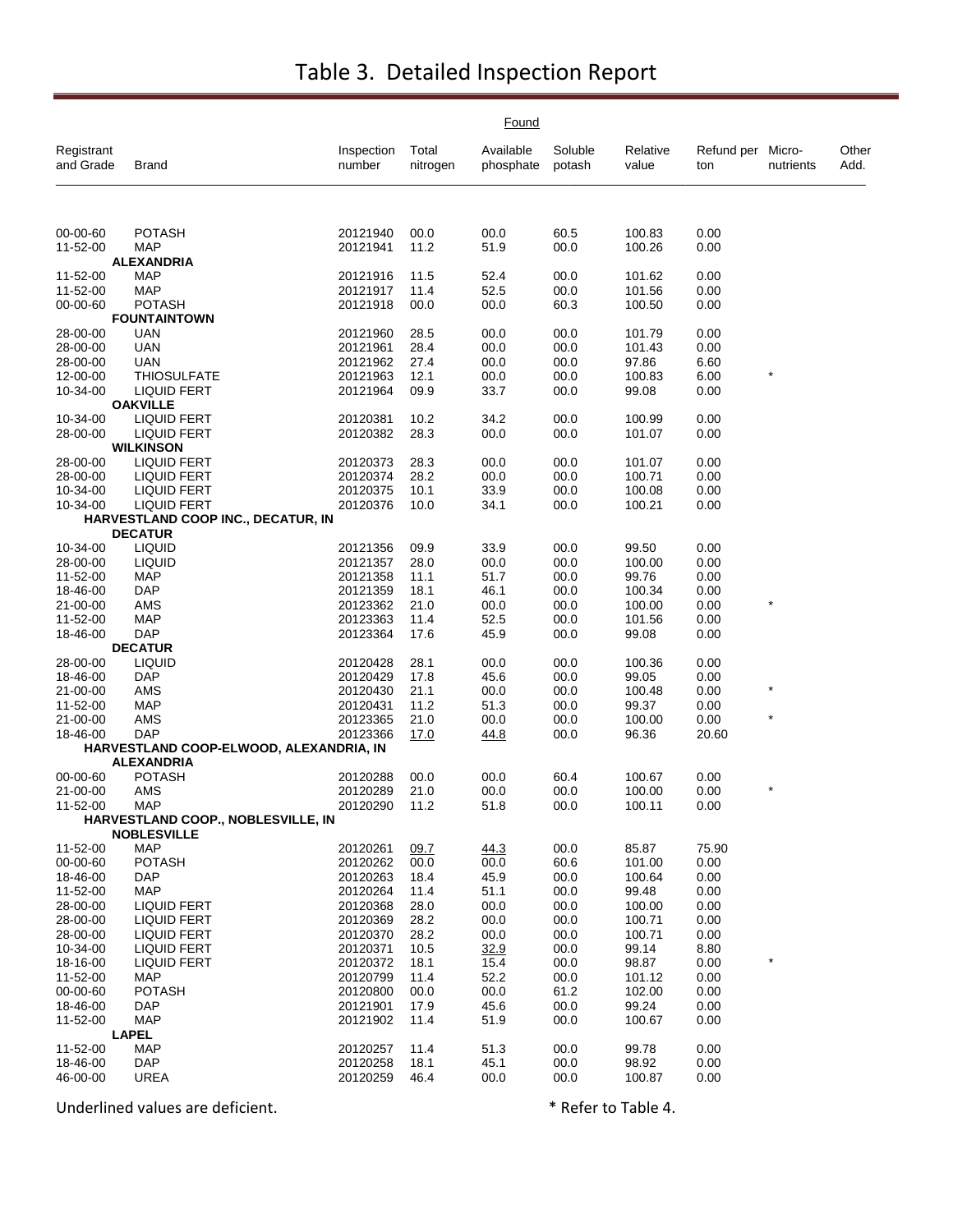# Table 3. Detailed Inspection Report

| Registrant and Grade | Brand | Inspection number | Found Total nitrogen | Found Available phosphate | Found Soluble potash | Relative value | Refund per ton | Micro-nutrients | Other Add. |
|---|---|---|---|---|---|---|---|---|---|
| 00-00-60 | POTASH | 20121940 | 00.0 | 00.0 | 60.5 | 100.83 | 0.00 | | |
| 11-52-00 | MAP | 20121941 | 11.2 | 51.9 | 00.0 | 100.26 | 0.00 | | |
| | **ALEXANDRIA** | | | | | | | | |
| 11-52-00 | MAP | 20121916 | 11.5 | 52.4 | 00.0 | 101.62 | 0.00 | | |
| 11-52-00 | MAP | 20121917 | 11.4 | 52.5 | 00.0 | 101.56 | 0.00 | | |
| 00-00-60 | POTASH | 20121918 | 00.0 | 00.0 | 60.3 | 100.50 | 0.00 | | |
| | **FOUNTAINTOWN** | | | | | | | | |
| 28-00-00 | UAN | 20121960 | 28.5 | 00.0 | 00.0 | 101.79 | 0.00 | | |
| 28-00-00 | UAN | 20121961 | 28.4 | 00.0 | 00.0 | 101.43 | 0.00 | | |
| 28-00-00 | UAN | 20121962 | 27.4 | 00.0 | 00.0 | 97.86 | 6.60 | | |
| 12-00-00 | THIOSULFATE | 20121963 | 12.1 | 00.0 | 00.0 | 100.83 | 6.00 | * | |
| 10-34-00 | LIQUID FERT | 20121964 | 09.9 | 33.7 | 00.0 | 99.08 | 0.00 | | |
| | **OAKVILLE** | | | | | | | | |
| 10-34-00 | LIQUID FERT | 20120381 | 10.2 | 34.2 | 00.0 | 100.99 | 0.00 | | |
| 28-00-00 | LIQUID FERT | 20120382 | 28.3 | 00.0 | 00.0 | 101.07 | 0.00 | | |
| | **WILKINSON** | | | | | | | | |
| 28-00-00 | LIQUID FERT | 20120373 | 28.3 | 00.0 | 00.0 | 101.07 | 0.00 | | |
| 28-00-00 | LIQUID FERT | 20120374 | 28.2 | 00.0 | 00.0 | 100.71 | 0.00 | | |
| 10-34-00 | LIQUID FERT | 20120375 | 10.1 | 33.9 | 00.0 | 100.08 | 0.00 | | |
| 10-34-00 | LIQUID FERT | 20120376 | 10.0 | 34.1 | 00.0 | 100.21 | 0.00 | | |
| | **HARVESTLAND COOP INC., DECATUR, IN** | | | | | | | | |
| | **DECATUR** | | | | | | | | |
| 10-34-00 | LIQUID | 20121356 | 09.9 | 33.9 | 00.0 | 99.50 | 0.00 | | |
| 28-00-00 | LIQUID | 20121357 | 28.0 | 00.0 | 00.0 | 100.00 | 0.00 | | |
| 11-52-00 | MAP | 20121358 | 11.1 | 51.7 | 00.0 | 99.76 | 0.00 | | |
| 18-46-00 | DAP | 20121359 | 18.1 | 46.1 | 00.0 | 100.34 | 0.00 | | |
| 21-00-00 | AMS | 20123362 | 21.0 | 00.0 | 00.0 | 100.00 | 0.00 | * | |
| 11-52-00 | MAP | 20123363 | 11.4 | 52.5 | 00.0 | 101.56 | 0.00 | | |
| 18-46-00 | DAP | 20123364 | 17.6 | 45.9 | 00.0 | 99.08 | 0.00 | | |
| | **DECATUR** | | | | | | | | |
| 28-00-00 | LIQUID | 20120428 | 28.1 | 00.0 | 00.0 | 100.36 | 0.00 | | |
| 18-46-00 | DAP | 20120429 | 17.8 | 45.6 | 00.0 | 99.05 | 0.00 | | |
| 21-00-00 | AMS | 20120430 | 21.1 | 00.0 | 00.0 | 100.48 | 0.00 | * | |
| 11-52-00 | MAP | 20120431 | 11.2 | 51.3 | 00.0 | 99.37 | 0.00 | | |
| 21-00-00 | AMS | 20123365 | 21.0 | 00.0 | 00.0 | 100.00 | 0.00 | * | |
| 18-46-00 | DAP | 20123366 | <u>17.0</u> | <u>44.8</u> | 00.0 | 96.36 | 20.60 | | |
| | **HARVESTLAND COOP-ELWOOD, ALEXANDRIA, IN** | | | | | | | | |
| | **ALEXANDRIA** | | | | | | | | |
| 00-00-60 | POTASH | 20120288 | 00.0 | 00.0 | 60.4 | 100.67 | 0.00 | | |
| 21-00-00 | AMS | 20120289 | 21.0 | 00.0 | 00.0 | 100.00 | 0.00 | * | |
| 11-52-00 | MAP | 20120290 | 11.2 | 51.8 | 00.0 | 100.11 | 0.00 | | |
| | **HARVESTLAND COOP., NOBLESVILLE, IN** | | | | | | | | |
| | **NOBLESVILLE** | | | | | | | | |
| 11-52-00 | MAP | 20120261 | <u>09.7</u> | <u>44.3</u> | 00.0 | 85.87 | 75.90 | | |
| 00-00-60 | POTASH | 20120262 | 00.0 | 00.0 | 60.6 | 101.00 | 0.00 | | |
| 18-46-00 | DAP | 20120263 | 18.4 | 45.9 | 00.0 | 100.64 | 0.00 | | |
| 11-52-00 | MAP | 20120264 | 11.4 | 51.1 | 00.0 | 99.48 | 0.00 | | |
| 28-00-00 | LIQUID FERT | 20120368 | 28.0 | 00.0 | 00.0 | 100.00 | 0.00 | | |
| 28-00-00 | LIQUID FERT | 20120369 | 28.2 | 00.0 | 00.0 | 100.71 | 0.00 | | |
| 28-00-00 | LIQUID FERT | 20120370 | 28.2 | 00.0 | 00.0 | 100.71 | 0.00 | | |
| 10-34-00 | LIQUID FERT | 20120371 | 10.5 | <u>32.9</u> | 00.0 | 99.14 | 8.80 | | |
| 18-16-00 | LIQUID FERT | 20120372 | 18.1 | 15.4 | 00.0 | 98.87 | 0.00 | * | |
| 11-52-00 | MAP | 20120799 | 11.4 | 52.2 | 00.0 | 101.12 | 0.00 | | |
| 00-00-60 | POTASH | 20120800 | 00.0 | 00.0 | 61.2 | 102.00 | 0.00 | | |
| 18-46-00 | DAP | 20121901 | 17.9 | 45.6 | 00.0 | 99.24 | 0.00 | | |
| 11-52-00 | MAP | 20121902 | 11.4 | 51.9 | 00.0 | 100.67 | 0.00 | | |
| | **LAPEL** | | | | | | | | |
| 11-52-00 | MAP | 20120257 | 11.4 | 51.3 | 00.0 | 99.78 | 0.00 | | |
| 18-46-00 | DAP | 20120258 | 18.1 | 45.1 | 00.0 | 98.92 | 0.00 | | |
| 46-00-00 | UREA | 20120259 | 46.4 | 00.0 | 00.0 | 100.87 | 0.00 | | |

Underlined values are deficient.

* Refer to Table 4.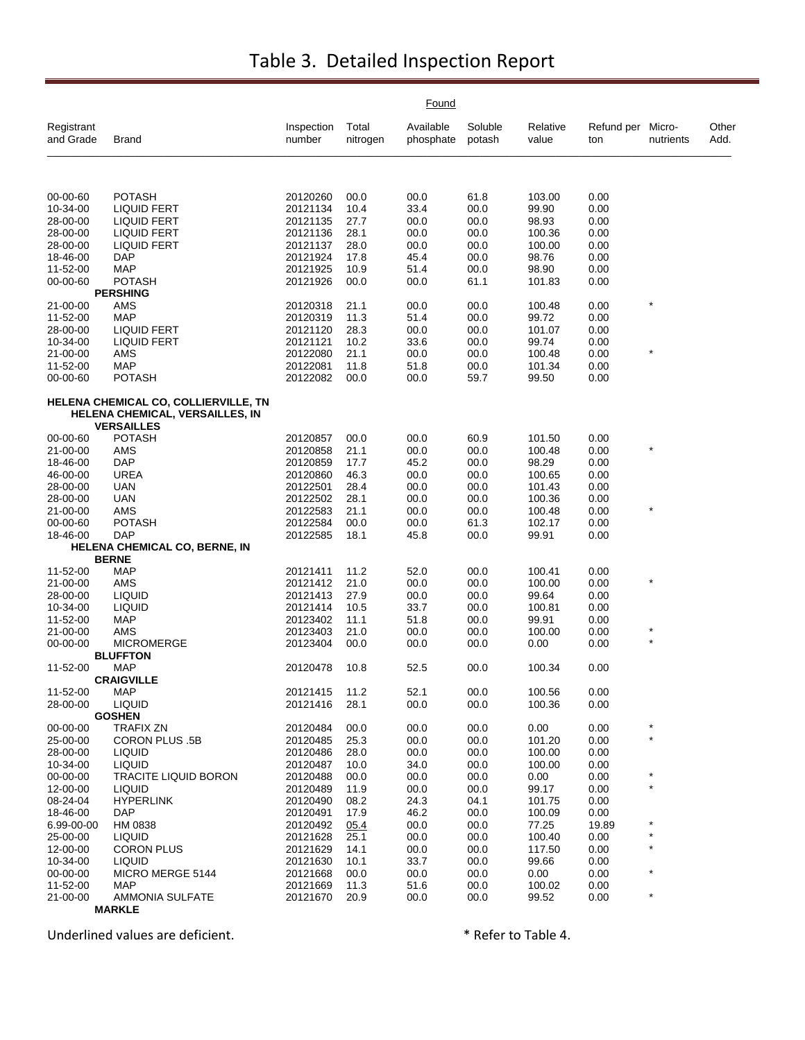# Table 3. Detailed Inspection Report

| Registrant and Grade | Brand | Inspection number | Found Total nitrogen | Found Available phosphate | Found Soluble potash | Found Relative value | Found Refund per ton | Found Micro-nutrients | Found Other Add. |
|---|---|---|---|---|---|---|---|---|---|
| 00-00-60 | POTASH | 20120260 | 00.0 | 00.0 | 61.8 | 103.00 | 0.00 | | |
| 10-34-00 | LIQUID FERT | 20121134 | 10.4 | 33.4 | 00.0 | 99.90 | 0.00 | | |
| 28-00-00 | LIQUID FERT | 20121135 | 27.7 | 00.0 | 00.0 | 98.93 | 0.00 | | |
| 28-00-00 | LIQUID FERT | 20121136 | 28.1 | 00.0 | 00.0 | 100.36 | 0.00 | | |
| 28-00-00 | LIQUID FERT | 20121137 | 28.0 | 00.0 | 00.0 | 100.00 | 0.00 | | |
| 18-46-00 | DAP | 20121924 | 17.8 | 45.4 | 00.0 | 98.76 | 0.00 | | |
| 11-52-00 | MAP | 20121925 | 10.9 | 51.4 | 00.0 | 98.90 | 0.00 | | |
| 00-00-60 | POTASH | 20121926 | 00.0 | 00.0 | 61.1 | 101.83 | 0.00 | | |
| **PERSHING** | | | | | | | | | |
| 21-00-00 | AMS | 20120318 | 21.1 | 00.0 | 00.0 | 100.48 | 0.00 | * | |
| 11-52-00 | MAP | 20120319 | 11.3 | 51.4 | 00.0 | 99.72 | 0.00 | | |
| 28-00-00 | LIQUID FERT | 20121120 | 28.3 | 00.0 | 00.0 | 101.07 | 0.00 | | |
| 10-34-00 | LIQUID FERT | 20121121 | 10.2 | 33.6 | 00.0 | 99.74 | 0.00 | | |
| 21-00-00 | AMS | 20122080 | 21.1 | 00.0 | 00.0 | 100.48 | 0.00 | * | |
| 11-52-00 | MAP | 20122081 | 11.8 | 51.8 | 00.0 | 101.34 | 0.00 | | |
| 00-00-60 | POTASH | 20122082 | 00.0 | 00.0 | 59.7 | 99.50 | 0.00 | | |
| **HELENA CHEMICAL CO, COLLIERVILLE, TN** | | | | | | | | | |
| **HELENA CHEMICAL, VERSAILLES, IN** | | | | | | | | | |
| **VERSAILLES** | | | | | | | | | |
| 00-00-60 | POTASH | 20120857 | 00.0 | 00.0 | 60.9 | 101.50 | 0.00 | | |
| 21-00-00 | AMS | 20120858 | 21.1 | 00.0 | 00.0 | 100.48 | 0.00 | * | |
| 18-46-00 | DAP | 20120859 | 17.7 | 45.2 | 00.0 | 98.29 | 0.00 | | |
| 46-00-00 | UREA | 20120860 | 46.3 | 00.0 | 00.0 | 100.65 | 0.00 | | |
| 28-00-00 | UAN | 20122501 | 28.4 | 00.0 | 00.0 | 101.43 | 0.00 | | |
| 28-00-00 | UAN | 20122502 | 28.1 | 00.0 | 00.0 | 100.36 | 0.00 | | |
| 21-00-00 | AMS | 20122583 | 21.1 | 00.0 | 00.0 | 100.48 | 0.00 | * | |
| 00-00-60 | POTASH | 20122584 | 00.0 | 00.0 | 61.3 | 102.17 | 0.00 | | |
| 18-46-00 | DAP | 20122585 | 18.1 | 45.8 | 00.0 | 99.91 | 0.00 | | |
| **HELENA CHEMICAL CO, BERNE, IN** | | | | | | | | | |
| **BERNE** | | | | | | | | | |
| 11-52-00 | MAP | 20121411 | 11.2 | 52.0 | 00.0 | 100.41 | 0.00 | | |
| 21-00-00 | AMS | 20121412 | 21.0 | 00.0 | 00.0 | 100.00 | 0.00 | * | |
| 28-00-00 | LIQUID | 20121413 | 27.9 | 00.0 | 00.0 | 99.64 | 0.00 | | |
| 10-34-00 | LIQUID | 20121414 | 10.5 | 33.7 | 00.0 | 100.81 | 0.00 | | |
| 11-52-00 | MAP | 20123402 | 11.1 | 51.8 | 00.0 | 99.91 | 0.00 | | |
| 21-00-00 | AMS | 20123403 | 21.0 | 00.0 | 00.0 | 100.00 | 0.00 | * | |
| 00-00-00 | MICROMERGE | 20123404 | 00.0 | 00.0 | 00.0 | 0.00 | 0.00 | * | |
| **BLUFFTON** | | | | | | | | | |
| 11-52-00 | MAP | 20120478 | 10.8 | 52.5 | 00.0 | 100.34 | 0.00 | | |
| **CRAIGVILLE** | | | | | | | | | |
| 11-52-00 | MAP | 20121415 | 11.2 | 52.1 | 00.0 | 100.56 | 0.00 | | |
| 28-00-00 | LIQUID | 20121416 | 28.1 | 00.0 | 00.0 | 100.36 | 0.00 | | |
| **GOSHEN** | | | | | | | | | |
| 00-00-00 | TRAFIX ZN | 20120484 | 00.0 | 00.0 | 00.0 | 0.00 | 0.00 | * | |
| 25-00-00 | CORON PLUS .5B | 20120485 | 25.3 | 00.0 | 00.0 | 101.20 | 0.00 | * | |
| 28-00-00 | LIQUID | 20120486 | 28.0 | 00.0 | 00.0 | 100.00 | 0.00 | | |
| 10-34-00 | LIQUID | 20120487 | 10.0 | 34.0 | 00.0 | 100.00 | 0.00 | | |
| 00-00-00 | TRACITE LIQUID BORON | 20120488 | 00.0 | 00.0 | 00.0 | 0.00 | 0.00 | * | |
| 12-00-00 | LIQUID | 20120489 | 11.9 | 00.0 | 00.0 | 99.17 | 0.00 | * | |
| 08-24-04 | HYPERLINK | 20120490 | 08.2 | 24.3 | 04.1 | 101.75 | 0.00 | | |
| 18-46-00 | DAP | 20120491 | 17.9 | 46.2 | 00.0 | 100.09 | 0.00 | | |
| 6.99-00-00 | HM 0838 | 20120492 | <u>05.4</u> | 00.0 | 00.0 | 77.25 | 19.89 | * | |
| 25-00-00 | LIQUID | 20121628 | 25.1 | 00.0 | 00.0 | 100.40 | 0.00 | * | |
| 12-00-00 | CORON PLUS | 20121629 | 14.1 | 00.0 | 00.0 | 117.50 | 0.00 | * | |
| 10-34-00 | LIQUID | 20121630 | 10.1 | 33.7 | 00.0 | 99.66 | 0.00 | | |
| 00-00-00 | MICRO MERGE 5144 | 20121668 | 00.0 | 00.0 | 00.0 | 0.00 | 0.00 | * | |
| 11-52-00 | MAP | 20121669 | 11.3 | 51.6 | 00.0 | 100.02 | 0.00 | | |
| 21-00-00 | AMMONIA SULFATE | 20121670 | 20.9 | 00.0 | 00.0 | 99.52 | 0.00 | * | |
| **MARKLE** | | | | | | | | | |

Underlined values are deficient. * Refer to Table 4.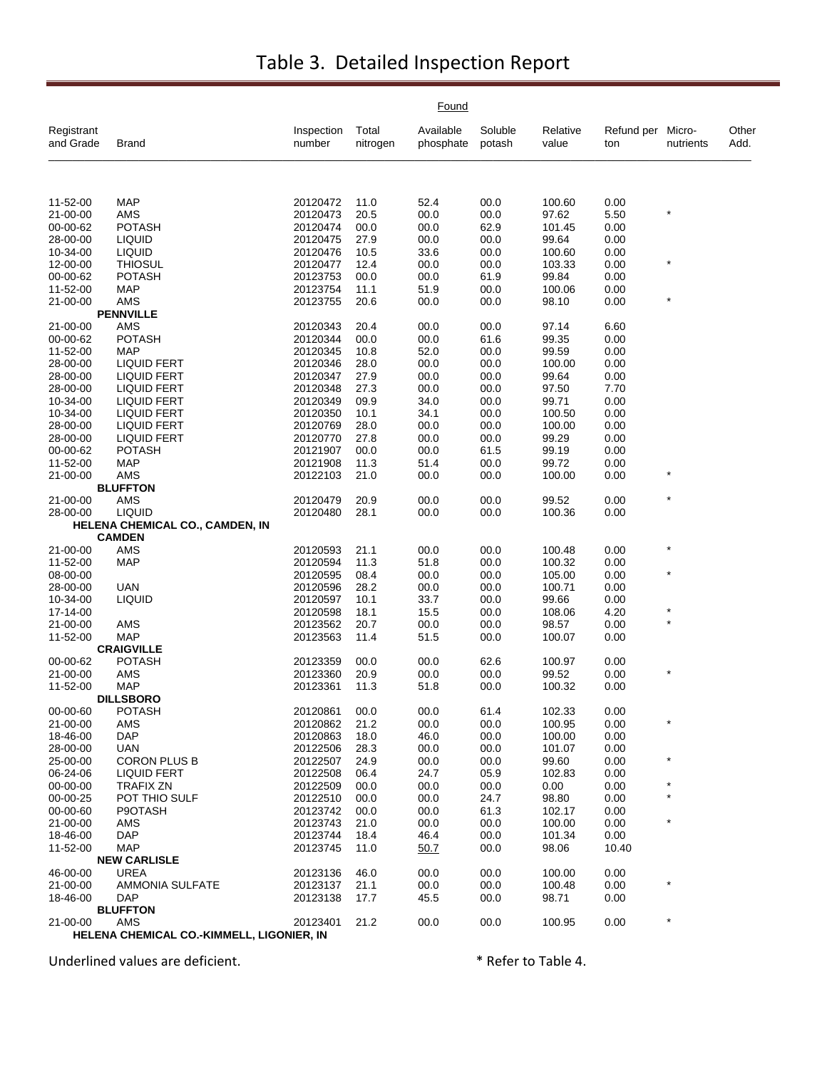# Table 3. Detailed Inspection Report

| Registrant and Grade | Brand | Inspection number | Found Total nitrogen | Available phosphate | Soluble potash | Relative value | Refund per ton | Micro-nutrients | Other Add. |
|---|---|---|---|---|---|---|---|---|---|
| 11-52-00 | MAP | 20120472 | 11.0 | 52.4 | 00.0 | 100.60 | 0.00 | | |
| 21-00-00 | AMS | 20120473 | 20.5 | 00.0 | 00.0 | 97.62 | 5.50 | * | |
| 00-00-62 | POTASH | 20120474 | 00.0 | 00.0 | 62.9 | 101.45 | 0.00 | | |
| 28-00-00 | LIQUID | 20120475 | 27.9 | 00.0 | 00.0 | 99.64 | 0.00 | | |
| 10-34-00 | LIQUID | 20120476 | 10.5 | 33.6 | 00.0 | 100.60 | 0.00 | | |
| 12-00-00 | THIOSUL | 20120477 | 12.4 | 00.0 | 00.0 | 103.33 | 0.00 | * | |
| 00-00-62 | POTASH | 20123753 | 00.0 | 00.0 | 61.9 | 99.84 | 0.00 | | |
| 11-52-00 | MAP | 20123754 | 11.1 | 51.9 | 00.0 | 100.06 | 0.00 | | |
| 21-00-00 | AMS | 20123755 | 20.6 | 00.0 | 00.0 | 98.10 | 0.00 | * | |
| **PENNVILLE** | | | | | | | | | |
| 21-00-00 | AMS | 20120343 | 20.4 | 00.0 | 00.0 | 97.14 | 6.60 | | |
| 00-00-62 | POTASH | 20120344 | 00.0 | 00.0 | 61.6 | 99.35 | 0.00 | | |
| 11-52-00 | MAP | 20120345 | 10.8 | 52.0 | 00.0 | 99.59 | 0.00 | | |
| 28-00-00 | LIQUID FERT | 20120346 | 28.0 | 00.0 | 00.0 | 100.00 | 0.00 | | |
| 28-00-00 | LIQUID FERT | 20120347 | 27.9 | 00.0 | 00.0 | 99.64 | 0.00 | | |
| 28-00-00 | LIQUID FERT | 20120348 | 27.3 | 00.0 | 00.0 | 97.50 | 7.70 | | |
| 10-34-00 | LIQUID FERT | 20120349 | 09.9 | 34.0 | 00.0 | 99.71 | 0.00 | | |
| 10-34-00 | LIQUID FERT | 20120350 | 10.1 | 34.1 | 00.0 | 100.50 | 0.00 | | |
| 28-00-00 | LIQUID FERT | 20120769 | 28.0 | 00.0 | 00.0 | 100.00 | 0.00 | | |
| 28-00-00 | LIQUID FERT | 20120770 | 27.8 | 00.0 | 00.0 | 99.29 | 0.00 | | |
| 00-00-62 | POTASH | 20121907 | 00.0 | 00.0 | 61.5 | 99.19 | 0.00 | | |
| 11-52-00 | MAP | 20121908 | 11.3 | 51.4 | 00.0 | 99.72 | 0.00 | | |
| 21-00-00 | AMS | 20122103 | 21.0 | 00.0 | 00.0 | 100.00 | 0.00 | * | |
| **BLUFFTON** | | | | | | | | | |
| 21-00-00 | AMS | 20120479 | 20.9 | 00.0 | 00.0 | 99.52 | 0.00 | * | |
| 28-00-00 | LIQUID | 20120480 | 28.1 | 00.0 | 00.0 | 100.36 | 0.00 | | |
| **HELENA CHEMICAL CO., CAMDEN, IN** | | | | | | | | | |
| **CAMDEN** | | | | | | | | | |
| 21-00-00 | AMS | 20120593 | 21.1 | 00.0 | 00.0 | 100.48 | 0.00 | * | |
| 11-52-00 | MAP | 20120594 | 11.3 | 51.8 | 00.0 | 100.32 | 0.00 | | |
| 08-00-00 | | 20120595 | 08.4 | 00.0 | 00.0 | 105.00 | 0.00 | * | |
| 28-00-00 | UAN | 20120596 | 28.2 | 00.0 | 00.0 | 100.71 | 0.00 | | |
| 10-34-00 | LIQUID | 20120597 | 10.1 | 33.7 | 00.0 | 99.66 | 0.00 | | |
| 17-14-00 | | 20120598 | 18.1 | 15.5 | 00.0 | 108.06 | 4.20 | * | |
| 21-00-00 | AMS | 20123562 | 20.7 | 00.0 | 00.0 | 98.57 | 0.00 | * | |
| 11-52-00 | MAP | 20123563 | 11.4 | 51.5 | 00.0 | 100.07 | 0.00 | | |
| **CRAIGVILLE** | | | | | | | | | |
| 00-00-62 | POTASH | 20123359 | 00.0 | 00.0 | 62.6 | 100.97 | 0.00 | | |
| 21-00-00 | AMS | 20123360 | 20.9 | 00.0 | 00.0 | 99.52 | 0.00 | * | |
| 11-52-00 | MAP | 20123361 | 11.3 | 51.8 | 00.0 | 100.32 | 0.00 | | |
| **DILLSBORO** | | | | | | | | | |
| 00-00-60 | POTASH | 20120861 | 00.0 | 00.0 | 61.4 | 102.33 | 0.00 | | |
| 21-00-00 | AMS | 20120862 | 21.2 | 00.0 | 00.0 | 100.95 | 0.00 | * | |
| 18-46-00 | DAP | 20120863 | 18.0 | 46.0 | 00.0 | 100.00 | 0.00 | | |
| 28-00-00 | UAN | 20122506 | 28.3 | 00.0 | 00.0 | 101.07 | 0.00 | | |
| 25-00-00 | CORON PLUS B | 20122507 | 24.9 | 00.0 | 00.0 | 99.60 | 0.00 | * | |
| 06-24-06 | LIQUID FERT | 20122508 | 06.4 | 24.7 | 05.9 | 102.83 | 0.00 | | |
| 00-00-00 | TRAFIX ZN | 20122509 | 00.0 | 00.0 | 00.0 | 0.00 | 0.00 | * | |
| 00-00-25 | POT THIO SULF | 20122510 | 00.0 | 00.0 | 24.7 | 98.80 | 0.00 | * | |
| 00-00-60 | P9OTASH | 20123742 | 00.0 | 00.0 | 61.3 | 102.17 | 0.00 | | |
| 21-00-00 | AMS | 20123743 | 21.0 | 00.0 | 00.0 | 100.00 | 0.00 | * | |
| 18-46-00 | DAP | 20123744 | 18.4 | 46.4 | 00.0 | 101.34 | 0.00 | | |
| 11-52-00 | MAP | 20123745 | 11.0 | <u>50.7</u> | 00.0 | 98.06 | 10.40 | | |
| **NEW CARLISLE** | | | | | | | | | |
| 46-00-00 | UREA | 20123136 | 46.0 | 00.0 | 00.0 | 100.00 | 0.00 | | |
| 21-00-00 | AMMONIA SULFATE | 20123137 | 21.1 | 00.0 | 00.0 | 100.48 | 0.00 | * | |
| 18-46-00 | DAP | 20123138 | 17.7 | 45.5 | 00.0 | 98.71 | 0.00 | | |
| **BLUFFTON** | | | | | | | | | |
| 21-00-00 | AMS | 20123401 | 21.2 | 00.0 | 00.0 | 100.95 | 0.00 | * | |
| **HELENA CHEMICAL CO.-KIMMELL, LIGONIER, IN** | | | | | | | | | |

Underlined values are deficient.

* Refer to Table 4.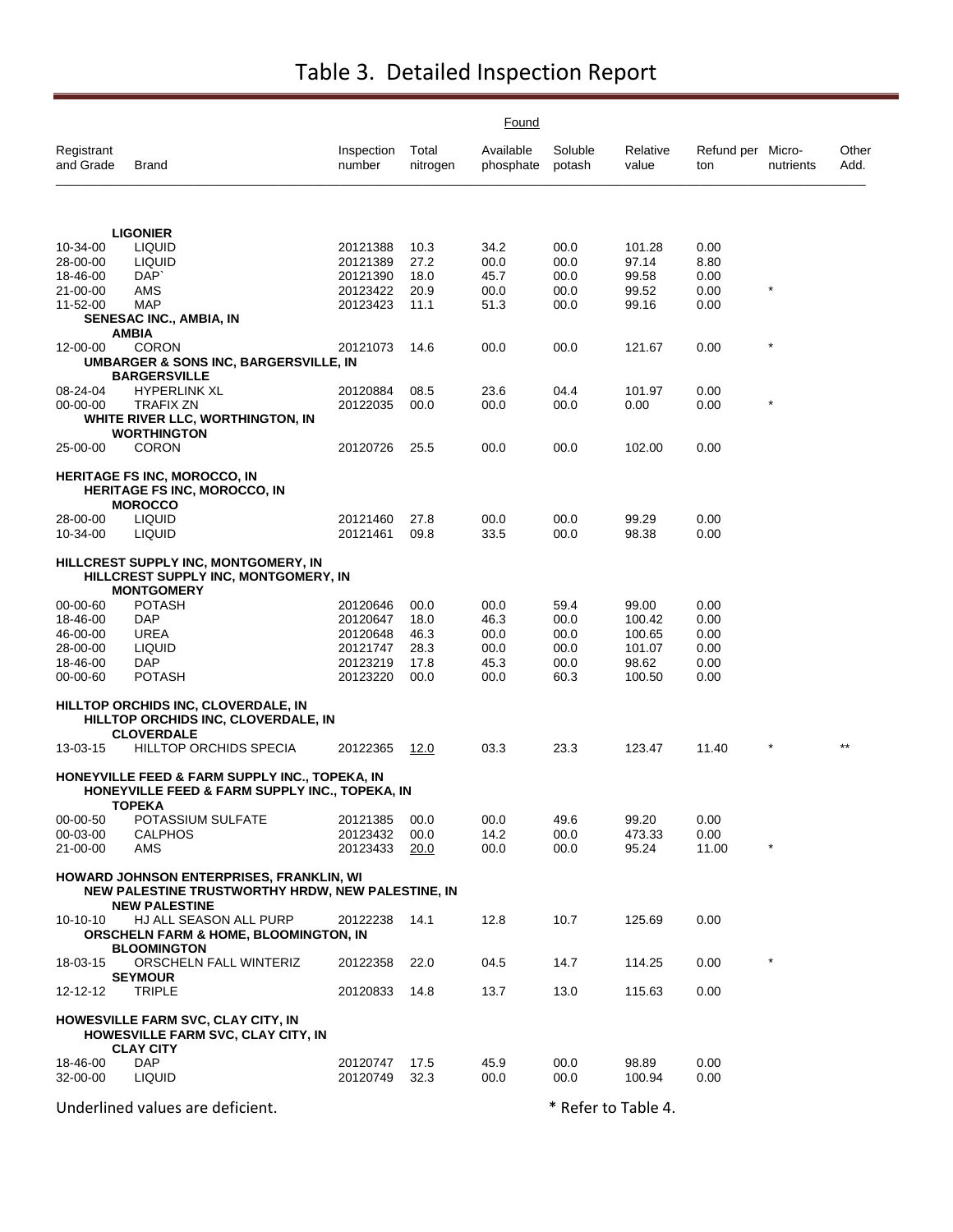# Table 3. Detailed Inspection Report

| Registrant and Grade | Brand | Inspection number | Found Total nitrogen | Found Available phosphate | Found Soluble potash | Relative value | Refund per ton | Micro-nutrients | Other Add. |
|---|---|---|---|---|---|---|---|---|---|
| | **LIGONIER** | | | | | | | | |
| 10-34-00 | LIQUID | 20121388 | 10.3 | 34.2 | 00.0 | 101.28 | 0.00 | | |
| 28-00-00 | LIQUID | 20121389 | 27.2 | 00.0 | 00.0 | 97.14 | 8.80 | | |
| 18-46-00 | DAP` | 20121390 | 18.0 | 45.7 | 00.0 | 99.58 | 0.00 | | |
| 21-00-00 | AMS | 20123422 | 20.9 | 00.0 | 00.0 | 99.52 | 0.00 | * | |
| 11-52-00 | MAP | 20123423 | 11.1 | 51.3 | 00.0 | 99.16 | 0.00 | | |
| | **SENESAC INC., AMBIA, IN** | | | | | | | | |
| | **AMBIA** | | | | | | | | |
| 12-00-00 | CORON | 20121073 | 14.6 | 00.0 | 00.0 | 121.67 | 0.00 | * | |
| | **UMBARGER & SONS INC, BARGERSVILLE, IN** | | | | | | | | |
| | **BARGERSVILLE** | | | | | | | | |
| 08-24-04 | HYPERLINK XL | 20120884 | 08.5 | 23.6 | 04.4 | 101.97 | 0.00 | | |
| 00-00-00 | TRAFIX ZN | 20122035 | 00.0 | 00.0 | 00.0 | 0.00 | 0.00 | * | |
| | **WHITE RIVER LLC, WORTHINGTON, IN** | | | | | | | | |
| | **WORTHINGTON** | | | | | | | | |
| 25-00-00 | CORON | 20120726 | 25.5 | 00.0 | 00.0 | 102.00 | 0.00 | | |
| **HERITAGE FS INC, MOROCCO, IN** | | | | | | | | | |
| | **HERITAGE FS INC, MOROCCO, IN** | | | | | | | | |
| | **MOROCCO** | | | | | | | | |
| 28-00-00 | LIQUID | 20121460 | 27.8 | 00.0 | 00.0 | 99.29 | 0.00 | | |
| 10-34-00 | LIQUID | 20121461 | 09.8 | 33.5 | 00.0 | 98.38 | 0.00 | | |
| **HILLCREST SUPPLY INC, MONTGOMERY, IN** | | | | | | | | | |
| | **HILLCREST SUPPLY INC, MONTGOMERY, IN** | | | | | | | | |
| | **MONTGOMERY** | | | | | | | | |
| 00-00-60 | POTASH | 20120646 | 00.0 | 00.0 | 59.4 | 99.00 | 0.00 | | |
| 18-46-00 | DAP | 20120647 | 18.0 | 46.3 | 00.0 | 100.42 | 0.00 | | |
| 46-00-00 | UREA | 20120648 | 46.3 | 00.0 | 00.0 | 100.65 | 0.00 | | |
| 28-00-00 | LIQUID | 20121747 | 28.3 | 00.0 | 00.0 | 101.07 | 0.00 | | |
| 18-46-00 | DAP | 20123219 | 17.8 | 45.3 | 00.0 | 98.62 | 0.00 | | |
| 00-00-60 | POTASH | 20123220 | 00.0 | 00.0 | 60.3 | 100.50 | 0.00 | | |
| **HILLTOP ORCHIDS INC, CLOVERDALE, IN** | | | | | | | | | |
| | **HILLTOP ORCHIDS INC, CLOVERDALE, IN** | | | | | | | | |
| | **CLOVERDALE** | | | | | | | | |
| 13-03-15 | HILLTOP ORCHIDS SPECIA | 20122365 | <u>12.0</u> | 03.3 | 23.3 | 123.47 | 11.40 | * | ** |
| **HONEYVILLE FEED & FARM SUPPLY INC., TOPEKA, IN** | | | | | | | | | |
| | **HONEYVILLE FEED & FARM SUPPLY INC., TOPEKA, IN** | | | | | | | | |
| | **TOPEKA** | | | | | | | | |
| 00-00-50 | POTASSIUM SULFATE | 20121385 | 00.0 | 00.0 | 49.6 | 99.20 | 0.00 | | |
| 00-03-00 | CALPHOS | 20123432 | 00.0 | 14.2 | 00.0 | 473.33 | 0.00 | | |
| 21-00-00 | AMS | 20123433 | <u>20.0</u> | 00.0 | 00.0 | 95.24 | 11.00 | * | |
| **HOWARD JOHNSON ENTERPRISES, FRANKLIN, WI** | | | | | | | | | |
| | **NEW PALESTINE TRUSTWORTHY HRDW, NEW PALESTINE, IN** | | | | | | | | |
| | **NEW PALESTINE** | | | | | | | | |
| 10-10-10 | HJ ALL SEASON ALL PURP | 20122238 | 14.1 | 12.8 | 10.7 | 125.69 | 0.00 | | |
| | **ORSCHELN FARM & HOME, BLOOMINGTON, IN** | | | | | | | | |
| | **BLOOMINGTON** | | | | | | | | |
| 18-03-15 | ORSCHELN FALL WINTERIZ | 20122358 | 22.0 | 04.5 | 14.7 | 114.25 | 0.00 | * | |
| | **SEYMOUR** | | | | | | | | |
| 12-12-12 | TRIPLE | 20120833 | 14.8 | 13.7 | 13.0 | 115.63 | 0.00 | | |
| **HOWESVILLE FARM SVC, CLAY CITY, IN** | | | | | | | | | |
| | **HOWESVILLE FARM SVC, CLAY CITY, IN** | | | | | | | | |
| | **CLAY CITY** | | | | | | | | |
| 18-46-00 | DAP | 20120747 | 17.5 | 45.9 | 00.0 | 98.89 | 0.00 | | |
| 32-00-00 | LIQUID | 20120749 | 32.3 | 00.0 | 00.0 | 100.94 | 0.00 | | |

Underlined values are deficient.

* Refer to Table 4.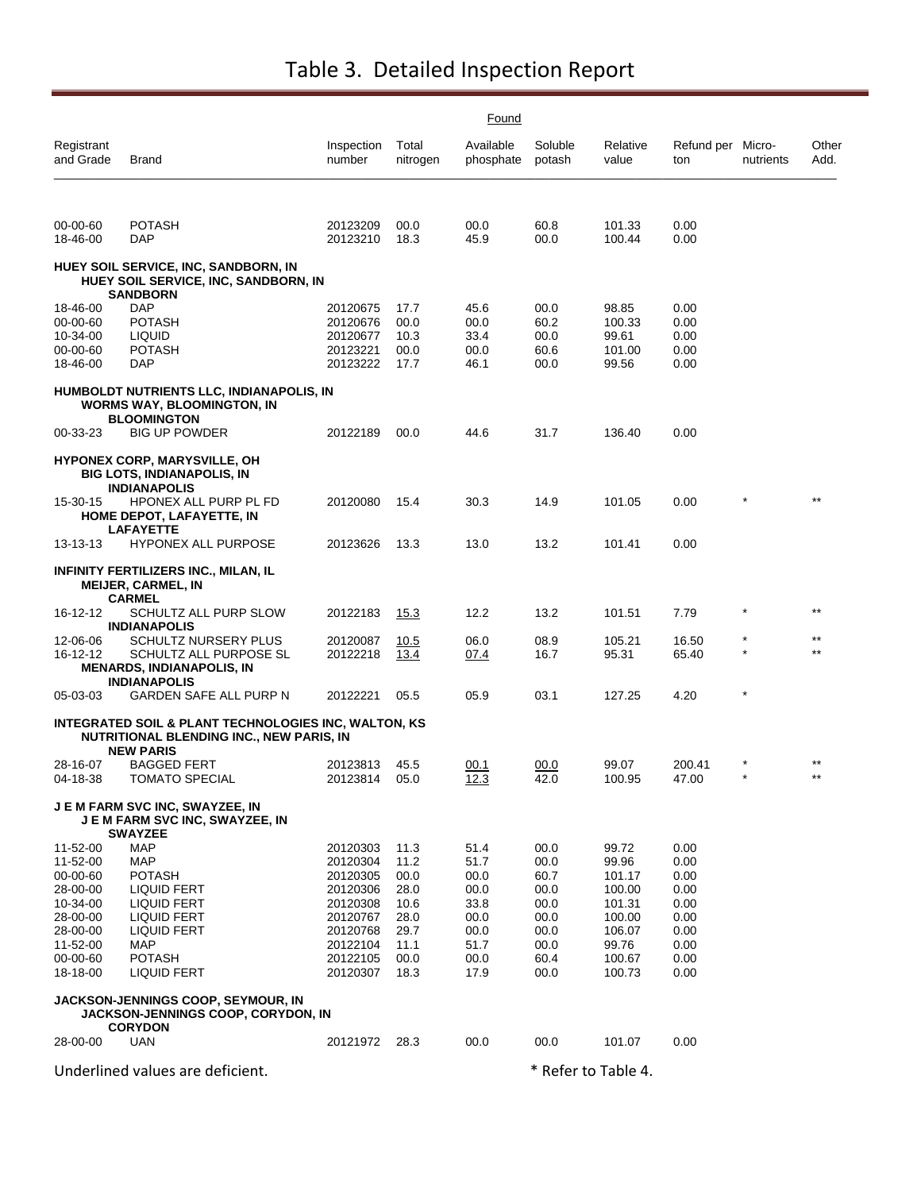# Table 3. Detailed Inspection Report

| Registrant and Grade | Brand | Inspection number | Found: Total nitrogen | Found: Available phosphate | Found: Soluble potash | Found: Relative value | Found: Refund per ton | Found: Micro-nutrients | Found: Other Add. |
|---|---|---|---|---|---|---|---|---|---|
| 00-00-60 | POTASH | 20123209 | 00.0 | 00.0 | 60.8 | 101.33 | 0.00 | | |
| 18-46-00 | DAP | 20123210 | 18.3 | 45.9 | 00.0 | 100.44 | 0.00 | | |
| **HUEY SOIL SERVICE, INC, SANDBORN, IN** | | | | | | | | | |
| | **HUEY SOIL SERVICE, INC, SANDBORN, IN** | | | | | | | | |
| | **SANDBORN** | | | | | | | | |
| 18-46-00 | DAP | 20120675 | 17.7 | 45.6 | 00.0 | 98.85 | 0.00 | | |
| 00-00-60 | POTASH | 20120676 | 00.0 | 00.0 | 60.2 | 100.33 | 0.00 | | |
| 10-34-00 | LIQUID | 20120677 | 10.3 | 33.4 | 00.0 | 99.61 | 0.00 | | |
| 00-00-60 | POTASH | 20123221 | 00.0 | 00.0 | 60.6 | 101.00 | 0.00 | | |
| 18-46-00 | DAP | 20123222 | 17.7 | 46.1 | 00.0 | 99.56 | 0.00 | | |
| **HUMBOLDT NUTRIENTS LLC, INDIANAPOLIS, IN** | | | | | | | | | |
| | **WORMS WAY, BLOOMINGTON, IN** | | | | | | | | |
| | **BLOOMINGTON** | | | | | | | | |
| 00-33-23 | BIG UP POWDER | 20122189 | 00.0 | 44.6 | 31.7 | 136.40 | 0.00 | | |
| **HYPONEX CORP, MARYSVILLE, OH** | | | | | | | | | |
| | **BIG LOTS, INDIANAPOLIS, IN** | | | | | | | | |
| | **INDIANAPOLIS** | | | | | | | | |
| 15-30-15 | HPONEX ALL PURP PL FD | 20120080 | 15.4 | 30.3 | 14.9 | 101.05 | 0.00 | * | ** |
| | **HOME DEPOT, LAFAYETTE, IN** | | | | | | | | |
| | **LAFAYETTE** | | | | | | | | |
| 13-13-13 | HYPONEX ALL PURPOSE | 20123626 | 13.3 | 13.0 | 13.2 | 101.41 | 0.00 | | |
| **INFINITY FERTILIZERS INC., MILAN, IL** | | | | | | | | | |
| | **MEIJER, CARMEL, IN** | | | | | | | | |
| | **CARMEL** | | | | | | | | |
| 16-12-12 | SCHULTZ ALL PURP SLOW | 20122183 | <u>15.3</u> | 12.2 | 13.2 | 101.51 | 7.79 | * | ** |
| | **INDIANAPOLIS** | | | | | | | | |
| 12-06-06 | SCHULTZ NURSERY PLUS | 20120087 | <u>10.5</u> | 06.0 | 08.9 | 105.21 | 16.50 | * | ** |
| 16-12-12 | SCHULTZ ALL PURPOSE SL | 20122218 | <u>13.4</u> | <u>07.4</u> | 16.7 | 95.31 | 65.40 | * | ** |
| | **MENARDS, INDIANAPOLIS, IN** | | | | | | | | |
| | **INDIANAPOLIS** | | | | | | | | |
| 05-03-03 | GARDEN SAFE ALL PURP N | 20122221 | 05.5 | 05.9 | 03.1 | 127.25 | 4.20 | * | |
| **INTEGRATED SOIL & PLANT TECHNOLOGIES INC, WALTON, KS** | | | | | | | | | |
| | **NUTRITIONAL BLENDING INC., NEW PARIS, IN** | | | | | | | | |
| | **NEW PARIS** | | | | | | | | |
| 28-16-07 | BAGGED FERT | 20123813 | 45.5 | <u>00.1</u> | <u>00.0</u> | 99.07 | 200.41 | * | ** |
| 04-18-38 | TOMATO SPECIAL | 20123814 | 05.0 | <u>12.3</u> | 42.0 | 100.95 | 47.00 | * | ** |
| **J E M FARM SVC INC, SWAYZEE, IN** | | | | | | | | | |
| | **J E M FARM SVC INC, SWAYZEE, IN** | | | | | | | | |
| | **SWAYZEE** | | | | | | | | |
| 11-52-00 | MAP | 20120303 | 11.3 | 51.4 | 00.0 | 99.72 | 0.00 | | |
| 11-52-00 | MAP | 20120304 | 11.2 | 51.7 | 00.0 | 99.96 | 0.00 | | |
| 00-00-60 | POTASH | 20120305 | 00.0 | 00.0 | 60.7 | 101.17 | 0.00 | | |
| 28-00-00 | LIQUID FERT | 20120306 | 28.0 | 00.0 | 00.0 | 100.00 | 0.00 | | |
| 10-34-00 | LIQUID FERT | 20120308 | 10.6 | 33.8 | 00.0 | 101.31 | 0.00 | | |
| 28-00-00 | LIQUID FERT | 20120767 | 28.0 | 00.0 | 00.0 | 100.00 | 0.00 | | |
| 28-00-00 | LIQUID FERT | 20120768 | 29.7 | 00.0 | 00.0 | 106.07 | 0.00 | | |
| 11-52-00 | MAP | 20122104 | 11.1 | 51.7 | 00.0 | 99.76 | 0.00 | | |
| 00-00-60 | POTASH | 20122105 | 00.0 | 00.0 | 60.4 | 100.67 | 0.00 | | |
| 18-18-00 | LIQUID FERT | 20120307 | 18.3 | 17.9 | 00.0 | 100.73 | 0.00 | | |
| **JACKSON-JENNINGS COOP, SEYMOUR, IN** | | | | | | | | | |
| | **JACKSON-JENNINGS COOP, CORYDON, IN** | | | | | | | | |
| | **CORYDON** | | | | | | | | |
| 28-00-00 | UAN | 20121972 | 28.3 | 00.0 | 00.0 | 101.07 | 0.00 | | |

Underlined values are deficient.

\* Refer to Table 4.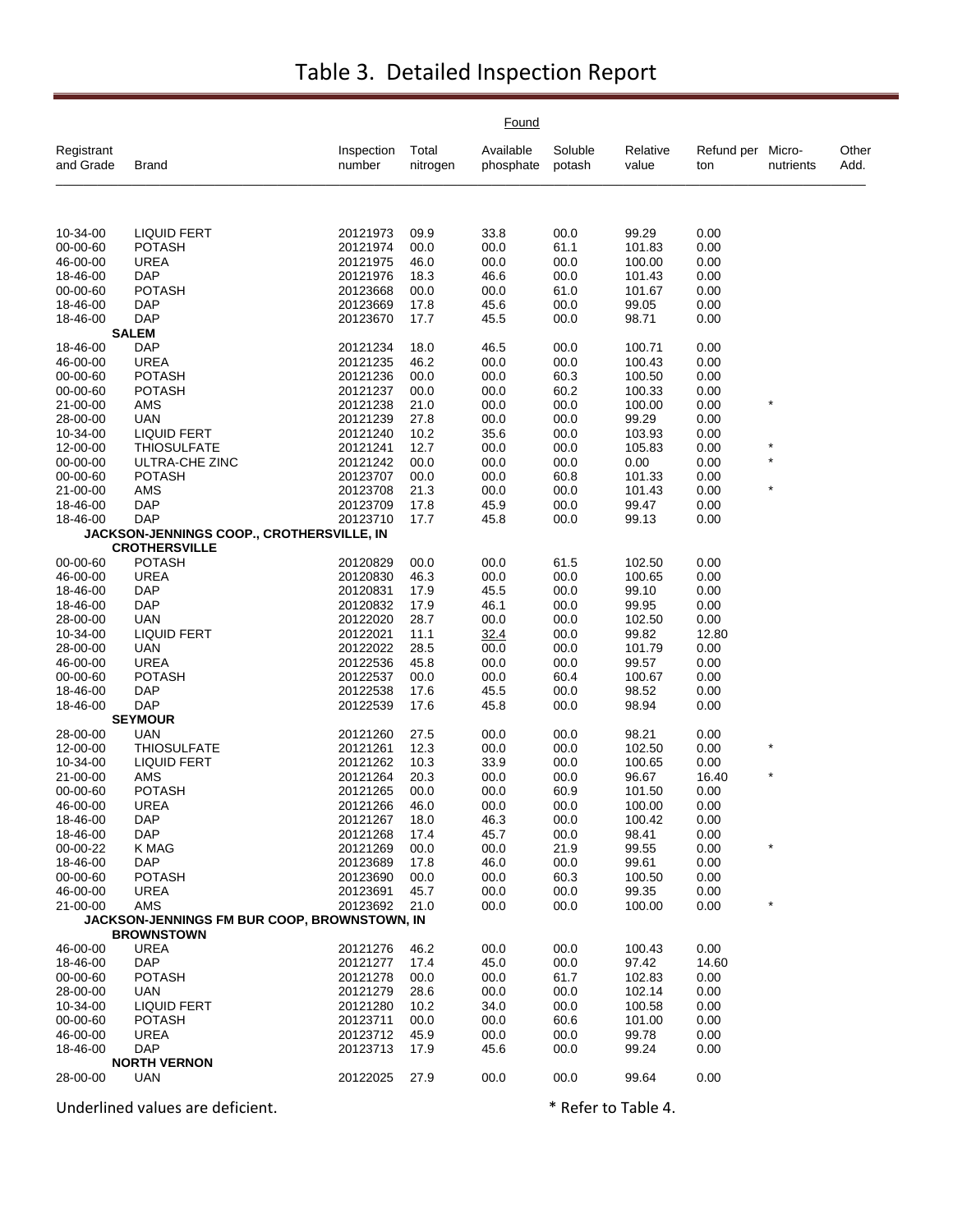# Table 3. Detailed Inspection Report

| Registrant and Grade | Brand | Inspection number | Found Total nitrogen | Found Available phosphate | Found Soluble potash | Found Relative value | Found Refund per ton | Found Micro-nutrients | Found Other Add. |
|---|---|---|---|---|---|---|---|---|---|
| 10-34-00 | LIQUID FERT | 20121973 | 09.9 | 33.8 | 00.0 | 99.29 | 0.00 | | |
| 00-00-60 | POTASH | 20121974 | 00.0 | 00.0 | 61.1 | 101.83 | 0.00 | | |
| 46-00-00 | UREA | 20121975 | 46.0 | 00.0 | 00.0 | 100.00 | 0.00 | | |
| 18-46-00 | DAP | 20121976 | 18.3 | 46.6 | 00.0 | 101.43 | 0.00 | | |
| 00-00-60 | POTASH | 20123668 | 00.0 | 00.0 | 61.0 | 101.67 | 0.00 | | |
| 18-46-00 | DAP | 20123669 | 17.8 | 45.6 | 00.0 | 99.05 | 0.00 | | |
| 18-46-00 | DAP | 20123670 | 17.7 | 45.5 | 00.0 | 98.71 | 0.00 | | |
| **SALEM** | | | | | | | | | |
| 18-46-00 | DAP | 20121234 | 18.0 | 46.5 | 00.0 | 100.71 | 0.00 | | |
| 46-00-00 | UREA | 20121235 | 46.2 | 00.0 | 00.0 | 100.43 | 0.00 | | |
| 00-00-60 | POTASH | 20121236 | 00.0 | 00.0 | 60.3 | 100.50 | 0.00 | | |
| 00-00-60 | POTASH | 20121237 | 00.0 | 00.0 | 60.2 | 100.33 | 0.00 | | |
| 21-00-00 | AMS | 20121238 | 21.0 | 00.0 | 00.0 | 100.00 | 0.00 | * | |
| 28-00-00 | UAN | 20121239 | 27.8 | 00.0 | 00.0 | 99.29 | 0.00 | | |
| 10-34-00 | LIQUID FERT | 20121240 | 10.2 | 35.6 | 00.0 | 103.93 | 0.00 | | |
| 12-00-00 | THIOSULFATE | 20121241 | 12.7 | 00.0 | 00.0 | 105.83 | 0.00 | * | |
| 00-00-00 | ULTRA-CHE ZINC | 20121242 | 00.0 | 00.0 | 00.0 | 0.00 | 0.00 | * | |
| 00-00-60 | POTASH | 20123707 | 00.0 | 00.0 | 60.8 | 101.33 | 0.00 | | |
| 21-00-00 | AMS | 20123708 | 21.3 | 00.0 | 00.0 | 101.43 | 0.00 | * | |
| 18-46-00 | DAP | 20123709 | 17.8 | 45.9 | 00.0 | 99.47 | 0.00 | | |
| 18-46-00 | DAP | 20123710 | 17.7 | 45.8 | 00.0 | 99.13 | 0.00 | | |
| **JACKSON-JENNINGS COOP., CROTHERSVILLE, IN** | | | | | | | | | |
| **CROTHERSVILLE** | | | | | | | | | |
| 00-00-60 | POTASH | 20120829 | 00.0 | 00.0 | 61.5 | 102.50 | 0.00 | | |
| 46-00-00 | UREA | 20120830 | 46.3 | 00.0 | 00.0 | 100.65 | 0.00 | | |
| 18-46-00 | DAP | 20120831 | 17.9 | 45.5 | 00.0 | 99.10 | 0.00 | | |
| 18-46-00 | DAP | 20120832 | 17.9 | 46.1 | 00.0 | 99.95 | 0.00 | | |
| 28-00-00 | UAN | 20122020 | 28.7 | 00.0 | 00.0 | 102.50 | 0.00 | | |
| 10-34-00 | LIQUID FERT | 20122021 | 11.1 | <u>32.4</u> | 00.0 | 99.82 | 12.80 | | |
| 28-00-00 | UAN | 20122022 | 28.5 | 00.0 | 00.0 | 101.79 | 0.00 | | |
| 46-00-00 | UREA | 20122536 | 45.8 | 00.0 | 00.0 | 99.57 | 0.00 | | |
| 00-00-60 | POTASH | 20122537 | 00.0 | 00.0 | 60.4 | 100.67 | 0.00 | | |
| 18-46-00 | DAP | 20122538 | 17.6 | 45.5 | 00.0 | 98.52 | 0.00 | | |
| 18-46-00 | DAP | 20122539 | 17.6 | 45.8 | 00.0 | 98.94 | 0.00 | | |
| **SEYMOUR** | | | | | | | | | |
| 28-00-00 | UAN | 20121260 | 27.5 | 00.0 | 00.0 | 98.21 | 0.00 | | |
| 12-00-00 | THIOSULFATE | 20121261 | 12.3 | 00.0 | 00.0 | 102.50 | 0.00 | * | |
| 10-34-00 | LIQUID FERT | 20121262 | 10.3 | 33.9 | 00.0 | 100.65 | 0.00 | | |
| 21-00-00 | AMS | 20121264 | 20.3 | 00.0 | 00.0 | 96.67 | 16.40 | * | |
| 00-00-60 | POTASH | 20121265 | 00.0 | 00.0 | 60.9 | 101.50 | 0.00 | | |
| 46-00-00 | UREA | 20121266 | 46.0 | 00.0 | 00.0 | 100.00 | 0.00 | | |
| 18-46-00 | DAP | 20121267 | 18.0 | 46.3 | 00.0 | 100.42 | 0.00 | | |
| 18-46-00 | DAP | 20121268 | 17.4 | 45.7 | 00.0 | 98.41 | 0.00 | | |
| 00-00-22 | K MAG | 20121269 | 00.0 | 00.0 | 21.9 | 99.55 | 0.00 | * | |
| 18-46-00 | DAP | 20123689 | 17.8 | 46.0 | 00.0 | 99.61 | 0.00 | | |
| 00-00-60 | POTASH | 20123690 | 00.0 | 00.0 | 60.3 | 100.50 | 0.00 | | |
| 46-00-00 | UREA | 20123691 | 45.7 | 00.0 | 00.0 | 99.35 | 0.00 | | |
| 21-00-00 | AMS | 20123692 | 21.0 | 00.0 | 00.0 | 100.00 | 0.00 | * | |
| **JACKSON-JENNINGS FM BUR COOP, BROWNSTOWN, IN** | | | | | | | | | |
| **BROWNSTOWN** | | | | | | | | | |
| 46-00-00 | UREA | 20121276 | 46.2 | 00.0 | 00.0 | 100.43 | 0.00 | | |
| 18-46-00 | DAP | 20121277 | 17.4 | 45.0 | 00.0 | 97.42 | 14.60 | | |
| 00-00-60 | POTASH | 20121278 | 00.0 | 00.0 | 61.7 | 102.83 | 0.00 | | |
| 28-00-00 | UAN | 20121279 | 28.6 | 00.0 | 00.0 | 102.14 | 0.00 | | |
| 10-34-00 | LIQUID FERT | 20121280 | 10.2 | 34.0 | 00.0 | 100.58 | 0.00 | | |
| 00-00-60 | POTASH | 20123711 | 00.0 | 00.0 | 60.6 | 101.00 | 0.00 | | |
| 46-00-00 | UREA | 20123712 | 45.9 | 00.0 | 00.0 | 99.78 | 0.00 | | |
| 18-46-00 | DAP | 20123713 | 17.9 | 45.6 | 00.0 | 99.24 | 0.00 | | |
| **NORTH VERNON** | | | | | | | | | |
| 28-00-00 | UAN | 20122025 | 27.9 | 00.0 | 00.0 | 99.64 | 0.00 | | |

Underlined values are deficient.

\* Refer to Table 4.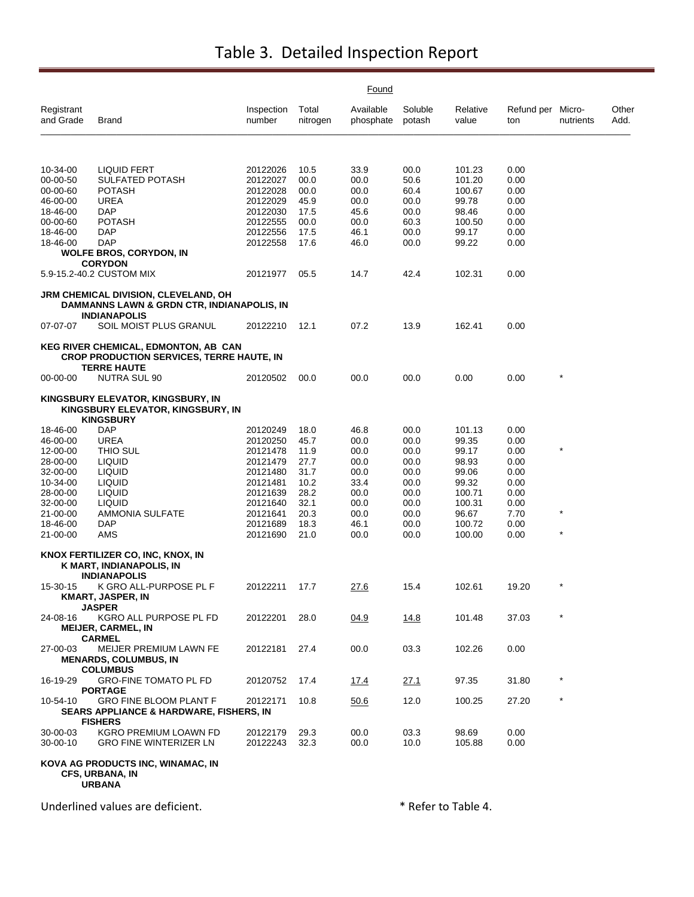# Table 3. Detailed Inspection Report

| Registrant and Grade | Brand | Inspection number | Found Total nitrogen | Available phosphate | Soluble potash | Relative value | Refund per ton | Micro-nutrients | Other Add. |
|---|---|---|---|---|---|---|---|---|---|
| 10-34-00 | LIQUID FERT | 20122026 | 10.5 | 33.9 | 00.0 | 101.23 | 0.00 | | |
| 00-00-50 | SULFATED POTASH | 20122027 | 00.0 | 00.0 | 50.6 | 101.20 | 0.00 | | |
| 00-00-60 | POTASH | 20122028 | 00.0 | 00.0 | 60.4 | 100.67 | 0.00 | | |
| 46-00-00 | UREA | 20122029 | 45.9 | 00.0 | 00.0 | 99.78 | 0.00 | | |
| 18-46-00 | DAP | 20122030 | 17.5 | 45.6 | 00.0 | 98.46 | 0.00 | | |
| 00-00-60 | POTASH | 20122555 | 00.0 | 00.0 | 60.3 | 100.50 | 0.00 | | |
| 18-46-00 | DAP | 20122556 | 17.5 | 46.1 | 00.0 | 99.17 | 0.00 | | |
| 18-46-00 | DAP | 20122558 | 17.6 | 46.0 | 00.0 | 99.22 | 0.00 | | |
| | **WOLFE BROS, CORYDON, IN** | | | | | | | | |
| | **CORYDON** | | | | | | | | |
| 5.9-15.2-40.2 | CUSTOM MIX | 20121977 | 05.5 | 14.7 | 42.4 | 102.31 | 0.00 | | |
| **JRM CHEMICAL DIVISION, CLEVELAND, OH** | | | | | | | | | |
| | **DAMMANNS LAWN & GRDN CTR, INDIANAPOLIS, IN** | | | | | | | | |
| | **INDIANAPOLIS** | | | | | | | | |
| 07-07-07 | SOIL MOIST PLUS GRANUL | 20122210 | 12.1 | 07.2 | 13.9 | 162.41 | 0.00 | | |
| **KEG RIVER CHEMICAL, EDMONTON, AB CAN** | | | | | | | | | |
| | **CROP PRODUCTION SERVICES, TERRE HAUTE, IN** | | | | | | | | |
| | **TERRE HAUTE** | | | | | | | | |
| 00-00-00 | NUTRA SUL 90 | 20120502 | 00.0 | 00.0 | 00.0 | 0.00 | 0.00 | * | |
| **KINGSBURY ELEVATOR, KINGSBURY, IN** | | | | | | | | | |
| | **KINGSBURY ELEVATOR, KINGSBURY, IN** | | | | | | | | |
| | **KINGSBURY** | | | | | | | | |
| 18-46-00 | DAP | 20120249 | 18.0 | 46.8 | 00.0 | 101.13 | 0.00 | | |
| 46-00-00 | UREA | 20120250 | 45.7 | 00.0 | 00.0 | 99.35 | 0.00 | | |
| 12-00-00 | THIO SUL | 20121478 | 11.9 | 00.0 | 00.0 | 99.17 | 0.00 | * | |
| 28-00-00 | LIQUID | 20121479 | 27.7 | 00.0 | 00.0 | 98.93 | 0.00 | | |
| 32-00-00 | LIQUID | 20121480 | 31.7 | 00.0 | 00.0 | 99.06 | 0.00 | | |
| 10-34-00 | LIQUID | 20121481 | 10.2 | 33.4 | 00.0 | 99.32 | 0.00 | | |
| 28-00-00 | LIQUID | 20121639 | 28.2 | 00.0 | 00.0 | 100.71 | 0.00 | | |
| 32-00-00 | LIQUID | 20121640 | 32.1 | 00.0 | 00.0 | 100.31 | 0.00 | | |
| 21-00-00 | AMMONIA SULFATE | 20121641 | 20.3 | 00.0 | 00.0 | 96.67 | 7.70 | * | |
| 18-46-00 | DAP | 20121689 | 18.3 | 46.1 | 00.0 | 100.72 | 0.00 | | |
| 21-00-00 | AMS | 20121690 | 21.0 | 00.0 | 00.0 | 100.00 | 0.00 | * | |
| **KNOX FERTILIZER CO, INC, KNOX, IN** | | | | | | | | | |
| | **K MART, INDIANAPOLIS, IN** | | | | | | | | |
| | **INDIANAPOLIS** | | | | | | | | |
| 15-30-15 | K GRO ALL-PURPOSE PL F | 20122211 | 17.7 | <u>27.6</u> | 15.4 | 102.61 | 19.20 | * | |
| | **KMART, JASPER, IN** | | | | | | | | |
| | **JASPER** | | | | | | | | |
| 24-08-16 | KGRO ALL PURPOSE PL FD | 20122201 | 28.0 | <u>04.9</u> | <u>14.8</u> | 101.48 | 37.03 | * | |
| | **MEIJER, CARMEL, IN** | | | | | | | | |
| | **CARMEL** | | | | | | | | |
| 27-00-03 | MEIJER PREMIUM LAWN FE | 20122181 | 27.4 | 00.0 | 03.3 | 102.26 | 0.00 | | |
| | **MENARDS, COLUMBUS, IN** | | | | | | | | |
| | **COLUMBUS** | | | | | | | | |
| 16-19-29 | GRO-FINE TOMATO PL FD | 20120752 | 17.4 | <u>17.4</u> | <u>27.1</u> | 97.35 | 31.80 | * | |
| | **PORTAGE** | | | | | | | | |
| 10-54-10 | GRO FINE BLOOM PLANT F | 20122171 | 10.8 | <u>50.6</u> | 12.0 | 100.25 | 27.20 | * | |
| | **SEARS APPLIANCE & HARDWARE, FISHERS, IN** | | | | | | | | |
| | **FISHERS** | | | | | | | | |
| 30-00-03 | KGRO PREMIUM LOAWN FD | 20122179 | 29.3 | 00.0 | 03.3 | 98.69 | 0.00 | | |
| 30-00-10 | GRO FINE WINTERIZER LN | 20122243 | 32.3 | 00.0 | 10.0 | 105.88 | 0.00 | | |
| **KOVA AG PRODUCTS INC, WINAMAC, IN** | | | | | | | | | |
| | **CFS, URBANA, IN** | | | | | | | | |
| | **URBANA** | | | | | | | | |

Underlined values are deficient. * Refer to Table 4.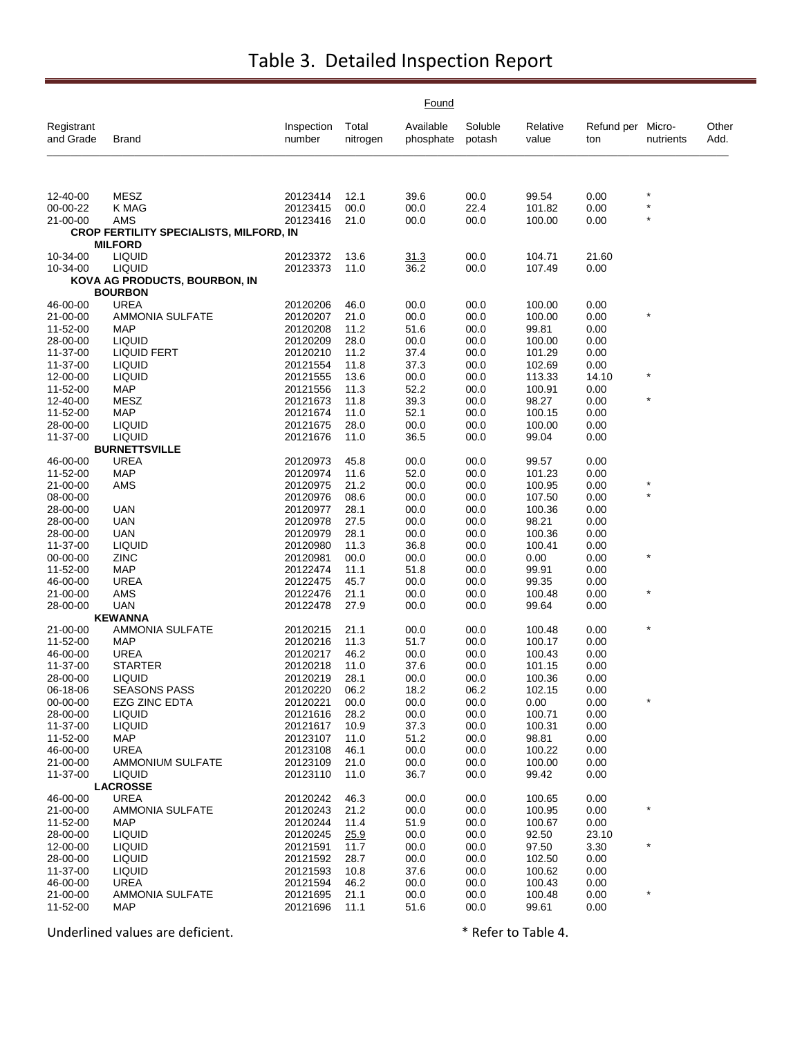# Table 3. Detailed Inspection Report

| Registrant and Grade | Brand | Inspection number | Found: Total nitrogen | Found: Available phosphate | Found: Soluble potash | Relative value | Refund per ton | Micro-nutrients | Other Add. |
|---|---|---|---|---|---|---|---|---|---|
| 12-40-00 | MESZ | 20123414 | 12.1 | 39.6 | 00.0 | 99.54 | 0.00 | * | |
| 00-00-22 | K MAG | 20123415 | 00.0 | 00.0 | 22.4 | 101.82 | 0.00 | * | |
| 21-00-00 | AMS | 20123416 | 21.0 | 00.0 | 00.0 | 100.00 | 0.00 | * | |
| | **CROP FERTILITY SPECIALISTS, MILFORD, IN** | | | | | | | | |
| | **MILFORD** | | | | | | | | |
| 10-34-00 | LIQUID | 20123372 | 13.6 | <u>31.3</u> | 00.0 | 104.71 | 21.60 | | |
| 10-34-00 | LIQUID | 20123373 | 11.0 | 36.2 | 00.0 | 107.49 | 0.00 | | |
| | **KOVA AG PRODUCTS, BOURBON, IN** | | | | | | | | |
| | **BOURBON** | | | | | | | | |
| 46-00-00 | UREA | 20120206 | 46.0 | 00.0 | 00.0 | 100.00 | 0.00 | | |
| 21-00-00 | AMMONIA SULFATE | 20120207 | 21.0 | 00.0 | 00.0 | 100.00 | 0.00 | * | |
| 11-52-00 | MAP | 20120208 | 11.2 | 51.6 | 00.0 | 99.81 | 0.00 | | |
| 28-00-00 | LIQUID | 20120209 | 28.0 | 00.0 | 00.0 | 100.00 | 0.00 | | |
| 11-37-00 | LIQUID FERT | 20120210 | 11.2 | 37.4 | 00.0 | 101.29 | 0.00 | | |
| 11-37-00 | LIQUID | 20121554 | 11.8 | 37.3 | 00.0 | 102.69 | 0.00 | | |
| 12-00-00 | LIQUID | 20121555 | 13.6 | 00.0 | 00.0 | 113.33 | 14.10 | * | |
| 11-52-00 | MAP | 20121556 | 11.3 | 52.2 | 00.0 | 100.91 | 0.00 | | |
| 12-40-00 | MESZ | 20121673 | 11.8 | 39.3 | 00.0 | 98.27 | 0.00 | * | |
| 11-52-00 | MAP | 20121674 | 11.0 | 52.1 | 00.0 | 100.15 | 0.00 | | |
| 28-00-00 | LIQUID | 20121675 | 28.0 | 00.0 | 00.0 | 100.00 | 0.00 | | |
| 11-37-00 | LIQUID | 20121676 | 11.0 | 36.5 | 00.0 | 99.04 | 0.00 | | |
| | **BURNETTSVILLE** | | | | | | | | |
| 46-00-00 | UREA | 20120973 | 45.8 | 00.0 | 00.0 | 99.57 | 0.00 | | |
| 11-52-00 | MAP | 20120974 | 11.6 | 52.0 | 00.0 | 101.23 | 0.00 | | |
| 21-00-00 | AMS | 20120975 | 21.2 | 00.0 | 00.0 | 100.95 | 0.00 | * | |
| 08-00-00 | | 20120976 | 08.6 | 00.0 | 00.0 | 107.50 | 0.00 | * | |
| 28-00-00 | UAN | 20120977 | 28.1 | 00.0 | 00.0 | 100.36 | 0.00 | | |
| 28-00-00 | UAN | 20120978 | 27.5 | 00.0 | 00.0 | 98.21 | 0.00 | | |
| 28-00-00 | UAN | 20120979 | 28.1 | 00.0 | 00.0 | 100.36 | 0.00 | | |
| 11-37-00 | LIQUID | 20120980 | 11.3 | 36.8 | 00.0 | 100.41 | 0.00 | | |
| 00-00-00 | ZINC | 20120981 | 00.0 | 00.0 | 00.0 | 0.00 | 0.00 | * | |
| 11-52-00 | MAP | 20122474 | 11.1 | 51.8 | 00.0 | 99.91 | 0.00 | | |
| 46-00-00 | UREA | 20122475 | 45.7 | 00.0 | 00.0 | 99.35 | 0.00 | | |
| 21-00-00 | AMS | 20122476 | 21.1 | 00.0 | 00.0 | 100.48 | 0.00 | * | |
| 28-00-00 | UAN | 20122478 | 27.9 | 00.0 | 00.0 | 99.64 | 0.00 | | |
| | **KEWANNA** | | | | | | | | |
| 21-00-00 | AMMONIA SULFATE | 20120215 | 21.1 | 00.0 | 00.0 | 100.48 | 0.00 | * | |
| 11-52-00 | MAP | 20120216 | 11.3 | 51.7 | 00.0 | 100.17 | 0.00 | | |
| 46-00-00 | UREA | 20120217 | 46.2 | 00.0 | 00.0 | 100.43 | 0.00 | | |
| 11-37-00 | STARTER | 20120218 | 11.0 | 37.6 | 00.0 | 101.15 | 0.00 | | |
| 28-00-00 | LIQUID | 20120219 | 28.1 | 00.0 | 00.0 | 100.36 | 0.00 | | |
| 06-18-06 | SEASONS PASS | 20120220 | 06.2 | 18.2 | 06.2 | 102.15 | 0.00 | | |
| 00-00-00 | EZG ZINC EDTA | 20120221 | 00.0 | 00.0 | 00.0 | 0.00 | 0.00 | * | |
| 28-00-00 | LIQUID | 20121616 | 28.2 | 00.0 | 00.0 | 100.71 | 0.00 | | |
| 11-37-00 | LIQUID | 20121617 | 10.9 | 37.3 | 00.0 | 100.31 | 0.00 | | |
| 11-52-00 | MAP | 20123107 | 11.0 | 51.2 | 00.0 | 98.81 | 0.00 | | |
| 46-00-00 | UREA | 20123108 | 46.1 | 00.0 | 00.0 | 100.22 | 0.00 | | |
| 21-00-00 | AMMONIUM SULFATE | 20123109 | 21.0 | 00.0 | 00.0 | 100.00 | 0.00 | | |
| 11-37-00 | LIQUID | 20123110 | 11.0 | 36.7 | 00.0 | 99.42 | 0.00 | | |
| | **LACROSSE** | | | | | | | | |
| 46-00-00 | UREA | 20120242 | 46.3 | 00.0 | 00.0 | 100.65 | 0.00 | | |
| 21-00-00 | AMMONIA SULFATE | 20120243 | 21.2 | 00.0 | 00.0 | 100.95 | 0.00 | * | |
| 11-52-00 | MAP | 20120244 | 11.4 | 51.9 | 00.0 | 100.67 | 0.00 | | |
| 28-00-00 | LIQUID | 20120245 | <u>25.9</u> | 00.0 | 00.0 | 92.50 | 23.10 | | |
| 12-00-00 | LIQUID | 20121591 | 11.7 | 00.0 | 00.0 | 97.50 | 3.30 | * | |
| 28-00-00 | LIQUID | 20121592 | 28.7 | 00.0 | 00.0 | 102.50 | 0.00 | | |
| 11-37-00 | LIQUID | 20121593 | 10.8 | 37.6 | 00.0 | 100.62 | 0.00 | | |
| 46-00-00 | UREA | 20121594 | 46.2 | 00.0 | 00.0 | 100.43 | 0.00 | | |
| 21-00-00 | AMMONIA SULFATE | 20121695 | 21.1 | 00.0 | 00.0 | 100.48 | 0.00 | * | |
| 11-52-00 | MAP | 20121696 | 11.1 | 51.6 | 00.0 | 99.61 | 0.00 | | |

Underlined values are deficient.

* Refer to Table 4.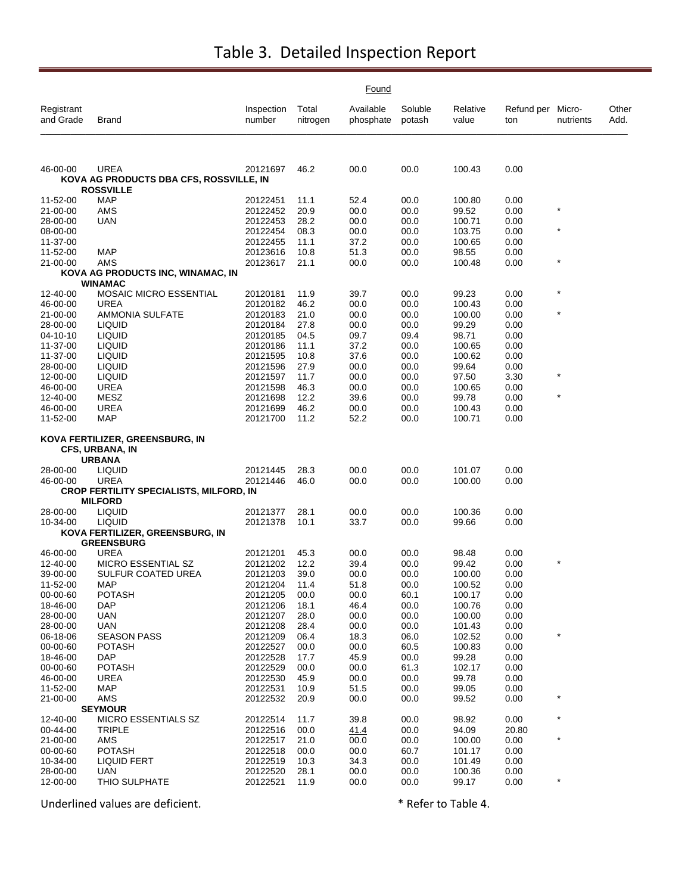# Table 3. Detailed Inspection Report

| Registrant and Grade | Brand | Inspection number | Found: Total nitrogen | Found: Available phosphate | Found: Soluble potash | Found: Relative value | Found: Refund per ton | Found: Micro-nutrients | Found: Other Add. |
|---|---|---|---|---|---|---|---|---|---|
| 46-00-00 | UREA | 20121697 | 46.2 | 00.0 | 00.0 | 100.43 | 0.00 | | |
| **KOVA AG PRODUCTS DBA CFS, ROSSVILLE, IN** | | | | | | | | | |
| **ROSSVILLE** | | | | | | | | | |
| 11-52-00 | MAP | 20122451 | 11.1 | 52.4 | 00.0 | 100.80 | 0.00 | | |
| 21-00-00 | AMS | 20122452 | 20.9 | 00.0 | 00.0 | 99.52 | 0.00 | * | |
| 28-00-00 | UAN | 20122453 | 28.2 | 00.0 | 00.0 | 100.71 | 0.00 | | |
| 08-00-00 | | 20122454 | 08.3 | 00.0 | 00.0 | 103.75 | 0.00 | * | |
| 11-37-00 | | 20122455 | 11.1 | 37.2 | 00.0 | 100.65 | 0.00 | | |
| 11-52-00 | MAP | 20123616 | 10.8 | 51.3 | 00.0 | 98.55 | 0.00 | | |
| 21-00-00 | AMS | 20123617 | 21.1 | 00.0 | 00.0 | 100.48 | 0.00 | * | |
| **KOVA AG PRODUCTS INC, WINAMAC, IN** | | | | | | | | | |
| **WINAMAC** | | | | | | | | | |
| 12-40-00 | MOSAIC MICRO ESSENTIAL | 20120181 | 11.9 | 39.7 | 00.0 | 99.23 | 0.00 | * | |
| 46-00-00 | UREA | 20120182 | 46.2 | 00.0 | 00.0 | 100.43 | 0.00 | | |
| 21-00-00 | AMMONIA SULFATE | 20120183 | 21.0 | 00.0 | 00.0 | 100.00 | 0.00 | * | |
| 28-00-00 | LIQUID | 20120184 | 27.8 | 00.0 | 00.0 | 99.29 | 0.00 | | |
| 04-10-10 | LIQUID | 20120185 | 04.5 | 09.7 | 09.4 | 98.71 | 0.00 | | |
| 11-37-00 | LIQUID | 20120186 | 11.1 | 37.2 | 00.0 | 100.65 | 0.00 | | |
| 11-37-00 | LIQUID | 20121595 | 10.8 | 37.6 | 00.0 | 100.62 | 0.00 | | |
| 28-00-00 | LIQUID | 20121596 | 27.9 | 00.0 | 00.0 | 99.64 | 0.00 | | |
| 12-00-00 | LIQUID | 20121597 | 11.7 | 00.0 | 00.0 | 97.50 | 3.30 | * | |
| 46-00-00 | UREA | 20121598 | 46.3 | 00.0 | 00.0 | 100.65 | 0.00 | | |
| 12-40-00 | MESZ | 20121698 | 12.2 | 39.6 | 00.0 | 99.78 | 0.00 | * | |
| 46-00-00 | UREA | 20121699 | 46.2 | 00.0 | 00.0 | 100.43 | 0.00 | | |
| 11-52-00 | MAP | 20121700 | 11.2 | 52.2 | 00.0 | 100.71 | 0.00 | | |
| **KOVA FERTILIZER, GREENSBURG, IN** | | | | | | | | | |
| **CFS, URBANA, IN** | | | | | | | | | |
| **URBANA** | | | | | | | | | |
| 28-00-00 | LIQUID | 20121445 | 28.3 | 00.0 | 00.0 | 101.07 | 0.00 | | |
| 46-00-00 | UREA | 20121446 | 46.0 | 00.0 | 00.0 | 100.00 | 0.00 | | |
| **CROP FERTILITY SPECIALISTS, MILFORD, IN** | | | | | | | | | |
| **MILFORD** | | | | | | | | | |
| 28-00-00 | LIQUID | 20121377 | 28.1 | 00.0 | 00.0 | 100.36 | 0.00 | | |
| 10-34-00 | LIQUID | 20121378 | 10.1 | 33.7 | 00.0 | 99.66 | 0.00 | | |
| **KOVA FERTILIZER, GREENSBURG, IN** | | | | | | | | | |
| **GREENSBURG** | | | | | | | | | |
| 46-00-00 | UREA | 20121201 | 45.3 | 00.0 | 00.0 | 98.48 | 0.00 | | |
| 12-40-00 | MICRO ESSENTIAL SZ | 20121202 | 12.2 | 39.4 | 00.0 | 99.42 | 0.00 | * | |
| 39-00-00 | SULFUR COATED UREA | 20121203 | 39.0 | 00.0 | 00.0 | 100.00 | 0.00 | | |
| 11-52-00 | MAP | 20121204 | 11.4 | 51.8 | 00.0 | 100.52 | 0.00 | | |
| 00-00-60 | POTASH | 20121205 | 00.0 | 00.0 | 60.1 | 100.17 | 0.00 | | |
| 18-46-00 | DAP | 20121206 | 18.1 | 46.4 | 00.0 | 100.76 | 0.00 | | |
| 28-00-00 | UAN | 20121207 | 28.0 | 00.0 | 00.0 | 100.00 | 0.00 | | |
| 28-00-00 | UAN | 20121208 | 28.4 | 00.0 | 00.0 | 101.43 | 0.00 | | |
| 06-18-06 | SEASON PASS | 20121209 | 06.4 | 18.3 | 06.0 | 102.52 | 0.00 | * | |
| 00-00-60 | POTASH | 20122527 | 00.0 | 00.0 | 60.5 | 100.83 | 0.00 | | |
| 18-46-00 | DAP | 20122528 | 17.7 | 45.9 | 00.0 | 99.28 | 0.00 | | |
| 00-00-60 | POTASH | 20122529 | 00.0 | 00.0 | 61.3 | 102.17 | 0.00 | | |
| 46-00-00 | UREA | 20122530 | 45.9 | 00.0 | 00.0 | 99.78 | 0.00 | | |
| 11-52-00 | MAP | 20122531 | 10.9 | 51.5 | 00.0 | 99.05 | 0.00 | | |
| 21-00-00 | AMS | 20122532 | 20.9 | 00.0 | 00.0 | 99.52 | 0.00 | * | |
| **SEYMOUR** | | | | | | | | | |
| 12-40-00 | MICRO ESSENTIALS SZ | 20122514 | 11.7 | 39.8 | 00.0 | 98.92 | 0.00 | * | |
| 00-44-00 | TRIPLE | 20122516 | 00.0 | <u>41.4</u> | 00.0 | 94.09 | 20.80 | | |
| 21-00-00 | AMS | 20122517 | 21.0 | 00.0 | 00.0 | 100.00 | 0.00 | * | |
| 00-00-60 | POTASH | 20122518 | 00.0 | 00.0 | 60.7 | 101.17 | 0.00 | | |
| 10-34-00 | LIQUID FERT | 20122519 | 10.3 | 34.3 | 00.0 | 101.49 | 0.00 | | |
| 28-00-00 | UAN | 20122520 | 28.1 | 00.0 | 00.0 | 100.36 | 0.00 | | |
| 12-00-00 | THIO SULPHATE | 20122521 | 11.9 | 00.0 | 00.0 | 99.17 | 0.00 | * | |

Underlined values are deficient. * Refer to Table 4.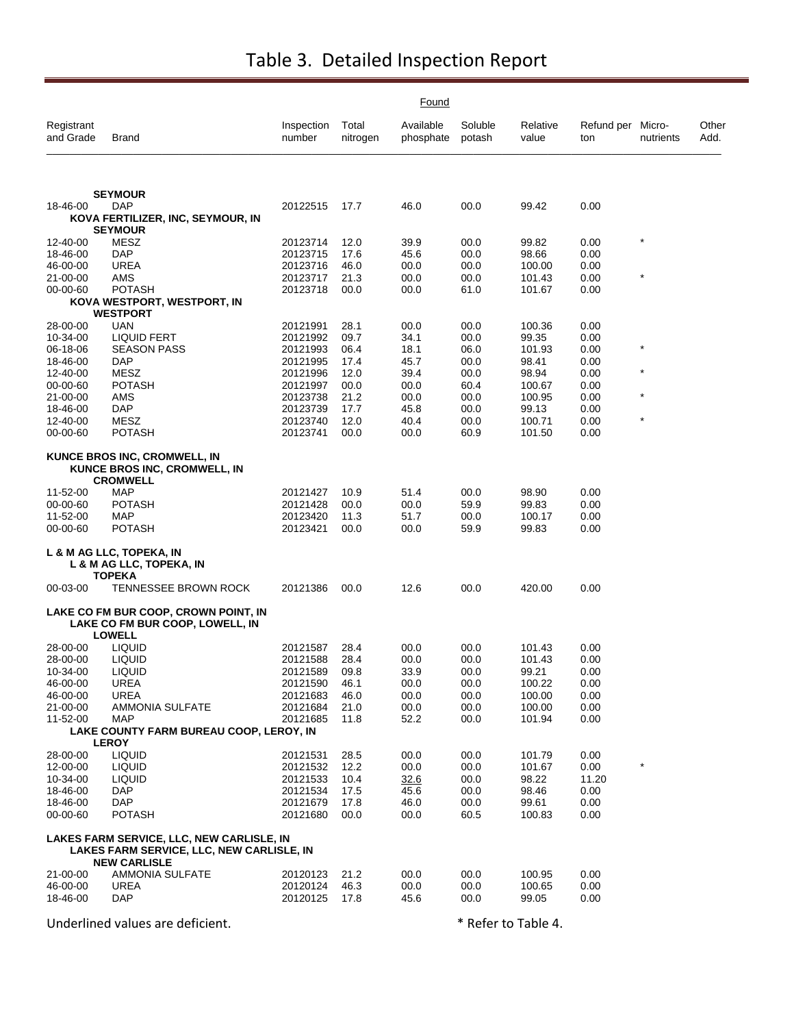# Table 3. Detailed Inspection Report

| Registrant and Grade | Brand | Inspection number | Found Total nitrogen | Found Available phosphate | Found Soluble potash | Relative value | Refund per ton | Micro-nutrients | Other Add. |
|---|---|---|---|---|---|---|---|---|---|
| | **SEYMOUR** | | | | | | | | |
| 18-46-00 | DAP | 20122515 | 17.7 | 46.0 | 00.0 | 99.42 | 0.00 | | |
| | **KOVA FERTILIZER, INC, SEYMOUR, IN** | | | | | | | | |
| | **SEYMOUR** | | | | | | | | |
| 12-40-00 | MESZ | 20123714 | 12.0 | 39.9 | 00.0 | 99.82 | 0.00 | * | |
| 18-46-00 | DAP | 20123715 | 17.6 | 45.6 | 00.0 | 98.66 | 0.00 | | |
| 46-00-00 | UREA | 20123716 | 46.0 | 00.0 | 00.0 | 100.00 | 0.00 | | |
| 21-00-00 | AMS | 20123717 | 21.3 | 00.0 | 00.0 | 101.43 | 0.00 | * | |
| 00-00-60 | POTASH | 20123718 | 00.0 | 00.0 | 61.0 | 101.67 | 0.00 | | |
| | **KOVA WESTPORT, WESTPORT, IN** | | | | | | | | |
| | **WESTPORT** | | | | | | | | |
| 28-00-00 | UAN | 20121991 | 28.1 | 00.0 | 00.0 | 100.36 | 0.00 | | |
| 10-34-00 | LIQUID FERT | 20121992 | 09.7 | 34.1 | 00.0 | 99.35 | 0.00 | | |
| 06-18-06 | SEASON PASS | 20121993 | 06.4 | 18.1 | 06.0 | 101.93 | 0.00 | * | |
| 18-46-00 | DAP | 20121995 | 17.4 | 45.7 | 00.0 | 98.41 | 0.00 | | |
| 12-40-00 | MESZ | 20121996 | 12.0 | 39.4 | 00.0 | 98.94 | 0.00 | * | |
| 00-00-60 | POTASH | 20121997 | 00.0 | 00.0 | 60.4 | 100.67 | 0.00 | | |
| 21-00-00 | AMS | 20123738 | 21.2 | 00.0 | 00.0 | 100.95 | 0.00 | * | |
| 18-46-00 | DAP | 20123739 | 17.7 | 45.8 | 00.0 | 99.13 | 0.00 | | |
| 12-40-00 | MESZ | 20123740 | 12.0 | 40.4 | 00.0 | 100.71 | 0.00 | * | |
| 00-00-60 | POTASH | 20123741 | 00.0 | 00.0 | 60.9 | 101.50 | 0.00 | | |
| **KUNCE BROS INC, CROMWELL, IN** | | | | | | | | | |
| | **KUNCE BROS INC, CROMWELL, IN** | | | | | | | | |
| | **CROMWELL** | | | | | | | | |
| 11-52-00 | MAP | 20121427 | 10.9 | 51.4 | 00.0 | 98.90 | 0.00 | | |
| 00-00-60 | POTASH | 20121428 | 00.0 | 00.0 | 59.9 | 99.83 | 0.00 | | |
| 11-52-00 | MAP | 20123420 | 11.3 | 51.7 | 00.0 | 100.17 | 0.00 | | |
| 00-00-60 | POTASH | 20123421 | 00.0 | 00.0 | 59.9 | 99.83 | 0.00 | | |
| **L & M AG LLC, TOPEKA, IN** | | | | | | | | | |
| | **L & M AG LLC, TOPEKA, IN** | | | | | | | | |
| | **TOPEKA** | | | | | | | | |
| 00-03-00 | TENNESSEE BROWN ROCK | 20121386 | 00.0 | 12.6 | 00.0 | 420.00 | 0.00 | | |
| **LAKE CO FM BUR COOP, CROWN POINT, IN** | | | | | | | | | |
| | **LAKE CO FM BUR COOP, LOWELL, IN** | | | | | | | | |
| | **LOWELL** | | | | | | | | |
| 28-00-00 | LIQUID | 20121587 | 28.4 | 00.0 | 00.0 | 101.43 | 0.00 | | |
| 28-00-00 | LIQUID | 20121588 | 28.4 | 00.0 | 00.0 | 101.43 | 0.00 | | |
| 10-34-00 | LIQUID | 20121589 | 09.8 | 33.9 | 00.0 | 99.21 | 0.00 | | |
| 46-00-00 | UREA | 20121590 | 46.1 | 00.0 | 00.0 | 100.22 | 0.00 | | |
| 46-00-00 | UREA | 20121683 | 46.0 | 00.0 | 00.0 | 100.00 | 0.00 | | |
| 21-00-00 | AMMONIA SULFATE | 20121684 | 21.0 | 00.0 | 00.0 | 100.00 | 0.00 | | |
| 11-52-00 | MAP | 20121685 | 11.8 | 52.2 | 00.0 | 101.94 | 0.00 | | |
| | **LAKE COUNTY FARM BUREAU COOP, LEROY, IN** | | | | | | | | |
| | **LEROY** | | | | | | | | |
| 28-00-00 | LIQUID | 20121531 | 28.5 | 00.0 | 00.0 | 101.79 | 0.00 | | |
| 12-00-00 | LIQUID | 20121532 | 12.2 | 00.0 | 00.0 | 101.67 | 0.00 | * | |
| 10-34-00 | LIQUID | 20121533 | 10.4 | <u>32.6</u> | 00.0 | 98.22 | 11.20 | | |
| 18-46-00 | DAP | 20121534 | 17.5 | 45.6 | 00.0 | 98.46 | 0.00 | | |
| 18-46-00 | DAP | 20121679 | 17.8 | 46.0 | 00.0 | 99.61 | 0.00 | | |
| 00-00-60 | POTASH | 20121680 | 00.0 | 00.0 | 60.5 | 100.83 | 0.00 | | |
| **LAKES FARM SERVICE, LLC, NEW CARLISLE, IN** | | | | | | | | | |
| | **LAKES FARM SERVICE, LLC, NEW CARLISLE, IN** | | | | | | | | |
| | **NEW CARLISLE** | | | | | | | | |
| 21-00-00 | AMMONIA SULFATE | 20120123 | 21.2 | 00.0 | 00.0 | 100.95 | 0.00 | | |
| 46-00-00 | UREA | 20120124 | 46.3 | 00.0 | 00.0 | 100.65 | 0.00 | | |
| 18-46-00 | DAP | 20120125 | 17.8 | 45.6 | 00.0 | 99.05 | 0.00 | | |

Underlined values are deficient. * Refer to Table 4.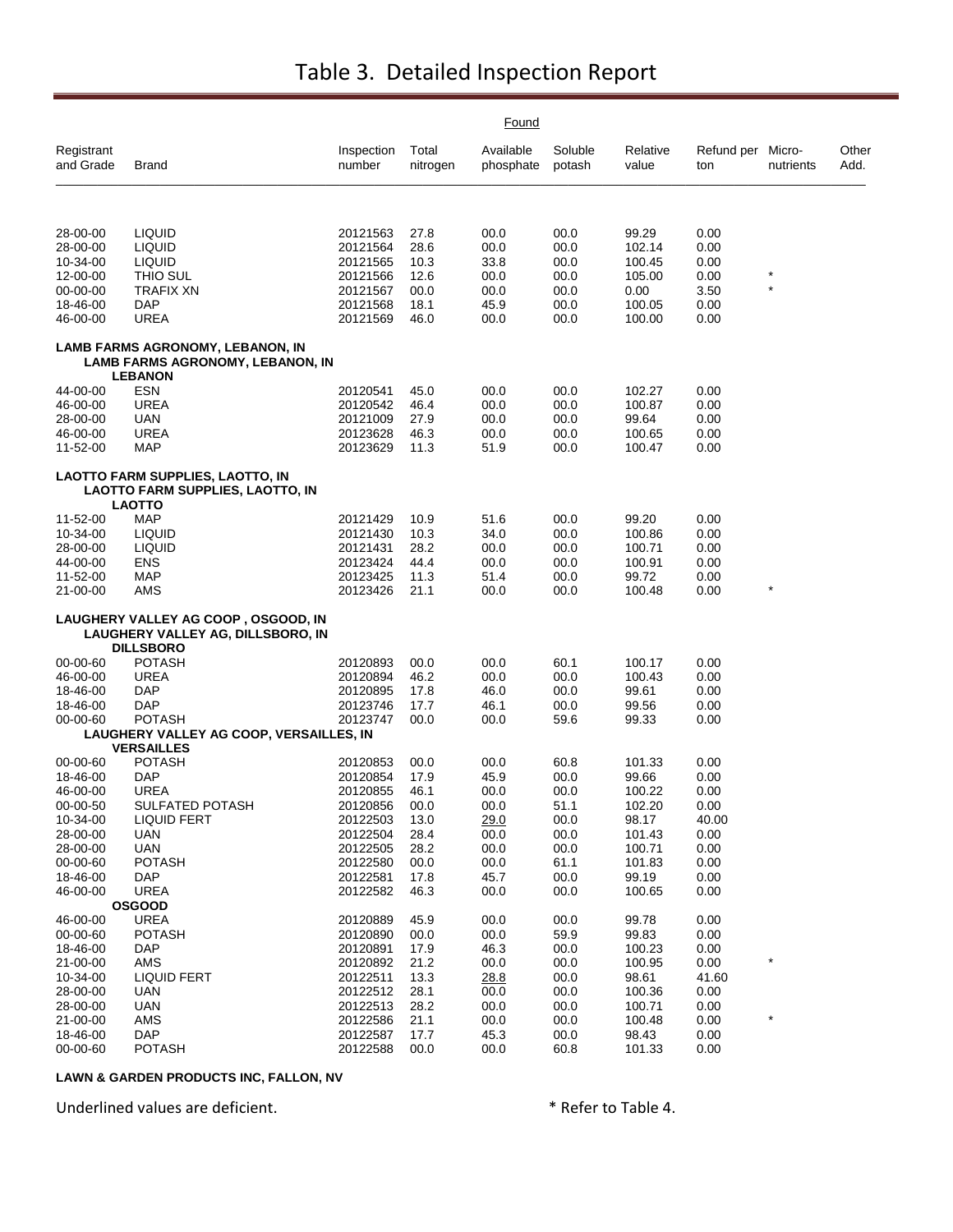# Table 3. Detailed Inspection Report

| Registrant and Grade | Brand | Inspection number | Found Total nitrogen | Found Available phosphate | Found Soluble potash | Relative value | Refund per ton | Micro-nutrients | Other Add. |
|---|---|---|---|---|---|---|---|---|---|
| 28-00-00 | LIQUID | 20121563 | 27.8 | 00.0 | 00.0 | 99.29 | 0.00 | | |
| 28-00-00 | LIQUID | 20121564 | 28.6 | 00.0 | 00.0 | 102.14 | 0.00 | | |
| 10-34-00 | LIQUID | 20121565 | 10.3 | 33.8 | 00.0 | 100.45 | 0.00 | | |
| 12-00-00 | THIO SUL | 20121566 | 12.6 | 00.0 | 00.0 | 105.00 | 0.00 | * | |
| 00-00-00 | TRAFIX XN | 20121567 | 00.0 | 00.0 | 00.0 | 0.00 | 3.50 | * | |
| 18-46-00 | DAP | 20121568 | 18.1 | 45.9 | 00.0 | 100.05 | 0.00 | | |
| 46-00-00 | UREA | 20121569 | 46.0 | 00.0 | 00.0 | 100.00 | 0.00 | | |
| **LAMB FARMS AGRONOMY, LEBANON, IN** | | | | | | | | | |
| **LAMB FARMS AGRONOMY, LEBANON, IN** | | | | | | | | | |
| **LEBANON** | | | | | | | | | |
| 44-00-00 | ESN | 20120541 | 45.0 | 00.0 | 00.0 | 102.27 | 0.00 | | |
| 46-00-00 | UREA | 20120542 | 46.4 | 00.0 | 00.0 | 100.87 | 0.00 | | |
| 28-00-00 | UAN | 20121009 | 27.9 | 00.0 | 00.0 | 99.64 | 0.00 | | |
| 46-00-00 | UREA | 20123628 | 46.3 | 00.0 | 00.0 | 100.65 | 0.00 | | |
| 11-52-00 | MAP | 20123629 | 11.3 | 51.9 | 00.0 | 100.47 | 0.00 | | |
| **LAOTTO FARM SUPPLIES, LAOTTO, IN** | | | | | | | | | |
| **LAOTTO FARM SUPPLIES, LAOTTO, IN** | | | | | | | | | |
| **LAOTTO** | | | | | | | | | |
| 11-52-00 | MAP | 20121429 | 10.9 | 51.6 | 00.0 | 99.20 | 0.00 | | |
| 10-34-00 | LIQUID | 20121430 | 10.3 | 34.0 | 00.0 | 100.86 | 0.00 | | |
| 28-00-00 | LIQUID | 20121431 | 28.2 | 00.0 | 00.0 | 100.71 | 0.00 | | |
| 44-00-00 | ENS | 20123424 | 44.4 | 00.0 | 00.0 | 100.91 | 0.00 | | |
| 11-52-00 | MAP | 20123425 | 11.3 | 51.4 | 00.0 | 99.72 | 0.00 | | |
| 21-00-00 | AMS | 20123426 | 21.1 | 00.0 | 00.0 | 100.48 | 0.00 | * | |
| **LAUGHERY VALLEY AG COOP , OSGOOD, IN** | | | | | | | | | |
| **LAUGHERY VALLEY AG, DILLSBORO, IN** | | | | | | | | | |
| **DILLSBORO** | | | | | | | | | |
| 00-00-60 | POTASH | 20120893 | 00.0 | 00.0 | 60.1 | 100.17 | 0.00 | | |
| 46-00-00 | UREA | 20120894 | 46.2 | 00.0 | 00.0 | 100.43 | 0.00 | | |
| 18-46-00 | DAP | 20120895 | 17.8 | 46.0 | 00.0 | 99.61 | 0.00 | | |
| 18-46-00 | DAP | 20123746 | 17.7 | 46.1 | 00.0 | 99.56 | 0.00 | | |
| 00-00-60 | POTASH | 20123747 | 00.0 | 00.0 | 59.6 | 99.33 | 0.00 | | |
| **LAUGHERY VALLEY AG COOP, VERSAILLES, IN** | | | | | | | | | |
| **VERSAILLES** | | | | | | | | | |
| 00-00-60 | POTASH | 20120853 | 00.0 | 00.0 | 60.8 | 101.33 | 0.00 | | |
| 18-46-00 | DAP | 20120854 | 17.9 | 45.9 | 00.0 | 99.66 | 0.00 | | |
| 46-00-00 | UREA | 20120855 | 46.1 | 00.0 | 00.0 | 100.22 | 0.00 | | |
| 00-00-50 | SULFATED POTASH | 20120856 | 00.0 | 00.0 | 51.1 | 102.20 | 0.00 | | |
| 10-34-00 | LIQUID FERT | 20122503 | 13.0 | <u>29.0</u> | 00.0 | 98.17 | 40.00 | | |
| 28-00-00 | UAN | 20122504 | 28.4 | 00.0 | 00.0 | 101.43 | 0.00 | | |
| 28-00-00 | UAN | 20122505 | 28.2 | 00.0 | 00.0 | 100.71 | 0.00 | | |
| 00-00-60 | POTASH | 20122580 | 00.0 | 00.0 | 61.1 | 101.83 | 0.00 | | |
| 18-46-00 | DAP | 20122581 | 17.8 | 45.7 | 00.0 | 99.19 | 0.00 | | |
| 46-00-00 | UREA | 20122582 | 46.3 | 00.0 | 00.0 | 100.65 | 0.00 | | |
| **OSGOOD** | | | | | | | | | |
| 46-00-00 | UREA | 20120889 | 45.9 | 00.0 | 00.0 | 99.78 | 0.00 | | |
| 00-00-60 | POTASH | 20120890 | 00.0 | 00.0 | 59.9 | 99.83 | 0.00 | | |
| 18-46-00 | DAP | 20120891 | 17.9 | 46.3 | 00.0 | 100.23 | 0.00 | | |
| 21-00-00 | AMS | 20120892 | 21.2 | 00.0 | 00.0 | 100.95 | 0.00 | * | |
| 10-34-00 | LIQUID FERT | 20122511 | 13.3 | <u>28.8</u> | 00.0 | 98.61 | 41.60 | | |
| 28-00-00 | UAN | 20122512 | 28.1 | 00.0 | 00.0 | 100.36 | 0.00 | | |
| 28-00-00 | UAN | 20122513 | 28.2 | 00.0 | 00.0 | 100.71 | 0.00 | | |
| 21-00-00 | AMS | 20122586 | 21.1 | 00.0 | 00.0 | 100.48 | 0.00 | * | |
| 18-46-00 | DAP | 20122587 | 17.7 | 45.3 | 00.0 | 98.43 | 0.00 | | |
| 00-00-60 | POTASH | 20122588 | 00.0 | 00.0 | 60.8 | 101.33 | 0.00 | | |

**LAWN & GARDEN PRODUCTS INC, FALLON, NV**

Underlined values are deficient.

* Refer to Table 4.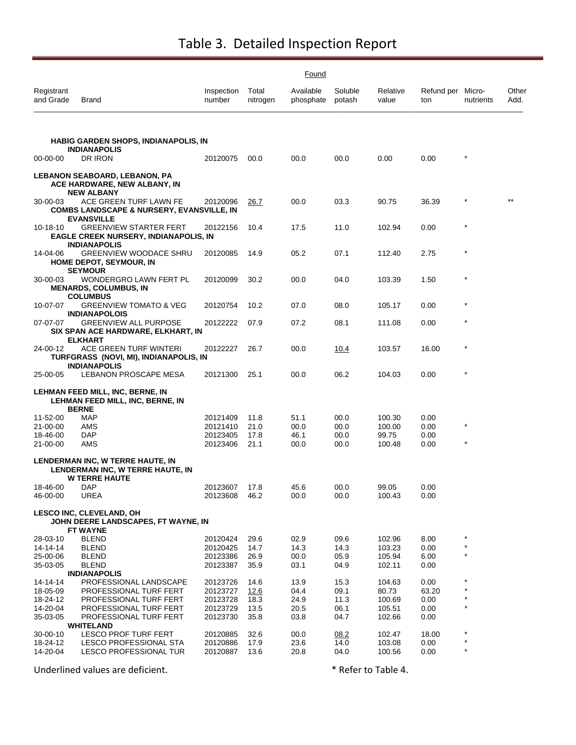# Table 3. Detailed Inspection Report

| Registrant and Grade | Brand | Inspection number | Found Total nitrogen | Found Available phosphate | Found Soluble potash | Relative value | Refund per ton | Micro-nutrients | Other Add. |
|---|---|---|---|---|---|---|---|---|---|
| **HABIG GARDEN SHOPS, INDIANAPOLIS, IN** | | | | | | | | | |
| **INDIANAPOLIS** | | | | | | | | | |
| 00-00-00 | DR IRON | 20120075 | 00.0 | 00.0 | 00.0 | 0.00 | 0.00 | * | |
| **LEBANON SEABOARD, LEBANON, PA** | | | | | | | | | |
| **ACE HARDWARE, NEW ALBANY, IN** | | | | | | | | | |
| **NEW ALBANY** | | | | | | | | | |
| 30-00-03 | ACE GREEN TURF LAWN FE | 20120096 | <u>26.7</u> | 00.0 | 03.3 | 90.75 | 36.39 | * | ** |
| **COMBS LANDSCAPE & NURSERY, EVANSVILLE, IN** | | | | | | | | | |
| **EVANSVILLE** | | | | | | | | | |
| 10-18-10 | GREENVIEW STARTER FERT | 20122156 | 10.4 | 17.5 | 11.0 | 102.94 | 0.00 | * | |
| **EAGLE CREEK NURSERY, INDIANAPOLIS, IN** | | | | | | | | | |
| **INDIANAPOLIS** | | | | | | | | | |
| 14-04-06 | GREENVIEW WOODACE SHRU | 20120085 | 14.9 | 05.2 | 07.1 | 112.40 | 2.75 | * | |
| **HOME DEPOT, SEYMOUR, IN** | | | | | | | | | |
| **SEYMOUR** | | | | | | | | | |
| 30-00-03 | WONDERGRO LAWN FERT PL | 20120099 | 30.2 | 00.0 | 04.0 | 103.39 | 1.50 | * | |
| **MENARDS, COLUMBUS, IN** | | | | | | | | | |
| **COLUMBUS** | | | | | | | | | |
| 10-07-07 | GREENVIEW TOMATO & VEG | 20120754 | 10.2 | 07.0 | 08.0 | 105.17 | 0.00 | * | |
| **INDIANAPOLOIS** | | | | | | | | | |
| 07-07-07 | GREENVIEW ALL PURPOSE | 20122222 | 07.9 | 07.2 | 08.1 | 111.08 | 0.00 | * | |
| **SIX SPAN ACE HARDWARE, ELKHART, IN** | | | | | | | | | |
| **ELKHART** | | | | | | | | | |
| 24-00-12 | ACE GREEN TURF WINTERI | 20122227 | 26.7 | 00.0 | <u>10.4</u> | 103.57 | 16.00 | * | |
| **TURFGRASS (NOVI, MI), INDIANAPOLIS, IN** | | | | | | | | | |
| **INDIANAPOLIS** | | | | | | | | | |
| 25-00-05 | LEBANON PROSCAPE MESA | 20121300 | 25.1 | 00.0 | 06.2 | 104.03 | 0.00 | * | |
| **LEHMAN FEED MILL, INC, BERNE, IN** | | | | | | | | | |
| **LEHMAN FEED MILL, INC, BERNE, IN** | | | | | | | | | |
| **BERNE** | | | | | | | | | |
| 11-52-00 | MAP | 20121409 | 11.8 | 51.1 | 00.0 | 100.30 | 0.00 | | |
| 21-00-00 | AMS | 20121410 | 21.0 | 00.0 | 00.0 | 100.00 | 0.00 | * | |
| 18-46-00 | DAP | 20123405 | 17.8 | 46.1 | 00.0 | 99.75 | 0.00 | | |
| 21-00-00 | AMS | 20123406 | 21.1 | 00.0 | 00.0 | 100.48 | 0.00 | * | |
| **LENDERMAN INC, W TERRE HAUTE, IN** | | | | | | | | | |
| **LENDERMAN INC, W TERRE HAUTE, IN** | | | | | | | | | |
| **W TERRE HAUTE** | | | | | | | | | |
| 18-46-00 | DAP | 20123607 | 17.8 | 45.6 | 00.0 | 99.05 | 0.00 | | |
| 46-00-00 | UREA | 20123608 | 46.2 | 00.0 | 00.0 | 100.43 | 0.00 | | |
| **LESCO INC, CLEVELAND, OH** | | | | | | | | | |
| **JOHN DEERE LANDSCAPES, FT WAYNE, IN** | | | | | | | | | |
| **FT WAYNE** | | | | | | | | | |
| 28-03-10 | BLEND | 20120424 | 29.6 | 02.9 | 09.6 | 102.96 | 8.00 | * | |
| 14-14-14 | BLEND | 20120425 | 14.7 | 14.3 | 14.3 | 103.23 | 0.00 | * | |
| 25-00-06 | BLEND | 20123386 | 26.9 | 00.0 | 05.9 | 105.94 | 6.00 | * | |
| 35-03-05 | BLEND | 20123387 | 35.9 | 03.1 | 04.9 | 102.11 | 0.00 | | |
| **INDIANAPOLIS** | | | | | | | | | |
| 14-14-14 | PROFESSIONAL LANDSCAPE | 20123726 | 14.6 | 13.9 | 15.3 | 104.63 | 0.00 | * | |
| 18-05-09 | PROFESSIONAL TURF FERT | 20123727 | <u>12.6</u> | 04.4 | 09.1 | 80.73 | 63.20 | * | |
| 18-24-12 | PROFESSIONAL TURF FERT | 20123728 | 18.3 | 24.9 | 11.3 | 100.69 | 0.00 | * | |
| 14-20-04 | PROFESSIONAL TURF FERT | 20123729 | 13.5 | 20.5 | 06.1 | 105.51 | 0.00 | * | |
| 35-03-05 | PROFESSIONAL TURF FERT | 20123730 | 35.8 | 03.8 | 04.7 | 102.66 | 0.00 | | |
| **WHITELAND** | | | | | | | | | |
| 30-00-10 | LESCO PROF TURF FERT | 20120885 | 32.6 | 00.0 | <u>08.2</u> | 102.47 | 18.00 | * | |
| 18-24-12 | LESCO PROFESSIONAL STA | 20120886 | 17.9 | 23.6 | 14.0 | 103.08 | 0.00 | * | |
| 14-20-04 | LESCO PROFESSIONAL TUR | 20120887 | 13.6 | 20.8 | 04.0 | 100.56 | 0.00 | * | |

Underlined values are deficient.

* Refer to Table 4.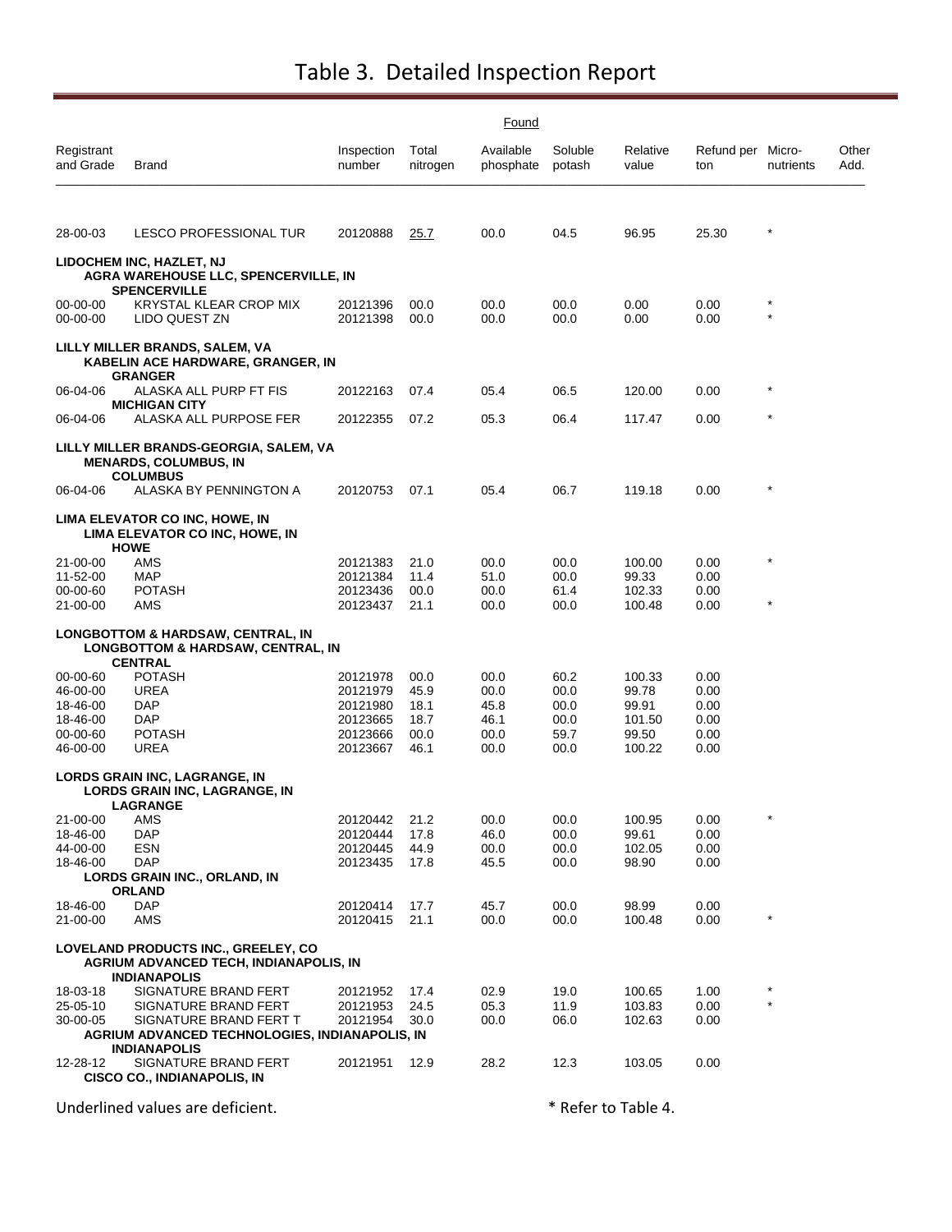# Table 3. Detailed Inspection Report

| Registrant and Grade | Brand | Inspection number | Found: Total nitrogen | Found: Available phosphate | Found: Soluble potash | Relative value | Refund per ton | Micro-nutrients | Other Add. |
|---|---|---|---|---|---|---|---|---|---|
| 28-00-03 | LESCO PROFESSIONAL TUR | 20120888 | <u>25.7</u> | 00.0 | 04.5 | 96.95 | 25.30 | * | |
| **LIDOCHEM INC, HAZLET, NJ** | | | | | | | | | |
| **AGRA WAREHOUSE LLC, SPENCERVILLE, IN** | | | | | | | | | |
| **SPENCERVILLE** | | | | | | | | | |
| 00-00-00 | KRYSTAL KLEAR CROP MIX | 20121396 | 00.0 | 00.0 | 00.0 | 0.00 | 0.00 | * | |
| 00-00-00 | LIDO QUEST ZN | 20121398 | 00.0 | 00.0 | 00.0 | 0.00 | 0.00 | * | |
| **LILLY MILLER BRANDS, SALEM, VA** | | | | | | | | | |
| **KABELIN ACE HARDWARE, GRANGER, IN** | | | | | | | | | |
| **GRANGER** | | | | | | | | | |
| 06-04-06 | ALASKA ALL PURP FT FIS | 20122163 | 07.4 | 05.4 | 06.5 | 120.00 | 0.00 | * | |
| **MICHIGAN CITY** | | | | | | | | | |
| 06-04-06 | ALASKA ALL PURPOSE FER | 20122355 | 07.2 | 05.3 | 06.4 | 117.47 | 0.00 | * | |
| **LILLY MILLER BRANDS-GEORGIA, SALEM, VA** | | | | | | | | | |
| **MENARDS, COLUMBUS, IN** | | | | | | | | | |
| **COLUMBUS** | | | | | | | | | |
| 06-04-06 | ALASKA BY PENNINGTON A | 20120753 | 07.1 | 05.4 | 06.7 | 119.18 | 0.00 | * | |
| **LIMA ELEVATOR CO INC, HOWE, IN** | | | | | | | | | |
| **LIMA ELEVATOR CO INC, HOWE, IN** | | | | | | | | | |
| **HOWE** | | | | | | | | | |
| 21-00-00 | AMS | 20121383 | 21.0 | 00.0 | 00.0 | 100.00 | 0.00 | * | |
| 11-52-00 | MAP | 20121384 | 11.4 | 51.0 | 00.0 | 99.33 | 0.00 | | |
| 00-00-60 | POTASH | 20123436 | 00.0 | 00.0 | 61.4 | 102.33 | 0.00 | | |
| 21-00-00 | AMS | 20123437 | 21.1 | 00.0 | 00.0 | 100.48 | 0.00 | * | |
| **LONGBOTTOM & HARDSAW, CENTRAL, IN** | | | | | | | | | |
| **LONGBOTTOM & HARDSAW, CENTRAL, IN** | | | | | | | | | |
| **CENTRAL** | | | | | | | | | |
| 00-00-60 | POTASH | 20121978 | 00.0 | 00.0 | 60.2 | 100.33 | 0.00 | | |
| 46-00-00 | UREA | 20121979 | 45.9 | 00.0 | 00.0 | 99.78 | 0.00 | | |
| 18-46-00 | DAP | 20121980 | 18.1 | 45.8 | 00.0 | 99.91 | 0.00 | | |
| 18-46-00 | DAP | 20123665 | 18.7 | 46.1 | 00.0 | 101.50 | 0.00 | | |
| 00-00-60 | POTASH | 20123666 | 00.0 | 00.0 | 59.7 | 99.50 | 0.00 | | |
| 46-00-00 | UREA | 20123667 | 46.1 | 00.0 | 00.0 | 100.22 | 0.00 | | |
| **LORDS GRAIN INC, LAGRANGE, IN** | | | | | | | | | |
| **LORDS GRAIN INC, LAGRANGE, IN** | | | | | | | | | |
| **LAGRANGE** | | | | | | | | | |
| 21-00-00 | AMS | 20120442 | 21.2 | 00.0 | 00.0 | 100.95 | 0.00 | * | |
| 18-46-00 | DAP | 20120444 | 17.8 | 46.0 | 00.0 | 99.61 | 0.00 | | |
| 44-00-00 | ESN | 20120445 | 44.9 | 00.0 | 00.0 | 102.05 | 0.00 | | |
| 18-46-00 | DAP | 20123435 | 17.8 | 45.5 | 00.0 | 98.90 | 0.00 | | |
| **LORDS GRAIN INC., ORLAND, IN** | | | | | | | | | |
| **ORLAND** | | | | | | | | | |
| 18-46-00 | DAP | 20120414 | 17.7 | 45.7 | 00.0 | 98.99 | 0.00 | | |
| 21-00-00 | AMS | 20120415 | 21.1 | 00.0 | 00.0 | 100.48 | 0.00 | * | |
| **LOVELAND PRODUCTS INC., GREELEY, CO** | | | | | | | | | |
| **AGRIUM ADVANCED TECH, INDIANAPOLIS, IN** | | | | | | | | | |
| **INDIANAPOLIS** | | | | | | | | | |
| 18-03-18 | SIGNATURE BRAND FERT | 20121952 | 17.4 | 02.9 | 19.0 | 100.65 | 1.00 | * | |
| 25-05-10 | SIGNATURE BRAND FERT | 20121953 | 24.5 | 05.3 | 11.9 | 103.83 | 0.00 | * | |
| 30-00-05 | SIGNATURE BRAND FERT T | 20121954 | 30.0 | 00.0 | 06.0 | 102.63 | 0.00 | | |
| **AGRIUM ADVANCED TECHNOLOGIES, INDIANAPOLIS, IN** | | | | | | | | | |
| **INDIANAPOLIS** | | | | | | | | | |
| 12-28-12 | SIGNATURE BRAND FERT | 20121951 | 12.9 | 28.2 | 12.3 | 103.05 | 0.00 | | |
| **CISCO CO., INDIANAPOLIS, IN** | | | | | | | | | |

Underlined values are deficient. * Refer to Table 4.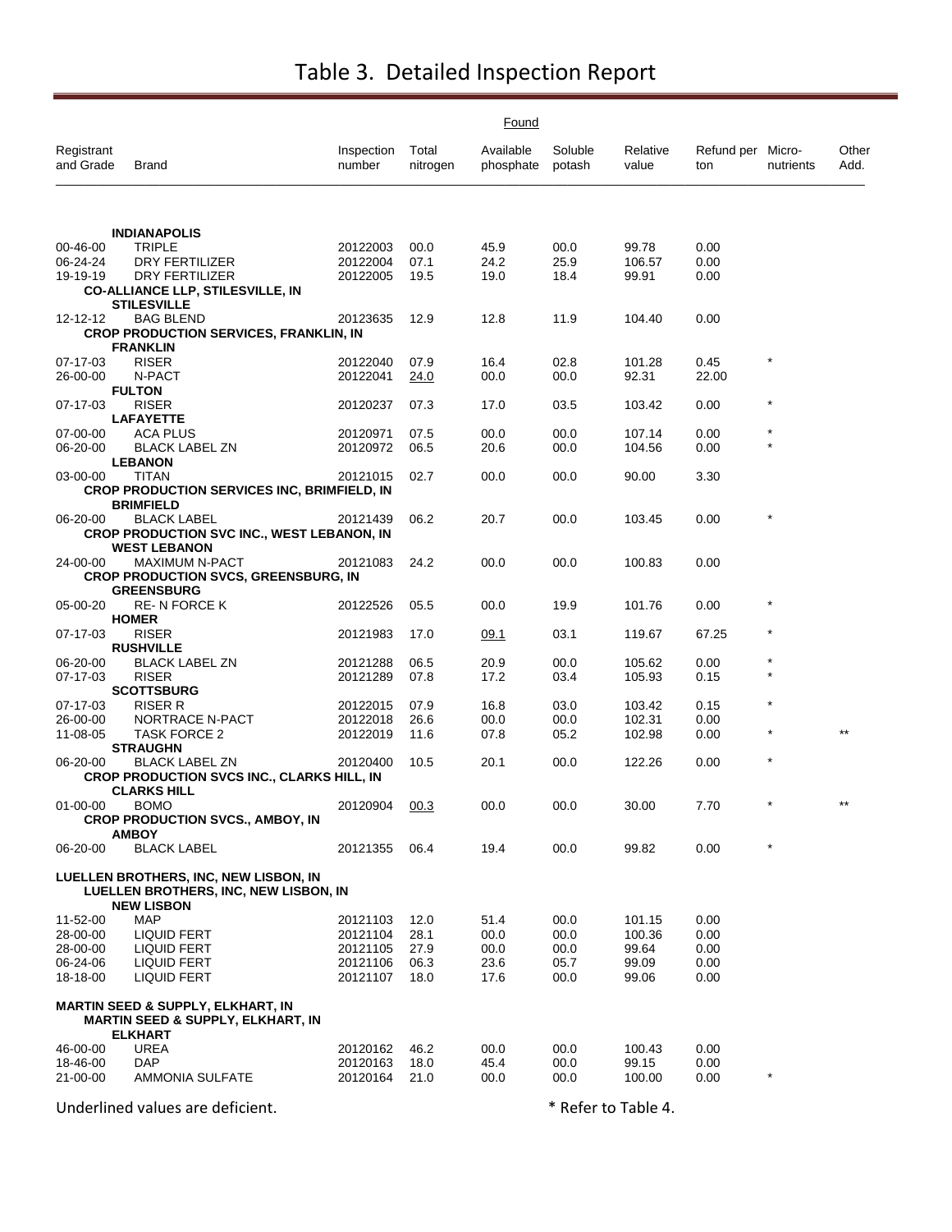# Table 3. Detailed Inspection Report

| Registrant and Grade | Brand | Inspection number | Found Total nitrogen | Found Available phosphate | Found Soluble potash | Relative value | Refund per ton | Micro-nutrients | Other Add. |
|---|---|---|---|---|---|---|---|---|---|
| | **INDIANAPOLIS** | | | | | | | | |
| 00-46-00 | TRIPLE | 20122003 | 00.0 | 45.9 | 00.0 | 99.78 | 0.00 | | |
| 06-24-24 | DRY FERTILIZER | 20122004 | 07.1 | 24.2 | 25.9 | 106.57 | 0.00 | | |
| 19-19-19 | DRY FERTILIZER | 20122005 | 19.5 | 19.0 | 18.4 | 99.91 | 0.00 | | |
| | **CO-ALLIANCE LLP, STILESVILLE, IN** | | | | | | | | |
| | **STILESVILLE** | | | | | | | | |
| 12-12-12 | BAG BLEND | 20123635 | 12.9 | 12.8 | 11.9 | 104.40 | 0.00 | | |
| | **CROP PRODUCTION SERVICES, FRANKLIN, IN** | | | | | | | | |
| | **FRANKLIN** | | | | | | | | |
| 07-17-03 | RISER | 20122040 | 07.9 | 16.4 | 02.8 | 101.28 | 0.45 | * | |
| 26-00-00 | N-PACT | 20122041 | <u>24.0</u> | 00.0 | 00.0 | 92.31 | 22.00 | | |
| | **FULTON** | | | | | | | | |
| 07-17-03 | RISER | 20120237 | 07.3 | 17.0 | 03.5 | 103.42 | 0.00 | * | |
| | **LAFAYETTE** | | | | | | | | |
| 07-00-00 | ACA PLUS | 20120971 | 07.5 | 00.0 | 00.0 | 107.14 | 0.00 | * | |
| 06-20-00 | BLACK LABEL ZN | 20120972 | 06.5 | 20.6 | 00.0 | 104.56 | 0.00 | * | |
| | **LEBANON** | | | | | | | | |
| 03-00-00 | TITAN | 20121015 | 02.7 | 00.0 | 00.0 | 90.00 | 3.30 | | |
| | **CROP PRODUCTION SERVICES INC, BRIMFIELD, IN** | | | | | | | | |
| | **BRIMFIELD** | | | | | | | | |
| 06-20-00 | BLACK LABEL | 20121439 | 06.2 | 20.7 | 00.0 | 103.45 | 0.00 | * | |
| | **CROP PRODUCTION SVC INC., WEST LEBANON, IN** | | | | | | | | |
| | **WEST LEBANON** | | | | | | | | |
| 24-00-00 | MAXIMUM N-PACT | 20121083 | 24.2 | 00.0 | 00.0 | 100.83 | 0.00 | | |
| | **CROP PRODUCTION SVCS, GREENSBURG, IN** | | | | | | | | |
| | **GREENSBURG** | | | | | | | | |
| 05-00-20 | RE- N FORCE K | 20122526 | 05.5 | 00.0 | 19.9 | 101.76 | 0.00 | * | |
| | **HOMER** | | | | | | | | |
| 07-17-03 | RISER | 20121983 | 17.0 | <u>09.1</u> | 03.1 | 119.67 | 67.25 | * | |
| | **RUSHVILLE** | | | | | | | | |
| 06-20-00 | BLACK LABEL ZN | 20121288 | 06.5 | 20.9 | 00.0 | 105.62 | 0.00 | * | |
| 07-17-03 | RISER | 20121289 | 07.8 | 17.2 | 03.4 | 105.93 | 0.15 | * | |
| | **SCOTTSBURG** | | | | | | | | |
| 07-17-03 | RISER R | 20122015 | 07.9 | 16.8 | 03.0 | 103.42 | 0.15 | * | |
| 26-00-00 | NORTRACE N-PACT | 20122018 | 26.6 | 00.0 | 00.0 | 102.31 | 0.00 | | |
| 11-08-05 | TASK FORCE 2 | 20122019 | 11.6 | 07.8 | 05.2 | 102.98 | 0.00 | * | ** |
| | **STRAUGHN** | | | | | | | | |
| 06-20-00 | BLACK LABEL ZN | 20120400 | 10.5 | 20.1 | 00.0 | 122.26 | 0.00 | * | |
| | **CROP PRODUCTION SVCS INC., CLARKS HILL, IN** | | | | | | | | |
| | **CLARKS HILL** | | | | | | | | |
| 01-00-00 | BOMO | 20120904 | <u>00.3</u> | 00.0 | 00.0 | 30.00 | 7.70 | * | ** |
| | **CROP PRODUCTION SVCS., AMBOY, IN** | | | | | | | | |
| | **AMBOY** | | | | | | | | |
| 06-20-00 | BLACK LABEL | 20121355 | 06.4 | 19.4 | 00.0 | 99.82 | 0.00 | * | |
| **LUELLEN BROTHERS, INC, NEW LISBON, IN** | | | | | | | | | |
| | **LUELLEN BROTHERS, INC, NEW LISBON, IN** | | | | | | | | |
| | **NEW LISBON** | | | | | | | | |
| 11-52-00 | MAP | 20121103 | 12.0 | 51.4 | 00.0 | 101.15 | 0.00 | | |
| 28-00-00 | LIQUID FERT | 20121104 | 28.1 | 00.0 | 00.0 | 100.36 | 0.00 | | |
| 28-00-00 | LIQUID FERT | 20121105 | 27.9 | 00.0 | 00.0 | 99.64 | 0.00 | | |
| 06-24-06 | LIQUID FERT | 20121106 | 06.3 | 23.6 | 05.7 | 99.09 | 0.00 | | |
| 18-18-00 | LIQUID FERT | 20121107 | 18.0 | 17.6 | 00.0 | 99.06 | 0.00 | | |
| **MARTIN SEED & SUPPLY, ELKHART, IN** | | | | | | | | | |
| | **MARTIN SEED & SUPPLY, ELKHART, IN** | | | | | | | | |
| | **ELKHART** | | | | | | | | |
| 46-00-00 | UREA | 20120162 | 46.2 | 00.0 | 00.0 | 100.43 | 0.00 | | |
| 18-46-00 | DAP | 20120163 | 18.0 | 45.4 | 00.0 | 99.15 | 0.00 | | |
| 21-00-00 | AMMONIA SULFATE | 20120164 | 21.0 | 00.0 | 00.0 | 100.00 | 0.00 | * | |

Underlined values are deficient.

* Refer to Table 4.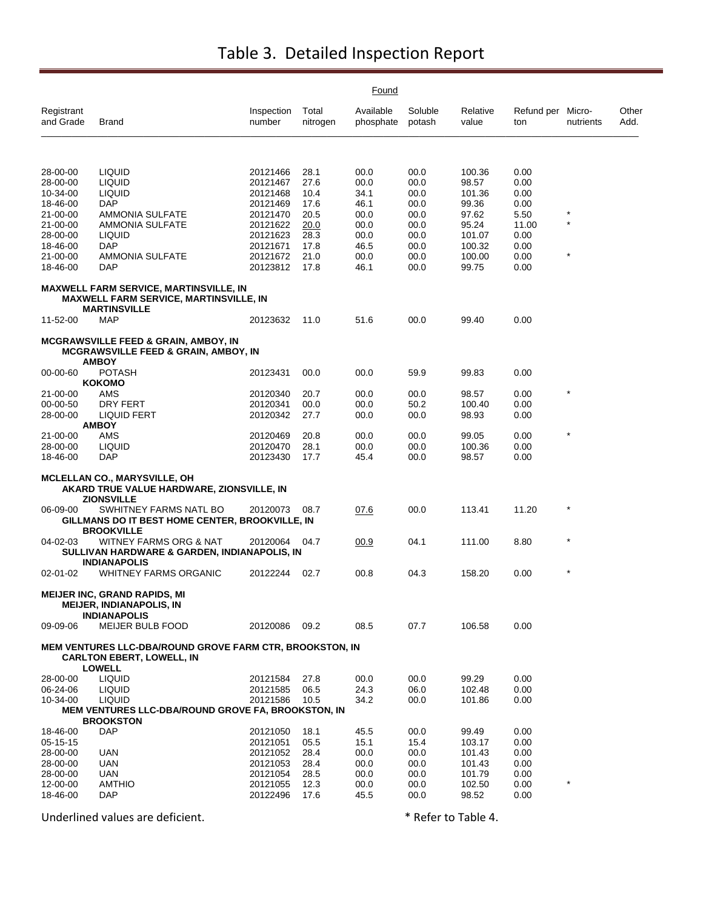# Table 3. Detailed Inspection Report

| Registrant and Grade | Brand | Inspection number | Found Total nitrogen | Found Available phosphate | Found Soluble potash | Relative value | Refund per ton | Micro-nutrients | Other Add. |
|---|---|---|---|---|---|---|---|---|---|
| 28-00-00 | LIQUID | 20121466 | 28.1 | 00.0 | 00.0 | 100.36 | 0.00 | | |
| 28-00-00 | LIQUID | 20121467 | 27.6 | 00.0 | 00.0 | 98.57 | 0.00 | | |
| 10-34-00 | LIQUID | 20121468 | 10.4 | 34.1 | 00.0 | 101.36 | 0.00 | | |
| 18-46-00 | DAP | 20121469 | 17.6 | 46.1 | 00.0 | 99.36 | 0.00 | | |
| 21-00-00 | AMMONIA SULFATE | 20121470 | 20.5 | 00.0 | 00.0 | 97.62 | 5.50 | * | |
| 21-00-00 | AMMONIA SULFATE | 20121622 | <u>20.0</u> | 00.0 | 00.0 | 95.24 | 11.00 | * | |
| 28-00-00 | LIQUID | 20121623 | 28.3 | 00.0 | 00.0 | 101.07 | 0.00 | | |
| 18-46-00 | DAP | 20121671 | 17.8 | 46.5 | 00.0 | 100.32 | 0.00 | | |
| 21-00-00 | AMMONIA SULFATE | 20121672 | 21.0 | 00.0 | 00.0 | 100.00 | 0.00 | * | |
| 18-46-00 | DAP | 20123812 | 17.8 | 46.1 | 00.0 | 99.75 | 0.00 | | |
| **MAXWELL FARM SERVICE, MARTINSVILLE, IN** | | | | | | | | | |
| | **MAXWELL FARM SERVICE, MARTINSVILLE, IN** | | | | | | | | |
| | **MARTINSVILLE** | | | | | | | | |
| 11-52-00 | MAP | 20123632 | 11.0 | 51.6 | 00.0 | 99.40 | 0.00 | | |
| **MCGRAWSVILLE FEED & GRAIN, AMBOY, IN** | | | | | | | | | |
| | **MCGRAWSVILLE FEED & GRAIN, AMBOY, IN** | | | | | | | | |
| | **AMBOY** | | | | | | | | |
| 00-00-60 | POTASH | 20123431 | 00.0 | 00.0 | 59.9 | 99.83 | 0.00 | | |
| | **KOKOMO** | | | | | | | | |
| 21-00-00 | AMS | 20120340 | 20.7 | 00.0 | 00.0 | 98.57 | 0.00 | * | |
| 00-00-50 | DRY FERT | 20120341 | 00.0 | 00.0 | 50.2 | 100.40 | 0.00 | | |
| 28-00-00 | LIQUID FERT | 20120342 | 27.7 | 00.0 | 00.0 | 98.93 | 0.00 | | |
| | **AMBOY** | | | | | | | | |
| 21-00-00 | AMS | 20120469 | 20.8 | 00.0 | 00.0 | 99.05 | 0.00 | * | |
| 28-00-00 | LIQUID | 20120470 | 28.1 | 00.0 | 00.0 | 100.36 | 0.00 | | |
| 18-46-00 | DAP | 20123430 | 17.7 | 45.4 | 00.0 | 98.57 | 0.00 | | |
| **MCLELLAN CO., MARYSVILLE, OH** | | | | | | | | | |
| | **AKARD TRUE VALUE HARDWARE, ZIONSVILLE, IN** | | | | | | | | |
| | **ZIONSVILLE** | | | | | | | | |
| 06-09-00 | SWHITNEY FARMS NATL BO | 20120073 | 08.7 | <u>07.6</u> | 00.0 | 113.41 | 11.20 | * | |
| | **GILLMANS DO IT BEST HOME CENTER, BROOKVILLE, IN** | | | | | | | | |
| | **BROOKVILLE** | | | | | | | | |
| 04-02-03 | WITNEY FARMS ORG & NAT | 20120064 | 04.7 | <u>00.9</u> | 04.1 | 111.00 | 8.80 | * | |
| | **SULLIVAN HARDWARE & GARDEN, INDIANAPOLIS, IN** | | | | | | | | |
| | **INDIANAPOLIS** | | | | | | | | |
| 02-01-02 | WHITNEY FARMS ORGANIC | 20122244 | 02.7 | 00.8 | 04.3 | 158.20 | 0.00 | * | |
| **MEIJER INC, GRAND RAPIDS, MI** | | | | | | | | | |
| | **MEIJER, INDIANAPOLIS, IN** | | | | | | | | |
| | **INDIANAPOLIS** | | | | | | | | |
| 09-09-06 | MEIJER BULB FOOD | 20120086 | 09.2 | 08.5 | 07.7 | 106.58 | 0.00 | | |
| **MEM VENTURES LLC-DBA/ROUND GROVE FARM CTR, BROOKSTON, IN** | | | | | | | | | |
| | **CARLTON EBERT, LOWELL, IN** | | | | | | | | |
| | **LOWELL** | | | | | | | | |
| 28-00-00 | LIQUID | 20121584 | 27.8 | 00.0 | 00.0 | 99.29 | 0.00 | | |
| 06-24-06 | LIQUID | 20121585 | 06.5 | 24.3 | 06.0 | 102.48 | 0.00 | | |
| 10-34-00 | LIQUID | 20121586 | 10.5 | 34.2 | 00.0 | 101.86 | 0.00 | | |
| | **MEM VENTURES LLC-DBA/ROUND GROVE FA, BROOKSTON, IN** | | | | | | | | |
| | **BROOKSTON** | | | | | | | | |
| 18-46-00 | DAP | 20121050 | 18.1 | 45.5 | 00.0 | 99.49 | 0.00 | | |
| 05-15-15 | | 20121051 | 05.5 | 15.1 | 15.4 | 103.17 | 0.00 | | |
| 28-00-00 | UAN | 20121052 | 28.4 | 00.0 | 00.0 | 101.43 | 0.00 | | |
| 28-00-00 | UAN | 20121053 | 28.4 | 00.0 | 00.0 | 101.43 | 0.00 | | |
| 28-00-00 | UAN | 20121054 | 28.5 | 00.0 | 00.0 | 101.79 | 0.00 | | |
| 12-00-00 | AMTHIO | 20121055 | 12.3 | 00.0 | 00.0 | 102.50 | 0.00 | * | |
| 18-46-00 | DAP | 20122496 | 17.6 | 45.5 | 00.0 | 98.52 | 0.00 | | |

Underlined values are deficient. * Refer to Table 4.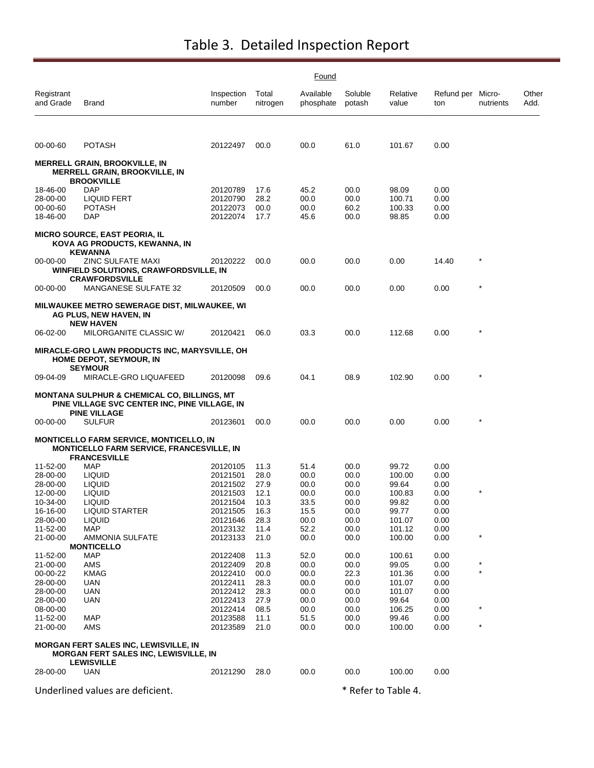# Table 3. Detailed Inspection Report

| Registrant and Grade | Brand | Inspection number | Found Total nitrogen | Found Available phosphate | Found Soluble potash | Relative value | Refund per ton | Micro-nutrients | Other Add. |
|---|---|---|---|---|---|---|---|---|---|
| 00-00-60 | POTASH | 20122497 | 00.0 | 00.0 | 61.0 | 101.67 | 0.00 | | |
| **MERRELL GRAIN, BROOKVILLE, IN** | | | | | | | | | |
| **MERRELL GRAIN, BROOKVILLE, IN** | | | | | | | | | |
| **BROOKVILLE** | | | | | | | | | |
| 18-46-00 | DAP | 20120789 | 17.6 | 45.2 | 00.0 | 98.09 | 0.00 | | |
| 28-00-00 | LIQUID FERT | 20120790 | 28.2 | 00.0 | 00.0 | 100.71 | 0.00 | | |
| 00-00-60 | POTASH | 20122073 | 00.0 | 00.0 | 60.2 | 100.33 | 0.00 | | |
| 18-46-00 | DAP | 20122074 | 17.7 | 45.6 | 00.0 | 98.85 | 0.00 | | |
| **MICRO SOURCE, EAST PEORIA, IL** | | | | | | | | | |
| **KOVA AG PRODUCTS, KEWANNA, IN** | | | | | | | | | |
| **KEWANNA** | | | | | | | | | |
| 00-00-00 | ZINC SULFATE MAXI | 20120222 | 00.0 | 00.0 | 00.0 | 0.00 | 14.40 | * | |
| **WINFIELD SOLUTIONS, CRAWFORDSVILLE, IN** | | | | | | | | | |
| **CRAWFORDSVILLE** | | | | | | | | | |
| 00-00-00 | MANGANESE SULFATE 32 | 20120509 | 00.0 | 00.0 | 00.0 | 0.00 | 0.00 | * | |
| **MILWAUKEE METRO SEWERAGE DIST, MILWAUKEE, WI** | | | | | | | | | |
| **AG PLUS, NEW HAVEN, IN** | | | | | | | | | |
| **NEW HAVEN** | | | | | | | | | |
| 06-02-00 | MILORGANITE CLASSIC W/ | 20120421 | 06.0 | 03.3 | 00.0 | 112.68 | 0.00 | * | |
| **MIRACLE-GRO LAWN PRODUCTS INC, MARYSVILLE, OH** | | | | | | | | | |
| **HOME DEPOT, SEYMOUR, IN** | | | | | | | | | |
| **SEYMOUR** | | | | | | | | | |
| 09-04-09 | MIRACLE-GRO LIQUAFEED | 20120098 | 09.6 | 04.1 | 08.9 | 102.90 | 0.00 | * | |
| **MONTANA SULPHUR & CHEMICAL CO, BILLINGS, MT** | | | | | | | | | |
| **PINE VILLAGE SVC CENTER INC, PINE VILLAGE, IN** | | | | | | | | | |
| **PINE VILLAGE** | | | | | | | | | |
| 00-00-00 | SULFUR | 20123601 | 00.0 | 00.0 | 00.0 | 0.00 | 0.00 | * | |
| **MONTICELLO FARM SERVICE, MONTICELLO, IN** | | | | | | | | | |
| **MONTICELLO FARM SERVICE, FRANCESVILLE, IN** | | | | | | | | | |
| **FRANCESVILLE** | | | | | | | | | |
| 11-52-00 | MAP | 20120105 | 11.3 | 51.4 | 00.0 | 99.72 | 0.00 | | |
| 28-00-00 | LIQUID | 20121501 | 28.0 | 00.0 | 00.0 | 100.00 | 0.00 | | |
| 28-00-00 | LIQUID | 20121502 | 27.9 | 00.0 | 00.0 | 99.64 | 0.00 | | |
| 12-00-00 | LIQUID | 20121503 | 12.1 | 00.0 | 00.0 | 100.83 | 0.00 | * | |
| 10-34-00 | LIQUID | 20121504 | 10.3 | 33.5 | 00.0 | 99.82 | 0.00 | | |
| 16-16-00 | LIQUID STARTER | 20121505 | 16.3 | 15.5 | 00.0 | 99.77 | 0.00 | | |
| 28-00-00 | LIQUID | 20121646 | 28.3 | 00.0 | 00.0 | 101.07 | 0.00 | | |
| 11-52-00 | MAP | 20123132 | 11.4 | 52.2 | 00.0 | 101.12 | 0.00 | | |
| 21-00-00 | AMMONIA SULFATE | 20123133 | 21.0 | 00.0 | 00.0 | 100.00 | 0.00 | * | |
| **MONTICELLO** | | | | | | | | | |
| 11-52-00 | MAP | 20122408 | 11.3 | 52.0 | 00.0 | 100.61 | 0.00 | | |
| 21-00-00 | AMS | 20122409 | 20.8 | 00.0 | 00.0 | 99.05 | 0.00 | * | |
| 00-00-22 | KMAG | 20122410 | 00.0 | 00.0 | 22.3 | 101.36 | 0.00 | * | |
| 28-00-00 | UAN | 20122411 | 28.3 | 00.0 | 00.0 | 101.07 | 0.00 | | |
| 28-00-00 | UAN | 20122412 | 28.3 | 00.0 | 00.0 | 101.07 | 0.00 | | |
| 28-00-00 | UAN | 20122413 | 27.9 | 00.0 | 00.0 | 99.64 | 0.00 | | |
| 08-00-00 | | 20122414 | 08.5 | 00.0 | 00.0 | 106.25 | 0.00 | * | |
| 11-52-00 | MAP | 20123588 | 11.1 | 51.5 | 00.0 | 99.46 | 0.00 | | |
| 21-00-00 | AMS | 20123589 | 21.0 | 00.0 | 00.0 | 100.00 | 0.00 | * | |
| **MORGAN FERT SALES INC, LEWISVILLE, IN** | | | | | | | | | |
| **MORGAN FERT SALES INC, LEWISVILLE, IN** | | | | | | | | | |
| **LEWISVILLE** | | | | | | | | | |
| 28-00-00 | UAN | 20121290 | 28.0 | 00.0 | 00.0 | 100.00 | 0.00 | | |

Underlined values are deficient. * Refer to Table 4.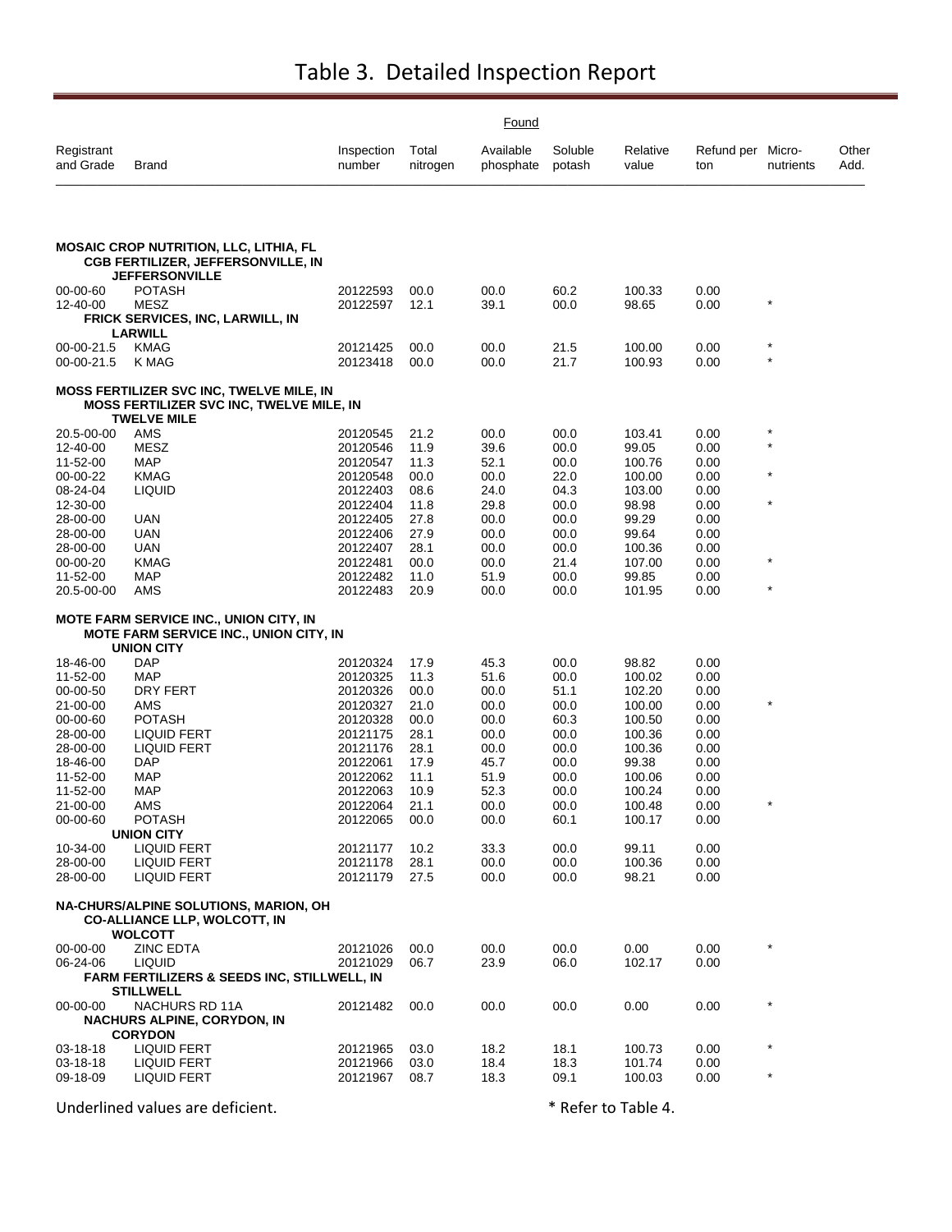# Table 3. Detailed Inspection Report

| Registrant and Grade | Brand | Inspection number | Found Total nitrogen | Found Available phosphate | Found Soluble potash | Relative value | Refund per ton | Micro-nutrients | Other Add. |
|---|---|---|---|---|---|---|---|---|---|
| **MOSAIC CROP NUTRITION, LLC, LITHIA, FL** | | | | | | | | | |
| **CGB FERTILIZER, JEFFERSONVILLE, IN** | | | | | | | | | |
| **JEFFERSONVILLE** | | | | | | | | | |
| 00-00-60 | POTASH | 20122593 | 00.0 | 00.0 | 60.2 | 100.33 | 0.00 | | |
| 12-40-00 | MESZ | 20122597 | 12.1 | 39.1 | 00.0 | 98.65 | 0.00 | * | |
| **FRICK SERVICES, INC, LARWILL, IN** | | | | | | | | | |
| **LARWILL** | | | | | | | | | |
| 00-00-21.5 | KMAG | 20121425 | 00.0 | 00.0 | 21.5 | 100.00 | 0.00 | * | |
| 00-00-21.5 | K MAG | 20123418 | 00.0 | 00.0 | 21.7 | 100.93 | 0.00 | * | |
| **MOSS FERTILIZER SVC INC, TWELVE MILE, IN** | | | | | | | | | |
| **MOSS FERTILIZER SVC INC, TWELVE MILE, IN** | | | | | | | | | |
| **TWELVE MILE** | | | | | | | | | |
| 20.5-00-00 | AMS | 20120545 | 21.2 | 00.0 | 00.0 | 103.41 | 0.00 | * | |
| 12-40-00 | MESZ | 20120546 | 11.9 | 39.6 | 00.0 | 99.05 | 0.00 | * | |
| 11-52-00 | MAP | 20120547 | 11.3 | 52.1 | 00.0 | 100.76 | 0.00 | | |
| 00-00-22 | KMAG | 20120548 | 00.0 | 00.0 | 22.0 | 100.00 | 0.00 | * | |
| 08-24-04 | LIQUID | 20122403 | 08.6 | 24.0 | 04.3 | 103.00 | 0.00 | | |
| 12-30-00 | | 20122404 | 11.8 | 29.8 | 00.0 | 98.98 | 0.00 | * | |
| 28-00-00 | UAN | 20122405 | 27.8 | 00.0 | 00.0 | 99.29 | 0.00 | | |
| 28-00-00 | UAN | 20122406 | 27.9 | 00.0 | 00.0 | 99.64 | 0.00 | | |
| 28-00-00 | UAN | 20122407 | 28.1 | 00.0 | 00.0 | 100.36 | 0.00 | | |
| 00-00-20 | KMAG | 20122481 | 00.0 | 00.0 | 21.4 | 107.00 | 0.00 | * | |
| 11-52-00 | MAP | 20122482 | 11.0 | 51.9 | 00.0 | 99.85 | 0.00 | | |
| 20.5-00-00 | AMS | 20122483 | 20.9 | 00.0 | 00.0 | 101.95 | 0.00 | * | |
| **MOTE FARM SERVICE INC., UNION CITY, IN** | | | | | | | | | |
| **MOTE FARM SERVICE INC., UNION CITY, IN** | | | | | | | | | |
| **UNION CITY** | | | | | | | | | |
| 18-46-00 | DAP | 20120324 | 17.9 | 45.3 | 00.0 | 98.82 | 0.00 | | |
| 11-52-00 | MAP | 20120325 | 11.3 | 51.6 | 00.0 | 100.02 | 0.00 | | |
| 00-00-50 | DRY FERT | 20120326 | 00.0 | 00.0 | 51.1 | 102.20 | 0.00 | | |
| 21-00-00 | AMS | 20120327 | 21.0 | 00.0 | 00.0 | 100.00 | 0.00 | * | |
| 00-00-60 | POTASH | 20120328 | 00.0 | 00.0 | 60.3 | 100.50 | 0.00 | | |
| 28-00-00 | LIQUID FERT | 20121175 | 28.1 | 00.0 | 00.0 | 100.36 | 0.00 | | |
| 28-00-00 | LIQUID FERT | 20121176 | 28.1 | 00.0 | 00.0 | 100.36 | 0.00 | | |
| 18-46-00 | DAP | 20122061 | 17.9 | 45.7 | 00.0 | 99.38 | 0.00 | | |
| 11-52-00 | MAP | 20122062 | 11.1 | 51.9 | 00.0 | 100.06 | 0.00 | | |
| 11-52-00 | MAP | 20122063 | 10.9 | 52.3 | 00.0 | 100.24 | 0.00 | | |
| 21-00-00 | AMS | 20122064 | 21.1 | 00.0 | 00.0 | 100.48 | 0.00 | * | |
| 00-00-60 | POTASH | 20122065 | 00.0 | 00.0 | 60.1 | 100.17 | 0.00 | | |
| **UNION CITY** | | | | | | | | | |
| 10-34-00 | LIQUID FERT | 20121177 | 10.2 | 33.3 | 00.0 | 99.11 | 0.00 | | |
| 28-00-00 | LIQUID FERT | 20121178 | 28.1 | 00.0 | 00.0 | 100.36 | 0.00 | | |
| 28-00-00 | LIQUID FERT | 20121179 | 27.5 | 00.0 | 00.0 | 98.21 | 0.00 | | |
| **NA-CHURS/ALPINE SOLUTIONS, MARION, OH** | | | | | | | | | |
| **CO-ALLIANCE LLP, WOLCOTT, IN** | | | | | | | | | |
| **WOLCOTT** | | | | | | | | | |
| 00-00-00 | ZINC EDTA | 20121026 | 00.0 | 00.0 | 00.0 | 0.00 | 0.00 | * | |
| 06-24-06 | LIQUID | 20121029 | 06.7 | 23.9 | 06.0 | 102.17 | 0.00 | | |
| **FARM FERTILIZERS & SEEDS INC, STILLWELL, IN** | | | | | | | | | |
| **STILLWELL** | | | | | | | | | |
| 00-00-00 | NACHURS RD 11A | 20121482 | 00.0 | 00.0 | 00.0 | 0.00 | 0.00 | * | |
| **NACHURS ALPINE, CORYDON, IN** | | | | | | | | | |
| **CORYDON** | | | | | | | | | |
| 03-18-18 | LIQUID FERT | 20121965 | 03.0 | 18.2 | 18.1 | 100.73 | 0.00 | * | |
| 03-18-18 | LIQUID FERT | 20121966 | 03.0 | 18.4 | 18.3 | 101.74 | 0.00 | | |
| 09-18-09 | LIQUID FERT | 20121967 | 08.7 | 18.3 | 09.1 | 100.03 | 0.00 | * | |

Underlined values are deficient.

* Refer to Table 4.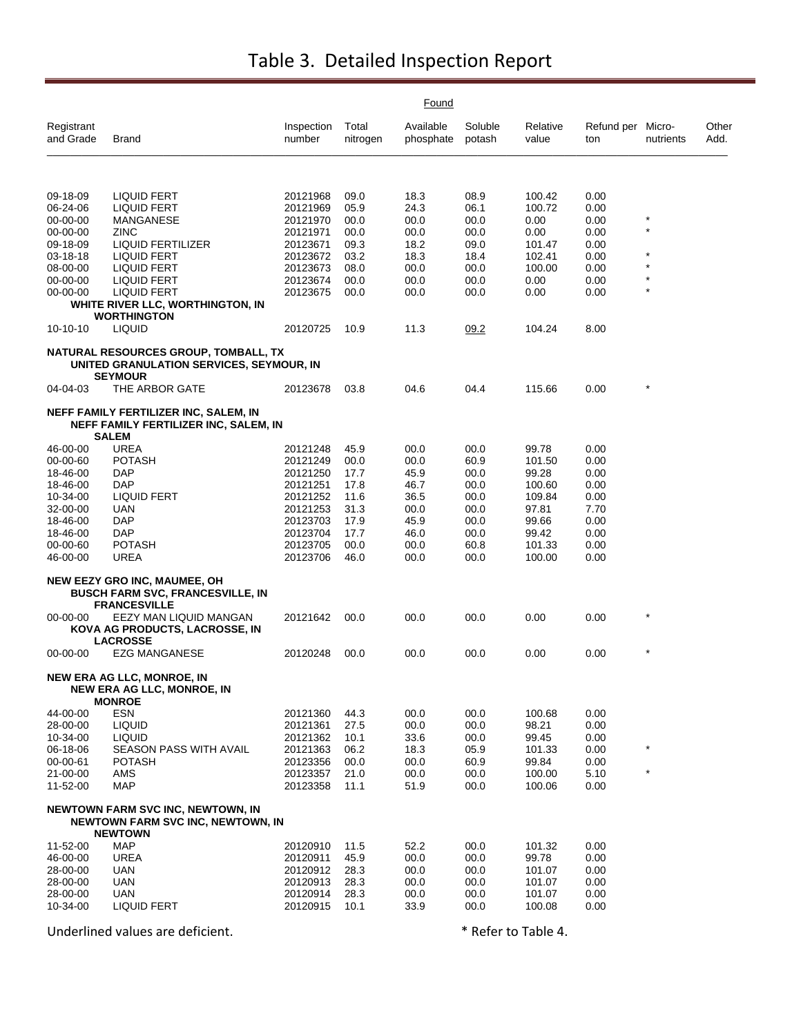# Table 3. Detailed Inspection Report

| Registrant and Grade | Brand | Inspection number | Found Total nitrogen | Found Available phosphate | Found Soluble potash | Found Relative value | Found Refund per ton | Found Micro-nutrients | Found Other Add. |
|---|---|---|---|---|---|---|---|---|---|
| 09-18-09 | LIQUID FERT | 20121968 | 09.0 | 18.3 | 08.9 | 100.42 | 0.00 | | |
| 06-24-06 | LIQUID FERT | 20121969 | 05.9 | 24.3 | 06.1 | 100.72 | 0.00 | | |
| 00-00-00 | MANGANESE | 20121970 | 00.0 | 00.0 | 00.0 | 0.00 | 0.00 | * | |
| 00-00-00 | ZINC | 20121971 | 00.0 | 00.0 | 00.0 | 0.00 | 0.00 | * | |
| 09-18-09 | LIQUID FERTILIZER | 20123671 | 09.3 | 18.2 | 09.0 | 101.47 | 0.00 | | |
| 03-18-18 | LIQUID FERT | 20123672 | 03.2 | 18.3 | 18.4 | 102.41 | 0.00 | * | |
| 08-00-00 | LIQUID FERT | 20123673 | 08.0 | 00.0 | 00.0 | 100.00 | 0.00 | * | |
| 00-00-00 | LIQUID FERT | 20123674 | 00.0 | 00.0 | 00.0 | 0.00 | 0.00 | * | |
| 00-00-00 | LIQUID FERT | 20123675 | 00.0 | 00.0 | 00.0 | 0.00 | 0.00 | * | |
| **WHITE RIVER LLC, WORTHINGTON, IN** | | | | | | | | | |
| **WORTHINGTON** | | | | | | | | | |
| 10-10-10 | LIQUID | 20120725 | 10.9 | 11.3 | <u>09.2</u> | 104.24 | 8.00 | | |
| **NATURAL RESOURCES GROUP, TOMBALL, TX** | | | | | | | | | |
| **UNITED GRANULATION SERVICES, SEYMOUR, IN** | | | | | | | | | |
| **SEYMOUR** | | | | | | | | | |
| 04-04-03 | THE ARBOR GATE | 20123678 | 03.8 | 04.6 | 04.4 | 115.66 | 0.00 | * | |
| **NEFF FAMILY FERTILIZER INC, SALEM, IN** | | | | | | | | | |
| **NEFF FAMILY FERTILIZER INC, SALEM, IN** | | | | | | | | | |
| **SALEM** | | | | | | | | | |
| 46-00-00 | UREA | 20121248 | 45.9 | 00.0 | 00.0 | 99.78 | 0.00 | | |
| 00-00-60 | POTASH | 20121249 | 00.0 | 00.0 | 60.9 | 101.50 | 0.00 | | |
| 18-46-00 | DAP | 20121250 | 17.7 | 45.9 | 00.0 | 99.28 | 0.00 | | |
| 18-46-00 | DAP | 20121251 | 17.8 | 46.7 | 00.0 | 100.60 | 0.00 | | |
| 10-34-00 | LIQUID FERT | 20121252 | 11.6 | 36.5 | 00.0 | 109.84 | 0.00 | | |
| 32-00-00 | UAN | 20121253 | 31.3 | 00.0 | 00.0 | 97.81 | 7.70 | | |
| 18-46-00 | DAP | 20123703 | 17.9 | 45.9 | 00.0 | 99.66 | 0.00 | | |
| 18-46-00 | DAP | 20123704 | 17.7 | 46.0 | 00.0 | 99.42 | 0.00 | | |
| 00-00-60 | POTASH | 20123705 | 00.0 | 00.0 | 60.8 | 101.33 | 0.00 | | |
| 46-00-00 | UREA | 20123706 | 46.0 | 00.0 | 00.0 | 100.00 | 0.00 | | |
| **NEW EEZY GRO INC, MAUMEE, OH** | | | | | | | | | |
| **BUSCH FARM SVC, FRANCESVILLE, IN** | | | | | | | | | |
| **FRANCESVILLE** | | | | | | | | | |
| 00-00-00 | EEZY MAN LIQUID MANGAN | 20121642 | 00.0 | 00.0 | 00.0 | 0.00 | 0.00 | * | |
| **KOVA AG PRODUCTS, LACROSSE, IN** | | | | | | | | | |
| **LACROSSE** | | | | | | | | | |
| 00-00-00 | EZG MANGANESE | 20120248 | 00.0 | 00.0 | 00.0 | 0.00 | 0.00 | * | |
| **NEW ERA AG LLC, MONROE, IN** | | | | | | | | | |
| **NEW ERA AG LLC, MONROE, IN** | | | | | | | | | |
| **MONROE** | | | | | | | | | |
| 44-00-00 | ESN | 20121360 | 44.3 | 00.0 | 00.0 | 100.68 | 0.00 | | |
| 28-00-00 | LIQUID | 20121361 | 27.5 | 00.0 | 00.0 | 98.21 | 0.00 | | |
| 10-34-00 | LIQUID | 20121362 | 10.1 | 33.6 | 00.0 | 99.45 | 0.00 | | |
| 06-18-06 | SEASON PASS WITH AVAIL | 20121363 | 06.2 | 18.3 | 05.9 | 101.33 | 0.00 | * | |
| 00-00-61 | POTASH | 20123356 | 00.0 | 00.0 | 60.9 | 99.84 | 0.00 | | |
| 21-00-00 | AMS | 20123357 | 21.0 | 00.0 | 00.0 | 100.00 | 5.10 | * | |
| 11-52-00 | MAP | 20123358 | 11.1 | 51.9 | 00.0 | 100.06 | 0.00 | | |
| **NEWTOWN FARM SVC INC, NEWTOWN, IN** | | | | | | | | | |
| **NEWTOWN FARM SVC INC, NEWTOWN, IN** | | | | | | | | | |
| **NEWTOWN** | | | | | | | | | |
| 11-52-00 | MAP | 20120910 | 11.5 | 52.2 | 00.0 | 101.32 | 0.00 | | |
| 46-00-00 | UREA | 20120911 | 45.9 | 00.0 | 00.0 | 99.78 | 0.00 | | |
| 28-00-00 | UAN | 20120912 | 28.3 | 00.0 | 00.0 | 101.07 | 0.00 | | |
| 28-00-00 | UAN | 20120913 | 28.3 | 00.0 | 00.0 | 101.07 | 0.00 | | |
| 28-00-00 | UAN | 20120914 | 28.3 | 00.0 | 00.0 | 101.07 | 0.00 | | |
| 10-34-00 | LIQUID FERT | 20120915 | 10.1 | 33.9 | 00.0 | 100.08 | 0.00 | | |

Underlined values are deficient. * Refer to Table 4.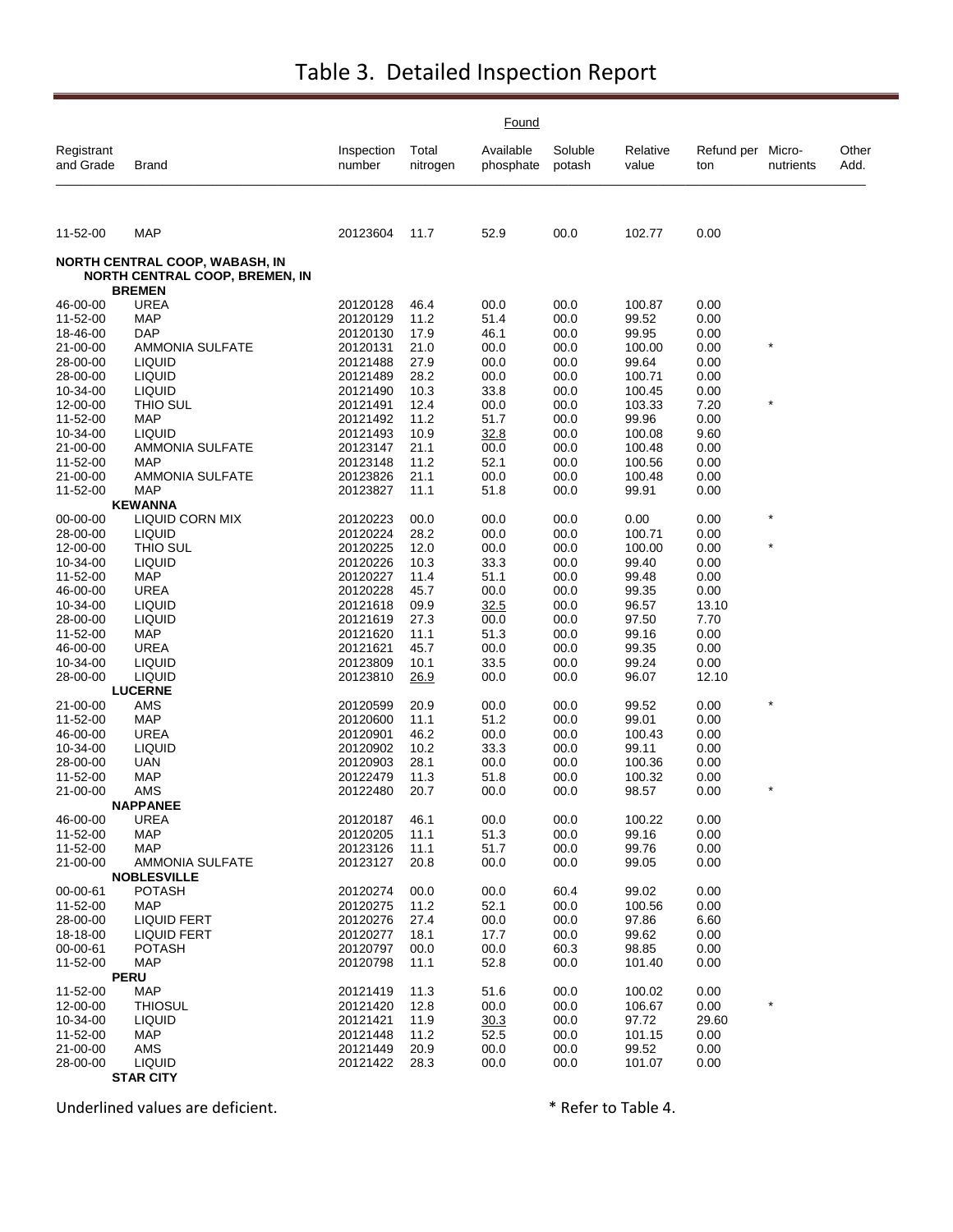# Table 3. Detailed Inspection Report

| Registrant and Grade | Brand | Inspection number | Found Total nitrogen | Found Available phosphate | Found Soluble potash | Found Relative value | Found Refund per ton | Found Micro-nutrients | Found Other Add. |
|---|---|---|---|---|---|---|---|---|---|
| 11-52-00 | MAP | 20123604 | 11.7 | 52.9 | 00.0 | 102.77 | 0.00 | | |
| **NORTH CENTRAL COOP, WABASH, IN** | | | | | | | | | |
| **NORTH CENTRAL COOP, BREMEN, IN** | | | | | | | | | |
| **BREMEN** | | | | | | | | | |
| 46-00-00 | UREA | 20120128 | 46.4 | 00.0 | 00.0 | 100.87 | 0.00 | | |
| 11-52-00 | MAP | 20120129 | 11.2 | 51.4 | 00.0 | 99.52 | 0.00 | | |
| 18-46-00 | DAP | 20120130 | 17.9 | 46.1 | 00.0 | 99.95 | 0.00 | | |
| 21-00-00 | AMMONIA SULFATE | 20120131 | 21.0 | 00.0 | 00.0 | 100.00 | 0.00 | * | |
| 28-00-00 | LIQUID | 20121488 | 27.9 | 00.0 | 00.0 | 99.64 | 0.00 | | |
| 28-00-00 | LIQUID | 20121489 | 28.2 | 00.0 | 00.0 | 100.71 | 0.00 | | |
| 10-34-00 | LIQUID | 20121490 | 10.3 | 33.8 | 00.0 | 100.45 | 0.00 | | |
| 12-00-00 | THIO SUL | 20121491 | 12.4 | 00.0 | 00.0 | 103.33 | 7.20 | * | |
| 11-52-00 | MAP | 20121492 | 11.2 | 51.7 | 00.0 | 99.96 | 0.00 | | |
| 10-34-00 | LIQUID | 20121493 | 10.9 | <u>32.8</u> | 00.0 | 100.08 | 9.60 | | |
| 21-00-00 | AMMONIA SULFATE | 20123147 | 21.1 | 00.0 | 00.0 | 100.48 | 0.00 | | |
| 11-52-00 | MAP | 20123148 | 11.2 | 52.1 | 00.0 | 100.56 | 0.00 | | |
| 21-00-00 | AMMONIA SULFATE | 20123826 | 21.1 | 00.0 | 00.0 | 100.48 | 0.00 | | |
| 11-52-00 | MAP | 20123827 | 11.1 | 51.8 | 00.0 | 99.91 | 0.00 | | |
| **KEWANNA** | | | | | | | | | |
| 00-00-00 | LIQUID CORN MIX | 20120223 | 00.0 | 00.0 | 00.0 | 0.00 | 0.00 | * | |
| 28-00-00 | LIQUID | 20120224 | 28.2 | 00.0 | 00.0 | 100.71 | 0.00 | | |
| 12-00-00 | THIO SUL | 20120225 | 12.0 | 00.0 | 00.0 | 100.00 | 0.00 | * | |
| 10-34-00 | LIQUID | 20120226 | 10.3 | 33.3 | 00.0 | 99.40 | 0.00 | | |
| 11-52-00 | MAP | 20120227 | 11.4 | 51.1 | 00.0 | 99.48 | 0.00 | | |
| 46-00-00 | UREA | 20120228 | 45.7 | 00.0 | 00.0 | 99.35 | 0.00 | | |
| 10-34-00 | LIQUID | 20121618 | 09.9 | <u>32.5</u> | 00.0 | 96.57 | 13.10 | | |
| 28-00-00 | LIQUID | 20121619 | 27.3 | 00.0 | 00.0 | 97.50 | 7.70 | | |
| 11-52-00 | MAP | 20121620 | 11.1 | 51.3 | 00.0 | 99.16 | 0.00 | | |
| 46-00-00 | UREA | 20121621 | 45.7 | 00.0 | 00.0 | 99.35 | 0.00 | | |
| 10-34-00 | LIQUID | 20123809 | 10.1 | 33.5 | 00.0 | 99.24 | 0.00 | | |
| 28-00-00 | LIQUID | 20123810 | <u>26.9</u> | 00.0 | 00.0 | 96.07 | 12.10 | | |
| **LUCERNE** | | | | | | | | | |
| 21-00-00 | AMS | 20120599 | 20.9 | 00.0 | 00.0 | 99.52 | 0.00 | * | |
| 11-52-00 | MAP | 20120600 | 11.1 | 51.2 | 00.0 | 99.01 | 0.00 | | |
| 46-00-00 | UREA | 20120901 | 46.2 | 00.0 | 00.0 | 100.43 | 0.00 | | |
| 10-34-00 | LIQUID | 20120902 | 10.2 | 33.3 | 00.0 | 99.11 | 0.00 | | |
| 28-00-00 | UAN | 20120903 | 28.1 | 00.0 | 00.0 | 100.36 | 0.00 | | |
| 11-52-00 | MAP | 20122479 | 11.3 | 51.8 | 00.0 | 100.32 | 0.00 | | |
| 21-00-00 | AMS | 20122480 | 20.7 | 00.0 | 00.0 | 98.57 | 0.00 | * | |
| **NAPPANEE** | | | | | | | | | |
| 46-00-00 | UREA | 20120187 | 46.1 | 00.0 | 00.0 | 100.22 | 0.00 | | |
| 11-52-00 | MAP | 20120205 | 11.1 | 51.3 | 00.0 | 99.16 | 0.00 | | |
| 11-52-00 | MAP | 20123126 | 11.1 | 51.7 | 00.0 | 99.76 | 0.00 | | |
| 21-00-00 | AMMONIA SULFATE | 20123127 | 20.8 | 00.0 | 00.0 | 99.05 | 0.00 | | |
| **NOBLESVILLE** | | | | | | | | | |
| 00-00-61 | POTASH | 20120274 | 00.0 | 00.0 | 60.4 | 99.02 | 0.00 | | |
| 11-52-00 | MAP | 20120275 | 11.2 | 52.1 | 00.0 | 100.56 | 0.00 | | |
| 28-00-00 | LIQUID FERT | 20120276 | 27.4 | 00.0 | 00.0 | 97.86 | 6.60 | | |
| 18-18-00 | LIQUID FERT | 20120277 | 18.1 | 17.7 | 00.0 | 99.62 | 0.00 | | |
| 00-00-61 | POTASH | 20120797 | 00.0 | 00.0 | 60.3 | 98.85 | 0.00 | | |
| 11-52-00 | MAP | 20120798 | 11.1 | 52.8 | 00.0 | 101.40 | 0.00 | | |
| **PERU** | | | | | | | | | |
| 11-52-00 | MAP | 20121419 | 11.3 | 51.6 | 00.0 | 100.02 | 0.00 | | |
| 12-00-00 | THIOSUL | 20121420 | 12.8 | 00.0 | 00.0 | 106.67 | 0.00 | * | |
| 10-34-00 | LIQUID | 20121421 | 11.9 | <u>30.3</u> | 00.0 | 97.72 | 29.60 | | |
| 11-52-00 | MAP | 20121448 | 11.2 | 52.5 | 00.0 | 101.15 | 0.00 | | |
| 21-00-00 | AMS | 20121449 | 20.9 | 00.0 | 00.0 | 99.52 | 0.00 | | |
| 28-00-00 | LIQUID | 20121422 | 28.3 | 00.0 | 00.0 | 101.07 | 0.00 | | |
| **STAR CITY** | | | | | | | | | |

Underlined values are deficient. * Refer to Table 4.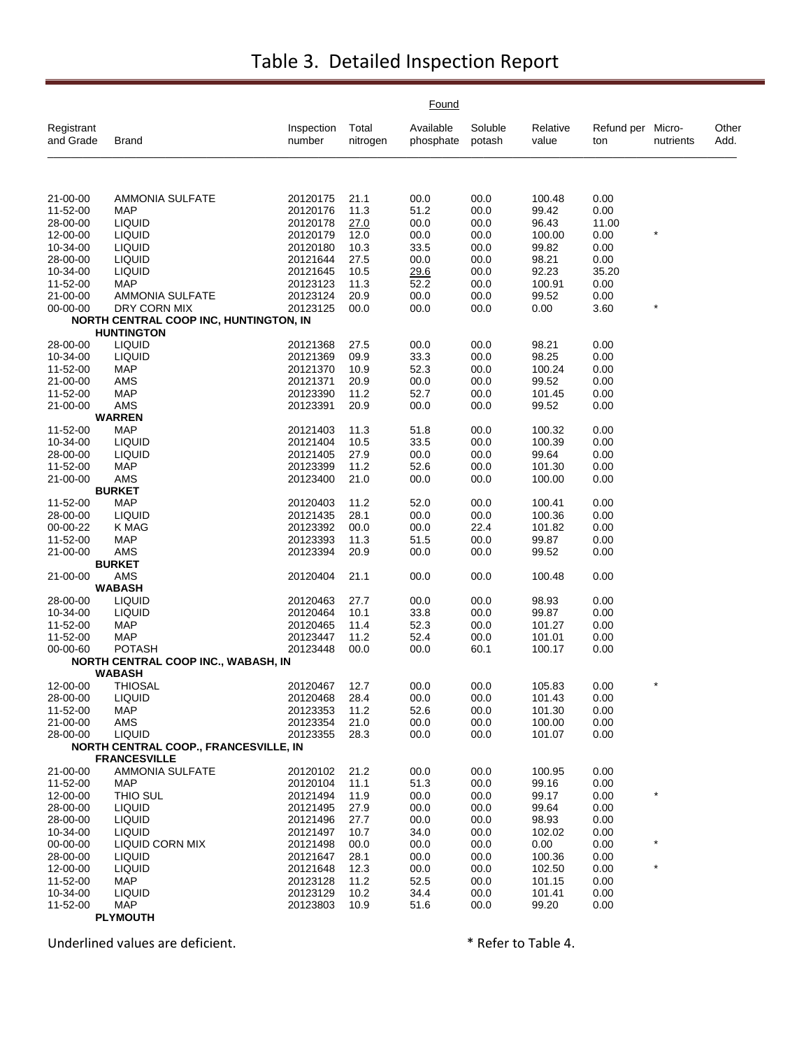# Table 3. Detailed Inspection Report

| Registrant and Grade | Brand | Inspection number | Found: Total nitrogen | Found: Available phosphate | Found: Soluble potash | Relative value | Refund per ton | Micro-nutrients | Other Add. |
|---|---|---|---|---|---|---|---|---|---|
| 21-00-00 | AMMONIA SULFATE | 20120175 | 21.1 | 00.0 | 00.0 | 100.48 | 0.00 | | |
| 11-52-00 | MAP | 20120176 | 11.3 | 51.2 | 00.0 | 99.42 | 0.00 | | |
| 28-00-00 | LIQUID | 20120178 | 27.0 | 00.0 | 00.0 | 96.43 | 11.00 | | |
| 12-00-00 | LIQUID | 20120179 | 12.0 | 00.0 | 00.0 | 100.00 | 0.00 | * | |
| 10-34-00 | LIQUID | 20120180 | 10.3 | 33.5 | 00.0 | 99.82 | 0.00 | | |
| 28-00-00 | LIQUID | 20121644 | 27.5 | 00.0 | 00.0 | 98.21 | 0.00 | | |
| 10-34-00 | LIQUID | 20121645 | 10.5 | 29.6 | 00.0 | 92.23 | 35.20 | | |
| 11-52-00 | MAP | 20123123 | 11.3 | 52.2 | 00.0 | 100.91 | 0.00 | | |
| 21-00-00 | AMMONIA SULFATE | 20123124 | 20.9 | 00.0 | 00.0 | 99.52 | 0.00 | | |
| 00-00-00 | DRY CORN MIX | 20123125 | 00.0 | 00.0 | 00.0 | 0.00 | 3.60 | * | |
| **NORTH CENTRAL COOP INC, HUNTINGTON, IN** | | | | | | | | | |
| **HUNTINGTON** | | | | | | | | | |
| 28-00-00 | LIQUID | 20121368 | 27.5 | 00.0 | 00.0 | 98.21 | 0.00 | | |
| 10-34-00 | LIQUID | 20121369 | 09.9 | 33.3 | 00.0 | 98.25 | 0.00 | | |
| 11-52-00 | MAP | 20121370 | 10.9 | 52.3 | 00.0 | 100.24 | 0.00 | | |
| 21-00-00 | AMS | 20121371 | 20.9 | 00.0 | 00.0 | 99.52 | 0.00 | | |
| 11-52-00 | MAP | 20123390 | 11.2 | 52.7 | 00.0 | 101.45 | 0.00 | | |
| 21-00-00 | AMS | 20123391 | 20.9 | 00.0 | 00.0 | 99.52 | 0.00 | | |
| **WARREN** | | | | | | | | | |
| 11-52-00 | MAP | 20121403 | 11.3 | 51.8 | 00.0 | 100.32 | 0.00 | | |
| 10-34-00 | LIQUID | 20121404 | 10.5 | 33.5 | 00.0 | 100.39 | 0.00 | | |
| 28-00-00 | LIQUID | 20121405 | 27.9 | 00.0 | 00.0 | 99.64 | 0.00 | | |
| 11-52-00 | MAP | 20123399 | 11.2 | 52.6 | 00.0 | 101.30 | 0.00 | | |
| 21-00-00 | AMS | 20123400 | 21.0 | 00.0 | 00.0 | 100.00 | 0.00 | | |
| **BURKET** | | | | | | | | | |
| 11-52-00 | MAP | 20120403 | 11.2 | 52.0 | 00.0 | 100.41 | 0.00 | | |
| 28-00-00 | LIQUID | 20121435 | 28.1 | 00.0 | 00.0 | 100.36 | 0.00 | | |
| 00-00-22 | K MAG | 20123392 | 00.0 | 00.0 | 22.4 | 101.82 | 0.00 | | |
| 11-52-00 | MAP | 20123393 | 11.3 | 51.5 | 00.0 | 99.87 | 0.00 | | |
| 21-00-00 | AMS | 20123394 | 20.9 | 00.0 | 00.0 | 99.52 | 0.00 | | |
| **BURKET** | | | | | | | | | |
| 21-00-00 | AMS | 20120404 | 21.1 | 00.0 | 00.0 | 100.48 | 0.00 | | |
| **WABASH** | | | | | | | | | |
| 28-00-00 | LIQUID | 20120463 | 27.7 | 00.0 | 00.0 | 98.93 | 0.00 | | |
| 10-34-00 | LIQUID | 20120464 | 10.1 | 33.8 | 00.0 | 99.87 | 0.00 | | |
| 11-52-00 | MAP | 20120465 | 11.4 | 52.3 | 00.0 | 101.27 | 0.00 | | |
| 11-52-00 | MAP | 20123447 | 11.2 | 52.4 | 00.0 | 101.01 | 0.00 | | |
| 00-00-60 | POTASH | 20123448 | 00.0 | 00.0 | 60.1 | 100.17 | 0.00 | | |
| **NORTH CENTRAL COOP INC., WABASH, IN** | | | | | | | | | |
| **WABASH** | | | | | | | | | |
| 12-00-00 | THIOSAL | 20120467 | 12.7 | 00.0 | 00.0 | 105.83 | 0.00 | * | |
| 28-00-00 | LIQUID | 20120468 | 28.4 | 00.0 | 00.0 | 101.43 | 0.00 | | |
| 11-52-00 | MAP | 20123353 | 11.2 | 52.6 | 00.0 | 101.30 | 0.00 | | |
| 21-00-00 | AMS | 20123354 | 21.0 | 00.0 | 00.0 | 100.00 | 0.00 | | |
| 28-00-00 | LIQUID | 20123355 | 28.3 | 00.0 | 00.0 | 101.07 | 0.00 | | |
| **NORTH CENTRAL COOP., FRANCESVILLE, IN** | | | | | | | | | |
| **FRANCESVILLE** | | | | | | | | | |
| 21-00-00 | AMMONIA SULFATE | 20120102 | 21.2 | 00.0 | 00.0 | 100.95 | 0.00 | | |
| 11-52-00 | MAP | 20120104 | 11.1 | 51.3 | 00.0 | 99.16 | 0.00 | | |
| 12-00-00 | THIO SUL | 20121494 | 11.9 | 00.0 | 00.0 | 99.17 | 0.00 | * | |
| 28-00-00 | LIQUID | 20121495 | 27.9 | 00.0 | 00.0 | 99.64 | 0.00 | | |
| 28-00-00 | LIQUID | 20121496 | 27.7 | 00.0 | 00.0 | 98.93 | 0.00 | | |
| 10-34-00 | LIQUID | 20121497 | 10.7 | 34.0 | 00.0 | 102.02 | 0.00 | | |
| 00-00-00 | LIQUID CORN MIX | 20121498 | 00.0 | 00.0 | 00.0 | 0.00 | 0.00 | * | |
| 28-00-00 | LIQUID | 20121647 | 28.1 | 00.0 | 00.0 | 100.36 | 0.00 | | |
| 12-00-00 | LIQUID | 20121648 | 12.3 | 00.0 | 00.0 | 102.50 | 0.00 | * | |
| 11-52-00 | MAP | 20123128 | 11.2 | 52.5 | 00.0 | 101.15 | 0.00 | | |
| 10-34-00 | LIQUID | 20123129 | 10.2 | 34.4 | 00.0 | 101.41 | 0.00 | | |
| 11-52-00 | MAP | 20123803 | 10.9 | 51.6 | 00.0 | 99.20 | 0.00 | | |
| **PLYMOUTH** | | | | | | | | | |

Underlined values are deficient. (Deficient values on this page: 27.0 for inspection 20120178; 29.6 for inspection 20121645.)

* Refer to Table 4.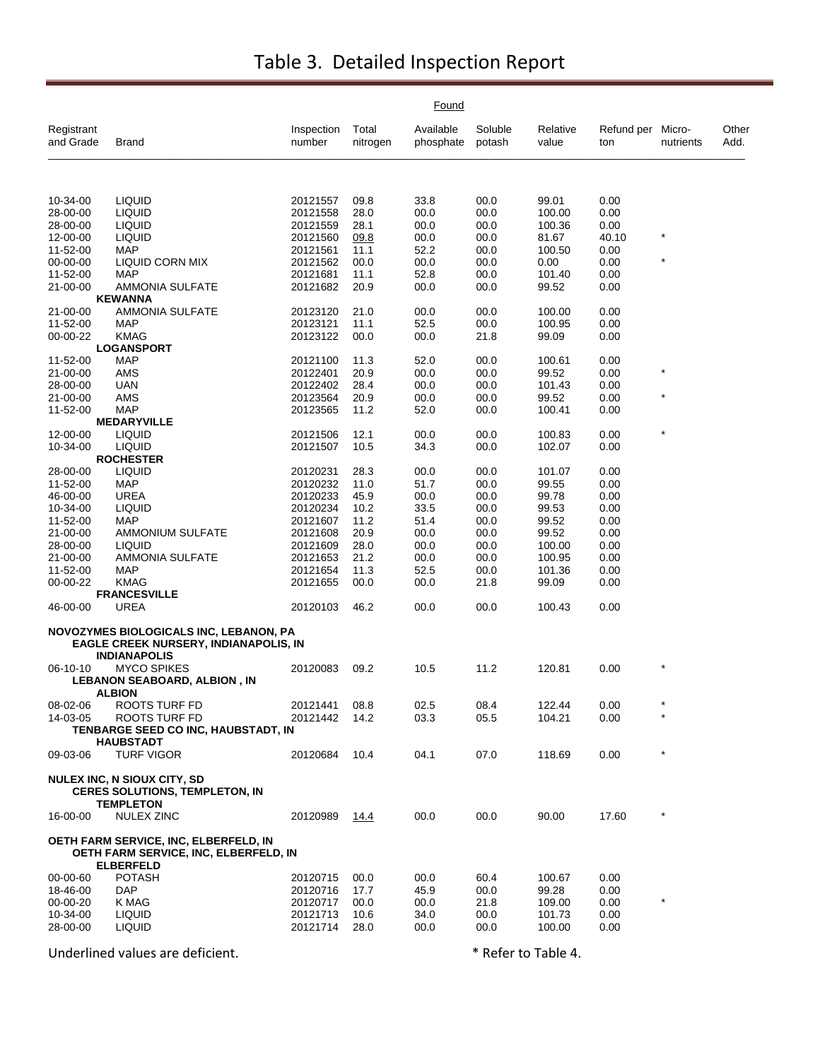# Table 3. Detailed Inspection Report

| Registrant and Grade | Brand | Inspection number | Found Total nitrogen | Found Available phosphate | Found Soluble potash | Relative value | Refund per ton | Micro-nutrients | Other Add. |
|---|---|---|---|---|---|---|---|---|---|
| 10-34-00 | LIQUID | 20121557 | 09.8 | 33.8 | 00.0 | 99.01 | 0.00 | | |
| 28-00-00 | LIQUID | 20121558 | 28.0 | 00.0 | 00.0 | 100.00 | 0.00 | | |
| 28-00-00 | LIQUID | 20121559 | 28.1 | 00.0 | 00.0 | 100.36 | 0.00 | | |
| 12-00-00 | LIQUID | 20121560 | 09.8 | 00.0 | 00.0 | 81.67 | 40.10 | * | |
| 11-52-00 | MAP | 20121561 | 11.1 | 52.2 | 00.0 | 100.50 | 0.00 | | |
| 00-00-00 | LIQUID CORN MIX | 20121562 | 00.0 | 00.0 | 00.0 | 0.00 | 0.00 | * | |
| 11-52-00 | MAP | 20121681 | 11.1 | 52.8 | 00.0 | 101.40 | 0.00 | | |
| 21-00-00 | AMMONIA SULFATE | 20121682 | 20.9 | 00.0 | 00.0 | 99.52 | 0.00 | | |
| | **KEWANNA** | | | | | | | | |
| 21-00-00 | AMMONIA SULFATE | 20123120 | 21.0 | 00.0 | 00.0 | 100.00 | 0.00 | | |
| 11-52-00 | MAP | 20123121 | 11.1 | 52.5 | 00.0 | 100.95 | 0.00 | | |
| 00-00-22 | KMAG | 20123122 | 00.0 | 00.0 | 21.8 | 99.09 | 0.00 | | |
| | **LOGANSPORT** | | | | | | | | |
| 11-52-00 | MAP | 20121100 | 11.3 | 52.0 | 00.0 | 100.61 | 0.00 | | |
| 21-00-00 | AMS | 20122401 | 20.9 | 00.0 | 00.0 | 99.52 | 0.00 | * | |
| 28-00-00 | UAN | 20122402 | 28.4 | 00.0 | 00.0 | 101.43 | 0.00 | | |
| 21-00-00 | AMS | 20123564 | 20.9 | 00.0 | 00.0 | 99.52 | 0.00 | * | |
| 11-52-00 | MAP | 20123565 | 11.2 | 52.0 | 00.0 | 100.41 | 0.00 | | |
| | **MEDARYVILLE** | | | | | | | | |
| 12-00-00 | LIQUID | 20121506 | 12.1 | 00.0 | 00.0 | 100.83 | 0.00 | * | |
| 10-34-00 | LIQUID | 20121507 | 10.5 | 34.3 | 00.0 | 102.07 | 0.00 | | |
| | **ROCHESTER** | | | | | | | | |
| 28-00-00 | LIQUID | 20120231 | 28.3 | 00.0 | 00.0 | 101.07 | 0.00 | | |
| 11-52-00 | MAP | 20120232 | 11.0 | 51.7 | 00.0 | 99.55 | 0.00 | | |
| 46-00-00 | UREA | 20120233 | 45.9 | 00.0 | 00.0 | 99.78 | 0.00 | | |
| 10-34-00 | LIQUID | 20120234 | 10.2 | 33.5 | 00.0 | 99.53 | 0.00 | | |
| 11-52-00 | MAP | 20121607 | 11.2 | 51.4 | 00.0 | 99.52 | 0.00 | | |
| 21-00-00 | AMMONIUM SULFATE | 20121608 | 20.9 | 00.0 | 00.0 | 99.52 | 0.00 | | |
| 28-00-00 | LIQUID | 20121609 | 28.0 | 00.0 | 00.0 | 100.00 | 0.00 | | |
| 21-00-00 | AMMONIA SULFATE | 20121653 | 21.2 | 00.0 | 00.0 | 100.95 | 0.00 | | |
| 11-52-00 | MAP | 20121654 | 11.3 | 52.5 | 00.0 | 101.36 | 0.00 | | |
| 00-00-22 | KMAG | 20121655 | 00.0 | 00.0 | 21.8 | 99.09 | 0.00 | | |
| | **FRANCESVILLE** | | | | | | | | |
| 46-00-00 | UREA | 20120103 | 46.2 | 00.0 | 00.0 | 100.43 | 0.00 | | |
| **NOVOZYMES BIOLOGICALS INC, LEBANON, PA** | | | | | | | | | |
| **EAGLE CREEK NURSERY, INDIANAPOLIS, IN** | | | | | | | | | |
| | **INDIANAPOLIS** | | | | | | | | |
| 06-10-10 | MYCO SPIKES | 20120083 | 09.2 | 10.5 | 11.2 | 120.81 | 0.00 | * | |
| **LEBANON SEABOARD, ALBION , IN** | | | | | | | | | |
| | **ALBION** | | | | | | | | |
| 08-02-06 | ROOTS TURF FD | 20121441 | 08.8 | 02.5 | 08.4 | 122.44 | 0.00 | * | |
| 14-03-05 | ROOTS TURF FD | 20121442 | 14.2 | 03.3 | 05.5 | 104.21 | 0.00 | * | |
| **TENBARGE SEED CO INC, HAUBSTADT, IN** | | | | | | | | | |
| | **HAUBSTADT** | | | | | | | | |
| 09-03-06 | TURF VIGOR | 20120684 | 10.4 | 04.1 | 07.0 | 118.69 | 0.00 | * | |
| **NULEX INC, N SIOUX CITY, SD** | | | | | | | | | |
| **CERES SOLUTIONS, TEMPLETON, IN** | | | | | | | | | |
| | **TEMPLETON** | | | | | | | | |
| 16-00-00 | NULEX ZINC | 20120989 | 14.4 | 00.0 | 00.0 | 90.00 | 17.60 | * | |
| **OETH FARM SERVICE, INC, ELBERFELD, IN** | | | | | | | | | |
| **OETH FARM SERVICE, INC, ELBERFELD, IN** | | | | | | | | | |
| | **ELBERFELD** | | | | | | | | |
| 00-00-60 | POTASH | 20120715 | 00.0 | 00.0 | 60.4 | 100.67 | 0.00 | | |
| 18-46-00 | DAP | 20120716 | 17.7 | 45.9 | 00.0 | 99.28 | 0.00 | | |
| 00-00-20 | K MAG | 20120717 | 00.0 | 00.0 | 21.8 | 109.00 | 0.00 | * | |
| 10-34-00 | LIQUID | 20121713 | 10.6 | 34.0 | 00.0 | 101.73 | 0.00 | | |
| 28-00-00 | LIQUID | 20121714 | 28.0 | 00.0 | 00.0 | 100.00 | 0.00 | | |

Underlined values are deficient. (Deficient values on this page: 09.8 for inspection 20121560; 14.4 for inspection 20120989.)

* Refer to Table 4.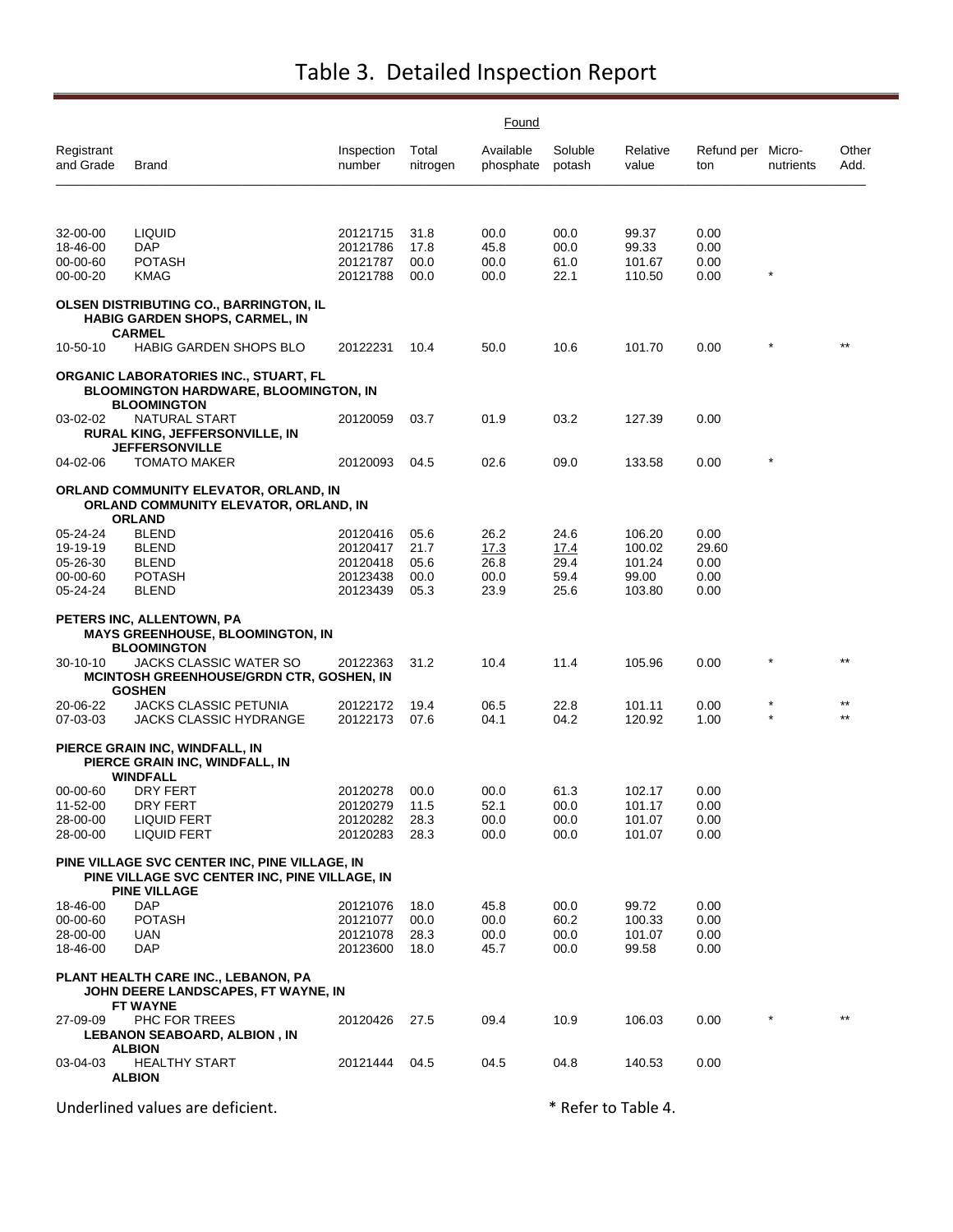# Table 3. Detailed Inspection Report

| Registrant and Grade | Brand | Inspection number | Found: Total nitrogen | Found: Available phosphate | Found: Soluble potash | Relative value | Refund per ton | Micro-nutrients | Other Add. |
|---|---|---|---|---|---|---|---|---|---|
| 32-00-00 | LIQUID | 20121715 | 31.8 | 00.0 | 00.0 | 99.37 | 0.00 | | |
| 18-46-00 | DAP | 20121786 | 17.8 | 45.8 | 00.0 | 99.33 | 0.00 | | |
| 00-00-60 | POTASH | 20121787 | 00.0 | 00.0 | 61.0 | 101.67 | 0.00 | | |
| 00-00-20 | KMAG | 20121788 | 00.0 | 00.0 | 22.1 | 110.50 | 0.00 | * | |
| **OLSEN DISTRIBUTING CO., BARRINGTON, IL** | | | | | | | | | |
| **HABIG GARDEN SHOPS, CARMEL, IN** | | | | | | | | | |
| **CARMEL** | | | | | | | | | |
| 10-50-10 | HABIG GARDEN SHOPS BLO | 20122231 | 10.4 | 50.0 | 10.6 | 101.70 | 0.00 | * | ** |
| **ORGANIC LABORATORIES INC., STUART, FL** | | | | | | | | | |
| **BLOOMINGTON HARDWARE, BLOOMINGTON, IN** | | | | | | | | | |
| **BLOOMINGTON** | | | | | | | | | |
| 03-02-02 | NATURAL START | 20120059 | 03.7 | 01.9 | 03.2 | 127.39 | 0.00 | | |
| **RURAL KING, JEFFERSONVILLE, IN** | | | | | | | | | |
| **JEFFERSONVILLE** | | | | | | | | | |
| 04-02-06 | TOMATO MAKER | 20120093 | 04.5 | 02.6 | 09.0 | 133.58 | 0.00 | * | |
| **ORLAND COMMUNITY ELEVATOR, ORLAND, IN** | | | | | | | | | |
| **ORLAND COMMUNITY ELEVATOR, ORLAND, IN** | | | | | | | | | |
| **ORLAND** | | | | | | | | | |
| 05-24-24 | BLEND | 20120416 | 05.6 | 26.2 | 24.6 | 106.20 | 0.00 | | |
| 19-19-19 | BLEND | 20120417 | 21.7 | <u>17.3</u> | <u>17.4</u> | 100.02 | 29.60 | | |
| 05-26-30 | BLEND | 20120418 | 05.6 | 26.8 | 29.4 | 101.24 | 0.00 | | |
| 00-00-60 | POTASH | 20123438 | 00.0 | 00.0 | 59.4 | 99.00 | 0.00 | | |
| 05-24-24 | BLEND | 20123439 | 05.3 | 23.9 | 25.6 | 103.80 | 0.00 | | |
| **PETERS INC, ALLENTOWN, PA** | | | | | | | | | |
| **MAYS GREENHOUSE, BLOOMINGTON, IN** | | | | | | | | | |
| **BLOOMINGTON** | | | | | | | | | |
| 30-10-10 | JACKS CLASSIC WATER SO | 20122363 | 31.2 | 10.4 | 11.4 | 105.96 | 0.00 | * | ** |
| **MCINTOSH GREENHOUSE/GRDN CTR, GOSHEN, IN** | | | | | | | | | |
| **GOSHEN** | | | | | | | | | |
| 20-06-22 | JACKS CLASSIC PETUNIA | 20122172 | 19.4 | 06.5 | 22.8 | 101.11 | 0.00 | * | ** |
| 07-03-03 | JACKS CLASSIC HYDRANGE | 20122173 | 07.6 | 04.1 | 04.2 | 120.92 | 1.00 | * | ** |
| **PIERCE GRAIN INC, WINDFALL, IN** | | | | | | | | | |
| **PIERCE GRAIN INC, WINDFALL, IN** | | | | | | | | | |
| **WINDFALL** | | | | | | | | | |
| 00-00-60 | DRY FERT | 20120278 | 00.0 | 00.0 | 61.3 | 102.17 | 0.00 | | |
| 11-52-00 | DRY FERT | 20120279 | 11.5 | 52.1 | 00.0 | 101.17 | 0.00 | | |
| 28-00-00 | LIQUID FERT | 20120282 | 28.3 | 00.0 | 00.0 | 101.07 | 0.00 | | |
| 28-00-00 | LIQUID FERT | 20120283 | 28.3 | 00.0 | 00.0 | 101.07 | 0.00 | | |
| **PINE VILLAGE SVC CENTER INC, PINE VILLAGE, IN** | | | | | | | | | |
| **PINE VILLAGE SVC CENTER INC, PINE VILLAGE, IN** | | | | | | | | | |
| **PINE VILLAGE** | | | | | | | | | |
| 18-46-00 | DAP | 20121076 | 18.0 | 45.8 | 00.0 | 99.72 | 0.00 | | |
| 00-00-60 | POTASH | 20121077 | 00.0 | 00.0 | 60.2 | 100.33 | 0.00 | | |
| 28-00-00 | UAN | 20121078 | 28.3 | 00.0 | 00.0 | 101.07 | 0.00 | | |
| 18-46-00 | DAP | 20123600 | 18.0 | 45.7 | 00.0 | 99.58 | 0.00 | | |
| **PLANT HEALTH CARE INC., LEBANON, PA** | | | | | | | | | |
| **JOHN DEERE LANDSCAPES, FT WAYNE, IN** | | | | | | | | | |
| **FT WAYNE** | | | | | | | | | |
| 27-09-09 | PHC FOR TREES | 20120426 | 27.5 | 09.4 | 10.9 | 106.03 | 0.00 | * | ** |
| **LEBANON SEABOARD, ALBION , IN** | | | | | | | | | |
| **ALBION** | | | | | | | | | |
| 03-04-03 | HEALTHY START | 20121444 | 04.5 | 04.5 | 04.8 | 140.53 | 0.00 | | |
| **ALBION** | | | | | | | | | |

Underlined values are deficient. * Refer to Table 4.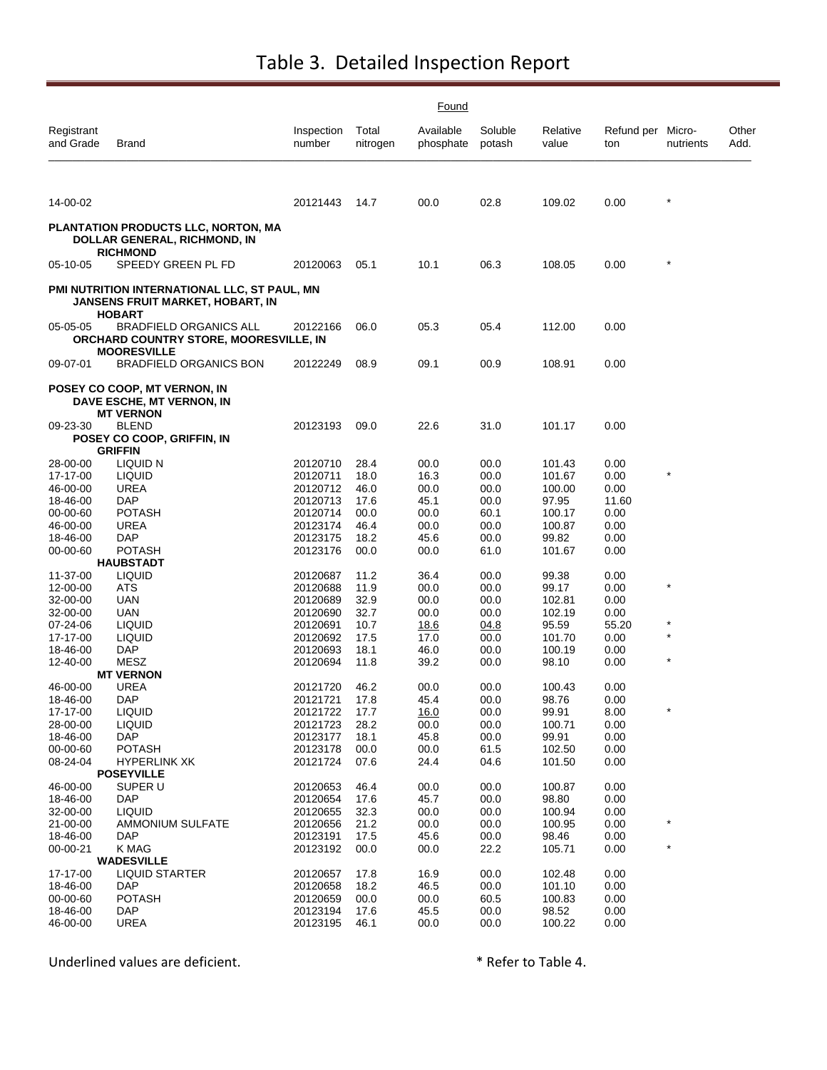# Table 3. Detailed Inspection Report

| Registrant and Grade | Brand | Inspection number | Found Total nitrogen | Available phosphate | Soluble potash | Relative value | Refund per ton | Micro-nutrients | Other Add. |
|---|---|---|---|---|---|---|---|---|---|
| 14-00-02 | | 20121443 | 14.7 | 00.0 | 02.8 | 109.02 | 0.00 | * | |
| **PLANTATION PRODUCTS LLC, NORTON, MA** | | | | | | | | | |
| | **DOLLAR GENERAL, RICHMOND, IN** | | | | | | | | |
| | **RICHMOND** | | | | | | | | |
| 05-10-05 | SPEEDY GREEN PL FD | 20120063 | 05.1 | 10.1 | 06.3 | 108.05 | 0.00 | * | |
| **PMI NUTRITION INTERNATIONAL LLC, ST PAUL, MN** | | | | | | | | | |
| | **JANSENS FRUIT MARKET, HOBART, IN** | | | | | | | | |
| | **HOBART** | | | | | | | | |
| 05-05-05 | BRADFIELD ORGANICS ALL | 20122166 | 06.0 | 05.3 | 05.4 | 112.00 | 0.00 | | |
| | **ORCHARD COUNTRY STORE, MOORESVILLE, IN** | | | | | | | | |
| | **MOORESVILLE** | | | | | | | | |
| 09-07-01 | BRADFIELD ORGANICS BON | 20122249 | 08.9 | 09.1 | 00.9 | 108.91 | 0.00 | | |
| **POSEY CO COOP, MT VERNON, IN** | | | | | | | | | |
| | **DAVE ESCHE, MT VERNON, IN** | | | | | | | | |
| | **MT VERNON** | | | | | | | | |
| 09-23-30 | BLEND | 20123193 | 09.0 | 22.6 | 31.0 | 101.17 | 0.00 | | |
| | **POSEY CO COOP, GRIFFIN, IN** | | | | | | | | |
| | **GRIFFIN** | | | | | | | | |
| 28-00-00 | LIQUID N | 20120710 | 28.4 | 00.0 | 00.0 | 101.43 | 0.00 | | |
| 17-17-00 | LIQUID | 20120711 | 18.0 | 16.3 | 00.0 | 101.67 | 0.00 | * | |
| 46-00-00 | UREA | 20120712 | 46.0 | 00.0 | 00.0 | 100.00 | 0.00 | | |
| 18-46-00 | DAP | 20120713 | 17.6 | 45.1 | 00.0 | 97.95 | 11.60 | | |
| 00-00-60 | POTASH | 20120714 | 00.0 | 00.0 | 60.1 | 100.17 | 0.00 | | |
| 46-00-00 | UREA | 20123174 | 46.4 | 00.0 | 00.0 | 100.87 | 0.00 | | |
| 18-46-00 | DAP | 20123175 | 18.2 | 45.6 | 00.0 | 99.82 | 0.00 | | |
| 00-00-60 | POTASH | 20123176 | 00.0 | 00.0 | 61.0 | 101.67 | 0.00 | | |
| | **HAUBSTADT** | | | | | | | | |
| 11-37-00 | LIQUID | 20120687 | 11.2 | 36.4 | 00.0 | 99.38 | 0.00 | | |
| 12-00-00 | ATS | 20120688 | 11.9 | 00.0 | 00.0 | 99.17 | 0.00 | * | |
| 32-00-00 | UAN | 20120689 | 32.9 | 00.0 | 00.0 | 102.81 | 0.00 | | |
| 32-00-00 | UAN | 20120690 | 32.7 | 00.0 | 00.0 | 102.19 | 0.00 | | |
| 07-24-06 | LIQUID | 20120691 | 10.7 | <u>18.6</u> | <u>04.8</u> | 95.59 | 55.20 | * | |
| 17-17-00 | LIQUID | 20120692 | 17.5 | 17.0 | 00.0 | 101.70 | 0.00 | * | |
| 18-46-00 | DAP | 20120693 | 18.1 | 46.0 | 00.0 | 100.19 | 0.00 | | |
| 12-40-00 | MESZ | 20120694 | 11.8 | 39.2 | 00.0 | 98.10 | 0.00 | * | |
| | **MT VERNON** | | | | | | | | |
| 46-00-00 | UREA | 20121720 | 46.2 | 00.0 | 00.0 | 100.43 | 0.00 | | |
| 18-46-00 | DAP | 20121721 | 17.8 | 45.4 | 00.0 | 98.76 | 0.00 | | |
| 17-17-00 | LIQUID | 20121722 | 17.7 | <u>16.0</u> | 00.0 | 99.91 | 8.00 | * | |
| 28-00-00 | LIQUID | 20121723 | 28.2 | 00.0 | 00.0 | 100.71 | 0.00 | | |
| 18-46-00 | DAP | 20123177 | 18.1 | 45.8 | 00.0 | 99.91 | 0.00 | | |
| 00-00-60 | POTASH | 20123178 | 00.0 | 00.0 | 61.5 | 102.50 | 0.00 | | |
| 08-24-04 | HYPERLINK XK | 20121724 | 07.6 | 24.4 | 04.6 | 101.50 | 0.00 | | |
| | **POSEYVILLE** | | | | | | | | |
| 46-00-00 | SUPER U | 20120653 | 46.4 | 00.0 | 00.0 | 100.87 | 0.00 | | |
| 18-46-00 | DAP | 20120654 | 17.6 | 45.7 | 00.0 | 98.80 | 0.00 | | |
| 32-00-00 | LIQUID | 20120655 | 32.3 | 00.0 | 00.0 | 100.94 | 0.00 | | |
| 21-00-00 | AMMONIUM SULFATE | 20120656 | 21.2 | 00.0 | 00.0 | 100.95 | 0.00 | * | |
| 18-46-00 | DAP | 20123191 | 17.5 | 45.6 | 00.0 | 98.46 | 0.00 | | |
| 00-00-21 | K MAG | 20123192 | 00.0 | 00.0 | 22.2 | 105.71 | 0.00 | * | |
| | **WADESVILLE** | | | | | | | | |
| 17-17-00 | LIQUID STARTER | 20120657 | 17.8 | 16.9 | 00.0 | 102.48 | 0.00 | | |
| 18-46-00 | DAP | 20120658 | 18.2 | 46.5 | 00.0 | 101.10 | 0.00 | | |
| 00-00-60 | POTASH | 20120659 | 00.0 | 00.0 | 60.5 | 100.83 | 0.00 | | |
| 18-46-00 | DAP | 20123194 | 17.6 | 45.5 | 00.0 | 98.52 | 0.00 | | |
| 46-00-00 | UREA | 20123195 | 46.1 | 00.0 | 00.0 | 100.22 | 0.00 | | |

Underlined values are deficient. * Refer to Table 4.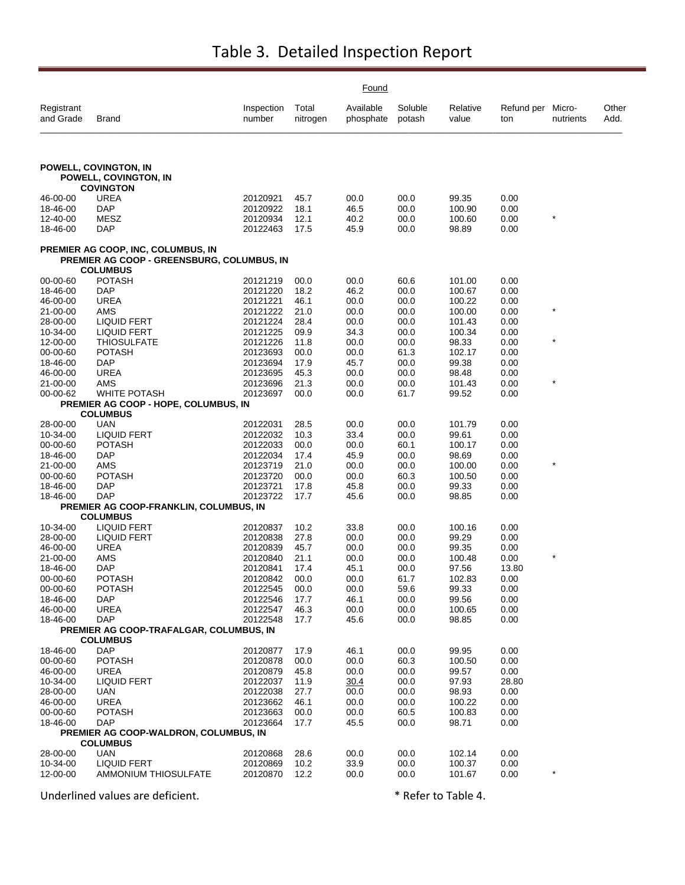# Table 3. Detailed Inspection Report

| Registrant and Grade | Brand | Inspection number | Total nitrogen | Available phosphate | Soluble potash | Relative value | Refund per ton | Micro-nutrients | Other Add. |
|---|---|---|---|---|---|---|---|---|---|
| | | | Found | | | | | | |
| **POWELL, COVINGTON, IN** | | | | | | | | | |
| **POWELL, COVINGTON, IN** | | | | | | | | | |
| **COVINGTON** | | | | | | | | | |
| 46-00-00 | UREA | 20120921 | 45.7 | 00.0 | 00.0 | 99.35 | 0.00 | | |
| 18-46-00 | DAP | 20120922 | 18.1 | 46.5 | 00.0 | 100.90 | 0.00 | | |
| 12-40-00 | MESZ | 20120934 | 12.1 | 40.2 | 00.0 | 100.60 | 0.00 | * | |
| 18-46-00 | DAP | 20122463 | 17.5 | 45.9 | 00.0 | 98.89 | 0.00 | | |
| **PREMIER AG COOP, INC, COLUMBUS, IN** | | | | | | | | | |
| **PREMIER AG COOP - GREENSBURG, COLUMBUS, IN** | | | | | | | | | |
| **COLUMBUS** | | | | | | | | | |
| 00-00-60 | POTASH | 20121219 | 00.0 | 00.0 | 60.6 | 101.00 | 0.00 | | |
| 18-46-00 | DAP | 20121220 | 18.2 | 46.2 | 00.0 | 100.67 | 0.00 | | |
| 46-00-00 | UREA | 20121221 | 46.1 | 00.0 | 00.0 | 100.22 | 0.00 | | |
| 21-00-00 | AMS | 20121222 | 21.0 | 00.0 | 00.0 | 100.00 | 0.00 | * | |
| 28-00-00 | LIQUID FERT | 20121224 | 28.4 | 00.0 | 00.0 | 101.43 | 0.00 | | |
| 10-34-00 | LIQUID FERT | 20121225 | 09.9 | 34.3 | 00.0 | 100.34 | 0.00 | | |
| 12-00-00 | THIOSULFATE | 20121226 | 11.8 | 00.0 | 00.0 | 98.33 | 0.00 | * | |
| 00-00-60 | POTASH | 20123693 | 00.0 | 00.0 | 61.3 | 102.17 | 0.00 | | |
| 18-46-00 | DAP | 20123694 | 17.9 | 45.7 | 00.0 | 99.38 | 0.00 | | |
| 46-00-00 | UREA | 20123695 | 45.3 | 00.0 | 00.0 | 98.48 | 0.00 | | |
| 21-00-00 | AMS | 20123696 | 21.3 | 00.0 | 00.0 | 101.43 | 0.00 | * | |
| 00-00-62 | WHITE POTASH | 20123697 | 00.0 | 00.0 | 61.7 | 99.52 | 0.00 | | |
| **PREMIER AG COOP - HOPE, COLUMBUS, IN** | | | | | | | | | |
| **COLUMBUS** | | | | | | | | | |
| 28-00-00 | UAN | 20122031 | 28.5 | 00.0 | 00.0 | 101.79 | 0.00 | | |
| 10-34-00 | LIQUID FERT | 20122032 | 10.3 | 33.4 | 00.0 | 99.61 | 0.00 | | |
| 00-00-60 | POTASH | 20122033 | 00.0 | 00.0 | 60.1 | 100.17 | 0.00 | | |
| 18-46-00 | DAP | 20122034 | 17.4 | 45.9 | 00.0 | 98.69 | 0.00 | | |
| 21-00-00 | AMS | 20123719 | 21.0 | 00.0 | 00.0 | 100.00 | 0.00 | * | |
| 00-00-60 | POTASH | 20123720 | 00.0 | 00.0 | 60.3 | 100.50 | 0.00 | | |
| 18-46-00 | DAP | 20123721 | 17.8 | 45.8 | 00.0 | 99.33 | 0.00 | | |
| 18-46-00 | DAP | 20123722 | 17.7 | 45.6 | 00.0 | 98.85 | 0.00 | | |
| **PREMIER AG COOP-FRANKLIN, COLUMBUS, IN** | | | | | | | | | |
| **COLUMBUS** | | | | | | | | | |
| 10-34-00 | LIQUID FERT | 20120837 | 10.2 | 33.8 | 00.0 | 100.16 | 0.00 | | |
| 28-00-00 | LIQUID FERT | 20120838 | 27.8 | 00.0 | 00.0 | 99.29 | 0.00 | | |
| 46-00-00 | UREA | 20120839 | 45.7 | 00.0 | 00.0 | 99.35 | 0.00 | | |
| 21-00-00 | AMS | 20120840 | 21.1 | 00.0 | 00.0 | 100.48 | 0.00 | * | |
| 18-46-00 | DAP | 20120841 | 17.4 | 45.1 | 00.0 | 97.56 | 13.80 | | |
| 00-00-60 | POTASH | 20120842 | 00.0 | 00.0 | 61.7 | 102.83 | 0.00 | | |
| 00-00-60 | POTASH | 20122545 | 00.0 | 00.0 | 59.6 | 99.33 | 0.00 | | |
| 18-46-00 | DAP | 20122546 | 17.7 | 46.1 | 00.0 | 99.56 | 0.00 | | |
| 46-00-00 | UREA | 20122547 | 46.3 | 00.0 | 00.0 | 100.65 | 0.00 | | |
| 18-46-00 | DAP | 20122548 | 17.7 | 45.6 | 00.0 | 98.85 | 0.00 | | |
| **PREMIER AG COOP-TRAFALGAR, COLUMBUS, IN** | | | | | | | | | |
| **COLUMBUS** | | | | | | | | | |
| 18-46-00 | DAP | 20120877 | 17.9 | 46.1 | 00.0 | 99.95 | 0.00 | | |
| 00-00-60 | POTASH | 20120878 | 00.0 | 00.0 | 60.3 | 100.50 | 0.00 | | |
| 46-00-00 | UREA | 20120879 | 45.8 | 00.0 | 00.0 | 99.57 | 0.00 | | |
| 10-34-00 | LIQUID FERT | 20122037 | 11.9 | <u>30.4</u> | 00.0 | 97.93 | 28.80 | | |
| 28-00-00 | UAN | 20122038 | 27.7 | 00.0 | 00.0 | 98.93 | 0.00 | | |
| 46-00-00 | UREA | 20123662 | 46.1 | 00.0 | 00.0 | 100.22 | 0.00 | | |
| 00-00-60 | POTASH | 20123663 | 00.0 | 00.0 | 60.5 | 100.83 | 0.00 | | |
| 18-46-00 | DAP | 20123664 | 17.7 | 45.5 | 00.0 | 98.71 | 0.00 | | |
| **PREMIER AG COOP-WALDRON, COLUMBUS, IN** | | | | | | | | | |
| **COLUMBUS** | | | | | | | | | |
| 28-00-00 | UAN | 20120868 | 28.6 | 00.0 | 00.0 | 102.14 | 0.00 | | |
| 10-34-00 | LIQUID FERT | 20120869 | 10.2 | 33.9 | 00.0 | 100.37 | 0.00 | | |
| 12-00-00 | AMMONIUM THIOSULFATE | 20120870 | 12.2 | 00.0 | 00.0 | 101.67 | 0.00 | * | |

Underlined values are deficient. * Refer to Table 4.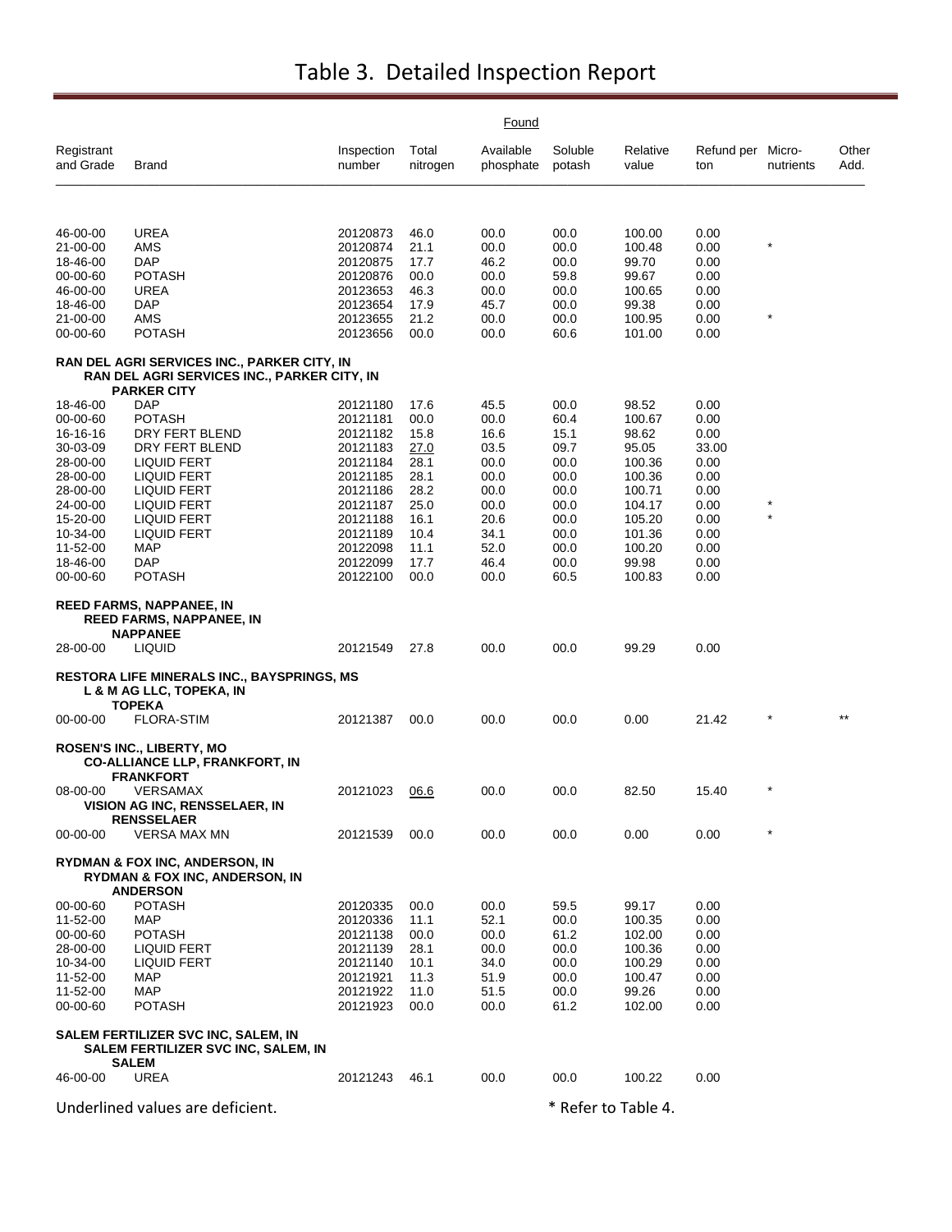# Table 3. Detailed Inspection Report

| Registrant and Grade | Brand | Inspection number | Found Total nitrogen | Found Available phosphate | Found Soluble potash | Relative value | Refund per ton | Micro-nutrients | Other Add. |
|---|---|---|---|---|---|---|---|---|---|
| 46-00-00 | UREA | 20120873 | 46.0 | 00.0 | 00.0 | 100.00 | 0.00 | | |
| 21-00-00 | AMS | 20120874 | 21.1 | 00.0 | 00.0 | 100.48 | 0.00 | * | |
| 18-46-00 | DAP | 20120875 | 17.7 | 46.2 | 00.0 | 99.70 | 0.00 | | |
| 00-00-60 | POTASH | 20120876 | 00.0 | 00.0 | 59.8 | 99.67 | 0.00 | | |
| 46-00-00 | UREA | 20123653 | 46.3 | 00.0 | 00.0 | 100.65 | 0.00 | | |
| 18-46-00 | DAP | 20123654 | 17.9 | 45.7 | 00.0 | 99.38 | 0.00 | | |
| 21-00-00 | AMS | 20123655 | 21.2 | 00.0 | 00.0 | 100.95 | 0.00 | * | |
| 00-00-60 | POTASH | 20123656 | 00.0 | 00.0 | 60.6 | 101.00 | 0.00 | | |
| **RAN DEL AGRI SERVICES INC., PARKER CITY, IN** | | | | | | | | | |
| | **RAN DEL AGRI SERVICES INC., PARKER CITY, IN** | | | | | | | | |
| | **PARKER CITY** | | | | | | | | |
| 18-46-00 | DAP | 20121180 | 17.6 | 45.5 | 00.0 | 98.52 | 0.00 | | |
| 00-00-60 | POTASH | 20121181 | 00.0 | 00.0 | 60.4 | 100.67 | 0.00 | | |
| 16-16-16 | DRY FERT BLEND | 20121182 | 15.8 | 16.6 | 15.1 | 98.62 | 0.00 | | |
| 30-03-09 | DRY FERT BLEND | 20121183 | <u>27.0</u> | 03.5 | 09.7 | 95.05 | 33.00 | | |
| 28-00-00 | LIQUID FERT | 20121184 | 28.1 | 00.0 | 00.0 | 100.36 | 0.00 | | |
| 28-00-00 | LIQUID FERT | 20121185 | 28.1 | 00.0 | 00.0 | 100.36 | 0.00 | | |
| 28-00-00 | LIQUID FERT | 20121186 | 28.2 | 00.0 | 00.0 | 100.71 | 0.00 | | |
| 24-00-00 | LIQUID FERT | 20121187 | 25.0 | 00.0 | 00.0 | 104.17 | 0.00 | * | |
| 15-20-00 | LIQUID FERT | 20121188 | 16.1 | 20.6 | 00.0 | 105.20 | 0.00 | * | |
| 10-34-00 | LIQUID FERT | 20121189 | 10.4 | 34.1 | 00.0 | 101.36 | 0.00 | | |
| 11-52-00 | MAP | 20122098 | 11.1 | 52.0 | 00.0 | 100.20 | 0.00 | | |
| 18-46-00 | DAP | 20122099 | 17.7 | 46.4 | 00.0 | 99.98 | 0.00 | | |
| 00-00-60 | POTASH | 20122100 | 00.0 | 00.0 | 60.5 | 100.83 | 0.00 | | |
| **REED FARMS, NAPPANEE, IN** | | | | | | | | | |
| | **REED FARMS, NAPPANEE, IN** | | | | | | | | |
| | **NAPPANEE** | | | | | | | | |
| 28-00-00 | LIQUID | 20121549 | 27.8 | 00.0 | 00.0 | 99.29 | 0.00 | | |
| **RESTORA LIFE MINERALS INC., BAYSPRINGS, MS** | | | | | | | | | |
| | **L & M AG LLC, TOPEKA, IN** | | | | | | | | |
| | **TOPEKA** | | | | | | | | |
| 00-00-00 | FLORA-STIM | 20121387 | 00.0 | 00.0 | 00.0 | 0.00 | 21.42 | * | ** |
| **ROSEN'S INC., LIBERTY, MO** | | | | | | | | | |
| | **CO-ALLIANCE LLP, FRANKFORT, IN** | | | | | | | | |
| | **FRANKFORT** | | | | | | | | |
| 08-00-00 | VERSAMAX | 20121023 | <u>06.6</u> | 00.0 | 00.0 | 82.50 | 15.40 | * | |
| | **VISION AG INC, RENSSELAER, IN** | | | | | | | | |
| | **RENSSELAER** | | | | | | | | |
| 00-00-00 | VERSA MAX MN | 20121539 | 00.0 | 00.0 | 00.0 | 0.00 | 0.00 | * | |
| **RYDMAN & FOX INC, ANDERSON, IN** | | | | | | | | | |
| | **RYDMAN & FOX INC, ANDERSON, IN** | | | | | | | | |
| | **ANDERSON** | | | | | | | | |
| 00-00-60 | POTASH | 20120335 | 00.0 | 00.0 | 59.5 | 99.17 | 0.00 | | |
| 11-52-00 | MAP | 20120336 | 11.1 | 52.1 | 00.0 | 100.35 | 0.00 | | |
| 00-00-60 | POTASH | 20121138 | 00.0 | 00.0 | 61.2 | 102.00 | 0.00 | | |
| 28-00-00 | LIQUID FERT | 20121139 | 28.1 | 00.0 | 00.0 | 100.36 | 0.00 | | |
| 10-34-00 | LIQUID FERT | 20121140 | 10.1 | 34.0 | 00.0 | 100.29 | 0.00 | | |
| 11-52-00 | MAP | 20121921 | 11.3 | 51.9 | 00.0 | 100.47 | 0.00 | | |
| 11-52-00 | MAP | 20121922 | 11.0 | 51.5 | 00.0 | 99.26 | 0.00 | | |
| 00-00-60 | POTASH | 20121923 | 00.0 | 00.0 | 61.2 | 102.00 | 0.00 | | |
| **SALEM FERTILIZER SVC INC, SALEM, IN** | | | | | | | | | |
| | **SALEM FERTILIZER SVC INC, SALEM, IN** | | | | | | | | |
| | **SALEM** | | | | | | | | |
| 46-00-00 | UREA | 20121243 | 46.1 | 00.0 | 00.0 | 100.22 | 0.00 | | |

Underlined values are deficient.

\* Refer to Table 4.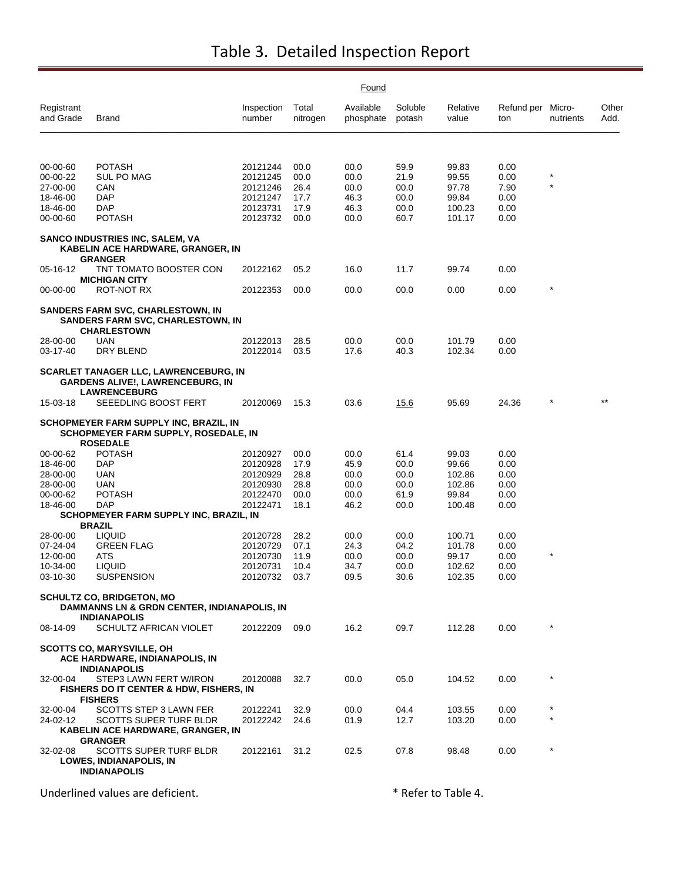# Table 3. Detailed Inspection Report

| Registrant and Grade | Brand | Inspection number | Found Total nitrogen | Found Available phosphate | Found Soluble potash | Found Relative value | Found Refund per ton | Found Micro-nutrients | Found Other Add. |
|---|---|---|---|---|---|---|---|---|---|
| 00-00-60 | POTASH | 20121244 | 00.0 | 00.0 | 59.9 | 99.83 | 0.00 | | |
| 00-00-22 | SUL PO MAG | 20121245 | 00.0 | 00.0 | 21.9 | 99.55 | 0.00 | * | |
| 27-00-00 | CAN | 20121246 | 26.4 | 00.0 | 00.0 | 97.78 | 7.90 | * | |
| 18-46-00 | DAP | 20121247 | 17.7 | 46.3 | 00.0 | 99.84 | 0.00 | | |
| 18-46-00 | DAP | 20123731 | 17.9 | 46.3 | 00.0 | 100.23 | 0.00 | | |
| 00-00-60 | POTASH | 20123732 | 00.0 | 00.0 | 60.7 | 101.17 | 0.00 | | |
| **SANCO INDUSTRIES INC, SALEM, VA** | | | | | | | | | |
| | **KABELIN ACE HARDWARE, GRANGER, IN** | | | | | | | | |
| | **GRANGER** | | | | | | | | |
| 05-16-12 | TNT TOMATO BOOSTER CON | 20122162 | 05.2 | 16.0 | 11.7 | 99.74 | 0.00 | | |
| | **MICHIGAN CITY** | | | | | | | | |
| 00-00-00 | ROT-NOT RX | 20122353 | 00.0 | 00.0 | 00.0 | 0.00 | 0.00 | * | |
| **SANDERS FARM SVC, CHARLESTOWN, IN** | | | | | | | | | |
| | **SANDERS FARM SVC, CHARLESTOWN, IN** | | | | | | | | |
| | **CHARLESTOWN** | | | | | | | | |
| 28-00-00 | UAN | 20122013 | 28.5 | 00.0 | 00.0 | 101.79 | 0.00 | | |
| 03-17-40 | DRY BLEND | 20122014 | 03.5 | 17.6 | 40.3 | 102.34 | 0.00 | | |
| **SCARLET TANAGER LLC, LAWRENCEBURG, IN** | | | | | | | | | |
| | **GARDENS ALIVE!, LAWRENCEBURG, IN** | | | | | | | | |
| | **LAWRENCEBURG** | | | | | | | | |
| 15-03-18 | SEEEDLING BOOST FERT | 20120069 | 15.3 | 03.6 | <u>15.6</u> | 95.69 | 24.36 | * | ** |
| **SCHOPMEYER FARM SUPPLY INC, BRAZIL, IN** | | | | | | | | | |
| | **SCHOPMEYER FARM SUPPLY, ROSEDALE, IN** | | | | | | | | |
| | **ROSEDALE** | | | | | | | | |
| 00-00-62 | POTASH | 20120927 | 00.0 | 00.0 | 61.4 | 99.03 | 0.00 | | |
| 18-46-00 | DAP | 20120928 | 17.9 | 45.9 | 00.0 | 99.66 | 0.00 | | |
| 28-00-00 | UAN | 20120929 | 28.8 | 00.0 | 00.0 | 102.86 | 0.00 | | |
| 28-00-00 | UAN | 20120930 | 28.8 | 00.0 | 00.0 | 102.86 | 0.00 | | |
| 00-00-62 | POTASH | 20122470 | 00.0 | 00.0 | 61.9 | 99.84 | 0.00 | | |
| 18-46-00 | DAP | 20122471 | 18.1 | 46.2 | 00.0 | 100.48 | 0.00 | | |
| | **SCHOPMEYER FARM SUPPLY INC, BRAZIL, IN** | | | | | | | | |
| | **BRAZIL** | | | | | | | | |
| 28-00-00 | LIQUID | 20120728 | 28.2 | 00.0 | 00.0 | 100.71 | 0.00 | | |
| 07-24-04 | GREEN FLAG | 20120729 | 07.1 | 24.3 | 04.2 | 101.78 | 0.00 | | |
| 12-00-00 | ATS | 20120730 | 11.9 | 00.0 | 00.0 | 99.17 | 0.00 | * | |
| 10-34-00 | LIQUID | 20120731 | 10.4 | 34.7 | 00.0 | 102.62 | 0.00 | | |
| 03-10-30 | SUSPENSION | 20120732 | 03.7 | 09.5 | 30.6 | 102.35 | 0.00 | | |
| **SCHULTZ CO, BRIDGETON, MO** | | | | | | | | | |
| | **DAMMANNS LN & GRDN CENTER, INDIANAPOLIS, IN** | | | | | | | | |
| | **INDIANAPOLIS** | | | | | | | | |
| 08-14-09 | SCHULTZ AFRICAN VIOLET | 20122209 | 09.0 | 16.2 | 09.7 | 112.28 | 0.00 | * | |
| **SCOTTS CO, MARYSVILLE, OH** | | | | | | | | | |
| | **ACE HARDWARE, INDIANAPOLIS, IN** | | | | | | | | |
| | **INDIANAPOLIS** | | | | | | | | |
| 32-00-04 | STEP3 LAWN FERT W/IRON | 20120088 | 32.7 | 00.0 | 05.0 | 104.52 | 0.00 | * | |
| | **FISHERS DO IT CENTER & HDW, FISHERS, IN** | | | | | | | | |
| | **FISHERS** | | | | | | | | |
| 32-00-04 | SCOTTS STEP 3 LAWN FER | 20122241 | 32.9 | 00.0 | 04.4 | 103.55 | 0.00 | * | |
| 24-02-12 | SCOTTS SUPER TURF BLDR | 20122242 | 24.6 | 01.9 | 12.7 | 103.20 | 0.00 | * | |
| | **KABELIN ACE HARDWARE, GRANGER, IN** | | | | | | | | |
| | **GRANGER** | | | | | | | | |
| 32-02-08 | SCOTTS SUPER TURF BLDR | 20122161 | 31.2 | 02.5 | 07.8 | 98.48 | 0.00 | * | |
| | **LOWES, INDIANAPOLIS, IN** | | | | | | | | |
| | **INDIANAPOLIS** | | | | | | | | |

Underlined values are deficient. * Refer to Table 4.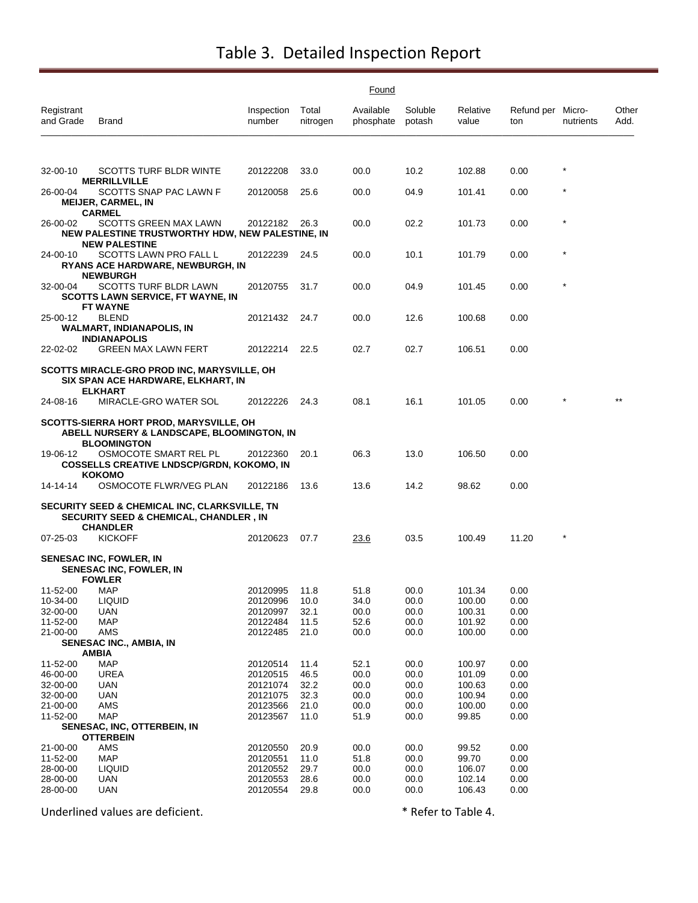# Table 3. Detailed Inspection Report

| Registrant and Grade | Brand | Inspection number | Found Total nitrogen | Available phosphate | Soluble potash | Relative value | Refund per ton | Micro-nutrients | Other Add. |
|---|---|---|---|---|---|---|---|---|---|
| 32-00-10 | SCOTTS TURF BLDR WINTE | 20122208 | 33.0 | 00.0 | 10.2 | 102.88 | 0.00 | * | |
| | **MERRILLVILLE** | | | | | | | | |
| 26-00-04 | SCOTTS SNAP PAC LAWN F | 20120058 | 25.6 | 00.0 | 04.9 | 101.41 | 0.00 | * | |
| | **MEIJER, CARMEL, IN** | | | | | | | | |
| | **CARMEL** | | | | | | | | |
| 26-00-02 | SCOTTS GREEN MAX LAWN | 20122182 | 26.3 | 00.0 | 02.2 | 101.73 | 0.00 | * | |
| | **NEW PALESTINE TRUSTWORTHY HDW, NEW PALESTINE, IN** | | | | | | | | |
| | **NEW PALESTINE** | | | | | | | | |
| 24-00-10 | SCOTTS LAWN PRO FALL L | 20122239 | 24.5 | 00.0 | 10.1 | 101.79 | 0.00 | * | |
| | **RYANS ACE HARDWARE, NEWBURGH, IN** | | | | | | | | |
| | **NEWBURGH** | | | | | | | | |
| 32-00-04 | SCOTTS TURF BLDR LAWN | 20120755 | 31.7 | 00.0 | 04.9 | 101.45 | 0.00 | * | |
| | **SCOTTS LAWN SERVICE, FT WAYNE, IN** | | | | | | | | |
| | **FT WAYNE** | | | | | | | | |
| 25-00-12 | BLEND | 20121432 | 24.7 | 00.0 | 12.6 | 100.68 | 0.00 | | |
| | **WALMART, INDIANAPOLIS, IN** | | | | | | | | |
| | **INDIANAPOLIS** | | | | | | | | |
| 22-02-02 | GREEN MAX LAWN FERT | 20122214 | 22.5 | 02.7 | 02.7 | 106.51 | 0.00 | | |
| **SCOTTS MIRACLE-GRO PROD INC, MARYSVILLE, OH** | | | | | | | | | |
| | **SIX SPAN ACE HARDWARE, ELKHART, IN** | | | | | | | | |
| | **ELKHART** | | | | | | | | |
| 24-08-16 | MIRACLE-GRO WATER SOL | 20122226 | 24.3 | 08.1 | 16.1 | 101.05 | 0.00 | * | ** |
| **SCOTTS-SIERRA HORT PROD, MARYSVILLE, OH** | | | | | | | | | |
| | **ABELL NURSERY & LANDSCAPE, BLOOMINGTON, IN** | | | | | | | | |
| | **BLOOMINGTON** | | | | | | | | |
| 19-06-12 | OSMOCOTE SMART REL PL | 20122360 | 20.1 | 06.3 | 13.0 | 106.50 | 0.00 | | |
| | **COSSELLS CREATIVE LNDSCP/GRDN, KOKOMO, IN** | | | | | | | | |
| | **KOKOMO** | | | | | | | | |
| 14-14-14 | OSMOCOTE FLWR/VEG PLAN | 20122186 | 13.6 | 13.6 | 14.2 | 98.62 | 0.00 | | |
| **SECURITY SEED & CHEMICAL INC, CLARKSVILLE, TN** | | | | | | | | | |
| | **SECURITY SEED & CHEMICAL, CHANDLER , IN** | | | | | | | | |
| | **CHANDLER** | | | | | | | | |
| 07-25-03 | KICKOFF | 20120623 | 07.7 | <u>23.6</u> | 03.5 | 100.49 | 11.20 | * | |
| **SENESAC INC, FOWLER, IN** | | | | | | | | | |
| | **SENESAC INC, FOWLER, IN** | | | | | | | | |
| | **FOWLER** | | | | | | | | |
| 11-52-00 | MAP | 20120995 | 11.8 | 51.8 | 00.0 | 101.34 | 0.00 | | |
| 10-34-00 | LIQUID | 20120996 | 10.0 | 34.0 | 00.0 | 100.00 | 0.00 | | |
| 32-00-00 | UAN | 20120997 | 32.1 | 00.0 | 00.0 | 100.31 | 0.00 | | |
| 11-52-00 | MAP | 20122484 | 11.5 | 52.6 | 00.0 | 101.92 | 0.00 | | |
| 21-00-00 | AMS | 20122485 | 21.0 | 00.0 | 00.0 | 100.00 | 0.00 | | |
| | **SENESAC INC., AMBIA, IN** | | | | | | | | |
| | **AMBIA** | | | | | | | | |
| 11-52-00 | MAP | 20120514 | 11.4 | 52.1 | 00.0 | 100.97 | 0.00 | | |
| 46-00-00 | UREA | 20120515 | 46.5 | 00.0 | 00.0 | 101.09 | 0.00 | | |
| 32-00-00 | UAN | 20121074 | 32.2 | 00.0 | 00.0 | 100.63 | 0.00 | | |
| 32-00-00 | UAN | 20121075 | 32.3 | 00.0 | 00.0 | 100.94 | 0.00 | | |
| 21-00-00 | AMS | 20123566 | 21.0 | 00.0 | 00.0 | 100.00 | 0.00 | | |
| 11-52-00 | MAP | 20123567 | 11.0 | 51.9 | 00.0 | 99.85 | 0.00 | | |
| | **SENESAC, INC, OTTERBEIN, IN** | | | | | | | | |
| | **OTTERBEIN** | | | | | | | | |
| 21-00-00 | AMS | 20120550 | 20.9 | 00.0 | 00.0 | 99.52 | 0.00 | | |
| 11-52-00 | MAP | 20120551 | 11.0 | 51.8 | 00.0 | 99.70 | 0.00 | | |
| 28-00-00 | LIQUID | 20120552 | 29.7 | 00.0 | 00.0 | 106.07 | 0.00 | | |
| 28-00-00 | UAN | 20120553 | 28.6 | 00.0 | 00.0 | 102.14 | 0.00 | | |
| 28-00-00 | UAN | 20120554 | 29.8 | 00.0 | 00.0 | 106.43 | 0.00 | | |

Underlined values are deficient.

* Refer to Table 4.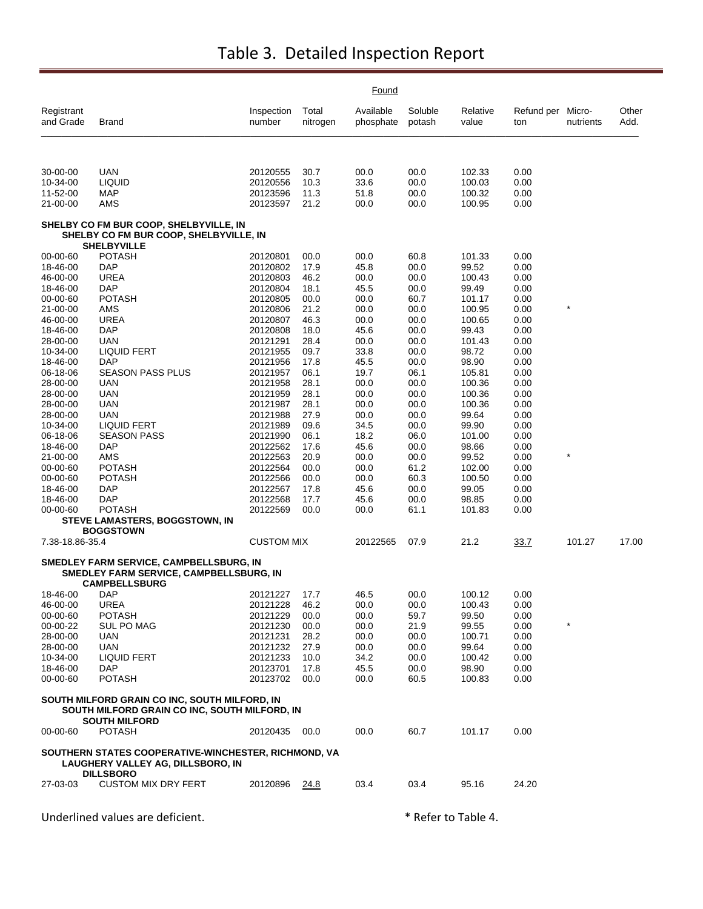# Table 3. Detailed Inspection Report

| Registrant and Grade | Brand | Inspection number | Found Total nitrogen | Found Available phosphate | Found Soluble potash | Relative value | Refund per ton | Micro-nutrients | Other Add. |
|---|---|---|---|---|---|---|---|---|---|
| 30-00-00 | UAN | 20120555 | 30.7 | 00.0 | 00.0 | 102.33 | 0.00 | | |
| 10-34-00 | LIQUID | 20120556 | 10.3 | 33.6 | 00.0 | 100.03 | 0.00 | | |
| 11-52-00 | MAP | 20123596 | 11.3 | 51.8 | 00.0 | 100.32 | 0.00 | | |
| 21-00-00 | AMS | 20123597 | 21.2 | 00.0 | 00.0 | 100.95 | 0.00 | | |
| **SHELBY CO FM BUR COOP, SHELBYVILLE, IN** | | | | | | | | | |
| **SHELBY CO FM BUR COOP, SHELBYVILLE, IN** | | | | | | | | | |
| **SHELBYVILLE** | | | | | | | | | |
| 00-00-60 | POTASH | 20120801 | 00.0 | 00.0 | 60.8 | 101.33 | 0.00 | | |
| 18-46-00 | DAP | 20120802 | 17.9 | 45.8 | 00.0 | 99.52 | 0.00 | | |
| 46-00-00 | UREA | 20120803 | 46.2 | 00.0 | 00.0 | 100.43 | 0.00 | | |
| 18-46-00 | DAP | 20120804 | 18.1 | 45.5 | 00.0 | 99.49 | 0.00 | | |
| 00-00-60 | POTASH | 20120805 | 00.0 | 00.0 | 60.7 | 101.17 | 0.00 | | |
| 21-00-00 | AMS | 20120806 | 21.2 | 00.0 | 00.0 | 100.95 | 0.00 | * | |
| 46-00-00 | UREA | 20120807 | 46.3 | 00.0 | 00.0 | 100.65 | 0.00 | | |
| 18-46-00 | DAP | 20120808 | 18.0 | 45.6 | 00.0 | 99.43 | 0.00 | | |
| 28-00-00 | UAN | 20121291 | 28.4 | 00.0 | 00.0 | 101.43 | 0.00 | | |
| 10-34-00 | LIQUID FERT | 20121955 | 09.7 | 33.8 | 00.0 | 98.72 | 0.00 | | |
| 18-46-00 | DAP | 20121956 | 17.8 | 45.5 | 00.0 | 98.90 | 0.00 | | |
| 06-18-06 | SEASON PASS PLUS | 20121957 | 06.1 | 19.7 | 06.1 | 105.81 | 0.00 | | |
| 28-00-00 | UAN | 20121958 | 28.1 | 00.0 | 00.0 | 100.36 | 0.00 | | |
| 28-00-00 | UAN | 20121959 | 28.1 | 00.0 | 00.0 | 100.36 | 0.00 | | |
| 28-00-00 | UAN | 20121987 | 28.1 | 00.0 | 00.0 | 100.36 | 0.00 | | |
| 28-00-00 | UAN | 20121988 | 27.9 | 00.0 | 00.0 | 99.64 | 0.00 | | |
| 10-34-00 | LIQUID FERT | 20121989 | 09.6 | 34.5 | 00.0 | 99.90 | 0.00 | | |
| 06-18-06 | SEASON PASS | 20121990 | 06.1 | 18.2 | 06.0 | 101.00 | 0.00 | | |
| 18-46-00 | DAP | 20122562 | 17.6 | 45.6 | 00.0 | 98.66 | 0.00 | | |
| 21-00-00 | AMS | 20122563 | 20.9 | 00.0 | 00.0 | 99.52 | 0.00 | * | |
| 00-00-60 | POTASH | 20122564 | 00.0 | 00.0 | 61.2 | 102.00 | 0.00 | | |
| 00-00-60 | POTASH | 20122566 | 00.0 | 00.0 | 60.3 | 100.50 | 0.00 | | |
| 18-46-00 | DAP | 20122567 | 17.8 | 45.6 | 00.0 | 99.05 | 0.00 | | |
| 18-46-00 | DAP | 20122568 | 17.7 | 45.6 | 00.0 | 98.85 | 0.00 | | |
| 00-00-60 | POTASH | 20122569 | 00.0 | 00.0 | 61.1 | 101.83 | 0.00 | | |
| **STEVE LAMASTERS, BOGGSTOWN, IN** | | | | | | | | | |
| **BOGGSTOWN** | | | | | | | | | |
| 7.38-18.86-35.4 | CUSTOM MIX | 20122565 | 07.9 | 21.2 | <u>33.7</u> | 101.27 | 17.00 | | |
| **SMEDLEY FARM SERVICE, CAMPBELLSBURG, IN** | | | | | | | | | |
| **SMEDLEY FARM SERVICE, CAMPBELLSBURG, IN** | | | | | | | | | |
| **CAMPBELLSBURG** | | | | | | | | | |
| 18-46-00 | DAP | 20121227 | 17.7 | 46.5 | 00.0 | 100.12 | 0.00 | | |
| 46-00-00 | UREA | 20121228 | 46.2 | 00.0 | 00.0 | 100.43 | 0.00 | | |
| 00-00-60 | POTASH | 20121229 | 00.0 | 00.0 | 59.7 | 99.50 | 0.00 | | |
| 00-00-22 | SUL PO MAG | 20121230 | 00.0 | 00.0 | 21.9 | 99.55 | 0.00 | * | |
| 28-00-00 | UAN | 20121231 | 28.2 | 00.0 | 00.0 | 100.71 | 0.00 | | |
| 28-00-00 | UAN | 20121232 | 27.9 | 00.0 | 00.0 | 99.64 | 0.00 | | |
| 10-34-00 | LIQUID FERT | 20121233 | 10.0 | 34.2 | 00.0 | 100.42 | 0.00 | | |
| 18-46-00 | DAP | 20123701 | 17.8 | 45.5 | 00.0 | 98.90 | 0.00 | | |
| 00-00-60 | POTASH | 20123702 | 00.0 | 00.0 | 60.5 | 100.83 | 0.00 | | |
| **SOUTH MILFORD GRAIN CO INC, SOUTH MILFORD, IN** | | | | | | | | | |
| **SOUTH MILFORD GRAIN CO INC, SOUTH MILFORD, IN** | | | | | | | | | |
| **SOUTH MILFORD** | | | | | | | | | |
| 00-00-60 | POTASH | 20120435 | 00.0 | 00.0 | 60.7 | 101.17 | 0.00 | | |
| **SOUTHERN STATES COOPERATIVE-WINCHESTER, RICHMOND, VA** | | | | | | | | | |
| **LAUGHERY VALLEY AG, DILLSBORO, IN** | | | | | | | | | |
| **DILLSBORO** | | | | | | | | | |
| 27-03-03 | CUSTOM MIX DRY FERT | 20120896 | <u>24.8</u> | 03.4 | 03.4 | 95.16 | 24.20 | | |

Underlined values are deficient. * Refer to Table 4.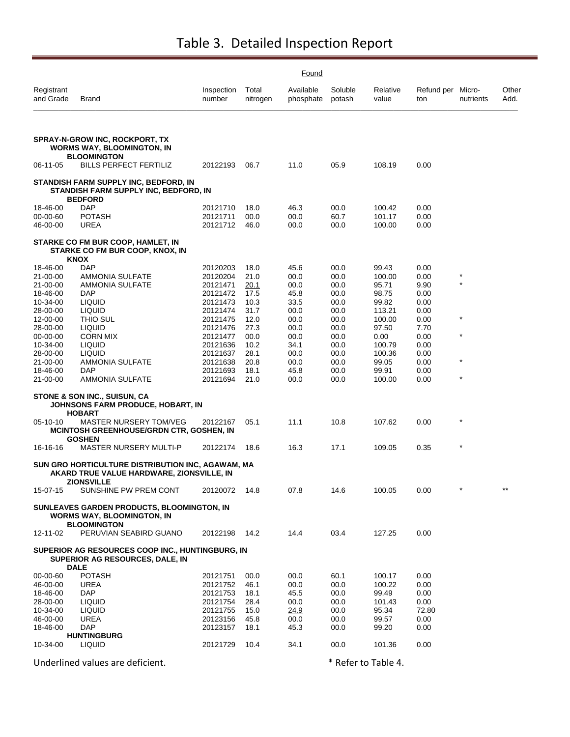# Table 3. Detailed Inspection Report

| Registrant and Grade | Brand | Inspection number | Found: Total nitrogen | Found: Available phosphate | Found: Soluble potash | Relative value | Refund per ton | Micro-nutrients | Other Add. |
|---|---|---|---|---|---|---|---|---|---|
| **SPRAY-N-GROW INC, ROCKPORT, TX** | | | | | | | | | |
| **WORMS WAY, BLOOMINGTON, IN** | | | | | | | | | |
| **BLOOMINGTON** | | | | | | | | | |
| 06-11-05 | BILLS PERFECT FERTILIZ | 20122193 | 06.7 | 11.0 | 05.9 | 108.19 | 0.00 | | |
| **STANDISH FARM SUPPLY INC, BEDFORD, IN** | | | | | | | | | |
| **STANDISH FARM SUPPLY INC, BEDFORD, IN** | | | | | | | | | |
| **BEDFORD** | | | | | | | | | |
| 18-46-00 | DAP | 20121710 | 18.0 | 46.3 | 00.0 | 100.42 | 0.00 | | |
| 00-00-60 | POTASH | 20121711 | 00.0 | 00.0 | 60.7 | 101.17 | 0.00 | | |
| 46-00-00 | UREA | 20121712 | 46.0 | 00.0 | 00.0 | 100.00 | 0.00 | | |
| **STARKE CO FM BUR COOP, HAMLET, IN** | | | | | | | | | |
| **STARKE CO FM BUR COOP, KNOX, IN** | | | | | | | | | |
| **KNOX** | | | | | | | | | |
| 18-46-00 | DAP | 20120203 | 18.0 | 45.6 | 00.0 | 99.43 | 0.00 | | |
| 21-00-00 | AMMONIA SULFATE | 20120204 | 21.0 | 00.0 | 00.0 | 100.00 | 0.00 | * | |
| 21-00-00 | AMMONIA SULFATE | 20121471 | <u>20.1</u> | 00.0 | 00.0 | 95.71 | 9.90 | * | |
| 18-46-00 | DAP | 20121472 | 17.5 | 45.8 | 00.0 | 98.75 | 0.00 | | |
| 10-34-00 | LIQUID | 20121473 | 10.3 | 33.5 | 00.0 | 99.82 | 0.00 | | |
| 28-00-00 | LIQUID | 20121474 | 31.7 | 00.0 | 00.0 | 113.21 | 0.00 | | |
| 12-00-00 | THIO SUL | 20121475 | 12.0 | 00.0 | 00.0 | 100.00 | 0.00 | * | |
| 28-00-00 | LIQUID | 20121476 | 27.3 | 00.0 | 00.0 | 97.50 | 7.70 | | |
| 00-00-00 | CORN MIX | 20121477 | 00.0 | 00.0 | 00.0 | 0.00 | 0.00 | * | |
| 10-34-00 | LIQUID | 20121636 | 10.2 | 34.1 | 00.0 | 100.79 | 0.00 | | |
| 28-00-00 | LIQUID | 20121637 | 28.1 | 00.0 | 00.0 | 100.36 | 0.00 | | |
| 21-00-00 | AMMONIA SULFATE | 20121638 | 20.8 | 00.0 | 00.0 | 99.05 | 0.00 | * | |
| 18-46-00 | DAP | 20121693 | 18.1 | 45.8 | 00.0 | 99.91 | 0.00 | | |
| 21-00-00 | AMMONIA SULFATE | 20121694 | 21.0 | 00.0 | 00.0 | 100.00 | 0.00 | * | |
| **STONE & SON INC., SUISUN, CA** | | | | | | | | | |
| **JOHNSONS FARM PRODUCE, HOBART, IN** | | | | | | | | | |
| **HOBART** | | | | | | | | | |
| 05-10-10 | MASTER NURSERY TOM/VEG | 20122167 | 05.1 | 11.1 | 10.8 | 107.62 | 0.00 | * | |
| **MCINTOSH GREENHOUSE/GRDN CTR, GOSHEN, IN** | | | | | | | | | |
| **GOSHEN** | | | | | | | | | |
| 16-16-16 | MASTER NURSERY MULTI-P | 20122174 | 18.6 | 16.3 | 17.1 | 109.05 | 0.35 | * | |
| **SUN GRO HORTICULTURE DISTRIBUTION INC, AGAWAM, MA** | | | | | | | | | |
| **AKARD TRUE VALUE HARDWARE, ZIONSVILLE, IN** | | | | | | | | | |
| **ZIONSVILLE** | | | | | | | | | |
| 15-07-15 | SUNSHINE PW PREM CONT | 20120072 | 14.8 | 07.8 | 14.6 | 100.05 | 0.00 | * | ** |
| **SUNLEAVES GARDEN PRODUCTS, BLOOMINGTON, IN** | | | | | | | | | |
| **WORMS WAY, BLOOMINGTON, IN** | | | | | | | | | |
| **BLOOMINGTON** | | | | | | | | | |
| 12-11-02 | PERUVIAN SEABIRD GUANO | 20122198 | 14.2 | 14.4 | 03.4 | 127.25 | 0.00 | | |
| **SUPERIOR AG RESOURCES COOP INC., HUNTINGBURG, IN** | | | | | | | | | |
| **SUPERIOR AG RESOURCES, DALE, IN** | | | | | | | | | |
| **DALE** | | | | | | | | | |
| 00-00-60 | POTASH | 20121751 | 00.0 | 00.0 | 60.1 | 100.17 | 0.00 | | |
| 46-00-00 | UREA | 20121752 | 46.1 | 00.0 | 00.0 | 100.22 | 0.00 | | |
| 18-46-00 | DAP | 20121753 | 18.1 | 45.5 | 00.0 | 99.49 | 0.00 | | |
| 28-00-00 | LIQUID | 20121754 | 28.4 | 00.0 | 00.0 | 101.43 | 0.00 | | |
| 10-34-00 | LIQUID | 20121755 | 15.0 | <u>24.9</u> | 00.0 | 95.34 | 72.80 | | |
| 46-00-00 | UREA | 20123156 | 45.8 | 00.0 | 00.0 | 99.57 | 0.00 | | |
| 18-46-00 | DAP | 20123157 | 18.1 | 45.3 | 00.0 | 99.20 | 0.00 | | |
| **HUNTINGBURG** | | | | | | | | | |
| 10-34-00 | LIQUID | 20121729 | 10.4 | 34.1 | 00.0 | 101.36 | 0.00 | | |

Underlined values are deficient.

* Refer to Table 4.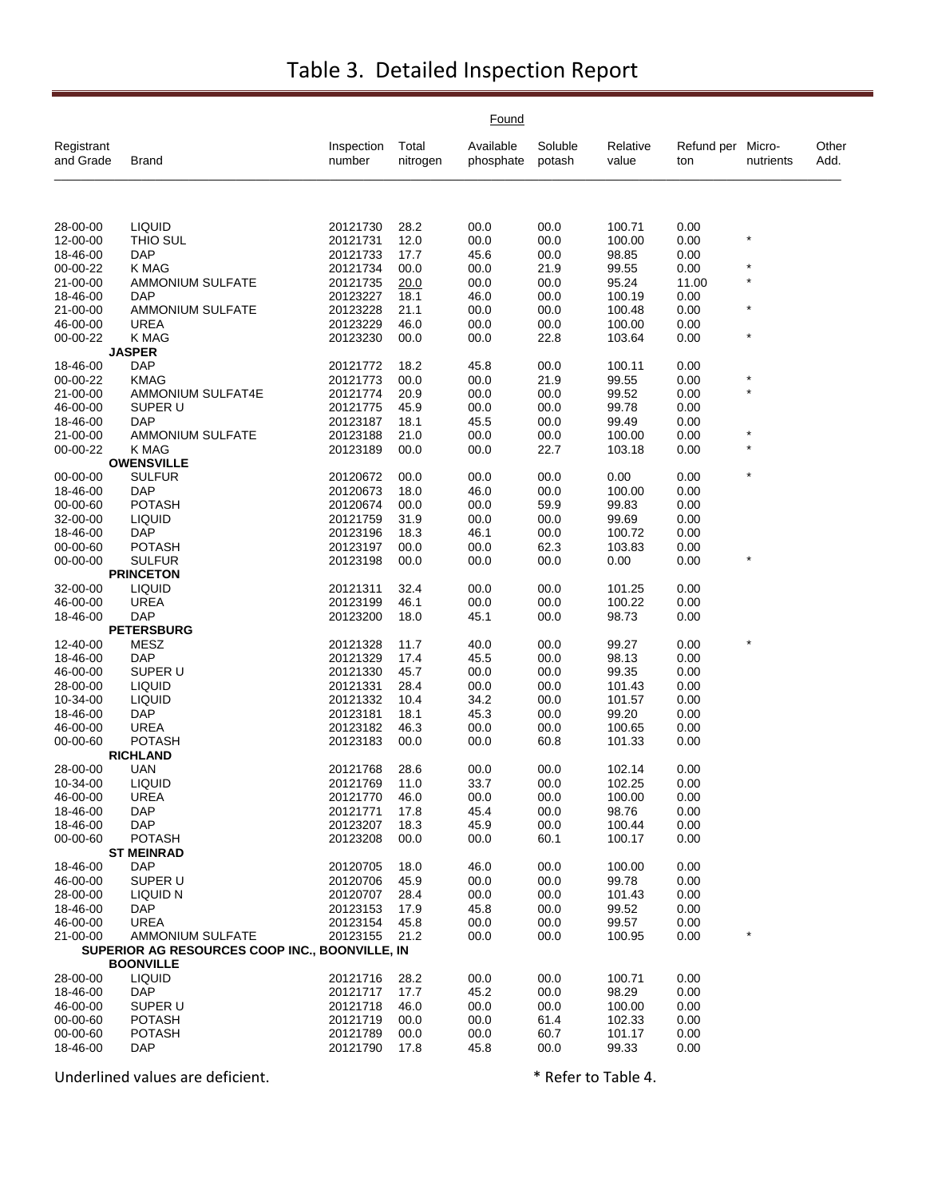# Table 3. Detailed Inspection Report

| Registrant and Grade | Brand | Inspection number | Found: Total nitrogen | Found: Available phosphate | Found: Soluble potash | Relative value | Refund per ton | Micro-nutrients | Other Add. |
|---|---|---|---|---|---|---|---|---|---|
| 28-00-00 | LIQUID | 20121730 | 28.2 | 00.0 | 00.0 | 100.71 | 0.00 | | |
| 12-00-00 | THIO SUL | 20121731 | 12.0 | 00.0 | 00.0 | 100.00 | 0.00 | * | |
| 18-46-00 | DAP | 20121733 | 17.7 | 45.6 | 00.0 | 98.85 | 0.00 | | |
| 00-00-22 | K MAG | 20121734 | 00.0 | 00.0 | 21.9 | 99.55 | 0.00 | * | |
| 21-00-00 | AMMONIUM SULFATE | 20121735 | <u>20.0</u> | 00.0 | 00.0 | 95.24 | 11.00 | * | |
| 18-46-00 | DAP | 20123227 | 18.1 | 46.0 | 00.0 | 100.19 | 0.00 | | |
| 21-00-00 | AMMONIUM SULFATE | 20123228 | 21.1 | 00.0 | 00.0 | 100.48 | 0.00 | * | |
| 46-00-00 | UREA | 20123229 | 46.0 | 00.0 | 00.0 | 100.00 | 0.00 | | |
| 00-00-22 | K MAG | 20123230 | 00.0 | 00.0 | 22.8 | 103.64 | 0.00 | * | |
| **JASPER** | | | | | | | | | |
| 18-46-00 | DAP | 20121772 | 18.2 | 45.8 | 00.0 | 100.11 | 0.00 | | |
| 00-00-22 | KMAG | 20121773 | 00.0 | 00.0 | 21.9 | 99.55 | 0.00 | * | |
| 21-00-00 | AMMONIUM SULFAT4E | 20121774 | 20.9 | 00.0 | 00.0 | 99.52 | 0.00 | * | |
| 46-00-00 | SUPER U | 20121775 | 45.9 | 00.0 | 00.0 | 99.78 | 0.00 | | |
| 18-46-00 | DAP | 20123187 | 18.1 | 45.5 | 00.0 | 99.49 | 0.00 | | |
| 21-00-00 | AMMONIUM SULFATE | 20123188 | 21.0 | 00.0 | 00.0 | 100.00 | 0.00 | * | |
| 00-00-22 | K MAG | 20123189 | 00.0 | 00.0 | 22.7 | 103.18 | 0.00 | * | |
| **OWENSVILLE** | | | | | | | | | |
| 00-00-00 | SULFUR | 20120672 | 00.0 | 00.0 | 00.0 | 0.00 | 0.00 | * | |
| 18-46-00 | DAP | 20120673 | 18.0 | 46.0 | 00.0 | 100.00 | 0.00 | | |
| 00-00-60 | POTASH | 20120674 | 00.0 | 00.0 | 59.9 | 99.83 | 0.00 | | |
| 32-00-00 | LIQUID | 20121759 | 31.9 | 00.0 | 00.0 | 99.69 | 0.00 | | |
| 18-46-00 | DAP | 20123196 | 18.3 | 46.1 | 00.0 | 100.72 | 0.00 | | |
| 00-00-60 | POTASH | 20123197 | 00.0 | 00.0 | 62.3 | 103.83 | 0.00 | | |
| 00-00-00 | SULFUR | 20123198 | 00.0 | 00.0 | 00.0 | 0.00 | 0.00 | * | |
| **PRINCETON** | | | | | | | | | |
| 32-00-00 | LIQUID | 20121311 | 32.4 | 00.0 | 00.0 | 101.25 | 0.00 | | |
| 46-00-00 | UREA | 20123199 | 46.1 | 00.0 | 00.0 | 100.22 | 0.00 | | |
| 18-46-00 | DAP | 20123200 | 18.0 | 45.1 | 00.0 | 98.73 | 0.00 | | |
| **PETERSBURG** | | | | | | | | | |
| 12-40-00 | MESZ | 20121328 | 11.7 | 40.0 | 00.0 | 99.27 | 0.00 | * | |
| 18-46-00 | DAP | 20121329 | 17.4 | 45.5 | 00.0 | 98.13 | 0.00 | | |
| 46-00-00 | SUPER U | 20121330 | 45.7 | 00.0 | 00.0 | 99.35 | 0.00 | | |
| 28-00-00 | LIQUID | 20121331 | 28.4 | 00.0 | 00.0 | 101.43 | 0.00 | | |
| 10-34-00 | LIQUID | 20121332 | 10.4 | 34.2 | 00.0 | 101.57 | 0.00 | | |
| 18-46-00 | DAP | 20123181 | 18.1 | 45.3 | 00.0 | 99.20 | 0.00 | | |
| 46-00-00 | UREA | 20123182 | 46.3 | 00.0 | 00.0 | 100.65 | 0.00 | | |
| 00-00-60 | POTASH | 20123183 | 00.0 | 00.0 | 60.8 | 101.33 | 0.00 | | |
| **RICHLAND** | | | | | | | | | |
| 28-00-00 | UAN | 20121768 | 28.6 | 00.0 | 00.0 | 102.14 | 0.00 | | |
| 10-34-00 | LIQUID | 20121769 | 11.0 | 33.7 | 00.0 | 102.25 | 0.00 | | |
| 46-00-00 | UREA | 20121770 | 46.0 | 00.0 | 00.0 | 100.00 | 0.00 | | |
| 18-46-00 | DAP | 20121771 | 17.8 | 45.4 | 00.0 | 98.76 | 0.00 | | |
| 18-46-00 | DAP | 20123207 | 18.3 | 45.9 | 00.0 | 100.44 | 0.00 | | |
| 00-00-60 | POTASH | 20123208 | 00.0 | 00.0 | 60.1 | 100.17 | 0.00 | | |
| **ST MEINRAD** | | | | | | | | | |
| 18-46-00 | DAP | 20120705 | 18.0 | 46.0 | 00.0 | 100.00 | 0.00 | | |
| 46-00-00 | SUPER U | 20120706 | 45.9 | 00.0 | 00.0 | 99.78 | 0.00 | | |
| 28-00-00 | LIQUID N | 20120707 | 28.4 | 00.0 | 00.0 | 101.43 | 0.00 | | |
| 18-46-00 | DAP | 20123153 | 17.9 | 45.8 | 00.0 | 99.52 | 0.00 | | |
| 46-00-00 | UREA | 20123154 | 45.8 | 00.0 | 00.0 | 99.57 | 0.00 | | |
| 21-00-00 | AMMONIUM SULFATE | 20123155 | 21.2 | 00.0 | 00.0 | 100.95 | 0.00 | * | |
| **SUPERIOR AG RESOURCES COOP INC., BOONVILLE, IN** | | | | | | | | | |
| **BOONVILLE** | | | | | | | | | |
| 28-00-00 | LIQUID | 20121716 | 28.2 | 00.0 | 00.0 | 100.71 | 0.00 | | |
| 18-46-00 | DAP | 20121717 | 17.7 | 45.2 | 00.0 | 98.29 | 0.00 | | |
| 46-00-00 | SUPER U | 20121718 | 46.0 | 00.0 | 00.0 | 100.00 | 0.00 | | |
| 00-00-60 | POTASH | 20121719 | 00.0 | 00.0 | 61.4 | 102.33 | 0.00 | | |
| 00-00-60 | POTASH | 20121789 | 00.0 | 00.0 | 60.7 | 101.17 | 0.00 | | |
| 18-46-00 | DAP | 20121790 | 17.8 | 45.8 | 00.0 | 99.33 | 0.00 | | |

Underlined values are deficient.

\* Refer to Table 4.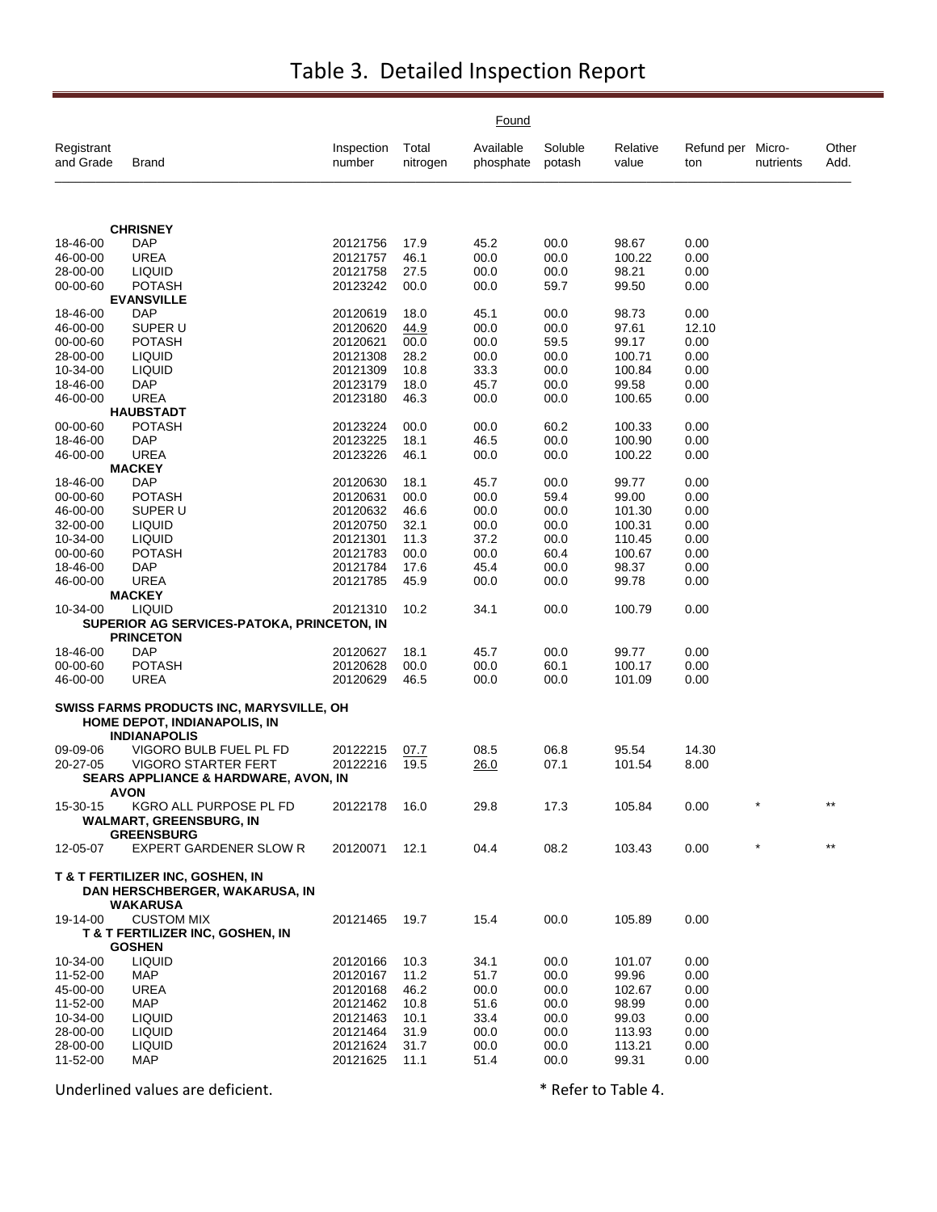# Table 3. Detailed Inspection Report

| Registrant and Grade | Brand | Inspection number | Found: Total nitrogen | Found: Available phosphate | Found: Soluble potash | Found: Relative value | Found: Refund per ton | Found: Micro-nutrients | Found: Other Add. |
|---|---|---|---|---|---|---|---|---|---|
| | **CHRISNEY** | | | | | | | | |
| 18-46-00 | DAP | 20121756 | 17.9 | 45.2 | 00.0 | 98.67 | 0.00 | | |
| 46-00-00 | UREA | 20121757 | 46.1 | 00.0 | 00.0 | 100.22 | 0.00 | | |
| 28-00-00 | LIQUID | 20121758 | 27.5 | 00.0 | 00.0 | 98.21 | 0.00 | | |
| 00-00-60 | POTASH | 20123242 | 00.0 | 00.0 | 59.7 | 99.50 | 0.00 | | |
| | **EVANSVILLE** | | | | | | | | |
| 18-46-00 | DAP | 20120619 | 18.0 | 45.1 | 00.0 | 98.73 | 0.00 | | |
| 46-00-00 | SUPER U | 20120620 | <u>44.9</u> | 00.0 | 00.0 | 97.61 | 12.10 | | |
| 00-00-60 | POTASH | 20120621 | 00.0 | 00.0 | 59.5 | 99.17 | 0.00 | | |
| 28-00-00 | LIQUID | 20121308 | 28.2 | 00.0 | 00.0 | 100.71 | 0.00 | | |
| 10-34-00 | LIQUID | 20121309 | 10.8 | 33.3 | 00.0 | 100.84 | 0.00 | | |
| 18-46-00 | DAP | 20123179 | 18.0 | 45.7 | 00.0 | 99.58 | 0.00 | | |
| 46-00-00 | UREA | 20123180 | 46.3 | 00.0 | 00.0 | 100.65 | 0.00 | | |
| | **HAUBSTADT** | | | | | | | | |
| 00-00-60 | POTASH | 20123224 | 00.0 | 00.0 | 60.2 | 100.33 | 0.00 | | |
| 18-46-00 | DAP | 20123225 | 18.1 | 46.5 | 00.0 | 100.90 | 0.00 | | |
| 46-00-00 | UREA | 20123226 | 46.1 | 00.0 | 00.0 | 100.22 | 0.00 | | |
| | **MACKEY** | | | | | | | | |
| 18-46-00 | DAP | 20120630 | 18.1 | 45.7 | 00.0 | 99.77 | 0.00 | | |
| 00-00-60 | POTASH | 20120631 | 00.0 | 00.0 | 59.4 | 99.00 | 0.00 | | |
| 46-00-00 | SUPER U | 20120632 | 46.6 | 00.0 | 00.0 | 101.30 | 0.00 | | |
| 32-00-00 | LIQUID | 20120750 | 32.1 | 00.0 | 00.0 | 100.31 | 0.00 | | |
| 10-34-00 | LIQUID | 20121301 | 11.3 | 37.2 | 00.0 | 110.45 | 0.00 | | |
| 00-00-60 | POTASH | 20121783 | 00.0 | 00.0 | 60.4 | 100.67 | 0.00 | | |
| 18-46-00 | DAP | 20121784 | 17.6 | 45.4 | 00.0 | 98.37 | 0.00 | | |
| 46-00-00 | UREA | 20121785 | 45.9 | 00.0 | 00.0 | 99.78 | 0.00 | | |
| | **MACKEY** | | | | | | | | |
| 10-34-00 | LIQUID | 20121310 | 10.2 | 34.1 | 00.0 | 100.79 | 0.00 | | |
| | **SUPERIOR AG SERVICES-PATOKA, PRINCETON, IN** | | | | | | | | |
| | **PRINCETON** | | | | | | | | |
| 18-46-00 | DAP | 20120627 | 18.1 | 45.7 | 00.0 | 99.77 | 0.00 | | |
| 00-00-60 | POTASH | 20120628 | 00.0 | 00.0 | 60.1 | 100.17 | 0.00 | | |
| 46-00-00 | UREA | 20120629 | 46.5 | 00.0 | 00.0 | 101.09 | 0.00 | | |
| **SWISS FARMS PRODUCTS INC, MARYSVILLE, OH** | | | | | | | | | |
| | **HOME DEPOT, INDIANAPOLIS, IN** | | | | | | | | |
| | **INDIANAPOLIS** | | | | | | | | |
| 09-09-06 | VIGORO BULB FUEL PL FD | 20122215 | <u>07.7</u> | 08.5 | 06.8 | 95.54 | 14.30 | | |
| 20-27-05 | VIGORO STARTER FERT | 20122216 | 19.5 | <u>26.0</u> | 07.1 | 101.54 | 8.00 | | |
| | **SEARS APPLIANCE & HARDWARE, AVON, IN** | | | | | | | | |
| | **AVON** | | | | | | | | |
| 15-30-15 | KGRO ALL PURPOSE PL FD | 20122178 | 16.0 | 29.8 | 17.3 | 105.84 | 0.00 | * | ** |
| | **WALMART, GREENSBURG, IN** | | | | | | | | |
| | **GREENSBURG** | | | | | | | | |
| 12-05-07 | EXPERT GARDENER SLOW R | 20120071 | 12.1 | 04.4 | 08.2 | 103.43 | 0.00 | * | ** |
| **T & T FERTILIZER INC, GOSHEN, IN** | | | | | | | | | |
| | **DAN HERSCHBERGER, WAKARUSA, IN** | | | | | | | | |
| | **WAKARUSA** | | | | | | | | |
| 19-14-00 | CUSTOM MIX | 20121465 | 19.7 | 15.4 | 00.0 | 105.89 | 0.00 | | |
| | **T & T FERTILIZER INC, GOSHEN, IN** | | | | | | | | |
| | **GOSHEN** | | | | | | | | |
| 10-34-00 | LIQUID | 20120166 | 10.3 | 34.1 | 00.0 | 101.07 | 0.00 | | |
| 11-52-00 | MAP | 20120167 | 11.2 | 51.7 | 00.0 | 99.96 | 0.00 | | |
| 45-00-00 | UREA | 20120168 | 46.2 | 00.0 | 00.0 | 102.67 | 0.00 | | |
| 11-52-00 | MAP | 20121462 | 10.8 | 51.6 | 00.0 | 98.99 | 0.00 | | |
| 10-34-00 | LIQUID | 20121463 | 10.1 | 33.4 | 00.0 | 99.03 | 0.00 | | |
| 28-00-00 | LIQUID | 20121464 | 31.9 | 00.0 | 00.0 | 113.93 | 0.00 | | |
| 28-00-00 | LIQUID | 20121624 | 31.7 | 00.0 | 00.0 | 113.21 | 0.00 | | |
| 11-52-00 | MAP | 20121625 | 11.1 | 51.4 | 00.0 | 99.31 | 0.00 | | |

Underlined values are deficient.

\* Refer to Table 4.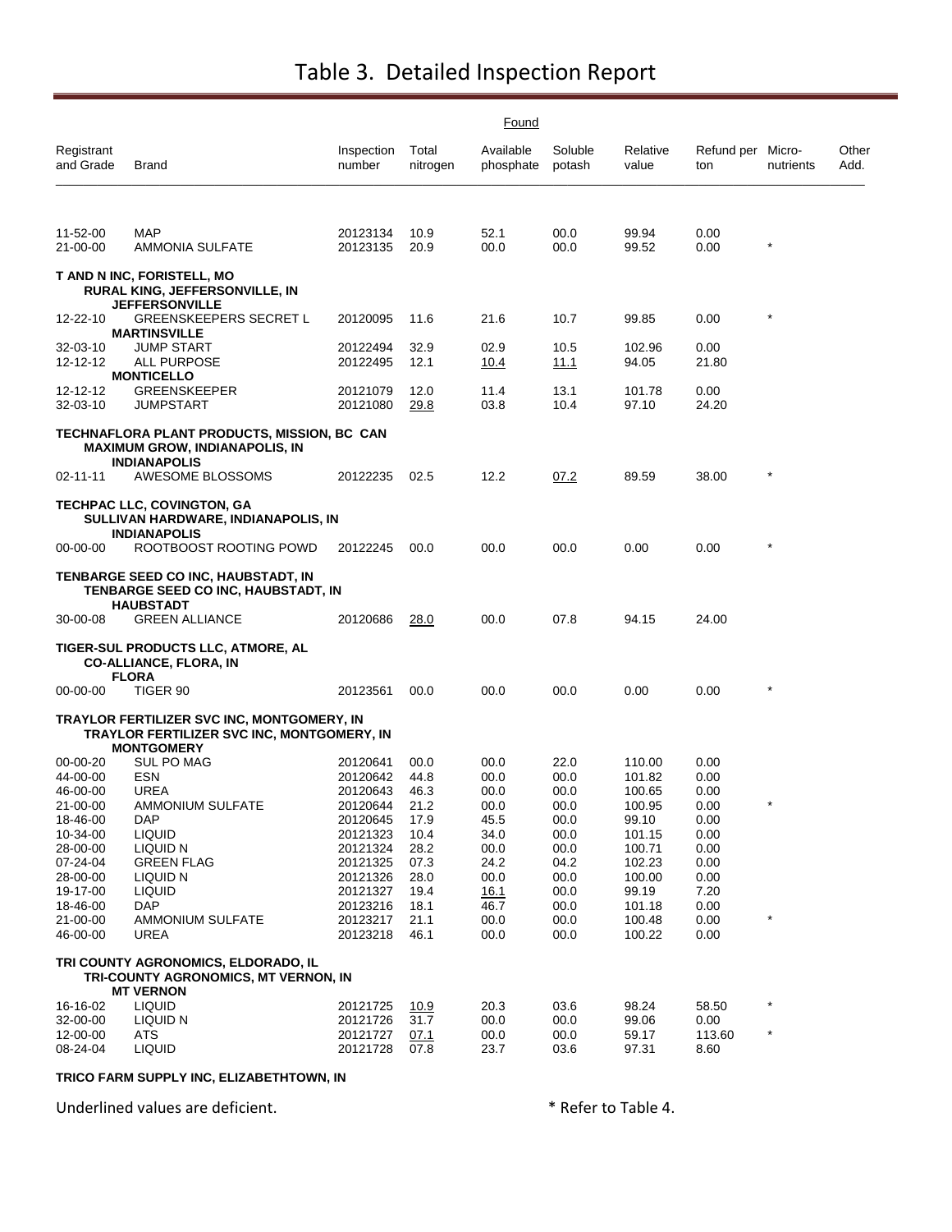# Table 3. Detailed Inspection Report

| Registrant and Grade | Brand | Inspection number | Found Total nitrogen | Found Available phosphate | Found Soluble potash | Relative value | Refund per ton | Micro-nutrients | Other Add. |
|---|---|---|---|---|---|---|---|---|---|
| 11-52-00 | MAP | 20123134 | 10.9 | 52.1 | 00.0 | 99.94 | 0.00 | | |
| 21-00-00 | AMMONIA SULFATE | 20123135 | 20.9 | 00.0 | 00.0 | 99.52 | 0.00 | * | |
| **T AND N INC, FORISTELL, MO** | | | | | | | | | |
| | **RURAL KING, JEFFERSONVILLE, IN** | | | | | | | | |
| | **JEFFERSONVILLE** | | | | | | | | |
| 12-22-10 | GREENSKEEPERS SECRET L | 20120095 | 11.6 | 21.6 | 10.7 | 99.85 | 0.00 | * | |
| | **MARTINSVILLE** | | | | | | | | |
| 32-03-10 | JUMP START | 20122494 | 32.9 | 02.9 | 10.5 | 102.96 | 0.00 | | |
| 12-12-12 | ALL PURPOSE | 20122495 | 12.1 | <u>10.4</u> | <u>11.1</u> | 94.05 | 21.80 | | |
| | **MONTICELLO** | | | | | | | | |
| 12-12-12 | GREENSKEEPER | 20121079 | 12.0 | 11.4 | 13.1 | 101.78 | 0.00 | | |
| 32-03-10 | JUMPSTART | 20121080 | <u>29.8</u> | 03.8 | 10.4 | 97.10 | 24.20 | | |
| **TECHNAFLORA PLANT PRODUCTS, MISSION, BC CAN** | | | | | | | | | |
| | **MAXIMUM GROW, INDIANAPOLIS, IN** | | | | | | | | |
| | **INDIANAPOLIS** | | | | | | | | |
| 02-11-11 | AWESOME BLOSSOMS | 20122235 | 02.5 | 12.2 | <u>07.2</u> | 89.59 | 38.00 | * | |
| **TECHPAC LLC, COVINGTON, GA** | | | | | | | | | |
| | **SULLIVAN HARDWARE, INDIANAPOLIS, IN** | | | | | | | | |
| | **INDIANAPOLIS** | | | | | | | | |
| 00-00-00 | ROOTBOOST ROOTING POWD | 20122245 | 00.0 | 00.0 | 00.0 | 0.00 | 0.00 | * | |
| **TENBARGE SEED CO INC, HAUBSTADT, IN** | | | | | | | | | |
| | **TENBARGE SEED CO INC, HAUBSTADT, IN** | | | | | | | | |
| | **HAUBSTADT** | | | | | | | | |
| 30-00-08 | GREEN ALLIANCE | 20120686 | <u>28.0</u> | 00.0 | 07.8 | 94.15 | 24.00 | | |
| **TIGER-SUL PRODUCTS LLC, ATMORE, AL** | | | | | | | | | |
| | **CO-ALLIANCE, FLORA, IN** | | | | | | | | |
| | **FLORA** | | | | | | | | |
| 00-00-00 | TIGER 90 | 20123561 | 00.0 | 00.0 | 00.0 | 0.00 | 0.00 | * | |
| **TRAYLOR FERTILIZER SVC INC, MONTGOMERY, IN** | | | | | | | | | |
| | **TRAYLOR FERTILIZER SVC INC, MONTGOMERY, IN** | | | | | | | | |
| | **MONTGOMERY** | | | | | | | | |
| 00-00-20 | SUL PO MAG | 20120641 | 00.0 | 00.0 | 22.0 | 110.00 | 0.00 | | |
| 44-00-00 | ESN | 20120642 | 44.8 | 00.0 | 00.0 | 101.82 | 0.00 | | |
| 46-00-00 | UREA | 20120643 | 46.3 | 00.0 | 00.0 | 100.65 | 0.00 | | |
| 21-00-00 | AMMONIUM SULFATE | 20120644 | 21.2 | 00.0 | 00.0 | 100.95 | 0.00 | * | |
| 18-46-00 | DAP | 20120645 | 17.9 | 45.5 | 00.0 | 99.10 | 0.00 | | |
| 10-34-00 | LIQUID | 20121323 | 10.4 | 34.0 | 00.0 | 101.15 | 0.00 | | |
| 28-00-00 | LIQUID N | 20121324 | 28.2 | 00.0 | 00.0 | 100.71 | 0.00 | | |
| 07-24-04 | GREEN FLAG | 20121325 | 07.3 | 24.2 | 04.2 | 102.23 | 0.00 | | |
| 28-00-00 | LIQUID N | 20121326 | 28.0 | 00.0 | 00.0 | 100.00 | 0.00 | | |
| 19-17-00 | LIQUID | 20121327 | 19.4 | <u>16.1</u> | 00.0 | 99.19 | 7.20 | | |
| 18-46-00 | DAP | 20123216 | 18.1 | 46.7 | 00.0 | 101.18 | 0.00 | | |
| 21-00-00 | AMMONIUM SULFATE | 20123217 | 21.1 | 00.0 | 00.0 | 100.48 | 0.00 | * | |
| 46-00-00 | UREA | 20123218 | 46.1 | 00.0 | 00.0 | 100.22 | 0.00 | | |
| **TRI COUNTY AGRONOMICS, ELDORADO, IL** | | | | | | | | | |
| | **TRI-COUNTY AGRONOMICS, MT VERNON, IN** | | | | | | | | |
| | **MT VERNON** | | | | | | | | |
| 16-16-02 | LIQUID | 20121725 | <u>10.9</u> | 20.3 | 03.6 | 98.24 | 58.50 | * | |
| 32-00-00 | LIQUID N | 20121726 | 31.7 | 00.0 | 00.0 | 99.06 | 0.00 | | |
| 12-00-00 | ATS | 20121727 | <u>07.1</u> | 00.0 | 00.0 | 59.17 | 113.60 | * | |
| 08-24-04 | LIQUID | 20121728 | 07.8 | 23.7 | 03.6 | 97.31 | 8.60 | | |
| **TRICO FARM SUPPLY INC, ELIZABETHTOWN, IN** | | | | | | | | | |

Underlined values are deficient. * Refer to Table 4.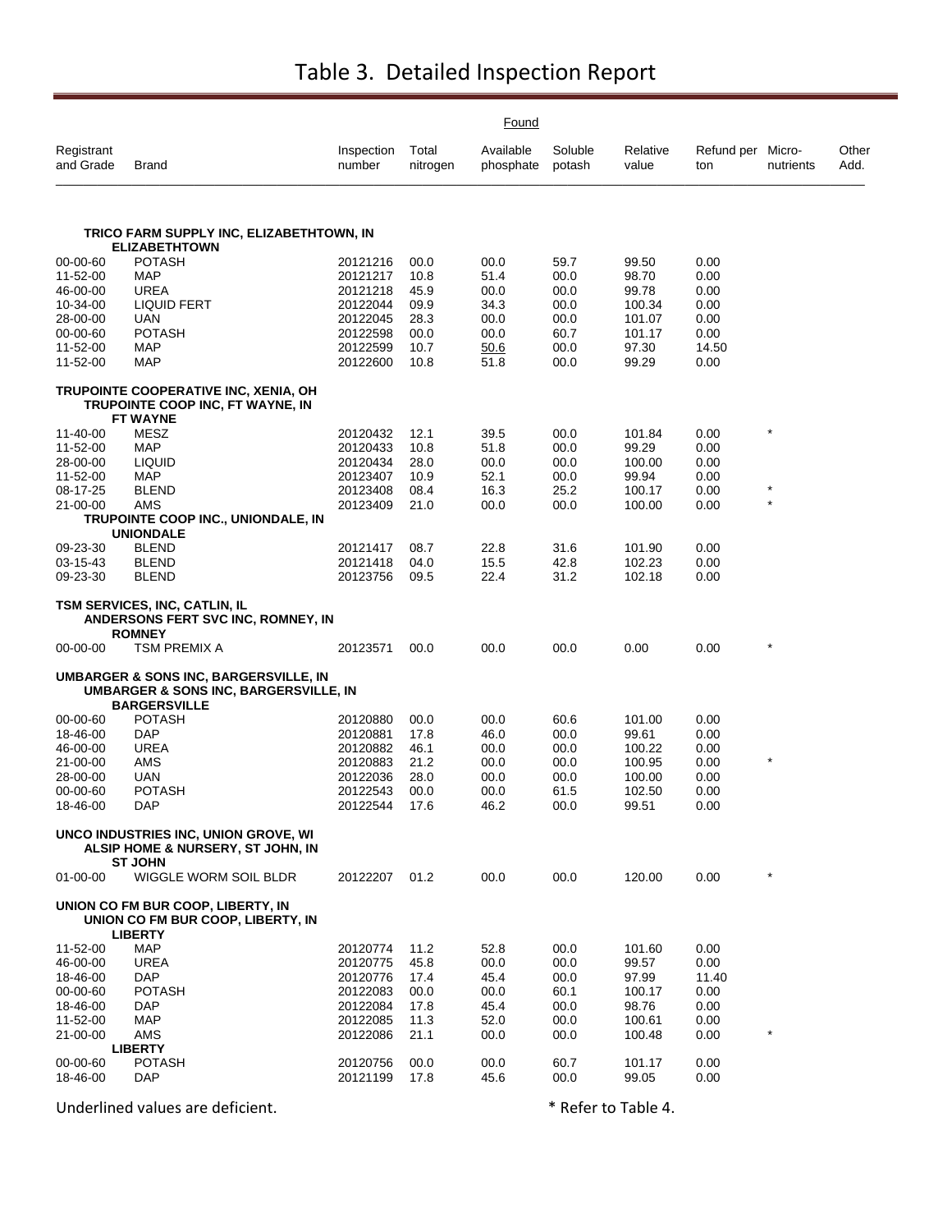# Table 3. Detailed Inspection Report

| Registrant and Grade | Brand | Inspection number | Found Total nitrogen | Found Available phosphate | Found Soluble potash | Found Relative value | Found Refund per ton | Found Micro-nutrients | Found Other Add. |
|---|---|---|---|---|---|---|---|---|---|
| **TRICO FARM SUPPLY INC, ELIZABETHTOWN, IN** | | | | | | | | | |
| | **ELIZABETHTOWN** | | | | | | | | |
| 00-00-60 | POTASH | 20121216 | 00.0 | 00.0 | 59.7 | 99.50 | 0.00 | | |
| 11-52-00 | MAP | 20121217 | 10.8 | 51.4 | 00.0 | 98.70 | 0.00 | | |
| 46-00-00 | UREA | 20121218 | 45.9 | 00.0 | 00.0 | 99.78 | 0.00 | | |
| 10-34-00 | LIQUID FERT | 20122044 | 09.9 | 34.3 | 00.0 | 100.34 | 0.00 | | |
| 28-00-00 | UAN | 20122045 | 28.3 | 00.0 | 00.0 | 101.07 | 0.00 | | |
| 00-00-60 | POTASH | 20122598 | 00.0 | 00.0 | 60.7 | 101.17 | 0.00 | | |
| 11-52-00 | MAP | 20122599 | 10.7 | <u>50.6</u> | 00.0 | 97.30 | 14.50 | | |
| 11-52-00 | MAP | 20122600 | 10.8 | 51.8 | 00.0 | 99.29 | 0.00 | | |
| **TRUPOINTE COOPERATIVE INC, XENIA, OH** | | | | | | | | | |
| | **TRUPOINTE COOP INC, FT WAYNE, IN** | | | | | | | | |
| | **FT WAYNE** | | | | | | | | |
| 11-40-00 | MESZ | 20120432 | 12.1 | 39.5 | 00.0 | 101.84 | 0.00 | * | |
| 11-52-00 | MAP | 20120433 | 10.8 | 51.8 | 00.0 | 99.29 | 0.00 | | |
| 28-00-00 | LIQUID | 20120434 | 28.0 | 00.0 | 00.0 | 100.00 | 0.00 | | |
| 11-52-00 | MAP | 20123407 | 10.9 | 52.1 | 00.0 | 99.94 | 0.00 | | |
| 08-17-25 | BLEND | 20123408 | 08.4 | 16.3 | 25.2 | 100.17 | 0.00 | * | |
| 21-00-00 | AMS | 20123409 | 21.0 | 00.0 | 00.0 | 100.00 | 0.00 | * | |
| | **TRUPOINTE COOP INC., UNIONDALE, IN** | | | | | | | | |
| | **UNIONDALE** | | | | | | | | |
| 09-23-30 | BLEND | 20121417 | 08.7 | 22.8 | 31.6 | 101.90 | 0.00 | | |
| 03-15-43 | BLEND | 20121418 | 04.0 | 15.5 | 42.8 | 102.23 | 0.00 | | |
| 09-23-30 | BLEND | 20123756 | 09.5 | 22.4 | 31.2 | 102.18 | 0.00 | | |
| **TSM SERVICES, INC, CATLIN, IL** | | | | | | | | | |
| | **ANDERSONS FERT SVC INC, ROMNEY, IN** | | | | | | | | |
| | **ROMNEY** | | | | | | | | |
| 00-00-00 | TSM PREMIX A | 20123571 | 00.0 | 00.0 | 00.0 | 0.00 | 0.00 | * | |
| **UMBARGER & SONS INC, BARGERSVILLE, IN** | | | | | | | | | |
| | **UMBARGER & SONS INC, BARGERSVILLE, IN** | | | | | | | | |
| | **BARGERSVILLE** | | | | | | | | |
| 00-00-60 | POTASH | 20120880 | 00.0 | 00.0 | 60.6 | 101.00 | 0.00 | | |
| 18-46-00 | DAP | 20120881 | 17.8 | 46.0 | 00.0 | 99.61 | 0.00 | | |
| 46-00-00 | UREA | 20120882 | 46.1 | 00.0 | 00.0 | 100.22 | 0.00 | | |
| 21-00-00 | AMS | 20120883 | 21.2 | 00.0 | 00.0 | 100.95 | 0.00 | * | |
| 28-00-00 | UAN | 20122036 | 28.0 | 00.0 | 00.0 | 100.00 | 0.00 | | |
| 00-00-60 | POTASH | 20122543 | 00.0 | 00.0 | 61.5 | 102.50 | 0.00 | | |
| 18-46-00 | DAP | 20122544 | 17.6 | 46.2 | 00.0 | 99.51 | 0.00 | | |
| **UNCO INDUSTRIES INC, UNION GROVE, WI** | | | | | | | | | |
| | **ALSIP HOME & NURSERY, ST JOHN, IN** | | | | | | | | |
| | **ST JOHN** | | | | | | | | |
| 01-00-00 | WIGGLE WORM SOIL BLDR | 20122207 | 01.2 | 00.0 | 00.0 | 120.00 | 0.00 | * | |
| **UNION CO FM BUR COOP, LIBERTY, IN** | | | | | | | | | |
| | **UNION CO FM BUR COOP, LIBERTY, IN** | | | | | | | | |
| | **LIBERTY** | | | | | | | | |
| 11-52-00 | MAP | 20120774 | 11.2 | 52.8 | 00.0 | 101.60 | 0.00 | | |
| 46-00-00 | UREA | 20120775 | 45.8 | 00.0 | 00.0 | 99.57 | 0.00 | | |
| 18-46-00 | DAP | 20120776 | 17.4 | 45.4 | 00.0 | 97.99 | 11.40 | | |
| 00-00-60 | POTASH | 20122083 | 00.0 | 00.0 | 60.1 | 100.17 | 0.00 | | |
| 18-46-00 | DAP | 20122084 | 17.8 | 45.4 | 00.0 | 98.76 | 0.00 | | |
| 11-52-00 | MAP | 20122085 | 11.3 | 52.0 | 00.0 | 100.61 | 0.00 | | |
| 21-00-00 | AMS | 20122086 | 21.1 | 00.0 | 00.0 | 100.48 | 0.00 | * | |
| | **LIBERTY** | | | | | | | | |
| 00-00-60 | POTASH | 20120756 | 00.0 | 00.0 | 60.7 | 101.17 | 0.00 | | |
| 18-46-00 | DAP | 20121199 | 17.8 | 45.6 | 00.0 | 99.05 | 0.00 | | |

Underlined values are deficient. * Refer to Table 4.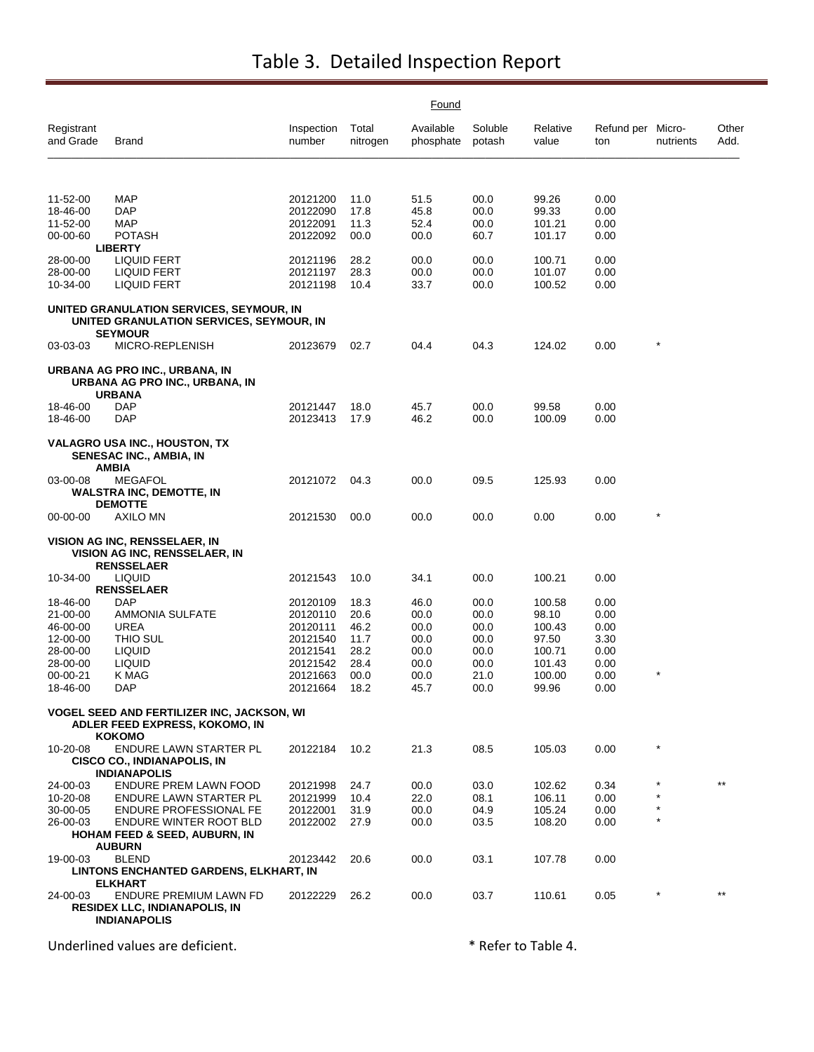# Table 3. Detailed Inspection Report

| Registrant and Grade | Brand | Inspection number | Found Total nitrogen | Found Available phosphate | Found Soluble potash | Found Relative value | Found Refund per ton | Found Micro-nutrients | Found Other Add. |
|---|---|---|---|---|---|---|---|---|---|
| 11-52-00 | MAP | 20121200 | 11.0 | 51.5 | 00.0 | 99.26 | 0.00 | | |
| 18-46-00 | DAP | 20122090 | 17.8 | 45.8 | 00.0 | 99.33 | 0.00 | | |
| 11-52-00 | MAP | 20122091 | 11.3 | 52.4 | 00.0 | 101.21 | 0.00 | | |
| 00-00-60 | POTASH | 20122092 | 00.0 | 00.0 | 60.7 | 101.17 | 0.00 | | |
| **LIBERTY** | | | | | | | | | |
| 28-00-00 | LIQUID FERT | 20121196 | 28.2 | 00.0 | 00.0 | 100.71 | 0.00 | | |
| 28-00-00 | LIQUID FERT | 20121197 | 28.3 | 00.0 | 00.0 | 101.07 | 0.00 | | |
| 10-34-00 | LIQUID FERT | 20121198 | 10.4 | 33.7 | 00.0 | 100.52 | 0.00 | | |
| **UNITED GRANULATION SERVICES, SEYMOUR, IN** | | | | | | | | | |
| **UNITED GRANULATION SERVICES, SEYMOUR, IN** | | | | | | | | | |
| **SEYMOUR** | | | | | | | | | |
| 03-03-03 | MICRO-REPLENISH | 20123679 | 02.7 | 04.4 | 04.3 | 124.02 | 0.00 | * | |
| **URBANA AG PRO INC., URBANA, IN** | | | | | | | | | |
| **URBANA AG PRO INC., URBANA, IN** | | | | | | | | | |
| **URBANA** | | | | | | | | | |
| 18-46-00 | DAP | 20121447 | 18.0 | 45.7 | 00.0 | 99.58 | 0.00 | | |
| 18-46-00 | DAP | 20123413 | 17.9 | 46.2 | 00.0 | 100.09 | 0.00 | | |
| **VALAGRO USA INC., HOUSTON, TX** | | | | | | | | | |
| **SENESAC INC., AMBIA, IN** | | | | | | | | | |
| **AMBIA** | | | | | | | | | |
| 03-00-08 | MEGAFOL | 20121072 | 04.3 | 00.0 | 09.5 | 125.93 | 0.00 | | |
| **WALSTRA INC, DEMOTTE, IN** | | | | | | | | | |
| **DEMOTTE** | | | | | | | | | |
| 00-00-00 | AXILO MN | 20121530 | 00.0 | 00.0 | 00.0 | 0.00 | 0.00 | * | |
| **VISION AG INC, RENSSELAER, IN** | | | | | | | | | |
| **VISION AG INC, RENSSELAER, IN** | | | | | | | | | |
| **RENSSELAER** | | | | | | | | | |
| 10-34-00 | LIQUID | 20121543 | 10.0 | 34.1 | 00.0 | 100.21 | 0.00 | | |
| **RENSSELAER** | | | | | | | | | |
| 18-46-00 | DAP | 20120109 | 18.3 | 46.0 | 00.0 | 100.58 | 0.00 | | |
| 21-00-00 | AMMONIA SULFATE | 20120110 | 20.6 | 00.0 | 00.0 | 98.10 | 0.00 | | |
| 46-00-00 | UREA | 20120111 | 46.2 | 00.0 | 00.0 | 100.43 | 0.00 | | |
| 12-00-00 | THIO SUL | 20121540 | 11.7 | 00.0 | 00.0 | 97.50 | 3.30 | | |
| 28-00-00 | LIQUID | 20121541 | 28.2 | 00.0 | 00.0 | 100.71 | 0.00 | | |
| 28-00-00 | LIQUID | 20121542 | 28.4 | 00.0 | 00.0 | 101.43 | 0.00 | | |
| 00-00-21 | K MAG | 20121663 | 00.0 | 00.0 | 21.0 | 100.00 | 0.00 | * | |
| 18-46-00 | DAP | 20121664 | 18.2 | 45.7 | 00.0 | 99.96 | 0.00 | | |
| **VOGEL SEED AND FERTILIZER INC, JACKSON, WI** | | | | | | | | | |
| **ADLER FEED EXPRESS, KOKOMO, IN** | | | | | | | | | |
| **KOKOMO** | | | | | | | | | |
| 10-20-08 | ENDURE LAWN STARTER PL | 20122184 | 10.2 | 21.3 | 08.5 | 105.03 | 0.00 | * | |
| **CISCO CO., INDIANAPOLIS, IN** | | | | | | | | | |
| **INDIANAPOLIS** | | | | | | | | | |
| 24-00-03 | ENDURE PREM LAWN FOOD | 20121998 | 24.7 | 00.0 | 03.0 | 102.62 | 0.34 | * | ** |
| 10-20-08 | ENDURE LAWN STARTER PL | 20121999 | 10.4 | 22.0 | 08.1 | 106.11 | 0.00 | * | |
| 30-00-05 | ENDURE PROFESSIONAL FE | 20122001 | 31.9 | 00.0 | 04.9 | 105.24 | 0.00 | * | |
| 26-00-03 | ENDURE WINTER ROOT BLD | 20122002 | 27.9 | 00.0 | 03.5 | 108.20 | 0.00 | * | |
| **HOHAM FEED & SEED, AUBURN, IN** | | | | | | | | | |
| **AUBURN** | | | | | | | | | |
| 19-00-03 | BLEND | 20123442 | 20.6 | 00.0 | 03.1 | 107.78 | 0.00 | | |
| **LINTONS ENCHANTED GARDENS, ELKHART, IN** | | | | | | | | | |
| **ELKHART** | | | | | | | | | |
| 24-00-03 | ENDURE PREMIUM LAWN FD | 20122229 | 26.2 | 00.0 | 03.7 | 110.61 | 0.05 | * | ** |
| **RESIDEX LLC, INDIANAPOLIS, IN** | | | | | | | | | |
| **INDIANAPOLIS** | | | | | | | | | |

Underlined values are deficient. * Refer to Table 4.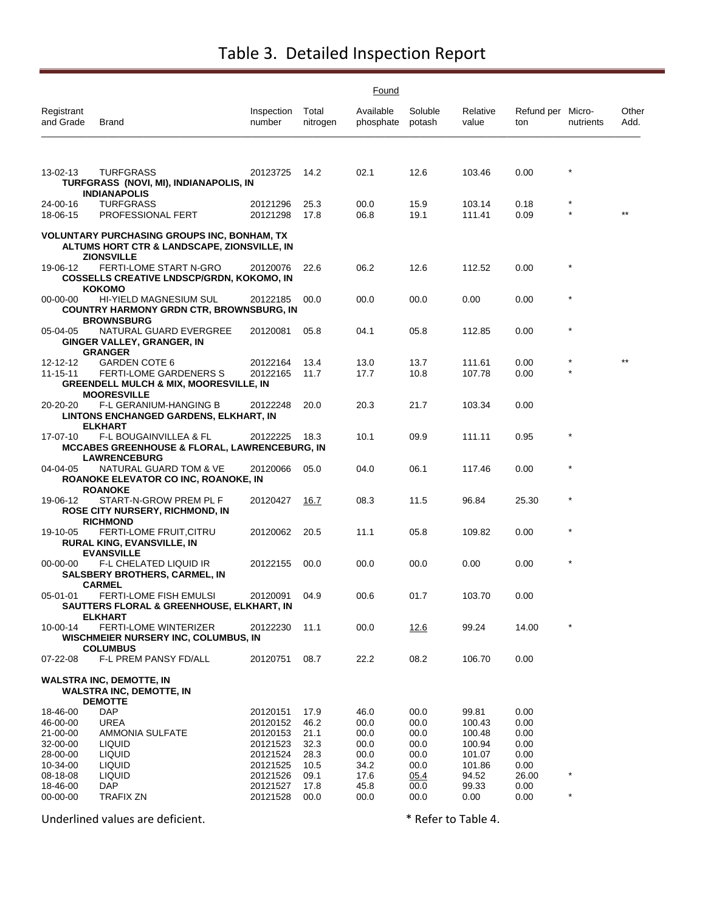# Table 3. Detailed Inspection Report

| Registrant and Grade | Brand | Inspection number | Found Total nitrogen | Found Available phosphate | Found Soluble potash | Found Relative value | Found Refund per ton | Micro-nutrients | Other Add. |
|---|---|---|---|---|---|---|---|---|---|
| 13-02-13 | TURFGRASS | 20123725 | 14.2 | 02.1 | 12.6 | 103.46 | 0.00 | * | |
| **TURFGRASS (NOVI, MI), INDIANAPOLIS, IN INDIANAPOLIS** | | | | | | | | | |
| 24-00-16 | TURFGRASS | 20121296 | 25.3 | 00.0 | 15.9 | 103.14 | 0.18 | * | |
| 18-06-15 | PROFESSIONAL FERT | 20121298 | 17.8 | 06.8 | 19.1 | 111.41 | 0.09 | * | ** |
| **VOLUNTARY PURCHASING GROUPS INC, BONHAM, TX** | | | | | | | | | |
| **ALTUMS HORT CTR & LANDSCAPE, ZIONSVILLE, IN ZIONSVILLE** | | | | | | | | | |
| 19-06-12 | FERTI-LOME START N-GRO | 20120076 | 22.6 | 06.2 | 12.6 | 112.52 | 0.00 | * | |
| **COSSELLS CREATIVE LNDSCP/GRDN, KOKOMO, IN KOKOMO** | | | | | | | | | |
| 00-00-00 | HI-YIELD MAGNESIUM SUL | 20122185 | 00.0 | 00.0 | 00.0 | 0.00 | 0.00 | * | |
| **COUNTRY HARMONY GRDN CTR, BROWNSBURG, IN BROWNSBURG** | | | | | | | | | |
| 05-04-05 | NATURAL GUARD EVERGREE | 20120081 | 05.8 | 04.1 | 05.8 | 112.85 | 0.00 | * | |
| **GINGER VALLEY, GRANGER, IN GRANGER** | | | | | | | | | |
| 12-12-12 | GARDEN COTE 6 | 20122164 | 13.4 | 13.0 | 13.7 | 111.61 | 0.00 | * | ** |
| 11-15-11 | FERTI-LOME GARDENERS S | 20122165 | 11.7 | 17.7 | 10.8 | 107.78 | 0.00 | * | |
| **GREENDELL MULCH & MIX, MOORESVILLE, IN MOORESVILLE** | | | | | | | | | |
| 20-20-20 | F-L GERANIUM-HANGING B | 20122248 | 20.0 | 20.3 | 21.7 | 103.34 | 0.00 | | |
| **LINTONS ENCHANGED GARDENS, ELKHART, IN ELKHART** | | | | | | | | | |
| 17-07-10 | F-L BOUGAINVILLEA & FL | 20122225 | 18.3 | 10.1 | 09.9 | 111.11 | 0.95 | * | |
| **MCCABES GREENHOUSE & FLORAL, LAWRENCEBURG, IN LAWRENCEBURG** | | | | | | | | | |
| 04-04-05 | NATURAL GUARD TOM & VE | 20120066 | 05.0 | 04.0 | 06.1 | 117.46 | 0.00 | * | |
| **ROANOKE ELEVATOR CO INC, ROANOKE, IN ROANOKE** | | | | | | | | | |
| 19-06-12 | START-N-GROW PREM PL F | 20120427 | <u>16.7</u> | 08.3 | 11.5 | 96.84 | 25.30 | * | |
| **ROSE CITY NURSERY, RICHMOND, IN RICHMOND** | | | | | | | | | |
| 19-10-05 | FERTI-LOME FRUIT,CITRU | 20120062 | 20.5 | 11.1 | 05.8 | 109.82 | 0.00 | * | |
| **RURAL KING, EVANSVILLE, IN EVANSVILLE** | | | | | | | | | |
| 00-00-00 | F-L CHELATED LIQUID IR | 20122155 | 00.0 | 00.0 | 00.0 | 0.00 | 0.00 | * | |
| **SALSBERY BROTHERS, CARMEL, IN CARMEL** | | | | | | | | | |
| 05-01-01 | FERTI-LOME FISH EMULSI | 20120091 | 04.9 | 00.6 | 01.7 | 103.70 | 0.00 | | |
| **SAUTTERS FLORAL & GREENHOUSE, ELKHART, IN ELKHART** | | | | | | | | | |
| 10-00-14 | FERTI-LOME WINTERIZER | 20122230 | 11.1 | 00.0 | <u>12.6</u> | 99.24 | 14.00 | * | |
| **WISCHMEIER NURSERY INC, COLUMBUS, IN COLUMBUS** | | | | | | | | | |
| 07-22-08 | F-L PREM PANSY FD/ALL | 20120751 | 08.7 | 22.2 | 08.2 | 106.70 | 0.00 | | |
| **WALSTRA INC, DEMOTTE, IN** | | | | | | | | | |
| **WALSTRA INC, DEMOTTE, IN DEMOTTE** | | | | | | | | | |
| 18-46-00 | DAP | 20120151 | 17.9 | 46.0 | 00.0 | 99.81 | 0.00 | | |
| 46-00-00 | UREA | 20120152 | 46.2 | 00.0 | 00.0 | 100.43 | 0.00 | | |
| 21-00-00 | AMMONIA SULFATE | 20120153 | 21.1 | 00.0 | 00.0 | 100.48 | 0.00 | | |
| 32-00-00 | LIQUID | 20121523 | 32.3 | 00.0 | 00.0 | 100.94 | 0.00 | | |
| 28-00-00 | LIQUID | 20121524 | 28.3 | 00.0 | 00.0 | 101.07 | 0.00 | | |
| 10-34-00 | LIQUID | 20121525 | 10.5 | 34.2 | 00.0 | 101.86 | 0.00 | | |
| 08-18-08 | LIQUID | 20121526 | 09.1 | 17.6 | <u>05.4</u> | 94.52 | 26.00 | * | |
| 18-46-00 | DAP | 20121527 | 17.8 | 45.8 | 00.0 | 99.33 | 0.00 | | |
| 00-00-00 | TRAFIX ZN | 20121528 | 00.0 | 00.0 | 00.0 | 0.00 | 0.00 | * | |

Underlined values are deficient. * Refer to Table 4.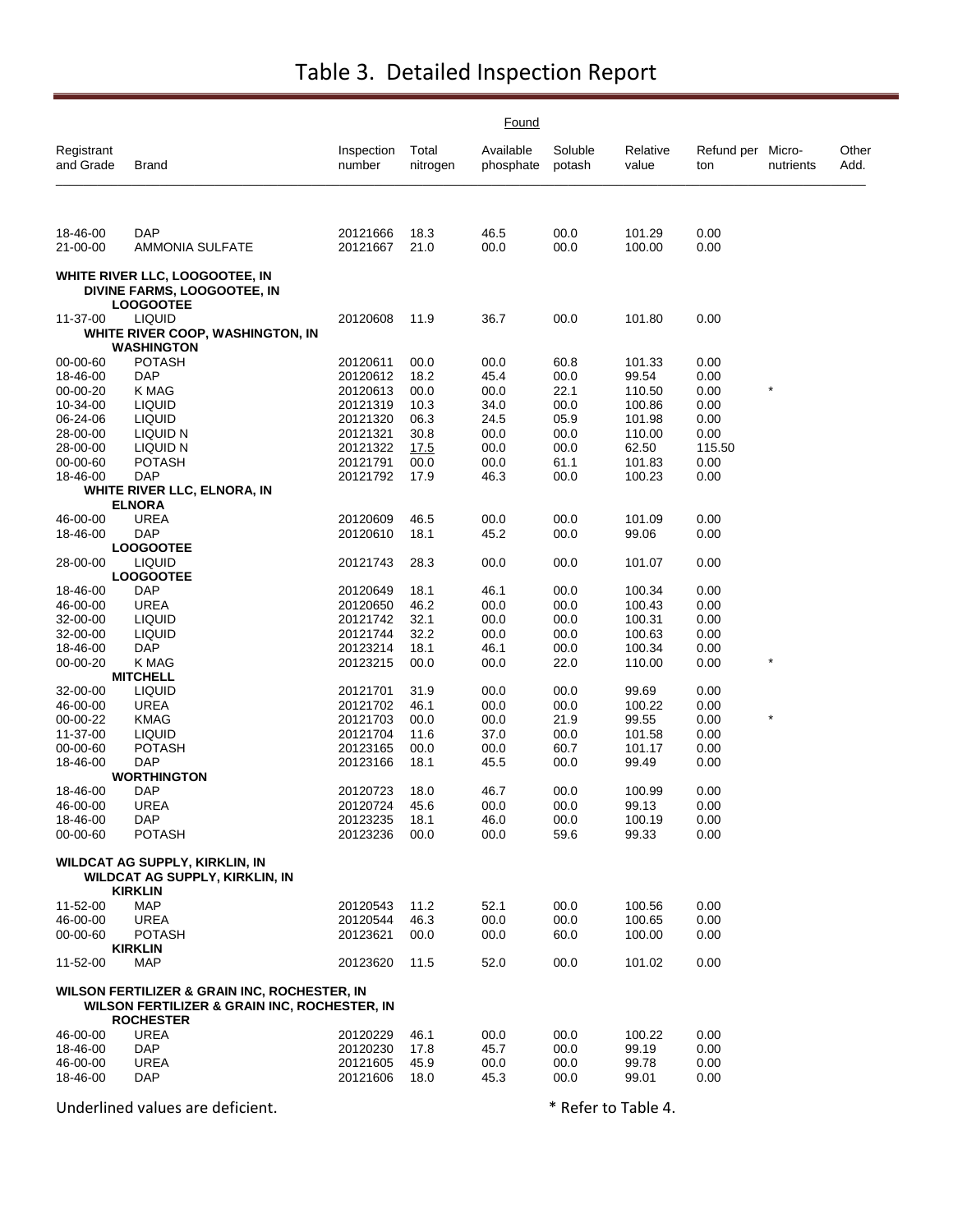# Table 3. Detailed Inspection Report

| Registrant and Grade | Brand | Inspection number | Found Total nitrogen | Found Available phosphate | Found Soluble potash | Relative value | Refund per ton | Micro-nutrients | Other Add. |
|---|---|---|---|---|---|---|---|---|---|
| 18-46-00 | DAP | 20121666 | 18.3 | 46.5 | 00.0 | 101.29 | 0.00 | | |
| 21-00-00 | AMMONIA SULFATE | 20121667 | 21.0 | 00.0 | 00.0 | 100.00 | 0.00 | | |
| **WHITE RIVER LLC, LOOGOOTEE, IN** | | | | | | | | | |
| | **DIVINE FARMS, LOOGOOTEE, IN** | | | | | | | | |
| | **LOOGOOTEE** | | | | | | | | |
| 11-37-00 | LIQUID | 20120608 | 11.9 | 36.7 | 00.0 | 101.80 | 0.00 | | |
| | **WHITE RIVER COOP, WASHINGTON, IN** | | | | | | | | |
| | **WASHINGTON** | | | | | | | | |
| 00-00-60 | POTASH | 20120611 | 00.0 | 00.0 | 60.8 | 101.33 | 0.00 | | |
| 18-46-00 | DAP | 20120612 | 18.2 | 45.4 | 00.0 | 99.54 | 0.00 | | |
| 00-00-20 | K MAG | 20120613 | 00.0 | 00.0 | 22.1 | 110.50 | 0.00 | * | |
| 10-34-00 | LIQUID | 20121319 | 10.3 | 34.0 | 00.0 | 100.86 | 0.00 | | |
| 06-24-06 | LIQUID | 20121320 | 06.3 | 24.5 | 05.9 | 101.98 | 0.00 | | |
| 28-00-00 | LIQUID N | 20121321 | 30.8 | 00.0 | 00.0 | 110.00 | 0.00 | | |
| 28-00-00 | LIQUID N | 20121322 | <u>17.5</u> | 00.0 | 00.0 | 62.50 | 115.50 | | |
| 00-00-60 | POTASH | 20121791 | 00.0 | 00.0 | 61.1 | 101.83 | 0.00 | | |
| 18-46-00 | DAP | 20121792 | 17.9 | 46.3 | 00.0 | 100.23 | 0.00 | | |
| | **WHITE RIVER LLC, ELNORA, IN** | | | | | | | | |
| | **ELNORA** | | | | | | | | |
| 46-00-00 | UREA | 20120609 | 46.5 | 00.0 | 00.0 | 101.09 | 0.00 | | |
| 18-46-00 | DAP | 20120610 | 18.1 | 45.2 | 00.0 | 99.06 | 0.00 | | |
| | **LOOGOOTEE** | | | | | | | | |
| 28-00-00 | LIQUID | 20121743 | 28.3 | 00.0 | 00.0 | 101.07 | 0.00 | | |
| | **LOOGOOTEE** | | | | | | | | |
| 18-46-00 | DAP | 20120649 | 18.1 | 46.1 | 00.0 | 100.34 | 0.00 | | |
| 46-00-00 | UREA | 20120650 | 46.2 | 00.0 | 00.0 | 100.43 | 0.00 | | |
| 32-00-00 | LIQUID | 20121742 | 32.1 | 00.0 | 00.0 | 100.31 | 0.00 | | |
| 32-00-00 | LIQUID | 20121744 | 32.2 | 00.0 | 00.0 | 100.63 | 0.00 | | |
| 18-46-00 | DAP | 20123214 | 18.1 | 46.1 | 00.0 | 100.34 | 0.00 | | |
| 00-00-20 | K MAG | 20123215 | 00.0 | 00.0 | 22.0 | 110.00 | 0.00 | * | |
| | **MITCHELL** | | | | | | | | |
| 32-00-00 | LIQUID | 20121701 | 31.9 | 00.0 | 00.0 | 99.69 | 0.00 | | |
| 46-00-00 | UREA | 20121702 | 46.1 | 00.0 | 00.0 | 100.22 | 0.00 | | |
| 00-00-22 | KMAG | 20121703 | 00.0 | 00.0 | 21.9 | 99.55 | 0.00 | * | |
| 11-37-00 | LIQUID | 20121704 | 11.6 | 37.0 | 00.0 | 101.58 | 0.00 | | |
| 00-00-60 | POTASH | 20123165 | 00.0 | 00.0 | 60.7 | 101.17 | 0.00 | | |
| 18-46-00 | DAP | 20123166 | 18.1 | 45.5 | 00.0 | 99.49 | 0.00 | | |
| | **WORTHINGTON** | | | | | | | | |
| 18-46-00 | DAP | 20120723 | 18.0 | 46.7 | 00.0 | 100.99 | 0.00 | | |
| 46-00-00 | UREA | 20120724 | 45.6 | 00.0 | 00.0 | 99.13 | 0.00 | | |
| 18-46-00 | DAP | 20123235 | 18.1 | 46.0 | 00.0 | 100.19 | 0.00 | | |
| 00-00-60 | POTASH | 20123236 | 00.0 | 00.0 | 59.6 | 99.33 | 0.00 | | |
| **WILDCAT AG SUPPLY, KIRKLIN, IN** | | | | | | | | | |
| | **WILDCAT AG SUPPLY, KIRKLIN, IN** | | | | | | | | |
| | **KIRKLIN** | | | | | | | | |
| 11-52-00 | MAP | 20120543 | 11.2 | 52.1 | 00.0 | 100.56 | 0.00 | | |
| 46-00-00 | UREA | 20120544 | 46.3 | 00.0 | 00.0 | 100.65 | 0.00 | | |
| 00-00-60 | POTASH | 20123621 | 00.0 | 00.0 | 60.0 | 100.00 | 0.00 | | |
| | **KIRKLIN** | | | | | | | | |
| 11-52-00 | MAP | 20123620 | 11.5 | 52.0 | 00.0 | 101.02 | 0.00 | | |
| **WILSON FERTILIZER & GRAIN INC, ROCHESTER, IN** | | | | | | | | | |
| | **WILSON FERTILIZER & GRAIN INC, ROCHESTER, IN** | | | | | | | | |
| | **ROCHESTER** | | | | | | | | |
| 46-00-00 | UREA | 20120229 | 46.1 | 00.0 | 00.0 | 100.22 | 0.00 | | |
| 18-46-00 | DAP | 20120230 | 17.8 | 45.7 | 00.0 | 99.19 | 0.00 | | |
| 46-00-00 | UREA | 20121605 | 45.9 | 00.0 | 00.0 | 99.78 | 0.00 | | |
| 18-46-00 | DAP | 20121606 | 18.0 | 45.3 | 00.0 | 99.01 | 0.00 | | |

Underlined values are deficient. * Refer to Table 4.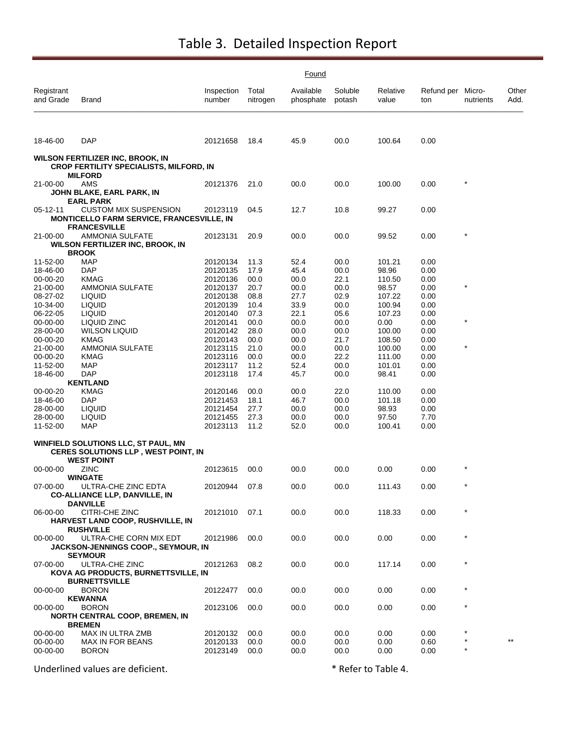# Table 3. Detailed Inspection Report

| Registrant and Grade | Brand | Inspection number | Found Total nitrogen | Found Available phosphate | Found Soluble potash | Relative value | Refund per ton | Micro-nutrients | Other Add. |
|---|---|---|---|---|---|---|---|---|---|
| 18-46-00 | DAP | 20121658 | 18.4 | 45.9 | 00.0 | 100.64 | 0.00 | | |
| **WILSON FERTILIZER INC, BROOK, IN** | | | | | | | | | |
| | **CROP FERTILITY SPECIALISTS, MILFORD, IN** | | | | | | | | |
| | **MILFORD** | | | | | | | | |
| 21-00-00 | AMS | 20121376 | 21.0 | 00.0 | 00.0 | 100.00 | 0.00 | * | |
| | **JOHN BLAKE, EARL PARK, IN** | | | | | | | | |
| | **EARL PARK** | | | | | | | | |
| 05-12-11 | CUSTOM MIX SUSPENSION | 20123119 | 04.5 | 12.7 | 10.8 | 99.27 | 0.00 | | |
| | **MONTICELLO FARM SERVICE, FRANCESVILLE, IN** | | | | | | | | |
| | **FRANCESVILLE** | | | | | | | | |
| 21-00-00 | AMMONIA SULFATE | 20123131 | 20.9 | 00.0 | 00.0 | 99.52 | 0.00 | * | |
| | **WILSON FERTILIZER INC, BROOK, IN** | | | | | | | | |
| | **BROOK** | | | | | | | | |
| 11-52-00 | MAP | 20120134 | 11.3 | 52.4 | 00.0 | 101.21 | 0.00 | | |
| 18-46-00 | DAP | 20120135 | 17.9 | 45.4 | 00.0 | 98.96 | 0.00 | | |
| 00-00-20 | KMAG | 20120136 | 00.0 | 00.0 | 22.1 | 110.50 | 0.00 | | |
| 21-00-00 | AMMONIA SULFATE | 20120137 | 20.7 | 00.0 | 00.0 | 98.57 | 0.00 | * | |
| 08-27-02 | LIQUID | 20120138 | 08.8 | 27.7 | 02.9 | 107.22 | 0.00 | | |
| 10-34-00 | LIQUID | 20120139 | 10.4 | 33.9 | 00.0 | 100.94 | 0.00 | | |
| 06-22-05 | LIQUID | 20120140 | 07.3 | 22.1 | 05.6 | 107.23 | 0.00 | | |
| 00-00-00 | LIQUID ZINC | 20120141 | 00.0 | 00.0 | 00.0 | 0.00 | 0.00 | * | |
| 28-00-00 | WILSON LIQUID | 20120142 | 28.0 | 00.0 | 00.0 | 100.00 | 0.00 | | |
| 00-00-20 | KMAG | 20120143 | 00.0 | 00.0 | 21.7 | 108.50 | 0.00 | | |
| 21-00-00 | AMMONIA SULFATE | 20123115 | 21.0 | 00.0 | 00.0 | 100.00 | 0.00 | * | |
| 00-00-20 | KMAG | 20123116 | 00.0 | 00.0 | 22.2 | 111.00 | 0.00 | | |
| 11-52-00 | MAP | 20123117 | 11.2 | 52.4 | 00.0 | 101.01 | 0.00 | | |
| 18-46-00 | DAP | 20123118 | 17.4 | 45.7 | 00.0 | 98.41 | 0.00 | | |
| | **KENTLAND** | | | | | | | | |
| 00-00-20 | KMAG | 20120146 | 00.0 | 00.0 | 22.0 | 110.00 | 0.00 | | |
| 18-46-00 | DAP | 20121453 | 18.1 | 46.7 | 00.0 | 101.18 | 0.00 | | |
| 28-00-00 | LIQUID | 20121454 | 27.7 | 00.0 | 00.0 | 98.93 | 0.00 | | |
| 28-00-00 | LIQUID | 20121455 | 27.3 | 00.0 | 00.0 | 97.50 | 7.70 | | |
| 11-52-00 | MAP | 20123113 | 11.2 | 52.0 | 00.0 | 100.41 | 0.00 | | |
| **WINFIELD SOLUTIONS LLC, ST PAUL, MN** | | | | | | | | | |
| | **CERES SOLUTIONS LLP , WEST POINT, IN** | | | | | | | | |
| | **WEST POINT** | | | | | | | | |
| 00-00-00 | ZINC | 20123615 | 00.0 | 00.0 | 00.0 | 0.00 | 0.00 | * | |
| | **WINGATE** | | | | | | | | |
| 07-00-00 | ULTRA-CHE ZINC EDTA | 20120944 | 07.8 | 00.0 | 00.0 | 111.43 | 0.00 | * | |
| | **CO-ALLIANCE LLP, DANVILLE, IN** | | | | | | | | |
| | **DANVILLE** | | | | | | | | |
| 06-00-00 | CITRI-CHE ZINC | 20121010 | 07.1 | 00.0 | 00.0 | 118.33 | 0.00 | * | |
| | **HARVEST LAND COOP, RUSHVILLE, IN** | | | | | | | | |
| | **RUSHVILLE** | | | | | | | | |
| 00-00-00 | ULTRA-CHE CORN MIX EDT | 20121986 | 00.0 | 00.0 | 00.0 | 0.00 | 0.00 | * | |
| | **JACKSON-JENNINGS COOP., SEYMOUR, IN** | | | | | | | | |
| | **SEYMOUR** | | | | | | | | |
| 07-00-00 | ULTRA-CHE ZINC | 20121263 | 08.2 | 00.0 | 00.0 | 117.14 | 0.00 | * | |
| | **KOVA AG PRODUCTS, BURNETTSVILLE, IN** | | | | | | | | |
| | **BURNETTSVILLE** | | | | | | | | |
| 00-00-00 | BORON | 20122477 | 00.0 | 00.0 | 00.0 | 0.00 | 0.00 | * | |
| | **KEWANNA** | | | | | | | | |
| 00-00-00 | BORON | 20123106 | 00.0 | 00.0 | 00.0 | 0.00 | 0.00 | * | |
| | **NORTH CENTRAL COOP, BREMEN, IN** | | | | | | | | |
| | **BREMEN** | | | | | | | | |
| 00-00-00 | MAX IN ULTRA ZMB | 20120132 | 00.0 | 00.0 | 00.0 | 0.00 | 0.00 | * | |
| 00-00-00 | MAX IN FOR BEANS | 20120133 | 00.0 | 00.0 | 00.0 | 0.00 | 0.60 | * | ** |
| 00-00-00 | BORON | 20123149 | 00.0 | 00.0 | 00.0 | 0.00 | 0.00 | * | |

Underlined values are deficient. * Refer to Table 4.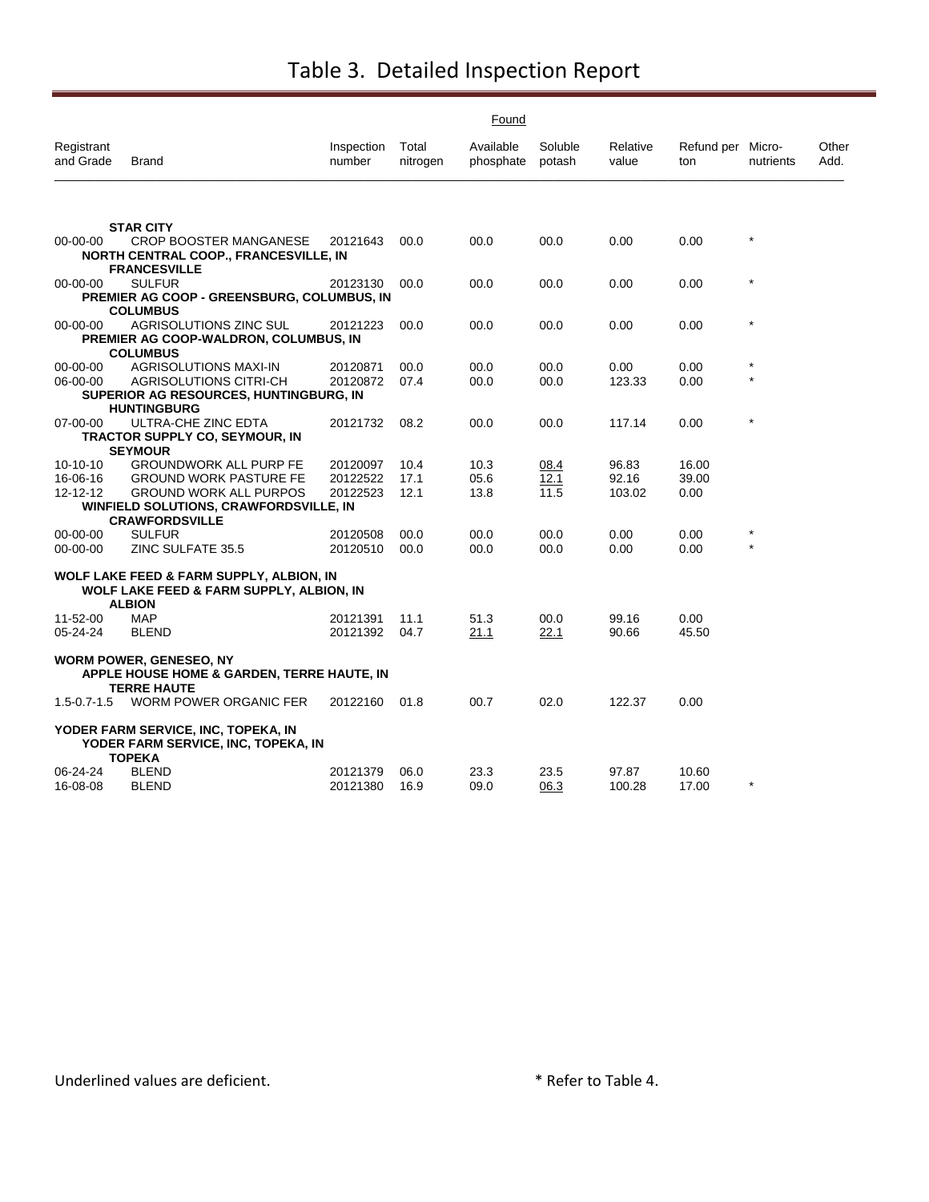# Table 3. Detailed Inspection Report

| Registrant and Grade | Brand | Inspection number | Found Total nitrogen | Found Available phosphate | Found Soluble potash | Relative value | Refund per ton | Micro-nutrients | Other Add. |
|---|---|---|---|---|---|---|---|---|---|
| | **STAR CITY** | | | | | | | | |
| 00-00-00 | CROP BOOSTER MANGANESE | 20121643 | 00.0 | 00.0 | 00.0 | 0.00 | 0.00 | * | |
| | **NORTH CENTRAL COOP., FRANCESVILLE, IN** | | | | | | | | |
| | **FRANCESVILLE** | | | | | | | | |
| 00-00-00 | SULFUR | 20123130 | 00.0 | 00.0 | 00.0 | 0.00 | 0.00 | * | |
| | **PREMIER AG COOP - GREENSBURG, COLUMBUS, IN** | | | | | | | | |
| | **COLUMBUS** | | | | | | | | |
| 00-00-00 | AGRISOLUTIONS ZINC SUL | 20121223 | 00.0 | 00.0 | 00.0 | 0.00 | 0.00 | * | |
| | **PREMIER AG COOP-WALDRON, COLUMBUS, IN** | | | | | | | | |
| | **COLUMBUS** | | | | | | | | |
| 00-00-00 | AGRISOLUTIONS MAXI-IN | 20120871 | 00.0 | 00.0 | 00.0 | 0.00 | 0.00 | * | |
| 06-00-00 | AGRISOLUTIONS CITRI-CH | 20120872 | 07.4 | 00.0 | 00.0 | 123.33 | 0.00 | * | |
| | **SUPERIOR AG RESOURCES, HUNTINGBURG, IN** | | | | | | | | |
| | **HUNTINGBURG** | | | | | | | | |
| 07-00-00 | ULTRA-CHE ZINC EDTA | 20121732 | 08.2 | 00.0 | 00.0 | 117.14 | 0.00 | * | |
| | **TRACTOR SUPPLY CO, SEYMOUR, IN** | | | | | | | | |
| | **SEYMOUR** | | | | | | | | |
| 10-10-10 | GROUNDWORK ALL PURP FE | 20120097 | 10.4 | 10.3 | <u>08.4</u> | 96.83 | 16.00 | | |
| 16-06-16 | GROUND WORK PASTURE FE | 20122522 | 17.1 | 05.6 | <u>12.1</u> | 92.16 | 39.00 | | |
| 12-12-12 | GROUND WORK ALL PURPOS | 20122523 | 12.1 | 13.8 | 11.5 | 103.02 | 0.00 | | |
| | **WINFIELD SOLUTIONS, CRAWFORDSVILLE, IN** | | | | | | | | |
| | **CRAWFORDSVILLE** | | | | | | | | |
| 00-00-00 | SULFUR | 20120508 | 00.0 | 00.0 | 00.0 | 0.00 | 0.00 | * | |
| 00-00-00 | ZINC SULFATE 35.5 | 20120510 | 00.0 | 00.0 | 00.0 | 0.00 | 0.00 | * | |
| **WOLF LAKE FEED & FARM SUPPLY, ALBION, IN** | | | | | | | | | |
| | **WOLF LAKE FEED & FARM SUPPLY, ALBION, IN** | | | | | | | | |
| | **ALBION** | | | | | | | | |
| 11-52-00 | MAP | 20121391 | 11.1 | 51.3 | 00.0 | 99.16 | 0.00 | | |
| 05-24-24 | BLEND | 20121392 | 04.7 | <u>21.1</u> | <u>22.1</u> | 90.66 | 45.50 | | |
| **WORM POWER, GENESEO, NY** | | | | | | | | | |
| | **APPLE HOUSE HOME & GARDEN, TERRE HAUTE, IN** | | | | | | | | |
| | **TERRE HAUTE** | | | | | | | | |
| 1.5-0.7-1.5 | WORM POWER ORGANIC FER | 20122160 | 01.8 | 00.7 | 02.0 | 122.37 | 0.00 | | |
| **YODER FARM SERVICE, INC, TOPEKA, IN** | | | | | | | | | |
| | **YODER FARM SERVICE, INC, TOPEKA, IN** | | | | | | | | |
| | **TOPEKA** | | | | | | | | |
| 06-24-24 | BLEND | 20121379 | 06.0 | 23.3 | 23.5 | 97.87 | 10.60 | | |
| 16-08-08 | BLEND | 20121380 | 16.9 | 09.0 | <u>06.3</u> | 100.28 | 17.00 | * | |

Underlined values are deficient.

* Refer to Table 4.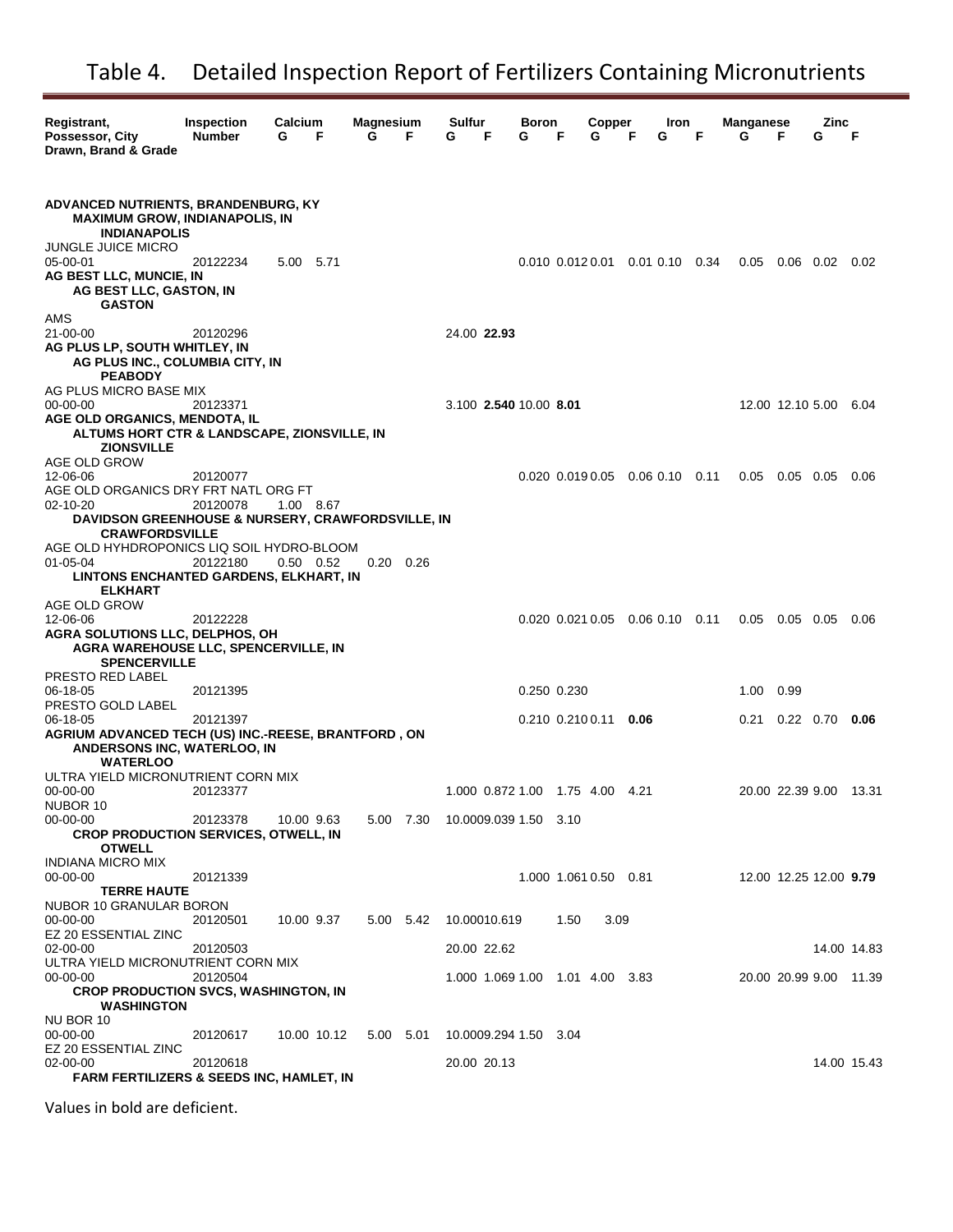# Table 4. Detailed Inspection Report of Fertilizers Containing Micronutrients

| Registrant, Possessor, City Drawn, Brand & Grade | Inspection Number | Calcium | | Magnesium | | Sulfur | | Boron | | Copper | | Iron | | Manganese | | Zinc | |
|---|---|---|---|---|---|---|---|---|---|---|---|---|---|---|---|---|---|
| | | G | F | G | F | G | F | G | F | G | F | G | F | G | F | G | F |
| **ADVANCED NUTRIENTS, BRANDENBURG, KY** | | | | | | | | | | | | | | | | | |
| **MAXIMUM GROW, INDIANAPOLIS, IN** | | | | | | | | | | | | | | | | | |
| **INDIANAPOLIS** | | | | | | | | | | | | | | | | | |
| JUNGLE JUICE MICRO 05-00-01 | 20122234 | 5.00 | 5.71 | | | | | 0.010 | 0.012 | 0.01 | 0.01 | 0.10 | 0.34 | 0.05 | 0.06 | 0.02 | 0.02 |
| **AG BEST LLC, MUNCIE, IN** | | | | | | | | | | | | | | | | | |
| **AG BEST LLC, GASTON, IN** | | | | | | | | | | | | | | | | | |
| **GASTON** | | | | | | | | | | | | | | | | | |
| AMS 21-00-00 | 20120296 | | | | | 24.00 | **22.93** | | | | | | | | | | |
| **AG PLUS LP, SOUTH WHITLEY, IN** | | | | | | | | | | | | | | | | | |
| **AG PLUS INC., COLUMBIA CITY, IN** | | | | | | | | | | | | | | | | | |
| **PEABODY** | | | | | | | | | | | | | | | | | |
| AG PLUS MICRO BASE MIX 00-00-00 | 20123371 | | | | | 3.100 | **2.540** | 10.00 | **8.01** | | | | | 12.00 | 12.10 | 5.00 | 6.04 |
| **AGE OLD ORGANICS, MENDOTA, IL** | | | | | | | | | | | | | | | | | |
| **ALTUMS HORT CTR & LANDSCAPE, ZIONSVILLE, IN** | | | | | | | | | | | | | | | | | |
| **ZIONSVILLE** | | | | | | | | | | | | | | | | | |
| AGE OLD GROW 12-06-06 | 20120077 | | | | | | | 0.020 | 0.019 | 0.05 | 0.06 | 0.10 | 0.11 | 0.05 | 0.05 | 0.05 | 0.06 |
| AGE OLD ORGANICS DRY FRT NATL ORG FT 02-10-20 | 20120078 | 1.00 | 8.67 | | | | | | | | | | | | | | |
| **DAVIDSON GREENHOUSE & NURSERY, CRAWFORDSVILLE, IN** | | | | | | | | | | | | | | | | | |
| **CRAWFORDSVILLE** | | | | | | | | | | | | | | | | | |
| AGE OLD HYHDROPONICS LIQ SOIL HYDRO-BLOOM 01-05-04 | 20122180 | 0.50 | 0.52 | 0.20 | 0.26 | | | | | | | | | | | | |
| **LINTONS ENCHANTED GARDENS, ELKHART, IN** | | | | | | | | | | | | | | | | | |
| **ELKHART** | | | | | | | | | | | | | | | | | |
| AGE OLD GROW 12-06-06 | 20122228 | | | | | | | 0.020 | 0.021 | 0.05 | 0.06 | 0.10 | 0.11 | 0.05 | 0.05 | 0.05 | 0.06 |
| **AGRA SOLUTIONS LLC, DELPHOS, OH** | | | | | | | | | | | | | | | | | |
| **AGRA WAREHOUSE LLC, SPENCERVILLE, IN** | | | | | | | | | | | | | | | | | |
| **SPENCERVILLE** | | | | | | | | | | | | | | | | | |
| PRESTO RED LABEL 06-18-05 | 20121395 | | | | | | | 0.250 | 0.230 | | | | | 1.00 | 0.99 | | |
| PRESTO GOLD LABEL 06-18-05 | 20121397 | | | | | | | 0.210 | 0.210 | 0.11 | **0.06** | | | 0.21 | 0.22 | 0.70 | **0.06** |
| **AGRIUM ADVANCED TECH (US) INC.-REESE, BRANTFORD , ON** | | | | | | | | | | | | | | | | | |
| **ANDERSONS INC, WATERLOO, IN** | | | | | | | | | | | | | | | | | |
| **WATERLOO** | | | | | | | | | | | | | | | | | |
| ULTRA YIELD MICRONUTRIENT CORN MIX 00-00-00 | 20123377 | | | | | 1.000 | 0.872 | 1.00 | 1.75 | 4.00 | 4.21 | | | 20.00 | 22.39 | 9.00 | 13.31 |
| NUBOR 10 00-00-00 | 20123378 | 10.00 | 9.63 | 5.00 | 7.30 | 10.000 | 9.039 | 1.50 | 3.10 | | | | | | | | |
| **CROP PRODUCTION SERVICES, OTWELL, IN** | | | | | | | | | | | | | | | | | |
| **OTWELL** | | | | | | | | | | | | | | | | | |
| INDIANA MICRO MIX 00-00-00 | 20121339 | | | | | | | 1.000 | 1.061 | 0.50 | 0.81 | | | 12.00 | 12.25 | 12.00 | **9.79** |
| **TERRE HAUTE** | | | | | | | | | | | | | | | | | |
| NUBOR 10 GRANULAR BORON 00-00-00 | 20120501 | 10.00 | 9.37 | 5.00 | 5.42 | 10.000 | 10.619 | 1.50 | 3.09 | | | | | | | | |
| EZ 20 ESSENTIAL ZINC 02-00-00 | 20120503 | | | | | 20.00 | 22.62 | | | | | | | | | 14.00 | 14.83 |
| ULTRA YIELD MICRONUTRIENT CORN MIX 00-00-00 | 20120504 | | | | | 1.000 | 1.069 | 1.00 | 1.01 | 4.00 | 3.83 | | | 20.00 | 20.99 | 9.00 | 11.39 |
| **CROP PRODUCTION SVCS, WASHINGTON, IN** | | | | | | | | | | | | | | | | | |
| **WASHINGTON** | | | | | | | | | | | | | | | | | |
| NU BOR 10 00-00-00 | 20120617 | 10.00 | 10.12 | 5.00 | 5.01 | 10.000 | 9.294 | 1.50 | 3.04 | | | | | | | | |
| EZ 20 ESSENTIAL ZINC 02-00-00 | 20120618 | | | | | 20.00 | 20.13 | | | | | | | | | 14.00 | 15.43 |
| **FARM FERTILIZERS & SEEDS INC, HAMLET, IN** | | | | | | | | | | | | | | | | | |

Values in bold are deficient.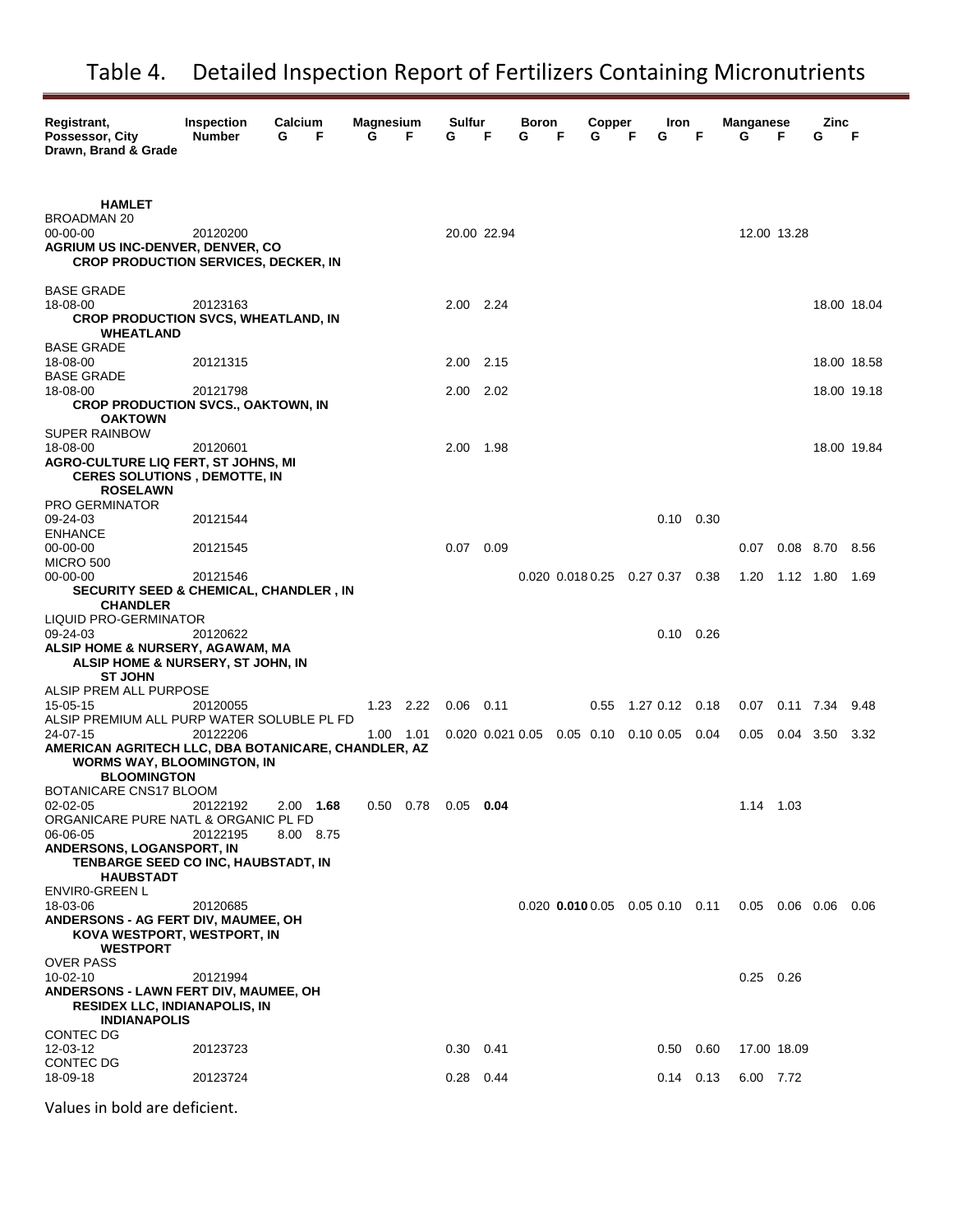# Table 4. Detailed Inspection Report of Fertilizers Containing Micronutrients

| Registrant, Possessor, City Drawn, Brand & Grade | Inspection Number | Calcium G | Calcium F | Magnesium G | Magnesium F | Sulfur G | Sulfur F | Boron G | Boron F | Copper G | Copper F | Iron G | Iron F | Manganese G | Manganese F | Zinc G | Zinc F |
|---|---|---|---|---|---|---|---|---|---|---|---|---|---|---|---|---|---|
| **HAMLET** | | | | | | | | | | | | | | | | | |
| BROADMAN 20 | | | | | | | | | | | | | | | | | |
| 00-00-00 | 20120200 | | | | | 20.00 | 22.94 | | | | | | | 12.00 | 13.28 | | |
| **AGRIUM US INC-DENVER, DENVER, CO** | | | | | | | | | | | | | | | | | |
| **CROP PRODUCTION SERVICES, DECKER, IN** | | | | | | | | | | | | | | | | | |
| BASE GRADE | | | | | | | | | | | | | | | | | |
| 18-08-00 | 20123163 | | | | | 2.00 | 2.24 | | | | | | | | | 18.00 | 18.04 |
| **CROP PRODUCTION SVCS, WHEATLAND, IN** | | | | | | | | | | | | | | | | | |
| **WHEATLAND** | | | | | | | | | | | | | | | | | |
| BASE GRADE | | | | | | | | | | | | | | | | | |
| 18-08-00 | 20121315 | | | | | 2.00 | 2.15 | | | | | | | | | 18.00 | 18.58 |
| BASE GRADE | | | | | | | | | | | | | | | | | |
| 18-08-00 | 20121798 | | | | | 2.00 | 2.02 | | | | | | | | | 18.00 | 19.18 |
| **CROP PRODUCTION SVCS., OAKTOWN, IN** | | | | | | | | | | | | | | | | | |
| **OAKTOWN** | | | | | | | | | | | | | | | | | |
| SUPER RAINBOW | | | | | | | | | | | | | | | | | |
| 18-08-00 | 20120601 | | | | | 2.00 | 1.98 | | | | | | | | | 18.00 | 19.84 |
| **AGRO-CULTURE LIQ FERT, ST JOHNS, MI** | | | | | | | | | | | | | | | | | |
| **CERES SOLUTIONS , DEMOTTE, IN** | | | | | | | | | | | | | | | | | |
| **ROSELAWN** | | | | | | | | | | | | | | | | | |
| PRO GERMINATOR | | | | | | | | | | | | | | | | | |
| 09-24-03 | 20121544 | | | | | | | | | | | 0.10 | 0.30 | | | | |
| ENHANCE | | | | | | | | | | | | | | | | | |
| 00-00-00 | 20121545 | | | | | 0.07 | 0.09 | | | | | | | 0.07 | 0.08 | 8.70 | 8.56 |
| MICRO 500 | | | | | | | | | | | | | | | | | |
| 00-00-00 | 20121546 | | | | | | | 0.020 | 0.018 | 0.25 | 0.27 | 0.37 | 0.38 | 1.20 | 1.12 | 1.80 | 1.69 |
| **SECURITY SEED & CHEMICAL, CHANDLER , IN** | | | | | | | | | | | | | | | | | |
| **CHANDLER** | | | | | | | | | | | | | | | | | |
| LIQUID PRO-GERMINATOR | | | | | | | | | | | | | | | | | |
| 09-24-03 | 20120622 | | | | | | | | | | | 0.10 | 0.26 | | | | |
| **ALSIP HOME & NURSERY, AGAWAM, MA** | | | | | | | | | | | | | | | | | |
| **ALSIP HOME & NURSERY, ST JOHN, IN** | | | | | | | | | | | | | | | | | |
| **ST JOHN** | | | | | | | | | | | | | | | | | |
| ALSIP PREM ALL PURPOSE | | | | | | | | | | | | | | | | | |
| 15-05-15 | 20120055 | | | 1.23 | 2.22 | 0.06 | 0.11 | | | 0.55 | 1.27 | 0.12 | 0.18 | 0.07 | 0.11 | 7.34 | 9.48 |
| ALSIP PREMIUM ALL PURP WATER SOLUBLE PL FD | | | | | | | | | | | | | | | | | |
| 24-07-15 | 20122206 | | | 1.00 | 1.01 | 0.020 | 0.021 | 0.05 | 0.05 | 0.10 | 0.10 | 0.05 | 0.04 | 0.05 | 0.04 | 3.50 | 3.32 |
| **AMERICAN AGRITECH LLC, DBA BOTANICARE, CHANDLER, AZ** | | | | | | | | | | | | | | | | | |
| **WORMS WAY, BLOOMINGTON, IN** | | | | | | | | | | | | | | | | | |
| **BLOOMINGTON** | | | | | | | | | | | | | | | | | |
| BOTANICARE CNS17 BLOOM | | | | | | | | | | | | | | | | | |
| 02-02-05 | 20122192 | 2.00 | **1.68** | 0.50 | 0.78 | 0.05 | **0.04** | | | | | | | 1.14 | 1.03 | | |
| ORGANICARE PURE NATL & ORGANIC PL FD | | | | | | | | | | | | | | | | | |
| 06-06-05 | 20122195 | 8.00 | 8.75 | | | | | | | | | | | | | | |
| **ANDERSONS, LOGANSPORT, IN** | | | | | | | | | | | | | | | | | |
| **TENBARGE SEED CO INC, HAUBSTADT, IN** | | | | | | | | | | | | | | | | | |
| **HAUBSTADT** | | | | | | | | | | | | | | | | | |
| ENVIR0-GREEN L | | | | | | | | | | | | | | | | | |
| 18-03-06 | 20120685 | | | | | | | 0.020 | **0.010** | 0.05 | 0.05 | 0.10 | 0.11 | 0.05 | 0.06 | 0.06 | 0.06 |
| **ANDERSONS - AG FERT DIV, MAUMEE, OH** | | | | | | | | | | | | | | | | | |
| **KOVA WESTPORT, WESTPORT, IN** | | | | | | | | | | | | | | | | | |
| **WESTPORT** | | | | | | | | | | | | | | | | | |
| OVER PASS | | | | | | | | | | | | | | | | | |
| 10-02-10 | 20121994 | | | | | | | | | | | | | 0.25 | 0.26 | | |
| **ANDERSONS - LAWN FERT DIV, MAUMEE, OH** | | | | | | | | | | | | | | | | | |
| **RESIDEX LLC, INDIANAPOLIS, IN** | | | | | | | | | | | | | | | | | |
| **INDIANAPOLIS** | | | | | | | | | | | | | | | | | |
| CONTEC DG | | | | | | | | | | | | | | | | | |
| 12-03-12 | 20123723 | | | | | 0.30 | 0.41 | | | | | 0.50 | 0.60 | 17.00 | 18.09 | | |
| CONTEC DG | | | | | | | | | | | | | | | | | |
| 18-09-18 | 20123724 | | | | | 0.28 | 0.44 | | | | | 0.14 | 0.13 | 6.00 | 7.72 | | |

Values in bold are deficient.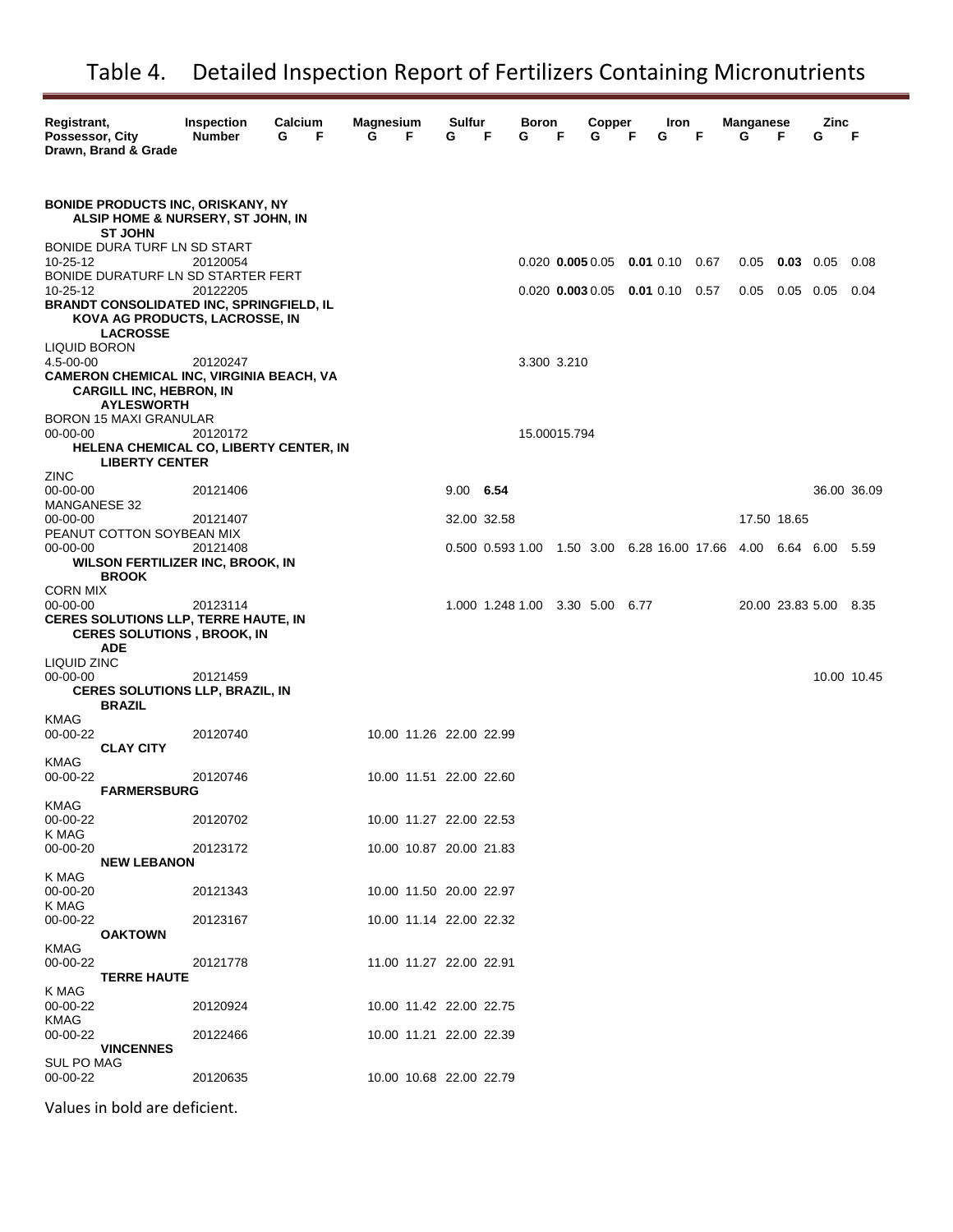# Table 4. Detailed Inspection Report of Fertilizers Containing Micronutrients

| Registrant, Possessor, City Drawn, Brand & Grade | Inspection Number | Calcium G | Calcium F | Magnesium G | Magnesium F | Sulfur G | Sulfur F | Boron G | Boron F | Copper G | Copper F | Iron G | Iron F | Manganese G | Manganese F | Zinc G | Zinc F |
|---|---|---|---|---|---|---|---|---|---|---|---|---|---|---|---|---|---|
| **BONIDE PRODUCTS INC, ORISKANY, NY** | | | | | | | | | | | | | | | | | |
| **ALSIP HOME & NURSERY, ST JOHN, IN** | | | | | | | | | | | | | | | | | |
| **ST JOHN** | | | | | | | | | | | | | | | | | |
| BONIDE DURA TURF LN SD START 10-25-12 | 20120054 | | | | | | | 0.020 | **0.005** | 0.05 | **0.01** | 0.10 | 0.67 | 0.05 | **0.03** | 0.05 | 0.08 |
| BONIDE DURATURF LN SD STARTER FERT 10-25-12 | 20122205 | | | | | | | 0.020 | **0.003** | 0.05 | **0.01** | 0.10 | 0.57 | 0.05 | 0.05 | 0.05 | 0.04 |
| **BRANDT CONSOLIDATED INC, SPRINGFIELD, IL** | | | | | | | | | | | | | | | | | |
| **KOVA AG PRODUCTS, LACROSSE, IN** | | | | | | | | | | | | | | | | | |
| **LACROSSE** | | | | | | | | | | | | | | | | | |
| LIQUID BORON 4.5-00-00 | 20120247 | | | | | | | 3.300 | 3.210 | | | | | | | | |
| **CAMERON CHEMICAL INC, VIRGINIA BEACH, VA** | | | | | | | | | | | | | | | | | |
| **CARGILL INC, HEBRON, IN** | | | | | | | | | | | | | | | | | |
| **AYLESWORTH** | | | | | | | | | | | | | | | | | |
| BORON 15 MAXI GRANULAR 00-00-00 | 20120172 | | | | | | | 15.000 | 15.794 | | | | | | | | |
| **HELENA CHEMICAL CO, LIBERTY CENTER, IN** | | | | | | | | | | | | | | | | | |
| **LIBERTY CENTER** | | | | | | | | | | | | | | | | | |
| ZINC 00-00-00 | 20121406 | | | | | 9.00 | **6.54** | | | | | | | | | 36.00 | 36.09 |
| MANGANESE 32 00-00-00 | 20121407 | | | | | 32.00 | 32.58 | | | | | | | 17.50 | 18.65 | | |
| PEANUT COTTON SOYBEAN MIX 00-00-00 | 20121408 | | | | | | | 0.500 | 0.593 | 1.00 | 1.50 | 3.00 | 6.28 | 16.00 | 17.66 | 4.00 | 6.64 | 6.00 | 5.59 |
| **WILSON FERTILIZER INC, BROOK, IN** | | | | | | | | | | | | | | | | | |
| **BROOK** | | | | | | | | | | | | | | | | | |
| CORN MIX 00-00-00 | 20123114 | | | | | | | 1.000 | 1.248 | 1.00 | 3.30 | 5.00 | 6.77 | | | 20.00 | 23.83 | 5.00 | 8.35 |
| **CERES SOLUTIONS LLP, TERRE HAUTE, IN** | | | | | | | | | | | | | | | | | |
| **CERES SOLUTIONS , BROOK, IN** | | | | | | | | | | | | | | | | | |
| **ADE** | | | | | | | | | | | | | | | | | |
| LIQUID ZINC 00-00-00 | 20121459 | | | | | | | | | | | | | | | 10.00 | 10.45 |
| **CERES SOLUTIONS LLP, BRAZIL, IN** | | | | | | | | | | | | | | | | | |
| **BRAZIL** | | | | | | | | | | | | | | | | | |
| KMAG 00-00-22 | 20120740 | | | 10.00 | 11.26 | 22.00 | 22.99 | | | | | | | | | | |
| **CLAY CITY** | | | | | | | | | | | | | | | | | |
| KMAG 00-00-22 | 20120746 | | | 10.00 | 11.51 | 22.00 | 22.60 | | | | | | | | | | |
| **FARMERSBURG** | | | | | | | | | | | | | | | | | |
| KMAG 00-00-22 | 20120702 | | | 10.00 | 11.27 | 22.00 | 22.53 | | | | | | | | | | |
| K MAG 00-00-20 | 20123172 | | | 10.00 | 10.87 | 20.00 | 21.83 | | | | | | | | | | |
| **NEW LEBANON** | | | | | | | | | | | | | | | | | |
| K MAG 00-00-20 | 20121343 | | | 10.00 | 11.50 | 20.00 | 22.97 | | | | | | | | | | |
| K MAG 00-00-22 | 20123167 | | | 10.00 | 11.14 | 22.00 | 22.32 | | | | | | | | | | |
| **OAKTOWN** | | | | | | | | | | | | | | | | | |
| KMAG 00-00-22 | 20121778 | | | 11.00 | 11.27 | 22.00 | 22.91 | | | | | | | | | | |
| **TERRE HAUTE** | | | | | | | | | | | | | | | | | |
| K MAG 00-00-22 | 20120924 | | | 10.00 | 11.42 | 22.00 | 22.75 | | | | | | | | | | |
| KMAG 00-00-22 | 20122466 | | | 10.00 | 11.21 | 22.00 | 22.39 | | | | | | | | | | |
| **VINCENNES** | | | | | | | | | | | | | | | | | |
| SUL PO MAG 00-00-22 | 20120635 | | | 10.00 | 10.68 | 22.00 | 22.79 | | | | | | | | | | |

Values in bold are deficient.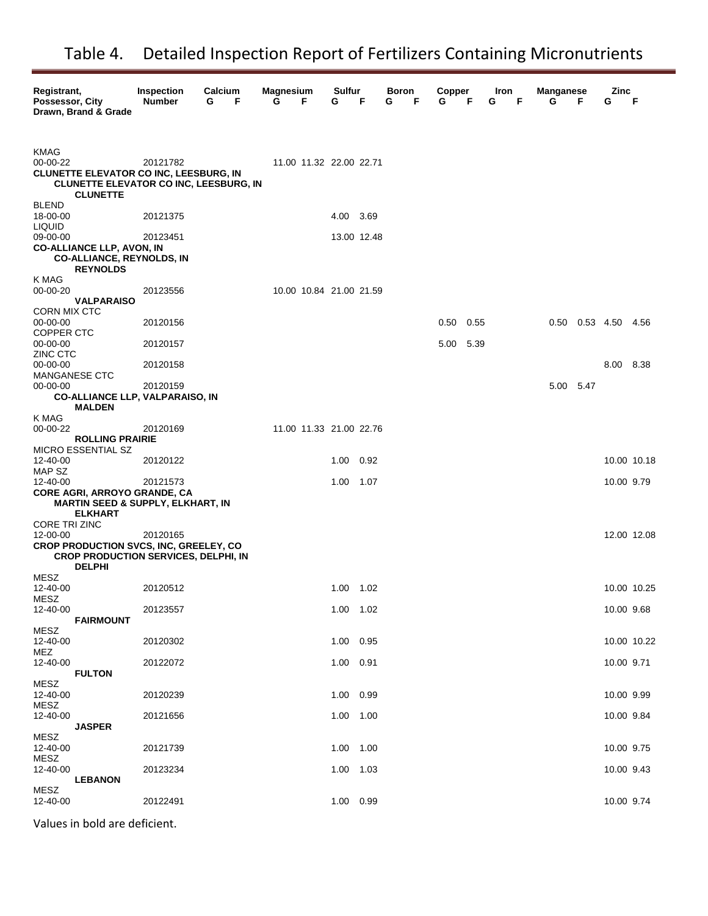# Table 4. Detailed Inspection Report of Fertilizers Containing Micronutrients

| Registrant, Possessor, City Drawn, Brand & Grade | Inspection Number | Calcium G | Calcium F | Magnesium G | Magnesium F | Sulfur G | Sulfur F | Boron G | Boron F | Copper G | Copper F | Iron G | Iron F | Manganese G | Manganese F | Zinc G | Zinc F |
|---|---|---|---|---|---|---|---|---|---|---|---|---|---|---|---|---|---|
| KMAG 00-00-22 | 20121782 | | | 11.00 | 11.32 | 22.00 | 22.71 | | | | | | | | | | |
| **CLUNETTE ELEVATOR CO INC, LEESBURG, IN** | | | | | | | | | | | | | | | | | |
| **CLUNETTE ELEVATOR CO INC, LEESBURG, IN** | | | | | | | | | | | | | | | | | |
| **CLUNETTE** | | | | | | | | | | | | | | | | | |
| BLEND 18-00-00 | 20121375 | | | | | 4.00 | 3.69 | | | | | | | | | | |
| LIQUID 09-00-00 | 20123451 | | | | | 13.00 | 12.48 | | | | | | | | | | |
| **CO-ALLIANCE LLP, AVON, IN** | | | | | | | | | | | | | | | | | |
| **CO-ALLIANCE, REYNOLDS, IN** | | | | | | | | | | | | | | | | | |
| **REYNOLDS** | | | | | | | | | | | | | | | | | |
| K MAG 00-00-20 | 20123556 | | | 10.00 | 10.84 | 21.00 | 21.59 | | | | | | | | | | |
| **VALPARAISO** | | | | | | | | | | | | | | | | | |
| CORN MIX CTC 00-00-00 | 20120156 | | | | | | | | | 0.50 | 0.55 | | | 0.50 | 0.53 | 4.50 | 4.56 |
| COPPER CTC 00-00-00 | 20120157 | | | | | | | | | 5.00 | 5.39 | | | | | | |
| ZINC CTC 00-00-00 | 20120158 | | | | | | | | | | | | | | | 8.00 | 8.38 |
| MANGANESE CTC 00-00-00 | 20120159 | | | | | | | | | | | | | 5.00 | 5.47 | | |
| **CO-ALLIANCE LLP, VALPARAISO, IN** | | | | | | | | | | | | | | | | | |
| **MALDEN** | | | | | | | | | | | | | | | | | |
| K MAG 00-00-22 | 20120169 | | | 11.00 | 11.33 | 21.00 | 22.76 | | | | | | | | | | |
| **ROLLING PRAIRIE** | | | | | | | | | | | | | | | | | |
| MICRO ESSENTIAL SZ 12-40-00 | 20120122 | | | | | 1.00 | 0.92 | | | | | | | | | 10.00 | 10.18 |
| MAP SZ 12-40-00 | 20121573 | | | | | 1.00 | 1.07 | | | | | | | | | 10.00 | 9.79 |
| **CORE AGRI, ARROYO GRANDE, CA** | | | | | | | | | | | | | | | | | |
| **MARTIN SEED & SUPPLY, ELKHART, IN** | | | | | | | | | | | | | | | | | |
| **ELKHART** | | | | | | | | | | | | | | | | | |
| CORE TRI ZINC 12-00-00 | 20120165 | | | | | | | | | | | | | | | 12.00 | 12.08 |
| **CROP PRODUCTION SVCS, INC, GREELEY, CO** | | | | | | | | | | | | | | | | | |
| **CROP PRODUCTION SERVICES, DELPHI, IN** | | | | | | | | | | | | | | | | | |
| **DELPHI** | | | | | | | | | | | | | | | | | |
| MESZ 12-40-00 | 20120512 | | | | | 1.00 | 1.02 | | | | | | | | | 10.00 | 10.25 |
| MESZ 12-40-00 | 20123557 | | | | | 1.00 | 1.02 | | | | | | | | | 10.00 | 9.68 |
| **FAIRMOUNT** | | | | | | | | | | | | | | | | | |
| MESZ 12-40-00 | 20120302 | | | | | 1.00 | 0.95 | | | | | | | | | 10.00 | 10.22 |
| MEZ 12-40-00 | 20122072 | | | | | 1.00 | 0.91 | | | | | | | | | 10.00 | 9.71 |
| **FULTON** | | | | | | | | | | | | | | | | | |
| MESZ 12-40-00 | 20120239 | | | | | 1.00 | 0.99 | | | | | | | | | 10.00 | 9.99 |
| MESZ 12-40-00 | 20121656 | | | | | 1.00 | 1.00 | | | | | | | | | 10.00 | 9.84 |
| **JASPER** | | | | | | | | | | | | | | | | | |
| MESZ 12-40-00 | 20121739 | | | | | 1.00 | 1.00 | | | | | | | | | 10.00 | 9.75 |
| MESZ 12-40-00 | 20123234 | | | | | 1.00 | 1.03 | | | | | | | | | 10.00 | 9.43 |
| **LEBANON** | | | | | | | | | | | | | | | | | |
| MESZ 12-40-00 | 20122491 | | | | | 1.00 | 0.99 | | | | | | | | | 10.00 | 9.74 |

Values in bold are deficient.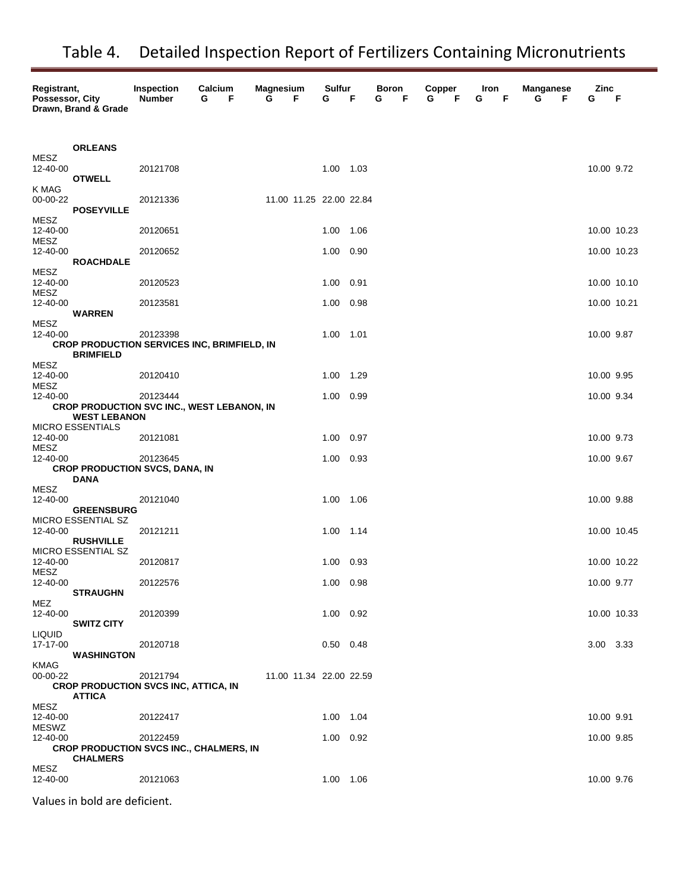# Table 4. Detailed Inspection Report of Fertilizers Containing Micronutrients

| Registrant, Possessor, City Drawn, Brand & Grade | Inspection Number | Calcium G | Calcium F | Magnesium G | Magnesium F | Sulfur G | Sulfur F | Boron G | Boron F | Copper G | Copper F | Iron G | Iron F | Manganese G | Manganese F | Zinc G | Zinc F |
|---|---|---|---|---|---|---|---|---|---|---|---|---|---|---|---|---|---|
| **ORLEANS** | | | | | | | | | | | | | | | | | |
| MESZ 12-40-00 | 20121708 | | | | | 1.00 | 1.03 | | | | | | | | | 10.00 | 9.72 |
| **OTWELL** | | | | | | | | | | | | | | | | | |
| K MAG 00-00-22 | 20121336 | | | 11.00 | 11.25 | 22.00 | 22.84 | | | | | | | | | | |
| **POSEYVILLE** | | | | | | | | | | | | | | | | | |
| MESZ 12-40-00 | 20120651 | | | | | 1.00 | 1.06 | | | | | | | | | 10.00 | 10.23 |
| MESZ 12-40-00 | 20120652 | | | | | 1.00 | 0.90 | | | | | | | | | 10.00 | 10.23 |
| **ROACHDALE** | | | | | | | | | | | | | | | | | |
| MESZ 12-40-00 | 20120523 | | | | | 1.00 | 0.91 | | | | | | | | | 10.00 | 10.10 |
| MESZ 12-40-00 | 20123581 | | | | | 1.00 | 0.98 | | | | | | | | | 10.00 | 10.21 |
| **WARREN** | | | | | | | | | | | | | | | | | |
| MESZ 12-40-00 | 20123398 | | | | | 1.00 | 1.01 | | | | | | | | | 10.00 | 9.87 |
| **CROP PRODUCTION SERVICES INC, BRIMFIELD, IN** | | | | | | | | | | | | | | | | | |
| **BRIMFIELD** | | | | | | | | | | | | | | | | | |
| MESZ 12-40-00 | 20120410 | | | | | 1.00 | 1.29 | | | | | | | | | 10.00 | 9.95 |
| MESZ 12-40-00 | 20123444 | | | | | 1.00 | 0.99 | | | | | | | | | 10.00 | 9.34 |
| **CROP PRODUCTION SVC INC., WEST LEBANON, IN** | | | | | | | | | | | | | | | | | |
| **WEST LEBANON** | | | | | | | | | | | | | | | | | |
| MICRO ESSENTIALS 12-40-00 | 20121081 | | | | | 1.00 | 0.97 | | | | | | | | | 10.00 | 9.73 |
| MESZ 12-40-00 | 20123645 | | | | | 1.00 | 0.93 | | | | | | | | | 10.00 | 9.67 |
| **CROP PRODUCTION SVCS, DANA, IN** | | | | | | | | | | | | | | | | | |
| **DANA** | | | | | | | | | | | | | | | | | |
| MESZ 12-40-00 | 20121040 | | | | | 1.00 | 1.06 | | | | | | | | | 10.00 | 9.88 |
| **GREENSBURG** | | | | | | | | | | | | | | | | | |
| MICRO ESSENTIAL SZ 12-40-00 | 20121211 | | | | | 1.00 | 1.14 | | | | | | | | | 10.00 | 10.45 |
| **RUSHVILLE** | | | | | | | | | | | | | | | | | |
| MICRO ESSENTIAL SZ 12-40-00 | 20120817 | | | | | 1.00 | 0.93 | | | | | | | | | 10.00 | 10.22 |
| MESZ 12-40-00 | 20122576 | | | | | 1.00 | 0.98 | | | | | | | | | 10.00 | 9.77 |
| **STRAUGHN** | | | | | | | | | | | | | | | | | |
| MEZ 12-40-00 | 20120399 | | | | | 1.00 | 0.92 | | | | | | | | | 10.00 | 10.33 |
| **SWITZ CITY** | | | | | | | | | | | | | | | | | |
| LIQUID 17-17-00 | 20120718 | | | | | 0.50 | 0.48 | | | | | | | | | 3.00 | 3.33 |
| **WASHINGTON** | | | | | | | | | | | | | | | | | |
| KMAG 00-00-22 | 20121794 | | | 11.00 | 11.34 | 22.00 | 22.59 | | | | | | | | | | |
| **CROP PRODUCTION SVCS INC, ATTICA, IN** | | | | | | | | | | | | | | | | | |
| **ATTICA** | | | | | | | | | | | | | | | | | |
| MESZ 12-40-00 | 20122417 | | | | | 1.00 | 1.04 | | | | | | | | | 10.00 | 9.91 |
| MESWZ 12-40-00 | 20122459 | | | | | 1.00 | 0.92 | | | | | | | | | 10.00 | 9.85 |
| **CROP PRODUCTION SVCS INC., CHALMERS, IN** | | | | | | | | | | | | | | | | | |
| **CHALMERS** | | | | | | | | | | | | | | | | | |
| MESZ 12-40-00 | 20121063 | | | | | 1.00 | 1.06 | | | | | | | | | 10.00 | 9.76 |

Values in bold are deficient.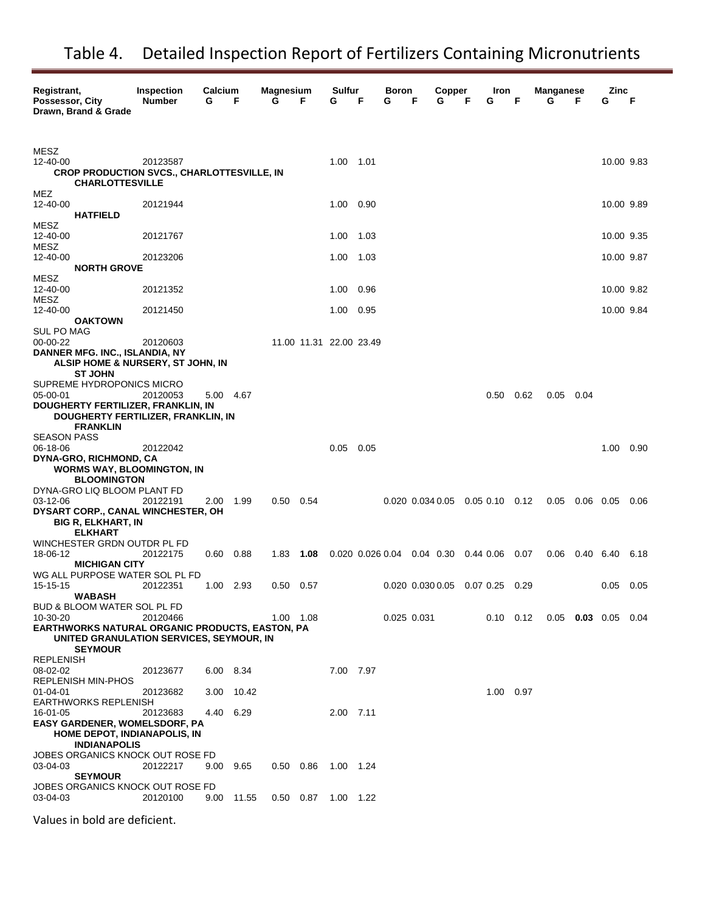# Table 4. Detailed Inspection Report of Fertilizers Containing Micronutrients

| Registrant, Possessor, City Drawn, Brand & Grade | Inspection Number | Calcium G | Calcium F | Magnesium G | Magnesium F | Sulfur G | Sulfur F | Boron G | Boron F | Copper G | Copper F | Iron G | Iron F | Manganese G | Manganese F | Zinc G | Zinc F |
|---|---|---|---|---|---|---|---|---|---|---|---|---|---|---|---|---|---|
| MESZ 12-40-00 | 20123587 | | | | | 1.00 | 1.01 | | | | | | | | | 10.00 | 9.83 |
| **CROP PRODUCTION SVCS., CHARLOTTESVILLE, IN** | | | | | | | | | | | | | | | | | |
| **CHARLOTTESVILLE** | | | | | | | | | | | | | | | | | |
| MEZ 12-40-00 | 20121944 | | | | | 1.00 | 0.90 | | | | | | | | | 10.00 | 9.89 |
| **HATFIELD** | | | | | | | | | | | | | | | | | |
| MESZ 12-40-00 | 20121767 | | | | | 1.00 | 1.03 | | | | | | | | | 10.00 | 9.35 |
| MESZ 12-40-00 | 20123206 | | | | | 1.00 | 1.03 | | | | | | | | | 10.00 | 9.87 |
| **NORTH GROVE** | | | | | | | | | | | | | | | | | |
| MESZ 12-40-00 | 20121352 | | | | | 1.00 | 0.96 | | | | | | | | | 10.00 | 9.82 |
| MESZ 12-40-00 | 20121450 | | | | | 1.00 | 0.95 | | | | | | | | | 10.00 | 9.84 |
| **OAKTOWN** | | | | | | | | | | | | | | | | | |
| SUL PO MAG 00-00-22 | 20120603 | | | 11.00 | 11.31 | 22.00 | 23.49 | | | | | | | | | | |
| **DANNER MFG. INC., ISLANDIA, NY** | | | | | | | | | | | | | | | | | |
| **ALSIP HOME & NURSERY, ST JOHN, IN** | | | | | | | | | | | | | | | | | |
| **ST JOHN** | | | | | | | | | | | | | | | | | |
| SUPREME HYDROPONICS MICRO 05-00-01 | 20120053 | 5.00 | 4.67 | | | | | | | | | 0.50 | 0.62 | 0.05 | 0.04 | | |
| **DOUGHERTY FERTILIZER, FRANKLIN, IN** | | | | | | | | | | | | | | | | | |
| **DOUGHERTY FERTILIZER, FRANKLIN, IN** | | | | | | | | | | | | | | | | | |
| **FRANKLIN** | | | | | | | | | | | | | | | | | |
| SEASON PASS 06-18-06 | 20122042 | | | | | 0.05 | 0.05 | | | | | | | | | 1.00 | 0.90 |
| **DYNA-GRO, RICHMOND, CA** | | | | | | | | | | | | | | | | | |
| **WORMS WAY, BLOOMINGTON, IN** | | | | | | | | | | | | | | | | | |
| **BLOOMINGTON** | | | | | | | | | | | | | | | | | |
| DYNA-GRO LIQ BLOOM PLANT FD 03-12-06 | 20122191 | 2.00 | 1.99 | 0.50 | 0.54 | | | 0.020 | 0.034 | 0.05 | 0.05 | 0.10 | 0.12 | 0.05 | 0.06 | 0.05 | 0.06 |
| **DYSART CORP., CANAL WINCHESTER, OH** | | | | | | | | | | | | | | | | | |
| **BIG R, ELKHART, IN** | | | | | | | | | | | | | | | | | |
| **ELKHART** | | | | | | | | | | | | | | | | | |
| WINCHESTER GRDN OUTDR PL FD 18-06-12 | 20122175 | 0.60 | 0.88 | 1.83 | **1.08** | | | 0.020 | 0.026 | 0.04 0.04 | 0.30 0.44 | 0.06 | 0.07 | 0.06 | 0.40 | 6.40 | 6.18 |
| **MICHIGAN CITY** | | | | | | | | | | | | | | | | | |
| WG ALL PURPOSE WATER SOL PL FD 15-15-15 | 20122351 | 1.00 | 2.93 | 0.50 | 0.57 | | | 0.020 | 0.030 | 0.05 | 0.07 | 0.25 | 0.29 | | | 0.05 | 0.05 |
| **WABASH** | | | | | | | | | | | | | | | | | |
| BUD & BLOOM WATER SOL PL FD 10-30-20 | 20120466 | | | 1.00 | 1.08 | | | 0.025 | 0.031 | | | 0.10 | 0.12 | 0.05 | **0.03** | 0.05 | 0.04 |
| **EARTHWORKS NATURAL ORGANIC PRODUCTS, EASTON, PA** | | | | | | | | | | | | | | | | | |
| **UNITED GRANULATION SERVICES, SEYMOUR, IN** | | | | | | | | | | | | | | | | | |
| **SEYMOUR** | | | | | | | | | | | | | | | | | |
| REPLENISH 08-02-02 | 20123677 | 6.00 | 8.34 | | | 7.00 | 7.97 | | | | | | | | | | |
| REPLENISH MIN-PHOS 01-04-01 | 20123682 | 3.00 | 10.42 | | | | | | | | | 1.00 | 0.97 | | | | |
| EARTHWORKS REPLENISH 16-01-05 | 20123683 | 4.40 | 6.29 | | | 2.00 | 7.11 | | | | | | | | | | |
| **EASY GARDENER, WOMELSDORF, PA** | | | | | | | | | | | | | | | | | |
| **HOME DEPOT, INDIANAPOLIS, IN** | | | | | | | | | | | | | | | | | |
| **INDIANAPOLIS** | | | | | | | | | | | | | | | | | |
| JOBES ORGANICS KNOCK OUT ROSE FD 03-04-03 | 20122217 | 9.00 | 9.65 | 0.50 | 0.86 | 1.00 | 1.24 | | | | | | | | | | |
| **SEYMOUR** | | | | | | | | | | | | | | | | | |
| JOBES ORGANICS KNOCK OUT ROSE FD 03-04-03 | 20120100 | 9.00 | 11.55 | 0.50 | 0.87 | 1.00 | 1.22 | | | | | | | | | | |

Values in bold are deficient.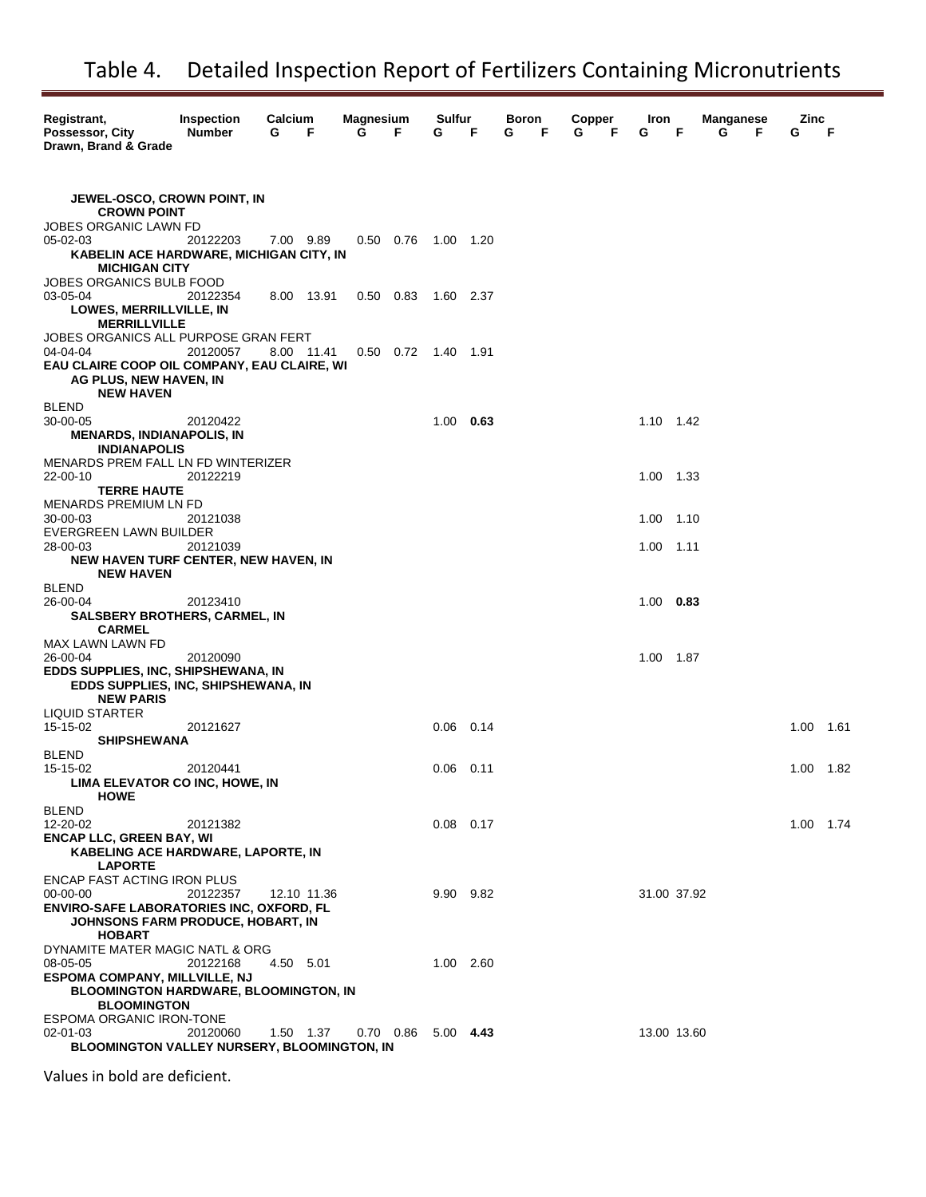# Table 4. Detailed Inspection Report of Fertilizers Containing Micronutrients

| Registrant, Possessor, City Drawn, Brand & Grade | Inspection Number | Calcium G | Calcium F | Magnesium G | Magnesium F | Sulfur G | Sulfur F | Boron G | Boron F | Copper G | Copper F | Iron G | Iron F | Manganese G | Manganese F | Zinc G | Zinc F |
|---|---|---|---|---|---|---|---|---|---|---|---|---|---|---|---|---|---|
| **JEWEL-OSCO, CROWN POINT, IN** | | | | | | | | | | | | | | | | | |
| **CROWN POINT** | | | | | | | | | | | | | | | | | |
| JOBES ORGANIC LAWN FD | | | | | | | | | | | | | | | | | |
| 05-02-03 | 20122203 | 7.00 | 9.89 | 0.50 | 0.76 | 1.00 | 1.20 | | | | | | | | | | |
| **KABELIN ACE HARDWARE, MICHIGAN CITY, IN** | | | | | | | | | | | | | | | | | |
| **MICHIGAN CITY** | | | | | | | | | | | | | | | | | |
| JOBES ORGANICS BULB FOOD | | | | | | | | | | | | | | | | | |
| 03-05-04 | 20122354 | 8.00 | 13.91 | 0.50 | 0.83 | 1.60 | 2.37 | | | | | | | | | | |
| **LOWES, MERRILLVILLE, IN** | | | | | | | | | | | | | | | | | |
| **MERRILLVILLE** | | | | | | | | | | | | | | | | | |
| JOBES ORGANICS ALL PURPOSE GRAN FERT | | | | | | | | | | | | | | | | | |
| 04-04-04 | 20120057 | 8.00 | 11.41 | 0.50 | 0.72 | 1.40 | 1.91 | | | | | | | | | | |
| **EAU CLAIRE COOP OIL COMPANY, EAU CLAIRE, WI** | | | | | | | | | | | | | | | | | |
| **AG PLUS, NEW HAVEN, IN** | | | | | | | | | | | | | | | | | |
| **NEW HAVEN** | | | | | | | | | | | | | | | | | |
| BLEND | | | | | | | | | | | | | | | | | |
| 30-00-05 | 20120422 | | | | | 1.00 | **0.63** | | | | | 1.10 | 1.42 | | | | |
| **MENARDS, INDIANAPOLIS, IN** | | | | | | | | | | | | | | | | | |
| **INDIANAPOLIS** | | | | | | | | | | | | | | | | | |
| MENARDS PREM FALL LN FD WINTERIZER | | | | | | | | | | | | | | | | | |
| 22-00-10 | 20122219 | | | | | | | | | | | 1.00 | 1.33 | | | | |
| **TERRE HAUTE** | | | | | | | | | | | | | | | | | |
| MENARDS PREMIUM LN FD | | | | | | | | | | | | | | | | | |
| 30-00-03 | 20121038 | | | | | | | | | | | 1.00 | 1.10 | | | | |
| EVERGREEN LAWN BUILDER | | | | | | | | | | | | | | | | | |
| 28-00-03 | 20121039 | | | | | | | | | | | 1.00 | 1.11 | | | | |
| **NEW HAVEN TURF CENTER, NEW HAVEN, IN** | | | | | | | | | | | | | | | | | |
| **NEW HAVEN** | | | | | | | | | | | | | | | | | |
| BLEND | | | | | | | | | | | | | | | | | |
| 26-00-04 | 20123410 | | | | | | | | | | | 1.00 | **0.83** | | | | |
| **SALSBERY BROTHERS, CARMEL, IN** | | | | | | | | | | | | | | | | | |
| **CARMEL** | | | | | | | | | | | | | | | | | |
| MAX LAWN LAWN FD | | | | | | | | | | | | | | | | | |
| 26-00-04 | 20120090 | | | | | | | | | | | 1.00 | 1.87 | | | | |
| **EDDS SUPPLIES, INC, SHIPSHEWANA, IN** | | | | | | | | | | | | | | | | | |
| **EDDS SUPPLIES, INC, SHIPSHEWANA, IN** | | | | | | | | | | | | | | | | | |
| **NEW PARIS** | | | | | | | | | | | | | | | | | |
| LIQUID STARTER | | | | | | | | | | | | | | | | | |
| 15-15-02 | 20121627 | | | | | 0.06 | 0.14 | | | | | | | | | 1.00 | 1.61 |
| **SHIPSHEWANA** | | | | | | | | | | | | | | | | | |
| BLEND | | | | | | | | | | | | | | | | | |
| 15-15-02 | 20120441 | | | | | 0.06 | 0.11 | | | | | | | | | 1.00 | 1.82 |
| **LIMA ELEVATOR CO INC, HOWE, IN** | | | | | | | | | | | | | | | | | |
| **HOWE** | | | | | | | | | | | | | | | | | |
| BLEND | | | | | | | | | | | | | | | | | |
| 12-20-02 | 20121382 | | | | | 0.08 | 0.17 | | | | | | | | | 1.00 | 1.74 |
| **ENCAP LLC, GREEN BAY, WI** | | | | | | | | | | | | | | | | | |
| **KABELING ACE HARDWARE, LAPORTE, IN** | | | | | | | | | | | | | | | | | |
| **LAPORTE** | | | | | | | | | | | | | | | | | |
| ENCAP FAST ACTING IRON PLUS | | | | | | | | | | | | | | | | | |
| 00-00-00 | 20122357 | 12.10 | 11.36 | | | 9.90 | 9.82 | | | | | 31.00 | 37.92 | | | | |
| **ENVIRO-SAFE LABORATORIES INC, OXFORD, FL** | | | | | | | | | | | | | | | | | |
| **JOHNSONS FARM PRODUCE, HOBART, IN** | | | | | | | | | | | | | | | | | |
| **HOBART** | | | | | | | | | | | | | | | | | |
| DYNAMITE MATER MAGIC NATL & ORG | | | | | | | | | | | | | | | | | |
| 08-05-05 | 20122168 | 4.50 | 5.01 | | | 1.00 | 2.60 | | | | | | | | | | |
| **ESPOMA COMPANY, MILLVILLE, NJ** | | | | | | | | | | | | | | | | | |
| **BLOOMINGTON HARDWARE, BLOOMINGTON, IN** | | | | | | | | | | | | | | | | | |
| **BLOOMINGTON** | | | | | | | | | | | | | | | | | |
| ESPOMA ORGANIC IRON-TONE | | | | | | | | | | | | | | | | | |
| 02-01-03 | 20120060 | 1.50 | 1.37 | 0.70 | 0.86 | 5.00 | **4.43** | | | | | 13.00 | 13.60 | | | | |
| **BLOOMINGTON VALLEY NURSERY, BLOOMINGTON, IN** | | | | | | | | | | | | | | | | | |

Values in bold are deficient.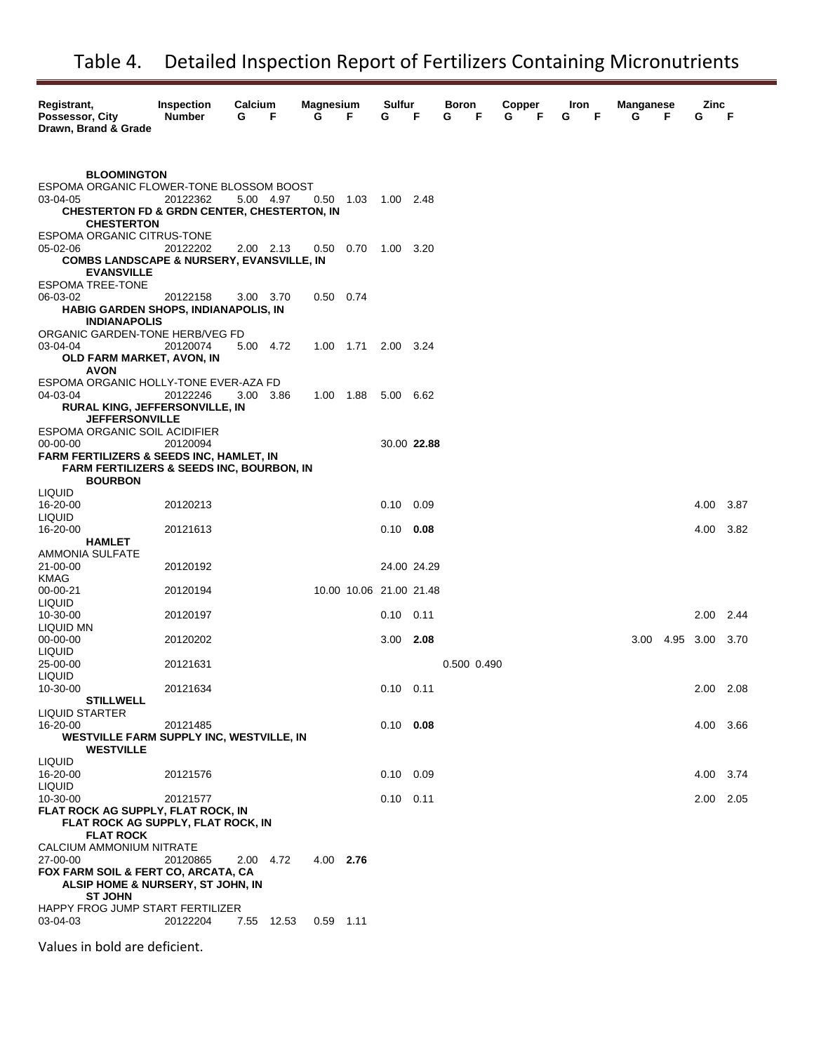# Table 4. Detailed Inspection Report of Fertilizers Containing Micronutrients

| Registrant, Possessor, City Drawn, Brand & Grade | Inspection Number | Calcium G | Calcium F | Magnesium G | Magnesium F | Sulfur G | Sulfur F | Boron G | Boron F | Copper G | Copper F | Iron G | Iron F | Manganese G | Manganese F | Zinc G | Zinc F |
|---|---|---|---|---|---|---|---|---|---|---|---|---|---|---|---|---|---|
| **BLOOMINGTON** | | | | | | | | | | | | | | | | | |
| ESPOMA ORGANIC FLOWER-TONE BLOSSOM BOOST 03-04-05 | 20122362 | 5.00 | 4.97 | 0.50 | 1.03 | 1.00 | 2.48 | | | | | | | | | | |
| **CHESTERTON FD & GRDN CENTER, CHESTERTON, IN** | | | | | | | | | | | | | | | | | |
| **CHESTERTON** | | | | | | | | | | | | | | | | | |
| ESPOMA ORGANIC CITRUS-TONE 05-02-06 | 20122202 | 2.00 | 2.13 | 0.50 | 0.70 | 1.00 | 3.20 | | | | | | | | | | |
| **COMBS LANDSCAPE & NURSERY, EVANSVILLE, IN** | | | | | | | | | | | | | | | | | |
| **EVANSVILLE** | | | | | | | | | | | | | | | | | |
| ESPOMA TREE-TONE 06-03-02 | 20122158 | 3.00 | 3.70 | 0.50 | 0.74 | | | | | | | | | | | | |
| **HABIG GARDEN SHOPS, INDIANAPOLIS, IN** | | | | | | | | | | | | | | | | | |
| **INDIANAPOLIS** | | | | | | | | | | | | | | | | | |
| ORGANIC GARDEN-TONE HERB/VEG FD 03-04-04 | 20120074 | 5.00 | 4.72 | 1.00 | 1.71 | 2.00 | 3.24 | | | | | | | | | | |
| **OLD FARM MARKET, AVON, IN** | | | | | | | | | | | | | | | | | |
| **AVON** | | | | | | | | | | | | | | | | | |
| ESPOMA ORGANIC HOLLY-TONE EVER-AZA FD 04-03-04 | 20122246 | 3.00 | 3.86 | 1.00 | 1.88 | 5.00 | 6.62 | | | | | | | | | | |
| **RURAL KING, JEFFERSONVILLE, IN** | | | | | | | | | | | | | | | | | |
| **JEFFERSONVILLE** | | | | | | | | | | | | | | | | | |
| ESPOMA ORGANIC SOIL ACIDIFIER 00-00-00 | 20120094 | | | | | 30.00 | **22.88** | | | | | | | | | | |
| **FARM FERTILIZERS & SEEDS INC, HAMLET, IN** | | | | | | | | | | | | | | | | | |
| **FARM FERTILIZERS & SEEDS INC, BOURBON, IN** | | | | | | | | | | | | | | | | | |
| **BOURBON** | | | | | | | | | | | | | | | | | |
| LIQUID 16-20-00 | 20120213 | | | | | 0.10 | 0.09 | | | | | | | | | 4.00 | 3.87 |
| LIQUID 16-20-00 | 20121613 | | | | | 0.10 | **0.08** | | | | | | | | | 4.00 | 3.82 |
| **HAMLET** | | | | | | | | | | | | | | | | | |
| AMMONIA SULFATE 21-00-00 | 20120192 | | | | | 24.00 | 24.29 | | | | | | | | | | |
| KMAG 00-00-21 | 20120194 | | | 10.00 | 10.06 | 21.00 | 21.48 | | | | | | | | | | |
| LIQUID 10-30-00 | 20120197 | | | | | 0.10 | 0.11 | | | | | | | | | 2.00 | 2.44 |
| LIQUID MN 00-00-00 | 20120202 | | | | | 3.00 | **2.08** | | | | | | | 3.00 | 4.95 | 3.00 | 3.70 |
| LIQUID 25-00-00 | 20121631 | | | | | | | 0.500 | 0.490 | | | | | | | | |
| LIQUID 10-30-00 | 20121634 | | | | | 0.10 | 0.11 | | | | | | | | | 2.00 | 2.08 |
| **STILLWELL** | | | | | | | | | | | | | | | | | |
| LIQUID STARTER 16-20-00 | 20121485 | | | | | 0.10 | **0.08** | | | | | | | | | 4.00 | 3.66 |
| **WESTVILLE FARM SUPPLY INC, WESTVILLE, IN** | | | | | | | | | | | | | | | | | |
| **WESTVILLE** | | | | | | | | | | | | | | | | | |
| LIQUID 16-20-00 | 20121576 | | | | | 0.10 | 0.09 | | | | | | | | | 4.00 | 3.74 |
| LIQUID 10-30-00 | 20121577 | | | | | 0.10 | 0.11 | | | | | | | | | 2.00 | 2.05 |
| **FLAT ROCK AG SUPPLY, FLAT ROCK, IN** | | | | | | | | | | | | | | | | | |
| **FLAT ROCK AG SUPPLY, FLAT ROCK, IN** | | | | | | | | | | | | | | | | | |
| **FLAT ROCK** | | | | | | | | | | | | | | | | | |
| CALCIUM AMMONIUM NITRATE 27-00-00 | 20120865 | 2.00 | 4.72 | 4.00 | **2.76** | | | | | | | | | | | | |
| **FOX FARM SOIL & FERT CO, ARCATA, CA** | | | | | | | | | | | | | | | | | |
| **ALSIP HOME & NURSERY, ST JOHN, IN** | | | | | | | | | | | | | | | | | |
| **ST JOHN** | | | | | | | | | | | | | | | | | |
| HAPPY FROG JUMP START FERTILIZER 03-04-03 | 20122204 | 7.55 | 12.53 | 0.59 | 1.11 | | | | | | | | | | | | |

Values in bold are deficient.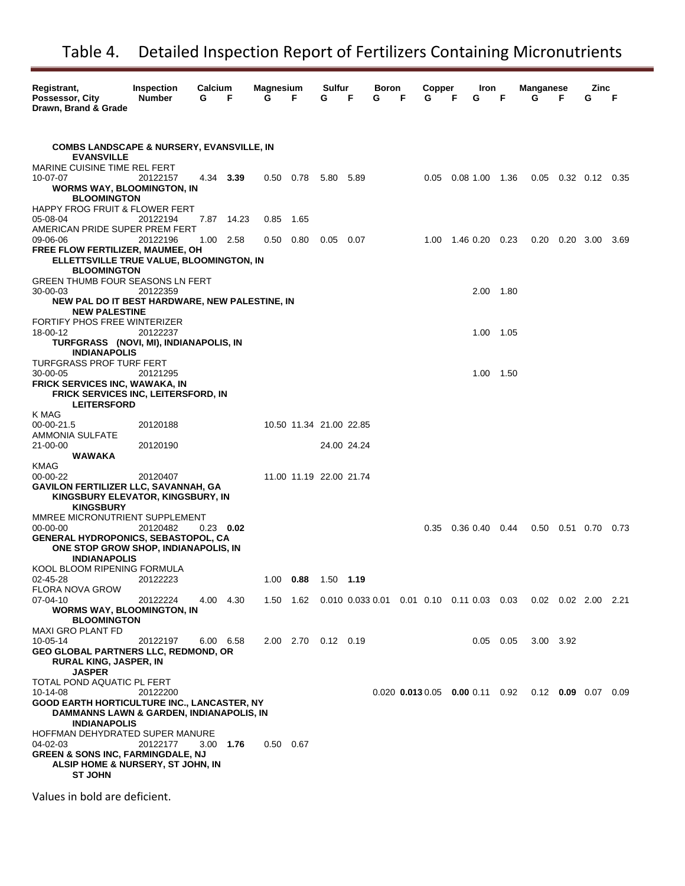# Table 4. Detailed Inspection Report of Fertilizers Containing Micronutrients

| Registrant, Possessor, City Drawn, Brand & Grade | Inspection Number | Calcium G | Calcium F | Magnesium G | Magnesium F | Sulfur G | Sulfur F | Boron G | Boron F | Copper G | Copper F | Iron G | Iron F | Manganese G | Manganese F | Zinc G | Zinc F |
|---|---|---|---|---|---|---|---|---|---|---|---|---|---|---|---|---|---|
| **COMBS LANDSCAPE & NURSERY, EVANSVILLE, IN** | | | | | | | | | | | | | | | | | |
| **EVANSVILLE** | | | | | | | | | | | | | | | | | |
| MARINE CUISINE TIME REL FERT 10-07-07 | 20122157 | 4.34 | **3.39** | 0.50 | 0.78 | 5.80 | 5.89 | | | 0.05 | 0.08 | 1.00 | 1.36 | 0.05 | 0.32 | 0.12 | 0.35 |
| **WORMS WAY, BLOOMINGTON, IN** | | | | | | | | | | | | | | | | | |
| **BLOOMINGTON** | | | | | | | | | | | | | | | | | |
| HAPPY FROG FRUIT & FLOWER FERT 05-08-04 | 20122194 | 7.87 | 14.23 | 0.85 | 1.65 | | | | | | | | | | | | |
| AMERICAN PRIDE SUPER PREM FERT 09-06-06 | 20122196 | 1.00 | 2.58 | 0.50 | 0.80 | 0.05 | 0.07 | | | 1.00 | 1.46 | 0.20 | 0.23 | 0.20 | 0.20 | 3.00 | 3.69 |
| **FREE FLOW FERTILIZER, MAUMEE, OH** | | | | | | | | | | | | | | | | | |
| **ELLETTSVILLE TRUE VALUE, BLOOMINGTON, IN** | | | | | | | | | | | | | | | | | |
| **BLOOMINGTON** | | | | | | | | | | | | | | | | | |
| GREEN THUMB FOUR SEASONS LN FERT 30-00-03 | 20122359 | | | | | | | | | | | 2.00 | 1.80 | | | | |
| **NEW PAL DO IT BEST HARDWARE, NEW PALESTINE, IN** | | | | | | | | | | | | | | | | | |
| **NEW PALESTINE** | | | | | | | | | | | | | | | | | |
| FORTIFY PHOS FREE WINTERIZER 18-00-12 | 20122237 | | | | | | | | | | | 1.00 | 1.05 | | | | |
| **TURFGRASS (NOVI, MI), INDIANAPOLIS, IN** | | | | | | | | | | | | | | | | | |
| **INDIANAPOLIS** | | | | | | | | | | | | | | | | | |
| TURFGRASS PROF TURF FERT 30-00-05 | 20121295 | | | | | | | | | | | 1.00 | 1.50 | | | | |
| **FRICK SERVICES INC, WAWAKA, IN** | | | | | | | | | | | | | | | | | |
| **FRICK SERVICES INC, LEITERSFORD, IN** | | | | | | | | | | | | | | | | | |
| **LEITERSFORD** | | | | | | | | | | | | | | | | | |
| K MAG 00-00-21.5 | 20120188 | | | 10.50 | 11.34 | 21.00 | 22.85 | | | | | | | | | | |
| AMMONIA SULFATE 21-00-00 | 20120190 | | | | | 24.00 | 24.24 | | | | | | | | | | |
| **WAWAKA** | | | | | | | | | | | | | | | | | |
| KMAG 00-00-22 | 20120407 | | | 11.00 | 11.19 | 22.00 | 21.74 | | | | | | | | | | |
| **GAVILON FERTILIZER LLC, SAVANNAH, GA** | | | | | | | | | | | | | | | | | |
| **KINGSBURY ELEVATOR, KINGSBURY, IN** | | | | | | | | | | | | | | | | | |
| **KINGSBURY** | | | | | | | | | | | | | | | | | |
| MMREE MICRONUTRIENT SUPPLEMENT 00-00-00 | 20120482 | 0.23 | **0.02** | | | | | | | 0.35 | 0.36 | 0.40 | 0.44 | 0.50 | 0.51 | 0.70 | 0.73 |
| **GENERAL HYDROPONICS, SEBASTOPOL, CA** | | | | | | | | | | | | | | | | | |
| **ONE STOP GROW SHOP, INDIANAPOLIS, IN** | | | | | | | | | | | | | | | | | |
| **INDIANAPOLIS** | | | | | | | | | | | | | | | | | |
| KOOL BLOOM RIPENING FORMULA 02-45-28 | 20122223 | | | 1.00 | **0.88** | 1.50 | **1.19** | | | | | | | | | | |
| FLORA NOVA GROW 07-04-10 | 20122224 | 4.00 | 4.30 | 1.50 | 1.62 | 0.010 | 0.033 | 0.01 | 0.01 | 0.10 | 0.11 | 0.03 | 0.03 | 0.02 | 0.02 | 2.00 | 2.21 |
| **WORMS WAY, BLOOMINGTON, IN** | | | | | | | | | | | | | | | | | |
| **BLOOMINGTON** | | | | | | | | | | | | | | | | | |
| MAXI GRO PLANT FD 10-05-14 | 20122197 | 6.00 | 6.58 | 2.00 | 2.70 | 0.12 | 0.19 | | | | | 0.05 | 0.05 | 3.00 | 3.92 | | |
| **GEO GLOBAL PARTNERS LLC, REDMOND, OR** | | | | | | | | | | | | | | | | | |
| **RURAL KING, JASPER, IN** | | | | | | | | | | | | | | | | | |
| **JASPER** | | | | | | | | | | | | | | | | | |
| TOTAL POND AQUATIC PL FERT 10-14-08 | 20122200 | | | | | | | 0.020 | **0.013** | 0.05 | **0.00** | 0.11 | 0.92 | 0.12 | **0.09** | 0.07 | 0.09 |
| **GOOD EARTH HORTICULTURE INC., LANCASTER, NY** | | | | | | | | | | | | | | | | | |
| **DAMMANNS LAWN & GARDEN, INDIANAPOLIS, IN** | | | | | | | | | | | | | | | | | |
| **INDIANAPOLIS** | | | | | | | | | | | | | | | | | |
| HOFFMAN DEHYDRATED SUPER MANURE 04-02-03 | 20122177 | 3.00 | **1.76** | 0.50 | 0.67 | | | | | | | | | | | | |
| **GREEN & SONS INC, FARMINGDALE, NJ** | | | | | | | | | | | | | | | | | |
| **ALSIP HOME & NURSERY, ST JOHN, IN** | | | | | | | | | | | | | | | | | |
| **ST JOHN** | | | | | | | | | | | | | | | | | |

Values in bold are deficient.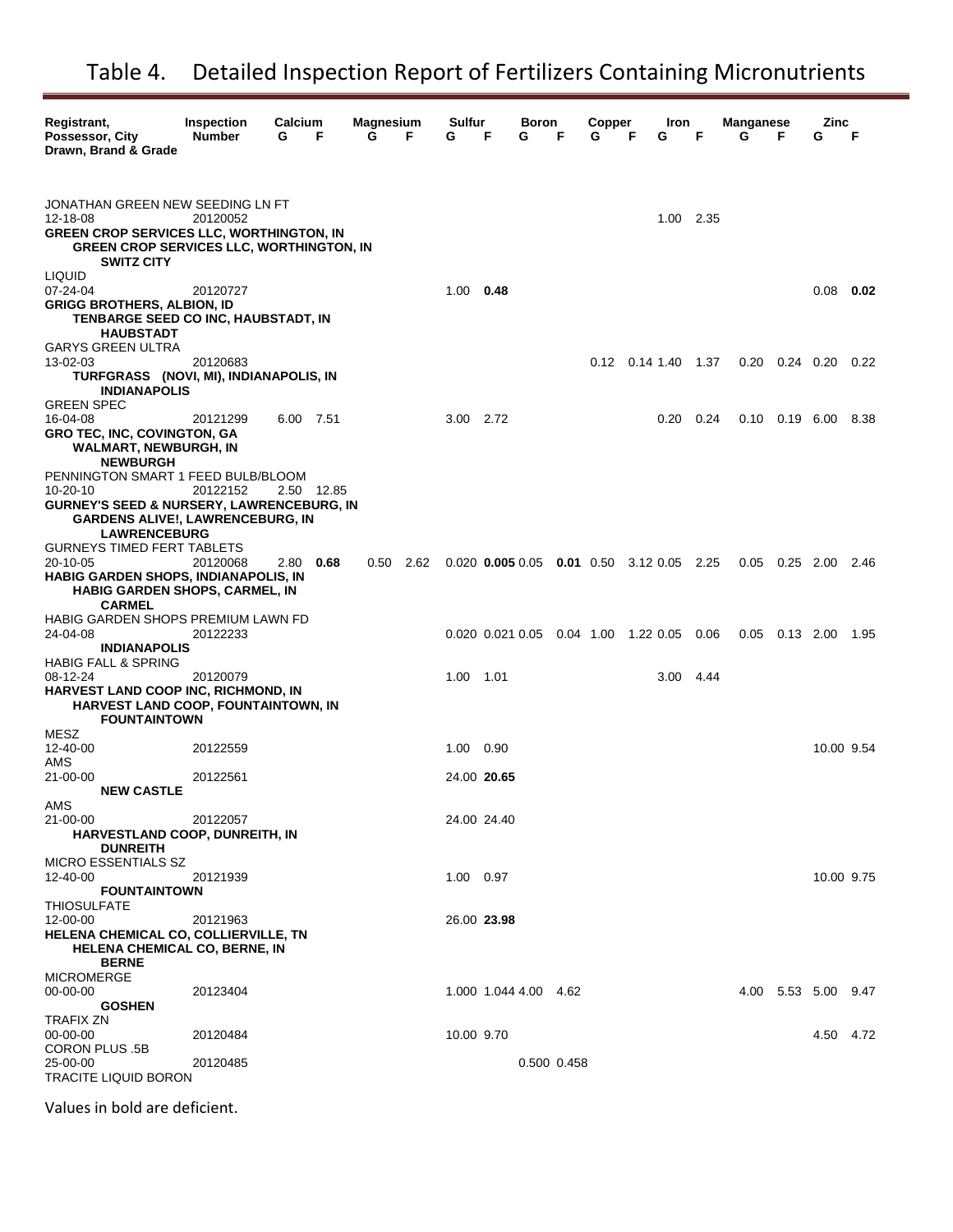# Table 4. Detailed Inspection Report of Fertilizers Containing Micronutrients

| Registrant, Possessor, City Drawn, Brand & Grade | Inspection Number | Calcium G | Calcium F | Magnesium G | Magnesium F | Sulfur G | Sulfur F | Boron G | Boron F | Copper G | Copper F | Iron G | Iron F | Manganese G | Manganese F | Zinc G | Zinc F |
|---|---|---|---|---|---|---|---|---|---|---|---|---|---|---|---|---|---|
| JONATHAN GREEN NEW SEEDING LN FT | | | | | | | | | | | | | | | | | |
| 12-18-08 | 20120052 | | | | | | | | | | | 1.00 | 2.35 | | | | |
| **GREEN CROP SERVICES LLC, WORTHINGTON, IN** | | | | | | | | | | | | | | | | | |
| **GREEN CROP SERVICES LLC, WORTHINGTON, IN** | | | | | | | | | | | | | | | | | |
| **SWITZ CITY** | | | | | | | | | | | | | | | | | |
| LIQUID | | | | | | | | | | | | | | | | | |
| 07-24-04 | 20120727 | | | | | 1.00 | **0.48** | | | | | | | | | 0.08 | **0.02** |
| **GRIGG BROTHERS, ALBION, ID** | | | | | | | | | | | | | | | | | |
| **TENBARGE SEED CO INC, HAUBSTADT, IN** | | | | | | | | | | | | | | | | | |
| **HAUBSTADT** | | | | | | | | | | | | | | | | | |
| GARYS GREEN ULTRA | | | | | | | | | | | | | | | | | |
| 13-02-03 | 20120683 | | | | | | | | | 0.12 | 0.14 | 1.40 | 1.37 | 0.20 | 0.24 | 0.20 | 0.22 |
| **TURFGRASS (NOVI, MI), INDIANAPOLIS, IN** | | | | | | | | | | | | | | | | | |
| **INDIANAPOLIS** | | | | | | | | | | | | | | | | | |
| GREEN SPEC | | | | | | | | | | | | | | | | | |
| 16-04-08 | 20121299 | 6.00 | 7.51 | | | 3.00 | 2.72 | | | | | 0.20 | 0.24 | 0.10 | 0.19 | 6.00 | 8.38 |
| **GRO TEC, INC, COVINGTON, GA** | | | | | | | | | | | | | | | | | |
| **WALMART, NEWBURGH, IN** | | | | | | | | | | | | | | | | | |
| **NEWBURGH** | | | | | | | | | | | | | | | | | |
| PENNINGTON SMART 1 FEED BULB/BLOOM | | | | | | | | | | | | | | | | | |
| 10-20-10 | 20122152 | 2.50 | 12.85 | | | | | | | | | | | | | | |
| **GURNEY'S SEED & NURSERY, LAWRENCEBURG, IN** | | | | | | | | | | | | | | | | | |
| **GARDENS ALIVE!, LAWRENCEBURG, IN** | | | | | | | | | | | | | | | | | |
| **LAWRENCEBURG** | | | | | | | | | | | | | | | | | |
| GURNEYS TIMED FERT TABLETS | | | | | | | | | | | | | | | | | |
| 20-10-05 | 20120068 | 2.80 | **0.68** | 0.50 | 2.62 | 0.020 | **0.005** | 0.05 | **0.01** | 0.50 | 3.12 | 0.05 | 2.25 | 0.05 | 0.25 | 2.00 | 2.46 |
| **HABIG GARDEN SHOPS, INDIANAPOLIS, IN** | | | | | | | | | | | | | | | | | |
| **HABIG GARDEN SHOPS, CARMEL, IN** | | | | | | | | | | | | | | | | | |
| **CARMEL** | | | | | | | | | | | | | | | | | |
| HABIG GARDEN SHOPS PREMIUM LAWN FD | | | | | | | | | | | | | | | | | |
| 24-04-08 | 20122233 | | | | | 0.020 | 0.021 | 0.05 | 0.04 | 1.00 | 1.22 | 0.05 | 0.06 | 0.05 | 0.13 | 2.00 | 1.95 |
| **INDIANAPOLIS** | | | | | | | | | | | | | | | | | |
| HABIG FALL & SPRING | | | | | | | | | | | | | | | | | |
| 08-12-24 | 20120079 | | | | | 1.00 | 1.01 | | | | | 3.00 | 4.44 | | | | |
| **HARVEST LAND COOP INC, RICHMOND, IN** | | | | | | | | | | | | | | | | | |
| **HARVEST LAND COOP, FOUNTAINTOWN, IN** | | | | | | | | | | | | | | | | | |
| **FOUNTAINTOWN** | | | | | | | | | | | | | | | | | |
| MESZ | | | | | | | | | | | | | | | | | |
| 12-40-00 | 20122559 | | | | | 1.00 | 0.90 | | | | | | | | | 10.00 | 9.54 |
| AMS | | | | | | | | | | | | | | | | | |
| 21-00-00 | 20122561 | | | | | 24.00 | **20.65** | | | | | | | | | | |
| **NEW CASTLE** | | | | | | | | | | | | | | | | | |
| AMS | | | | | | | | | | | | | | | | | |
| 21-00-00 | 20122057 | | | | | 24.00 | 24.40 | | | | | | | | | | |
| **HARVESTLAND COOP, DUNREITH, IN** | | | | | | | | | | | | | | | | | |
| **DUNREITH** | | | | | | | | | | | | | | | | | |
| MICRO ESSENTIALS SZ | | | | | | | | | | | | | | | | | |
| 12-40-00 | 20121939 | | | | | 1.00 | 0.97 | | | | | | | | | 10.00 | 9.75 |
| **FOUNTAINTOWN** | | | | | | | | | | | | | | | | | |
| THIOSULFATE | | | | | | | | | | | | | | | | | |
| 12-00-00 | 20121963 | | | | | 26.00 | **23.98** | | | | | | | | | | |
| **HELENA CHEMICAL CO, COLLIERVILLE, TN** | | | | | | | | | | | | | | | | | |
| **HELENA CHEMICAL CO, BERNE, IN** | | | | | | | | | | | | | | | | | |
| **BERNE** | | | | | | | | | | | | | | | | | |
| MICROMERGE | | | | | | | | | | | | | | | | | |
| 00-00-00 | 20123404 | | | | | 1.000 | 1.044 | 4.00 | 4.62 | | | | | 4.00 | 5.53 | 5.00 | 9.47 |
| **GOSHEN** | | | | | | | | | | | | | | | | | |
| TRAFIX ZN | | | | | | | | | | | | | | | | | |
| 00-00-00 | 20120484 | | | | | 10.00 | 9.70 | | | | | | | | | 4.50 | 4.72 |
| CORON PLUS .5B | | | | | | | | | | | | | | | | | |
| 25-00-00 | 20120485 | | | | | | | 0.500 | 0.458 | | | | | | | | |
| TRACITE LIQUID BORON | | | | | | | | | | | | | | | | | |

Values in bold are deficient.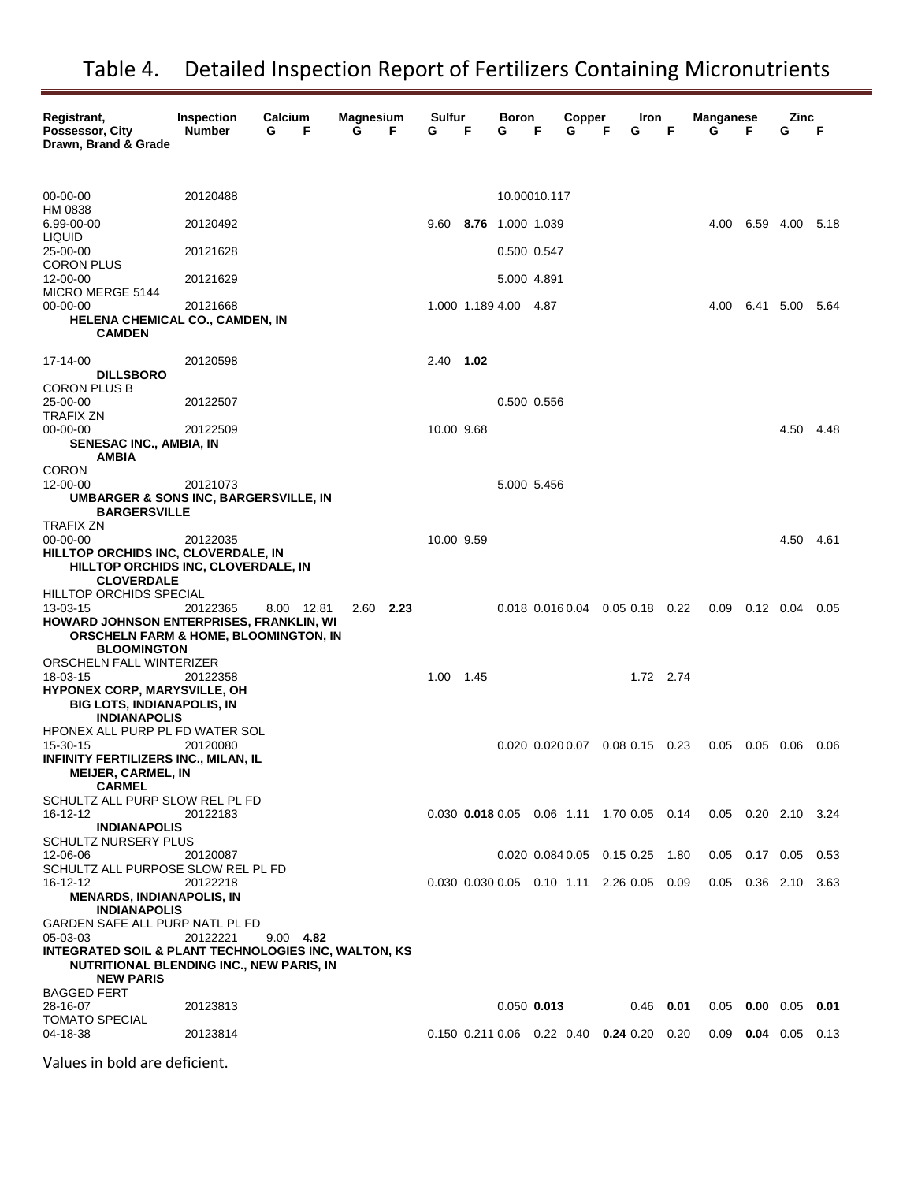# Table 4. Detailed Inspection Report of Fertilizers Containing Micronutrients

| Registrant, Possessor, City Drawn, Brand & Grade | Inspection Number | Calcium G | Calcium F | Magnesium G | Magnesium F | Sulfur G | Sulfur F | Boron G | Boron F | Copper G | Copper F | Iron G | Iron F | Manganese G | Manganese F | Zinc G | Zinc F |
|---|---|---|---|---|---|---|---|---|---|---|---|---|---|---|---|---|---|
| 00-00-00 | 20120488 | | | | | | | 10.000 | 10.117 | | | | | | | | |
| HM 0838 | | | | | | | | | | | | | | | | | |
| 6.99-00-00 | 20120492 | | | | | 9.60 | **8.76** | 1.000 | 1.039 | | | | | 4.00 | 6.59 | 4.00 | 5.18 |
| LIQUID | | | | | | | | | | | | | | | | | |
| 25-00-00 | 20121628 | | | | | | | 0.500 | 0.547 | | | | | | | | |
| CORON PLUS | | | | | | | | | | | | | | | | | |
| 12-00-00 | 20121629 | | | | | | | 5.000 | 4.891 | | | | | | | | |
| MICRO MERGE 5144 | | | | | | | | | | | | | | | | | |
| 00-00-00 | 20121668 | | | | | 1.000 | 1.189 | 4.00 | 4.87 | | | | | 4.00 | 6.41 | 5.00 | 5.64 |
| **HELENA CHEMICAL CO., CAMDEN, IN** | | | | | | | | | | | | | | | | | |
| **CAMDEN** | | | | | | | | | | | | | | | | | |
| 17-14-00 | 20120598 | | | | | 2.40 | **1.02** | | | | | | | | | | |
| **DILLSBORO** | | | | | | | | | | | | | | | | | |
| CORON PLUS B | | | | | | | | | | | | | | | | | |
| 25-00-00 | 20122507 | | | | | | | 0.500 | 0.556 | | | | | | | | |
| TRAFIX ZN | | | | | | | | | | | | | | | | | |
| 00-00-00 | 20122509 | | | | | 10.00 | 9.68 | | | | | | | | | 4.50 | 4.48 |
| **SENESAC INC., AMBIA, IN** | | | | | | | | | | | | | | | | | |
| **AMBIA** | | | | | | | | | | | | | | | | | |
| CORON | | | | | | | | | | | | | | | | | |
| 12-00-00 | 20121073 | | | | | | | 5.000 | 5.456 | | | | | | | | |
| **UMBARGER & SONS INC, BARGERSVILLE, IN** | | | | | | | | | | | | | | | | | |
| **BARGERSVILLE** | | | | | | | | | | | | | | | | | |
| TRAFIX ZN | | | | | | | | | | | | | | | | | |
| 00-00-00 | 20122035 | | | | | 10.00 | 9.59 | | | | | | | | | 4.50 | 4.61 |
| **HILLTOP ORCHIDS INC, CLOVERDALE, IN** | | | | | | | | | | | | | | | | | |
| **HILLTOP ORCHIDS INC, CLOVERDALE, IN** | | | | | | | | | | | | | | | | | |
| **CLOVERDALE** | | | | | | | | | | | | | | | | | |
| HILLTOP ORCHIDS SPECIAL | | | | | | | | | | | | | | | | | |
| 13-03-15 | 20122365 | 8.00 | 12.81 | 2.60 | **2.23** | | | 0.018 | 0.016 | 0.04 | 0.05 | 0.18 | 0.22 | 0.09 | 0.12 | 0.04 | 0.05 |
| **HOWARD JOHNSON ENTERPRISES, FRANKLIN, WI** | | | | | | | | | | | | | | | | | |
| **ORSCHELN FARM & HOME, BLOOMINGTON, IN** | | | | | | | | | | | | | | | | | |
| **BLOOMINGTON** | | | | | | | | | | | | | | | | | |
| ORSCHELN FALL WINTERIZER | | | | | | | | | | | | | | | | | |
| 18-03-15 | 20122358 | | | | | 1.00 | 1.45 | | | | | 1.72 | 2.74 | | | | |
| **HYPONEX CORP, MARYSVILLE, OH** | | | | | | | | | | | | | | | | | |
| **BIG LOTS, INDIANAPOLIS, IN** | | | | | | | | | | | | | | | | | |
| **INDIANAPOLIS** | | | | | | | | | | | | | | | | | |
| HPONEX ALL PURP PL FD WATER SOL | | | | | | | | | | | | | | | | | |
| 15-30-15 | 20120080 | | | | | | | 0.020 | 0.020 | 0.07 | 0.08 | 0.15 | 0.23 | 0.05 | 0.05 | 0.06 | 0.06 |
| **INFINITY FERTILIZERS INC., MILAN, IL** | | | | | | | | | | | | | | | | | |
| **MEIJER, CARMEL, IN** | | | | | | | | | | | | | | | | | |
| **CARMEL** | | | | | | | | | | | | | | | | | |
| SCHULTZ ALL PURP SLOW REL PL FD | | | | | | | | | | | | | | | | | |
| 16-12-12 | 20122183 | | | | | | | 0.030 | **0.018** | 0.05 | 0.06 | 1.11 | 1.70 | 0.05 | 0.14 | 0.05 | 0.20 | 2.10 | 3.24 |
| **INDIANAPOLIS** | | | | | | | | | | | | | | | | | |
| SCHULTZ NURSERY PLUS | | | | | | | | | | | | | | | | | |
| 12-06-06 | 20120087 | | | | | | | 0.020 | 0.084 | 0.05 | 0.15 | 0.25 | 1.80 | 0.05 | 0.17 | 0.05 | 0.53 |
| SCHULTZ ALL PURPOSE SLOW REL PL FD | | | | | | | | | | | | | | | | | |
| 16-12-12 | 20122218 | | | | | | | 0.030 | 0.030 | 0.05 | 0.10 | 1.11 | 2.26 | 0.05 | 0.09 | 0.05 | 0.36 | 2.10 | 3.63 |
| **MENARDS, INDIANAPOLIS, IN** | | | | | | | | | | | | | | | | | |
| **INDIANAPOLIS** | | | | | | | | | | | | | | | | | |
| GARDEN SAFE ALL PURP NATL PL FD | | | | | | | | | | | | | | | | | |
| 05-03-03 | 20122221 | 9.00 | **4.82** | | | | | | | | | | | | | | |
| **INTEGRATED SOIL & PLANT TECHNOLOGIES INC, WALTON, KS** | | | | | | | | | | | | | | | | | |
| **NUTRITIONAL BLENDING INC., NEW PARIS, IN** | | | | | | | | | | | | | | | | | |
| **NEW PARIS** | | | | | | | | | | | | | | | | | |
| BAGGED FERT | | | | | | | | | | | | | | | | | |
| 28-16-07 | 20123813 | | | | | | | 0.050 | **0.013** | | | 0.46 | **0.01** | 0.05 | **0.00** | 0.05 | **0.01** |
| TOMATO SPECIAL | | | | | | | | | | | | | | | | | |
| 04-18-38 | 20123814 | | | | | | | 0.150 | 0.211 | 0.06 | 0.22 | 0.40 | **0.24** | 0.20 | 0.20 | 0.09 | **0.04** | 0.05 | 0.13 |

Values in bold are deficient.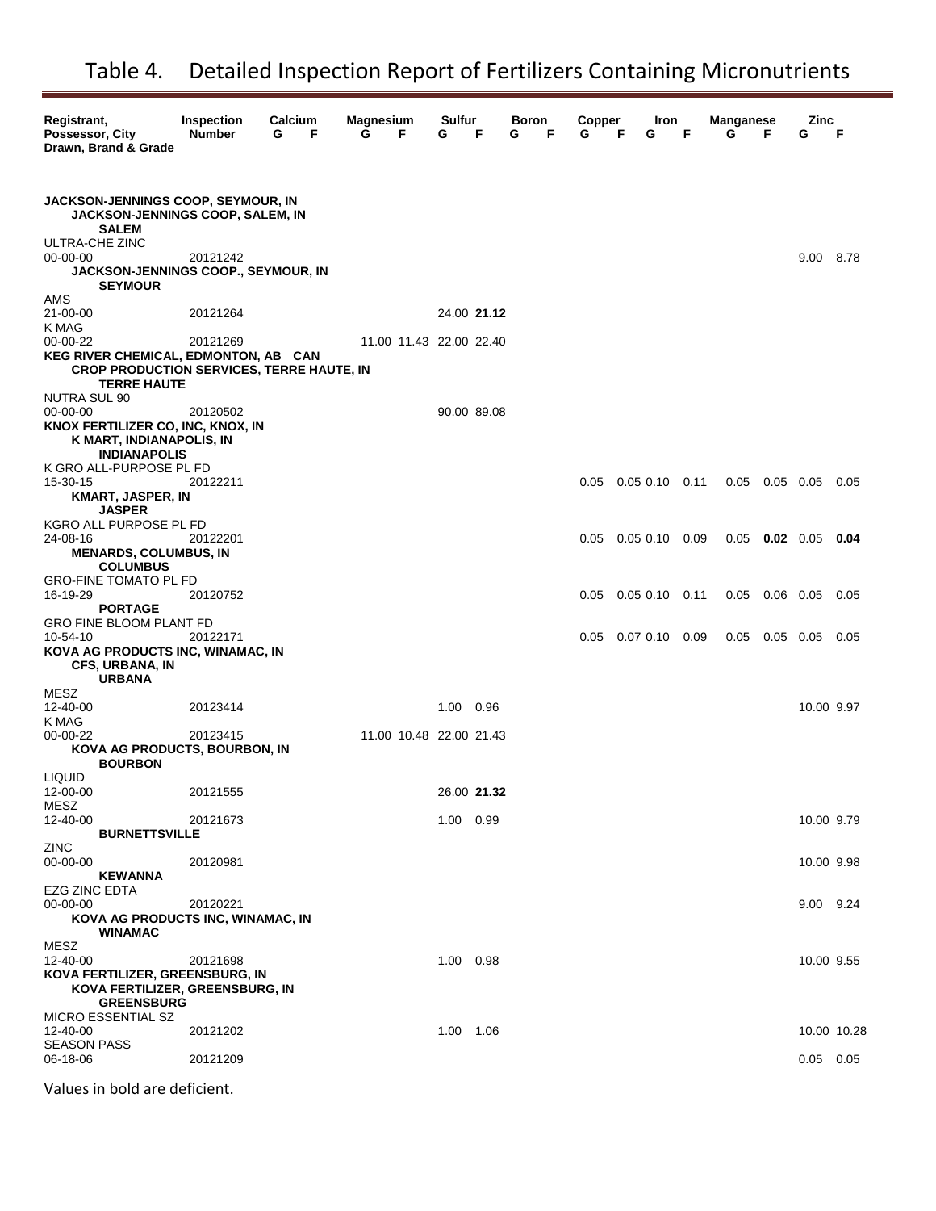# Table 4. Detailed Inspection Report of Fertilizers Containing Micronutrients

| Registrant, Possessor, City Drawn, Brand & Grade | Inspection Number | Calcium G | Calcium F | Magnesium G | Magnesium F | Sulfur G | Sulfur F | Boron G | Boron F | Copper G | Copper F | Iron G | Iron F | Manganese G | Manganese F | Zinc G | Zinc F |
|---|---|---|---|---|---|---|---|---|---|---|---|---|---|---|---|---|---|
| **JACKSON-JENNINGS COOP, SEYMOUR, IN** | | | | | | | | | | | | | | | | | |
| **JACKSON-JENNINGS COOP, SALEM, IN** | | | | | | | | | | | | | | | | | |
| **SALEM** | | | | | | | | | | | | | | | | | |
| ULTRA-CHE ZINC 00-00-00 | 20121242 | | | | | | | | | | | | | | | 9.00 | 8.78 |
| **JACKSON-JENNINGS COOP., SEYMOUR, IN** | | | | | | | | | | | | | | | | | |
| **SEYMOUR** | | | | | | | | | | | | | | | | | |
| AMS 21-00-00 | 20121264 | | | | | 24.00 | **21.12** | | | | | | | | | | |
| K MAG 00-00-22 | 20121269 | | | 11.00 | 11.43 | 22.00 | 22.40 | | | | | | | | | | |
| **KEG RIVER CHEMICAL, EDMONTON, AB CAN** | | | | | | | | | | | | | | | | | |
| **CROP PRODUCTION SERVICES, TERRE HAUTE, IN** | | | | | | | | | | | | | | | | | |
| **TERRE HAUTE** | | | | | | | | | | | | | | | | | |
| NUTRA SUL 90 00-00-00 | 20120502 | | | | | 90.00 | 89.08 | | | | | | | | | | |
| **KNOX FERTILIZER CO, INC, KNOX, IN** | | | | | | | | | | | | | | | | | |
| **K MART, INDIANAPOLIS, IN** | | | | | | | | | | | | | | | | | |
| **INDIANAPOLIS** | | | | | | | | | | | | | | | | | |
| K GRO ALL-PURPOSE PL FD 15-30-15 | 20122211 | | | | | | | | | 0.05 | 0.05 | 0.10 | 0.11 | 0.05 | 0.05 | 0.05 | 0.05 |
| **KMART, JASPER, IN** | | | | | | | | | | | | | | | | | |
| **JASPER** | | | | | | | | | | | | | | | | | |
| KGRO ALL PURPOSE PL FD 24-08-16 | 20122201 | | | | | | | | | 0.05 | 0.05 | 0.10 | 0.09 | 0.05 | **0.02** | 0.05 | **0.04** |
| **MENARDS, COLUMBUS, IN** | | | | | | | | | | | | | | | | | |
| **COLUMBUS** | | | | | | | | | | | | | | | | | |
| GRO-FINE TOMATO PL FD 16-19-29 | 20120752 | | | | | | | | | 0.05 | 0.05 | 0.10 | 0.11 | 0.05 | 0.06 | 0.05 | 0.05 |
| **PORTAGE** | | | | | | | | | | | | | | | | | |
| GRO FINE BLOOM PLANT FD 10-54-10 | 20122171 | | | | | | | | | 0.05 | 0.07 | 0.10 | 0.09 | 0.05 | 0.05 | 0.05 | 0.05 |
| **KOVA AG PRODUCTS INC, WINAMAC, IN** | | | | | | | | | | | | | | | | | |
| **CFS, URBANA, IN** | | | | | | | | | | | | | | | | | |
| **URBANA** | | | | | | | | | | | | | | | | | |
| MESZ 12-40-00 | 20123414 | | | | | 1.00 | 0.96 | | | | | | | | | 10.00 | 9.97 |
| K MAG 00-00-22 | 20123415 | | | 11.00 | 10.48 | 22.00 | 21.43 | | | | | | | | | | |
| **KOVA AG PRODUCTS, BOURBON, IN** | | | | | | | | | | | | | | | | | |
| **BOURBON** | | | | | | | | | | | | | | | | | |
| LIQUID 12-00-00 | 20121555 | | | | | 26.00 | **21.32** | | | | | | | | | | |
| MESZ 12-40-00 | 20121673 | | | | | 1.00 | 0.99 | | | | | | | | | 10.00 | 9.79 |
| **BURNETTSVILLE** | | | | | | | | | | | | | | | | | |
| ZINC 00-00-00 | 20120981 | | | | | | | | | | | | | | | 10.00 | 9.98 |
| **KEWANNA** | | | | | | | | | | | | | | | | | |
| EZG ZINC EDTA 00-00-00 | 20120221 | | | | | | | | | | | | | | | 9.00 | 9.24 |
| **KOVA AG PRODUCTS INC, WINAMAC, IN** | | | | | | | | | | | | | | | | | |
| **WINAMAC** | | | | | | | | | | | | | | | | | |
| MESZ 12-40-00 | 20121698 | | | | | 1.00 | 0.98 | | | | | | | | | 10.00 | 9.55 |
| **KOVA FERTILIZER, GREENSBURG, IN** | | | | | | | | | | | | | | | | | |
| **KOVA FERTILIZER, GREENSBURG, IN** | | | | | | | | | | | | | | | | | |
| **GREENSBURG** | | | | | | | | | | | | | | | | | |
| MICRO ESSENTIAL SZ 12-40-00 | 20121202 | | | | | 1.00 | 1.06 | | | | | | | | | 10.00 | 10.28 |
| SEASON PASS 06-18-06 | 20121209 | | | | | | | | | | | | | | | 0.05 | 0.05 |

Values in bold are deficient.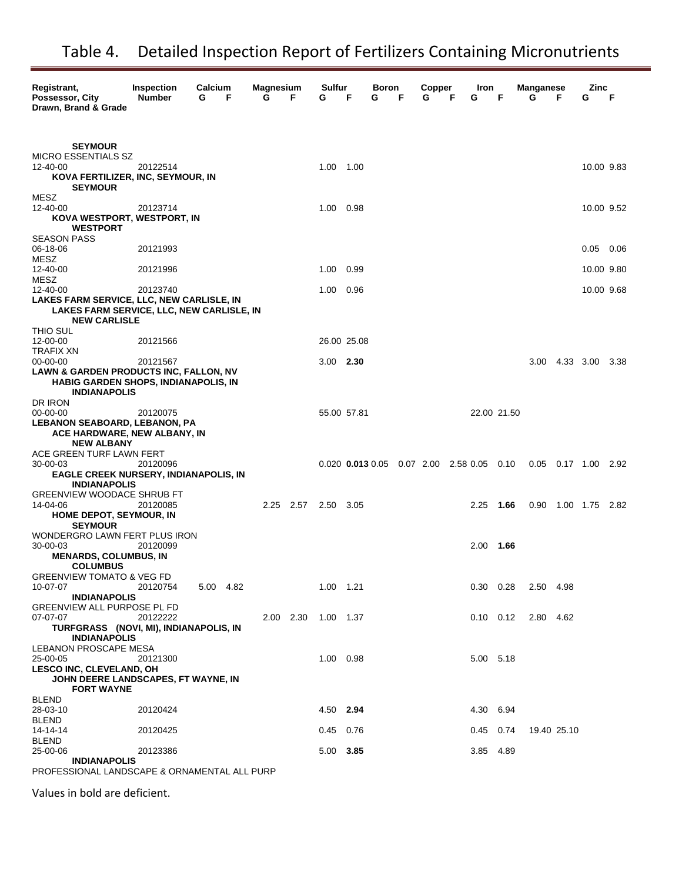# Table 4. Detailed Inspection Report of Fertilizers Containing Micronutrients

| Registrant, Possessor, City Drawn, Brand & Grade | Inspection Number | Calcium G | Calcium F | Magnesium G | Magnesium F | Sulfur G | Sulfur F | Boron G | Boron F | Copper G | Copper F | Iron G | Iron F | Manganese G | Manganese F | Zinc G | Zinc F |
|---|---|---|---|---|---|---|---|---|---|---|---|---|---|---|---|---|---|
| **SEYMOUR** | | | | | | | | | | | | | | | | | |
| MICRO ESSENTIALS SZ 12-40-00 | 20122514 | | | | | 1.00 | 1.00 | | | | | | | | | 10.00 | 9.83 |
| **KOVA FERTILIZER, INC, SEYMOUR, IN** | | | | | | | | | | | | | | | | | |
| **SEYMOUR** | | | | | | | | | | | | | | | | | |
| MESZ 12-40-00 | 20123714 | | | | | 1.00 | 0.98 | | | | | | | | | 10.00 | 9.52 |
| **KOVA WESTPORT, WESTPORT, IN** | | | | | | | | | | | | | | | | | |
| **WESTPORT** | | | | | | | | | | | | | | | | | |
| SEASON PASS 06-18-06 | 20121993 | | | | | | | | | | | | | | | 0.05 | 0.06 |
| MESZ 12-40-00 | 20121996 | | | | | 1.00 | 0.99 | | | | | | | | | 10.00 | 9.80 |
| MESZ 12-40-00 | 20123740 | | | | | 1.00 | 0.96 | | | | | | | | | 10.00 | 9.68 |
| **LAKES FARM SERVICE, LLC, NEW CARLISLE, IN** | | | | | | | | | | | | | | | | | |
| **LAKES FARM SERVICE, LLC, NEW CARLISLE, IN** | | | | | | | | | | | | | | | | | |
| **NEW CARLISLE** | | | | | | | | | | | | | | | | | |
| THIO SUL 12-00-00 | 20121566 | | | | | 26.00 | 25.08 | | | | | | | | | | |
| TRAFIX XN 00-00-00 | 20121567 | | | | | 3.00 | **2.30** | | | | | | | 3.00 | 4.33 | 3.00 | 3.38 |
| **LAWN & GARDEN PRODUCTS INC, FALLON, NV** | | | | | | | | | | | | | | | | | |
| **HABIG GARDEN SHOPS, INDIANAPOLIS, IN** | | | | | | | | | | | | | | | | | |
| **INDIANAPOLIS** | | | | | | | | | | | | | | | | | |
| DR IRON 00-00-00 | 20120075 | | | | | 55.00 | 57.81 | | | | | 22.00 | 21.50 | | | | |
| **LEBANON SEABOARD, LEBANON, PA** | | | | | | | | | | | | | | | | | |
| **ACE HARDWARE, NEW ALBANY, IN** | | | | | | | | | | | | | | | | | |
| **NEW ALBANY** | | | | | | | | | | | | | | | | | |
| ACE GREEN TURF LAWN FERT 30-00-03 | 20120096 | | | | | 0.020 | **0.013** | 0.05 | 0.07 | 2.00 | 2.58 | 0.05 | 0.10 | 0.05 | 0.17 | 1.00 | 2.92 |
| **EAGLE CREEK NURSERY, INDIANAPOLIS, IN** | | | | | | | | | | | | | | | | | |
| **INDIANAPOLIS** | | | | | | | | | | | | | | | | | |
| GREENVIEW WOODACE SHRUB FT 14-04-06 | 20120085 | | | 2.25 | 2.57 | 2.50 | 3.05 | | | | | 2.25 | **1.66** | 0.90 | 1.00 | 1.75 | 2.82 |
| **HOME DEPOT, SEYMOUR, IN** | | | | | | | | | | | | | | | | | |
| **SEYMOUR** | | | | | | | | | | | | | | | | | |
| WONDERGRO LAWN FERT PLUS IRON 30-00-03 | 20120099 | | | | | | | | | | | 2.00 | **1.66** | | | | |
| **MENARDS, COLUMBUS, IN** | | | | | | | | | | | | | | | | | |
| **COLUMBUS** | | | | | | | | | | | | | | | | | |
| GREENVIEW TOMATO & VEG FD 10-07-07 | 20120754 | 5.00 | 4.82 | | | 1.00 | 1.21 | | | | | 0.30 | 0.28 | 2.50 | 4.98 | | |
| **INDIANAPOLIS** | | | | | | | | | | | | | | | | | |
| GREENVIEW ALL PURPOSE PL FD 07-07-07 | 20122222 | | | 2.00 | 2.30 | 1.00 | 1.37 | | | | | 0.10 | 0.12 | 2.80 | 4.62 | | |
| **TURFGRASS (NOVI, MI), INDIANAPOLIS, IN** | | | | | | | | | | | | | | | | | |
| **INDIANAPOLIS** | | | | | | | | | | | | | | | | | |
| LEBANON PROSCAPE MESA 25-00-05 | 20121300 | | | | | 1.00 | 0.98 | | | | | 5.00 | 5.18 | | | | |
| **LESCO INC, CLEVELAND, OH** | | | | | | | | | | | | | | | | | |
| **JOHN DEERE LANDSCAPES, FT WAYNE, IN** | | | | | | | | | | | | | | | | | |
| **FORT WAYNE** | | | | | | | | | | | | | | | | | |
| BLEND 28-03-10 | 20120424 | | | | | 4.50 | **2.94** | | | | | 4.30 | 6.94 | | | | |
| BLEND 14-14-14 | 20120425 | | | | | 0.45 | 0.76 | | | | | 0.45 | 0.74 | 19.40 | 25.10 | | |
| BLEND 25-00-06 | 20123386 | | | | | 5.00 | **3.85** | | | | | 3.85 | 4.89 | | | | |
| **INDIANAPOLIS** | | | | | | | | | | | | | | | | | |
| PROFESSIONAL LANDSCAPE & ORNAMENTAL ALL PURP | | | | | | | | | | | | | | | | | |

Values in bold are deficient.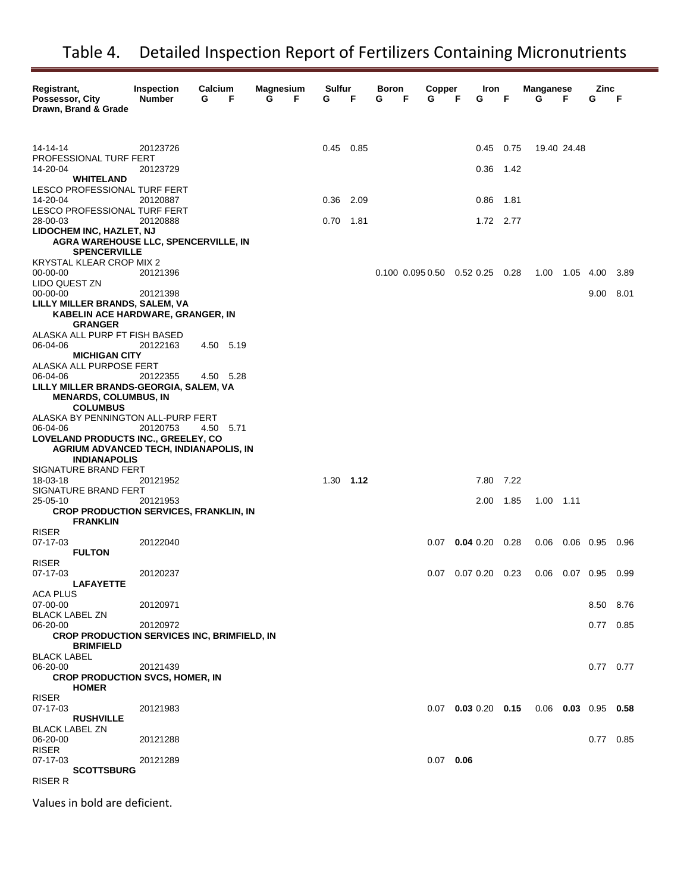# Table 4. Detailed Inspection Report of Fertilizers Containing Micronutrients

| Registrant, Possessor, City Drawn, Brand & Grade | Inspection Number | Calcium G | Calcium F | Magnesium G | Magnesium F | Sulfur G | Sulfur F | Boron G | Boron F | Copper G | Copper F | Iron G | Iron F | Manganese G | Manganese F | Zinc G | Zinc F |
|---|---|---|---|---|---|---|---|---|---|---|---|---|---|---|---|---|---|
| 14-14-14 | 20123726 | | | | | 0.45 | 0.85 | | | | | 0.45 | 0.75 | 19.40 | 24.48 | | |
| PROFESSIONAL TURF FERT 14-20-04 | 20123729 | | | | | | | | | | | 0.36 | 1.42 | | | | |
| **WHITELAND** | | | | | | | | | | | | | | | | | |
| LESCO PROFESSIONAL TURF FERT 14-20-04 | 20120887 | | | | | 0.36 | 2.09 | | | | | 0.86 | 1.81 | | | | |
| LESCO PROFESSIONAL TURF FERT 28-00-03 | 20120888 | | | | | 0.70 | 1.81 | | | | | 1.72 | 2.77 | | | | |
| **LIDOCHEM INC, HAZLET, NJ** | | | | | | | | | | | | | | | | | |
| **AGRA WAREHOUSE LLC, SPENCERVILLE, IN** | | | | | | | | | | | | | | | | | |
| **SPENCERVILLE** | | | | | | | | | | | | | | | | | |
| KRYSTAL KLEAR CROP MIX 2 00-00-00 | 20121396 | | | | | | | 0.100 | 0.095 | 0.50 | 0.52 | 0.25 | 0.28 | 1.00 | 1.05 | 4.00 | 3.89 |
| LIDO QUEST ZN 00-00-00 | 20121398 | | | | | | | | | | | | | | | 9.00 | 8.01 |
| **LILLY MILLER BRANDS, SALEM, VA** | | | | | | | | | | | | | | | | | |
| **KABELIN ACE HARDWARE, GRANGER, IN** | | | | | | | | | | | | | | | | | |
| **GRANGER** | | | | | | | | | | | | | | | | | |
| ALASKA ALL PURP FT FISH BASED 06-04-06 | 20122163 | 4.50 | 5.19 | | | | | | | | | | | | | | |
| **MICHIGAN CITY** | | | | | | | | | | | | | | | | | |
| ALASKA ALL PURPOSE FERT 06-04-06 | 20122355 | 4.50 | 5.28 | | | | | | | | | | | | | | |
| **LILLY MILLER BRANDS-GEORGIA, SALEM, VA** | | | | | | | | | | | | | | | | | |
| **MENARDS, COLUMBUS, IN** | | | | | | | | | | | | | | | | | |
| **COLUMBUS** | | | | | | | | | | | | | | | | | |
| ALASKA BY PENNINGTON ALL-PURP FERT 06-04-06 | 20120753 | 4.50 | 5.71 | | | | | | | | | | | | | | |
| **LOVELAND PRODUCTS INC., GREELEY, CO** | | | | | | | | | | | | | | | | | |
| **AGRIUM ADVANCED TECH, INDIANAPOLIS, IN** | | | | | | | | | | | | | | | | | |
| **INDIANAPOLIS** | | | | | | | | | | | | | | | | | |
| SIGNATURE BRAND FERT 18-03-18 | 20121952 | | | | | 1.30 | **1.12** | | | | | 7.80 | 7.22 | | | | |
| SIGNATURE BRAND FERT 25-05-10 | 20121953 | | | | | | | | | | | 2.00 | 1.85 | 1.00 | 1.11 | | |
| **CROP PRODUCTION SERVICES, FRANKLIN, IN** | | | | | | | | | | | | | | | | | |
| **FRANKLIN** | | | | | | | | | | | | | | | | | |
| RISER 07-17-03 | 20122040 | | | | | | | | | 0.07 | **0.04** | 0.20 | 0.28 | 0.06 | 0.06 | 0.95 | 0.96 |
| **FULTON** | | | | | | | | | | | | | | | | | |
| RISER 07-17-03 | 20120237 | | | | | | | | | 0.07 | 0.07 | 0.20 | 0.23 | 0.06 | 0.07 | 0.95 | 0.99 |
| **LAFAYETTE** | | | | | | | | | | | | | | | | | |
| ACA PLUS 07-00-00 | 20120971 | | | | | | | | | | | | | | | 8.50 | 8.76 |
| BLACK LABEL ZN 06-20-00 | 20120972 | | | | | | | | | | | | | | | 0.77 | 0.85 |
| **CROP PRODUCTION SERVICES INC, BRIMFIELD, IN** | | | | | | | | | | | | | | | | | |
| **BRIMFIELD** | | | | | | | | | | | | | | | | | |
| BLACK LABEL 06-20-00 | 20121439 | | | | | | | | | | | | | | | 0.77 | 0.77 |
| **CROP PRODUCTION SVCS, HOMER, IN** | | | | | | | | | | | | | | | | | |
| **HOMER** | | | | | | | | | | | | | | | | | |
| RISER 07-17-03 | 20121983 | | | | | | | | | 0.07 | **0.03** | 0.20 | **0.15** | 0.06 | **0.03** | 0.95 | **0.58** |
| **RUSHVILLE** | | | | | | | | | | | | | | | | | |
| BLACK LABEL ZN 06-20-00 | 20121288 | | | | | | | | | | | | | | | 0.77 | 0.85 |
| RISER 07-17-03 | 20121289 | | | | | | | | | 0.07 | **0.06** | | | | | | |
| **SCOTTSBURG** | | | | | | | | | | | | | | | | | |
| RISER R | | | | | | | | | | | | | | | | | |

Values in bold are deficient.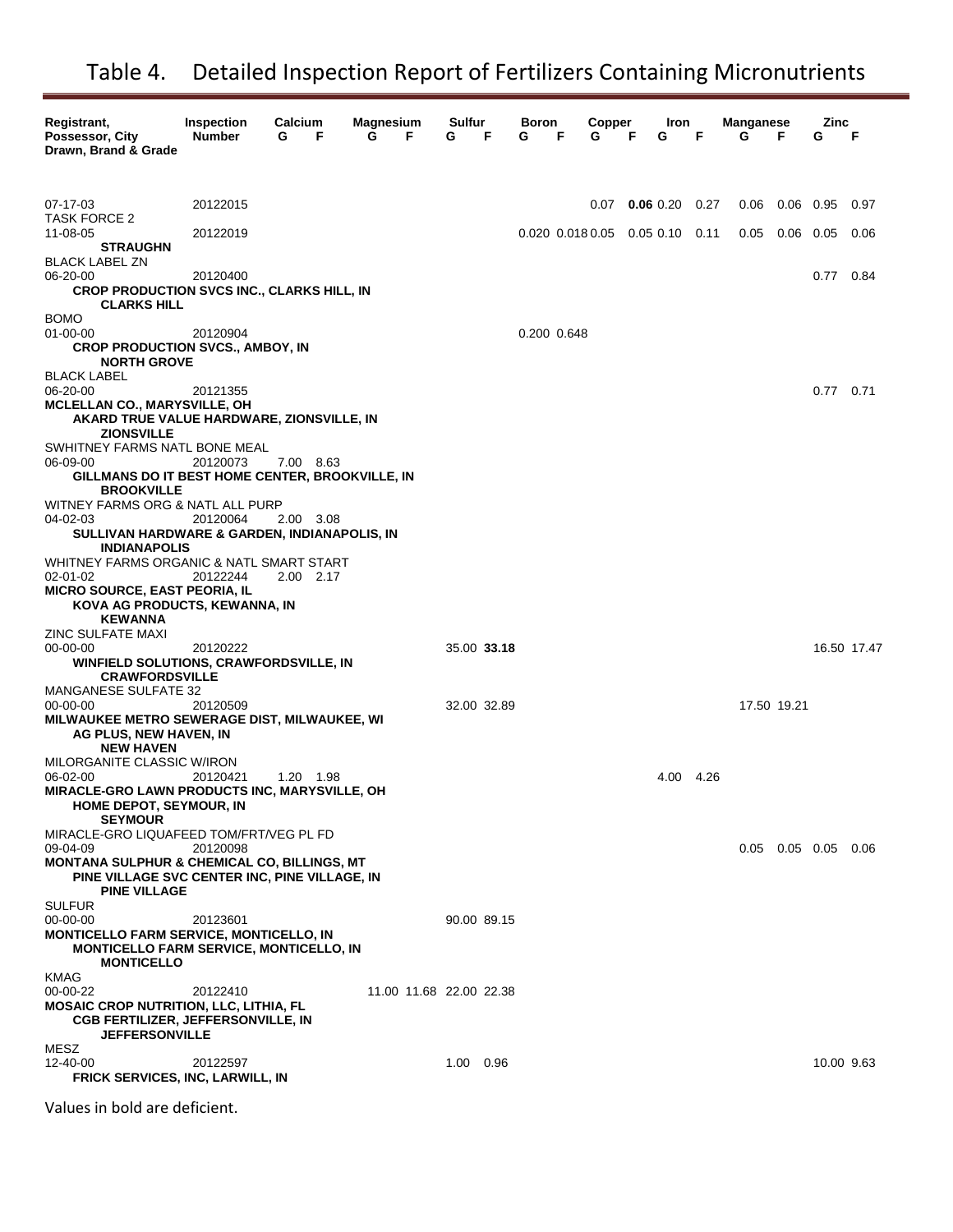# Table 4. Detailed Inspection Report of Fertilizers Containing Micronutrients

| Registrant, Possessor, City Drawn, Brand & Grade | Inspection Number | Calcium | | Magnesium | | Sulfur | | Boron | | Copper | | Iron | | Manganese | | Zinc | |
|---|---|---|---|---|---|---|---|---|---|---|---|---|---|---|---|---|---|
| | | G | F | G | F | G | F | G | F | G | F | G | F | G | F | G | F |
| 07-17-03 | 20122015 | | | | | | | | | 0.07 | **0.06** | 0.20 | 0.27 | 0.06 | 0.06 | 0.95 | 0.97 |
| TASK FORCE 2 | | | | | | | | | | | | | | | | | |
| 11-08-05 | 20122019 | | | | | | | 0.020 | 0.018 | 0.05 | 0.05 | 0.10 | 0.11 | 0.05 | 0.06 | 0.05 | 0.06 |
| **STRAUGHN** | | | | | | | | | | | | | | | | | |
| BLACK LABEL ZN | | | | | | | | | | | | | | | | | |
| 06-20-00 | 20120400 | | | | | | | | | | | | | | | 0.77 | 0.84 |
| **CROP PRODUCTION SVCS INC., CLARKS HILL, IN** | | | | | | | | | | | | | | | | | |
| **CLARKS HILL** | | | | | | | | | | | | | | | | | |
| BOMO | | | | | | | | | | | | | | | | | |
| 01-00-00 | 20120904 | | | | | | | 0.200 | 0.648 | | | | | | | | |
| **CROP PRODUCTION SVCS., AMBOY, IN** | | | | | | | | | | | | | | | | | |
| **NORTH GROVE** | | | | | | | | | | | | | | | | | |
| BLACK LABEL | | | | | | | | | | | | | | | | | |
| 06-20-00 | 20121355 | | | | | | | | | | | | | | | 0.77 | 0.71 |
| **MCLELLAN CO., MARYSVILLE, OH** | | | | | | | | | | | | | | | | | |
| **AKARD TRUE VALUE HARDWARE, ZIONSVILLE, IN** | | | | | | | | | | | | | | | | | |
| **ZIONSVILLE** | | | | | | | | | | | | | | | | | |
| SWHITNEY FARMS NATL BONE MEAL | | | | | | | | | | | | | | | | | |
| 06-09-00 | 20120073 | 7.00 | 8.63 | | | | | | | | | | | | | | |
| **GILLMANS DO IT BEST HOME CENTER, BROOKVILLE, IN** | | | | | | | | | | | | | | | | | |
| **BROOKVILLE** | | | | | | | | | | | | | | | | | |
| WITNEY FARMS ORG & NATL ALL PURP | | | | | | | | | | | | | | | | | |
| 04-02-03 | 20120064 | 2.00 | 3.08 | | | | | | | | | | | | | | |
| **SULLIVAN HARDWARE & GARDEN, INDIANAPOLIS, IN** | | | | | | | | | | | | | | | | | |
| **INDIANAPOLIS** | | | | | | | | | | | | | | | | | |
| WHITNEY FARMS ORGANIC & NATL SMART START | | | | | | | | | | | | | | | | | |
| 02-01-02 | 20122244 | 2.00 | 2.17 | | | | | | | | | | | | | | |
| **MICRO SOURCE, EAST PEORIA, IL** | | | | | | | | | | | | | | | | | |
| **KOVA AG PRODUCTS, KEWANNA, IN** | | | | | | | | | | | | | | | | | |
| **KEWANNA** | | | | | | | | | | | | | | | | | |
| ZINC SULFATE MAXI | | | | | | | | | | | | | | | | | |
| 00-00-00 | 20120222 | | | | | 35.00 | **33.18** | | | | | | | | | 16.50 | 17.47 |
| **WINFIELD SOLUTIONS, CRAWFORDSVILLE, IN** | | | | | | | | | | | | | | | | | |
| **CRAWFORDSVILLE** | | | | | | | | | | | | | | | | | |
| MANGANESE SULFATE 32 | | | | | | | | | | | | | | | | | |
| 00-00-00 | 20120509 | | | | | 32.00 | 32.89 | | | | | | | 17.50 | 19.21 | | |
| **MILWAUKEE METRO SEWERAGE DIST, MILWAUKEE, WI** | | | | | | | | | | | | | | | | | |
| **AG PLUS, NEW HAVEN, IN** | | | | | | | | | | | | | | | | | |
| **NEW HAVEN** | | | | | | | | | | | | | | | | | |
| MILORGANITE CLASSIC W/IRON | | | | | | | | | | | | | | | | | |
| 06-02-00 | 20120421 | 1.20 | 1.98 | | | | | | | | | 4.00 | 4.26 | | | | |
| **MIRACLE-GRO LAWN PRODUCTS INC, MARYSVILLE, OH** | | | | | | | | | | | | | | | | | |
| **HOME DEPOT, SEYMOUR, IN** | | | | | | | | | | | | | | | | | |
| **SEYMOUR** | | | | | | | | | | | | | | | | | |
| MIRACLE-GRO LIQUAFEED TOM/FRT/VEG PL FD | | | | | | | | | | | | | | | | | |
| 09-04-09 | 20120098 | | | | | | | | | | | | | 0.05 | 0.05 | 0.05 | 0.06 |
| **MONTANA SULPHUR & CHEMICAL CO, BILLINGS, MT** | | | | | | | | | | | | | | | | | |
| **PINE VILLAGE SVC CENTER INC, PINE VILLAGE, IN** | | | | | | | | | | | | | | | | | |
| **PINE VILLAGE** | | | | | | | | | | | | | | | | | |
| SULFUR | | | | | | | | | | | | | | | | | |
| 00-00-00 | 20123601 | | | | | 90.00 | 89.15 | | | | | | | | | | |
| **MONTICELLO FARM SERVICE, MONTICELLO, IN** | | | | | | | | | | | | | | | | | |
| **MONTICELLO FARM SERVICE, MONTICELLO, IN** | | | | | | | | | | | | | | | | | |
| **MONTICELLO** | | | | | | | | | | | | | | | | | |
| KMAG | | | | | | | | | | | | | | | | | |
| 00-00-22 | 20122410 | | | 11.00 | 11.68 | 22.00 | 22.38 | | | | | | | | | | |
| **MOSAIC CROP NUTRITION, LLC, LITHIA, FL** | | | | | | | | | | | | | | | | | |
| **CGB FERTILIZER, JEFFERSONVILLE, IN** | | | | | | | | | | | | | | | | | |
| **JEFFERSONVILLE** | | | | | | | | | | | | | | | | | |
| MESZ | | | | | | | | | | | | | | | | | |
| 12-40-00 | 20122597 | | | | | 1.00 | 0.96 | | | | | | | | | 10.00 | 9.63 |
| **FRICK SERVICES, INC, LARWILL, IN** | | | | | | | | | | | | | | | | | |

Values in bold are deficient.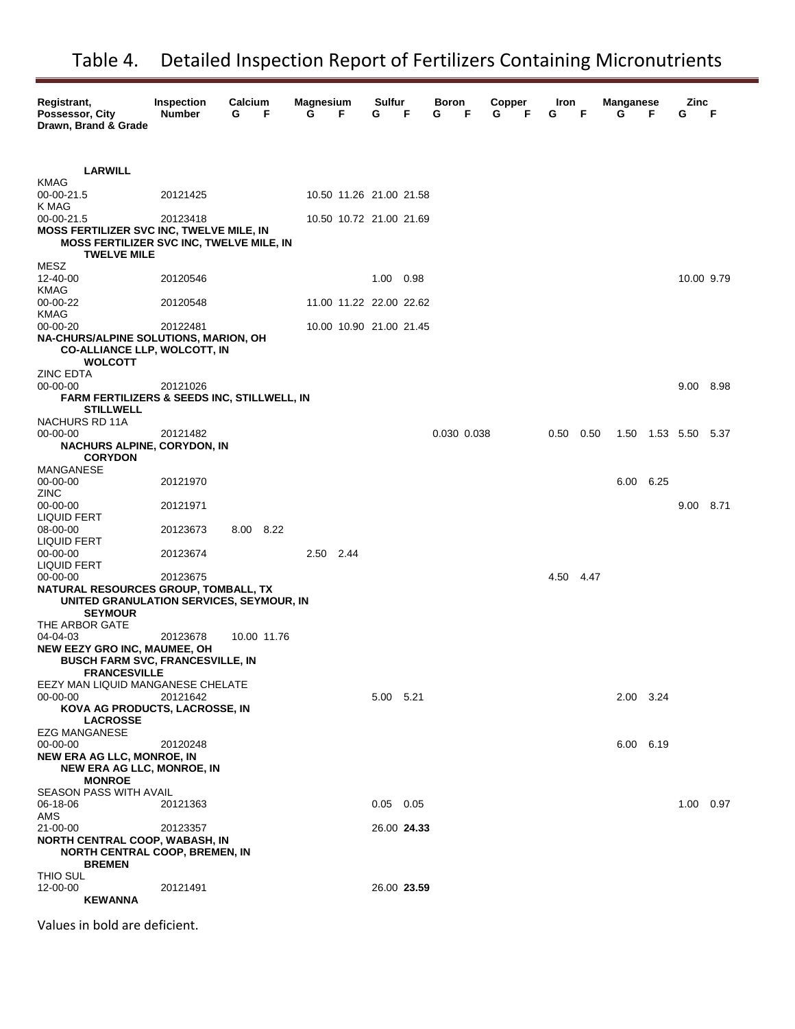# Table 4. Detailed Inspection Report of Fertilizers Containing Micronutrients

| Registrant, Possessor, City Drawn, Brand & Grade | Inspection Number | Calcium G | Calcium F | Magnesium G | Magnesium F | Sulfur G | Sulfur F | Boron G | Boron F | Copper G | Copper F | Iron G | Iron F | Manganese G | Manganese F | Zinc G | Zinc F |
|---|---|---|---|---|---|---|---|---|---|---|---|---|---|---|---|---|---|
| **LARWILL** | | | | | | | | | | | | | | | | | |
| KMAG 00-00-21.5 | 20121425 | | | 10.50 | 11.26 | 21.00 | 21.58 | | | | | | | | | | |
| K MAG 00-00-21.5 | 20123418 | | | 10.50 | 10.72 | 21.00 | 21.69 | | | | | | | | | | |
| **MOSS FERTILIZER SVC INC, TWELVE MILE, IN** | | | | | | | | | | | | | | | | | |
| **MOSS FERTILIZER SVC INC, TWELVE MILE, IN** | | | | | | | | | | | | | | | | | |
| **TWELVE MILE** | | | | | | | | | | | | | | | | | |
| MESZ 12-40-00 | 20120546 | | | | | 1.00 | 0.98 | | | | | | | | | 10.00 | 9.79 |
| KMAG 00-00-22 | 20120548 | | | 11.00 | 11.22 | 22.00 | 22.62 | | | | | | | | | | |
| KMAG 00-00-20 | 20122481 | | | 10.00 | 10.90 | 21.00 | 21.45 | | | | | | | | | | |
| **NA-CHURS/ALPINE SOLUTIONS, MARION, OH** | | | | | | | | | | | | | | | | | |
| **CO-ALLIANCE LLP, WOLCOTT, IN** | | | | | | | | | | | | | | | | | |
| **WOLCOTT** | | | | | | | | | | | | | | | | | |
| ZINC EDTA 00-00-00 | 20121026 | | | | | | | | | | | | | | | 9.00 | 8.98 |
| **FARM FERTILIZERS & SEEDS INC, STILLWELL, IN** | | | | | | | | | | | | | | | | | |
| **STILLWELL** | | | | | | | | | | | | | | | | | |
| NACHURS RD 11A 00-00-00 | 20121482 | | | | | | | 0.030 | 0.038 | | | 0.50 | 0.50 | 1.50 | 1.53 | 5.50 | 5.37 |
| **NACHURS ALPINE, CORYDON, IN** | | | | | | | | | | | | | | | | | |
| **CORYDON** | | | | | | | | | | | | | | | | | |
| MANGANESE 00-00-00 | 20121970 | | | | | | | | | | | | | 6.00 | 6.25 | | |
| ZINC 00-00-00 | 20121971 | | | | | | | | | | | | | | | 9.00 | 8.71 |
| LIQUID FERT 08-00-00 | 20123673 | 8.00 | 8.22 | | | | | | | | | | | | | | |
| LIQUID FERT 00-00-00 | 20123674 | | | 2.50 | 2.44 | | | | | | | | | | | | |
| LIQUID FERT 00-00-00 | 20123675 | | | | | | | | | | | 4.50 | 4.47 | | | | |
| **NATURAL RESOURCES GROUP, TOMBALL, TX** | | | | | | | | | | | | | | | | | |
| **UNITED GRANULATION SERVICES, SEYMOUR, IN** | | | | | | | | | | | | | | | | | |
| **SEYMOUR** | | | | | | | | | | | | | | | | | |
| THE ARBOR GATE 04-04-03 | 20123678 | 10.00 | 11.76 | | | | | | | | | | | | | | |
| **NEW EEZY GRO INC, MAUMEE, OH** | | | | | | | | | | | | | | | | | |
| **BUSCH FARM SVC, FRANCESVILLE, IN** | | | | | | | | | | | | | | | | | |
| **FRANCESVILLE** | | | | | | | | | | | | | | | | | |
| EEZY MAN LIQUID MANGANESE CHELATE 00-00-00 | 20121642 | | | | | 5.00 | 5.21 | | | | | | | 2.00 | 3.24 | | |
| **KOVA AG PRODUCTS, LACROSSE, IN** | | | | | | | | | | | | | | | | | |
| **LACROSSE** | | | | | | | | | | | | | | | | | |
| EZG MANGANESE 00-00-00 | 20120248 | | | | | | | | | | | | | 6.00 | 6.19 | | |
| **NEW ERA AG LLC, MONROE, IN** | | | | | | | | | | | | | | | | | |
| **NEW ERA AG LLC, MONROE, IN** | | | | | | | | | | | | | | | | | |
| **MONROE** | | | | | | | | | | | | | | | | | |
| SEASON PASS WITH AVAIL 06-18-06 | 20121363 | | | | | 0.05 | 0.05 | | | | | | | | | 1.00 | 0.97 |
| AMS 21-00-00 | 20123357 | | | | | 26.00 | **24.33** | | | | | | | | | | |
| **NORTH CENTRAL COOP, WABASH, IN** | | | | | | | | | | | | | | | | | |
| **NORTH CENTRAL COOP, BREMEN, IN** | | | | | | | | | | | | | | | | | |
| **BREMEN** | | | | | | | | | | | | | | | | | |
| THIO SUL 12-00-00 | 20121491 | | | | | 26.00 | **23.59** | | | | | | | | | | |
| **KEWANNA** | | | | | | | | | | | | | | | | | |

Values in bold are deficient.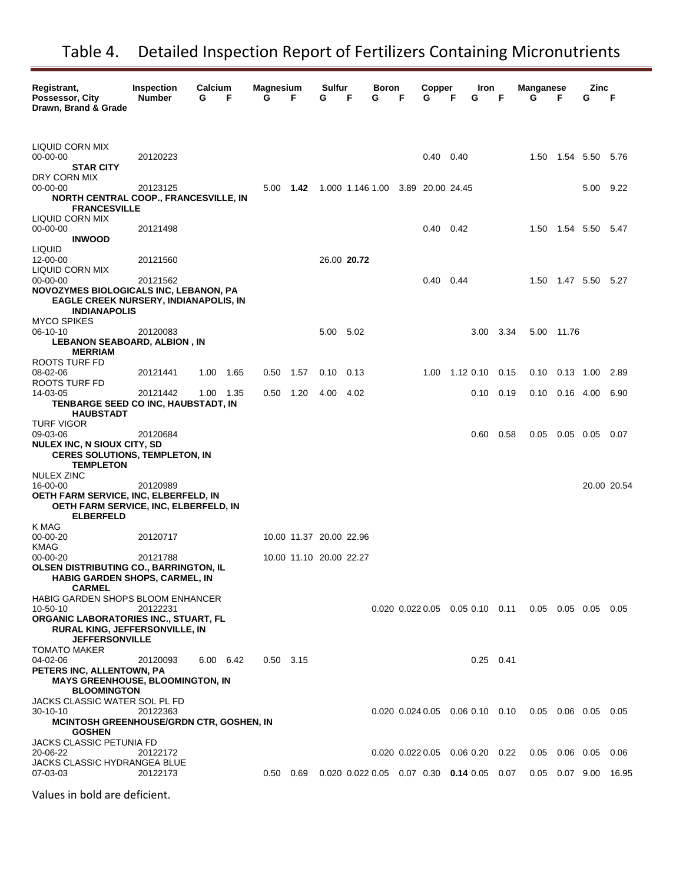# Table 4. Detailed Inspection Report of Fertilizers Containing Micronutrients

| Registrant, Possessor, City Drawn, Brand & Grade | Inspection Number | Calcium G | Calcium F | Magnesium G | Magnesium F | Sulfur G | Sulfur F | Boron G | Boron F | Copper G | Copper F | Iron G | Iron F | Manganese G | Manganese F | Zinc G | Zinc F |
|---|---|---|---|---|---|---|---|---|---|---|---|---|---|---|---|---|---|
| LIQUID CORN MIX 00-00-00 | 20120223 | | | | | | | | | 0.40 | 0.40 | | | 1.50 | 1.54 | 5.50 | 5.76 |
| **STAR CITY** | | | | | | | | | | | | | | | | | |
| DRY CORN MIX 00-00-00 | 20123125 | | | 5.00 | **1.42** | 1.000 | 1.146 | 1.00 | 3.89 | 20.00 | 24.45 | | | | | 5.00 | 9.22 |
| **NORTH CENTRAL COOP., FRANCESVILLE, IN** | | | | | | | | | | | | | | | | | |
| **FRANCESVILLE** | | | | | | | | | | | | | | | | | |
| LIQUID CORN MIX 00-00-00 | 20121498 | | | | | | | | | 0.40 | 0.42 | | | 1.50 | 1.54 | 5.50 | 5.47 |
| **INWOOD** | | | | | | | | | | | | | | | | | |
| LIQUID 12-00-00 | 20121560 | | | | | 26.00 | **20.72** | | | | | | | | | | |
| LIQUID CORN MIX 00-00-00 | 20121562 | | | | | | | | | 0.40 | 0.44 | | | 1.50 | 1.47 | 5.50 | 5.27 |
| **NOVOZYMES BIOLOGICALS INC, LEBANON, PA** | | | | | | | | | | | | | | | | | |
| **EAGLE CREEK NURSERY, INDIANAPOLIS, IN** | | | | | | | | | | | | | | | | | |
| **INDIANAPOLIS** | | | | | | | | | | | | | | | | | |
| MYCO SPIKES 06-10-10 | 20120083 | | | | | 5.00 | 5.02 | | | | | 3.00 | 3.34 | 5.00 | 11.76 | | |
| **LEBANON SEABOARD, ALBION , IN** | | | | | | | | | | | | | | | | | |
| **MERRIAM** | | | | | | | | | | | | | | | | | |
| ROOTS TURF FD 08-02-06 | 20121441 | 1.00 | 1.65 | 0.50 | 1.57 | 0.10 | 0.13 | | | 1.00 | 1.12 | 0.10 | 0.15 | 0.10 | 0.13 | 1.00 | 2.89 |
| ROOTS TURF FD 14-03-05 | 20121442 | 1.00 | 1.35 | 0.50 | 1.20 | 4.00 | 4.02 | | | | | 0.10 | 0.19 | 0.10 | 0.16 | 4.00 | 6.90 |
| **TENBARGE SEED CO INC, HAUBSTADT, IN** | | | | | | | | | | | | | | | | | |
| **HAUBSTADT** | | | | | | | | | | | | | | | | | |
| TURF VIGOR 09-03-06 | 20120684 | | | | | | | | | | | 0.60 | 0.58 | 0.05 | 0.05 | 0.05 | 0.07 |
| **NULEX INC, N SIOUX CITY, SD** | | | | | | | | | | | | | | | | | |
| **CERES SOLUTIONS, TEMPLETON, IN** | | | | | | | | | | | | | | | | | |
| **TEMPLETON** | | | | | | | | | | | | | | | | | |
| NULEX ZINC 16-00-00 | 20120989 | | | | | | | | | | | | | | | 20.00 | 20.54 |
| **OETH FARM SERVICE, INC, ELBERFELD, IN** | | | | | | | | | | | | | | | | | |
| **OETH FARM SERVICE, INC, ELBERFELD, IN** | | | | | | | | | | | | | | | | | |
| **ELBERFELD** | | | | | | | | | | | | | | | | | |
| K MAG 00-00-20 | 20120717 | | | 10.00 | 11.37 | 20.00 | 22.96 | | | | | | | | | | |
| KMAG 00-00-20 | 20121788 | | | 10.00 | 11.10 | 20.00 | 22.27 | | | | | | | | | | |
| **OLSEN DISTRIBUTING CO., BARRINGTON, IL** | | | | | | | | | | | | | | | | | |
| **HABIG GARDEN SHOPS, CARMEL, IN** | | | | | | | | | | | | | | | | | |
| **CARMEL** | | | | | | | | | | | | | | | | | |
| HABIG GARDEN SHOPS BLOOM ENHANCER 10-50-10 | 20122231 | | | | | | | 0.020 | 0.022 | 0.05 | 0.05 | 0.10 | 0.11 | 0.05 | 0.05 | 0.05 | 0.05 |
| **ORGANIC LABORATORIES INC., STUART, FL** | | | | | | | | | | | | | | | | | |
| **RURAL KING, JEFFERSONVILLE, IN** | | | | | | | | | | | | | | | | | |
| **JEFFERSONVILLE** | | | | | | | | | | | | | | | | | |
| TOMATO MAKER 04-02-06 | 20120093 | 6.00 | 6.42 | 0.50 | 3.15 | | | | | | | 0.25 | 0.41 | | | | |
| **PETERS INC, ALLENTOWN, PA** | | | | | | | | | | | | | | | | | |
| **MAYS GREENHOUSE, BLOOMINGTON, IN** | | | | | | | | | | | | | | | | | |
| **BLOOMINGTON** | | | | | | | | | | | | | | | | | |
| JACKS CLASSIC WATER SOL PL FD 30-10-10 | 20122363 | | | | | | | 0.020 | 0.024 | 0.05 | 0.06 | 0.10 | 0.10 | 0.05 | 0.06 | 0.05 | 0.05 |
| **MCINTOSH GREENHOUSE/GRDN CTR, GOSHEN, IN** | | | | | | | | | | | | | | | | | |
| **GOSHEN** | | | | | | | | | | | | | | | | | |
| JACKS CLASSIC PETUNIA FD 20-06-22 | 20122172 | | | | | | | 0.020 | 0.022 | 0.05 | 0.06 | 0.20 | 0.22 | 0.05 | 0.06 | 0.05 | 0.06 |
| JACKS CLASSIC HYDRANGEA BLUE 07-03-03 | 20122173 | | | 0.50 | 0.69 | 0.020 | 0.022 | 0.05 | 0.07 | 0.30 | **0.14** | 0.05 | 0.07 | 0.05 | 0.07 | 9.00 | 16.95 |

Values in bold are deficient.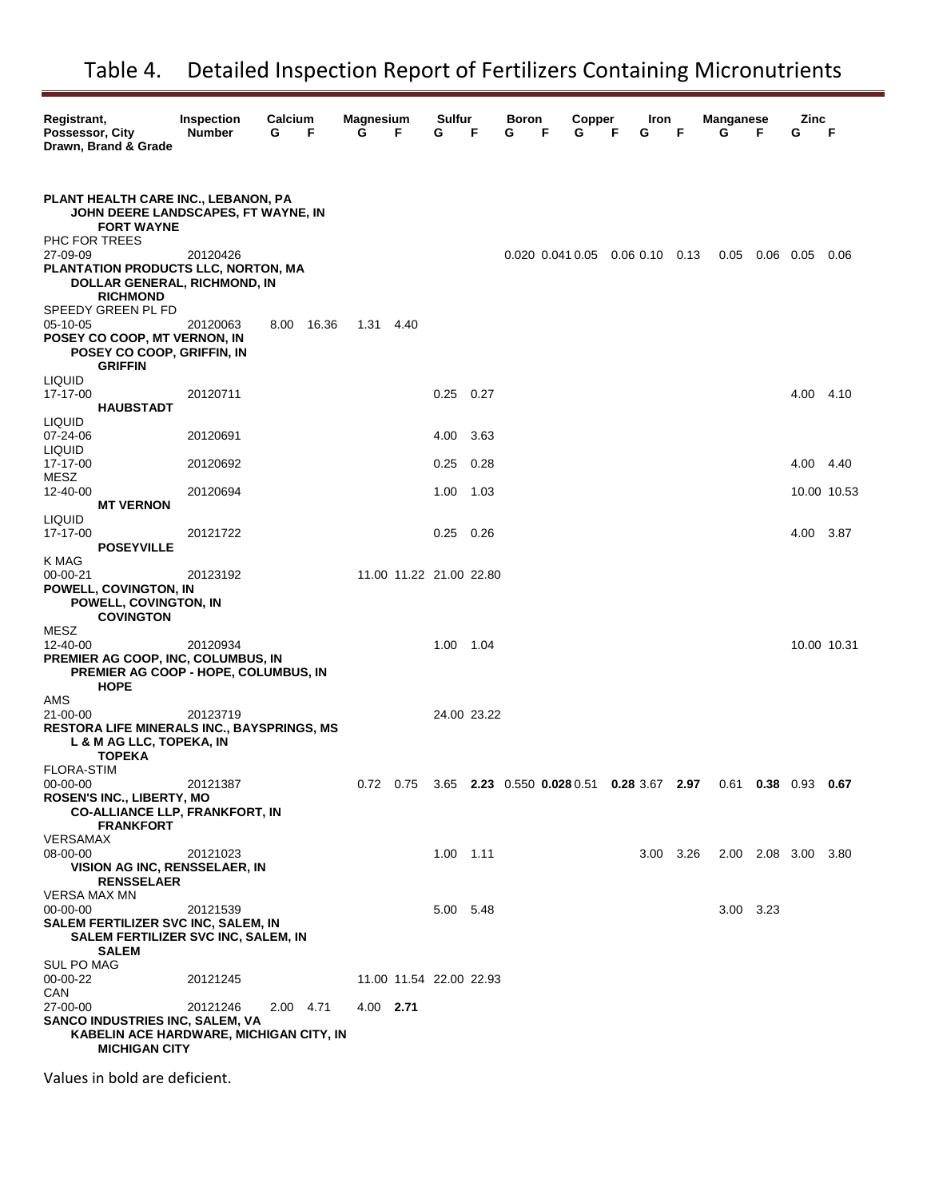# Table 4. Detailed Inspection Report of Fertilizers Containing Micronutrients

| Registrant, Possessor, City Drawn, Brand & Grade | Inspection Number | Calcium G | Calcium F | Magnesium G | Magnesium F | Sulfur G | Sulfur F | Boron G | Boron F | Copper G | Copper F | Iron G | Iron F | Manganese G | Manganese F | Zinc G | Zinc F |
|---|---|---|---|---|---|---|---|---|---|---|---|---|---|---|---|---|---|
| **PLANT HEALTH CARE INC., LEBANON, PA** | | | | | | | | | | | | | | | | | |
| **JOHN DEERE LANDSCAPES, FT WAYNE, IN** | | | | | | | | | | | | | | | | | |
| **FORT WAYNE** | | | | | | | | | | | | | | | | | |
| PHC FOR TREES 27-09-09 | 20120426 | | | | | | | 0.020 | 0.041 | 0.05 | 0.06 | 0.10 | 0.13 | 0.05 | 0.06 | 0.05 | 0.06 |
| **PLANTATION PRODUCTS LLC, NORTON, MA** | | | | | | | | | | | | | | | | | |
| **DOLLAR GENERAL, RICHMOND, IN** | | | | | | | | | | | | | | | | | |
| **RICHMOND** | | | | | | | | | | | | | | | | | |
| SPEEDY GREEN PL FD 05-10-05 | 20120063 | 8.00 | 16.36 | 1.31 | 4.40 | | | | | | | | | | | | |
| **POSEY CO COOP, MT VERNON, IN** | | | | | | | | | | | | | | | | | |
| **POSEY CO COOP, GRIFFIN, IN** | | | | | | | | | | | | | | | | | |
| **GRIFFIN** | | | | | | | | | | | | | | | | | |
| LIQUID 17-17-00 | 20120711 | | | | | 0.25 | 0.27 | | | | | | | | | 4.00 | 4.10 |
| **HAUBSTADT** | | | | | | | | | | | | | | | | | |
| LIQUID 07-24-06 | 20120691 | | | | | 4.00 | 3.63 | | | | | | | | | | |
| LIQUID 17-17-00 | 20120692 | | | | | 0.25 | 0.28 | | | | | | | | | 4.00 | 4.40 |
| MESZ 12-40-00 | 20120694 | | | | | 1.00 | 1.03 | | | | | | | | | 10.00 | 10.53 |
| **MT VERNON** | | | | | | | | | | | | | | | | | |
| LIQUID 17-17-00 | 20121722 | | | | | 0.25 | 0.26 | | | | | | | | | 4.00 | 3.87 |
| **POSEYVILLE** | | | | | | | | | | | | | | | | | |
| K MAG 00-00-21 | 20123192 | | | 11.00 | 11.22 | 21.00 | 22.80 | | | | | | | | | | |
| **POWELL, COVINGTON, IN** | | | | | | | | | | | | | | | | | |
| **POWELL, COVINGTON, IN** | | | | | | | | | | | | | | | | | |
| **COVINGTON** | | | | | | | | | | | | | | | | | |
| MESZ 12-40-00 | 20120934 | | | | | 1.00 | 1.04 | | | | | | | | | 10.00 | 10.31 |
| **PREMIER AG COOP, INC, COLUMBUS, IN** | | | | | | | | | | | | | | | | | |
| **PREMIER AG COOP - HOPE, COLUMBUS, IN** | | | | | | | | | | | | | | | | | |
| **HOPE** | | | | | | | | | | | | | | | | | |
| AMS 21-00-00 | 20123719 | | | | | 24.00 | 23.22 | | | | | | | | | | |
| **RESTORA LIFE MINERALS INC., BAYSPRINGS, MS** | | | | | | | | | | | | | | | | | |
| **L & M AG LLC, TOPEKA, IN** | | | | | | | | | | | | | | | | | |
| **TOPEKA** | | | | | | | | | | | | | | | | | |
| FLORA-STIM 00-00-00 | 20121387 | | | 0.72 | 0.75 | 3.65 | **2.23** | 0.550 | **0.028** | 0.51 | **0.28** | 3.67 | **2.97** | 0.61 | **0.38** | 0.93 | **0.67** |
| **ROSEN'S INC., LIBERTY, MO** | | | | | | | | | | | | | | | | | |
| **CO-ALLIANCE LLP, FRANKFORT, IN** | | | | | | | | | | | | | | | | | |
| **FRANKFORT** | | | | | | | | | | | | | | | | | |
| VERSAMAX 08-00-00 | 20121023 | | | | | 1.00 | 1.11 | | | | | 3.00 | 3.26 | 2.00 | 2.08 | 3.00 | 3.80 |
| **VISION AG INC, RENSSELAER, IN** | | | | | | | | | | | | | | | | | |
| **RENSSELAER** | | | | | | | | | | | | | | | | | |
| VERSA MAX MN 00-00-00 | 20121539 | | | | | 5.00 | 5.48 | | | | | | | 3.00 | 3.23 | | |
| **SALEM FERTILIZER SVC INC, SALEM, IN** | | | | | | | | | | | | | | | | | |
| **SALEM FERTILIZER SVC INC, SALEM, IN** | | | | | | | | | | | | | | | | | |
| **SALEM** | | | | | | | | | | | | | | | | | |
| SUL PO MAG 00-00-22 | 20121245 | | | 11.00 | 11.54 | 22.00 | 22.93 | | | | | | | | | | |
| CAN 27-00-00 | 20121246 | 2.00 | 4.71 | 4.00 | **2.71** | | | | | | | | | | | | |
| **SANCO INDUSTRIES INC, SALEM, VA** | | | | | | | | | | | | | | | | | |
| **KABELIN ACE HARDWARE, MICHIGAN CITY, IN** | | | | | | | | | | | | | | | | | |
| **MICHIGAN CITY** | | | | | | | | | | | | | | | | | |

Values in bold are deficient.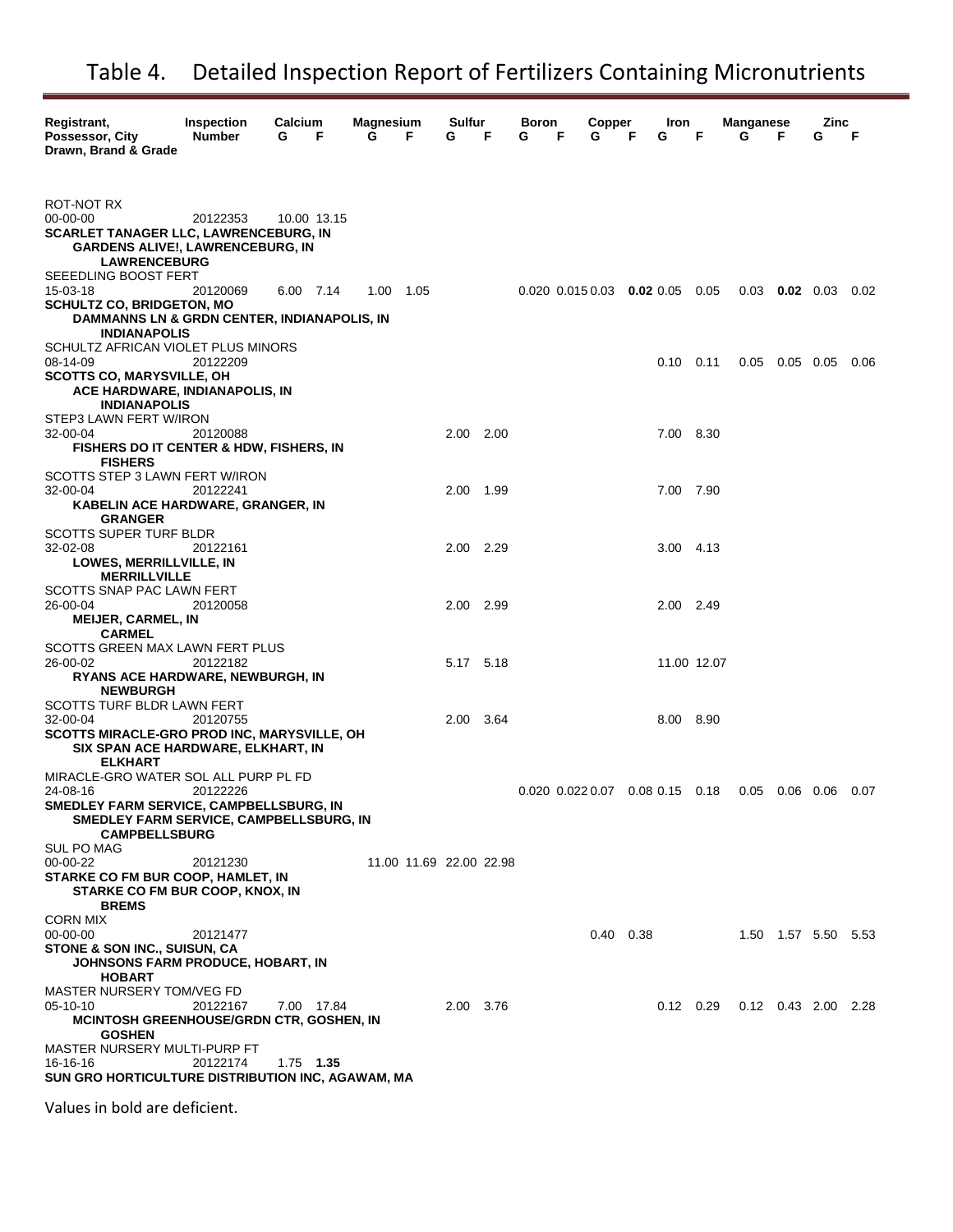# Table 4. Detailed Inspection Report of Fertilizers Containing Micronutrients

| Registrant, Possessor, City Drawn, Brand & Grade | Inspection Number | Calcium G | Calcium F | Magnesium G | Magnesium F | Sulfur G | Sulfur F | Boron G | Boron F | Copper G | Copper F | Iron G | Iron F | Manganese G | Manganese F | Zinc G | Zinc F |
|---|---|---|---|---|---|---|---|---|---|---|---|---|---|---|---|---|---|
| ROT-NOT RX<br>00-00-00 | 20122353 | 10.00 | 13.15 | | | | | | | | | | | | | | |
| **SCARLET TANAGER LLC, LAWRENCEBURG, IN**<br>**GARDENS ALIVE!, LAWRENCEBURG, IN**<br>**LAWRENCEBURG**<br>SEEEDLING BOOST FERT<br>15-03-18 | 20120069 | 6.00 | 7.14 | 1.00 | 1.05 | | | 0.020 | 0.015 | 0.03 | **0.02** | 0.05 | 0.05 | 0.03 | **0.02** | 0.03 | 0.02 |
| **SCHULTZ CO, BRIDGETON, MO**<br>**DAMMANNS LN & GRDN CENTER, INDIANAPOLIS, IN**<br>**INDIANAPOLIS**<br>SCHULTZ AFRICAN VIOLET PLUS MINORS<br>08-14-09 | 20122209 | | | | | | | | | | | 0.10 | 0.11 | 0.05 | 0.05 | 0.05 | 0.06 |
| **SCOTTS CO, MARYSVILLE, OH**<br>**ACE HARDWARE, INDIANAPOLIS, IN**<br>**INDIANAPOLIS**<br>STEP3 LAWN FERT W/IRON<br>32-00-04 | 20120088 | | | | | 2.00 | 2.00 | | | | | 7.00 | 8.30 | | | | |
| **FISHERS DO IT CENTER & HDW, FISHERS, IN**<br>**FISHERS**<br>SCOTTS STEP 3 LAWN FERT W/IRON<br>32-00-04 | 20122241 | | | | | 2.00 | 1.99 | | | | | 7.00 | 7.90 | | | | |
| **KABELIN ACE HARDWARE, GRANGER, IN**<br>**GRANGER**<br>SCOTTS SUPER TURF BLDR<br>32-02-08 | 20122161 | | | | | 2.00 | 2.29 | | | | | 3.00 | 4.13 | | | | |
| **LOWES, MERRILLVILLE, IN**<br>**MERRILLVILLE**<br>SCOTTS SNAP PAC LAWN FERT<br>26-00-04 | 20120058 | | | | | 2.00 | 2.99 | | | | | 2.00 | 2.49 | | | | |
| **MEIJER, CARMEL, IN**<br>**CARMEL**<br>SCOTTS GREEN MAX LAWN FERT PLUS<br>26-00-02 | 20122182 | | | | | 5.17 | 5.18 | | | | | 11.00 | 12.07 | | | | |
| **RYANS ACE HARDWARE, NEWBURGH, IN**<br>**NEWBURGH**<br>SCOTTS TURF BLDR LAWN FERT<br>32-00-04 | 20120755 | | | | | 2.00 | 3.64 | | | | | 8.00 | 8.90 | | | | |
| **SCOTTS MIRACLE-GRO PROD INC, MARYSVILLE, OH**<br>**SIX SPAN ACE HARDWARE, ELKHART, IN**<br>**ELKHART**<br>MIRACLE-GRO WATER SOL ALL PURP PL FD<br>24-08-16 | 20122226 | | | | | | | 0.020 | 0.022 | 0.07 | 0.08 | 0.15 | 0.18 | 0.05 | 0.06 | 0.06 | 0.07 |
| **SMEDLEY FARM SERVICE, CAMPBELLSBURG, IN**<br>**SMEDLEY FARM SERVICE, CAMPBELLSBURG, IN**<br>**CAMPBELLSBURG**<br>SUL PO MAG<br>00-00-22 | 20121230 | | | 11.00 | 11.69 | 22.00 | 22.98 | | | | | | | | | | |
| **STARKE CO FM BUR COOP, HAMLET, IN**<br>**STARKE CO FM BUR COOP, KNOX, IN**<br>**BREMS**<br>CORN MIX<br>00-00-00 | 20121477 | | | | | | | | | 0.40 | 0.38 | | | 1.50 | 1.57 | 5.50 | 5.53 |
| **STONE & SON INC., SUISUN, CA**<br>**JOHNSONS FARM PRODUCE, HOBART, IN**<br>**HOBART**<br>MASTER NURSERY TOM/VEG FD<br>05-10-10 | 20122167 | 7.00 | 17.84 | | | 2.00 | 3.76 | | | | | 0.12 | 0.29 | 0.12 | 0.43 | 2.00 | 2.28 |
| **MCINTOSH GREENHOUSE/GRDN CTR, GOSHEN, IN**<br>**GOSHEN**<br>MASTER NURSERY MULTI-PURP FT<br>16-16-16 | 20122174 | 1.75 | **1.35** | | | | | | | | | | | | | | |
| **SUN GRO HORTICULTURE DISTRIBUTION INC, AGAWAM, MA** | | | | | | | | | | | | | | | | | |

Values in bold are deficient.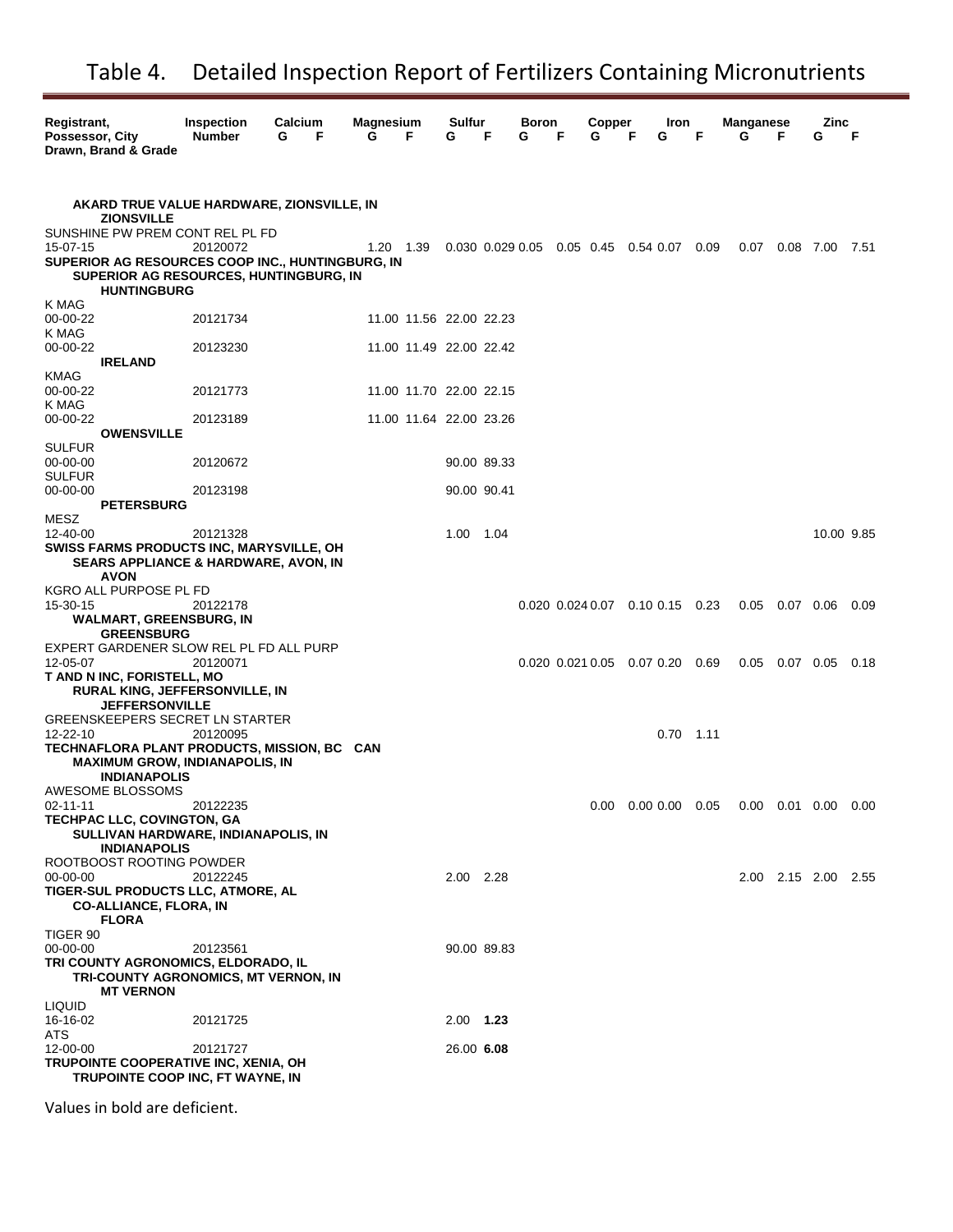# Table 4. Detailed Inspection Report of Fertilizers Containing Micronutrients

| Registrant, Possessor, City Drawn, Brand & Grade | Inspection Number | Calcium G | Calcium F | Magnesium G | Magnesium F | Sulfur G | Sulfur F | Boron G | Boron F | Copper G | Copper F | Iron G | Iron F | Manganese G | Manganese F | Zinc G | Zinc F |
|---|---|---|---|---|---|---|---|---|---|---|---|---|---|---|---|---|---|
| **AKARD TRUE VALUE HARDWARE, ZIONSVILLE, IN** | | | | | | | | | | | | | | | | | |
| **ZIONSVILLE** | | | | | | | | | | | | | | | | | |
| SUNSHINE PW PREM CONT REL PL FD 15-07-15 | 20120072 | | | 1.20 | 1.39 | 0.030 | 0.029 | 0.05 | 0.05 | 0.45 | 0.54 | 0.07 | 0.09 | 0.07 | 0.08 | 7.00 | 7.51 |
| **SUPERIOR AG RESOURCES COOP INC., HUNTINGBURG, IN** | | | | | | | | | | | | | | | | | |
| **SUPERIOR AG RESOURCES, HUNTINGBURG, IN** | | | | | | | | | | | | | | | | | |
| **HUNTINGBURG** | | | | | | | | | | | | | | | | | |
| K MAG 00-00-22 | 20121734 | | | 11.00 | 11.56 | 22.00 | 22.23 | | | | | | | | | | |
| K MAG 00-00-22 | 20123230 | | | 11.00 | 11.49 | 22.00 | 22.42 | | | | | | | | | | |
| **IRELAND** | | | | | | | | | | | | | | | | | |
| KMAG 00-00-22 | 20121773 | | | 11.00 | 11.70 | 22.00 | 22.15 | | | | | | | | | | |
| K MAG 00-00-22 | 20123189 | | | 11.00 | 11.64 | 22.00 | 23.26 | | | | | | | | | | |
| **OWENSVILLE** | | | | | | | | | | | | | | | | | |
| SULFUR 00-00-00 | 20120672 | | | | | 90.00 | 89.33 | | | | | | | | | | |
| SULFUR 00-00-00 | 20123198 | | | | | 90.00 | 90.41 | | | | | | | | | | |
| **PETERSBURG** | | | | | | | | | | | | | | | | | |
| MESZ 12-40-00 | 20121328 | | | | | 1.00 | 1.04 | | | | | | | | | 10.00 | 9.85 |
| **SWISS FARMS PRODUCTS INC, MARYSVILLE, OH** | | | | | | | | | | | | | | | | | |
| **SEARS APPLIANCE & HARDWARE, AVON, IN** | | | | | | | | | | | | | | | | | |
| **AVON** | | | | | | | | | | | | | | | | | |
| KGRO ALL PURPOSE PL FD 15-30-15 | 20122178 | | | | | | | 0.020 | 0.024 | 0.07 | 0.10 | 0.15 | 0.23 | 0.05 | 0.07 | 0.06 | 0.09 |
| **WALMART, GREENSBURG, IN** | | | | | | | | | | | | | | | | | |
| **GREENSBURG** | | | | | | | | | | | | | | | | | |
| EXPERT GARDENER SLOW REL PL FD ALL PURP 12-05-07 | 20120071 | | | | | | | 0.020 | 0.021 | 0.05 | 0.07 | 0.20 | 0.69 | 0.05 | 0.07 | 0.05 | 0.18 |
| **T AND N INC, FORISTELL, MO** | | | | | | | | | | | | | | | | | |
| **RURAL KING, JEFFERSONVILLE, IN** | | | | | | | | | | | | | | | | | |
| **JEFFERSONVILLE** | | | | | | | | | | | | | | | | | |
| GREENSKEEPERS SECRET LN STARTER 12-22-10 | 20120095 | | | | | | | | | | | 0.70 | 1.11 | | | | |
| **TECHNAFLORA PLANT PRODUCTS, MISSION, BC CAN** | | | | | | | | | | | | | | | | | |
| **MAXIMUM GROW, INDIANAPOLIS, IN** | | | | | | | | | | | | | | | | | |
| **INDIANAPOLIS** | | | | | | | | | | | | | | | | | |
| AWESOME BLOSSOMS 02-11-11 | 20122235 | | | | | | | | | 0.00 | 0.00 | 0.00 | 0.05 | 0.00 | 0.01 | 0.00 | 0.00 |
| **TECHPAC LLC, COVINGTON, GA** | | | | | | | | | | | | | | | | | |
| **SULLIVAN HARDWARE, INDIANAPOLIS, IN** | | | | | | | | | | | | | | | | | |
| **INDIANAPOLIS** | | | | | | | | | | | | | | | | | |
| ROOTBOOST ROOTING POWDER 00-00-00 | 20122245 | | | | | 2.00 | 2.28 | | | | | | | 2.00 | 2.15 | 2.00 | 2.55 |
| **TIGER-SUL PRODUCTS LLC, ATMORE, AL** | | | | | | | | | | | | | | | | | |
| **CO-ALLIANCE, FLORA, IN** | | | | | | | | | | | | | | | | | |
| **FLORA** | | | | | | | | | | | | | | | | | |
| TIGER 90 00-00-00 | 20123561 | | | | | 90.00 | 89.83 | | | | | | | | | | |
| **TRI COUNTY AGRONOMICS, ELDORADO, IL** | | | | | | | | | | | | | | | | | |
| **TRI-COUNTY AGRONOMICS, MT VERNON, IN** | | | | | | | | | | | | | | | | | |
| **MT VERNON** | | | | | | | | | | | | | | | | | |
| LIQUID 16-16-02 | 20121725 | | | | | 2.00 | **1.23** | | | | | | | | | | |
| ATS 12-00-00 | 20121727 | | | | | 26.00 | **6.08** | | | | | | | | | | |
| **TRUPOINTE COOPERATIVE INC, XENIA, OH** | | | | | | | | | | | | | | | | | |
| **TRUPOINTE COOP INC, FT WAYNE, IN** | | | | | | | | | | | | | | | | | |

Values in bold are deficient.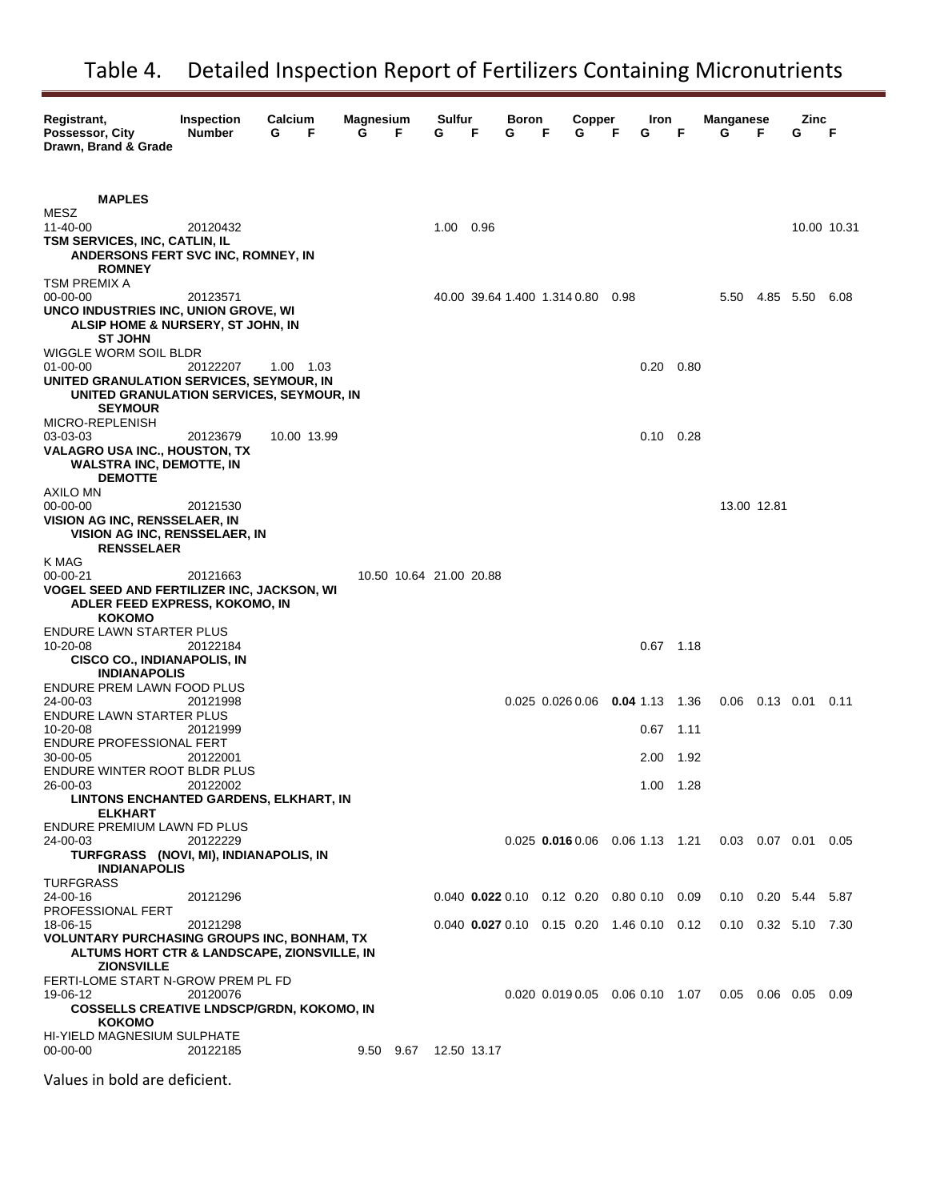# Table 4. Detailed Inspection Report of Fertilizers Containing Micronutrients

| Registrant, Possessor, City Drawn, Brand & Grade | Inspection Number | Calcium G | Calcium F | Magnesium G | Magnesium F | Sulfur G | Sulfur F | Boron G | Boron F | Copper G | Copper F | Iron G | Iron F | Manganese G | Manganese F | Zinc G | Zinc F |
|---|---|---|---|---|---|---|---|---|---|---|---|---|---|---|---|---|---|
| **MAPLES** | | | | | | | | | | | | | | | | | |
| MESZ 11-40-00 | 20120432 | | | | | 1.00 | 0.96 | | | | | | | | | 10.00 | 10.31 |
| **TSM SERVICES, INC, CATLIN, IL** | | | | | | | | | | | | | | | | | |
| **ANDERSONS FERT SVC INC, ROMNEY, IN** | | | | | | | | | | | | | | | | | |
| **ROMNEY** | | | | | | | | | | | | | | | | | |
| TSM PREMIX A 00-00-00 | 20123571 | | | | | 40.00 | 39.64 | 1.400 | 1.314 | 0.80 | 0.98 | | | 5.50 | 4.85 | 5.50 | 6.08 |
| **UNCO INDUSTRIES INC, UNION GROVE, WI** | | | | | | | | | | | | | | | | | |
| **ALSIP HOME & NURSERY, ST JOHN, IN** | | | | | | | | | | | | | | | | | |
| **ST JOHN** | | | | | | | | | | | | | | | | | |
| WIGGLE WORM SOIL BLDR 01-00-00 | 20122207 | 1.00 | 1.03 | | | | | | | | | 0.20 | 0.80 | | | | |
| **UNITED GRANULATION SERVICES, SEYMOUR, IN** | | | | | | | | | | | | | | | | | |
| **UNITED GRANULATION SERVICES, SEYMOUR, IN** | | | | | | | | | | | | | | | | | |
| **SEYMOUR** | | | | | | | | | | | | | | | | | |
| MICRO-REPLENISH 03-03-03 | 20123679 | 10.00 | 13.99 | | | | | | | | | 0.10 | 0.28 | | | | |
| **VALAGRO USA INC., HOUSTON, TX** | | | | | | | | | | | | | | | | | |
| **WALSTRA INC, DEMOTTE, IN** | | | | | | | | | | | | | | | | | |
| **DEMOTTE** | | | | | | | | | | | | | | | | | |
| AXILO MN 00-00-00 | 20121530 | | | | | | | | | | | | | 13.00 | 12.81 | | |
| **VISION AG INC, RENSSELAER, IN** | | | | | | | | | | | | | | | | | |
| **VISION AG INC, RENSSELAER, IN** | | | | | | | | | | | | | | | | | |
| **RENSSELAER** | | | | | | | | | | | | | | | | | |
| K MAG 00-00-21 | 20121663 | | | 10.50 | 10.64 | 21.00 | 20.88 | | | | | | | | | | |
| **VOGEL SEED AND FERTILIZER INC, JACKSON, WI** | | | | | | | | | | | | | | | | | |
| **ADLER FEED EXPRESS, KOKOMO, IN** | | | | | | | | | | | | | | | | | |
| **KOKOMO** | | | | | | | | | | | | | | | | | |
| ENDURE LAWN STARTER PLUS 10-20-08 | 20122184 | | | | | | | | | | | 0.67 | 1.18 | | | | |
| **CISCO CO., INDIANAPOLIS, IN** | | | | | | | | | | | | | | | | | |
| **INDIANAPOLIS** | | | | | | | | | | | | | | | | | |
| ENDURE PREM LAWN FOOD PLUS 24-00-03 | 20121998 | | | | | | | 0.025 | 0.026 | 0.06 | **0.04** | 1.13 | 1.36 | 0.06 | 0.13 | 0.01 | 0.11 |
| ENDURE LAWN STARTER PLUS 10-20-08 | 20121999 | | | | | | | | | | | 0.67 | 1.11 | | | | |
| ENDURE PROFESSIONAL FERT 30-00-05 | 20122001 | | | | | | | | | | | 2.00 | 1.92 | | | | |
| ENDURE WINTER ROOT BLDR PLUS 26-00-03 | 20122002 | | | | | | | | | | | 1.00 | 1.28 | | | | |
| **LINTONS ENCHANTED GARDENS, ELKHART, IN** | | | | | | | | | | | | | | | | | |
| **ELKHART** | | | | | | | | | | | | | | | | | |
| ENDURE PREMIUM LAWN FD PLUS 24-00-03 | 20122229 | | | | | | | 0.025 | **0.016** | 0.06 | 0.06 | 1.13 | 1.21 | 0.03 | 0.07 | 0.01 | 0.05 |
| **TURFGRASS (NOVI, MI), INDIANAPOLIS, IN** | | | | | | | | | | | | | | | | | |
| **INDIANAPOLIS** | | | | | | | | | | | | | | | | | |
| TURFGRASS 24-00-16 | 20121296 | | | | | 0.040 | **0.022** | 0.10 | 0.12 | 0.20 | 0.80 | 0.10 | 0.09 | 0.10 | 0.20 | 5.44 | 5.87 |
| PROFESSIONAL FERT 18-06-15 | 20121298 | | | | | 0.040 | **0.027** | 0.10 | 0.15 | 0.20 | 1.46 | 0.10 | 0.12 | 0.10 | 0.32 | 5.10 | 7.30 |
| **VOLUNTARY PURCHASING GROUPS INC, BONHAM, TX** | | | | | | | | | | | | | | | | | |
| **ALTUMS HORT CTR & LANDSCAPE, ZIONSVILLE, IN** | | | | | | | | | | | | | | | | | |
| **ZIONSVILLE** | | | | | | | | | | | | | | | | | |
| FERTI-LOME START N-GROW PREM PL FD 19-06-12 | 20120076 | | | | | | | 0.020 | 0.019 | 0.05 | 0.06 | 0.10 | 1.07 | 0.05 | 0.06 | 0.05 | 0.09 |
| **COSSELLS CREATIVE LNDSCP/GRDN, KOKOMO, IN** | | | | | | | | | | | | | | | | | |
| **KOKOMO** | | | | | | | | | | | | | | | | | |
| HI-YIELD MAGNESIUM SULPHATE 00-00-00 | 20122185 | | | 9.50 | 9.67 | 12.50 | 13.17 | | | | | | | | | | |

Values in bold are deficient.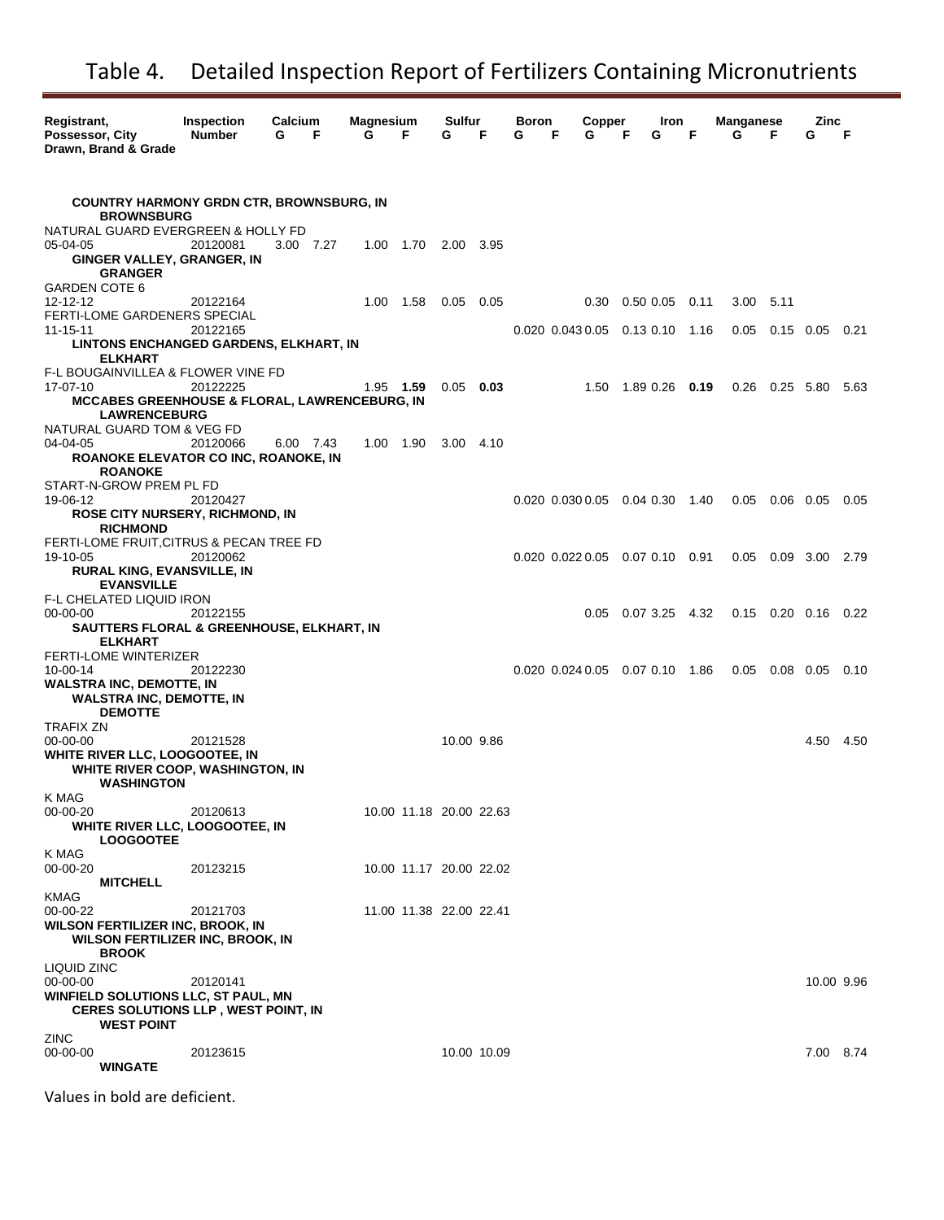# Table 4. Detailed Inspection Report of Fertilizers Containing Micronutrients

| Registrant, Possessor, City Drawn, Brand & Grade | Inspection Number | Calcium G | Calcium F | Magnesium G | Magnesium F | Sulfur G | Sulfur F | Boron G | Boron F | Copper G | Copper F | Iron G | Iron F | Manganese G | Manganese F | Zinc G | Zinc F |
|---|---|---|---|---|---|---|---|---|---|---|---|---|---|---|---|---|---|
| **COUNTRY HARMONY GRDN CTR, BROWNSBURG, IN** | | | | | | | | | | | | | | | | | |
| **BROWNSBURG** | | | | | | | | | | | | | | | | | |
| NATURAL GUARD EVERGREEN & HOLLY FD 05-04-05 | 20120081 | 3.00 | 7.27 | 1.00 | 1.70 | 2.00 | 3.95 | | | | | | | | | | |
| **GINGER VALLEY, GRANGER, IN** | | | | | | | | | | | | | | | | | |
| **GRANGER** | | | | | | | | | | | | | | | | | |
| GARDEN COTE 6 12-12-12 | 20122164 | | | 1.00 | 1.58 | 0.05 | 0.05 | | | 0.30 | 0.50 | 0.05 | 0.11 | 3.00 | 5.11 | | |
| FERTI-LOME GARDENERS SPECIAL 11-15-11 | 20122165 | | | | | | | 0.020 | 0.043 | 0.05 | 0.13 | 0.10 | 1.16 | 0.05 | 0.15 | 0.05 | 0.21 |
| **LINTONS ENCHANGED GARDENS, ELKHART, IN** | | | | | | | | | | | | | | | | | |
| **ELKHART** | | | | | | | | | | | | | | | | | |
| F-L BOUGAINVILLEA & FLOWER VINE FD 17-07-10 | 20122225 | | | 1.95 | **1.59** | 0.05 | **0.03** | | | 1.50 | 1.89 | 0.26 | **0.19** | 0.26 | 0.25 | 5.80 | 5.63 |
| **MCCABES GREENHOUSE & FLORAL, LAWRENCEBURG, IN** | | | | | | | | | | | | | | | | | |
| **LAWRENCEBURG** | | | | | | | | | | | | | | | | | |
| NATURAL GUARD TOM & VEG FD 04-04-05 | 20120066 | 6.00 | 7.43 | 1.00 | 1.90 | 3.00 | 4.10 | | | | | | | | | | |
| **ROANOKE ELEVATOR CO INC, ROANOKE, IN** | | | | | | | | | | | | | | | | | |
| **ROANOKE** | | | | | | | | | | | | | | | | | |
| START-N-GROW PREM PL FD 19-06-12 | 20120427 | | | | | | | 0.020 | 0.030 | 0.05 | 0.04 | 0.30 | 1.40 | 0.05 | 0.06 | 0.05 | 0.05 |
| **ROSE CITY NURSERY, RICHMOND, IN** | | | | | | | | | | | | | | | | | |
| **RICHMOND** | | | | | | | | | | | | | | | | | |
| FERTI-LOME FRUIT,CITRUS & PECAN TREE FD 19-10-05 | 20120062 | | | | | | | 0.020 | 0.022 | 0.05 | 0.07 | 0.10 | 0.91 | 0.05 | 0.09 | 3.00 | 2.79 |
| **RURAL KING, EVANSVILLE, IN** | | | | | | | | | | | | | | | | | |
| **EVANSVILLE** | | | | | | | | | | | | | | | | | |
| F-L CHELATED LIQUID IRON 00-00-00 | 20122155 | | | | | | | | | 0.05 | 0.07 | 3.25 | 4.32 | 0.15 | 0.20 | 0.16 | 0.22 |
| **SAUTTERS FLORAL & GREENHOUSE, ELKHART, IN** | | | | | | | | | | | | | | | | | |
| **ELKHART** | | | | | | | | | | | | | | | | | |
| FERTI-LOME WINTERIZER 10-00-14 | 20122230 | | | | | | | 0.020 | 0.024 | 0.05 | 0.07 | 0.10 | 1.86 | 0.05 | 0.08 | 0.05 | 0.10 |
| **WALSTRA INC, DEMOTTE, IN** | | | | | | | | | | | | | | | | | |
| **WALSTRA INC, DEMOTTE, IN** | | | | | | | | | | | | | | | | | |
| **DEMOTTE** | | | | | | | | | | | | | | | | | |
| TRAFIX ZN 00-00-00 | 20121528 | | | | | 10.00 | 9.86 | | | | | | | | | 4.50 | 4.50 |
| **WHITE RIVER LLC, LOOGOOTEE, IN** | | | | | | | | | | | | | | | | | |
| **WHITE RIVER COOP, WASHINGTON, IN** | | | | | | | | | | | | | | | | | |
| **WASHINGTON** | | | | | | | | | | | | | | | | | |
| K MAG 00-00-20 | 20120613 | | | 10.00 | 11.18 | 20.00 | 22.63 | | | | | | | | | | |
| **WHITE RIVER LLC, LOOGOOTEE, IN** | | | | | | | | | | | | | | | | | |
| **LOOGOOTEE** | | | | | | | | | | | | | | | | | |
| K MAG 00-00-20 | 20123215 | | | 10.00 | 11.17 | 20.00 | 22.02 | | | | | | | | | | |
| **MITCHELL** | | | | | | | | | | | | | | | | | |
| KMAG 00-00-22 | 20121703 | | | 11.00 | 11.38 | 22.00 | 22.41 | | | | | | | | | | |
| **WILSON FERTILIZER INC, BROOK, IN** | | | | | | | | | | | | | | | | | |
| **WILSON FERTILIZER INC, BROOK, IN** | | | | | | | | | | | | | | | | | |
| **BROOK** | | | | | | | | | | | | | | | | | |
| LIQUID ZINC 00-00-00 | 20120141 | | | | | | | | | | | | | | | 10.00 | 9.96 |
| **WINFIELD SOLUTIONS LLC, ST PAUL, MN** | | | | | | | | | | | | | | | | | |
| **CERES SOLUTIONS LLP , WEST POINT, IN** | | | | | | | | | | | | | | | | | |
| **WEST POINT** | | | | | | | | | | | | | | | | | |
| ZINC 00-00-00 | 20123615 | | | | | 10.00 | 10.09 | | | | | | | | | 7.00 | 8.74 |
| **WINGATE** | | | | | | | | | | | | | | | | | |

Values in bold are deficient.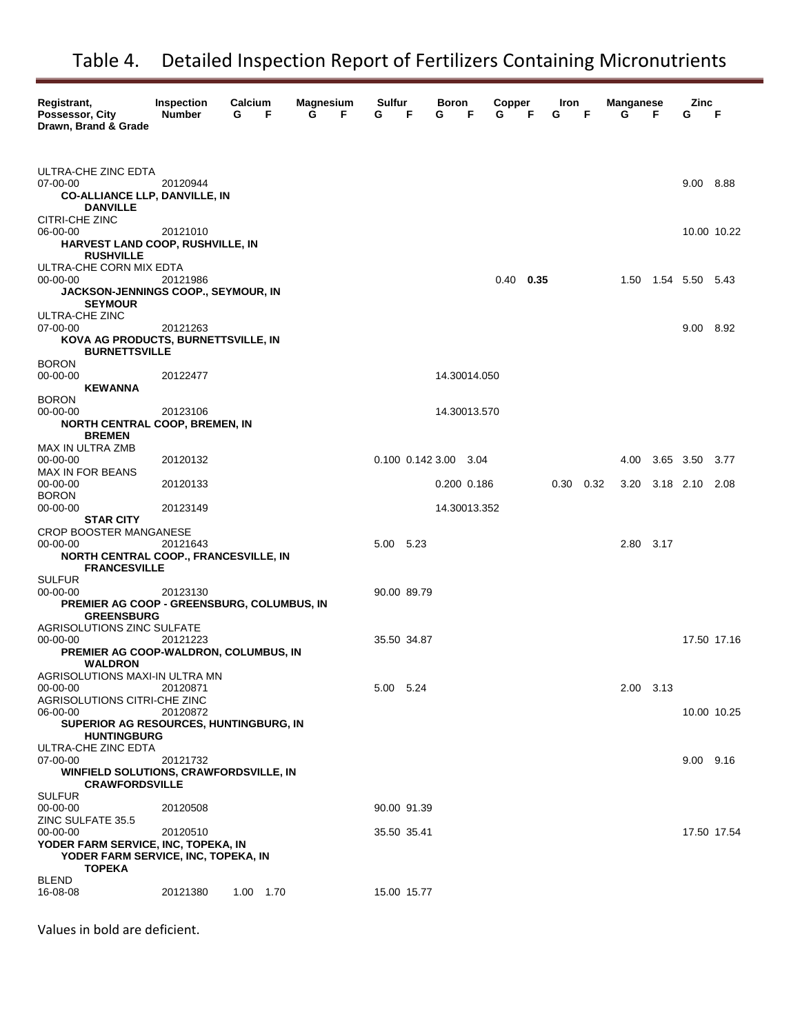# Table 4. Detailed Inspection Report of Fertilizers Containing Micronutrients

| Registrant, Possessor, City Drawn, Brand & Grade | Inspection Number | Calcium G | Calcium F | Magnesium G | Magnesium F | Sulfur G | Sulfur F | Boron G | Boron F | Copper G | Copper F | Iron G | Iron F | Manganese G | Manganese F | Zinc G | Zinc F |
|---|---|---|---|---|---|---|---|---|---|---|---|---|---|---|---|---|---|
| ULTRA-CHE ZINC EDTA 07-00-00 | 20120944 | | | | | | | | | | | | | | | 9.00 | 8.88 |
| **CO-ALLIANCE LLP, DANVILLE, IN** | | | | | | | | | | | | | | | | | |
| **DANVILLE** | | | | | | | | | | | | | | | | | |
| CITRI-CHE ZINC 06-00-00 | 20121010 | | | | | | | | | | | | | | | 10.00 | 10.22 |
| **HARVEST LAND COOP, RUSHVILLE, IN** | | | | | | | | | | | | | | | | | |
| **RUSHVILLE** | | | | | | | | | | | | | | | | | |
| ULTRA-CHE CORN MIX EDTA 00-00-00 | 20121986 | | | | | | | | | 0.40 | **0.35** | | | 1.50 | 1.54 | 5.50 | 5.43 |
| **JACKSON-JENNINGS COOP., SEYMOUR, IN** | | | | | | | | | | | | | | | | | |
| **SEYMOUR** | | | | | | | | | | | | | | | | | |
| ULTRA-CHE ZINC 07-00-00 | 20121263 | | | | | | | | | | | | | | | 9.00 | 8.92 |
| **KOVA AG PRODUCTS, BURNETTSVILLE, IN** | | | | | | | | | | | | | | | | | |
| **BURNETTSVILLE** | | | | | | | | | | | | | | | | | |
| BORON 00-00-00 | 20122477 | | | | | | | 14.300 | 14.050 | | | | | | | | |
| **KEWANNA** | | | | | | | | | | | | | | | | | |
| BORON 00-00-00 | 20123106 | | | | | | | 14.300 | 13.570 | | | | | | | | |
| **NORTH CENTRAL COOP, BREMEN, IN** | | | | | | | | | | | | | | | | | |
| **BREMEN** | | | | | | | | | | | | | | | | | |
| MAX IN ULTRA ZMB 00-00-00 | 20120132 | | | | | 0.100 | 0.142 | 3.00 | 3.04 | | | | | 4.00 | 3.65 | 3.50 | 3.77 |
| MAX IN FOR BEANS 00-00-00 | 20120133 | | | | | | | 0.200 | 0.186 | | | 0.30 | 0.32 | 3.20 | 3.18 | 2.10 | 2.08 |
| BORON 00-00-00 | 20123149 | | | | | | | 14.300 | 13.352 | | | | | | | | |
| **STAR CITY** | | | | | | | | | | | | | | | | | |
| CROP BOOSTER MANGANESE 00-00-00 | 20121643 | | | | | 5.00 | 5.23 | | | | | | | 2.80 | 3.17 | | |
| **NORTH CENTRAL COOP., FRANCESVILLE, IN** | | | | | | | | | | | | | | | | | |
| **FRANCESVILLE** | | | | | | | | | | | | | | | | | |
| SULFUR 00-00-00 | 20123130 | | | | | 90.00 | 89.79 | | | | | | | | | | |
| **PREMIER AG COOP - GREENSBURG, COLUMBUS, IN** | | | | | | | | | | | | | | | | | |
| **GREENSBURG** | | | | | | | | | | | | | | | | | |
| AGRISOLUTIONS ZINC SULFATE 00-00-00 | 20121223 | | | | | 35.50 | 34.87 | | | | | | | | | 17.50 | 17.16 |
| **PREMIER AG COOP-WALDRON, COLUMBUS, IN** | | | | | | | | | | | | | | | | | |
| **WALDRON** | | | | | | | | | | | | | | | | | |
| AGRISOLUTIONS MAXI-IN ULTRA MN 00-00-00 | 20120871 | | | | | 5.00 | 5.24 | | | | | | | 2.00 | 3.13 | | |
| AGRISOLUTIONS CITRI-CHE ZINC 06-00-00 | 20120872 | | | | | | | | | | | | | | | 10.00 | 10.25 |
| **SUPERIOR AG RESOURCES, HUNTINGBURG, IN** | | | | | | | | | | | | | | | | | |
| **HUNTINGBURG** | | | | | | | | | | | | | | | | | |
| ULTRA-CHE ZINC EDTA 07-00-00 | 20121732 | | | | | | | | | | | | | | | 9.00 | 9.16 |
| **WINFIELD SOLUTIONS, CRAWFORDSVILLE, IN** | | | | | | | | | | | | | | | | | |
| **CRAWFORDSVILLE** | | | | | | | | | | | | | | | | | |
| SULFUR 00-00-00 | 20120508 | | | | | 90.00 | 91.39 | | | | | | | | | | |
| ZINC SULFATE 35.5 00-00-00 | 20120510 | | | | | 35.50 | 35.41 | | | | | | | | | 17.50 | 17.54 |
| **YODER FARM SERVICE, INC, TOPEKA, IN** | | | | | | | | | | | | | | | | | |
| **YODER FARM SERVICE, INC, TOPEKA, IN** | | | | | | | | | | | | | | | | | |
| **TOPEKA** | | | | | | | | | | | | | | | | | |
| BLEND 16-08-08 | 20121380 | 1.00 | 1.70 | | | 15.00 | 15.77 | | | | | | | | | | |

Values in bold are deficient.